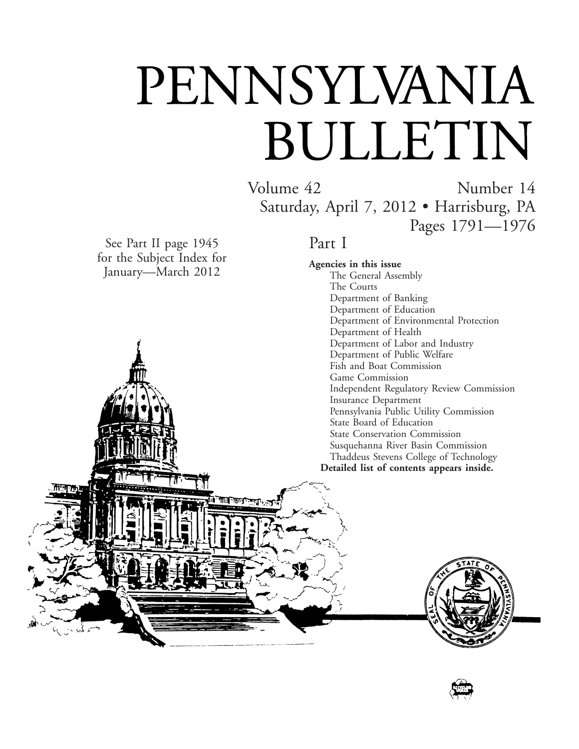# PENNSYLVANIA BULLETIN

Volume 42 Number 14

Saturday, April 7, 2012 • Harrisburg, PA

Pages 1791—1976

See Part II page 1945 for the Subject Index for January—March 2012

## Part I

**Agencies in this issue**

The General Assembly
The Courts
Department of Banking
Department of Education
Department of Environmental Protection
Department of Health
Department of Labor and Industry
Department of Public Welfare
Fish and Boat Commission
Game Commission
Independent Regulatory Review Commission
Insurance Department
Pennsylvania Public Utility Commission
State Board of Education
State Conservation Commission
Susquehanna River Basin Commission
Thaddeus Stevens College of Technology

**Detailed list of contents appears inside.**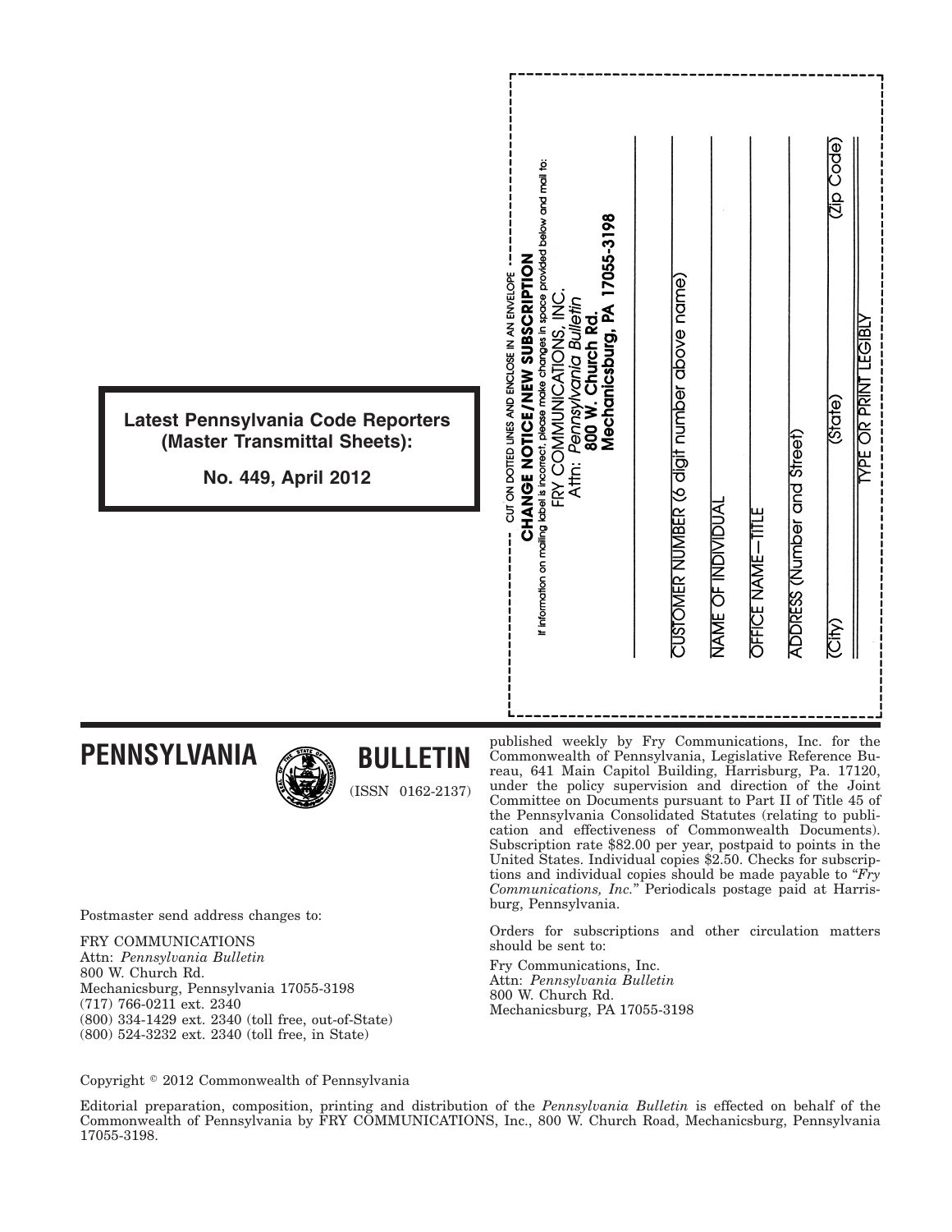**Latest Pennsylvania Code Reporters (Master Transmittal Sheets):**

**No. 449, April 2012**

CUT ON DOTTED LINES AND ENCLOSE IN AN ENVELOPE

**CHANGE NOTICE/NEW SUBSCRIPTION**

If information on mailing label is incorrect, please make changes in space provided below and mail to:

FRY COMMUNICATIONS, INC.
Attn: *Pennsylvania Bulletin*
**800 W. Church Rd.**
**Mechanicsburg, PA 17055-3198**

CUSTOMER NUMBER (6 digit number above name)

NAME OF INDIVIDUAL

OFFICE NAME—TITLE

ADDRESS (Number and Street)

(City) (State) (Zip Code)

TYPE OR PRINT LEGIBLY

# PENNSYLVANIA BULLETIN

(ISSN 0162-2137)

Postmaster send address changes to:

FRY COMMUNICATIONS
Attn: *Pennsylvania Bulletin*
800 W. Church Rd.
Mechanicsburg, Pennsylvania 17055-3198
(717) 766-0211 ext. 2340
(800) 334-1429 ext. 2340 (toll free, out-of-State)
(800) 524-3232 ext. 2340 (toll free, in State)

published weekly by Fry Communications, Inc. for the Commonwealth of Pennsylvania, Legislative Reference Bureau, 641 Main Capitol Building, Harrisburg, Pa. 17120, under the policy supervision and direction of the Joint Committee on Documents pursuant to Part II of Title 45 of the Pennsylvania Consolidated Statutes (relating to publication and effectiveness of Commonwealth Documents). Subscription rate $82.00 per year, postpaid to points in the United States. Individual copies $2.50. Checks for subscriptions and individual copies should be made payable to "*Fry Communications, Inc.*" Periodicals postage paid at Harrisburg, Pennsylvania.

Orders for subscriptions and other circulation matters should be sent to:

Fry Communications, Inc.
Attn: *Pennsylvania Bulletin*
800 W. Church Rd.
Mechanicsburg, PA 17055-3198

Copyright © 2012 Commonwealth of Pennsylvania

Editorial preparation, composition, printing and distribution of the *Pennsylvania Bulletin* is effected on behalf of the Commonwealth of Pennsylvania by FRY COMMUNICATIONS, Inc., 800 W. Church Road, Mechanicsburg, Pennsylvania 17055-3198.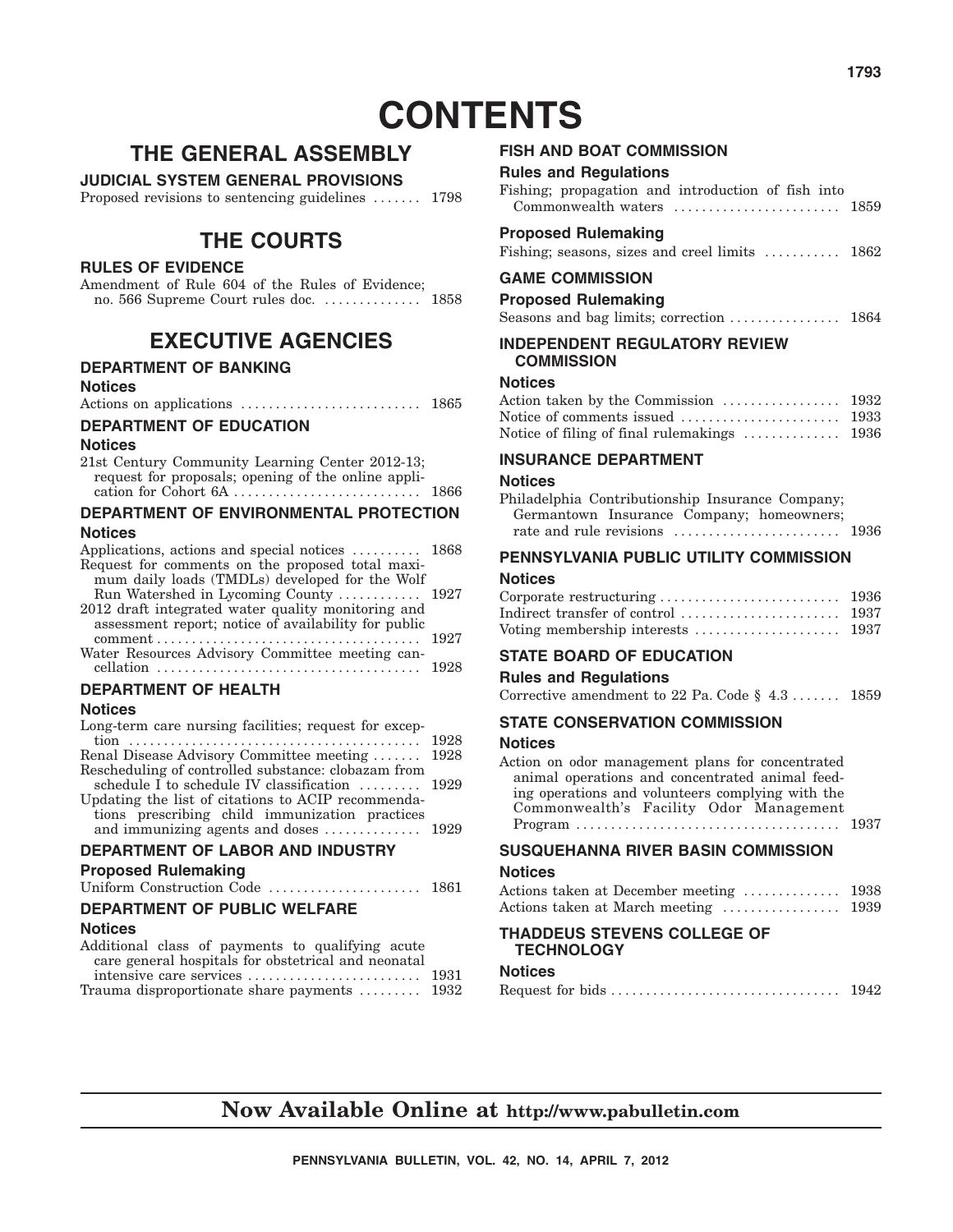# CONTENTS

## THE GENERAL ASSEMBLY

### JUDICIAL SYSTEM GENERAL PROVISIONS

Proposed revisions to sentencing guidelines ....... 1798

## THE COURTS

### RULES OF EVIDENCE

Amendment of Rule 604 of the Rules of Evidence; no. 566 Supreme Court rules doc. .............. 1858

## EXECUTIVE AGENCIES

### DEPARTMENT OF BANKING

#### Notices

Actions on applications .......................... 1865

### DEPARTMENT OF EDUCATION

#### Notices

21st Century Community Learning Center 2012-13; request for proposals; opening of the online application for Cohort 6A ........................... 1866

### DEPARTMENT OF ENVIRONMENTAL PROTECTION

#### Notices

Applications, actions and special notices .......... 1868

Request for comments on the proposed total maximum daily loads (TMDLs) developed for the Wolf Run Watershed in Lycoming County ............ 1927

2012 draft integrated water quality monitoring and assessment report; notice of availability for public comment ...................................... 1927

Water Resources Advisory Committee meeting cancellation ...................................... 1928

### DEPARTMENT OF HEALTH

#### Notices

Long-term care nursing facilities; request for exception .......................................... 1928

Renal Disease Advisory Committee meeting ....... 1928

Rescheduling of controlled substance: clobazam from schedule I to schedule IV classification ......... 1929

Updating the list of citations to ACIP recommendations prescribing child immunization practices and immunizing agents and doses .............. 1929

### DEPARTMENT OF LABOR AND INDUSTRY

#### Proposed Rulemaking

Uniform Construction Code ...................... 1861

### DEPARTMENT OF PUBLIC WELFARE

#### Notices

Additional class of payments to qualifying acute care general hospitals for obstetrical and neonatal intensive care services ......................... 1931

Trauma disproportionate share payments ......... 1932

### FISH AND BOAT COMMISSION

#### Rules and Regulations

Fishing; propagation and introduction of fish into Commonwealth waters ........................ 1859

#### Proposed Rulemaking

Fishing; seasons, sizes and creel limits ........... 1862

### GAME COMMISSION

#### Proposed Rulemaking

Seasons and bag limits; correction ................ 1864

### INDEPENDENT REGULATORY REVIEW COMMISSION

#### Notices

Action taken by the Commission ................. 1932

Notice of comments issued ....................... 1933

Notice of filing of final rulemakings .............. 1936

### INSURANCE DEPARTMENT

#### Notices

Philadelphia Contributionship Insurance Company; Germantown Insurance Company; homeowners; rate and rule revisions ........................ 1936

### PENNSYLVANIA PUBLIC UTILITY COMMISSION

#### Notices

Corporate restructuring .......................... 1936

Indirect transfer of control ....................... 1937

Voting membership interests ..................... 1937

### STATE BOARD OF EDUCATION

#### Rules and Regulations

Corrective amendment to 22 Pa. Code § 4.3 ....... 1859

### STATE CONSERVATION COMMISSION

#### Notices

Action on odor management plans for concentrated animal operations and concentrated animal feeding operations and volunteers complying with the Commonwealth's Facility Odor Management Program ...................................... 1937

### SUSQUEHANNA RIVER BASIN COMMISSION

#### Notices

Actions taken at December meeting .............. 1938

Actions taken at March meeting ................. 1939

### THADDEUS STEVENS COLLEGE OF TECHNOLOGY

#### Notices

Request for bids ................................. 1942

**Now Available Online at http://www.pabulletin.com**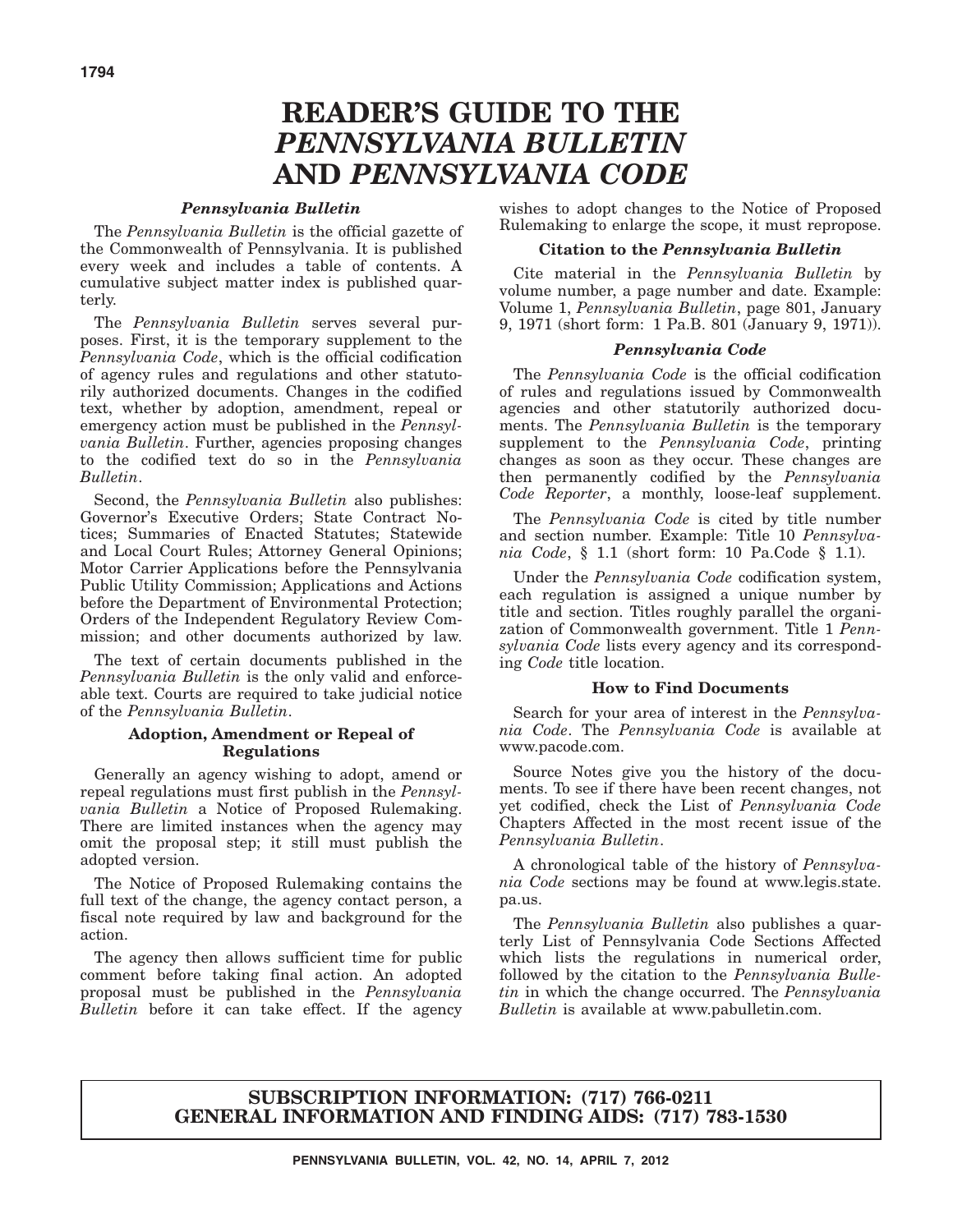# READER'S GUIDE TO THE *PENNSYLVANIA BULLETIN* AND *PENNSYLVANIA CODE*

### *Pennsylvania Bulletin*

The *Pennsylvania Bulletin* is the official gazette of the Commonwealth of Pennsylvania. It is published every week and includes a table of contents. A cumulative subject matter index is published quarterly.

The *Pennsylvania Bulletin* serves several purposes. First, it is the temporary supplement to the *Pennsylvania Code*, which is the official codification of agency rules and regulations and other statutorily authorized documents. Changes in the codified text, whether by adoption, amendment, repeal or emergency action must be published in the *Pennsylvania Bulletin*. Further, agencies proposing changes to the codified text do so in the *Pennsylvania Bulletin*.

Second, the *Pennsylvania Bulletin* also publishes: Governor's Executive Orders; State Contract Notices; Summaries of Enacted Statutes; Statewide and Local Court Rules; Attorney General Opinions; Motor Carrier Applications before the Pennsylvania Public Utility Commission; Applications and Actions before the Department of Environmental Protection; Orders of the Independent Regulatory Review Commission; and other documents authorized by law.

The text of certain documents published in the *Pennsylvania Bulletin* is the only valid and enforceable text. Courts are required to take judicial notice of the *Pennsylvania Bulletin*.

### Adoption, Amendment or Repeal of Regulations

Generally an agency wishing to adopt, amend or repeal regulations must first publish in the *Pennsylvania Bulletin* a Notice of Proposed Rulemaking. There are limited instances when the agency may omit the proposal step; it still must publish the adopted version.

The Notice of Proposed Rulemaking contains the full text of the change, the agency contact person, a fiscal note required by law and background for the action.

The agency then allows sufficient time for public comment before taking final action. An adopted proposal must be published in the *Pennsylvania Bulletin* before it can take effect. If the agency wishes to adopt changes to the Notice of Proposed Rulemaking to enlarge the scope, it must repropose.

### Citation to the *Pennsylvania Bulletin*

Cite material in the *Pennsylvania Bulletin* by volume number, a page number and date. Example: Volume 1, *Pennsylvania Bulletin*, page 801, January 9, 1971 (short form: 1 Pa.B. 801 (January 9, 1971)).

### *Pennsylvania Code*

The *Pennsylvania Code* is the official codification of rules and regulations issued by Commonwealth agencies and other statutorily authorized documents. The *Pennsylvania Bulletin* is the temporary supplement to the *Pennsylvania Code*, printing changes as soon as they occur. These changes are then permanently codified by the *Pennsylvania Code Reporter*, a monthly, loose-leaf supplement.

The *Pennsylvania Code* is cited by title number and section number. Example: Title 10 *Pennsylvania Code*, § 1.1 (short form: 10 Pa.Code § 1.1).

Under the *Pennsylvania Code* codification system, each regulation is assigned a unique number by title and section. Titles roughly parallel the organization of Commonwealth government. Title 1 *Pennsylvania Code* lists every agency and its corresponding *Code* title location.

### How to Find Documents

Search for your area of interest in the *Pennsylvania Code*. The *Pennsylvania Code* is available at www.pacode.com.

Source Notes give you the history of the documents. To see if there have been recent changes, not yet codified, check the List of *Pennsylvania Code* Chapters Affected in the most recent issue of the *Pennsylvania Bulletin*.

A chronological table of the history of *Pennsylvania Code* sections may be found at www.legis.state.pa.us.

The *Pennsylvania Bulletin* also publishes a quarterly List of Pennsylvania Code Sections Affected which lists the regulations in numerical order, followed by the citation to the *Pennsylvania Bulletin* in which the change occurred. The *Pennsylvania Bulletin* is available at www.pabulletin.com.

**SUBSCRIPTION INFORMATION: (717) 766-0211**
**GENERAL INFORMATION AND FINDING AIDS: (717) 783-1530**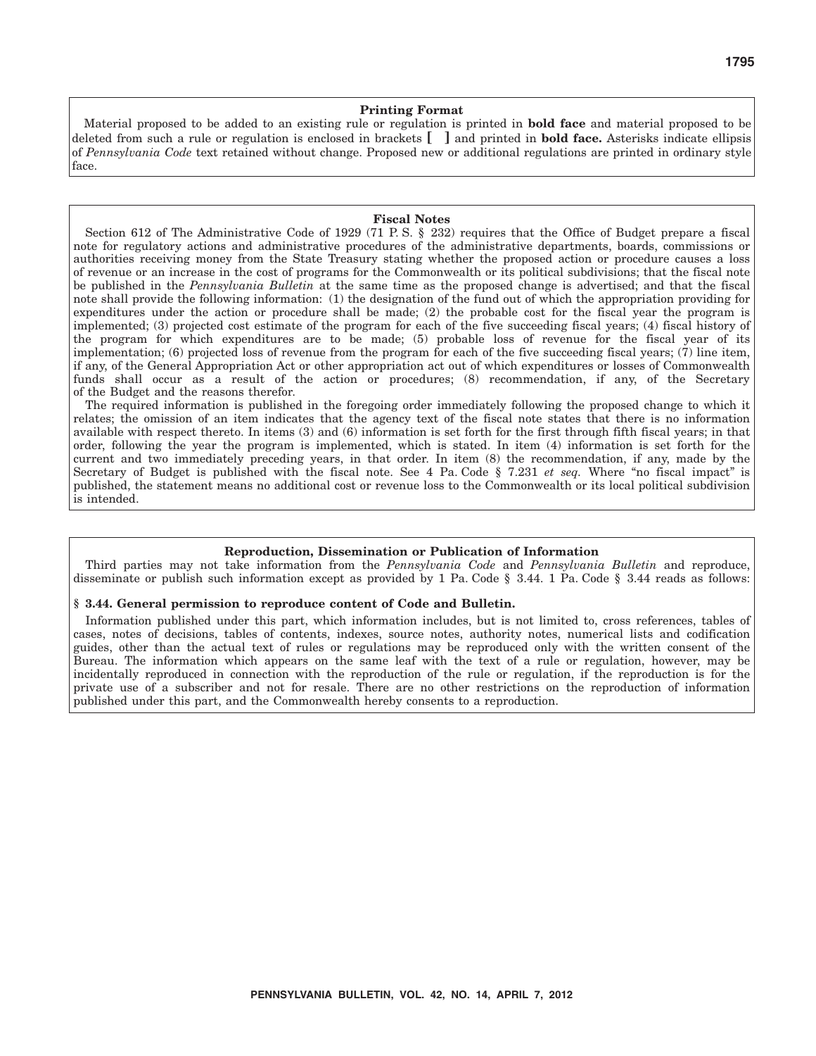## Printing Format

Material proposed to be added to an existing rule or regulation is printed in **bold face** and material proposed to be deleted from such a rule or regulation is enclosed in brackets **[ ]** and printed in **bold face.** Asterisks indicate ellipsis of *Pennsylvania Code* text retained without change. Proposed new or additional regulations are printed in ordinary style face.

## Fiscal Notes

Section 612 of The Administrative Code of 1929 (71 P. S. § 232) requires that the Office of Budget prepare a fiscal note for regulatory actions and administrative procedures of the administrative departments, boards, commissions or authorities receiving money from the State Treasury stating whether the proposed action or procedure causes a loss of revenue or an increase in the cost of programs for the Commonwealth or its political subdivisions; that the fiscal note be published in the *Pennsylvania Bulletin* at the same time as the proposed change is advertised; and that the fiscal note shall provide the following information: (1) the designation of the fund out of which the appropriation providing for expenditures under the action or procedure shall be made; (2) the probable cost for the fiscal year the program is implemented; (3) projected cost estimate of the program for each of the five succeeding fiscal years; (4) fiscal history of the program for which expenditures are to be made; (5) probable loss of revenue for the fiscal year of its implementation; (6) projected loss of revenue from the program for each of the five succeeding fiscal years; (7) line item, if any, of the General Appropriation Act or other appropriation act out of which expenditures or losses of Commonwealth funds shall occur as a result of the action or procedures; (8) recommendation, if any, of the Secretary of the Budget and the reasons therefor.

The required information is published in the foregoing order immediately following the proposed change to which it relates; the omission of an item indicates that the agency text of the fiscal note states that there is no information available with respect thereto. In items (3) and (6) information is set forth for the first through fifth fiscal years; in that order, following the year the program is implemented, which is stated. In item (4) information is set forth for the current and two immediately preceding years, in that order. In item (8) the recommendation, if any, made by the Secretary of Budget is published with the fiscal note. See 4 Pa. Code § 7.231 *et seq.* Where "no fiscal impact" is published, the statement means no additional cost or revenue loss to the Commonwealth or its local political subdivision is intended.

## Reproduction, Dissemination or Publication of Information

Third parties may not take information from the *Pennsylvania Code* and *Pennsylvania Bulletin* and reproduce, disseminate or publish such information except as provided by 1 Pa. Code § 3.44. 1 Pa. Code § 3.44 reads as follows:

**§ 3.44. General permission to reproduce content of Code and Bulletin.**

Information published under this part, which information includes, but is not limited to, cross references, tables of cases, notes of decisions, tables of contents, indexes, source notes, authority notes, numerical lists and codification guides, other than the actual text of rules or regulations may be reproduced only with the written consent of the Bureau. The information which appears on the same leaf with the text of a rule or regulation, however, may be incidentally reproduced in connection with the reproduction of the rule or regulation, if the reproduction is for the private use of a subscriber and not for resale. There are no other restrictions on the reproduction of information published under this part, and the Commonwealth hereby consents to a reproduction.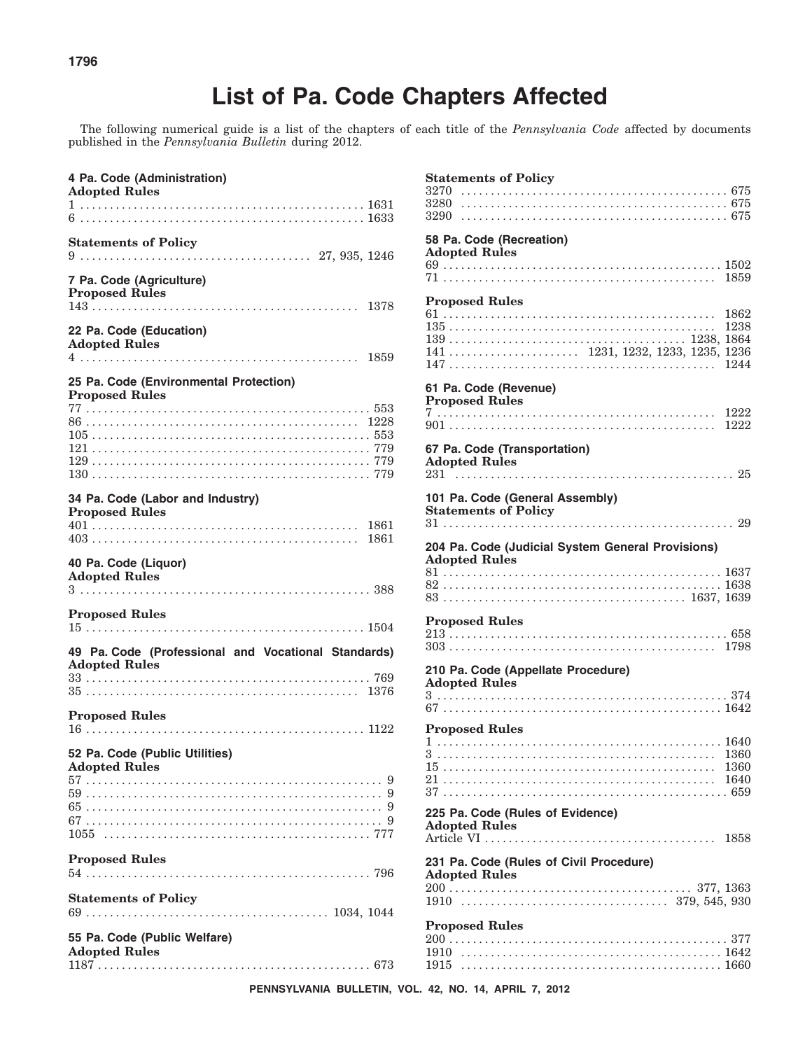# List of Pa. Code Chapters Affected

The following numerical guide is a list of the chapters of each title of the *Pennsylvania Code* affected by documents published in the *Pennsylvania Bulletin* during 2012.

**4 Pa. Code (Administration)**

**Adopted Rules**

1 . . . . . . . . . . . . . . . . . . . . . . . . . . . . . . . . . . . . . . . . . . . . . . 1631
6 . . . . . . . . . . . . . . . . . . . . . . . . . . . . . . . . . . . . . . . . . . . . . . 1633

**Statements of Policy**

9 . . . . . . . . . . . . . . . . . . . . . . . . . . . . . . . . . . . . . 27, 935, 1246

**7 Pa. Code (Agriculture)**

**Proposed Rules**

143 . . . . . . . . . . . . . . . . . . . . . . . . . . . . . . . . . . . . . . . . . . . . 1378

**22 Pa. Code (Education)**

**Adopted Rules**

4 . . . . . . . . . . . . . . . . . . . . . . . . . . . . . . . . . . . . . . . . . . . . . . 1859

**25 Pa. Code (Environmental Protection)**

**Proposed Rules**

77 . . . . . . . . . . . . . . . . . . . . . . . . . . . . . . . . . . . . . . . . . . . . . . 553
86 . . . . . . . . . . . . . . . . . . . . . . . . . . . . . . . . . . . . . . . . . . . . 1228
105 . . . . . . . . . . . . . . . . . . . . . . . . . . . . . . . . . . . . . . . . . . . . . 553
121 . . . . . . . . . . . . . . . . . . . . . . . . . . . . . . . . . . . . . . . . . . . . . 779
129 . . . . . . . . . . . . . . . . . . . . . . . . . . . . . . . . . . . . . . . . . . . . . 779
130 . . . . . . . . . . . . . . . . . . . . . . . . . . . . . . . . . . . . . . . . . . . . . 779

**34 Pa. Code (Labor and Industry)**

**Proposed Rules**

401 . . . . . . . . . . . . . . . . . . . . . . . . . . . . . . . . . . . . . . . . . . . . 1861
403 . . . . . . . . . . . . . . . . . . . . . . . . . . . . . . . . . . . . . . . . . . . . 1861

**40 Pa. Code (Liquor)**

**Adopted Rules**

3 . . . . . . . . . . . . . . . . . . . . . . . . . . . . . . . . . . . . . . . . . . . . . . . 388

**Proposed Rules**

15 . . . . . . . . . . . . . . . . . . . . . . . . . . . . . . . . . . . . . . . . . . . . . 1504

**49 Pa. Code (Professional and Vocational Standards)**

**Adopted Rules**

33 . . . . . . . . . . . . . . . . . . . . . . . . . . . . . . . . . . . . . . . . . . . . . . 769
35 . . . . . . . . . . . . . . . . . . . . . . . . . . . . . . . . . . . . . . . . . . . . 1376

**Proposed Rules**

16 . . . . . . . . . . . . . . . . . . . . . . . . . . . . . . . . . . . . . . . . . . . . . 1122

**52 Pa. Code (Public Utilities)**

**Adopted Rules**

57 . . . . . . . . . . . . . . . . . . . . . . . . . . . . . . . . . . . . . . . . . . . . . . . . 9
59 . . . . . . . . . . . . . . . . . . . . . . . . . . . . . . . . . . . . . . . . . . . . . . . . 9
65 . . . . . . . . . . . . . . . . . . . . . . . . . . . . . . . . . . . . . . . . . . . . . . . . 9
67 . . . . . . . . . . . . . . . . . . . . . . . . . . . . . . . . . . . . . . . . . . . . . . . . 9
1055 . . . . . . . . . . . . . . . . . . . . . . . . . . . . . . . . . . . . . . . . . . . . 777

**Proposed Rules**

54 . . . . . . . . . . . . . . . . . . . . . . . . . . . . . . . . . . . . . . . . . . . . . . 796

**Statements of Policy**

69 . . . . . . . . . . . . . . . . . . . . . . . . . . . . . . . . . . . . . . . . 1034, 1044

**55 Pa. Code (Public Welfare)**

**Adopted Rules**

1187 . . . . . . . . . . . . . . . . . . . . . . . . . . . . . . . . . . . . . . . . . . . . 673

**Statements of Policy**

3270 . . . . . . . . . . . . . . . . . . . . . . . . . . . . . . . . . . . . . . . . . . . . 675
3280 . . . . . . . . . . . . . . . . . . . . . . . . . . . . . . . . . . . . . . . . . . . . 675
3290 . . . . . . . . . . . . . . . . . . . . . . . . . . . . . . . . . . . . . . . . . . . . 675

**58 Pa. Code (Recreation)**

**Adopted Rules**

69 . . . . . . . . . . . . . . . . . . . . . . . . . . . . . . . . . . . . . . . . . . . . . 1502
71 . . . . . . . . . . . . . . . . . . . . . . . . . . . . . . . . . . . . . . . . . . . . . 1859

**Proposed Rules**

61 . . . . . . . . . . . . . . . . . . . . . . . . . . . . . . . . . . . . . . . . . . . . . 1862
135 . . . . . . . . . . . . . . . . . . . . . . . . . . . . . . . . . . . . . . . . . . . . 1238
139 . . . . . . . . . . . . . . . . . . . . . . . . . . . . . . . . . . . . . . . 1238, 1864
141 . . . . . . . . . . . . . . . . . . . . . . . 1231, 1232, 1233, 1235, 1236
147 . . . . . . . . . . . . . . . . . . . . . . . . . . . . . . . . . . . . . . . . . . . . 1244

**61 Pa. Code (Revenue)**

**Proposed Rules**

7 . . . . . . . . . . . . . . . . . . . . . . . . . . . . . . . . . . . . . . . . . . . . . . 1222
901 . . . . . . . . . . . . . . . . . . . . . . . . . . . . . . . . . . . . . . . . . . . . 1222

**67 Pa. Code (Transportation)**

**Adopted Rules**

231 . . . . . . . . . . . . . . . . . . . . . . . . . . . . . . . . . . . . . . . . . . . . . . 25

**101 Pa. Code (General Assembly)**

**Statements of Policy**

31 . . . . . . . . . . . . . . . . . . . . . . . . . . . . . . . . . . . . . . . . . . . . . . . 29

**204 Pa. Code (Judicial System General Provisions)**

**Adopted Rules**

81 . . . . . . . . . . . . . . . . . . . . . . . . . . . . . . . . . . . . . . . . . . . . . 1637
82 . . . . . . . . . . . . . . . . . . . . . . . . . . . . . . . . . . . . . . . . . . . . . 1638
83 . . . . . . . . . . . . . . . . . . . . . . . . . . . . . . . . . . . . . . . . . 1637, 1639

**Proposed Rules**

213 . . . . . . . . . . . . . . . . . . . . . . . . . . . . . . . . . . . . . . . . . . . . . 658
303 . . . . . . . . . . . . . . . . . . . . . . . . . . . . . . . . . . . . . . . . . . . . 1798

**210 Pa. Code (Appellate Procedure)**

**Adopted Rules**

3 . . . . . . . . . . . . . . . . . . . . . . . . . . . . . . . . . . . . . . . . . . . . . . . 374
67 . . . . . . . . . . . . . . . . . . . . . . . . . . . . . . . . . . . . . . . . . . . . . 1642

**Proposed Rules**

1 . . . . . . . . . . . . . . . . . . . . . . . . . . . . . . . . . . . . . . . . . . . . . . 1640
3 . . . . . . . . . . . . . . . . . . . . . . . . . . . . . . . . . . . . . . . . . . . . . . 1360
15 . . . . . . . . . . . . . . . . . . . . . . . . . . . . . . . . . . . . . . . . . . . . . 1360
21 . . . . . . . . . . . . . . . . . . . . . . . . . . . . . . . . . . . . . . . . . . . . . 1640
37 . . . . . . . . . . . . . . . . . . . . . . . . . . . . . . . . . . . . . . . . . . . . . . 659

**225 Pa. Code (Rules of Evidence)**

**Adopted Rules**

Article VI . . . . . . . . . . . . . . . . . . . . . . . . . . . . . . . . . . . . . . . 1858

**231 Pa. Code (Rules of Civil Procedure)**

**Adopted Rules**

200 . . . . . . . . . . . . . . . . . . . . . . . . . . . . . . . . . . . . . . . . . 377, 1363
1910 . . . . . . . . . . . . . . . . . . . . . . . . . . . . . . . . . . . . 379, 545, 930

**Proposed Rules**

200 . . . . . . . . . . . . . . . . . . . . . . . . . . . . . . . . . . . . . . . . . . . . . 377
1910 . . . . . . . . . . . . . . . . . . . . . . . . . . . . . . . . . . . . . . . . . . . 1642
1915 . . . . . . . . . . . . . . . . . . . . . . . . . . . . . . . . . . . . . . . . . . . 1660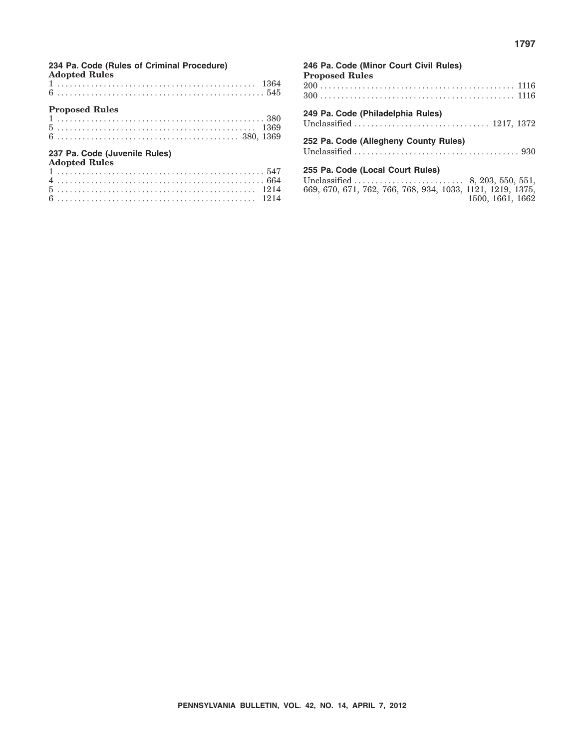**234 Pa. Code (Rules of Criminal Procedure)**

**Adopted Rules**

1 . . . . . . . . . . . . . . . . . . . . . . . . . . . . . . . . . . . . . . . . . . . . . . . 1364
6 . . . . . . . . . . . . . . . . . . . . . . . . . . . . . . . . . . . . . . . . . . . . . . . . 545

**Proposed Rules**

1 . . . . . . . . . . . . . . . . . . . . . . . . . . . . . . . . . . . . . . . . . . . . . . . . 380
5 . . . . . . . . . . . . . . . . . . . . . . . . . . . . . . . . . . . . . . . . . . . . . . 1369
6 . . . . . . . . . . . . . . . . . . . . . . . . . . . . . . . . . . . . . . . . . . 380, 1369

**237 Pa. Code (Juvenile Rules)**

**Adopted Rules**

1 . . . . . . . . . . . . . . . . . . . . . . . . . . . . . . . . . . . . . . . . . . . . . . . . 547
4 . . . . . . . . . . . . . . . . . . . . . . . . . . . . . . . . . . . . . . . . . . . . . . . . 664
5 . . . . . . . . . . . . . . . . . . . . . . . . . . . . . . . . . . . . . . . . . . . . . . 1214
6 . . . . . . . . . . . . . . . . . . . . . . . . . . . . . . . . . . . . . . . . . . . . . . 1214

**246 Pa. Code (Minor Court Civil Rules)**

**Proposed Rules**

200 . . . . . . . . . . . . . . . . . . . . . . . . . . . . . . . . . . . . . . . . . . . . . 1116
300 . . . . . . . . . . . . . . . . . . . . . . . . . . . . . . . . . . . . . . . . . . . . . 1116

**249 Pa. Code (Philadelphia Rules)**

Unclassified . . . . . . . . . . . . . . . . . . . . . . . . . . . . . . . 1217, 1372

**252 Pa. Code (Allegheny County Rules)**

Unclassified . . . . . . . . . . . . . . . . . . . . . . . . . . . . . . . . . . . . . . . 930

**255 Pa. Code (Local Court Rules)**

Unclassified . . . . . . . . . . . . . . . . . . . . . . . . . 8, 203, 550, 551, 669, 670, 671, 762, 766, 768, 934, 1033, 1121, 1219, 1375, 1500, 1661, 1662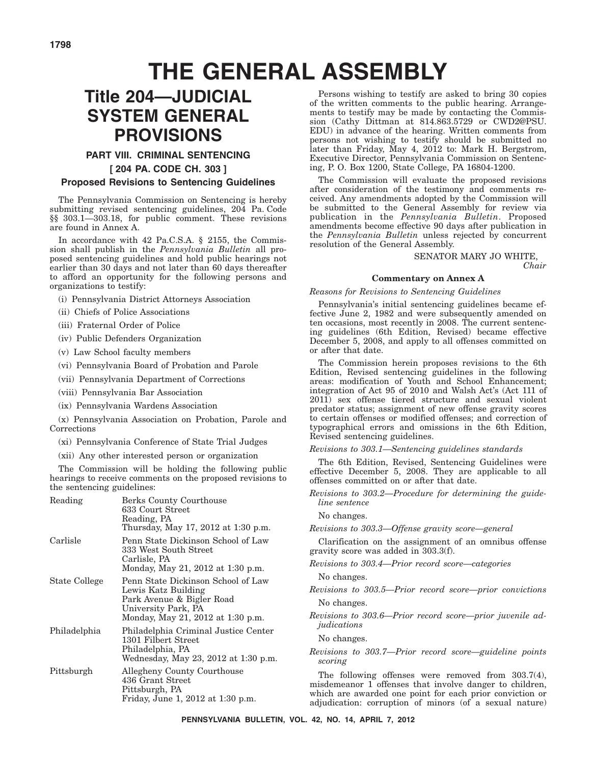# THE GENERAL ASSEMBLY

## Title 204—JUDICIAL SYSTEM GENERAL PROVISIONS

### PART VIII. CRIMINAL SENTENCING

### [ 204 PA. CODE CH. 303 ]

### Proposed Revisions to Sentencing Guidelines

The Pennsylvania Commission on Sentencing is hereby submitting revised sentencing guidelines, 204 Pa. Code §§ 303.1—303.18, for public comment. These revisions are found in Annex A.

In accordance with 42 Pa.C.S.A. § 2155, the Commission shall publish in the *Pennsylvania Bulletin* all proposed sentencing guidelines and hold public hearings not earlier than 30 days and not later than 60 days thereafter to afford an opportunity for the following persons and organizations to testify:

(i) Pennsylvania District Attorneys Association

(ii) Chiefs of Police Associations

(iii) Fraternal Order of Police

(iv) Public Defenders Organization

(v) Law School faculty members

(vi) Pennsylvania Board of Probation and Parole

(vii) Pennsylvania Department of Corrections

(viii) Pennsylvania Bar Association

(ix) Pennsylvania Wardens Association

(x) Pennsylvania Association on Probation, Parole and Corrections

(xi) Pennsylvania Conference of State Trial Judges

(xii) Any other interested person or organization

The Commission will be holding the following public hearings to receive comments on the proposed revisions to the sentencing guidelines:

| | |
|---|---|
| Reading | Berks County Courthouse<br>633 Court Street<br>Reading, PA<br>Thursday, May 17, 2012 at 1:30 p.m. |
| Carlisle | Penn State Dickinson School of Law<br>333 West South Street<br>Carlisle, PA<br>Monday, May 21, 2012 at 1:30 p.m. |
| State College | Penn State Dickinson School of Law<br>Lewis Katz Building<br>Park Avenue & Bigler Road<br>University Park, PA<br>Monday, May 21, 2012 at 1:30 p.m. |
| Philadelphia | Philadelphia Criminal Justice Center<br>1301 Filbert Street<br>Philadelphia, PA<br>Wednesday, May 23, 2012 at 1:30 p.m. |
| Pittsburgh | Allegheny County Courthouse<br>436 Grant Street<br>Pittsburgh, PA<br>Friday, June 1, 2012 at 1:30 p.m. |

Persons wishing to testify are asked to bring 30 copies of the written comments to the public hearing. Arrangements to testify may be made by contacting the Commission (Cathy Dittman at 814.863.5729 or CWD2@PSU.EDU) in advance of the hearing. Written comments from persons not wishing to testify should be submitted no later than Friday, May 4, 2012 to: Mark H. Bergstrom, Executive Director, Pennsylvania Commission on Sentencing, P. O. Box 1200, State College, PA 16804-1200.

The Commission will evaluate the proposed revisions after consideration of the testimony and comments received. Any amendments adopted by the Commission will be submitted to the General Assembly for review via publication in the *Pennsylvania Bulletin*. Proposed amendments become effective 90 days after publication in the *Pennsylvania Bulletin* unless rejected by concurrent resolution of the General Assembly.

SENATOR MARY JO WHITE,
*Chair*

**Commentary on Annex A**

*Reasons for Revisions to Sentencing Guidelines*

Pennsylvania's initial sentencing guidelines became effective June 2, 1982 and were subsequently amended on ten occasions, most recently in 2008. The current sentencing guidelines (6th Edition, Revised) became effective December 5, 2008, and apply to all offenses committed on or after that date.

The Commission herein proposes revisions to the 6th Edition, Revised sentencing guidelines in the following areas: modification of Youth and School Enhancement; integration of Act 95 of 2010 and Walsh Act's (Act 111 of 2011) sex offense tiered structure and sexual violent predator status; assignment of new offense gravity scores to certain offenses or modified offenses; and correction of typographical errors and omissions in the 6th Edition, Revised sentencing guidelines.

*Revisions to 303.1—Sentencing guidelines standards*

The 6th Edition, Revised, Sentencing Guidelines were effective December 5, 2008. They are applicable to all offenses committed on or after that date.

*Revisions to 303.2—Procedure for determining the guideline sentence*

No changes.

*Revisions to 303.3—Offense gravity score—general*

Clarification on the assignment of an omnibus offense gravity score was added in 303.3(f).

*Revisions to 303.4—Prior record score—categories*

No changes.

*Revisions to 303.5—Prior record score—prior convictions*

No changes.

*Revisions to 303.6—Prior record score—prior juvenile adjudications*

No changes.

*Revisions to 303.7—Prior record score—guideline points scoring*

The following offenses were removed from 303.7(4), misdemeanor 1 offenses that involve danger to children, which are awarded one point for each prior conviction or adjudication: corruption of minors (of a sexual nature)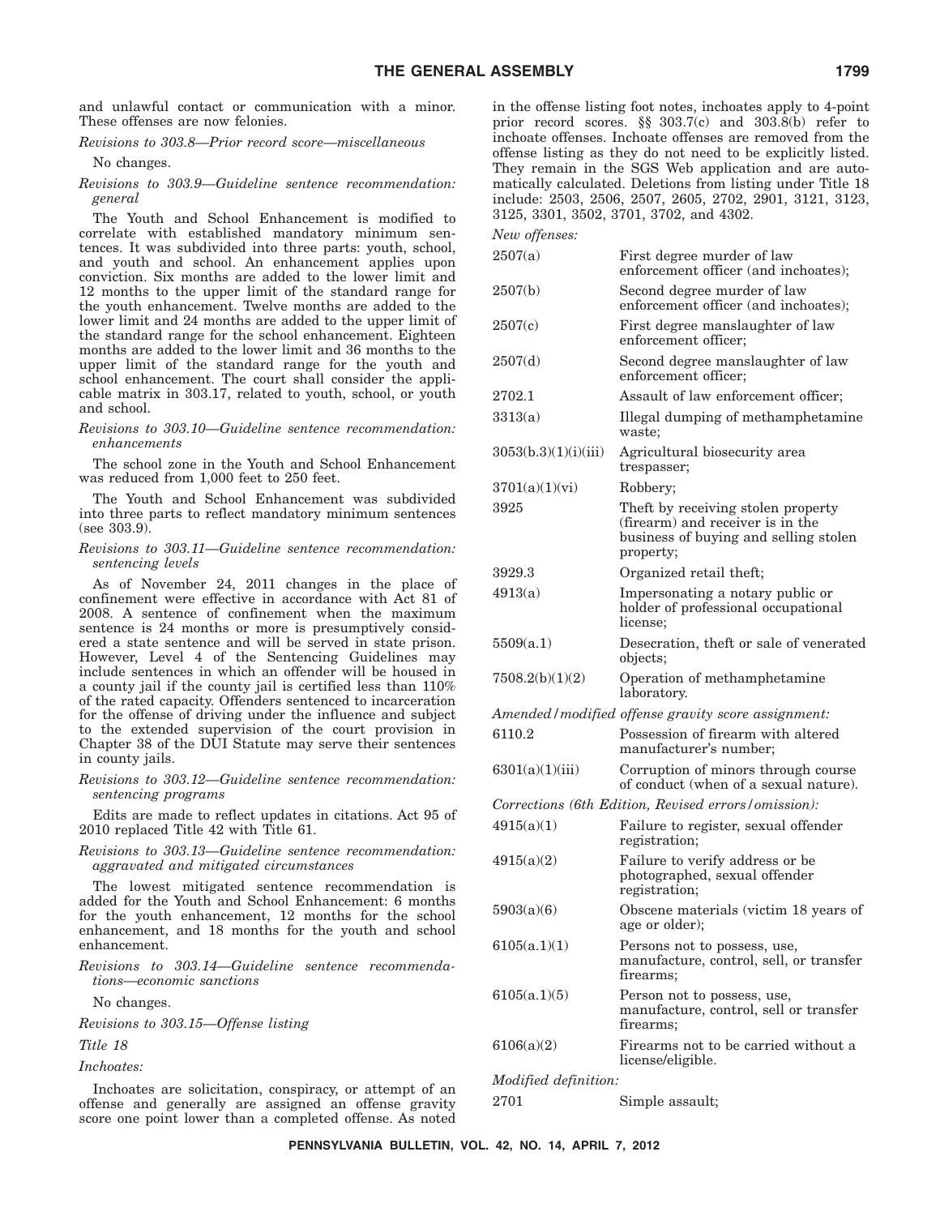and unlawful contact or communication with a minor. These offenses are now felonies.

*Revisions to 303.8—Prior record score—miscellaneous*

No changes.

*Revisions to 303.9—Guideline sentence recommendation: general*

The Youth and School Enhancement is modified to correlate with established mandatory minimum sentences. It was subdivided into three parts: youth, school, and youth and school. An enhancement applies upon conviction. Six months are added to the lower limit and 12 months to the upper limit of the standard range for the youth enhancement. Twelve months are added to the lower limit and 24 months are added to the upper limit of the standard range for the school enhancement. Eighteen months are added to the lower limit and 36 months to the upper limit of the standard range for the youth and school enhancement. The court shall consider the applicable matrix in 303.17, related to youth, school, or youth and school.

*Revisions to 303.10—Guideline sentence recommendation: enhancements*

The school zone in the Youth and School Enhancement was reduced from 1,000 feet to 250 feet.

The Youth and School Enhancement was subdivided into three parts to reflect mandatory minimum sentences (see 303.9).

*Revisions to 303.11—Guideline sentence recommendation: sentencing levels*

As of November 24, 2011 changes in the place of confinement were effective in accordance with Act 81 of 2008. A sentence of confinement when the maximum sentence is 24 months or more is presumptively considered a state sentence and will be served in state prison. However, Level 4 of the Sentencing Guidelines may include sentences in which an offender will be housed in a county jail if the county jail is certified less than 110% of the rated capacity. Offenders sentenced to incarceration for the offense of driving under the influence and subject to the extended supervision of the court provision in Chapter 38 of the DUI Statute may serve their sentences in county jails.

*Revisions to 303.12—Guideline sentence recommendation: sentencing programs*

Edits are made to reflect updates in citations. Act 95 of 2010 replaced Title 42 with Title 61.

*Revisions to 303.13—Guideline sentence recommendation: aggravated and mitigated circumstances*

The lowest mitigated sentence recommendation is added for the Youth and School Enhancement: 6 months for the youth enhancement, 12 months for the school enhancement, and 18 months for the youth and school enhancement.

*Revisions to 303.14—Guideline sentence recommendations—economic sanctions*

No changes.

*Revisions to 303.15—Offense listing*

*Title 18*

*Inchoates:*

Inchoates are solicitation, conspiracy, or attempt of an offense and generally are assigned an offense gravity score one point lower than a completed offense. As noted in the offense listing foot notes, inchoates apply to 4-point prior record scores. §§ 303.7(c) and 303.8(b) refer to inchoate offenses. Inchoate offenses are removed from the offense listing as they do not need to be explicitly listed. They remain in the SGS Web application and are automatically calculated. Deletions from listing under Title 18 include: 2503, 2506, 2507, 2605, 2702, 2901, 3121, 3123, 3125, 3301, 3502, 3701, 3702, and 4302.

*New offenses:*

| | |
|---|---|
| 2507(a) | First degree murder of law enforcement officer (and inchoates); |
| 2507(b) | Second degree murder of law enforcement officer (and inchoates); |
| 2507(c) | First degree manslaughter of law enforcement officer; |
| 2507(d) | Second degree manslaughter of law enforcement officer; |
| 2702.1 | Assault of law enforcement officer; |
| 3313(a) | Illegal dumping of methamphetamine waste; |
| 3053(b.3)(1)(i)(iii) | Agricultural biosecurity area trespasser; |
| 3701(a)(1)(vi) | Robbery; |
| 3925 | Theft by receiving stolen property (firearm) and receiver is in the business of buying and selling stolen property; |
| 3929.3 | Organized retail theft; |
| 4913(a) | Impersonating a notary public or holder of professional occupational license; |
| 5509(a.1) | Desecration, theft or sale of venerated objects; |
| 7508.2(b)(1)(2) | Operation of methamphetamine laboratory. |

*Amended/modified offense gravity score assignment:*

| | |
|---|---|
| 6110.2 | Possession of firearm with altered manufacturer's number; |
| 6301(a)(1)(iii) | Corruption of minors through course of conduct (when of a sexual nature). |

*Corrections (6th Edition, Revised errors/omission):*

| | |
|---|---|
| 4915(a)(1) | Failure to register, sexual offender registration; |
| 4915(a)(2) | Failure to verify address or be photographed, sexual offender registration; |
| 5903(a)(6) | Obscene materials (victim 18 years of age or older); |
| 6105(a.1)(1) | Persons not to possess, use, manufacture, control, sell, or transfer firearms; |
| 6105(a.1)(5) | Person not to possess, use, manufacture, control, sell or transfer firearms; |
| 6106(a)(2) | Firearms not to be carried without a license/eligible. |

*Modified definition:*

| | |
|---|---|
| 2701 | Simple assault; |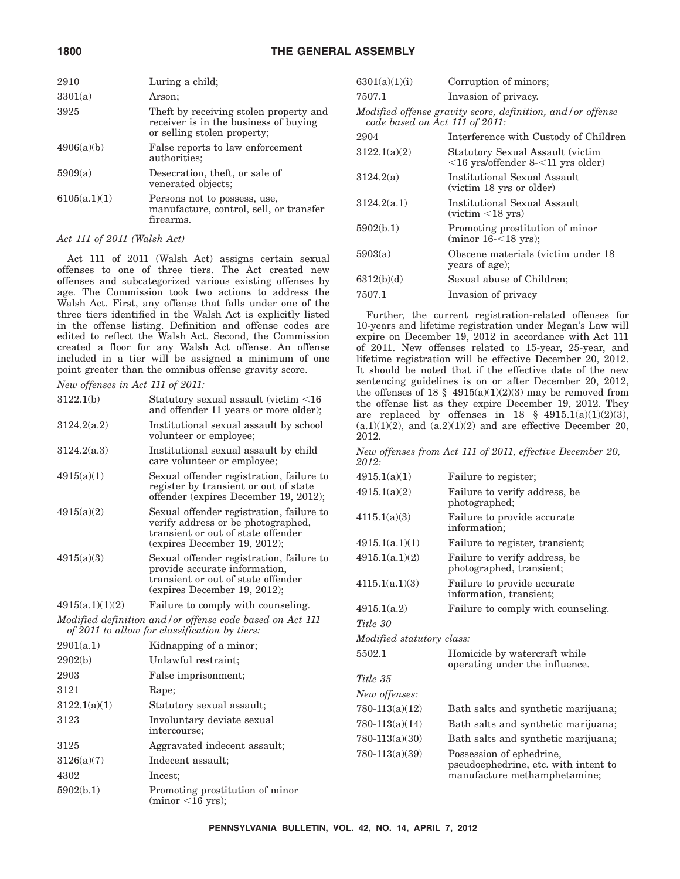| | |
|---|---|
| 2910 | Luring a child; |
| 3301(a) | Arson; |
| 3925 | Theft by receiving stolen property and receiver is in the business of buying or selling stolen property; |
| 4906(a)(b) | False reports to law enforcement authorities; |
| 5909(a) | Desecration, theft, or sale of venerated objects; |
| 6105(a.1)(1) | Persons not to possess, use, manufacture, control, sell, or transfer firearms. |

*Act 111 of 2011 (Walsh Act)*

Act 111 of 2011 (Walsh Act) assigns certain sexual offenses to one of three tiers. The Act created new offenses and subcategorized various existing offenses by age. The Commission took two actions to address the Walsh Act. First, any offense that falls under one of the three tiers identified in the Walsh Act is explicitly listed in the offense listing. Definition and offense codes are edited to reflect the Walsh Act. Second, the Commission created a floor for any Walsh Act offense. An offense included in a tier will be assigned a minimum of one point greater than the omnibus offense gravity score.

*New offenses in Act 111 of 2011:*

| | |
|---|---|
| 3122.1(b) | Statutory sexual assault (victim <16 and offender 11 years or more older); |
| 3124.2(a.2) | Institutional sexual assault by school volunteer or employee; |
| 3124.2(a.3) | Institutional sexual assault by child care volunteer or employee; |
| 4915(a)(1) | Sexual offender registration, failure to register by transient or out of state offender (expires December 19, 2012); |
| 4915(a)(2) | Sexual offender registration, failure to verify address or be photographed, transient or out of state offender (expires December 19, 2012); |
| 4915(a)(3) | Sexual offender registration, failure to provide accurate information, transient or out of state offender (expires December 19, 2012); |
| 4915(a.1)(1)(2) | Failure to comply with counseling. |

*Modified definition and/or offense code based on Act 111 of 2011 to allow for classification by tiers:*

| | |
|---|---|
| 2901(a.1) | Kidnapping of a minor; |
| 2902(b) | Unlawful restraint; |
| 2903 | False imprisonment; |
| 3121 | Rape; |
| 3122.1(a)(1) | Statutory sexual assault; |
| 3123 | Involuntary deviate sexual intercourse; |
| 3125 | Aggravated indecent assault; |
| 3126(a)(7) | Indecent assault; |
| 4302 | Incest; |
| 5902(b.1) | Promoting prostitution of minor (minor <16 yrs); |
| 6301(a)(1)(i) | Corruption of minors; |
| 7507.1 | Invasion of privacy. |

*Modified offense gravity score, definition, and/or offense code based on Act 111 of 2011:*

| | |
|---|---|
| 2904 | Interference with Custody of Children |
| 3122.1(a)(2) | Statutory Sexual Assault (victim <16 yrs/offender 8-<11 yrs older) |
| 3124.2(a) | Institutional Sexual Assault (victim 18 yrs or older) |
| 3124.2(a.1) | Institutional Sexual Assault (victim <18 yrs) |
| 5902(b.1) | Promoting prostitution of minor (minor 16-<18 yrs); |
| 5903(a) | Obscene materials (victim under 18 years of age); |
| 6312(b)(d) | Sexual abuse of Children; |
| 7507.1 | Invasion of privacy |

Further, the current registration-related offenses for 10-years and lifetime registration under Megan's Law will expire on December 19, 2012 in accordance with Act 111 of 2011. New offenses related to 15-year, 25-year, and lifetime registration will be effective December 20, 2012. It should be noted that if the effective date of the new sentencing guidelines is on or after December 20, 2012, the offenses of 18 § 4915(a)(1)(2)(3) may be removed from the offense list as they expire December 19, 2012. They are replaced by offenses in 18 § 4915.1(a)(1)(2)(3), (a.1)(1)(2), and (a.2)(1)(2) and are effective December 20, 2012.

*New offenses from Act 111 of 2011, effective December 20, 2012:*

| | |
|---|---|
| 4915.1(a)(1) | Failure to register; |
| 4915.1(a)(2) | Failure to verify address, be photographed; |
| 4115.1(a)(3) | Failure to provide accurate information; |
| 4915.1(a.1)(1) | Failure to register, transient; |
| 4915.1(a.1)(2) | Failure to verify address, be photographed, transient; |
| 4115.1(a.1)(3) | Failure to provide accurate information, transient; |
| 4915.1(a.2) | Failure to comply with counseling. |

*Title 30*

*Modified statutory class:*

| | |
|---|---|
| 5502.1 | Homicide by watercraft while operating under the influence. |

*Title 35*

*New offenses:*

| | |
|---|---|
| 780-113(a)(12) | Bath salts and synthetic marijuana; |
| 780-113(a)(14) | Bath salts and synthetic marijuana; |
| 780-113(a)(30) | Bath salts and synthetic marijuana; |
| 780-113(a)(39) | Possession of ephedrine, pseudoephedrine, etc. with intent to manufacture methamphetamine; |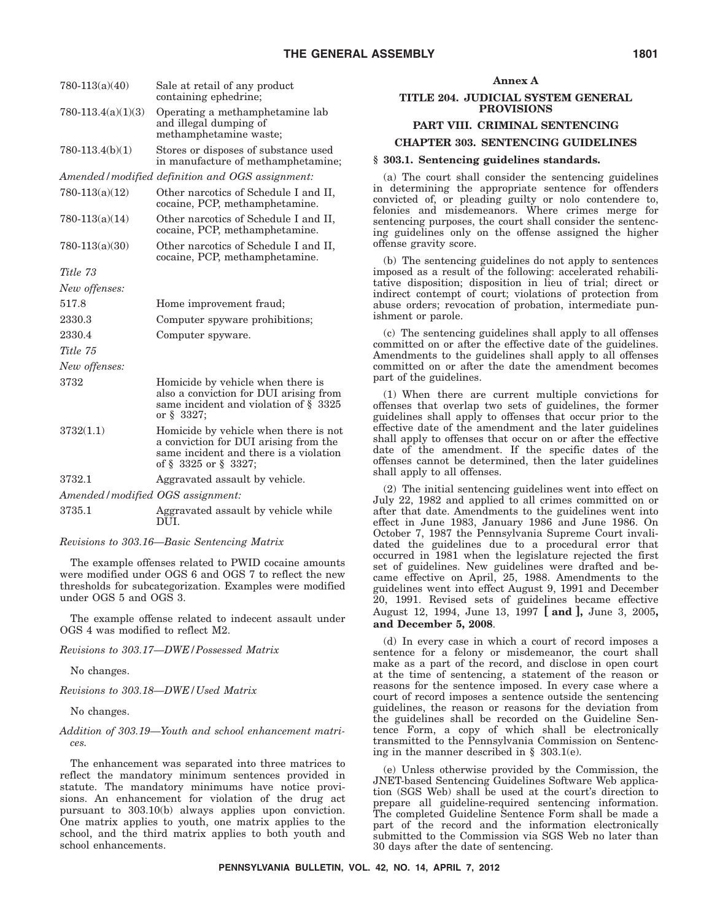| | |
|---|---|
| 780-113(a)(40) | Sale at retail of any product containing ephedrine; |
| 780-113.4(a)(1)(3) | Operating a methamphetamine lab and illegal dumping of methamphetamine waste; |
| 780-113.4(b)(1) | Stores or disposes of substance used in manufacture of methamphetamine; |

*Amended/modified definition and OGS assignment:*

| | |
|---|---|
| 780-113(a)(12) | Other narcotics of Schedule I and II, cocaine, PCP, methamphetamine. |
| 780-113(a)(14) | Other narcotics of Schedule I and II, cocaine, PCP, methamphetamine. |
| 780-113(a)(30) | Other narcotics of Schedule I and II, cocaine, PCP, methamphetamine. |

*Title 73*

*New offenses:*

| | |
|---|---|
| 517.8 | Home improvement fraud; |
| 2330.3 | Computer spyware prohibitions; |
| 2330.4 | Computer spyware. |

*Title 75*

*New offenses:*

| | |
|---|---|
| 3732 | Homicide by vehicle when there is also a conviction for DUI arising from same incident and violation of § 3325 or § 3327; |
| 3732(1.1) | Homicide by vehicle when there is not a conviction for DUI arising from the same incident and there is a violation of § 3325 or § 3327; |
| 3732.1 | Aggravated assault by vehicle. |

*Amended/modified OGS assignment:*

| | |
|---|---|
| 3735.1 | Aggravated assault by vehicle while DUI. |

*Revisions to 303.16—Basic Sentencing Matrix*

The example offenses related to PWID cocaine amounts were modified under OGS 6 and OGS 7 to reflect the new thresholds for subcategorization. Examples were modified under OGS 5 and OGS 3.

The example offense related to indecent assault under OGS 4 was modified to reflect M2.

*Revisions to 303.17—DWE/Possessed Matrix*

No changes.

*Revisions to 303.18—DWE/Used Matrix*

No changes.

*Addition of 303.19—Youth and school enhancement matrices.*

The enhancement was separated into three matrices to reflect the mandatory minimum sentences provided in statute. The mandatory minimums have notice provisions. An enhancement for violation of the drug act pursuant to 303.10(b) always applies upon conviction. One matrix applies to youth, one matrix applies to the school, and the third matrix applies to both youth and school enhancements.

**Annex A**

**TITLE 204. JUDICIAL SYSTEM GENERAL PROVISIONS**

**PART VIII. CRIMINAL SENTENCING**

**CHAPTER 303. SENTENCING GUIDELINES**

**§ 303.1. Sentencing guidelines standards.**

(a) The court shall consider the sentencing guidelines in determining the appropriate sentence for offenders convicted of, or pleading guilty or nolo contendere to, felonies and misdemeanors. Where crimes merge for sentencing purposes, the court shall consider the sentencing guidelines only on the offense assigned the higher offense gravity score.

(b) The sentencing guidelines do not apply to sentences imposed as a result of the following: accelerated rehabilitative disposition; disposition in lieu of trial; direct or indirect contempt of court; violations of protection from abuse orders; revocation of probation, intermediate punishment or parole.

(c) The sentencing guidelines shall apply to all offenses committed on or after the effective date of the guidelines. Amendments to the guidelines shall apply to all offenses committed on or after the date the amendment becomes part of the guidelines.

(1) When there are current multiple convictions for offenses that overlap two sets of guidelines, the former guidelines shall apply to offenses that occur prior to the effective date of the amendment and the later guidelines shall apply to offenses that occur on or after the effective date of the amendment. If the specific dates of the offenses cannot be determined, then the later guidelines shall apply to all offenses.

(2) The initial sentencing guidelines went into effect on July 22, 1982 and applied to all crimes committed on or after that date. Amendments to the guidelines went into effect in June 1983, January 1986 and June 1986. On October 7, 1987 the Pennsylvania Supreme Court invalidated the guidelines due to a procedural error that occurred in 1981 when the legislature rejected the first set of guidelines. New guidelines were drafted and became effective on April, 25, 1988. Amendments to the guidelines went into effect August 9, 1991 and December 20, 1991. Revised sets of guidelines became effective August 12, 1994, June 13, 1997 **[ and ]**, June 3, 2005**, and December 5, 2008**.

(d) In every case in which a court of record imposes a sentence for a felony or misdemeanor, the court shall make as a part of the record, and disclose in open court at the time of sentencing, a statement of the reason or reasons for the sentence imposed. In every case where a court of record imposes a sentence outside the sentencing guidelines, the reason or reasons for the deviation from the guidelines shall be recorded on the Guideline Sentence Form, a copy of which shall be electronically transmitted to the Pennsylvania Commission on Sentencing in the manner described in § 303.1(e).

(e) Unless otherwise provided by the Commission, the JNET-based Sentencing Guidelines Software Web application (SGS Web) shall be used at the court's direction to prepare all guideline-required sentencing information. The completed Guideline Sentence Form shall be made a part of the record and the information electronically submitted to the Commission via SGS Web no later than 30 days after the date of sentencing.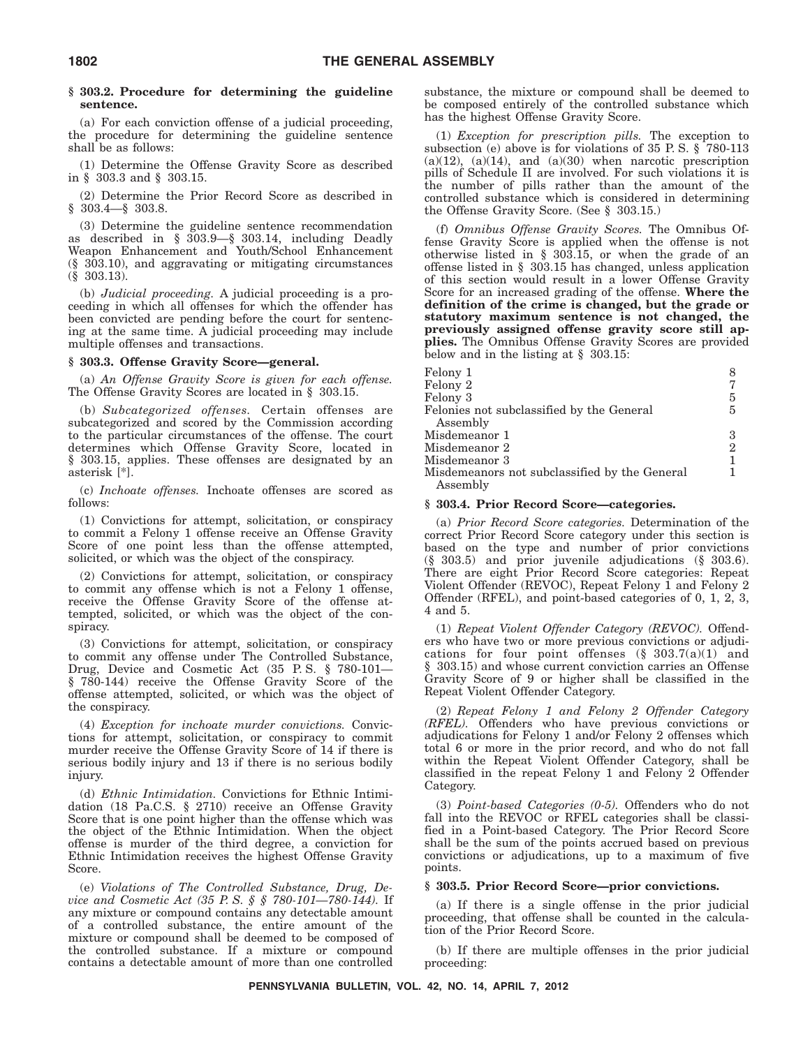### § 303.2. Procedure for determining the guideline sentence.

(a) For each conviction offense of a judicial proceeding, the procedure for determining the guideline sentence shall be as follows:

(1) Determine the Offense Gravity Score as described in § 303.3 and § 303.15.

(2) Determine the Prior Record Score as described in § 303.4—§ 303.8.

(3) Determine the guideline sentence recommendation as described in § 303.9—§ 303.14, including Deadly Weapon Enhancement and Youth/School Enhancement (§ 303.10), and aggravating or mitigating circumstances (§ 303.13).

(b) *Judicial proceeding.* A judicial proceeding is a proceeding in which all offenses for which the offender has been convicted are pending before the court for sentencing at the same time. A judicial proceeding may include multiple offenses and transactions.

### § 303.3. Offense Gravity Score—general.

(a) *An Offense Gravity Score is given for each offense.* The Offense Gravity Scores are located in § 303.15.

(b) *Subcategorized offenses.* Certain offenses are subcategorized and scored by the Commission according to the particular circumstances of the offense. The court determines which Offense Gravity Score, located in § 303.15, applies. These offenses are designated by an asterisk [*].

(c) *Inchoate offenses.* Inchoate offenses are scored as follows:

(1) Convictions for attempt, solicitation, or conspiracy to commit a Felony 1 offense receive an Offense Gravity Score of one point less than the offense attempted, solicited, or which was the object of the conspiracy.

(2) Convictions for attempt, solicitation, or conspiracy to commit any offense which is not a Felony 1 offense, receive the Offense Gravity Score of the offense attempted, solicited, or which was the object of the conspiracy.

(3) Convictions for attempt, solicitation, or conspiracy to commit any offense under The Controlled Substance, Drug, Device and Cosmetic Act (35 P. S. § 780-101—§ 780-144) receive the Offense Gravity Score of the offense attempted, solicited, or which was the object of the conspiracy.

(4) *Exception for inchoate murder convictions.* Convictions for attempt, solicitation, or conspiracy to commit murder receive the Offense Gravity Score of 14 if there is serious bodily injury and 13 if there is no serious bodily injury.

(d) *Ethnic Intimidation.* Convictions for Ethnic Intimidation (18 Pa.C.S. § 2710) receive an Offense Gravity Score that is one point higher than the offense which was the object of the Ethnic Intimidation. When the object offense is murder of the third degree, a conviction for Ethnic Intimidation receives the highest Offense Gravity Score.

(e) *Violations of The Controlled Substance, Drug, Device and Cosmetic Act (35 P. S. § § 780-101—780-144).* If any mixture or compound contains any detectable amount of a controlled substance, the entire amount of the mixture or compound shall be deemed to be composed of the controlled substance. If a mixture or compound contains a detectable amount of more than one controlled substance, the mixture or compound shall be deemed to be composed entirely of the controlled substance which has the highest Offense Gravity Score.

(1) *Exception for prescription pills.* The exception to subsection (e) above is for violations of 35 P. S. § 780-113 (a)(12), (a)(14), and (a)(30) when narcotic prescription pills of Schedule II are involved. For such violations it is the number of pills rather than the amount of the controlled substance which is considered in determining the Offense Gravity Score. (See § 303.15.)

(f) *Omnibus Offense Gravity Scores.* The Omnibus Offense Gravity Score is applied when the offense is not otherwise listed in § 303.15, or when the grade of an offense listed in § 303.15 has changed, unless application of this section would result in a lower Offense Gravity Score for an increased grading of the offense. **Where the definition of the crime is changed, but the grade or statutory maximum sentence is not changed, the previously assigned offense gravity score still applies.** The Omnibus Offense Gravity Scores are provided below and in the listing at § 303.15:

| | |
|---|---|
| Felony 1 | 8 |
| Felony 2 | 7 |
| Felony 3 | 5 |
| Felonies not subclassified by the General Assembly | 5 |
| Misdemeanor 1 | 3 |
| Misdemeanor 2 | 2 |
| Misdemeanor 3 | 1 |
| Misdemeanors not subclassified by the General Assembly | 1 |

### § 303.4. Prior Record Score—categories.

(a) *Prior Record Score categories.* Determination of the correct Prior Record Score category under this section is based on the type and number of prior convictions (§ 303.5) and prior juvenile adjudications (§ 303.6). There are eight Prior Record Score categories: Repeat Violent Offender (REVOC), Repeat Felony 1 and Felony 2 Offender (RFEL), and point-based categories of 0, 1, 2, 3, 4 and 5.

(1) *Repeat Violent Offender Category (REVOC).* Offenders who have two or more previous convictions or adjudications for four point offenses (§ 303.7(a)(1) and § 303.15) and whose current conviction carries an Offense Gravity Score of 9 or higher shall be classified in the Repeat Violent Offender Category.

(2) *Repeat Felony 1 and Felony 2 Offender Category (RFEL).* Offenders who have previous convictions or adjudications for Felony 1 and/or Felony 2 offenses which total 6 or more in the prior record, and who do not fall within the Repeat Violent Offender Category, shall be classified in the repeat Felony 1 and Felony 2 Offender Category.

(3) *Point-based Categories (0-5).* Offenders who do not fall into the REVOC or RFEL categories shall be classified in a Point-based Category. The Prior Record Score shall be the sum of the points accrued based on previous convictions or adjudications, up to a maximum of five points.

### § 303.5. Prior Record Score—prior convictions.

(a) If there is a single offense in the prior judicial proceeding, that offense shall be counted in the calculation of the Prior Record Score.

(b) If there are multiple offenses in the prior judicial proceeding: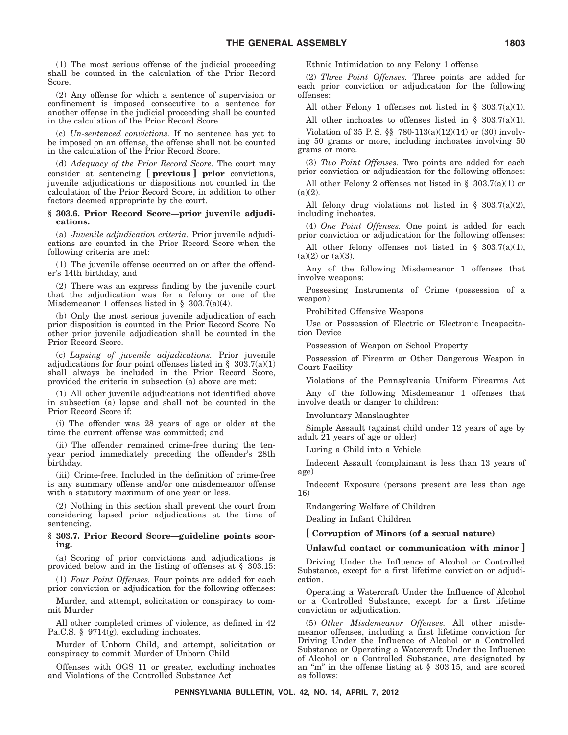(1) The most serious offense of the judicial proceeding shall be counted in the calculation of the Prior Record Score.

(2) Any offense for which a sentence of supervision or confinement is imposed consecutive to a sentence for another offense in the judicial proceeding shall be counted in the calculation of the Prior Record Score.

(c) *Un-sentenced convictions.* If no sentence has yet to be imposed on an offense, the offense shall not be counted in the calculation of the Prior Record Score.

(d) *Adequacy of the Prior Record Score.* The court may consider at sentencing **[ previous ] prior** convictions, juvenile adjudications or dispositions not counted in the calculation of the Prior Record Score, in addition to other factors deemed appropriate by the court.

**§ 303.6. Prior Record Score—prior juvenile adjudications.**

(a) *Juvenile adjudication criteria.* Prior juvenile adjudications are counted in the Prior Record Score when the following criteria are met:

(1) The juvenile offense occurred on or after the offender's 14th birthday, and

(2) There was an express finding by the juvenile court that the adjudication was for a felony or one of the Misdemeanor 1 offenses listed in § 303.7(a)(4).

(b) Only the most serious juvenile adjudication of each prior disposition is counted in the Prior Record Score. No other prior juvenile adjudication shall be counted in the Prior Record Score.

(c) *Lapsing of juvenile adjudications.* Prior juvenile adjudications for four point offenses listed in § 303.7(a)(1) shall always be included in the Prior Record Score, provided the criteria in subsection (a) above are met:

(1) All other juvenile adjudications not identified above in subsection (a) lapse and shall not be counted in the Prior Record Score if:

(i) The offender was 28 years of age or older at the time the current offense was committed; and

(ii) The offender remained crime-free during the ten-year period immediately preceding the offender's 28th birthday.

(iii) Crime-free. Included in the definition of crime-free is any summary offense and/or one misdemeanor offense with a statutory maximum of one year or less.

(2) Nothing in this section shall prevent the court from considering lapsed prior adjudications at the time of sentencing.

**§ 303.7. Prior Record Score—guideline points scoring.**

(a) Scoring of prior convictions and adjudications is provided below and in the listing of offenses at § 303.15:

(1) *Four Point Offenses.* Four points are added for each prior conviction or adjudication for the following offenses:

Murder, and attempt, solicitation or conspiracy to commit Murder

All other completed crimes of violence, as defined in 42 Pa.C.S. § 9714(g), excluding inchoates.

Murder of Unborn Child, and attempt, solicitation or conspiracy to commit Murder of Unborn Child

Offenses with OGS 11 or greater, excluding inchoates and Violations of the Controlled Substance Act

Ethnic Intimidation to any Felony 1 offense

(2) *Three Point Offenses.* Three points are added for each prior conviction or adjudication for the following offenses:

All other Felony 1 offenses not listed in § 303.7(a)(1).

All other inchoates to offenses listed in § 303.7(a)(1).

Violation of 35 P. S. §§ 780-113(a)(12)(14) or (30) involving 50 grams or more, including inchoates involving 50 grams or more.

(3) *Two Point Offenses.* Two points are added for each prior conviction or adjudication for the following offenses:

All other Felony 2 offenses not listed in § 303.7(a)(1) or (a)(2).

All felony drug violations not listed in § 303.7(a)(2), including inchoates.

(4) *One Point Offenses.* One point is added for each prior conviction or adjudication for the following offenses:

All other felony offenses not listed in § 303.7(a)(1), (a)(2) or (a)(3).

Any of the following Misdemeanor 1 offenses that involve weapons:

Possessing Instruments of Crime (possession of a weapon)

Prohibited Offensive Weapons

Use or Possession of Electric or Electronic Incapacitation Device

Possession of Weapon on School Property

Possession of Firearm or Other Dangerous Weapon in Court Facility

Violations of the Pennsylvania Uniform Firearms Act

Any of the following Misdemeanor 1 offenses that involve death or danger to children:

Involuntary Manslaughter

Simple Assault (against child under 12 years of age by adult 21 years of age or older)

Luring a Child into a Vehicle

Indecent Assault (complainant is less than 13 years of age)

Indecent Exposure (persons present are less than age 16)

Endangering Welfare of Children

Dealing in Infant Children

**[ Corruption of Minors (of a sexual nature)**

**Unlawful contact or communication with minor ]**

Driving Under the Influence of Alcohol or Controlled Substance, except for a first lifetime conviction or adjudication.

Operating a Watercraft Under the Influence of Alcohol or a Controlled Substance, except for a first lifetime conviction or adjudication.

(5) *Other Misdemeanor Offenses.* All other misdemeanor offenses, including a first lifetime conviction for Driving Under the Influence of Alcohol or a Controlled Substance or Operating a Watercraft Under the Influence of Alcohol or a Controlled Substance, are designated by an "m" in the offense listing at § 303.15, and are scored as follows: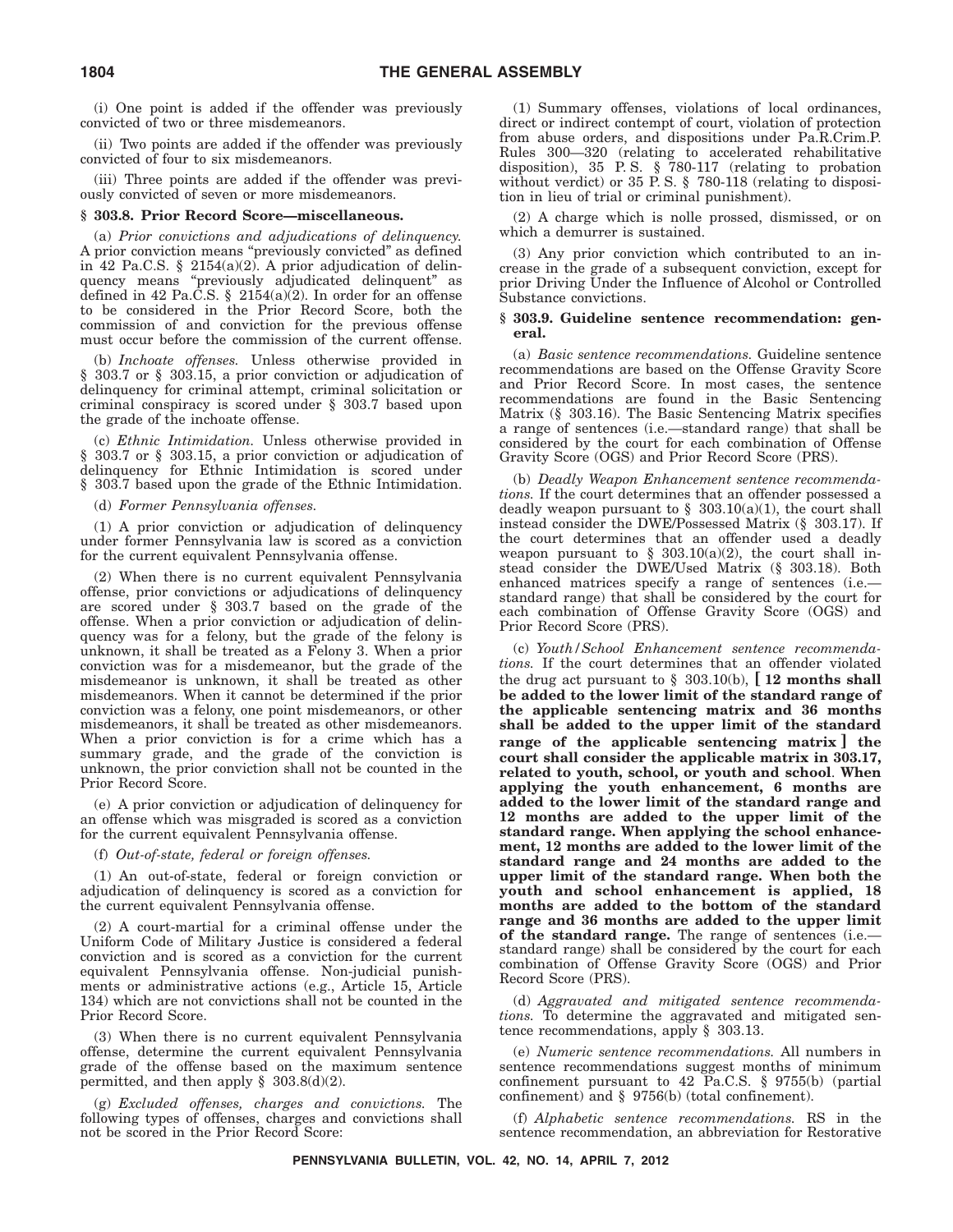(i) One point is added if the offender was previously convicted of two or three misdemeanors.

(ii) Two points are added if the offender was previously convicted of four to six misdemeanors.

(iii) Three points are added if the offender was previously convicted of seven or more misdemeanors.

### § 303.8. Prior Record Score—miscellaneous.

(a) *Prior convictions and adjudications of delinquency.* A prior conviction means "previously convicted" as defined in 42 Pa.C.S. § 2154(a)(2). A prior adjudication of delinquency means "previously adjudicated delinquent" as defined in 42 Pa.C.S. § 2154(a)(2). In order for an offense to be considered in the Prior Record Score, both the commission of and conviction for the previous offense must occur before the commission of the current offense.

(b) *Inchoate offenses.* Unless otherwise provided in § 303.7 or § 303.15, a prior conviction or adjudication of delinquency for criminal attempt, criminal solicitation or criminal conspiracy is scored under § 303.7 based upon the grade of the inchoate offense.

(c) *Ethnic Intimidation.* Unless otherwise provided in § 303.7 or § 303.15, a prior conviction or adjudication of delinquency for Ethnic Intimidation is scored under § 303.7 based upon the grade of the Ethnic Intimidation.

(d) *Former Pennsylvania offenses.*

(1) A prior conviction or adjudication of delinquency under former Pennsylvania law is scored as a conviction for the current equivalent Pennsylvania offense.

(2) When there is no current equivalent Pennsylvania offense, prior convictions or adjudications of delinquency are scored under § 303.7 based on the grade of the offense. When a prior conviction or adjudication of delinquency was for a felony, but the grade of the felony is unknown, it shall be treated as a Felony 3. When a prior conviction was for a misdemeanor, but the grade of the misdemeanor is unknown, it shall be treated as other misdemeanors. When it cannot be determined if the prior conviction was a felony, one point misdemeanors, or other misdemeanors, it shall be treated as other misdemeanors. When a prior conviction is for a crime which has a summary grade, and the grade of the conviction is unknown, the prior conviction shall not be counted in the Prior Record Score.

(e) A prior conviction or adjudication of delinquency for an offense which was misgraded is scored as a conviction for the current equivalent Pennsylvania offense.

(f) *Out-of-state, federal or foreign offenses.*

(1) An out-of-state, federal or foreign conviction or adjudication of delinquency is scored as a conviction for the current equivalent Pennsylvania offense.

(2) A court-martial for a criminal offense under the Uniform Code of Military Justice is considered a federal conviction and is scored as a conviction for the current equivalent Pennsylvania offense. Non-judicial punishments or administrative actions (e.g., Article 15, Article 134) which are not convictions shall not be counted in the Prior Record Score.

(3) When there is no current equivalent Pennsylvania offense, determine the current equivalent Pennsylvania grade of the offense based on the maximum sentence permitted, and then apply § 303.8(d)(2).

(g) *Excluded offenses, charges and convictions.* The following types of offenses, charges and convictions shall not be scored in the Prior Record Score:

(1) Summary offenses, violations of local ordinances, direct or indirect contempt of court, violation of protection from abuse orders, and dispositions under Pa.R.Crim.P. Rules 300—320 (relating to accelerated rehabilitative disposition), 35 P. S. § 780-117 (relating to probation without verdict) or 35 P. S. § 780-118 (relating to disposition in lieu of trial or criminal punishment).

(2) A charge which is nolle prossed, dismissed, or on which a demurrer is sustained.

(3) Any prior conviction which contributed to an increase in the grade of a subsequent conviction, except for prior Driving Under the Influence of Alcohol or Controlled Substance convictions.

### § 303.9. Guideline sentence recommendation: general.

(a) *Basic sentence recommendations.* Guideline sentence recommendations are based on the Offense Gravity Score and Prior Record Score. In most cases, the sentence recommendations are found in the Basic Sentencing Matrix (§ 303.16). The Basic Sentencing Matrix specifies a range of sentences (i.e.—standard range) that shall be considered by the court for each combination of Offense Gravity Score (OGS) and Prior Record Score (PRS).

(b) *Deadly Weapon Enhancement sentence recommendations.* If the court determines that an offender possessed a deadly weapon pursuant to § 303.10(a)(1), the court shall instead consider the DWE/Possessed Matrix (§ 303.17). If the court determines that an offender used a deadly weapon pursuant to § 303.10(a)(2), the court shall instead consider the DWE/Used Matrix (§ 303.18). Both enhanced matrices specify a range of sentences (i.e.—standard range) that shall be considered by the court for each combination of Offense Gravity Score (OGS) and Prior Record Score (PRS).

(c) *Youth/School Enhancement sentence recommendations.* If the court determines that an offender violated the drug act pursuant to § 303.10(b), **[ 12 months shall be added to the lower limit of the standard range of the applicable sentencing matrix and 36 months shall be added to the upper limit of the standard range of the applicable sentencing matrix ] the court shall consider the applicable matrix in 303.17, related to youth, school, or youth and school**. **When applying the youth enhancement, 6 months are added to the lower limit of the standard range and 12 months are added to the upper limit of the standard range. When applying the school enhancement, 12 months are added to the lower limit of the standard range and 24 months are added to the upper limit of the standard range. When both the youth and school enhancement is applied, 18 months are added to the bottom of the standard range and 36 months are added to the upper limit of the standard range.** The range of sentences (i.e.—standard range) shall be considered by the court for each combination of Offense Gravity Score (OGS) and Prior Record Score (PRS).

(d) *Aggravated and mitigated sentence recommendations.* To determine the aggravated and mitigated sentence recommendations, apply § 303.13.

(e) *Numeric sentence recommendations.* All numbers in sentence recommendations suggest months of minimum confinement pursuant to 42 Pa.C.S. § 9755(b) (partial confinement) and § 9756(b) (total confinement).

(f) *Alphabetic sentence recommendations.* RS in the sentence recommendation, an abbreviation for Restorative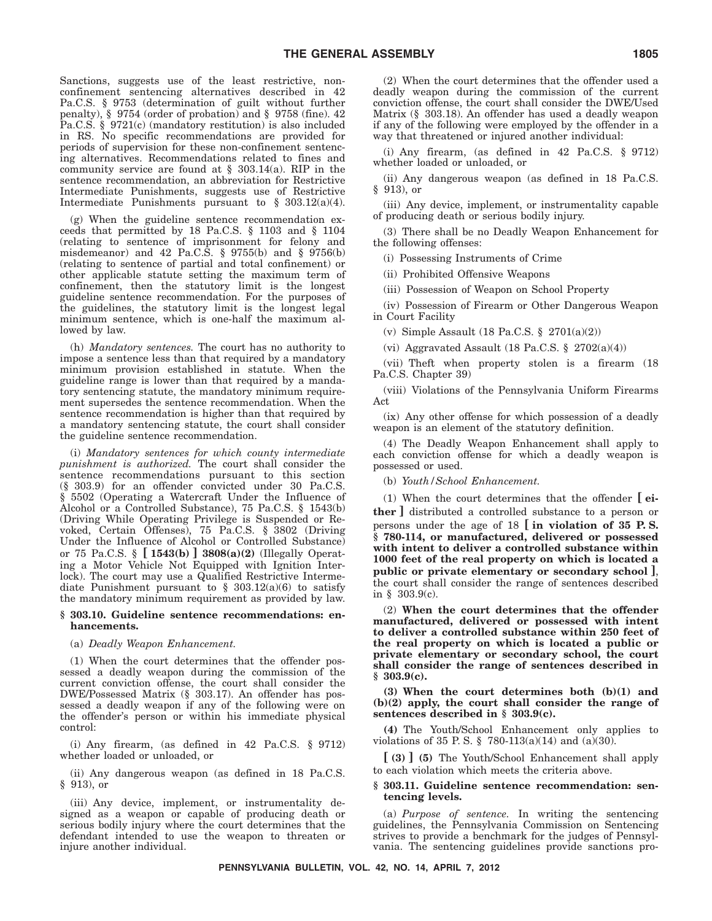Sanctions, suggests use of the least restrictive, non-confinement sentencing alternatives described in 42 Pa.C.S. § 9753 (determination of guilt without further penalty), § 9754 (order of probation) and § 9758 (fine). 42 Pa.C.S. § 9721(c) (mandatory restitution) is also included in RS. No specific recommendations are provided for periods of supervision for these non-confinement sentencing alternatives. Recommendations related to fines and community service are found at § 303.14(a). RIP in the sentence recommendation, an abbreviation for Restrictive Intermediate Punishments, suggests use of Restrictive Intermediate Punishments pursuant to § 303.12(a)(4).

(g) When the guideline sentence recommendation exceeds that permitted by 18 Pa.C.S. § 1103 and § 1104 (relating to sentence of imprisonment for felony and misdemeanor) and 42 Pa.C.S. § 9755(b) and § 9756(b) (relating to sentence of partial and total confinement) or other applicable statute setting the maximum term of confinement, then the statutory limit is the longest guideline sentence recommendation. For the purposes of the guidelines, the statutory limit is the longest legal minimum sentence, which is one-half the maximum allowed by law.

(h) *Mandatory sentences.* The court has no authority to impose a sentence less than that required by a mandatory minimum provision established in statute. When the guideline range is lower than that required by a mandatory sentencing statute, the mandatory minimum requirement supersedes the sentence recommendation. When the sentence recommendation is higher than that required by a mandatory sentencing statute, the court shall consider the guideline sentence recommendation.

(i) *Mandatory sentences for which county intermediate punishment is authorized.* The court shall consider the sentence recommendations pursuant to this section (§ 303.9) for an offender convicted under 30 Pa.C.S. § 5502 (Operating a Watercraft Under the Influence of Alcohol or a Controlled Substance), 75 Pa.C.S. § 1543(b) (Driving While Operating Privilege is Suspended or Revoked, Certain Offenses), 75 Pa.C.S. § 3802 (Driving Under the Influence of Alcohol or Controlled Substance) or 75 Pa.C.S. § **[ 1543(b) ] 3808(a)(2)** (Illegally Operating a Motor Vehicle Not Equipped with Ignition Interlock). The court may use a Qualified Restrictive Intermediate Punishment pursuant to § 303.12(a)(6) to satisfy the mandatory minimum requirement as provided by law.

### § 303.10. Guideline sentence recommendations: enhancements.

(a) *Deadly Weapon Enhancement.*

(1) When the court determines that the offender possessed a deadly weapon during the commission of the current conviction offense, the court shall consider the DWE/Possessed Matrix (§ 303.17). An offender has possessed a deadly weapon if any of the following were on the offender's person or within his immediate physical control:

(i) Any firearm, (as defined in 42 Pa.C.S. § 9712) whether loaded or unloaded, or

(ii) Any dangerous weapon (as defined in 18 Pa.C.S. § 913), or

(iii) Any device, implement, or instrumentality designed as a weapon or capable of producing death or serious bodily injury where the court determines that the defendant intended to use the weapon to threaten or injure another individual.

(2) When the court determines that the offender used a deadly weapon during the commission of the current conviction offense, the court shall consider the DWE/Used Matrix (§ 303.18). An offender has used a deadly weapon if any of the following were employed by the offender in a way that threatened or injured another individual:

(i) Any firearm, (as defined in 42 Pa.C.S. § 9712) whether loaded or unloaded, or

(ii) Any dangerous weapon (as defined in 18 Pa.C.S. § 913), or

(iii) Any device, implement, or instrumentality capable of producing death or serious bodily injury.

(3) There shall be no Deadly Weapon Enhancement for the following offenses:

(i) Possessing Instruments of Crime

(ii) Prohibited Offensive Weapons

(iii) Possession of Weapon on School Property

(iv) Possession of Firearm or Other Dangerous Weapon in Court Facility

(v) Simple Assault (18 Pa.C.S. § 2701(a)(2))

(vi) Aggravated Assault (18 Pa.C.S. § 2702(a)(4))

(vii) Theft when property stolen is a firearm (18 Pa.C.S. Chapter 39)

(viii) Violations of the Pennsylvania Uniform Firearms Act

(ix) Any other offense for which possession of a deadly weapon is an element of the statutory definition.

(4) The Deadly Weapon Enhancement shall apply to each conviction offense for which a deadly weapon is possessed or used.

(b) *Youth/School Enhancement.*

(1) When the court determines that the offender **[ either ]** distributed a controlled substance to a person or persons under the age of 18 **[ in violation of 35 P. S. § 780-114, or manufactured, delivered or possessed with intent to deliver a controlled substance within 1000 feet of the real property on which is located a public or private elementary or secondary school ]**, the court shall consider the range of sentences described in § 303.9(c).

(2) **When the court determines that the offender manufactured, delivered or possessed with intent to deliver a controlled substance within 250 feet of the real property on which is located a public or private elementary or secondary school, the court shall consider the range of sentences described in § 303.9(c).**

**(3) When the court determines both (b)(1) and (b)(2) apply, the court shall consider the range of sentences described in § 303.9(c).**

**(4)** The Youth/School Enhancement only applies to violations of 35 P. S. § 780-113(a)(14) and (a)(30).

**[ (3) ] (5)** The Youth/School Enhancement shall apply to each violation which meets the criteria above.

### § 303.11. Guideline sentence recommendation: sentencing levels.

(a) *Purpose of sentence.* In writing the sentencing guidelines, the Pennsylvania Commission on Sentencing strives to provide a benchmark for the judges of Pennsylvania. The sentencing guidelines provide sanctions pro-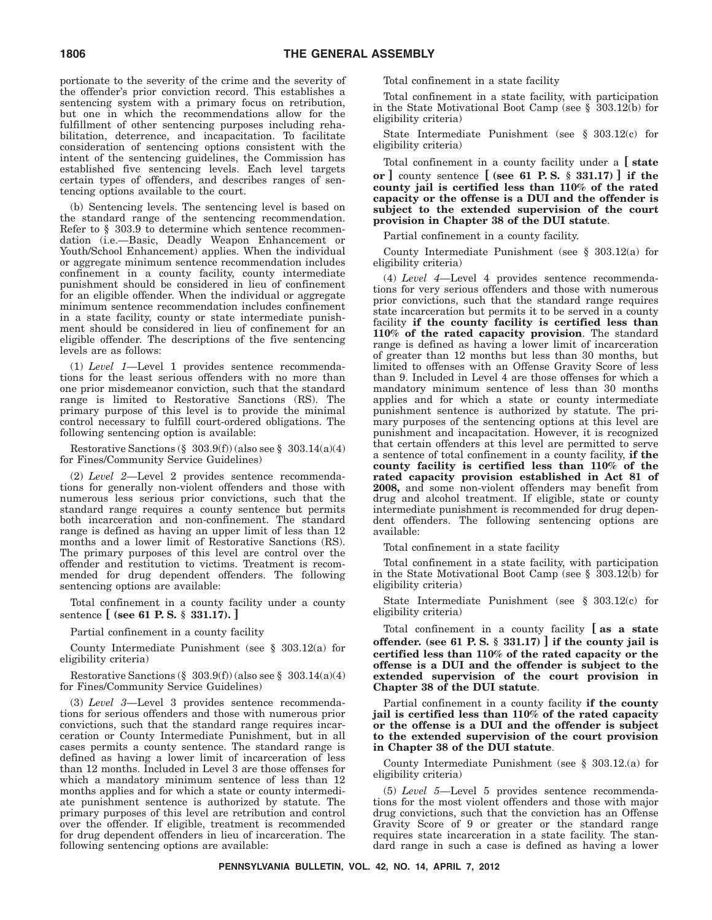portionate to the severity of the crime and the severity of the offender's prior conviction record. This establishes a sentencing system with a primary focus on retribution, but one in which the recommendations allow for the fulfillment of other sentencing purposes including rehabilitation, deterrence, and incapacitation. To facilitate consideration of sentencing options consistent with the intent of the sentencing guidelines, the Commission has established five sentencing levels. Each level targets certain types of offenders, and describes ranges of sentencing options available to the court.

(b) Sentencing levels. The sentencing level is based on the standard range of the sentencing recommendation. Refer to § 303.9 to determine which sentence recommendation (i.e.—Basic, Deadly Weapon Enhancement or Youth/School Enhancement) applies. When the individual or aggregate minimum sentence recommendation includes confinement in a county facility, county intermediate punishment should be considered in lieu of confinement for an eligible offender. When the individual or aggregate minimum sentence recommendation includes confinement in a state facility, county or state intermediate punishment should be considered in lieu of confinement for an eligible offender. The descriptions of the five sentencing levels are as follows:

(1) *Level 1*—Level 1 provides sentence recommendations for the least serious offenders with no more than one prior misdemeanor conviction, such that the standard range is limited to Restorative Sanctions (RS). The primary purpose of this level is to provide the minimal control necessary to fulfill court-ordered obligations. The following sentencing option is available:

Restorative Sanctions (§ 303.9(f)) (also see § 303.14(a)(4) for Fines/Community Service Guidelines)

(2) *Level 2*—Level 2 provides sentence recommendations for generally non-violent offenders and those with numerous less serious prior convictions, such that the standard range requires a county sentence but permits both incarceration and non-confinement. The standard range is defined as having an upper limit of less than 12 months and a lower limit of Restorative Sanctions (RS). The primary purposes of this level are control over the offender and restitution to victims. Treatment is recommended for drug dependent offenders. The following sentencing options are available:

Total confinement in a county facility under a county sentence **[ (see 61 P. S. § 331.17). ]**

Partial confinement in a county facility

County Intermediate Punishment (see § 303.12(a) for eligibility criteria)

Restorative Sanctions (§ 303.9(f)) (also see § 303.14(a)(4) for Fines/Community Service Guidelines)

(3) *Level 3*—Level 3 provides sentence recommendations for serious offenders and those with numerous prior convictions, such that the standard range requires incarceration or County Intermediate Punishment, but in all cases permits a county sentence. The standard range is defined as having a lower limit of incarceration of less than 12 months. Included in Level 3 are those offenses for which a mandatory minimum sentence of less than 12 months applies and for which a state or county intermediate punishment sentence is authorized by statute. The primary purposes of this level are retribution and control over the offender. If eligible, treatment is recommended for drug dependent offenders in lieu of incarceration. The following sentencing options are available:

Total confinement in a state facility

Total confinement in a state facility, with participation in the State Motivational Boot Camp (see § 303.12(b) for eligibility criteria)

State Intermediate Punishment (see § 303.12(c) for eligibility criteria)

Total confinement in a county facility under a **[ state or ]** county sentence **[ (see 61 P. S. § 331.17) ] if the county jail is certified less than 110% of the rated capacity or the offense is a DUI and the offender is subject to the extended supervision of the court provision in Chapter 38 of the DUI statute**.

Partial confinement in a county facility.

County Intermediate Punishment (see § 303.12(a) for eligibility criteria)

(4) *Level 4*—Level 4 provides sentence recommendations for very serious offenders and those with numerous prior convictions, such that the standard range requires state incarceration but permits it to be served in a county facility **if the county facility is certified less than 110% of the rated capacity provision**. The standard range is defined as having a lower limit of incarceration of greater than 12 months but less than 30 months, but limited to offenses with an Offense Gravity Score of less than 9. Included in Level 4 are those offenses for which a mandatory minimum sentence of less than 30 months applies and for which a state or county intermediate punishment sentence is authorized by statute. The primary purposes of the sentencing options at this level are punishment and incapacitation. However, it is recognized that certain offenders at this level are permitted to serve a sentence of total confinement in a county facility, **if the county facility is certified less than 110% of the rated capacity provision established in Act 81 of 2008,** and some non-violent offenders may benefit from drug and alcohol treatment. If eligible, state or county intermediate punishment is recommended for drug dependent offenders. The following sentencing options are available:

Total confinement in a state facility

Total confinement in a state facility, with participation in the State Motivational Boot Camp (see § 303.12(b) for eligibility criteria)

State Intermediate Punishment (see § 303.12(c) for eligibility criteria)

Total confinement in a county facility **[ as a state offender. (see 61 P. S. § 331.17) ] if the county jail is certified less than 110% of the rated capacity or the offense is a DUI and the offender is subject to the extended supervision of the court provision in Chapter 38 of the DUI statute**.

Partial confinement in a county facility **if the county jail is certified less than 110% of the rated capacity or the offense is a DUI and the offender is subject to the extended supervision of the court provision in Chapter 38 of the DUI statute**.

County Intermediate Punishment (see § 303.12.(a) for eligibility criteria)

(5) *Level 5*—Level 5 provides sentence recommendations for the most violent offenders and those with major drug convictions, such that the conviction has an Offense Gravity Score of 9 or greater or the standard range requires state incarceration in a state facility. The standard range in such a case is defined as having a lower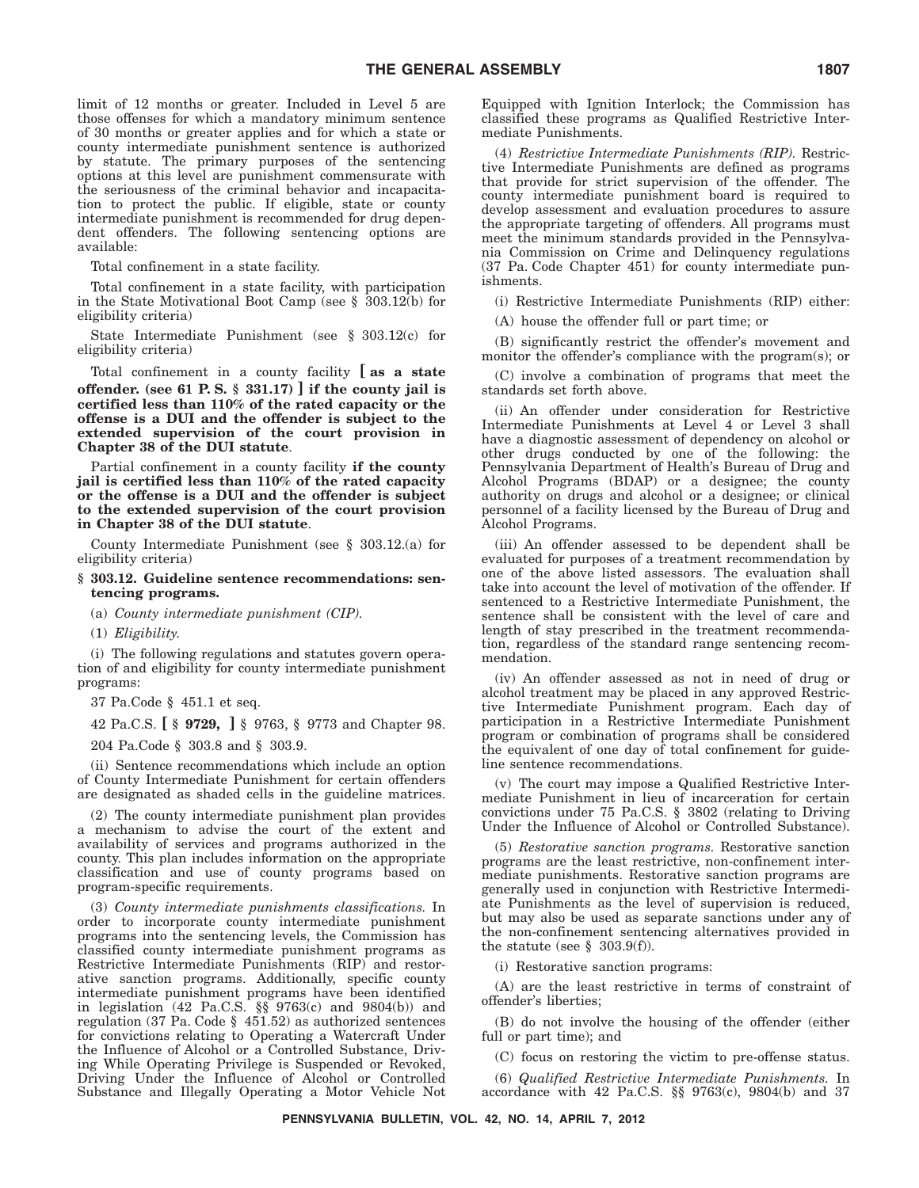limit of 12 months or greater. Included in Level 5 are those offenses for which a mandatory minimum sentence of 30 months or greater applies and for which a state or county intermediate punishment sentence is authorized by statute. The primary purposes of the sentencing options at this level are punishment commensurate with the seriousness of the criminal behavior and incapacitation to protect the public. If eligible, state or county intermediate punishment is recommended for drug dependent offenders. The following sentencing options are available:

Total confinement in a state facility.

Total confinement in a state facility, with participation in the State Motivational Boot Camp (see § 303.12(b) for eligibility criteria)

State Intermediate Punishment (see § 303.12(c) for eligibility criteria)

Total confinement in a county facility **[ as a state offender. (see 61 P. S. § 331.17) ] if the county jail is certified less than 110% of the rated capacity or the offense is a DUI and the offender is subject to the extended supervision of the court provision in Chapter 38 of the DUI statute**.

Partial confinement in a county facility **if the county jail is certified less than 110% of the rated capacity or the offense is a DUI and the offender is subject to the extended supervision of the court provision in Chapter 38 of the DUI statute**.

County Intermediate Punishment (see § 303.12.(a) for eligibility criteria)

**§ 303.12. Guideline sentence recommendations: sentencing programs.**

(a) *County intermediate punishment (CIP).*

(1) *Eligibility.*

(i) The following regulations and statutes govern operation of and eligibility for county intermediate punishment programs:

37 Pa.Code § 451.1 et seq.

42 Pa.C.S. **[ § 9729, ]** § 9763, § 9773 and Chapter 98.

204 Pa.Code § 303.8 and § 303.9.

(ii) Sentence recommendations which include an option of County Intermediate Punishment for certain offenders are designated as shaded cells in the guideline matrices.

(2) The county intermediate punishment plan provides a mechanism to advise the court of the extent and availability of services and programs authorized in the county. This plan includes information on the appropriate classification and use of county programs based on program-specific requirements.

(3) *County intermediate punishments classifications.* In order to incorporate county intermediate punishment programs into the sentencing levels, the Commission has classified county intermediate punishment programs as Restrictive Intermediate Punishments (RIP) and restorative sanction programs. Additionally, specific county intermediate punishment programs have been identified in legislation (42 Pa.C.S. §§ 9763(c) and 9804(b)) and regulation (37 Pa. Code § 451.52) as authorized sentences for convictions relating to Operating a Watercraft Under the Influence of Alcohol or a Controlled Substance, Driving While Operating Privilege is Suspended or Revoked, Driving Under the Influence of Alcohol or Controlled Substance and Illegally Operating a Motor Vehicle Not Equipped with Ignition Interlock; the Commission has classified these programs as Qualified Restrictive Intermediate Punishments.

(4) *Restrictive Intermediate Punishments (RIP).* Restrictive Intermediate Punishments are defined as programs that provide for strict supervision of the offender. The county intermediate punishment board is required to develop assessment and evaluation procedures to assure the appropriate targeting of offenders. All programs must meet the minimum standards provided in the Pennsylvania Commission on Crime and Delinquency regulations (37 Pa. Code Chapter 451) for county intermediate punishments.

(i) Restrictive Intermediate Punishments (RIP) either:

(A) house the offender full or part time; or

(B) significantly restrict the offender's movement and monitor the offender's compliance with the program(s); or

(C) involve a combination of programs that meet the standards set forth above.

(ii) An offender under consideration for Restrictive Intermediate Punishments at Level 4 or Level 3 shall have a diagnostic assessment of dependency on alcohol or other drugs conducted by one of the following: the Pennsylvania Department of Health's Bureau of Drug and Alcohol Programs (BDAP) or a designee; the county authority on drugs and alcohol or a designee; or clinical personnel of a facility licensed by the Bureau of Drug and Alcohol Programs.

(iii) An offender assessed to be dependent shall be evaluated for purposes of a treatment recommendation by one of the above listed assessors. The evaluation shall take into account the level of motivation of the offender. If sentenced to a Restrictive Intermediate Punishment, the sentence shall be consistent with the level of care and length of stay prescribed in the treatment recommendation, regardless of the standard range sentencing recommendation.

(iv) An offender assessed as not in need of drug or alcohol treatment may be placed in any approved Restrictive Intermediate Punishment program. Each day of participation in a Restrictive Intermediate Punishment program or combination of programs shall be considered the equivalent of one day of total confinement for guideline sentence recommendations.

(v) The court may impose a Qualified Restrictive Intermediate Punishment in lieu of incarceration for certain convictions under 75 Pa.C.S. § 3802 (relating to Driving Under the Influence of Alcohol or Controlled Substance).

(5) *Restorative sanction programs.* Restorative sanction programs are the least restrictive, non-confinement intermediate punishments. Restorative sanction programs are generally used in conjunction with Restrictive Intermediate Punishments as the level of supervision is reduced, but may also be used as separate sanctions under any of the non-confinement sentencing alternatives provided in the statute (see § 303.9(f)).

(i) Restorative sanction programs:

(A) are the least restrictive in terms of constraint of offender's liberties;

(B) do not involve the housing of the offender (either full or part time); and

(C) focus on restoring the victim to pre-offense status.

(6) *Qualified Restrictive Intermediate Punishments.* In accordance with 42 Pa.C.S. §§ 9763(c), 9804(b) and 37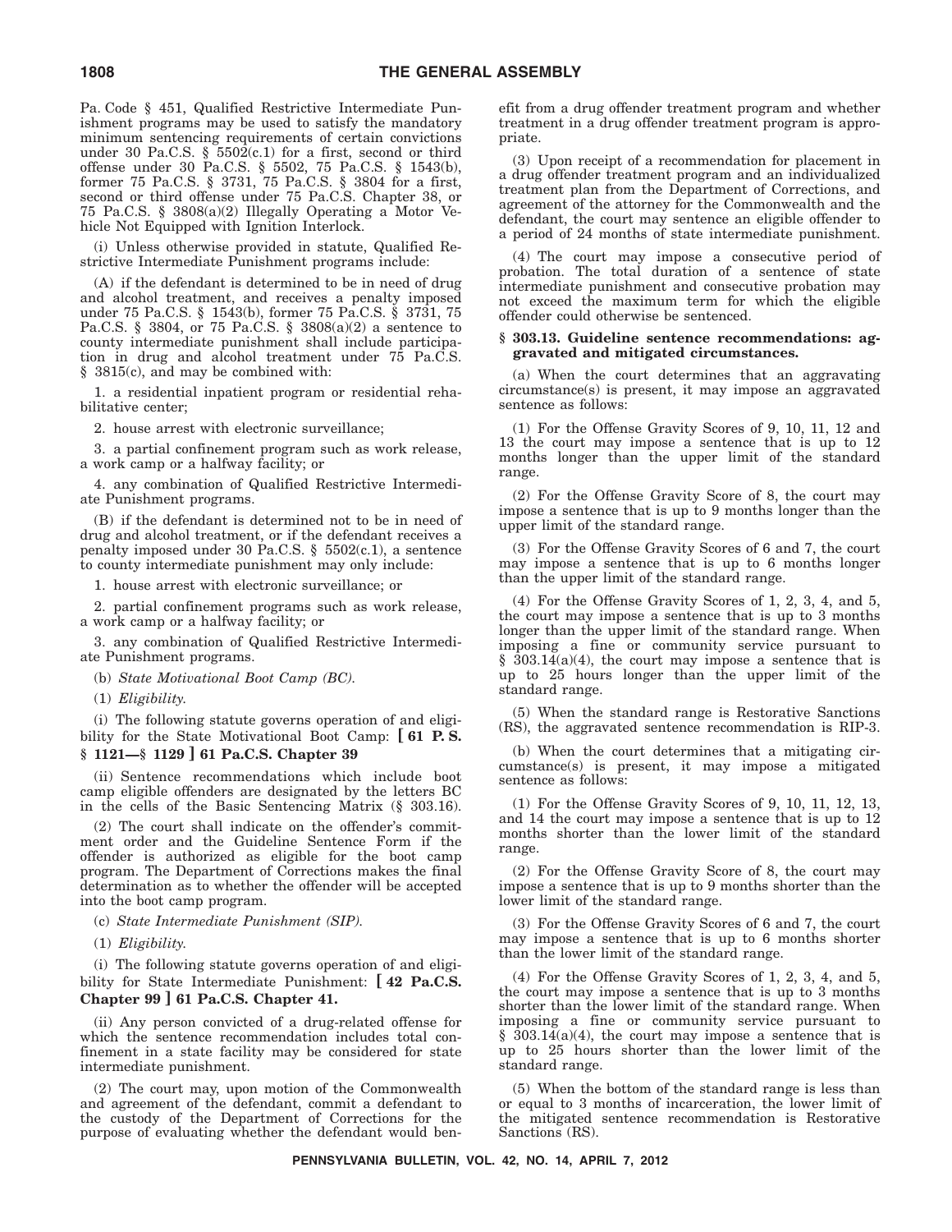Pa. Code § 451, Qualified Restrictive Intermediate Punishment programs may be used to satisfy the mandatory minimum sentencing requirements of certain convictions under 30 Pa.C.S. § 5502(c.1) for a first, second or third offense under 30 Pa.C.S. § 5502, 75 Pa.C.S. § 1543(b), former 75 Pa.C.S. § 3731, 75 Pa.C.S. § 3804 for a first, second or third offense under 75 Pa.C.S. Chapter 38, or 75 Pa.C.S. § 3808(a)(2) Illegally Operating a Motor Vehicle Not Equipped with Ignition Interlock.

(i) Unless otherwise provided in statute, Qualified Restrictive Intermediate Punishment programs include:

(A) if the defendant is determined to be in need of drug and alcohol treatment, and receives a penalty imposed under 75 Pa.C.S. § 1543(b), former 75 Pa.C.S. § 3731, 75 Pa.C.S. § 3804, or 75 Pa.C.S. § 3808(a)(2) a sentence to county intermediate punishment shall include participation in drug and alcohol treatment under 75 Pa.C.S. § 3815(c), and may be combined with:

1. a residential inpatient program or residential rehabilitative center;

2. house arrest with electronic surveillance;

3. a partial confinement program such as work release, a work camp or a halfway facility; or

4. any combination of Qualified Restrictive Intermediate Punishment programs.

(B) if the defendant is determined not to be in need of drug and alcohol treatment, or if the defendant receives a penalty imposed under 30 Pa.C.S. § 5502(c.1), a sentence to county intermediate punishment may only include:

1. house arrest with electronic surveillance; or

2. partial confinement programs such as work release, a work camp or a halfway facility; or

3. any combination of Qualified Restrictive Intermediate Punishment programs.

(b) *State Motivational Boot Camp (BC).*

(1) *Eligibility.*

(i) The following statute governs operation of and eligibility for the State Motivational Boot Camp: **[ 61 P. S. § 1121—§ 1129 ] 61 Pa.C.S. Chapter 39**

(ii) Sentence recommendations which include boot camp eligible offenders are designated by the letters BC in the cells of the Basic Sentencing Matrix (§ 303.16).

(2) The court shall indicate on the offender's commitment order and the Guideline Sentence Form if the offender is authorized as eligible for the boot camp program. The Department of Corrections makes the final determination as to whether the offender will be accepted into the boot camp program.

(c) *State Intermediate Punishment (SIP).*

(1) *Eligibility.*

(i) The following statute governs operation of and eligibility for State Intermediate Punishment: **[ 42 Pa.C.S. Chapter 99 ] 61 Pa.C.S. Chapter 41.**

(ii) Any person convicted of a drug-related offense for which the sentence recommendation includes total confinement in a state facility may be considered for state intermediate punishment.

(2) The court may, upon motion of the Commonwealth and agreement of the defendant, commit a defendant to the custody of the Department of Corrections for the purpose of evaluating whether the defendant would benefit from a drug offender treatment program and whether treatment in a drug offender treatment program is appropriate.

(3) Upon receipt of a recommendation for placement in a drug offender treatment program and an individualized treatment plan from the Department of Corrections, and agreement of the attorney for the Commonwealth and the defendant, the court may sentence an eligible offender to a period of 24 months of state intermediate punishment.

(4) The court may impose a consecutive period of probation. The total duration of a sentence of state intermediate punishment and consecutive probation may not exceed the maximum term for which the eligible offender could otherwise be sentenced.

**§ 303.13. Guideline sentence recommendations: aggravated and mitigated circumstances.**

(a) When the court determines that an aggravating circumstance(s) is present, it may impose an aggravated sentence as follows:

(1) For the Offense Gravity Scores of 9, 10, 11, 12 and 13 the court may impose a sentence that is up to 12 months longer than the upper limit of the standard range.

(2) For the Offense Gravity Score of 8, the court may impose a sentence that is up to 9 months longer than the upper limit of the standard range.

(3) For the Offense Gravity Scores of 6 and 7, the court may impose a sentence that is up to 6 months longer than the upper limit of the standard range.

(4) For the Offense Gravity Scores of 1, 2, 3, 4, and 5, the court may impose a sentence that is up to 3 months longer than the upper limit of the standard range. When imposing a fine or community service pursuant to § 303.14(a)(4), the court may impose a sentence that is up to 25 hours longer than the upper limit of the standard range.

(5) When the standard range is Restorative Sanctions (RS), the aggravated sentence recommendation is RIP-3.

(b) When the court determines that a mitigating circumstance(s) is present, it may impose a mitigated sentence as follows:

(1) For the Offense Gravity Scores of 9, 10, 11, 12, 13, and 14 the court may impose a sentence that is up to 12 months shorter than the lower limit of the standard range.

(2) For the Offense Gravity Score of 8, the court may impose a sentence that is up to 9 months shorter than the lower limit of the standard range.

(3) For the Offense Gravity Scores of 6 and 7, the court may impose a sentence that is up to 6 months shorter than the lower limit of the standard range.

(4) For the Offense Gravity Scores of 1, 2, 3, 4, and 5, the court may impose a sentence that is up to 3 months shorter than the lower limit of the standard range. When imposing a fine or community service pursuant to § 303.14(a)(4), the court may impose a sentence that is up to 25 hours shorter than the lower limit of the standard range.

(5) When the bottom of the standard range is less than or equal to 3 months of incarceration, the lower limit of the mitigated sentence recommendation is Restorative Sanctions (RS).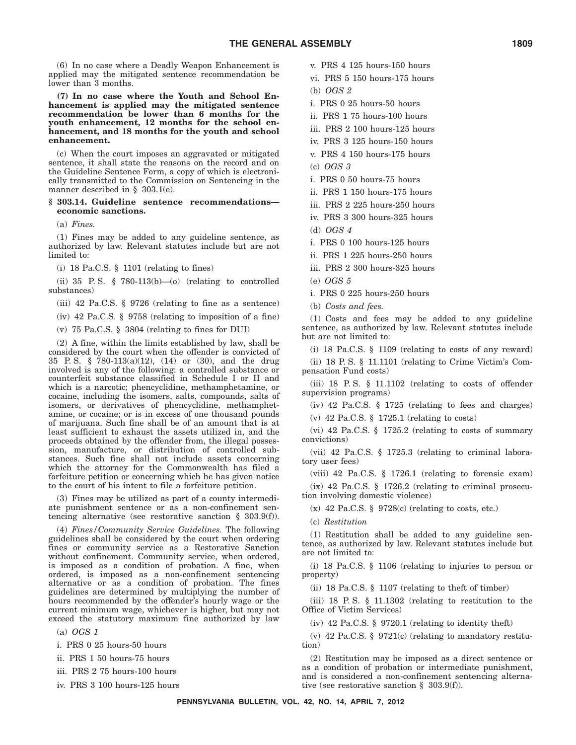(6) In no case where a Deadly Weapon Enhancement is applied may the mitigated sentence recommendation be lower than 3 months.

**(7) In no case where the Youth and School Enhancement is applied may the mitigated sentence recommendation be lower than 6 months for the youth enhancement, 12 months for the school enhancement, and 18 months for the youth and school enhancement.**

(c) When the court imposes an aggravated or mitigated sentence, it shall state the reasons on the record and on the Guideline Sentence Form, a copy of which is electronically transmitted to the Commission on Sentencing in the manner described in § 303.1(e).

### § 303.14. Guideline sentence recommendations—economic sanctions.

(a) *Fines.*

(1) Fines may be added to any guideline sentence, as authorized by law. Relevant statutes include but are not limited to:

(i) 18 Pa.C.S. § 1101 (relating to fines)

(ii) 35 P. S. § 780-113(b)—(o) (relating to controlled substances)

(iii) 42 Pa.C.S. § 9726 (relating to fine as a sentence)

(iv) 42 Pa.C.S. § 9758 (relating to imposition of a fine)

(v) 75 Pa.C.S. § 3804 (relating to fines for DUI)

(2) A fine, within the limits established by law, shall be considered by the court when the offender is convicted of 35 P. S. § 780-113(a)(12), (14) or (30), and the drug involved is any of the following: a controlled substance or counterfeit substance classified in Schedule I or II and which is a narcotic; phencyclidine, methamphetamine, or cocaine, including the isomers, salts, compounds, salts of isomers, or derivatives of phencyclidine, methamphetamine, or cocaine; or is in excess of one thousand pounds of marijuana. Such fine shall be of an amount that is at least sufficient to exhaust the assets utilized in, and the proceeds obtained by the offender from, the illegal possession, manufacture, or distribution of controlled substances. Such fine shall not include assets concerning which the attorney for the Commonwealth has filed a forfeiture petition or concerning which he has given notice to the court of his intent to file a forfeiture petition.

(3) Fines may be utilized as part of a county intermediate punishment sentence or as a non-confinement sentencing alternative (see restorative sanction § 303.9(f)).

(4) *Fines/Community Service Guidelines.* The following guidelines shall be considered by the court when ordering fines or community service as a Restorative Sanction without confinement. Community service, when ordered, is imposed as a condition of probation. A fine, when ordered, is imposed as a non-confinement sentencing alternative or as a condition of probation. The fines guidelines are determined by multiplying the number of hours recommended by the offender's hourly wage or the current minimum wage, whichever is higher, but may not exceed the statutory maximum fine authorized by law

(a) *OGS 1*

i. PRS 0 25 hours-50 hours

ii. PRS 1 50 hours-75 hours

iii. PRS 2 75 hours-100 hours

iv. PRS 3 100 hours-125 hours

v. PRS 4 125 hours-150 hours

vi. PRS 5 150 hours-175 hours

(b) *OGS 2*

i. PRS 0 25 hours-50 hours

ii. PRS 1 75 hours-100 hours

iii. PRS 2 100 hours-125 hours

iv. PRS 3 125 hours-150 hours

v. PRS 4 150 hours-175 hours

(c) *OGS 3*

i. PRS 0 50 hours-75 hours

ii. PRS 1 150 hours-175 hours

iii. PRS 2 225 hours-250 hours

iv. PRS 3 300 hours-325 hours

(d) *OGS 4*

i. PRS 0 100 hours-125 hours

ii. PRS 1 225 hours-250 hours

iii. PRS 2 300 hours-325 hours

(e) *OGS 5*

i. PRS 0 225 hours-250 hours

(b) *Costs and fees.*

(1) Costs and fees may be added to any guideline sentence, as authorized by law. Relevant statutes include but are not limited to:

(i) 18 Pa.C.S. § 1109 (relating to costs of any reward)

(ii) 18 P. S. § 11.1101 (relating to Crime Victim's Compensation Fund costs)

(iii) 18 P. S. § 11.1102 (relating to costs of offender supervision programs)

(iv) 42 Pa.C.S. § 1725 (relating to fees and charges)

(v) 42 Pa.C.S. § 1725.1 (relating to costs)

(vi) 42 Pa.C.S. § 1725.2 (relating to costs of summary convictions)

(vii) 42 Pa.C.S. § 1725.3 (relating to criminal laboratory user fees)

(viii) 42 Pa.C.S. § 1726.1 (relating to forensic exam)

(ix) 42 Pa.C.S. § 1726.2 (relating to criminal prosecution involving domestic violence)

(x) 42 Pa.C.S. § 9728(c) (relating to costs, etc.)

(c) *Restitution*

(1) Restitution shall be added to any guideline sentence, as authorized by law. Relevant statutes include but are not limited to:

(i) 18 Pa.C.S. § 1106 (relating to injuries to person or property)

(ii) 18 Pa.C.S. § 1107 (relating to theft of timber)

(iii) 18 P. S. § 11.1302 (relating to restitution to the Office of Victim Services)

(iv) 42 Pa.C.S. § 9720.1 (relating to identity theft)

(v) 42 Pa.C.S. § 9721(c) (relating to mandatory restitution)

(2) Restitution may be imposed as a direct sentence or as a condition of probation or intermediate punishment, and is considered a non-confinement sentencing alternative (see restorative sanction § 303.9(f)).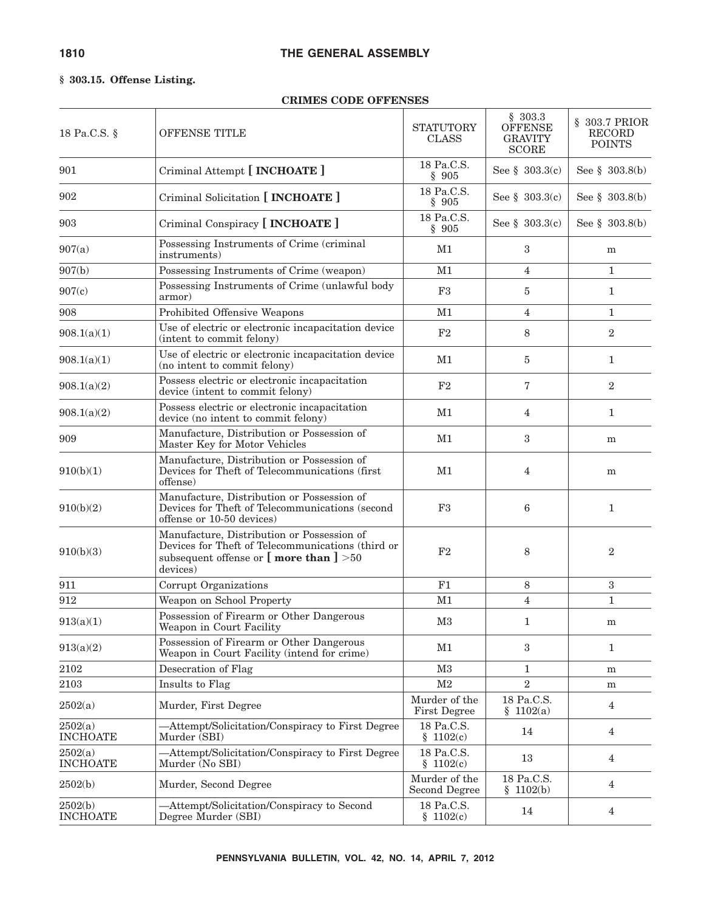## § 303.15. Offense Listing.

**CRIMES CODE OFFENSES**

| 18 Pa.C.S. § | OFFENSE TITLE | STATUTORY CLASS | § 303.3 OFFENSE GRAVITY SCORE | § 303.7 PRIOR RECORD POINTS |
|---|---|---|---|---|
| 901 | Criminal Attempt **[ INCHOATE ]** | 18 Pa.C.S. § 905 | See § 303.3(c) | See § 303.8(b) |
| 902 | Criminal Solicitation **[ INCHOATE ]** | 18 Pa.C.S. § 905 | See § 303.3(c) | See § 303.8(b) |
| 903 | Criminal Conspiracy **[ INCHOATE ]** | 18 Pa.C.S. § 905 | See § 303.3(c) | See § 303.8(b) |
| 907(a) | Possessing Instruments of Crime (criminal instruments) | M1 | 3 | m |
| 907(b) | Possessing Instruments of Crime (weapon) | M1 | 4 | 1 |
| 907(c) | Possessing Instruments of Crime (unlawful body armor) | F3 | 5 | 1 |
| 908 | Prohibited Offensive Weapons | M1 | 4 | 1 |
| 908.1(a)(1) | Use of electric or electronic incapacitation device (intent to commit felony) | F2 | 8 | 2 |
| 908.1(a)(1) | Use of electric or electronic incapacitation device (no intent to commit felony) | M1 | 5 | 1 |
| 908.1(a)(2) | Possess electric or electronic incapacitation device (intent to commit felony) | F2 | 7 | 2 |
| 908.1(a)(2) | Possess electric or electronic incapacitation device (no intent to commit felony) | M1 | 4 | 1 |
| 909 | Manufacture, Distribution or Possession of Master Key for Motor Vehicles | M1 | 3 | m |
| 910(b)(1) | Manufacture, Distribution or Possession of Devices for Theft of Telecommunications (first offense) | M1 | 4 | m |
| 910(b)(2) | Manufacture, Distribution or Possession of Devices for Theft of Telecommunications (second offense or 10-50 devices) | F3 | 6 | 1 |
| 910(b)(3) | Manufacture, Distribution or Possession of Devices for Theft of Telecommunications (third or subsequent offense or **[ more than ]** >50 devices) | F2 | 8 | 2 |
| 911 | Corrupt Organizations | F1 | 8 | 3 |
| 912 | Weapon on School Property | M1 | 4 | 1 |
| 913(a)(1) | Possession of Firearm or Other Dangerous Weapon in Court Facility | M3 | 1 | m |
| 913(a)(2) | Possession of Firearm or Other Dangerous Weapon in Court Facility (intend for crime) | M1 | 3 | 1 |
| 2102 | Desecration of Flag | M3 | 1 | m |
| 2103 | Insults to Flag | M2 | 2 | m |
| 2502(a) | Murder, First Degree | Murder of the First Degree | 18 Pa.C.S. § 1102(a) | 4 |
| 2502(a) INCHOATE | —Attempt/Solicitation/Conspiracy to First Degree Murder (SBI) | 18 Pa.C.S. § 1102(c) | 14 | 4 |
| 2502(a) INCHOATE | —Attempt/Solicitation/Conspiracy to First Degree Murder (No SBI) | 18 Pa.C.S. § 1102(c) | 13 | 4 |
| 2502(b) | Murder, Second Degree | Murder of the Second Degree | 18 Pa.C.S. § 1102(b) | 4 |
| 2502(b) INCHOATE | —Attempt/Solicitation/Conspiracy to Second Degree Murder (SBI) | 18 Pa.C.S. § 1102(c) | 14 | 4 |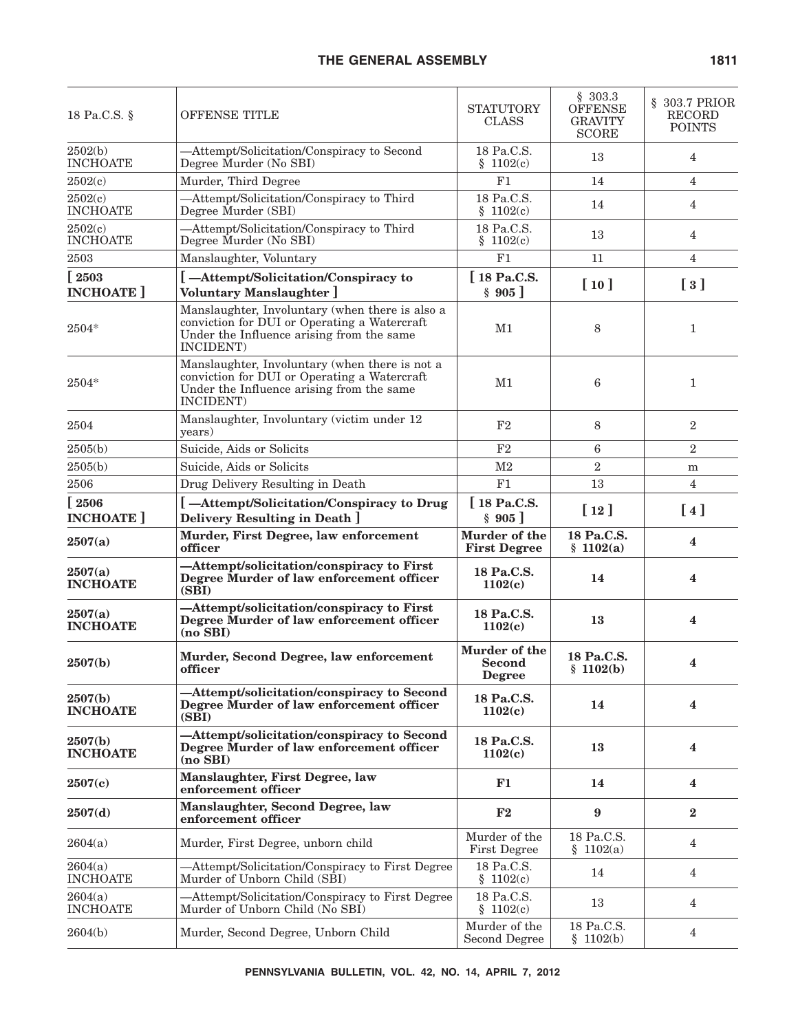| 18 Pa.C.S. § | OFFENSE TITLE | STATUTORY CLASS | § 303.3 OFFENSE GRAVITY SCORE | § 303.7 PRIOR RECORD POINTS |
|---|---|---|---|---|
| 2502(b) INCHOATE | —Attempt/Solicitation/Conspiracy to Second Degree Murder (No SBI) | 18 Pa.C.S. § 1102(c) | 13 | 4 |
| 2502(c) | Murder, Third Degree | F1 | 14 | 4 |
| 2502(c) INCHOATE | —Attempt/Solicitation/Conspiracy to Third Degree Murder (SBI) | 18 Pa.C.S. § 1102(c) | 14 | 4 |
| 2502(c) INCHOATE | —Attempt/Solicitation/Conspiracy to Third Degree Murder (No SBI) | 18 Pa.C.S. § 1102(c) | 13 | 4 |
| 2503 | Manslaughter, Voluntary | F1 | 11 | 4 |
| **[ 2503 INCHOATE ]** | **[ —Attempt/Solicitation/Conspiracy to Voluntary Manslaughter ]** | **[ 18 Pa.C.S. § 905 ]** | **[ 10 ]** | **[ 3 ]** |
| 2504* | Manslaughter, Involuntary (when there is also a conviction for DUI or Operating a Watercraft Under the Influence arising from the same INCIDENT) | M1 | 8 | 1 |
| 2504* | Manslaughter, Involuntary (when there is not a conviction for DUI or Operating a Watercraft Under the Influence arising from the same INCIDENT) | M1 | 6 | 1 |
| 2504 | Manslaughter, Involuntary (victim under 12 years) | F2 | 8 | 2 |
| 2505(b) | Suicide, Aids or Solicits | F2 | 6 | 2 |
| 2505(b) | Suicide, Aids or Solicits | M2 | 2 | m |
| 2506 | Drug Delivery Resulting in Death | F1 | 13 | 4 |
| **[ 2506 INCHOATE ]** | **[ —Attempt/Solicitation/Conspiracy to Drug Delivery Resulting in Death ]** | **[ 18 Pa.C.S. § 905 ]** | **[ 12 ]** | **[ 4 ]** |
| **2507(a)** | **Murder, First Degree, law enforcement officer** | **Murder of the First Degree** | **18 Pa.C.S. § 1102(a)** | **4** |
| **2507(a) INCHOATE** | **—Attempt/solicitation/conspiracy to First Degree Murder of law enforcement officer (SBI)** | **18 Pa.C.S. 1102(c)** | **14** | **4** |
| **2507(a) INCHOATE** | **—Attempt/solicitation/conspiracy to First Degree Murder of law enforcement officer (no SBI)** | **18 Pa.C.S. 1102(c)** | **13** | **4** |
| **2507(b)** | **Murder, Second Degree, law enforcement officer** | **Murder of the Second Degree** | **18 Pa.C.S. § 1102(b)** | **4** |
| **2507(b) INCHOATE** | **—Attempt/solicitation/conspiracy to Second Degree Murder of law enforcement officer (SBI)** | **18 Pa.C.S. 1102(c)** | **14** | **4** |
| **2507(b) INCHOATE** | **—Attempt/solicitation/conspiracy to Second Degree Murder of law enforcement officer (no SBI)** | **18 Pa.C.S. 1102(c)** | **13** | **4** |
| **2507(c)** | **Manslaughter, First Degree, law enforcement officer** | **F1** | **14** | **4** |
| **2507(d)** | **Manslaughter, Second Degree, law enforcement officer** | **F2** | **9** | **2** |
| 2604(a) | Murder, First Degree, unborn child | Murder of the First Degree | 18 Pa.C.S. § 1102(a) | 4 |
| 2604(a) INCHOATE | —Attempt/Solicitation/Conspiracy to First Degree Murder of Unborn Child (SBI) | 18 Pa.C.S. § 1102(c) | 14 | 4 |
| 2604(a) INCHOATE | —Attempt/Solicitation/Conspiracy to First Degree Murder of Unborn Child (No SBI) | 18 Pa.C.S. § 1102(c) | 13 | 4 |
| 2604(b) | Murder, Second Degree, Unborn Child | Murder of the Second Degree | 18 Pa.C.S. § 1102(b) | 4 |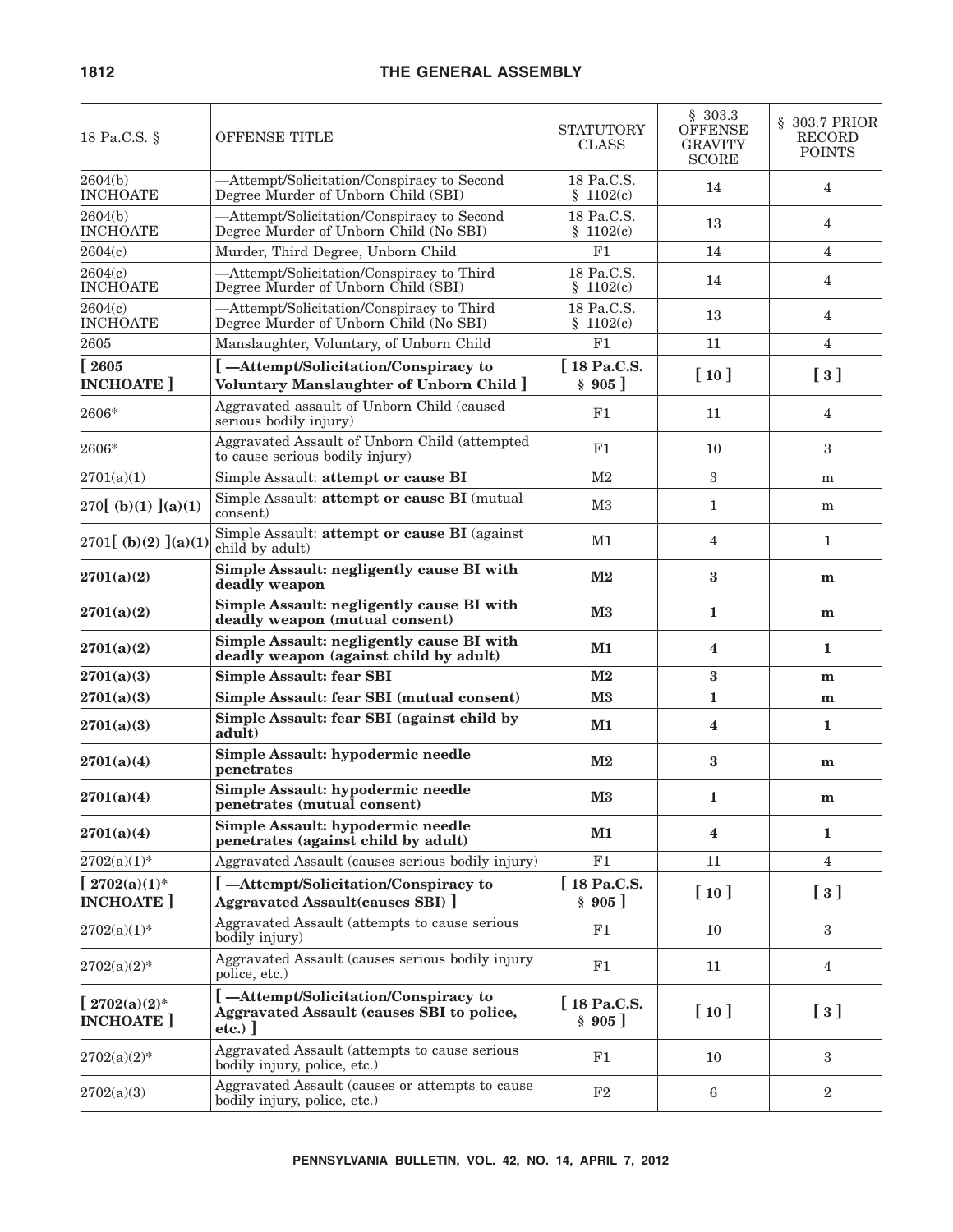| 18 Pa.C.S. § | OFFENSE TITLE | STATUTORY CLASS | § 303.3 OFFENSE GRAVITY SCORE | § 303.7 PRIOR RECORD POINTS |
|---|---|---|---|---|
| 2604(b) INCHOATE | —Attempt/Solicitation/Conspiracy to Second Degree Murder of Unborn Child (SBI) | 18 Pa.C.S. § 1102(c) | 14 | 4 |
| 2604(b) INCHOATE | —Attempt/Solicitation/Conspiracy to Second Degree Murder of Unborn Child (No SBI) | 18 Pa.C.S. § 1102(c) | 13 | 4 |
| 2604(c) | Murder, Third Degree, Unborn Child | F1 | 14 | 4 |
| 2604(c) INCHOATE | —Attempt/Solicitation/Conspiracy to Third Degree Murder of Unborn Child (SBI) | 18 Pa.C.S. § 1102(c) | 14 | 4 |
| 2604(c) INCHOATE | —Attempt/Solicitation/Conspiracy to Third Degree Murder of Unborn Child (No SBI) | 18 Pa.C.S. § 1102(c) | 13 | 4 |
| 2605 | Manslaughter, Voluntary, of Unborn Child | F1 | 11 | 4 |
| **[ 2605 INCHOATE ]** | **[ —Attempt/Solicitation/Conspiracy to Voluntary Manslaughter of Unborn Child ]** | **[ 18 Pa.C.S. § 905 ]** | **[ 10 ]** | **[ 3 ]** |
| 2606* | Aggravated assault of Unborn Child (caused serious bodily injury) | F1 | 11 | 4 |
| 2606* | Aggravated Assault of Unborn Child (attempted to cause serious bodily injury) | F1 | 10 | 3 |
| 2701(a)(1) | Simple Assault: **attempt or cause BI** | M2 | 3 | m |
| 270**[ (b)(1) ](a)(1)** | Simple Assault: **attempt or cause BI** (mutual consent) | M3 | 1 | m |
| 2701**[ (b)(2) ](a)(1)** | Simple Assault: **attempt or cause BI** (against child by adult) | M1 | 4 | 1 |
| **2701(a)(2)** | **Simple Assault: negligently cause BI with deadly weapon** | **M2** | **3** | **m** |
| **2701(a)(2)** | **Simple Assault: negligently cause BI with deadly weapon (mutual consent)** | **M3** | **1** | **m** |
| **2701(a)(2)** | **Simple Assault: negligently cause BI with deadly weapon (against child by adult)** | **M1** | **4** | **1** |
| **2701(a)(3)** | **Simple Assault: fear SBI** | **M2** | **3** | **m** |
| **2701(a)(3)** | **Simple Assault: fear SBI (mutual consent)** | **M3** | **1** | **m** |
| **2701(a)(3)** | **Simple Assault: fear SBI (against child by adult)** | **M1** | **4** | **1** |
| **2701(a)(4)** | **Simple Assault: hypodermic needle penetrates** | **M2** | **3** | **m** |
| **2701(a)(4)** | **Simple Assault: hypodermic needle penetrates (mutual consent)** | **M3** | **1** | **m** |
| **2701(a)(4)** | **Simple Assault: hypodermic needle penetrates (against child by adult)** | **M1** | **4** | **1** |
| 2702(a)(1)* | Aggravated Assault (causes serious bodily injury) | F1 | 11 | 4 |
| **[ 2702(a)(1)* INCHOATE ]** | **[ —Attempt/Solicitation/Conspiracy to Aggravated Assault(causes SBI) ]** | **[ 18 Pa.C.S. § 905 ]** | **[ 10 ]** | **[ 3 ]** |
| 2702(a)(1)* | Aggravated Assault (attempts to cause serious bodily injury) | F1 | 10 | 3 |
| 2702(a)(2)* | Aggravated Assault (causes serious bodily injury police, etc.) | F1 | 11 | 4 |
| **[ 2702(a)(2)* INCHOATE ]** | **[ —Attempt/Solicitation/Conspiracy to Aggravated Assault (causes SBI to police, etc.) ]** | **[ 18 Pa.C.S. § 905 ]** | **[ 10 ]** | **[ 3 ]** |
| 2702(a)(2)* | Aggravated Assault (attempts to cause serious bodily injury, police, etc.) | F1 | 10 | 3 |
| 2702(a)(3) | Aggravated Assault (causes or attempts to cause bodily injury, police, etc.) | F2 | 6 | 2 |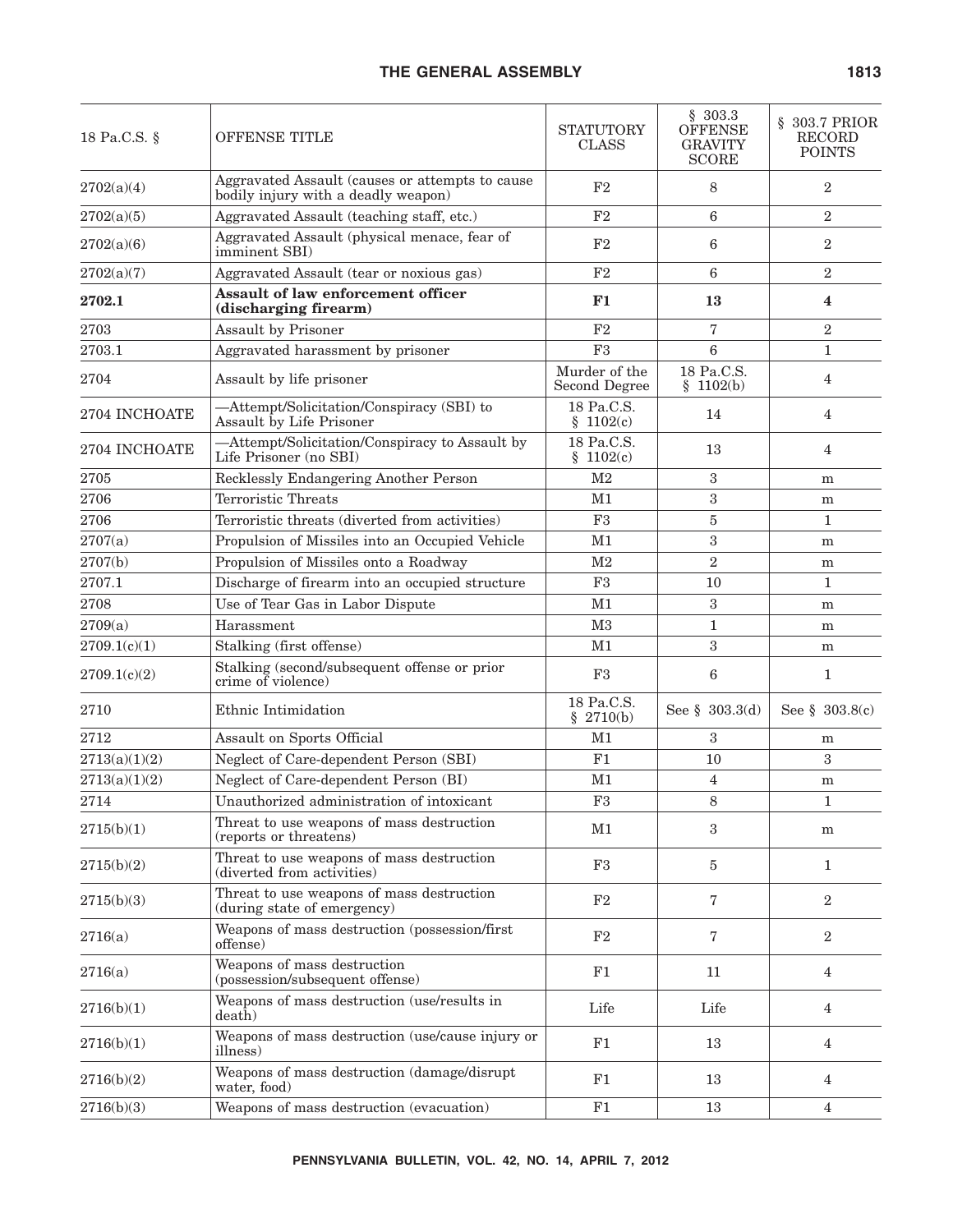| 18 Pa.C.S. § | OFFENSE TITLE | STATUTORY CLASS | § 303.3 OFFENSE GRAVITY SCORE | § 303.7 PRIOR RECORD POINTS |
|---|---|---|---|---|
| 2702(a)(4) | Aggravated Assault (causes or attempts to cause bodily injury with a deadly weapon) | F2 | 8 | 2 |
| 2702(a)(5) | Aggravated Assault (teaching staff, etc.) | F2 | 6 | 2 |
| 2702(a)(6) | Aggravated Assault (physical menace, fear of imminent SBI) | F2 | 6 | 2 |
| 2702(a)(7) | Aggravated Assault (tear or noxious gas) | F2 | 6 | 2 |
| **2702.1** | **Assault of law enforcement officer (discharging firearm)** | **F1** | **13** | **4** |
| 2703 | Assault by Prisoner | F2 | 7 | 2 |
| 2703.1 | Aggravated harassment by prisoner | F3 | 6 | 1 |
| 2704 | Assault by life prisoner | Murder of the Second Degree | 18 Pa.C.S. § 1102(b) | 4 |
| 2704 INCHOATE | —Attempt/Solicitation/Conspiracy (SBI) to Assault by Life Prisoner | 18 Pa.C.S. § 1102(c) | 14 | 4 |
| 2704 INCHOATE | —Attempt/Solicitation/Conspiracy to Assault by Life Prisoner (no SBI) | 18 Pa.C.S. § 1102(c) | 13 | 4 |
| 2705 | Recklessly Endangering Another Person | M2 | 3 | m |
| 2706 | Terroristic Threats | M1 | 3 | m |
| 2706 | Terroristic threats (diverted from activities) | F3 | 5 | 1 |
| 2707(a) | Propulsion of Missiles into an Occupied Vehicle | M1 | 3 | m |
| 2707(b) | Propulsion of Missiles onto a Roadway | M2 | 2 | m |
| 2707.1 | Discharge of firearm into an occupied structure | F3 | 10 | 1 |
| 2708 | Use of Tear Gas in Labor Dispute | M1 | 3 | m |
| 2709(a) | Harassment | M3 | 1 | m |
| 2709.1(c)(1) | Stalking (first offense) | M1 | 3 | m |
| 2709.1(c)(2) | Stalking (second/subsequent offense or prior crime of violence) | F3 | 6 | 1 |
| 2710 | Ethnic Intimidation | 18 Pa.C.S. § 2710(b) | See § 303.3(d) | See § 303.8(c) |
| 2712 | Assault on Sports Official | M1 | 3 | m |
| 2713(a)(1)(2) | Neglect of Care-dependent Person (SBI) | F1 | 10 | 3 |
| 2713(a)(1)(2) | Neglect of Care-dependent Person (BI) | M1 | 4 | m |
| 2714 | Unauthorized administration of intoxicant | F3 | 8 | 1 |
| 2715(b)(1) | Threat to use weapons of mass destruction (reports or threatens) | M1 | 3 | m |
| 2715(b)(2) | Threat to use weapons of mass destruction (diverted from activities) | F3 | 5 | 1 |
| 2715(b)(3) | Threat to use weapons of mass destruction (during state of emergency) | F2 | 7 | 2 |
| 2716(a) | Weapons of mass destruction (possession/first offense) | F2 | 7 | 2 |
| 2716(a) | Weapons of mass destruction (possession/subsequent offense) | F1 | 11 | 4 |
| 2716(b)(1) | Weapons of mass destruction (use/results in death) | Life | Life | 4 |
| 2716(b)(1) | Weapons of mass destruction (use/cause injury or illness) | F1 | 13 | 4 |
| 2716(b)(2) | Weapons of mass destruction (damage/disrupt water, food) | F1 | 13 | 4 |
| 2716(b)(3) | Weapons of mass destruction (evacuation) | F1 | 13 | 4 |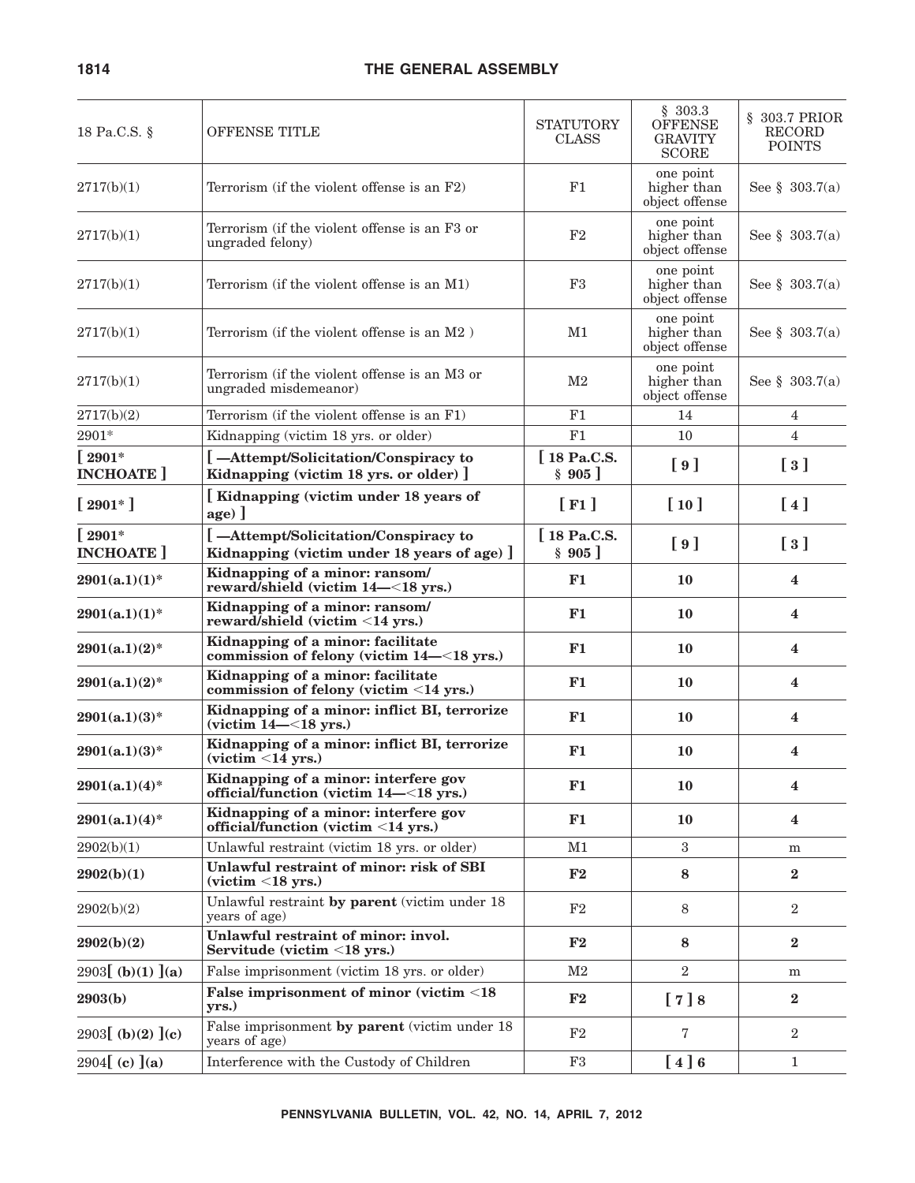| 18 Pa.C.S. § | OFFENSE TITLE | STATUTORY CLASS | § 303.3 OFFENSE GRAVITY SCORE | § 303.7 PRIOR RECORD POINTS |
|---|---|---|---|---|
| 2717(b)(1) | Terrorism (if the violent offense is an F2) | F1 | one point higher than object offense | See § 303.7(a) |
| 2717(b)(1) | Terrorism (if the violent offense is an F3 or ungraded felony) | F2 | one point higher than object offense | See § 303.7(a) |
| 2717(b)(1) | Terrorism (if the violent offense is an M1) | F3 | one point higher than object offense | See § 303.7(a) |
| 2717(b)(1) | Terrorism (if the violent offense is an M2 ) | M1 | one point higher than object offense | See § 303.7(a) |
| 2717(b)(1) | Terrorism (if the violent offense is an M3 or ungraded misdemeanor) | M2 | one point higher than object offense | See § 303.7(a) |
| 2717(b)(2) | Terrorism (if the violent offense is an F1) | F1 | 14 | 4 |
| 2901* | Kidnapping (victim 18 yrs. or older) | F1 | 10 | 4 |
| **[ 2901* INCHOATE ]** | **[ —Attempt/Solicitation/Conspiracy to Kidnapping (victim 18 yrs. or older) ]** | **[ 18 Pa.C.S. § 905 ]** | **[ 9 ]** | **[ 3 ]** |
| **[ 2901* ]** | **[ Kidnapping (victim under 18 years of age) ]** | **[ F1 ]** | **[ 10 ]** | **[ 4 ]** |
| **[ 2901* INCHOATE ]** | **[ —Attempt/Solicitation/Conspiracy to Kidnapping (victim under 18 years of age) ]** | **[ 18 Pa.C.S. § 905 ]** | **[ 9 ]** | **[ 3 ]** |
| **2901(a.1)(1)*** | **Kidnapping of a minor: ransom/ reward/shield (victim 14—<18 yrs.)** | **F1** | **10** | **4** |
| **2901(a.1)(1)*** | **Kidnapping of a minor: ransom/ reward/shield (victim <14 yrs.)** | **F1** | **10** | **4** |
| **2901(a.1)(2)*** | **Kidnapping of a minor: facilitate commission of felony (victim 14—<18 yrs.)** | **F1** | **10** | **4** |
| **2901(a.1)(2)*** | **Kidnapping of a minor: facilitate commission of felony (victim <14 yrs.)** | **F1** | **10** | **4** |
| **2901(a.1)(3)*** | **Kidnapping of a minor: inflict BI, terrorize (victim 14—<18 yrs.)** | **F1** | **10** | **4** |
| **2901(a.1)(3)*** | **Kidnapping of a minor: inflict BI, terrorize (victim <14 yrs.)** | **F1** | **10** | **4** |
| **2901(a.1)(4)*** | **Kidnapping of a minor: interfere gov official/function (victim 14—<18 yrs.)** | **F1** | **10** | **4** |
| **2901(a.1)(4)*** | **Kidnapping of a minor: interfere gov official/function (victim <14 yrs.)** | **F1** | **10** | **4** |
| 2902(b)(1) | Unlawful restraint (victim 18 yrs. or older) | M1 | 3 | m |
| **2902(b)(1)** | **Unlawful restraint of minor: risk of SBI (victim <18 yrs.)** | **F2** | **8** | **2** |
| 2902(b)(2) | Unlawful restraint **by parent** (victim under 18 years of age) | F2 | 8 | 2 |
| **2902(b)(2)** | **Unlawful restraint of minor: invol. Servitude (victim <18 yrs.)** | **F2** | **8** | **2** |
| 2903**[ (b)(1) ](a)** | False imprisonment (victim 18 yrs. or older) | M2 | 2 | m |
| **2903(b)** | **False imprisonment of minor (victim <18 yrs.)** | **F2** | **[ 7 ] 8** | **2** |
| 2903**[ (b)(2) ](c)** | False imprisonment **by parent** (victim under 18 years of age) | F2 | 7 | 2 |
| 2904**[ (c) ](a)** | Interference with the Custody of Children | F3 | **[ 4 ] 6** | 1 |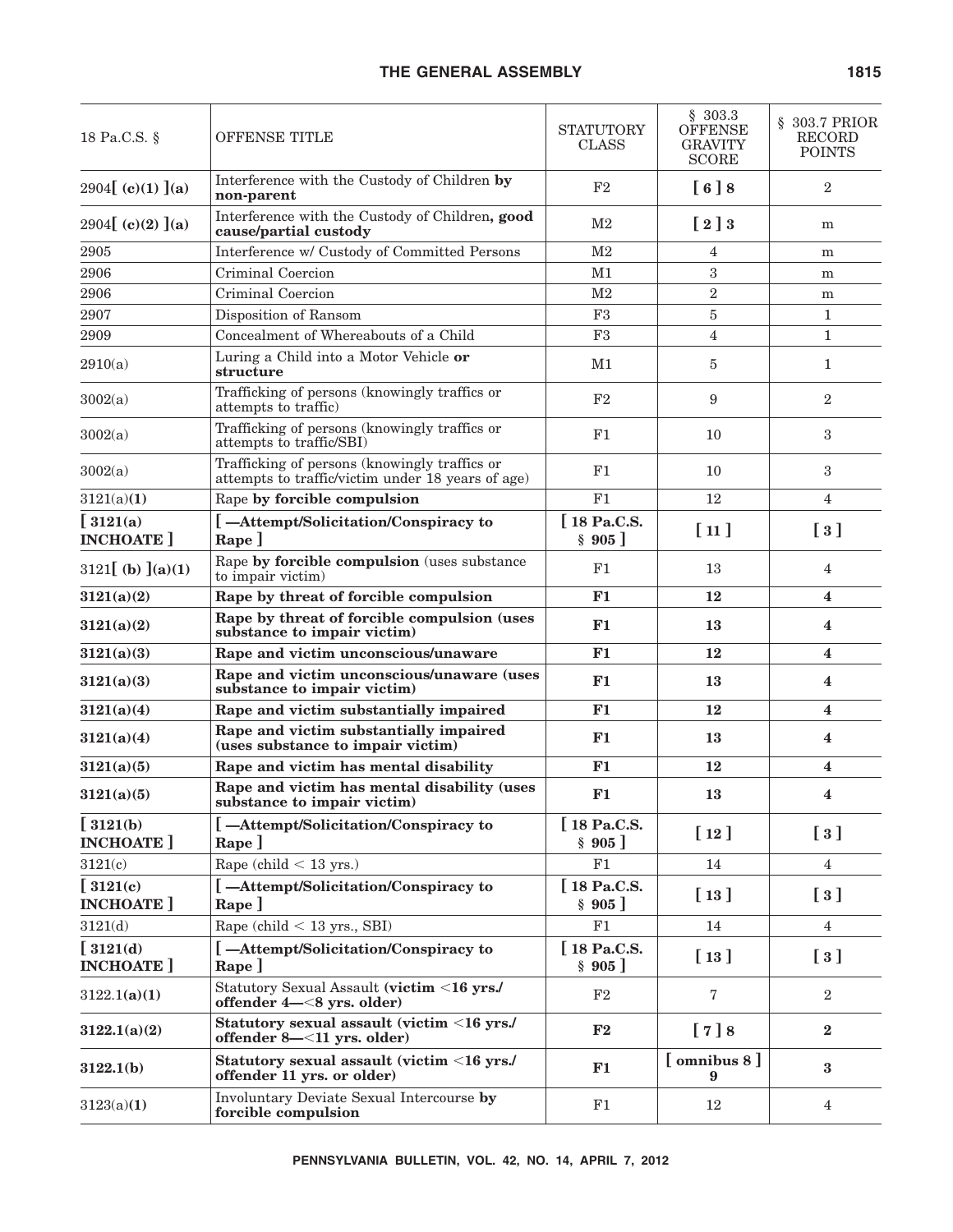| 18 Pa.C.S. § | OFFENSE TITLE | STATUTORY CLASS | § 303.3 OFFENSE GRAVITY SCORE | § 303.7 PRIOR RECORD POINTS |
|---|---|---|---|---|
| 2904[ (c)(1) ](a) | Interference with the Custody of Children **by non-parent** | F2 | **[ 6 ] 8** | 2 |
| 2904[ (c)(2) ](a) | Interference with the Custody of Children**, good cause/partial custody** | M2 | **[ 2 ] 3** | m |
| 2905 | Interference w/ Custody of Committed Persons | M2 | 4 | m |
| 2906 | Criminal Coercion | M1 | 3 | m |
| 2906 | Criminal Coercion | M2 | 2 | m |
| 2907 | Disposition of Ransom | F3 | 5 | 1 |
| 2909 | Concealment of Whereabouts of a Child | F3 | 4 | 1 |
| 2910(a) | Luring a Child into a Motor Vehicle **or structure** | M1 | 5 | 1 |
| 3002(a) | Trafficking of persons (knowingly traffics or attempts to traffic) | F2 | 9 | 2 |
| 3002(a) | Trafficking of persons (knowingly traffics or attempts to traffic/SBI) | F1 | 10 | 3 |
| 3002(a) | Trafficking of persons (knowingly traffics or attempts to traffic/victim under 18 years of age) | F1 | 10 | 3 |
| 3121(a)**(1)** | Rape **by forcible compulsion** | F1 | 12 | 4 |
| **[ 3121(a) INCHOATE ]** | **[ —Attempt/Solicitation/Conspiracy to Rape ]** | **[ 18 Pa.C.S. § 905 ]** | **[ 11 ]** | **[ 3 ]** |
| 3121[ (b) ](a)(1) | Rape **by forcible compulsion** (uses substance to impair victim) | F1 | 13 | 4 |
| **3121(a)(2)** | **Rape by threat of forcible compulsion** | **F1** | **12** | **4** |
| **3121(a)(2)** | **Rape by threat of forcible compulsion (uses substance to impair victim)** | **F1** | **13** | **4** |
| **3121(a)(3)** | **Rape and victim unconscious/unaware** | **F1** | **12** | **4** |
| **3121(a)(3)** | **Rape and victim unconscious/unaware (uses substance to impair victim)** | **F1** | **13** | **4** |
| **3121(a)(4)** | **Rape and victim substantially impaired** | **F1** | **12** | **4** |
| **3121(a)(4)** | **Rape and victim substantially impaired (uses substance to impair victim)** | **F1** | **13** | **4** |
| **3121(a)(5)** | **Rape and victim has mental disability** | **F1** | **12** | **4** |
| **3121(a)(5)** | **Rape and victim has mental disability (uses substance to impair victim)** | **F1** | **13** | **4** |
| **[ 3121(b) INCHOATE ]** | **[ —Attempt/Solicitation/Conspiracy to Rape ]** | **[ 18 Pa.C.S. § 905 ]** | **[ 12 ]** | **[ 3 ]** |
| 3121(c) | Rape (child < 13 yrs.) | F1 | 14 | 4 |
| **[ 3121(c) INCHOATE ]** | **[ —Attempt/Solicitation/Conspiracy to Rape ]** | **[ 18 Pa.C.S. § 905 ]** | **[ 13 ]** | **[ 3 ]** |
| 3121(d) | Rape (child < 13 yrs., SBI) | F1 | 14 | 4 |
| **[ 3121(d) INCHOATE ]** | **[ —Attempt/Solicitation/Conspiracy to Rape ]** | **[ 18 Pa.C.S. § 905 ]** | **[ 13 ]** | **[ 3 ]** |
| 3122.1**(a)(1)** | Statutory Sexual Assault **(victim <16 yrs./ offender 4—<8 yrs. older)** | F2 | 7 | 2 |
| **3122.1(a)(2)** | **Statutory sexual assault (victim <16 yrs./ offender 8—<11 yrs. older)** | **F2** | **[ 7 ] 8** | **2** |
| **3122.1(b)** | **Statutory sexual assault (victim <16 yrs./ offender 11 yrs. or older)** | **F1** | **[ omnibus 8 ] 9** | **3** |
| 3123(a)**(1)** | Involuntary Deviate Sexual Intercourse **by forcible compulsion** | F1 | 12 | 4 |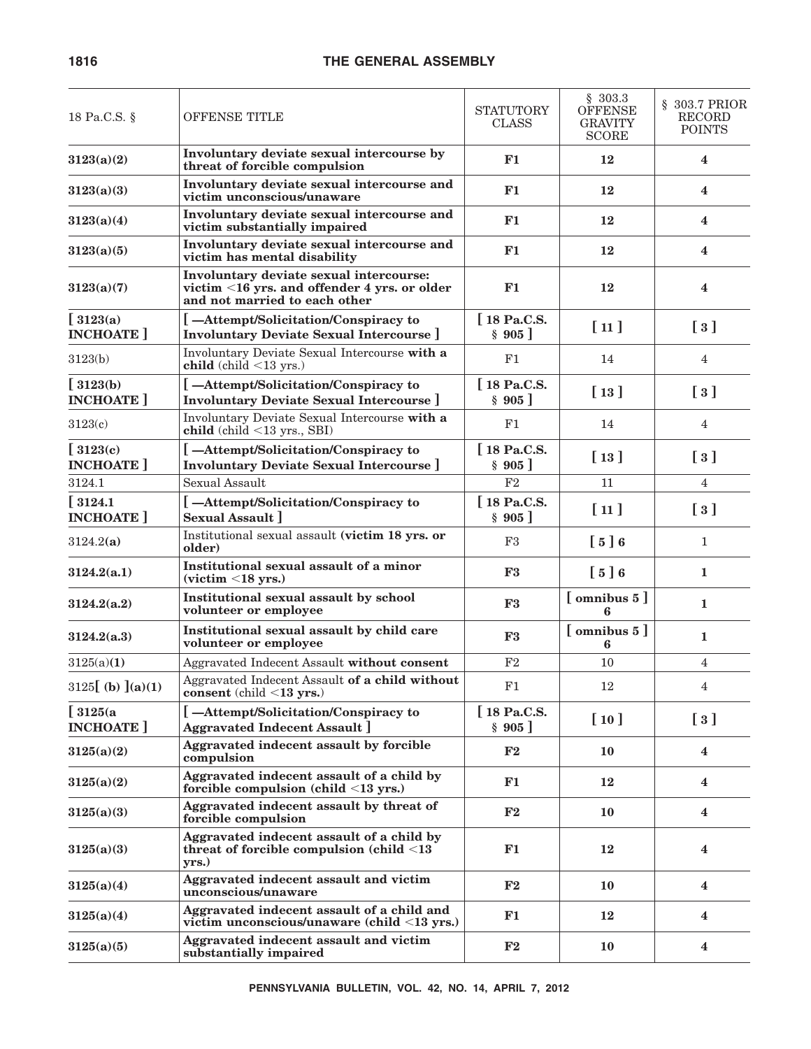| 18 Pa.C.S. § | OFFENSE TITLE | STATUTORY CLASS | § 303.3 OFFENSE GRAVITY SCORE | § 303.7 PRIOR RECORD POINTS |
|---|---|---|---|---|
| **3123(a)(2)** | **Involuntary deviate sexual intercourse by threat of forcible compulsion** | **F1** | **12** | **4** |
| **3123(a)(3)** | **Involuntary deviate sexual intercourse and victim unconscious/unaware** | **F1** | **12** | **4** |
| **3123(a)(4)** | **Involuntary deviate sexual intercourse and victim substantially impaired** | **F1** | **12** | **4** |
| **3123(a)(5)** | **Involuntary deviate sexual intercourse and victim has mental disability** | **F1** | **12** | **4** |
| **3123(a)(7)** | **Involuntary deviate sexual intercourse: victim <16 yrs. and offender 4 yrs. or older and not married to each other** | **F1** | **12** | **4** |
| **[ 3123(a) INCHOATE ]** | **[ —Attempt/Solicitation/Conspiracy to Involuntary Deviate Sexual Intercourse ]** | **[ 18 Pa.C.S. § 905 ]** | **[ 11 ]** | **[ 3 ]** |
| 3123(b) | Involuntary Deviate Sexual Intercourse **with a child** (child <13 yrs.) | F1 | 14 | 4 |
| **[ 3123(b) INCHOATE ]** | **[ —Attempt/Solicitation/Conspiracy to Involuntary Deviate Sexual Intercourse ]** | **[ 18 Pa.C.S. § 905 ]** | **[ 13 ]** | **[ 3 ]** |
| 3123(c) | Involuntary Deviate Sexual Intercourse **with a child** (child <13 yrs., SBI) | F1 | 14 | 4 |
| **[ 3123(c) INCHOATE ]** | **[ —Attempt/Solicitation/Conspiracy to Involuntary Deviate Sexual Intercourse ]** | **[ 18 Pa.C.S. § 905 ]** | **[ 13 ]** | **[ 3 ]** |
| 3124.1 | Sexual Assault | F2 | 11 | 4 |
| **[ 3124.1 INCHOATE ]** | **[ —Attempt/Solicitation/Conspiracy to Sexual Assault ]** | **[ 18 Pa.C.S. § 905 ]** | **[ 11 ]** | **[ 3 ]** |
| 3124.2**(a)** | Institutional sexual assault **(victim 18 yrs. or older)** | F3 | **[ 5 ] 6** | 1 |
| **3124.2(a.1)** | **Institutional sexual assault of a minor (victim <18 yrs.)** | **F3** | **[ 5 ] 6** | **1** |
| **3124.2(a.2)** | **Institutional sexual assault by school volunteer or employee** | **F3** | **[ omnibus 5 ] 6** | **1** |
| **3124.2(a.3)** | **Institutional sexual assault by child care volunteer or employee** | **F3** | **[ omnibus 5 ] 6** | **1** |
| 3125(a)**(1)** | Aggravated Indecent Assault **without consent** | F2 | 10 | 4 |
| 3125**[ (b) ](a)(1)** | Aggravated Indecent Assault **of a child without consent** (child **<13 yrs.**) | F1 | 12 | 4 |
| **[ 3125(a INCHOATE ]** | **[ —Attempt/Solicitation/Conspiracy to Aggravated Indecent Assault ]** | **[ 18 Pa.C.S. § 905 ]** | **[ 10 ]** | **[ 3 ]** |
| **3125(a)(2)** | **Aggravated indecent assault by forcible compulsion** | **F2** | **10** | **4** |
| **3125(a)(2)** | **Aggravated indecent assault of a child by forcible compulsion (child <13 yrs.)** | **F1** | **12** | **4** |
| **3125(a)(3)** | **Aggravated indecent assault by threat of forcible compulsion** | **F2** | **10** | **4** |
| **3125(a)(3)** | **Aggravated indecent assault of a child by threat of forcible compulsion (child <13 yrs.)** | **F1** | **12** | **4** |
| **3125(a)(4)** | **Aggravated indecent assault and victim unconscious/unaware** | **F2** | **10** | **4** |
| **3125(a)(4)** | **Aggravated indecent assault of a child and victim unconscious/unaware (child <13 yrs.)** | **F1** | **12** | **4** |
| **3125(a)(5)** | **Aggravated indecent assault and victim substantially impaired** | **F2** | **10** | **4** |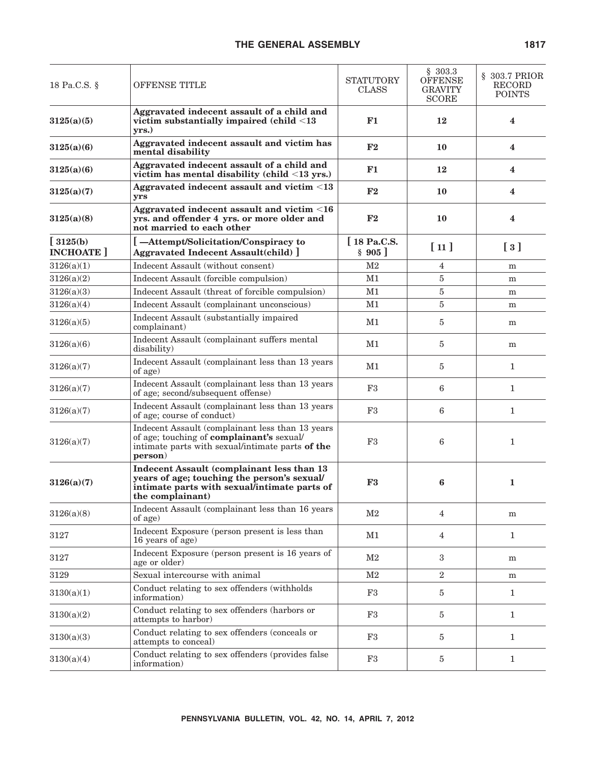| 18 Pa.C.S. § | OFFENSE TITLE | STATUTORY CLASS | § 303.3 OFFENSE GRAVITY SCORE | § 303.7 PRIOR RECORD POINTS |
|---|---|---|---|---|
| **3125(a)(5)** | **Aggravated indecent assault of a child and victim substantially impaired (child <13 yrs.)** | **F1** | **12** | **4** |
| **3125(a)(6)** | **Aggravated indecent assault and victim has mental disability** | **F2** | **10** | **4** |
| **3125(a)(6)** | **Aggravated indecent assault of a child and victim has mental disability (child <13 yrs.)** | **F1** | **12** | **4** |
| **3125(a)(7)** | **Aggravated indecent assault and victim <13 yrs** | **F2** | **10** | **4** |
| **3125(a)(8)** | **Aggravated indecent assault and victim <16 yrs. and offender 4 yrs. or more older and not married to each other** | **F2** | **10** | **4** |
| **[ 3125(b) INCHOATE ]** | **[ —Attempt/Solicitation/Conspiracy to Aggravated Indecent Assault(child) ]** | **[ 18 Pa.C.S. § 905 ]** | **[ 11 ]** | **[ 3 ]** |
| 3126(a)(1) | Indecent Assault (without consent) | M2 | 4 | m |
| 3126(a)(2) | Indecent Assault (forcible compulsion) | M1 | 5 | m |
| 3126(a)(3) | Indecent Assault (threat of forcible compulsion) | M1 | 5 | m |
| 3126(a)(4) | Indecent Assault (complainant unconscious) | M1 | 5 | m |
| 3126(a)(5) | Indecent Assault (substantially impaired complainant) | M1 | 5 | m |
| 3126(a)(6) | Indecent Assault (complainant suffers mental disability) | M1 | 5 | m |
| 3126(a)(7) | Indecent Assault (complainant less than 13 years of age) | M1 | 5 | 1 |
| 3126(a)(7) | Indecent Assault (complainant less than 13 years of age; second/subsequent offense) | F3 | 6 | 1 |
| 3126(a)(7) | Indecent Assault (complainant less than 13 years of age; course of conduct) | F3 | 6 | 1 |
| 3126(a)(7) | Indecent Assault (complainant less than 13 years of age; touching of **complainant's** sexual/intimate parts with sexual/intimate parts **of the person**) | F3 | 6 | 1 |
| **3126(a)(7)** | **Indecent Assault (complainant less than 13 years of age; touching the person's sexual/intimate parts with sexual/intimate parts of the complainant)** | **F3** | **6** | **1** |
| 3126(a)(8) | Indecent Assault (complainant less than 16 years of age) | M2 | 4 | m |
| 3127 | Indecent Exposure (person present is less than 16 years of age) | M1 | 4 | 1 |
| 3127 | Indecent Exposure (person present is 16 years of age or older) | M2 | 3 | m |
| 3129 | Sexual intercourse with animal | M2 | 2 | m |
| 3130(a)(1) | Conduct relating to sex offenders (withholds information) | F3 | 5 | 1 |
| 3130(a)(2) | Conduct relating to sex offenders (harbors or attempts to harbor) | F3 | 5 | 1 |
| 3130(a)(3) | Conduct relating to sex offenders (conceals or attempts to conceal) | F3 | 5 | 1 |
| 3130(a)(4) | Conduct relating to sex offenders (provides false information) | F3 | 5 | 1 |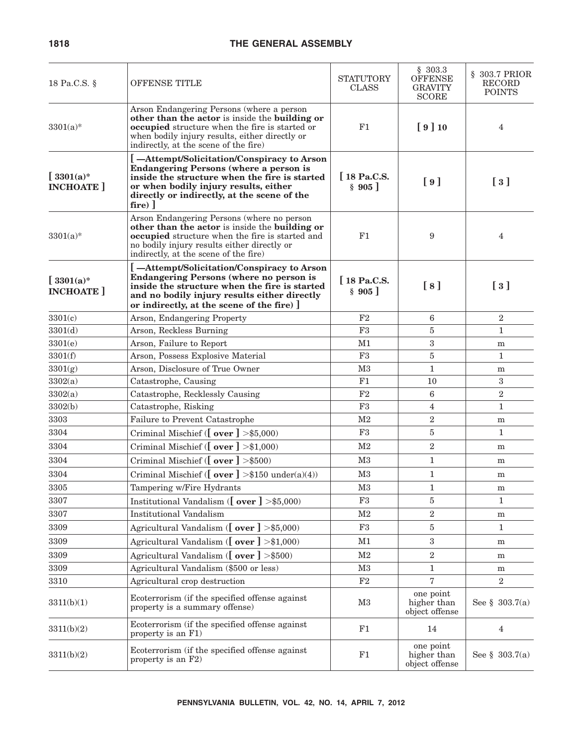| 18 Pa.C.S. § | OFFENSE TITLE | STATUTORY CLASS | § 303.3 OFFENSE GRAVITY SCORE | § 303.7 PRIOR RECORD POINTS |
|---|---|---|---|---|
| 3301(a)* | Arson Endangering Persons (where a person **other than the actor** is inside the **building or occupied** structure when the fire is started or when bodily injury results, either directly or indirectly, at the scene of the fire) | F1 | **[ 9 ] 10** | 4 |
| **[ 3301(a)* INCHOATE ]** | **[ —Attempt/Solicitation/Conspiracy to Arson Endangering Persons (where a person is inside the structure when the fire is started or when bodily injury results, either directly or indirectly, at the scene of the fire) ]** | **[ 18 Pa.C.S. § 905 ]** | **[ 9 ]** | **[ 3 ]** |
| 3301(a)* | Arson Endangering Persons (where no person **other than the actor** is inside the **building or occupied** structure when the fire is started and no bodily injury results either directly or indirectly, at the scene of the fire) | F1 | 9 | 4 |
| **[ 3301(a)* INCHOATE ]** | **[ —Attempt/Solicitation/Conspiracy to Arson Endangering Persons (where no person is inside the structure when the fire is started and no bodily injury results either directly or indirectly, at the scene of the fire) ]** | **[ 18 Pa.C.S. § 905 ]** | **[ 8 ]** | **[ 3 ]** |
| 3301(c) | Arson, Endangering Property | F2 | 6 | 2 |
| 3301(d) | Arson, Reckless Burning | F3 | 5 | 1 |
| 3301(e) | Arson, Failure to Report | M1 | 3 | m |
| 3301(f) | Arson, Possess Explosive Material | F3 | 5 | 1 |
| 3301(g) | Arson, Disclosure of True Owner | M3 | 1 | m |
| 3302(a) | Catastrophe, Causing | F1 | 10 | 3 |
| 3302(a) | Catastrophe, Recklessly Causing | F2 | 6 | 2 |
| 3302(b) | Catastrophe, Risking | F3 | 4 | 1 |
| 3303 | Failure to Prevent Catastrophe | M2 | 2 | m |
| 3304 | Criminal Mischief (**[ over ]** >$5,000) | F3 | 5 | 1 |
| 3304 | Criminal Mischief (**[ over ]** >$1,000) | M2 | 2 | m |
| 3304 | Criminal Mischief (**[ over ]** >$500) | M3 | 1 | m |
| 3304 | Criminal Mischief (**[ over ]** >$150 under(a)(4)) | M3 | 1 | m |
| 3305 | Tampering w/Fire Hydrants | M3 | 1 | m |
| 3307 | Institutional Vandalism (**[ over ]** >$5,000) | F3 | 5 | 1 |
| 3307 | Institutional Vandalism | M2 | 2 | m |
| 3309 | Agricultural Vandalism (**[ over ]** >$5,000) | F3 | 5 | 1 |
| 3309 | Agricultural Vandalism (**[ over ]** >$1,000) | M1 | 3 | m |
| 3309 | Agricultural Vandalism (**[ over ]** >$500) | M2 | 2 | m |
| 3309 | Agricultural Vandalism ($500 or less) | M3 | 1 | m |
| 3310 | Agricultural crop destruction | F2 | 7 | 2 |
| 3311(b)(1) | Ecoterrorism (if the specified offense against property is a summary offense) | M3 | one point higher than object offense | See § 303.7(a) |
| 3311(b)(2) | Ecoterrorism (if the specified offense against property is an F1) | F1 | 14 | 4 |
| 3311(b)(2) | Ecoterrorism (if the specified offense against property is an F2) | F1 | one point higher than object offense | See § 303.7(a) |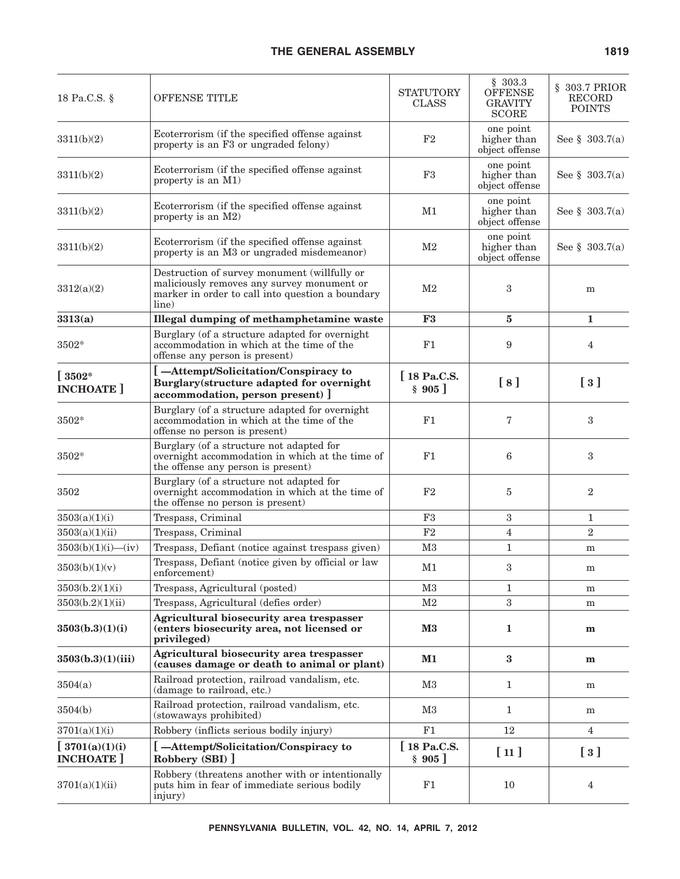| 18 Pa.C.S. § | OFFENSE TITLE | STATUTORY CLASS | § 303.3 OFFENSE GRAVITY SCORE | § 303.7 PRIOR RECORD POINTS |
|---|---|---|---|---|
| 3311(b)(2) | Ecoterrorism (if the specified offense against property is an F3 or ungraded felony) | F2 | one point higher than object offense | See § 303.7(a) |
| 3311(b)(2) | Ecoterrorism (if the specified offense against property is an M1) | F3 | one point higher than object offense | See § 303.7(a) |
| 3311(b)(2) | Ecoterrorism (if the specified offense against property is an M2) | M1 | one point higher than object offense | See § 303.7(a) |
| 3311(b)(2) | Ecoterrorism (if the specified offense against property is an M3 or ungraded misdemeanor) | M2 | one point higher than object offense | See § 303.7(a) |
| 3312(a)(2) | Destruction of survey monument (willfully or maliciously removes any survey monument or marker in order to call into question a boundary line) | M2 | 3 | m |
| **3313(a)** | **Illegal dumping of methamphetamine waste** | **F3** | **5** | **1** |
| 3502* | Burglary (of a structure adapted for overnight accommodation in which at the time of the offense any person is present) | F1 | 9 | 4 |
| **[ 3502* INCHOATE ]** | **[ —Attempt/Solicitation/Conspiracy to Burglary(structure adapted for overnight accommodation, person present) ]** | **[ 18 Pa.C.S. § 905 ]** | **[ 8 ]** | **[ 3 ]** |
| 3502* | Burglary (of a structure adapted for overnight accommodation in which at the time of the offense no person is present) | F1 | 7 | 3 |
| 3502* | Burglary (of a structure not adapted for overnight accommodation in which at the time of the offense any person is present) | F1 | 6 | 3 |
| 3502 | Burglary (of a structure not adapted for overnight accommodation in which at the time of the offense no person is present) | F2 | 5 | 2 |
| 3503(a)(1)(i) | Trespass, Criminal | F3 | 3 | 1 |
| 3503(a)(1)(ii) | Trespass, Criminal | F2 | 4 | 2 |
| 3503(b)(1)(i)—(iv) | Trespass, Defiant (notice against trespass given) | M3 | 1 | m |
| 3503(b)(1)(v) | Trespass, Defiant (notice given by official or law enforcement) | M1 | 3 | m |
| 3503(b.2)(1)(i) | Trespass, Agricultural (posted) | M3 | 1 | m |
| 3503(b.2)(1)(ii) | Trespass, Agricultural (defies order) | M2 | 3 | m |
| **3503(b.3)(1)(i)** | **Agricultural biosecurity area trespasser (enters biosecurity area, not licensed or privileged)** | **M3** | **1** | **m** |
| **3503(b.3)(1)(iii)** | **Agricultural biosecurity area trespasser (causes damage or death to animal or plant)** | **M1** | **3** | **m** |
| 3504(a) | Railroad protection, railroad vandalism, etc. (damage to railroad, etc.) | M3 | 1 | m |
| 3504(b) | Railroad protection, railroad vandalism, etc. (stowaways prohibited) | M3 | 1 | m |
| 3701(a)(1)(i) | Robbery (inflicts serious bodily injury) | F1 | 12 | 4 |
| **[ 3701(a)(1)(i) INCHOATE ]** | **[ —Attempt/Solicitation/Conspiracy to Robbery (SBI) ]** | **[ 18 Pa.C.S. § 905 ]** | **[ 11 ]** | **[ 3 ]** |
| 3701(a)(1)(ii) | Robbery (threatens another with or intentionally puts him in fear of immediate serious bodily injury) | F1 | 10 | 4 |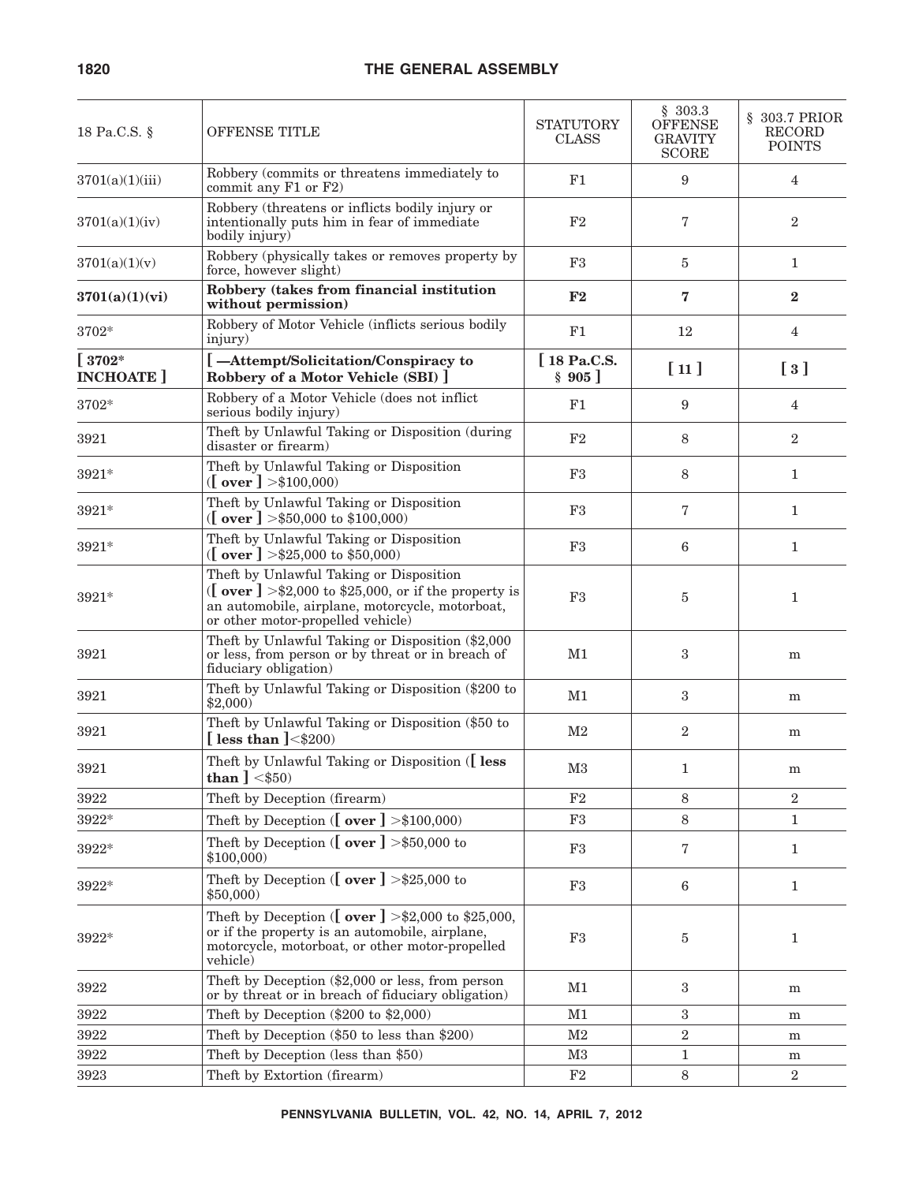| 18 Pa.C.S. § | OFFENSE TITLE | STATUTORY CLASS | § 303.3 OFFENSE GRAVITY SCORE | § 303.7 PRIOR RECORD POINTS |
|---|---|---|---|---|
| 3701(a)(1)(iii) | Robbery (commits or threatens immediately to commit any F1 or F2) | F1 | 9 | 4 |
| 3701(a)(1)(iv) | Robbery (threatens or inflicts bodily injury or intentionally puts him in fear of immediate bodily injury) | F2 | 7 | 2 |
| 3701(a)(1)(v) | Robbery (physically takes or removes property by force, however slight) | F3 | 5 | 1 |
| **3701(a)(1)(vi)** | **Robbery (takes from financial institution without permission)** | **F2** | **7** | **2** |
| 3702* | Robbery of Motor Vehicle (inflicts serious bodily injury) | F1 | 12 | 4 |
| **[ 3702* INCHOATE ]** | **[ —Attempt/Solicitation/Conspiracy to Robbery of a Motor Vehicle (SBI) ]** | **[ 18 Pa.C.S. § 905 ]** | **[ 11 ]** | **[ 3 ]** |
| 3702* | Robbery of a Motor Vehicle (does not inflict serious bodily injury) | F1 | 9 | 4 |
| 3921 | Theft by Unlawful Taking or Disposition (during disaster or firearm) | F2 | 8 | 2 |
| 3921* | Theft by Unlawful Taking or Disposition (**[ over ]** >$100,000) | F3 | 8 | 1 |
| 3921* | Theft by Unlawful Taking or Disposition (**[ over ]** >$50,000 to $100,000) | F3 | 7 | 1 |
| 3921* | Theft by Unlawful Taking or Disposition (**[ over ]** >$25,000 to $50,000) | F3 | 6 | 1 |
| 3921* | Theft by Unlawful Taking or Disposition (**[ over ]** >$2,000 to $25,000, or if the property is an automobile, airplane, motorcycle, motorboat, or other motor-propelled vehicle) | F3 | 5 | 1 |
| 3921 | Theft by Unlawful Taking or Disposition ($2,000 or less, from person or by threat or in breach of fiduciary obligation) | M1 | 3 | m |
| 3921 | Theft by Unlawful Taking or Disposition ($200 to $2,000) | M1 | 3 | m |
| 3921 | Theft by Unlawful Taking or Disposition ($50 to **[ less than ]**<$200) | M2 | 2 | m |
| 3921 | Theft by Unlawful Taking or Disposition (**[ less than ]** <$50) | M3 | 1 | m |
| 3922 | Theft by Deception (firearm) | F2 | 8 | 2 |
| 3922* | Theft by Deception (**[ over ]** >$100,000) | F3 | 8 | 1 |
| 3922* | Theft by Deception (**[ over ]** >$50,000 to $100,000) | F3 | 7 | 1 |
| 3922* | Theft by Deception (**[ over ]** >$25,000 to $50,000) | F3 | 6 | 1 |
| 3922* | Theft by Deception (**[ over ]** >$2,000 to $25,000, or if the property is an automobile, airplane, motorcycle, motorboat, or other motor-propelled vehicle) | F3 | 5 | 1 |
| 3922 | Theft by Deception ($2,000 or less, from person or by threat or in breach of fiduciary obligation) | M1 | 3 | m |
| 3922 | Theft by Deception ($200 to $2,000) | M1 | 3 | m |
| 3922 | Theft by Deception ($50 to less than $200) | M2 | 2 | m |
| 3922 | Theft by Deception (less than $50) | M3 | 1 | m |
| 3923 | Theft by Extortion (firearm) | F2 | 8 | 2 |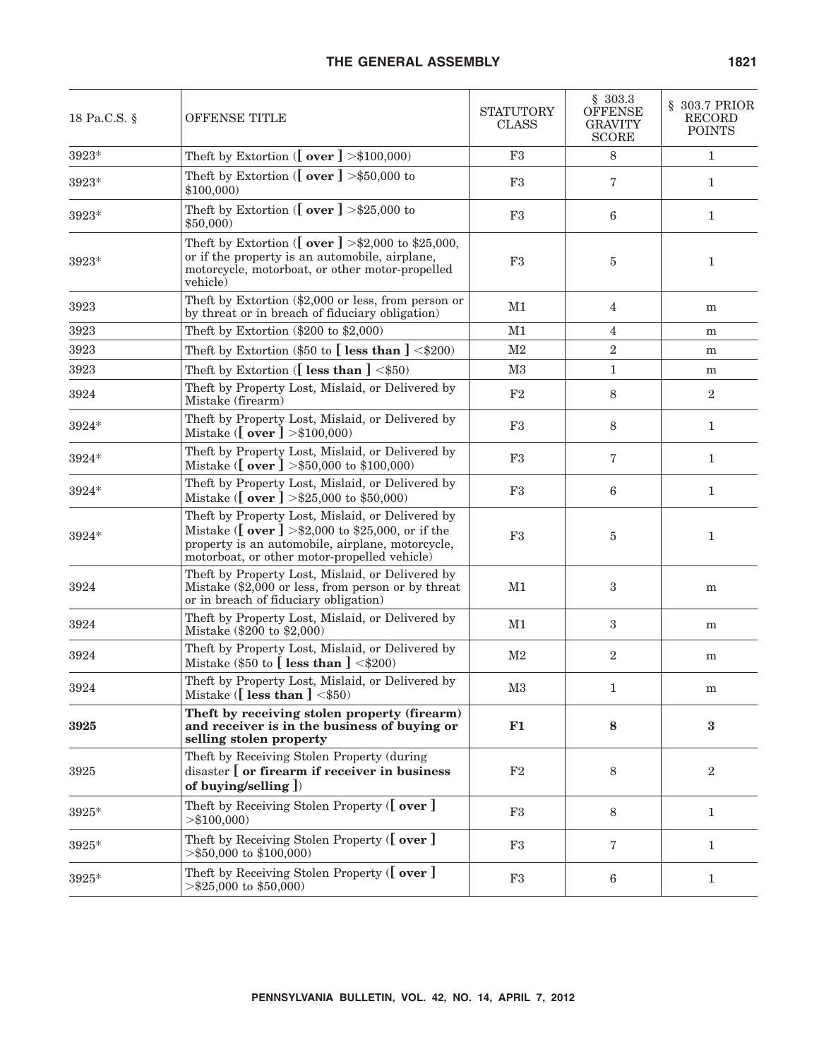| 18 Pa.C.S. § | OFFENSE TITLE | STATUTORY CLASS | § 303.3 OFFENSE GRAVITY SCORE | § 303.7 PRIOR RECORD POINTS |
|---|---|---|---|---|
| 3923* | Theft by Extortion (**[ over ]** >$100,000) | F3 | 8 | 1 |
| 3923* | Theft by Extortion (**[ over ]** >$50,000 to $100,000) | F3 | 7 | 1 |
| 3923* | Theft by Extortion (**[ over ]** >$25,000 to $50,000) | F3 | 6 | 1 |
| 3923* | Theft by Extortion (**[ over ]** >$2,000 to $25,000, or if the property is an automobile, airplane, motorcycle, motorboat, or other motor-propelled vehicle) | F3 | 5 | 1 |
| 3923 | Theft by Extortion ($2,000 or less, from person or by threat or in breach of fiduciary obligation) | M1 | 4 | m |
| 3923 | Theft by Extortion ($200 to $2,000) | M1 | 4 | m |
| 3923 | Theft by Extortion ($50 to **[ less than ]** <$200) | M2 | 2 | m |
| 3923 | Theft by Extortion (**[ less than ]** <$50) | M3 | 1 | m |
| 3924 | Theft by Property Lost, Mislaid, or Delivered by Mistake (firearm) | F2 | 8 | 2 |
| 3924* | Theft by Property Lost, Mislaid, or Delivered by Mistake (**[ over ]** >$100,000) | F3 | 8 | 1 |
| 3924* | Theft by Property Lost, Mislaid, or Delivered by Mistake (**[ over ]** >$50,000 to $100,000) | F3 | 7 | 1 |
| 3924* | Theft by Property Lost, Mislaid, or Delivered by Mistake (**[ over ]** >$25,000 to $50,000) | F3 | 6 | 1 |
| 3924* | Theft by Property Lost, Mislaid, or Delivered by Mistake (**[ over ]** >$2,000 to $25,000, or if the property is an automobile, airplane, motorcycle, motorboat, or other motor-propelled vehicle) | F3 | 5 | 1 |
| 3924 | Theft by Property Lost, Mislaid, or Delivered by Mistake ($2,000 or less, from person or by threat or in breach of fiduciary obligation) | M1 | 3 | m |
| 3924 | Theft by Property Lost, Mislaid, or Delivered by Mistake ($200 to $2,000) | M1 | 3 | m |
| 3924 | Theft by Property Lost, Mislaid, or Delivered by Mistake ($50 to **[ less than ]** <$200) | M2 | 2 | m |
| 3924 | Theft by Property Lost, Mislaid, or Delivered by Mistake (**[ less than ]** <$50) | M3 | 1 | m |
| **3925** | **Theft by receiving stolen property (firearm) and receiver is in the business of buying or selling stolen property** | **F1** | **8** | **3** |
| 3925 | Theft by Receiving Stolen Property (during disaster **[ or firearm if receiver in business of buying/selling ]**) | F2 | 8 | 2 |
| 3925* | Theft by Receiving Stolen Property (**[ over ]** >$100,000) | F3 | 8 | 1 |
| 3925* | Theft by Receiving Stolen Property (**[ over ]** >$50,000 to $100,000) | F3 | 7 | 1 |
| 3925* | Theft by Receiving Stolen Property (**[ over ]** >$25,000 to $50,000) | F3 | 6 | 1 |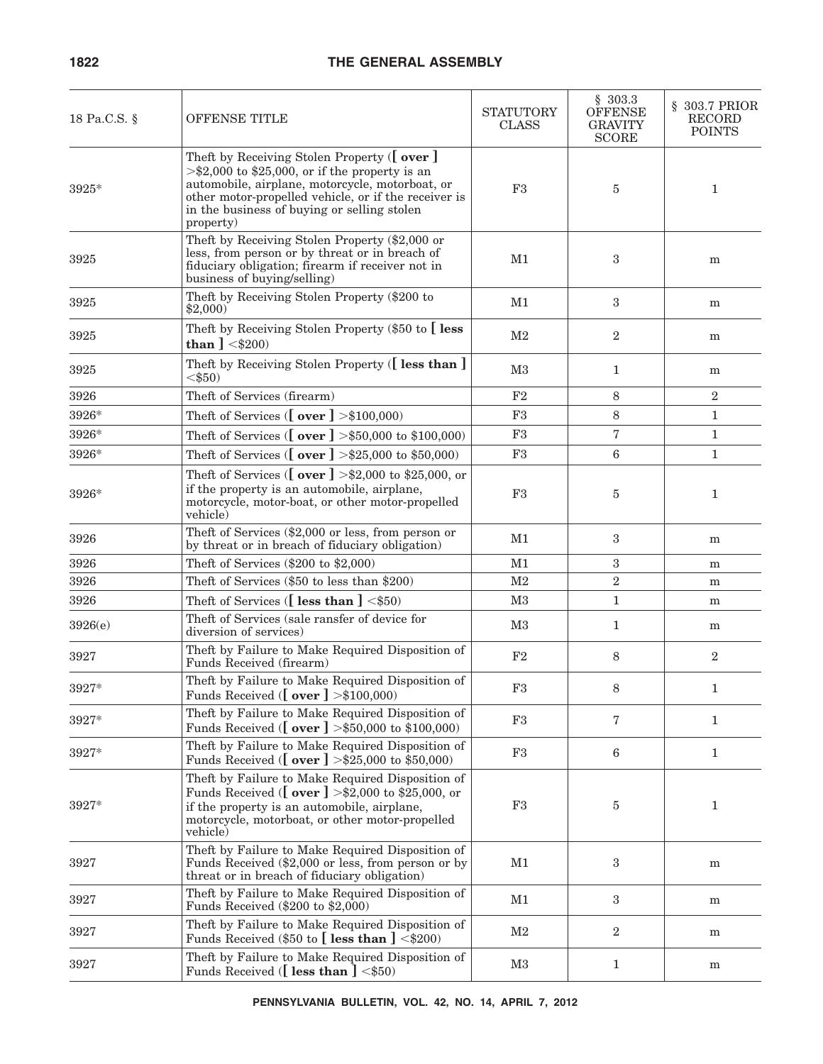| 18 Pa.C.S. § | OFFENSE TITLE | STATUTORY CLASS | § 303.3 OFFENSE GRAVITY SCORE | § 303.7 PRIOR RECORD POINTS |
|---|---|---|---|---|
| 3925* | Theft by Receiving Stolen Property (**[ over ]** >$2,000 to $25,000, or if the property is an automobile, airplane, motorcycle, motorboat, or other motor-propelled vehicle, or if the receiver is in the business of buying or selling stolen property) | F3 | 5 | 1 |
| 3925 | Theft by Receiving Stolen Property ($2,000 or less, from person or by threat or in breach of fiduciary obligation; firearm if receiver not in business of buying/selling) | M1 | 3 | m |
| 3925 | Theft by Receiving Stolen Property ($200 to $2,000) | M1 | 3 | m |
| 3925 | Theft by Receiving Stolen Property ($50 to **[ less than ]** <$200) | M2 | 2 | m |
| 3925 | Theft by Receiving Stolen Property (**[ less than ]** <$50) | M3 | 1 | m |
| 3926 | Theft of Services (firearm) | F2 | 8 | 2 |
| 3926* | Theft of Services (**[ over ]** >$100,000) | F3 | 8 | 1 |
| 3926* | Theft of Services (**[ over ]** >$50,000 to $100,000) | F3 | 7 | 1 |
| 3926* | Theft of Services (**[ over ]** >$25,000 to $50,000) | F3 | 6 | 1 |
| 3926* | Theft of Services (**[ over ]** >$2,000 to $25,000, or if the property is an automobile, airplane, motorcycle, motor-boat, or other motor-propelled vehicle) | F3 | 5 | 1 |
| 3926 | Theft of Services ($2,000 or less, from person or by threat or in breach of fiduciary obligation) | M1 | 3 | m |
| 3926 | Theft of Services ($200 to $2,000) | M1 | 3 | m |
| 3926 | Theft of Services ($50 to less than $200) | M2 | 2 | m |
| 3926 | Theft of Services (**[ less than ]** <$50) | M3 | 1 | m |
| 3926(e) | Theft of Services (sale ransfer of device for diversion of services) | M3 | 1 | m |
| 3927 | Theft by Failure to Make Required Disposition of Funds Received (firearm) | F2 | 8 | 2 |
| 3927* | Theft by Failure to Make Required Disposition of Funds Received (**[ over ]** >$100,000) | F3 | 8 | 1 |
| 3927* | Theft by Failure to Make Required Disposition of Funds Received (**[ over ]** >$50,000 to $100,000) | F3 | 7 | 1 |
| 3927* | Theft by Failure to Make Required Disposition of Funds Received (**[ over ]** >$25,000 to $50,000) | F3 | 6 | 1 |
| 3927* | Theft by Failure to Make Required Disposition of Funds Received (**[ over ]** >$2,000 to $25,000, or if the property is an automobile, airplane, motorcycle, motorboat, or other motor-propelled vehicle) | F3 | 5 | 1 |
| 3927 | Theft by Failure to Make Required Disposition of Funds Received ($2,000 or less, from person or by threat or in breach of fiduciary obligation) | M1 | 3 | m |
| 3927 | Theft by Failure to Make Required Disposition of Funds Received ($200 to $2,000) | M1 | 3 | m |
| 3927 | Theft by Failure to Make Required Disposition of Funds Received ($50 to **[ less than ]** <$200) | M2 | 2 | m |
| 3927 | Theft by Failure to Make Required Disposition of Funds Received (**[ less than ]** <$50) | M3 | 1 | m |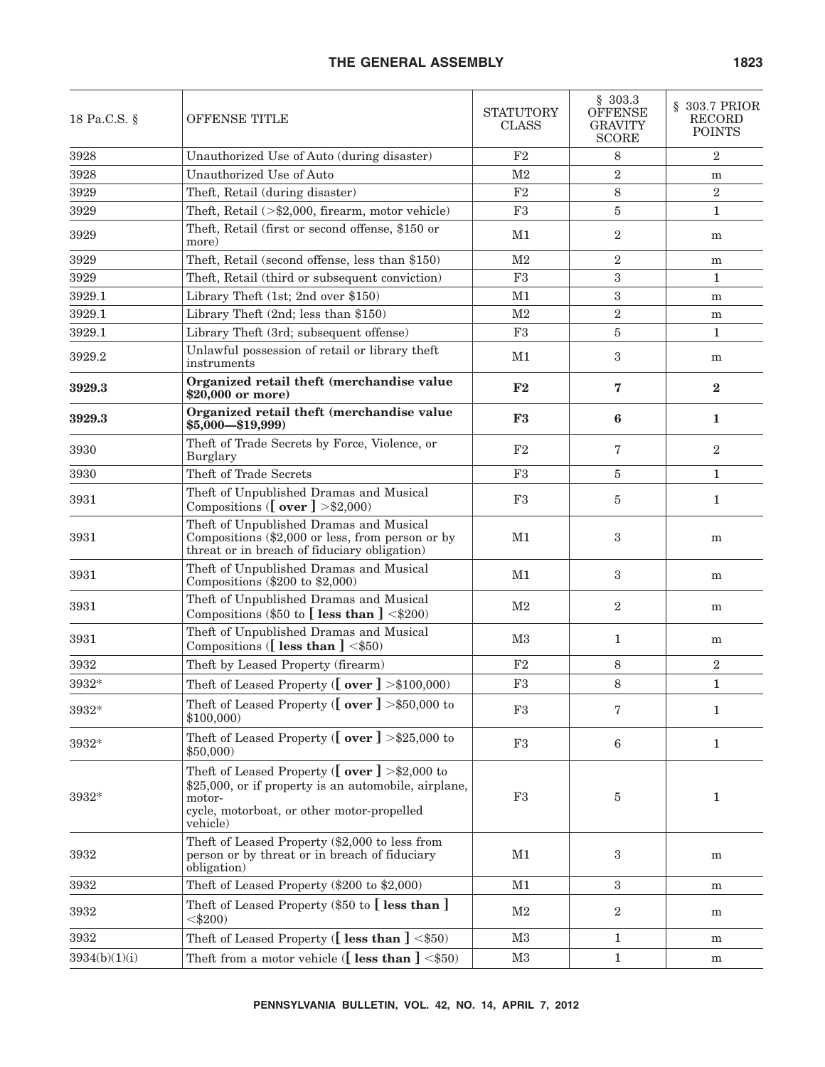| 18 Pa.C.S. § | OFFENSE TITLE | STATUTORY CLASS | § 303.3 OFFENSE GRAVITY SCORE | § 303.7 PRIOR RECORD POINTS |
|---|---|---|---|---|
| 3928 | Unauthorized Use of Auto (during disaster) | F2 | 8 | 2 |
| 3928 | Unauthorized Use of Auto | M2 | 2 | m |
| 3929 | Theft, Retail (during disaster) | F2 | 8 | 2 |
| 3929 | Theft, Retail (>$2,000, firearm, motor vehicle) | F3 | 5 | 1 |
| 3929 | Theft, Retail (first or second offense, $150 or more) | M1 | 2 | m |
| 3929 | Theft, Retail (second offense, less than $150) | M2 | 2 | m |
| 3929 | Theft, Retail (third or subsequent conviction) | F3 | 3 | 1 |
| 3929.1 | Library Theft (1st; 2nd over $150) | M1 | 3 | m |
| 3929.1 | Library Theft (2nd; less than $150) | M2 | 2 | m |
| 3929.1 | Library Theft (3rd; subsequent offense) | F3 | 5 | 1 |
| 3929.2 | Unlawful possession of retail or library theft instruments | M1 | 3 | m |
| **3929.3** | **Organized retail theft (merchandise value $20,000 or more)** | **F2** | **7** | **2** |
| **3929.3** | **Organized retail theft (merchandise value $5,000—$19,999)** | **F3** | **6** | **1** |
| 3930 | Theft of Trade Secrets by Force, Violence, or Burglary | F2 | 7 | 2 |
| 3930 | Theft of Trade Secrets | F3 | 5 | 1 |
| 3931 | Theft of Unpublished Dramas and Musical Compositions (**[ over ]** >$2,000) | F3 | 5 | 1 |
| 3931 | Theft of Unpublished Dramas and Musical Compositions ($2,000 or less, from person or by threat or in breach of fiduciary obligation) | M1 | 3 | m |
| 3931 | Theft of Unpublished Dramas and Musical Compositions ($200 to $2,000) | M1 | 3 | m |
| 3931 | Theft of Unpublished Dramas and Musical Compositions ($50 to **[ less than ]** <$200) | M2 | 2 | m |
| 3931 | Theft of Unpublished Dramas and Musical Compositions (**[ less than ]** <$50) | M3 | 1 | m |
| 3932 | Theft by Leased Property (firearm) | F2 | 8 | 2 |
| 3932* | Theft of Leased Property (**[ over ]** >$100,000) | F3 | 8 | 1 |
| 3932* | Theft of Leased Property (**[ over ]** >$50,000 to $100,000) | F3 | 7 | 1 |
| 3932* | Theft of Leased Property (**[ over ]** >$25,000 to $50,000) | F3 | 6 | 1 |
| 3932* | Theft of Leased Property (**[ over ]** >$2,000 to $25,000, or if property is an automobile, airplane, motor-cycle, motorboat, or other motor-propelled vehicle) | F3 | 5 | 1 |
| 3932 | Theft of Leased Property ($2,000 to less from person or by threat or in breach of fiduciary obligation) | M1 | 3 | m |
| 3932 | Theft of Leased Property ($200 to $2,000) | M1 | 3 | m |
| 3932 | Theft of Leased Property ($50 to **[ less than ]** <$200) | M2 | 2 | m |
| 3932 | Theft of Leased Property (**[ less than ]** <$50) | M3 | 1 | m |
| 3934(b)(1)(i) | Theft from a motor vehicle (**[ less than ]** <$50) | M3 | 1 | m |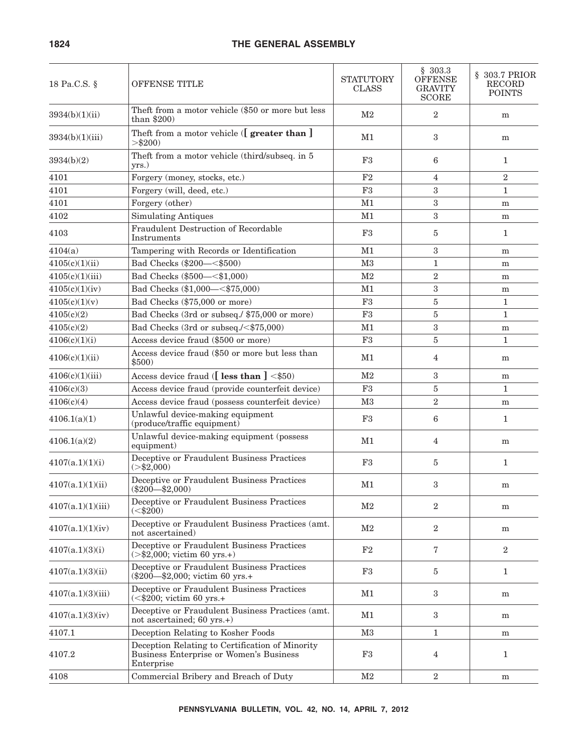| 18 Pa.C.S. § | OFFENSE TITLE | STATUTORY CLASS | § 303.3 OFFENSE GRAVITY SCORE | § 303.7 PRIOR RECORD POINTS |
|---|---|---|---|---|
| 3934(b)(1)(ii) | Theft from a motor vehicle ($50 or more but less than $200) | M2 | 2 | m |
| 3934(b)(1)(iii) | Theft from a motor vehicle (**[ greater than ]** >$200) | M1 | 3 | m |
| 3934(b)(2) | Theft from a motor vehicle (third/subseq. in 5 yrs.) | F3 | 6 | 1 |
| 4101 | Forgery (money, stocks, etc.) | F2 | 4 | 2 |
| 4101 | Forgery (will, deed, etc.) | F3 | 3 | 1 |
| 4101 | Forgery (other) | M1 | 3 | m |
| 4102 | Simulating Antiques | M1 | 3 | m |
| 4103 | Fraudulent Destruction of Recordable Instruments | F3 | 5 | 1 |
| 4104(a) | Tampering with Records or Identification | M1 | 3 | m |
| 4105(c)(1)(ii) | Bad Checks ($200—<$500) | M3 | 1 | m |
| 4105(c)(1)(iii) | Bad Checks ($500—<$1,000) | M2 | 2 | m |
| 4105(c)(1)(iv) | Bad Checks ($1,000—<$75,000) | M1 | 3 | m |
| 4105(c)(1)(v) | Bad Checks ($75,000 or more) | F3 | 5 | 1 |
| 4105(c)(2) | Bad Checks (3rd or subseq./ $75,000 or more) | F3 | 5 | 1 |
| 4105(c)(2) | Bad Checks (3rd or subseq./<$75,000) | M1 | 3 | m |
| 4106(c)(1)(i) | Access device fraud ($500 or more) | F3 | 5 | 1 |
| 4106(c)(1)(ii) | Access device fraud ($50 or more but less than $500) | M1 | 4 | m |
| 4106(c)(1)(iii) | Access device fraud (**[ less than ]** <$50) | M2 | 3 | m |
| 4106(c)(3) | Access device fraud (provide counterfeit device) | F3 | 5 | 1 |
| 4106(c)(4) | Access device fraud (possess counterfeit device) | M3 | 2 | m |
| 4106.1(a)(1) | Unlawful device-making equipment (produce/traffic equipment) | F3 | 6 | 1 |
| 4106.1(a)(2) | Unlawful device-making equipment (possess equipment) | M1 | 4 | m |
| 4107(a.1)(1)(i) | Deceptive or Fraudulent Business Practices (>$2,000) | F3 | 5 | 1 |
| 4107(a.1)(1)(ii) | Deceptive or Fraudulent Business Practices ($200—$2,000) | M1 | 3 | m |
| 4107(a.1)(1)(iii) | Deceptive or Fraudulent Business Practices (<$200) | M2 | 2 | m |
| 4107(a.1)(1)(iv) | Deceptive or Fraudulent Business Practices (amt. not ascertained) | M2 | 2 | m |
| 4107(a.1)(3)(i) | Deceptive or Fraudulent Business Practices (>$2,000; victim 60 yrs.+) | F2 | 7 | 2 |
| 4107(a.1)(3)(ii) | Deceptive or Fraudulent Business Practices ($200—$2,000; victim 60 yrs.+ | F3 | 5 | 1 |
| 4107(a.1)(3)(iii) | Deceptive or Fraudulent Business Practices (<$200; victim 60 yrs.+ | M1 | 3 | m |
| 4107(a.1)(3)(iv) | Deceptive or Fraudulent Business Practices (amt. not ascertained; 60 yrs.+) | M1 | 3 | m |
| 4107.1 | Deception Relating to Kosher Foods | M3 | 1 | m |
| 4107.2 | Deception Relating to Certification of Minority Business Enterprise or Women's Business Enterprise | F3 | 4 | 1 |
| 4108 | Commercial Bribery and Breach of Duty | M2 | 2 | m |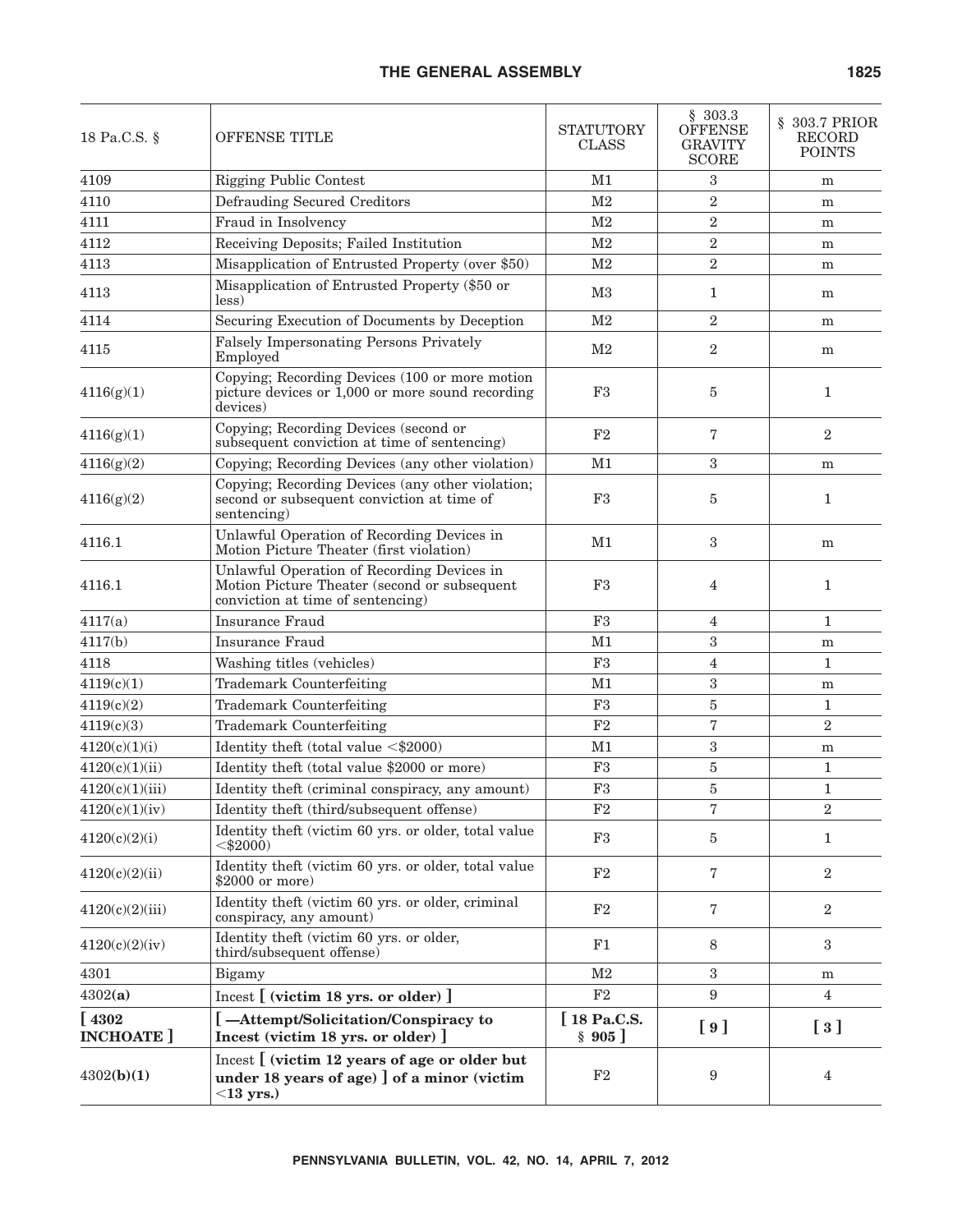| 18 Pa.C.S. § | OFFENSE TITLE | STATUTORY CLASS | § 303.3 OFFENSE GRAVITY SCORE | § 303.7 PRIOR RECORD POINTS |
|---|---|---|---|---|
| 4109 | Rigging Public Contest | M1 | 3 | m |
| 4110 | Defrauding Secured Creditors | M2 | 2 | m |
| 4111 | Fraud in Insolvency | M2 | 2 | m |
| 4112 | Receiving Deposits; Failed Institution | M2 | 2 | m |
| 4113 | Misapplication of Entrusted Property (over $50) | M2 | 2 | m |
| 4113 | Misapplication of Entrusted Property ($50 or less) | M3 | 1 | m |
| 4114 | Securing Execution of Documents by Deception | M2 | 2 | m |
| 4115 | Falsely Impersonating Persons Privately Employed | M2 | 2 | m |
| 4116(g)(1) | Copying; Recording Devices (100 or more motion picture devices or 1,000 or more sound recording devices) | F3 | 5 | 1 |
| 4116(g)(1) | Copying; Recording Devices (second or subsequent conviction at time of sentencing) | F2 | 7 | 2 |
| 4116(g)(2) | Copying; Recording Devices (any other violation) | M1 | 3 | m |
| 4116(g)(2) | Copying; Recording Devices (any other violation; second or subsequent conviction at time of sentencing) | F3 | 5 | 1 |
| 4116.1 | Unlawful Operation of Recording Devices in Motion Picture Theater (first violation) | M1 | 3 | m |
| 4116.1 | Unlawful Operation of Recording Devices in Motion Picture Theater (second or subsequent conviction at time of sentencing) | F3 | 4 | 1 |
| 4117(a) | Insurance Fraud | F3 | 4 | 1 |
| 4117(b) | Insurance Fraud | M1 | 3 | m |
| 4118 | Washing titles (vehicles) | F3 | 4 | 1 |
| 4119(c)(1) | Trademark Counterfeiting | M1 | 3 | m |
| 4119(c)(2) | Trademark Counterfeiting | F3 | 5 | 1 |
| 4119(c)(3) | Trademark Counterfeiting | F2 | 7 | 2 |
| 4120(c)(1)(i) | Identity theft (total value <$2000) | M1 | 3 | m |
| 4120(c)(1)(ii) | Identity theft (total value $2000 or more) | F3 | 5 | 1 |
| 4120(c)(1)(iii) | Identity theft (criminal conspiracy, any amount) | F3 | 5 | 1 |
| 4120(c)(1)(iv) | Identity theft (third/subsequent offense) | F2 | 7 | 2 |
| 4120(c)(2)(i) | Identity theft (victim 60 yrs. or older, total value <$2000) | F3 | 5 | 1 |
| 4120(c)(2)(ii) | Identity theft (victim 60 yrs. or older, total value $2000 or more) | F2 | 7 | 2 |
| 4120(c)(2)(iii) | Identity theft (victim 60 yrs. or older, criminal conspiracy, any amount) | F2 | 7 | 2 |
| 4120(c)(2)(iv) | Identity theft (victim 60 yrs. or older, third/subsequent offense) | F1 | 8 | 3 |
| 4301 | Bigamy | M2 | 3 | m |
| 4302**(a)** | Incest **[ (victim 18 yrs. or older) ]** | F2 | 9 | 4 |
| **[ 4302 INCHOATE ]** | **[ —Attempt/Solicitation/Conspiracy to Incest (victim 18 yrs. or older) ]** | **[ 18 Pa.C.S. § 905 ]** | **[ 9 ]** | **[ 3 ]** |
| 4302**(b)(1)** | Incest **[ (victim 12 years of age or older but under 18 years of age) ] of a minor (victim <13 yrs.)** | F2 | 9 | 4 |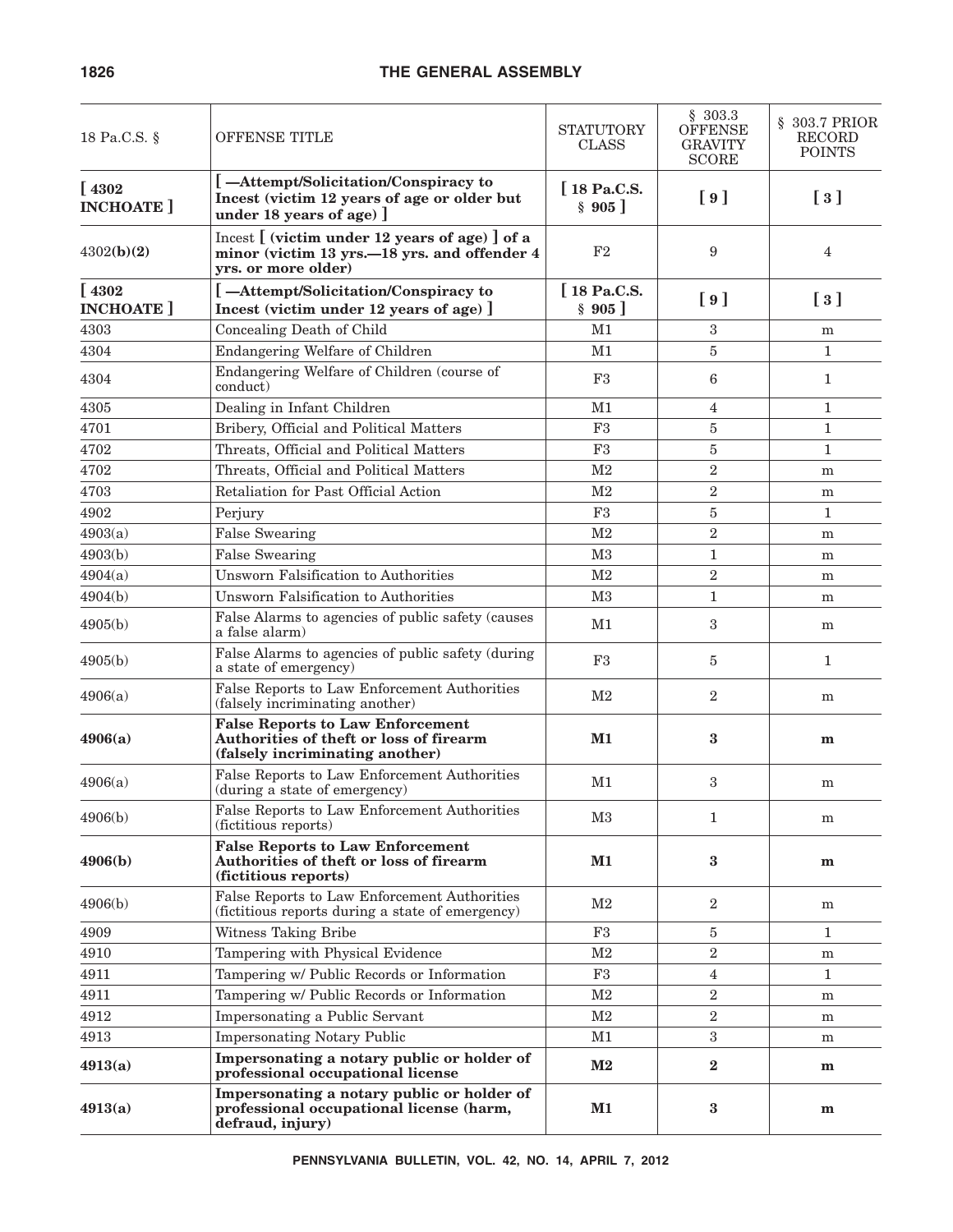| 18 Pa.C.S. § | OFFENSE TITLE | STATUTORY CLASS | § 303.3 OFFENSE GRAVITY SCORE | § 303.7 PRIOR RECORD POINTS |
|---|---|---|---|---|
| **[ 4302 INCHOATE ]** | **[ —Attempt/Solicitation/Conspiracy to Incest (victim 12 years of age or older but under 18 years of age) ]** | **[ 18 Pa.C.S. § 905 ]** | **[ 9 ]** | **[ 3 ]** |
| 4302**(b)(2)** | Incest **[ (victim under 12 years of age) ] of a minor (victim 13 yrs.—18 yrs. and offender 4 yrs. or more older)** | F2 | 9 | 4 |
| **[ 4302 INCHOATE ]** | **[ —Attempt/Solicitation/Conspiracy to Incest (victim under 12 years of age) ]** | **[ 18 Pa.C.S. § 905 ]** | **[ 9 ]** | **[ 3 ]** |
| 4303 | Concealing Death of Child | M1 | 3 | m |
| 4304 | Endangering Welfare of Children | M1 | 5 | 1 |
| 4304 | Endangering Welfare of Children (course of conduct) | F3 | 6 | 1 |
| 4305 | Dealing in Infant Children | M1 | 4 | 1 |
| 4701 | Bribery, Official and Political Matters | F3 | 5 | 1 |
| 4702 | Threats, Official and Political Matters | F3 | 5 | 1 |
| 4702 | Threats, Official and Political Matters | M2 | 2 | m |
| 4703 | Retaliation for Past Official Action | M2 | 2 | m |
| 4902 | Perjury | F3 | 5 | 1 |
| 4903(a) | False Swearing | M2 | 2 | m |
| 4903(b) | False Swearing | M3 | 1 | m |
| 4904(a) | Unsworn Falsification to Authorities | M2 | 2 | m |
| 4904(b) | Unsworn Falsification to Authorities | M3 | 1 | m |
| 4905(b) | False Alarms to agencies of public safety (causes a false alarm) | M1 | 3 | m |
| 4905(b) | False Alarms to agencies of public safety (during a state of emergency) | F3 | 5 | 1 |
| 4906(a) | False Reports to Law Enforcement Authorities (falsely incriminating another) | M2 | 2 | m |
| **4906(a)** | **False Reports to Law Enforcement Authorities of theft or loss of firearm (falsely incriminating another)** | **M1** | **3** | **m** |
| 4906(a) | False Reports to Law Enforcement Authorities (during a state of emergency) | M1 | 3 | m |
| 4906(b) | False Reports to Law Enforcement Authorities (fictitious reports) | M3 | 1 | m |
| **4906(b)** | **False Reports to Law Enforcement Authorities of theft or loss of firearm (fictitious reports)** | **M1** | **3** | **m** |
| 4906(b) | False Reports to Law Enforcement Authorities (fictitious reports during a state of emergency) | M2 | 2 | m |
| 4909 | Witness Taking Bribe | F3 | 5 | 1 |
| 4910 | Tampering with Physical Evidence | M2 | 2 | m |
| 4911 | Tampering w/ Public Records or Information | F3 | 4 | 1 |
| 4911 | Tampering w/ Public Records or Information | M2 | 2 | m |
| 4912 | Impersonating a Public Servant | M2 | 2 | m |
| 4913 | Impersonating Notary Public | M1 | 3 | m |
| **4913(a)** | **Impersonating a notary public or holder of professional occupational license** | **M2** | **2** | **m** |
| **4913(a)** | **Impersonating a notary public or holder of professional occupational license (harm, defraud, injury)** | **M1** | **3** | **m** |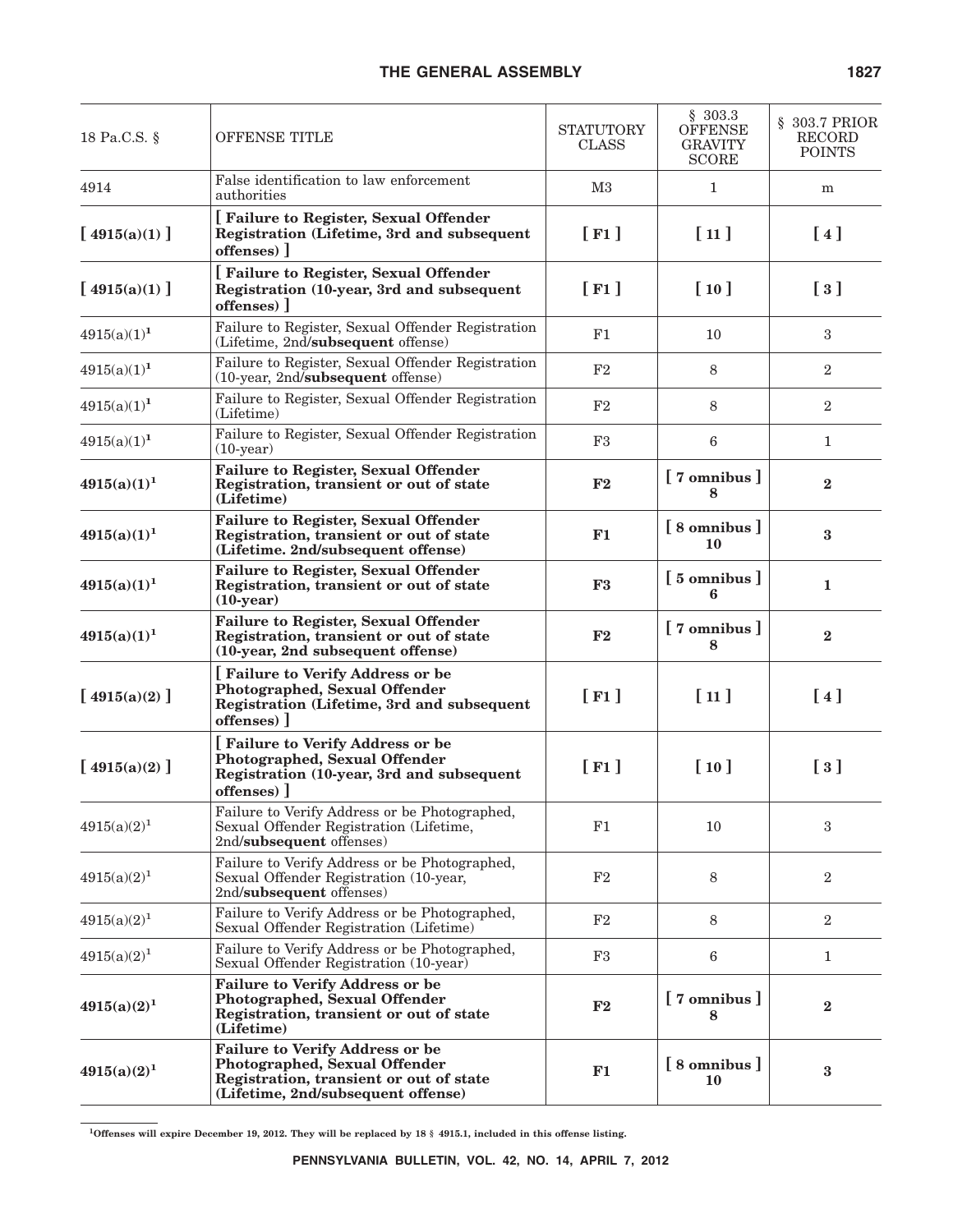| 18 Pa.C.S. § | OFFENSE TITLE | STATUTORY CLASS | § 303.3 OFFENSE GRAVITY SCORE | § 303.7 PRIOR RECORD POINTS |
|---|---|---|---|---|
| 4914 | False identification to law enforcement authorities | M3 | 1 | m |
| **[ 4915(a)(1) ]** | **[ Failure to Register, Sexual Offender Registration (Lifetime, 3rd and subsequent offenses) ]** | **[ F1 ]** | **[ 11 ]** | **[ 4 ]** |
| **[ 4915(a)(1) ]** | **[ Failure to Register, Sexual Offender Registration (10-year, 3rd and subsequent offenses) ]** | **[ F1 ]** | **[ 10 ]** | **[ 3 ]** |
| 4915(a)(1)[1] | Failure to Register, Sexual Offender Registration (Lifetime, 2nd/**subsequent** offense) | F1 | 10 | 3 |
| 4915(a)(1)[1] | Failure to Register, Sexual Offender Registration (10-year, 2nd/**subsequent** offense) | F2 | 8 | 2 |
| 4915(a)(1)[1] | Failure to Register, Sexual Offender Registration (Lifetime) | F2 | 8 | 2 |
| 4915(a)(1)[1] | Failure to Register, Sexual Offender Registration (10-year) | F3 | 6 | 1 |
| **4915(a)(1)[1]** | **Failure to Register, Sexual Offender Registration, transient or out of state (Lifetime)** | **F2** | **[ 7 omnibus ] 8** | **2** |
| **4915(a)(1)[1]** | **Failure to Register, Sexual Offender Registration, transient or out of state (Lifetime. 2nd/subsequent offense)** | **F1** | **[ 8 omnibus ] 10** | **3** |
| **4915(a)(1)[1]** | **Failure to Register, Sexual Offender Registration, transient or out of state (10-year)** | **F3** | **[ 5 omnibus ] 6** | **1** |
| **4915(a)(1)[1]** | **Failure to Register, Sexual Offender Registration, transient or out of state (10-year, 2nd subsequent offense)** | **F2** | **[ 7 omnibus ] 8** | **2** |
| **[ 4915(a)(2) ]** | **[ Failure to Verify Address or be Photographed, Sexual Offender Registration (Lifetime, 3rd and subsequent offenses) ]** | **[ F1 ]** | **[ 11 ]** | **[ 4 ]** |
| **[ 4915(a)(2) ]** | **[ Failure to Verify Address or be Photographed, Sexual Offender Registration (10-year, 3rd and subsequent offenses) ]** | **[ F1 ]** | **[ 10 ]** | **[ 3 ]** |
| 4915(a)(2)[1] | Failure to Verify Address or be Photographed, Sexual Offender Registration (Lifetime, 2nd/**subsequent** offenses) | F1 | 10 | 3 |
| 4915(a)(2)[1] | Failure to Verify Address or be Photographed, Sexual Offender Registration (10-year, 2nd/**subsequent** offenses) | F2 | 8 | 2 |
| 4915(a)(2)[1] | Failure to Verify Address or be Photographed, Sexual Offender Registration (Lifetime) | F2 | 8 | 2 |
| 4915(a)(2)[1] | Failure to Verify Address or be Photographed, Sexual Offender Registration (10-year) | F3 | 6 | 1 |
| **4915(a)(2)[1]** | **Failure to Verify Address or be Photographed, Sexual Offender Registration, transient or out of state (Lifetime)** | **F2** | **[ 7 omnibus ] 8** | **2** |
| **4915(a)(2)[1]** | **Failure to Verify Address or be Photographed, Sexual Offender Registration, transient or out of state (Lifetime, 2nd/subsequent offense)** | **F1** | **[ 8 omnibus ] 10** | **3** |

**[1]Offenses will expire December 19, 2012. They will be replaced by 18 § 4915.1, included in this offense listing.**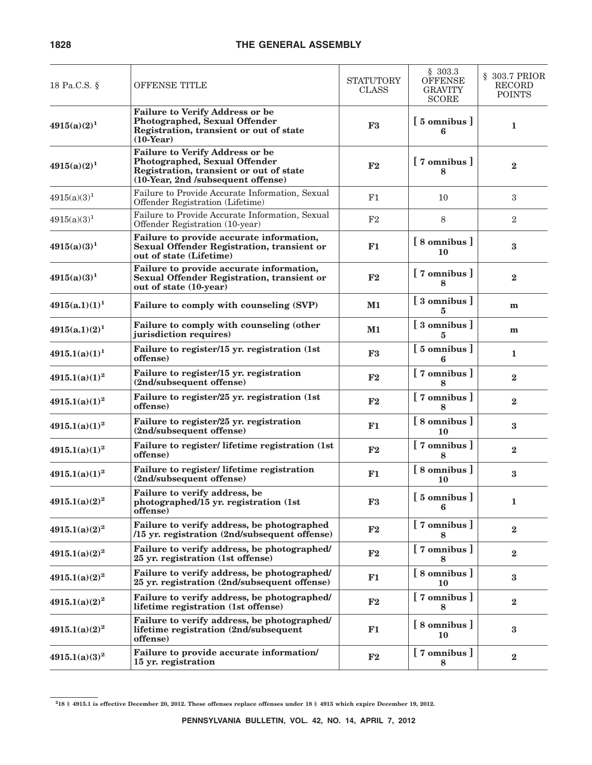| 18 Pa.C.S. § | OFFENSE TITLE | STATUTORY CLASS | § 303.3 OFFENSE GRAVITY SCORE | § 303.7 PRIOR RECORD POINTS |
| --- | --- | --- | --- | --- |
| **4915(a)(2)[1]** | **Failure to Verify Address or be Photographed, Sexual Offender Registration, transient or out of state (10-Year)** | **F3** | **[ 5 omnibus ] 6** | **1** |
| **4915(a)(2)[1]** | **Failure to Verify Address or be Photographed, Sexual Offender Registration, transient or out of state (10-Year, 2nd /subsequent offense)** | **F2** | **[ 7 omnibus ] 8** | **2** |
| 4915(a)(3)[1] | Failure to Provide Accurate Information, Sexual Offender Registration (Lifetime) | F1 | 10 | 3 |
| 4915(a)(3)[1] | Failure to Provide Accurate Information, Sexual Offender Registration (10-year) | F2 | 8 | 2 |
| **4915(a)(3)[1]** | **Failure to provide accurate information, Sexual Offender Registration, transient or out of state (Lifetime)** | **F1** | **[ 8 omnibus ] 10** | **3** |
| **4915(a)(3)[1]** | **Failure to provide accurate information, Sexual Offender Registration, transient or out of state (10-year)** | **F2** | **[ 7 omnibus ] 8** | **2** |
| **4915(a.1)(1)[1]** | **Failure to comply with counseling (SVP)** | **M1** | **[ 3 omnibus ] 5** | **m** |
| **4915(a.1)(2)[1]** | **Failure to comply with counseling (other jurisdiction requires)** | **M1** | **[ 3 omnibus ] 5** | **m** |
| **4915.1(a)(1)[1]** | **Failure to register/15 yr. registration (1st offense)** | **F3** | **[ 5 omnibus ] 6** | **1** |
| **4915.1(a)(1)[2]** | **Failure to register/15 yr. registration (2nd/subsequent offense)** | **F2** | **[ 7 omnibus ] 8** | **2** |
| **4915.1(a)(1)[2]** | **Failure to register/25 yr. registration (1st offense)** | **F2** | **[ 7 omnibus ] 8** | **2** |
| **4915.1(a)(1)[2]** | **Failure to register/25 yr. registration (2nd/subsequent offense)** | **F1** | **[ 8 omnibus ] 10** | **3** |
| **4915.1(a)(1)[2]** | **Failure to register/ lifetime registration (1st offense)** | **F2** | **[ 7 omnibus ] 8** | **2** |
| **4915.1(a)(1)[2]** | **Failure to register/ lifetime registration (2nd/subsequent offense)** | **F1** | **[ 8 omnibus ] 10** | **3** |
| **4915.1(a)(2)[2]** | **Failure to verify address, be photographed/15 yr. registration (1st offense)** | **F3** | **[ 5 omnibus ] 6** | **1** |
| **4915.1(a)(2)[2]** | **Failure to verify address, be photographed /15 yr. registration (2nd/subsequent offense)** | **F2** | **[ 7 omnibus ] 8** | **2** |
| **4915.1(a)(2)[2]** | **Failure to verify address, be photographed/ 25 yr. registration (1st offense)** | **F2** | **[ 7 omnibus ] 8** | **2** |
| **4915.1(a)(2)[2]** | **Failure to verify address, be photographed/ 25 yr. registration (2nd/subsequent offense)** | **F1** | **[ 8 omnibus ] 10** | **3** |
| **4915.1(a)(2)[2]** | **Failure to verify address, be photographed/ lifetime registration (1st offense)** | **F2** | **[ 7 omnibus ] 8** | **2** |
| **4915.1(a)(2)[2]** | **Failure to verify address, be photographed/ lifetime registration (2nd/subsequent offense)** | **F1** | **[ 8 omnibus ] 10** | **3** |
| **4915.1(a)(3)[2]** | **Failure to provide accurate information/ 15 yr. registration** | **F2** | **[ 7 omnibus ] 8** | **2** |

**[2]18 § 4915.1 is effective December 20, 2012. These offenses replace offenses under 18 § 4915 which expire December 19, 2012.**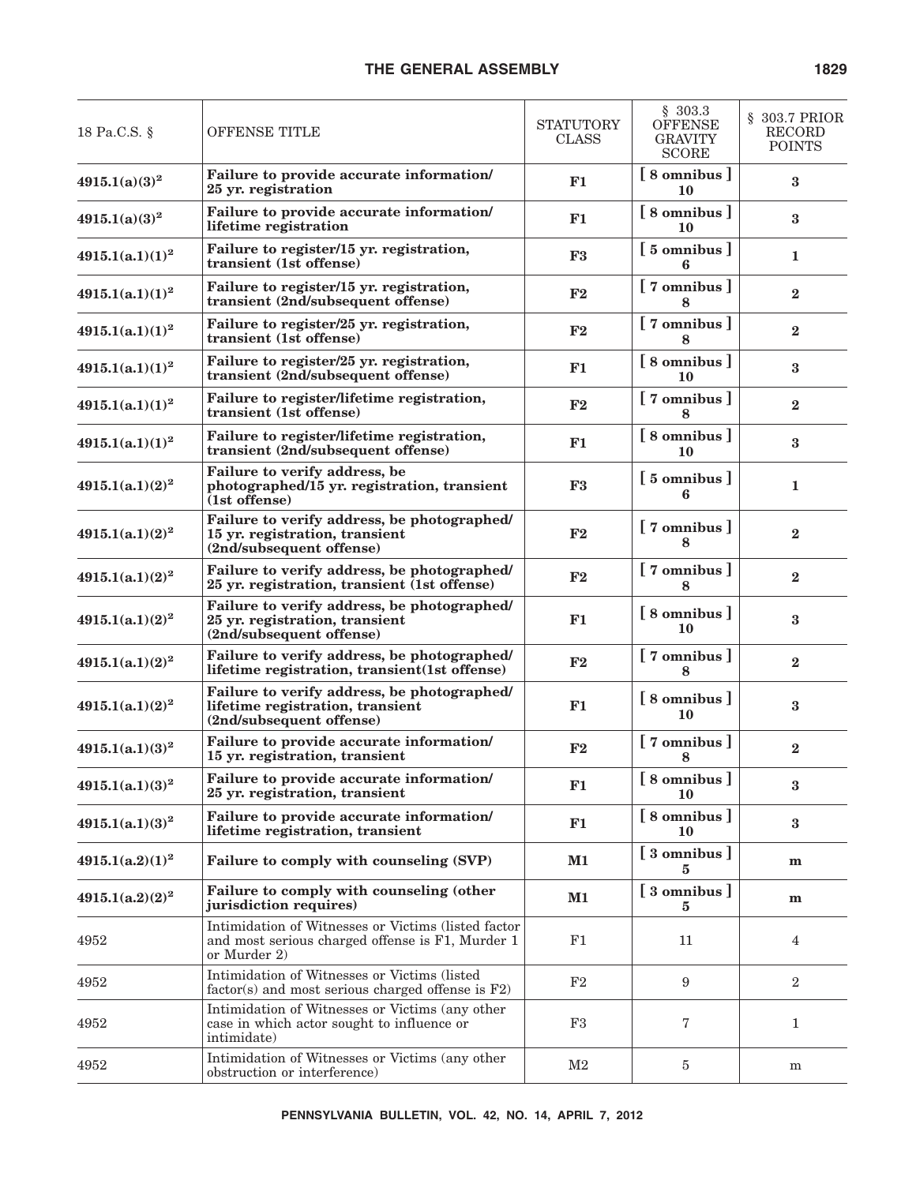| 18 Pa.C.S. § | OFFENSE TITLE | STATUTORY CLASS | § 303.3 OFFENSE GRAVITY SCORE | § 303.7 PRIOR RECORD POINTS |
|---|---|---|---|---|
| **4915.1(a)(3)[2]** | **Failure to provide accurate information/ 25 yr. registration** | **F1** | **[ 8 omnibus ] 10** | **3** |
| **4915.1(a)(3)[2]** | **Failure to provide accurate information/ lifetime registration** | **F1** | **[ 8 omnibus ] 10** | **3** |
| **4915.1(a.1)(1)[2]** | **Failure to register/15 yr. registration, transient (1st offense)** | **F3** | **[ 5 omnibus ] 6** | **1** |
| **4915.1(a.1)(1)[2]** | **Failure to register/15 yr. registration, transient (2nd/subsequent offense)** | **F2** | **[ 7 omnibus ] 8** | **2** |
| **4915.1(a.1)(1)[2]** | **Failure to register/25 yr. registration, transient (1st offense)** | **F2** | **[ 7 omnibus ] 8** | **2** |
| **4915.1(a.1)(1)[2]** | **Failure to register/25 yr. registration, transient (2nd/subsequent offense)** | **F1** | **[ 8 omnibus ] 10** | **3** |
| **4915.1(a.1)(1)[2]** | **Failure to register/lifetime registration, transient (1st offense)** | **F2** | **[ 7 omnibus ] 8** | **2** |
| **4915.1(a.1)(1)[2]** | **Failure to register/lifetime registration, transient (2nd/subsequent offense)** | **F1** | **[ 8 omnibus ] 10** | **3** |
| **4915.1(a.1)(2)[2]** | **Failure to verify address, be photographed/15 yr. registration, transient (1st offense)** | **F3** | **[ 5 omnibus ] 6** | **1** |
| **4915.1(a.1)(2)[2]** | **Failure to verify address, be photographed/ 15 yr. registration, transient (2nd/subsequent offense)** | **F2** | **[ 7 omnibus ] 8** | **2** |
| **4915.1(a.1)(2)[2]** | **Failure to verify address, be photographed/ 25 yr. registration, transient (1st offense)** | **F2** | **[ 7 omnibus ] 8** | **2** |
| **4915.1(a.1)(2)[2]** | **Failure to verify address, be photographed/ 25 yr. registration, transient (2nd/subsequent offense)** | **F1** | **[ 8 omnibus ] 10** | **3** |
| **4915.1(a.1)(2)[2]** | **Failure to verify address, be photographed/ lifetime registration, transient(1st offense)** | **F2** | **[ 7 omnibus ] 8** | **2** |
| **4915.1(a.1)(2)[2]** | **Failure to verify address, be photographed/ lifetime registration, transient (2nd/subsequent offense)** | **F1** | **[ 8 omnibus ] 10** | **3** |
| **4915.1(a.1)(3)[2]** | **Failure to provide accurate information/ 15 yr. registration, transient** | **F2** | **[ 7 omnibus ] 8** | **2** |
| **4915.1(a.1)(3)[2]** | **Failure to provide accurate information/ 25 yr. registration, transient** | **F1** | **[ 8 omnibus ] 10** | **3** |
| **4915.1(a.1)(3)[2]** | **Failure to provide accurate information/ lifetime registration, transient** | **F1** | **[ 8 omnibus ] 10** | **3** |
| **4915.1(a.2)(1)[2]** | **Failure to comply with counseling (SVP)** | **M1** | **[ 3 omnibus ] 5** | **m** |
| **4915.1(a.2)(2)[2]** | **Failure to comply with counseling (other jurisdiction requires)** | **M1** | **[ 3 omnibus ] 5** | **m** |
| 4952 | Intimidation of Witnesses or Victims (listed factor and most serious charged offense is F1, Murder 1 or Murder 2) | F1 | 11 | 4 |
| 4952 | Intimidation of Witnesses or Victims (listed factor(s) and most serious charged offense is F2) | F2 | 9 | 2 |
| 4952 | Intimidation of Witnesses or Victims (any other case in which actor sought to influence or intimidate) | F3 | 7 | 1 |
| 4952 | Intimidation of Witnesses or Victims (any other obstruction or interference) | M2 | 5 | m |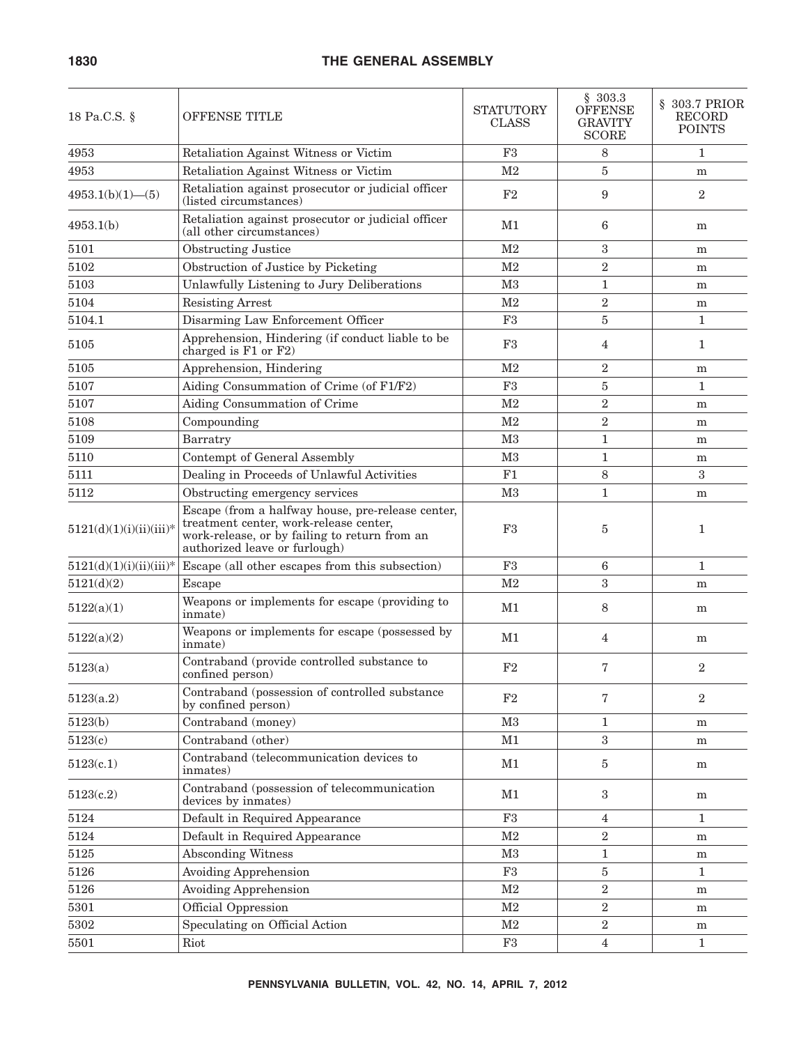| 18 Pa.C.S. § | OFFENSE TITLE | STATUTORY CLASS | § 303.3 OFFENSE GRAVITY SCORE | § 303.7 PRIOR RECORD POINTS |
|---|---|---|---|---|
| 4953 | Retaliation Against Witness or Victim | F3 | 8 | 1 |
| 4953 | Retaliation Against Witness or Victim | M2 | 5 | m |
| 4953.1(b)(1)—(5) | Retaliation against prosecutor or judicial officer (listed circumstances) | F2 | 9 | 2 |
| 4953.1(b) | Retaliation against prosecutor or judicial officer (all other circumstances) | M1 | 6 | m |
| 5101 | Obstructing Justice | M2 | 3 | m |
| 5102 | Obstruction of Justice by Picketing | M2 | 2 | m |
| 5103 | Unlawfully Listening to Jury Deliberations | M3 | 1 | m |
| 5104 | Resisting Arrest | M2 | 2 | m |
| 5104.1 | Disarming Law Enforcement Officer | F3 | 5 | 1 |
| 5105 | Apprehension, Hindering (if conduct liable to be charged is F1 or F2) | F3 | 4 | 1 |
| 5105 | Apprehension, Hindering | M2 | 2 | m |
| 5107 | Aiding Consummation of Crime (of F1/F2) | F3 | 5 | 1 |
| 5107 | Aiding Consummation of Crime | M2 | 2 | m |
| 5108 | Compounding | M2 | 2 | m |
| 5109 | Barratry | M3 | 1 | m |
| 5110 | Contempt of General Assembly | M3 | 1 | m |
| 5111 | Dealing in Proceeds of Unlawful Activities | F1 | 8 | 3 |
| 5112 | Obstructing emergency services | M3 | 1 | m |
| 5121(d)(1)(i)(ii)(iii)* | Escape (from a halfway house, pre-release center, treatment center, work-release center, work-release, or by failing to return from an authorized leave or furlough) | F3 | 5 | 1 |
| 5121(d)(1)(i)(ii)(iii)* | Escape (all other escapes from this subsection) | F3 | 6 | 1 |
| 5121(d)(2) | Escape | M2 | 3 | m |
| 5122(a)(1) | Weapons or implements for escape (providing to inmate) | M1 | 8 | m |
| 5122(a)(2) | Weapons or implements for escape (possessed by inmate) | M1 | 4 | m |
| 5123(a) | Contraband (provide controlled substance to confined person) | F2 | 7 | 2 |
| 5123(a.2) | Contraband (possession of controlled substance by confined person) | F2 | 7 | 2 |
| 5123(b) | Contraband (money) | M3 | 1 | m |
| 5123(c) | Contraband (other) | M1 | 3 | m |
| 5123(c.1) | Contraband (telecommunication devices to inmates) | M1 | 5 | m |
| 5123(c.2) | Contraband (possession of telecommunication devices by inmates) | M1 | 3 | m |
| 5124 | Default in Required Appearance | F3 | 4 | 1 |
| 5124 | Default in Required Appearance | M2 | 2 | m |
| 5125 | Absconding Witness | M3 | 1 | m |
| 5126 | Avoiding Apprehension | F3 | 5 | 1 |
| 5126 | Avoiding Apprehension | M2 | 2 | m |
| 5301 | Official Oppression | M2 | 2 | m |
| 5302 | Speculating on Official Action | M2 | 2 | m |
| 5501 | Riot | F3 | 4 | 1 |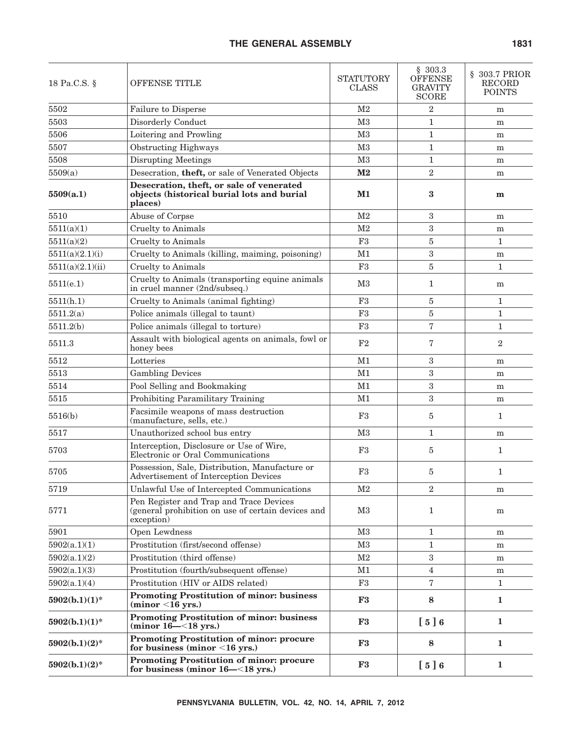| 18 Pa.C.S. § | OFFENSE TITLE | STATUTORY CLASS | § 303.3 OFFENSE GRAVITY SCORE | § 303.7 PRIOR RECORD POINTS |
|---|---|---|---|---|
| 5502 | Failure to Disperse | M2 | 2 | m |
| 5503 | Disorderly Conduct | M3 | 1 | m |
| 5506 | Loitering and Prowling | M3 | 1 | m |
| 5507 | Obstructing Highways | M3 | 1 | m |
| 5508 | Disrupting Meetings | M3 | 1 | m |
| 5509(a) | Desecration, **theft,** or sale of Venerated Objects | **M2** | 2 | m |
| **5509(a.1)** | **Desecration, theft, or sale of venerated objects (historical burial lots and burial places)** | **M1** | **3** | **m** |
| 5510 | Abuse of Corpse | M2 | 3 | m |
| 5511(a)(1) | Cruelty to Animals | M2 | 3 | m |
| 5511(a)(2) | Cruelty to Animals | F3 | 5 | 1 |
| 5511(a)(2.1)(i) | Cruelty to Animals (killing, maiming, poisoning) | M1 | 3 | m |
| 5511(a)(2.1)(ii) | Cruelty to Animals | F3 | 5 | 1 |
| 5511(e.1) | Cruelty to Animals (transporting equine animals in cruel manner (2nd/subseq.) | M3 | 1 | m |
| 5511(h.1) | Cruelty to Animals (animal fighting) | F3 | 5 | 1 |
| 5511.2(a) | Police animals (illegal to taunt) | F3 | 5 | 1 |
| 5511.2(b) | Police animals (illegal to torture) | F3 | 7 | 1 |
| 5511.3 | Assault with biological agents on animals, fowl or honey bees | F2 | 7 | 2 |
| 5512 | Lotteries | M1 | 3 | m |
| 5513 | Gambling Devices | M1 | 3 | m |
| 5514 | Pool Selling and Bookmaking | M1 | 3 | m |
| 5515 | Prohibiting Paramilitary Training | M1 | 3 | m |
| 5516(b) | Facsimile weapons of mass destruction (manufacture, sells, etc.) | F3 | 5 | 1 |
| 5517 | Unauthorized school bus entry | M3 | 1 | m |
| 5703 | Interception, Disclosure or Use of Wire, Electronic or Oral Communications | F3 | 5 | 1 |
| 5705 | Possession, Sale, Distribution, Manufacture or Advertisement of Interception Devices | F3 | 5 | 1 |
| 5719 | Unlawful Use of Intercepted Communications | M2 | 2 | m |
| 5771 | Pen Register and Trap and Trace Devices (general prohibition on use of certain devices and exception) | M3 | 1 | m |
| 5901 | Open Lewdness | M3 | 1 | m |
| 5902(a.1)(1) | Prostitution (first/second offense) | M3 | 1 | m |
| 5902(a.1)(2) | Prostitution (third offense) | M2 | 3 | m |
| 5902(a.1)(3) | Prostitution (fourth/subsequent offense) | M1 | 4 | m |
| 5902(a.1)(4) | Prostitution (HIV or AIDS related) | F3 | 7 | 1 |
| **5902(b.1)(1)*** | **Promoting Prostitution of minor: business (minor <16 yrs.)** | **F3** | **8** | **1** |
| **5902(b.1)(1)*** | **Promoting Prostitution of minor: business (minor 16—<18 yrs.)** | **F3** | **[ 5 ] 6** | **1** |
| **5902(b.1)(2)*** | **Promoting Prostitution of minor: procure for business (minor <16 yrs.)** | **F3** | **8** | **1** |
| **5902(b.1)(2)*** | **Promoting Prostitution of minor: procure for business (minor 16—<18 yrs.)** | **F3** | **[ 5 ] 6** | **1** |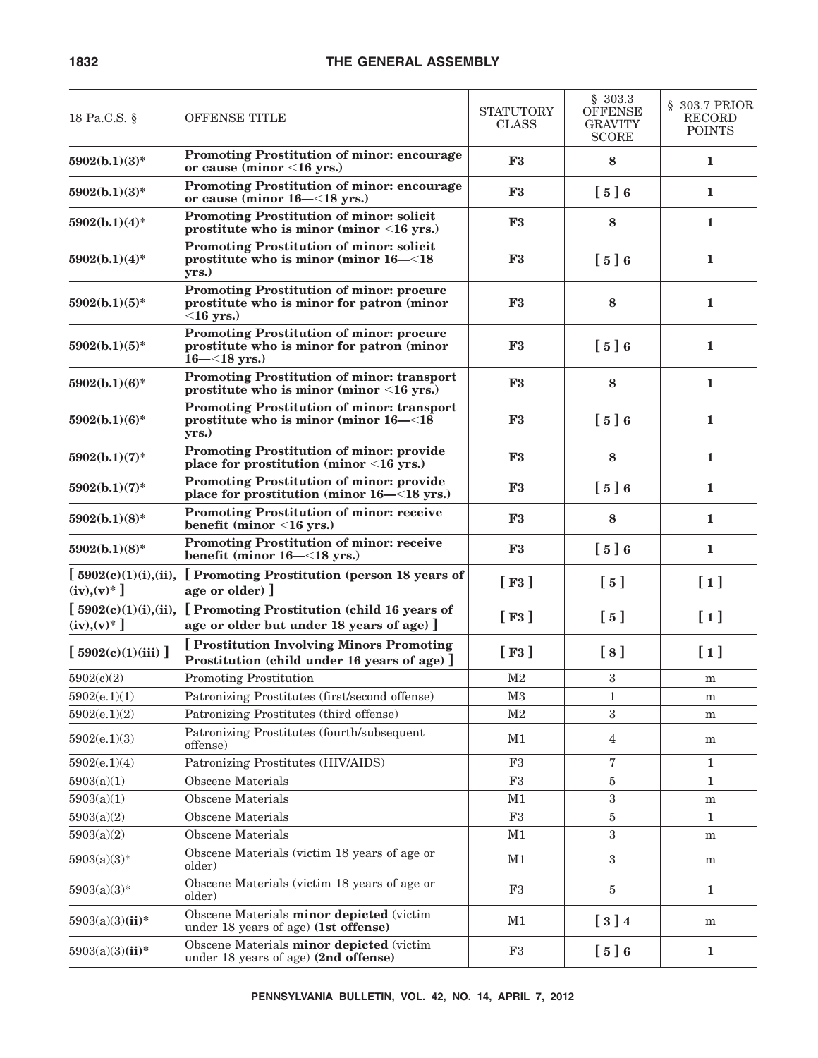| 18 Pa.C.S. § | OFFENSE TITLE | STATUTORY CLASS | § 303.3 OFFENSE GRAVITY SCORE | § 303.7 PRIOR RECORD POINTS |
|---|---|---|---|---|
| **5902(b.1)(3)*** | **Promoting Prostitution of minor: encourage or cause (minor <16 yrs.)** | **F3** | **8** | **1** |
| **5902(b.1)(3)*** | **Promoting Prostitution of minor: encourage or cause (minor 16—<18 yrs.)** | **F3** | **[ 5 ] 6** | **1** |
| **5902(b.1)(4)*** | **Promoting Prostitution of minor: solicit prostitute who is minor (minor <16 yrs.)** | **F3** | **8** | **1** |
| **5902(b.1)(4)*** | **Promoting Prostitution of minor: solicit prostitute who is minor (minor 16—<18 yrs.)** | **F3** | **[ 5 ] 6** | **1** |
| **5902(b.1)(5)*** | **Promoting Prostitution of minor: procure prostitute who is minor for patron (minor <16 yrs.)** | **F3** | **8** | **1** |
| **5902(b.1)(5)*** | **Promoting Prostitution of minor: procure prostitute who is minor for patron (minor 16—<18 yrs.)** | **F3** | **[ 5 ] 6** | **1** |
| **5902(b.1)(6)*** | **Promoting Prostitution of minor: transport prostitute who is minor (minor <16 yrs.)** | **F3** | **8** | **1** |
| **5902(b.1)(6)*** | **Promoting Prostitution of minor: transport prostitute who is minor (minor 16—<18 yrs.)** | **F3** | **[ 5 ] 6** | **1** |
| **5902(b.1)(7)*** | **Promoting Prostitution of minor: provide place for prostitution (minor <16 yrs.)** | **F3** | **8** | **1** |
| **5902(b.1)(7)*** | **Promoting Prostitution of minor: provide place for prostitution (minor 16—<18 yrs.)** | **F3** | **[ 5 ] 6** | **1** |
| **5902(b.1)(8)*** | **Promoting Prostitution of minor: receive benefit (minor <16 yrs.)** | **F3** | **8** | **1** |
| **5902(b.1)(8)*** | **Promoting Prostitution of minor: receive benefit (minor 16—<18 yrs.)** | **F3** | **[ 5 ] 6** | **1** |
| **[ 5902(c)(1)(i),(ii),(iv),(v)* ]** | **[ Promoting Prostitution (person 18 years of age or older) ]** | **[ F3 ]** | **[ 5 ]** | **[ 1 ]** |
| **[ 5902(c)(1)(i),(ii),(iv),(v)* ]** | **[ Promoting Prostitution (child 16 years of age or older but under 18 years of age) ]** | **[ F3 ]** | **[ 5 ]** | **[ 1 ]** |
| **[ 5902(c)(1)(iii) ]** | **[ Prostitution Involving Minors Promoting Prostitution (child under 16 years of age) ]** | **[ F3 ]** | **[ 8 ]** | **[ 1 ]** |
| 5902(c)(2) | Promoting Prostitution | M2 | 3 | m |
| 5902(e.1)(1) | Patronizing Prostitutes (first/second offense) | M3 | 1 | m |
| 5902(e.1)(2) | Patronizing Prostitutes (third offense) | M2 | 3 | m |
| 5902(e.1)(3) | Patronizing Prostitutes (fourth/subsequent offense) | M1 | 4 | m |
| 5902(e.1)(4) | Patronizing Prostitutes (HIV/AIDS) | F3 | 7 | 1 |
| 5903(a)(1) | Obscene Materials | F3 | 5 | 1 |
| 5903(a)(1) | Obscene Materials | M1 | 3 | m |
| 5903(a)(2) | Obscene Materials | F3 | 5 | 1 |
| 5903(a)(2) | Obscene Materials | M1 | 3 | m |
| 5903(a)(3)* | Obscene Materials (victim 18 years of age or older) | M1 | 3 | m |
| 5903(a)(3)* | Obscene Materials (victim 18 years of age or older) | F3 | 5 | 1 |
| 5903(a)(3)**(ii)*** | Obscene Materials **minor depicted** (victim under 18 years of age) **(1st offense)** | M1 | **[ 3 ] 4** | m |
| 5903(a)(3)**(ii)*** | Obscene Materials **minor depicted** (victim under 18 years of age) **(2nd offense)** | F3 | **[ 5 ] 6** | 1 |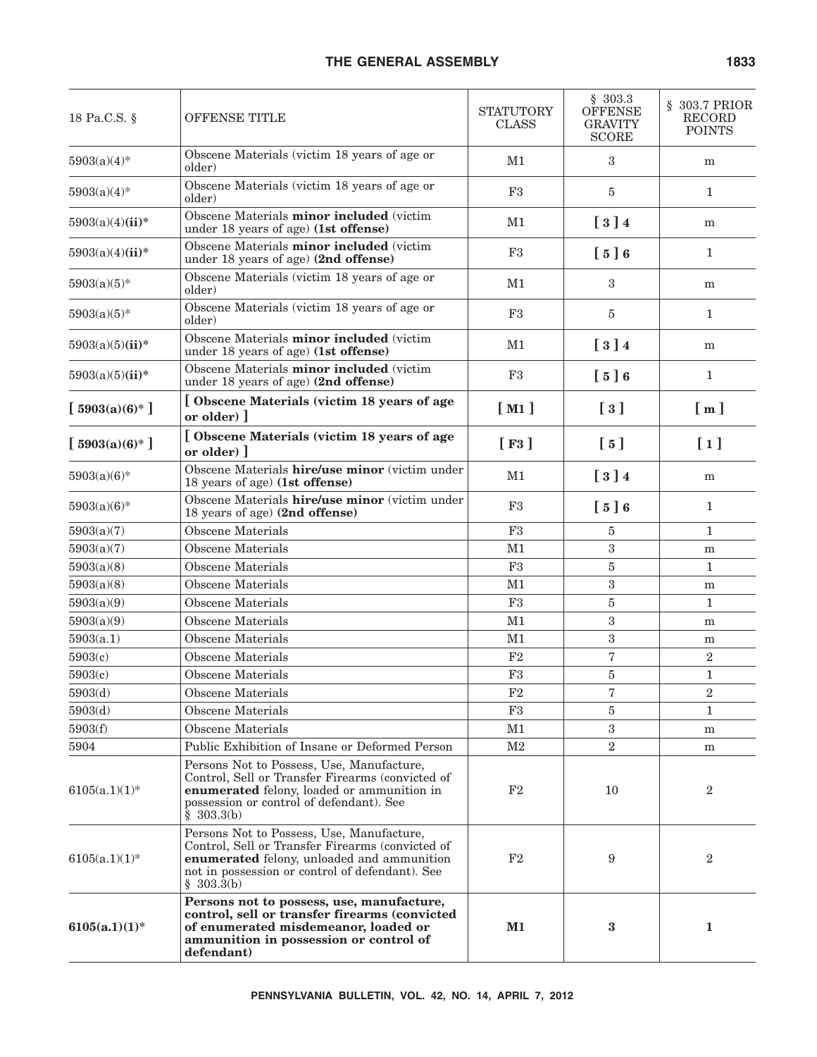| 18 Pa.C.S. § | OFFENSE TITLE | STATUTORY CLASS | § 303.3 OFFENSE GRAVITY SCORE | § 303.7 PRIOR RECORD POINTS |
|---|---|---|---|---|
| 5903(a)(4)* | Obscene Materials (victim 18 years of age or older) | M1 | 3 | m |
| 5903(a)(4)* | Obscene Materials (victim 18 years of age or older) | F3 | 5 | 1 |
| 5903(a)(4)**(ii)*** | Obscene Materials **minor included** (victim under 18 years of age) **(1st offense)** | M1 | **[ 3 ] 4** | m |
| 5903(a)(4)**(ii)*** | Obscene Materials **minor included** (victim under 18 years of age) **(2nd offense)** | F3 | **[ 5 ] 6** | 1 |
| 5903(a)(5)* | Obscene Materials (victim 18 years of age or older) | M1 | 3 | m |
| 5903(a)(5)* | Obscene Materials (victim 18 years of age or older) | F3 | 5 | 1 |
| 5903(a)(5)**(ii)*** | Obscene Materials **minor included** (victim under 18 years of age) **(1st offense)** | M1 | **[ 3 ] 4** | m |
| 5903(a)(5)**(ii)*** | Obscene Materials **minor included** (victim under 18 years of age) **(2nd offense)** | F3 | **[ 5 ] 6** | 1 |
| **[ 5903(a)(6)* ]** | **[ Obscene Materials (victim 18 years of age or older) ]** | **[ M1 ]** | **[ 3 ]** | **[ m ]** |
| **[ 5903(a)(6)* ]** | **[ Obscene Materials (victim 18 years of age or older) ]** | **[ F3 ]** | **[ 5 ]** | **[ 1 ]** |
| 5903(a)(6)* | Obscene Materials **hire/use minor** (victim under 18 years of age) **(1st offense)** | M1 | **[ 3 ] 4** | m |
| 5903(a)(6)* | Obscene Materials **hire/use minor** (victim under 18 years of age) **(2nd offense)** | F3 | **[ 5 ] 6** | 1 |
| 5903(a)(7) | Obscene Materials | F3 | 5 | 1 |
| 5903(a)(7) | Obscene Materials | M1 | 3 | m |
| 5903(a)(8) | Obscene Materials | F3 | 5 | 1 |
| 5903(a)(8) | Obscene Materials | M1 | 3 | m |
| 5903(a)(9) | Obscene Materials | F3 | 5 | 1 |
| 5903(a)(9) | Obscene Materials | M1 | 3 | m |
| 5903(a.1) | Obscene Materials | M1 | 3 | m |
| 5903(c) | Obscene Materials | F2 | 7 | 2 |
| 5903(c) | Obscene Materials | F3 | 5 | 1 |
| 5903(d) | Obscene Materials | F2 | 7 | 2 |
| 5903(d) | Obscene Materials | F3 | 5 | 1 |
| 5903(f) | Obscene Materials | M1 | 3 | m |
| 5904 | Public Exhibition of Insane or Deformed Person | M2 | 2 | m |
| 6105(a.1)(1)* | Persons Not to Possess, Use, Manufacture, Control, Sell or Transfer Firearms (convicted of **enumerated** felony, loaded or ammunition in possession or control of defendant). See § 303.3(b) | F2 | 10 | 2 |
| 6105(a.1)(1)* | Persons Not to Possess, Use, Manufacture, Control, Sell or Transfer Firearms (convicted of **enumerated** felony, unloaded and ammunition not in possession or control of defendant). See § 303.3(b) | F2 | 9 | 2 |
| **6105(a.1)(1)*** | **Persons not to possess, use, manufacture, control, sell or transfer firearms (convicted of enumerated misdemeanor, loaded or ammunition in possession or control of defendant)** | **M1** | **3** | **1** |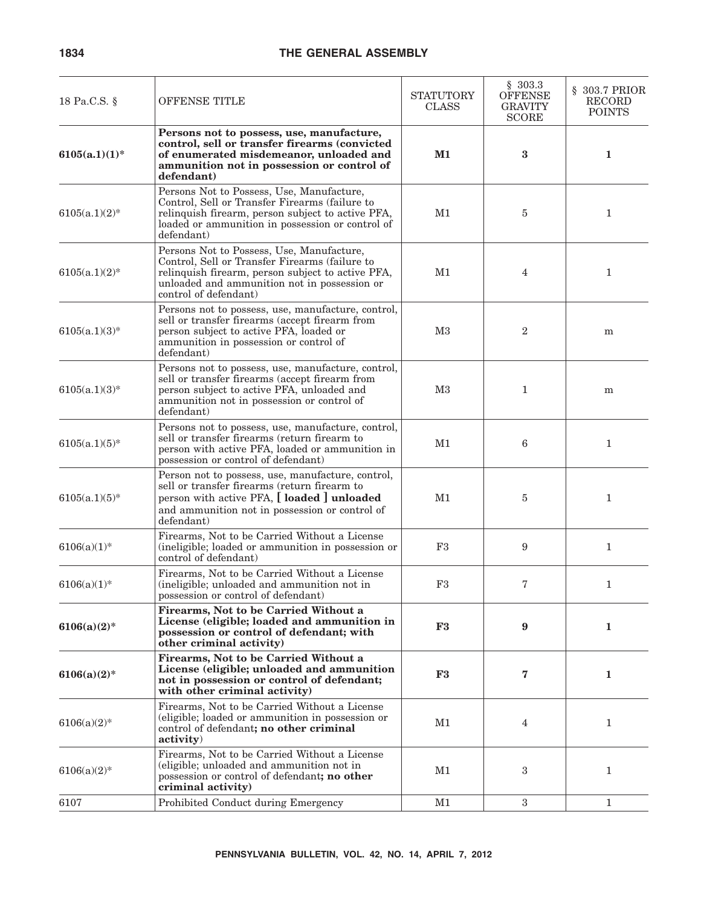| 18 Pa.C.S. § | OFFENSE TITLE | STATUTORY CLASS | § 303.3 OFFENSE GRAVITY SCORE | § 303.7 PRIOR RECORD POINTS |
|---|---|---|---|---|
| **6105(a.1)(1)*** | **Persons not to possess, use, manufacture, control, sell or transfer firearms (convicted of enumerated misdemeanor, unloaded and ammunition not in possession or control of defendant)** | **M1** | **3** | **1** |
| 6105(a.1)(2)* | Persons Not to Possess, Use, Manufacture, Control, Sell or Transfer Firearms (failure to relinquish firearm, person subject to active PFA, loaded or ammunition in possession or control of defendant) | M1 | 5 | 1 |
| 6105(a.1)(2)* | Persons Not to Possess, Use, Manufacture, Control, Sell or Transfer Firearms (failure to relinquish firearm, person subject to active PFA, unloaded and ammunition not in possession or control of defendant) | M1 | 4 | 1 |
| 6105(a.1)(3)* | Persons not to possess, use, manufacture, control, sell or transfer firearms (accept firearm from person subject to active PFA, loaded or ammunition in possession or control of defendant) | M3 | 2 | m |
| 6105(a.1)(3)* | Persons not to possess, use, manufacture, control, sell or transfer firearms (accept firearm from person subject to active PFA, unloaded and ammunition not in possession or control of defendant) | M3 | 1 | m |
| 6105(a.1)(5)* | Persons not to possess, use, manufacture, control, sell or transfer firearms (return firearm to person with active PFA, loaded or ammunition in possession or control of defendant) | M1 | 6 | 1 |
| 6105(a.1)(5)* | Person not to possess, use, manufacture, control, sell or transfer firearms (return firearm to person with active PFA, **[ loaded ] unloaded** and ammunition not in possession or control of defendant) | M1 | 5 | 1 |
| 6106(a)(1)* | Firearms, Not to be Carried Without a License (ineligible; loaded or ammunition in possession or control of defendant) | F3 | 9 | 1 |
| 6106(a)(1)* | Firearms, Not to be Carried Without a License (ineligible; unloaded and ammunition not in possession or control of defendant) | F3 | 7 | 1 |
| **6106(a)(2)*** | **Firearms, Not to be Carried Without a License (eligible; loaded and ammunition in possession or control of defendant; with other criminal activity)** | **F3** | **9** | **1** |
| **6106(a)(2)*** | **Firearms, Not to be Carried Without a License (eligible; unloaded and ammunition not in possession or control of defendant; with other criminal activity)** | **F3** | **7** | **1** |
| 6106(a)(2)* | Firearms, Not to be Carried Without a License (eligible; loaded or ammunition in possession or control of defendant**; no other criminal activity**) | M1 | 4 | 1 |
| 6106(a)(2)* | Firearms, Not to be Carried Without a License (eligible; unloaded and ammunition not in possession or control of defendant**; no other criminal activity)** | M1 | 3 | 1 |
| 6107 | Prohibited Conduct during Emergency | M1 | 3 | 1 |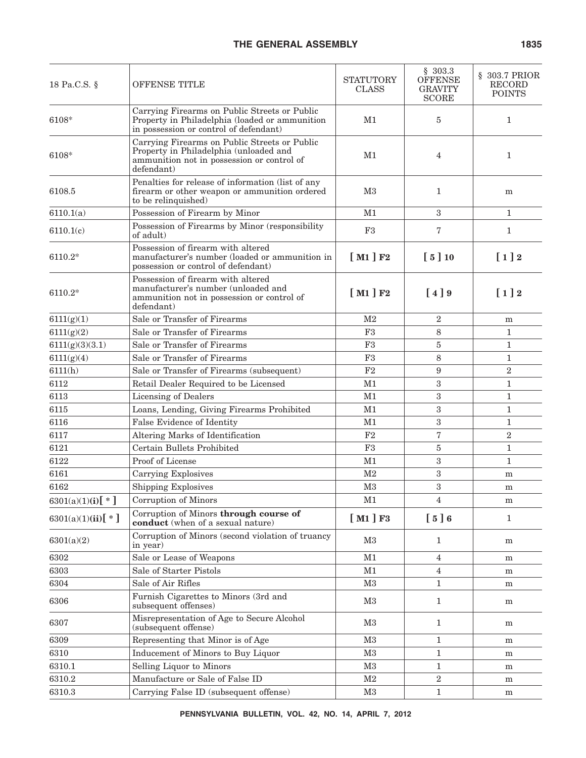| 18 Pa.C.S. § | OFFENSE TITLE | STATUTORY CLASS | § 303.3 OFFENSE GRAVITY SCORE | § 303.7 PRIOR RECORD POINTS |
|---|---|---|---|---|
| 6108* | Carrying Firearms on Public Streets or Public Property in Philadelphia (loaded or ammunition in possession or control of defendant) | M1 | 5 | 1 |
| 6108* | Carrying Firearms on Public Streets or Public Property in Philadelphia (unloaded and ammunition not in possession or control of defendant) | M1 | 4 | 1 |
| 6108.5 | Penalties for release of information (list of any firearm or other weapon or ammunition ordered to be relinquished) | M3 | 1 | m |
| 6110.1(a) | Possession of Firearm by Minor | M1 | 3 | 1 |
| 6110.1(c) | Possession of Firearms by Minor (responsibility of adult) | F3 | 7 | 1 |
| 6110.2* | Possession of firearm with altered manufacturer's number (loaded or ammunition in possession or control of defendant) | **[ M1 ] F2** | **[ 5 ] 10** | **[ 1 ] 2** |
| 6110.2* | Possession of firearm with altered manufacturer's number (unloaded and ammunition not in possession or control of defendant) | **[ M1 ] F2** | **[ 4 ] 9** | **[ 1 ] 2** |
| 6111(g)(1) | Sale or Transfer of Firearms | M2 | 2 | m |
| 6111(g)(2) | Sale or Transfer of Firearms | F3 | 8 | 1 |
| 6111(g)(3)(3.1) | Sale or Transfer of Firearms | F3 | 5 | 1 |
| 6111(g)(4) | Sale or Transfer of Firearms | F3 | 8 | 1 |
| 6111(h) | Sale or Transfer of Firearms (subsequent) | F2 | 9 | 2 |
| 6112 | Retail Dealer Required to be Licensed | M1 | 3 | 1 |
| 6113 | Licensing of Dealers | M1 | 3 | 1 |
| 6115 | Loans, Lending, Giving Firearms Prohibited | M1 | 3 | 1 |
| 6116 | False Evidence of Identity | M1 | 3 | 1 |
| 6117 | Altering Marks of Identification | F2 | 7 | 2 |
| 6121 | Certain Bullets Prohibited | F3 | 5 | 1 |
| 6122 | Proof of License | M1 | 3 | 1 |
| 6161 | Carrying Explosives | M2 | 3 | m |
| 6162 | Shipping Explosives | M3 | 3 | m |
| 6301(a)(1)**(i)**[ * ] | Corruption of Minors | M1 | 4 | m |
| 6301(a)(1)**(ii)**[ * ] | Corruption of Minors **through course of conduct** (when of a sexual nature) | **[ M1 ] F3** | **[ 5 ] 6** | 1 |
| 6301(a)(2) | Corruption of Minors (second violation of truancy in year) | M3 | 1 | m |
| 6302 | Sale or Lease of Weapons | M1 | 4 | m |
| 6303 | Sale of Starter Pistols | M1 | 4 | m |
| 6304 | Sale of Air Rifles | M3 | 1 | m |
| 6306 | Furnish Cigarettes to Minors (3rd and subsequent offenses) | M3 | 1 | m |
| 6307 | Misrepresentation of Age to Secure Alcohol (subsequent offense) | M3 | 1 | m |
| 6309 | Representing that Minor is of Age | M3 | 1 | m |
| 6310 | Inducement of Minors to Buy Liquor | M3 | 1 | m |
| 6310.1 | Selling Liquor to Minors | M3 | 1 | m |
| 6310.2 | Manufacture or Sale of False ID | M2 | 2 | m |
| 6310.3 | Carrying False ID (subsequent offense) | M3 | 1 | m |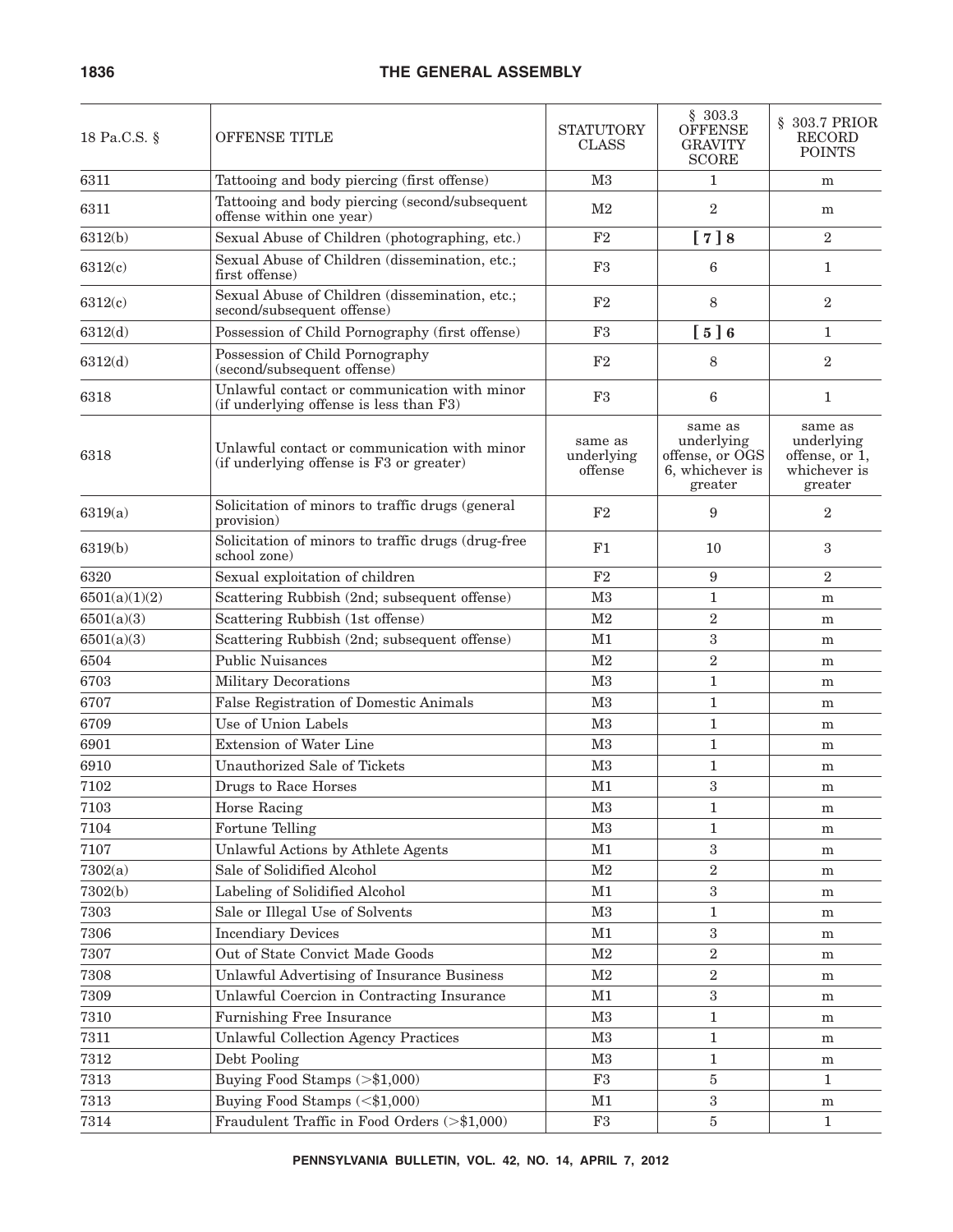| 18 Pa.C.S. § | OFFENSE TITLE | STATUTORY CLASS | § 303.3 OFFENSE GRAVITY SCORE | § 303.7 PRIOR RECORD POINTS |
|---|---|---|---|---|
| 6311 | Tattooing and body piercing (first offense) | M3 | 1 | m |
| 6311 | Tattooing and body piercing (second/subsequent offense within one year) | M2 | 2 | m |
| 6312(b) | Sexual Abuse of Children (photographing, etc.) | F2 | **[ 7 ] 8** | 2 |
| 6312(c) | Sexual Abuse of Children (dissemination, etc.; first offense) | F3 | 6 | 1 |
| 6312(c) | Sexual Abuse of Children (dissemination, etc.; second/subsequent offense) | F2 | 8 | 2 |
| 6312(d) | Possession of Child Pornography (first offense) | F3 | **[ 5 ] 6** | 1 |
| 6312(d) | Possession of Child Pornography (second/subsequent offense) | F2 | 8 | 2 |
| 6318 | Unlawful contact or communication with minor (if underlying offense is less than F3) | F3 | 6 | 1 |
| 6318 | Unlawful contact or communication with minor (if underlying offense is F3 or greater) | same as underlying offense | same as underlying offense, or OGS 6, whichever is greater | same as underlying offense, or 1, whichever is greater |
| 6319(a) | Solicitation of minors to traffic drugs (general provision) | F2 | 9 | 2 |
| 6319(b) | Solicitation of minors to traffic drugs (drug-free school zone) | F1 | 10 | 3 |
| 6320 | Sexual exploitation of children | F2 | 9 | 2 |
| 6501(a)(1)(2) | Scattering Rubbish (2nd; subsequent offense) | M3 | 1 | m |
| 6501(a)(3) | Scattering Rubbish (1st offense) | M2 | 2 | m |
| 6501(a)(3) | Scattering Rubbish (2nd; subsequent offense) | M1 | 3 | m |
| 6504 | Public Nuisances | M2 | 2 | m |
| 6703 | Military Decorations | M3 | 1 | m |
| 6707 | False Registration of Domestic Animals | M3 | 1 | m |
| 6709 | Use of Union Labels | M3 | 1 | m |
| 6901 | Extension of Water Line | M3 | 1 | m |
| 6910 | Unauthorized Sale of Tickets | M3 | 1 | m |
| 7102 | Drugs to Race Horses | M1 | 3 | m |
| 7103 | Horse Racing | M3 | 1 | m |
| 7104 | Fortune Telling | M3 | 1 | m |
| 7107 | Unlawful Actions by Athlete Agents | M1 | 3 | m |
| 7302(a) | Sale of Solidified Alcohol | M2 | 2 | m |
| 7302(b) | Labeling of Solidified Alcohol | M1 | 3 | m |
| 7303 | Sale or Illegal Use of Solvents | M3 | 1 | m |
| 7306 | Incendiary Devices | M1 | 3 | m |
| 7307 | Out of State Convict Made Goods | M2 | 2 | m |
| 7308 | Unlawful Advertising of Insurance Business | M2 | 2 | m |
| 7309 | Unlawful Coercion in Contracting Insurance | M1 | 3 | m |
| 7310 | Furnishing Free Insurance | M3 | 1 | m |
| 7311 | Unlawful Collection Agency Practices | M3 | 1 | m |
| 7312 | Debt Pooling | M3 | 1 | m |
| 7313 | Buying Food Stamps (>$1,000) | F3 | 5 | 1 |
| 7313 | Buying Food Stamps (<$1,000) | M1 | 3 | m |
| 7314 | Fraudulent Traffic in Food Orders (>$1,000) | F3 | 5 | 1 |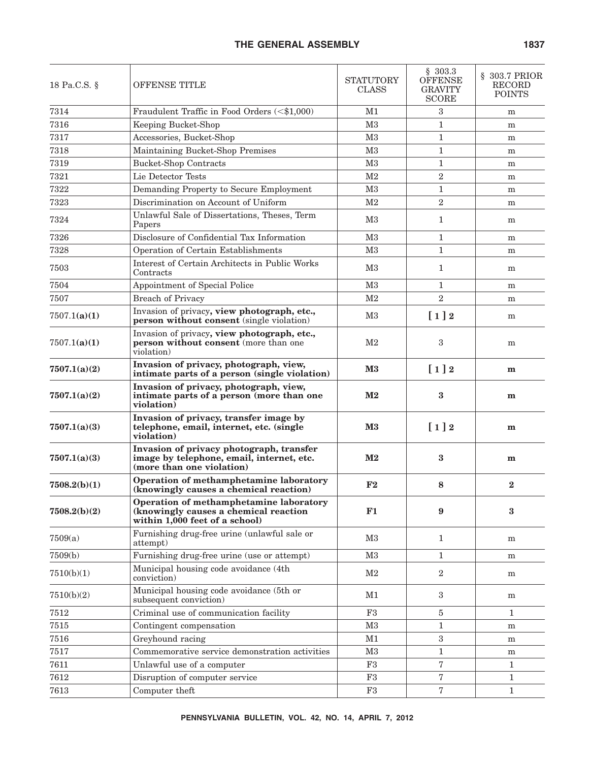| 18 Pa.C.S. § | OFFENSE TITLE | STATUTORY CLASS | § 303.3 OFFENSE GRAVITY SCORE | § 303.7 PRIOR RECORD POINTS |
|---|---|---|---|---|
| 7314 | Fraudulent Traffic in Food Orders (<$1,000) | M1 | 3 | m |
| 7316 | Keeping Bucket-Shop | M3 | 1 | m |
| 7317 | Accessories, Bucket-Shop | M3 | 1 | m |
| 7318 | Maintaining Bucket-Shop Premises | M3 | 1 | m |
| 7319 | Bucket-Shop Contracts | M3 | 1 | m |
| 7321 | Lie Detector Tests | M2 | 2 | m |
| 7322 | Demanding Property to Secure Employment | M3 | 1 | m |
| 7323 | Discrimination on Account of Uniform | M2 | 2 | m |
| 7324 | Unlawful Sale of Dissertations, Theses, Term Papers | M3 | 1 | m |
| 7326 | Disclosure of Confidential Tax Information | M3 | 1 | m |
| 7328 | Operation of Certain Establishments | M3 | 1 | m |
| 7503 | Interest of Certain Architects in Public Works Contracts | M3 | 1 | m |
| 7504 | Appointment of Special Police | M3 | 1 | m |
| 7507 | Breach of Privacy | M2 | 2 | m |
| 7507.1**(a)(1)** | Invasion of privacy**, view photograph, etc., person without consent** (single violation) | M3 | [ 1 ] **2** | m |
| 7507.1**(a)(1)** | Invasion of privacy**, view photograph, etc., person without consent** (more than one violation) | M2 | 3 | m |
| **7507.1(a)(2)** | **Invasion of privacy, photograph, view, intimate parts of a person (single violation)** | **M3** | [ 1 ] **2** | **m** |
| **7507.1(a)(2)** | **Invasion of privacy, photograph, view, intimate parts of a person (more than one violation)** | **M2** | **3** | **m** |
| **7507.1(a)(3)** | **Invasion of privacy, transfer image by telephone, email, internet, etc. (single violation)** | **M3** | [ 1 ] **2** | **m** |
| **7507.1(a)(3)** | **Invasion of privacy photograph, transfer image by telephone, email, internet, etc. (more than one violation)** | **M2** | **3** | **m** |
| **7508.2(b)(1)** | **Operation of methamphetamine laboratory (knowingly causes a chemical reaction)** | **F2** | **8** | **2** |
| **7508.2(b)(2)** | **Operation of methamphetamine laboratory (knowingly causes a chemical reaction within 1,000 feet of a school)** | **F1** | **9** | **3** |
| 7509(a) | Furnishing drug-free urine (unlawful sale or attempt) | M3 | 1 | m |
| 7509(b) | Furnishing drug-free urine (use or attempt) | M3 | 1 | m |
| 7510(b)(1) | Municipal housing code avoidance (4th conviction) | M2 | 2 | m |
| 7510(b)(2) | Municipal housing code avoidance (5th or subsequent conviction) | M1 | 3 | m |
| 7512 | Criminal use of communication facility | F3 | 5 | 1 |
| 7515 | Contingent compensation | M3 | 1 | m |
| 7516 | Greyhound racing | M1 | 3 | m |
| 7517 | Commemorative service demonstration activities | M3 | 1 | m |
| 7611 | Unlawful use of a computer | F3 | 7 | 1 |
| 7612 | Disruption of computer service | F3 | 7 | 1 |
| 7613 | Computer theft | F3 | 7 | 1 |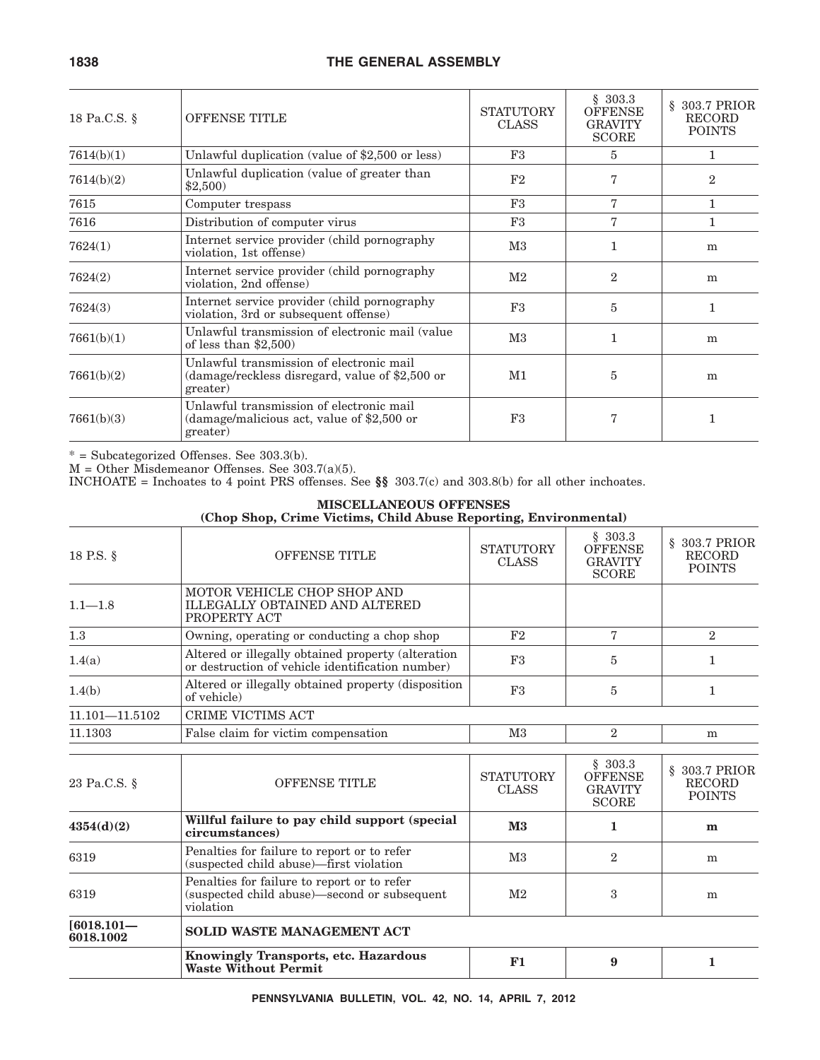| 18 Pa.C.S. § | OFFENSE TITLE | STATUTORY CLASS | § 303.3 OFFENSE GRAVITY SCORE | § 303.7 PRIOR RECORD POINTS |
|---|---|---|---|---|
| 7614(b)(1) | Unlawful duplication (value of $2,500 or less) | F3 | 5 | 1 |
| 7614(b)(2) | Unlawful duplication (value of greater than $2,500) | F2 | 7 | 2 |
| 7615 | Computer trespass | F3 | 7 | 1 |
| 7616 | Distribution of computer virus | F3 | 7 | 1 |
| 7624(1) | Internet service provider (child pornography violation, 1st offense) | M3 | 1 | m |
| 7624(2) | Internet service provider (child pornography violation, 2nd offense) | M2 | 2 | m |
| 7624(3) | Internet service provider (child pornography violation, 3rd or subsequent offense) | F3 | 5 | 1 |
| 7661(b)(1) | Unlawful transmission of electronic mail (value of less than $2,500) | M3 | 1 | m |
| 7661(b)(2) | Unlawful transmission of electronic mail (damage/reckless disregard, value of $2,500 or greater) | M1 | 5 | m |
| 7661(b)(3) | Unlawful transmission of electronic mail (damage/malicious act, value of $2,500 or greater) | F3 | 7 | 1 |

* = Subcategorized Offenses. See 303.3(b).
M = Other Misdemeanor Offenses. See 303.7(a)(5).
INCHOATE = Inchoates to 4 point PRS offenses. See **§§** 303.7(c) and 303.8(b) for all other inchoates.

**MISCELLANEOUS OFFENSES**
**(Chop Shop, Crime Victims, Child Abuse Reporting, Environmental)**

| 18 P.S. § | OFFENSE TITLE | STATUTORY CLASS | § 303.3 OFFENSE GRAVITY SCORE | § 303.7 PRIOR RECORD POINTS |
|---|---|---|---|---|
| 1.1—1.8 | MOTOR VEHICLE CHOP SHOP AND ILLEGALLY OBTAINED AND ALTERED PROPERTY ACT | | | |
| 1.3 | Owning, operating or conducting a chop shop | F2 | 7 | 2 |
| 1.4(a) | Altered or illegally obtained property (alteration or destruction of vehicle identification number) | F3 | 5 | 1 |
| 1.4(b) | Altered or illegally obtained property (disposition of vehicle) | F3 | 5 | 1 |
| 11.101—11.5102 | CRIME VICTIMS ACT | | | |
| 11.1303 | False claim for victim compensation | M3 | 2 | m |

| 23 Pa.C.S. § | OFFENSE TITLE | STATUTORY CLASS | § 303.3 OFFENSE GRAVITY SCORE | § 303.7 PRIOR RECORD POINTS |
|---|---|---|---|---|
| **4354(d)(2)** | **Willful failure to pay child support (special circumstances)** | **M3** | **1** | **m** |
| 6319 | Penalties for failure to report or to refer (suspected child abuse)—first violation | M3 | 2 | m |
| 6319 | Penalties for failure to report or to refer (suspected child abuse)—second or subsequent violation | M2 | 3 | m |
| **[6018.101—6018.1002** | **SOLID WASTE MANAGEMENT ACT** | | | |
| | **Knowingly Transports, etc. Hazardous Waste Without Permit** | **F1** | **9** | **1** |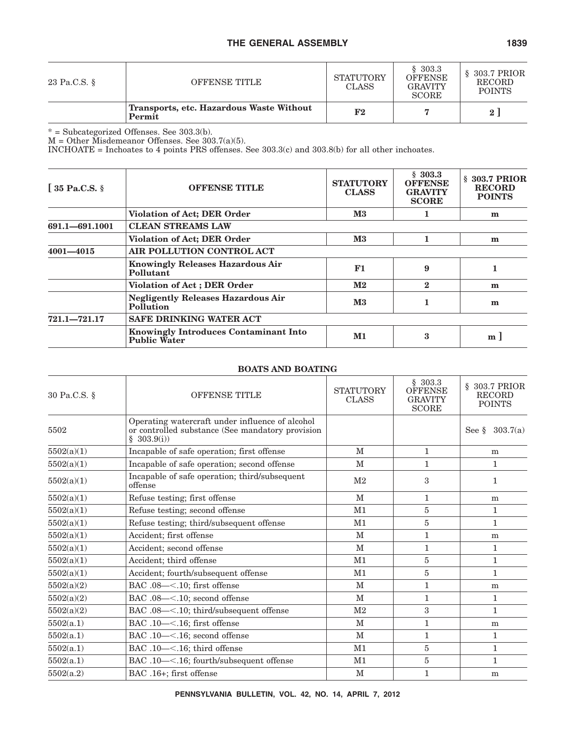| 23 Pa.C.S. § | OFFENSE TITLE | STATUTORY CLASS | § 303.3 OFFENSE GRAVITY SCORE | § 303.7 PRIOR RECORD POINTS |
|---|---|---|---|---|
| | **Transports, etc. Hazardous Waste Without Permit** | **F2** | **7** | **2 ]** |

\* = Subcategorized Offenses. See 303.3(b).
M = Other Misdemeanor Offenses. See 303.7(a)(5).
INCHOATE = Inchoates to 4 points PRS offenses. See 303.3(c) and 303.8(b) for all other inchoates.

| **[ 35 Pa.C.S. §** | **OFFENSE TITLE** | **STATUTORY CLASS** | **§ 303.3 OFFENSE GRAVITY SCORE** | **§ 303.7 PRIOR RECORD POINTS** |
|---|---|---|---|---|
| | **Violation of Act; DER Order** | **M3** | **1** | **m** |
| **691.1—691.1001** | **CLEAN STREAMS LAW** | | | |
| | **Violation of Act; DER Order** | **M3** | **1** | **m** |
| **4001—4015** | **AIR POLLUTION CONTROL ACT** | | | |
| | **Knowingly Releases Hazardous Air Pollutant** | **F1** | **9** | **1** |
| | **Violation of Act ; DER Order** | **M2** | **2** | **m** |
| | **Negligently Releases Hazardous Air Pollution** | **M3** | **1** | **m** |
| **721.1—721.17** | **SAFE DRINKING WATER ACT** | | | |
| | **Knowingly Introduces Contaminant Into Public Water** | **M1** | **3** | **m ]** |

**BOATS AND BOATING**

| 30 Pa.C.S. § | OFFENSE TITLE | STATUTORY CLASS | § 303.3 OFFENSE GRAVITY SCORE | § 303.7 PRIOR RECORD POINTS |
|---|---|---|---|---|
| 5502 | Operating watercraft under influence of alcohol or controlled substance (See mandatory provision § 303.9(i)) | | | See § 303.7(a) |
| 5502(a)(1) | Incapable of safe operation; first offense | M | 1 | m |
| 5502(a)(1) | Incapable of safe operation; second offense | M | 1 | 1 |
| 5502(a)(1) | Incapable of safe operation; third/subsequent offense | M2 | 3 | 1 |
| 5502(a)(1) | Refuse testing; first offense | M | 1 | m |
| 5502(a)(1) | Refuse testing; second offense | M1 | 5 | 1 |
| 5502(a)(1) | Refuse testing; third/subsequent offense | M1 | 5 | 1 |
| 5502(a)(1) | Accident; first offense | M | 1 | m |
| 5502(a)(1) | Accident; second offense | M | 1 | 1 |
| 5502(a)(1) | Accident; third offense | M1 | 5 | 1 |
| 5502(a)(1) | Accident; fourth/subsequent offense | M1 | 5 | 1 |
| 5502(a)(2) | BAC .08—<.10; first offense | M | 1 | m |
| 5502(a)(2) | BAC .08—<.10; second offense | M | 1 | 1 |
| 5502(a)(2) | BAC .08—<.10; third/subsequent offense | M2 | 3 | 1 |
| 5502(a.1) | BAC .10—<.16; first offense | M | 1 | m |
| 5502(a.1) | BAC .10—<.16; second offense | M | 1 | 1 |
| 5502(a.1) | BAC .10—<.16; third offense | M1 | 5 | 1 |
| 5502(a.1) | BAC .10—<.16; fourth/subsequent offense | M1 | 5 | 1 |
| 5502(a.2) | BAC .16+; first offense | M | 1 | m |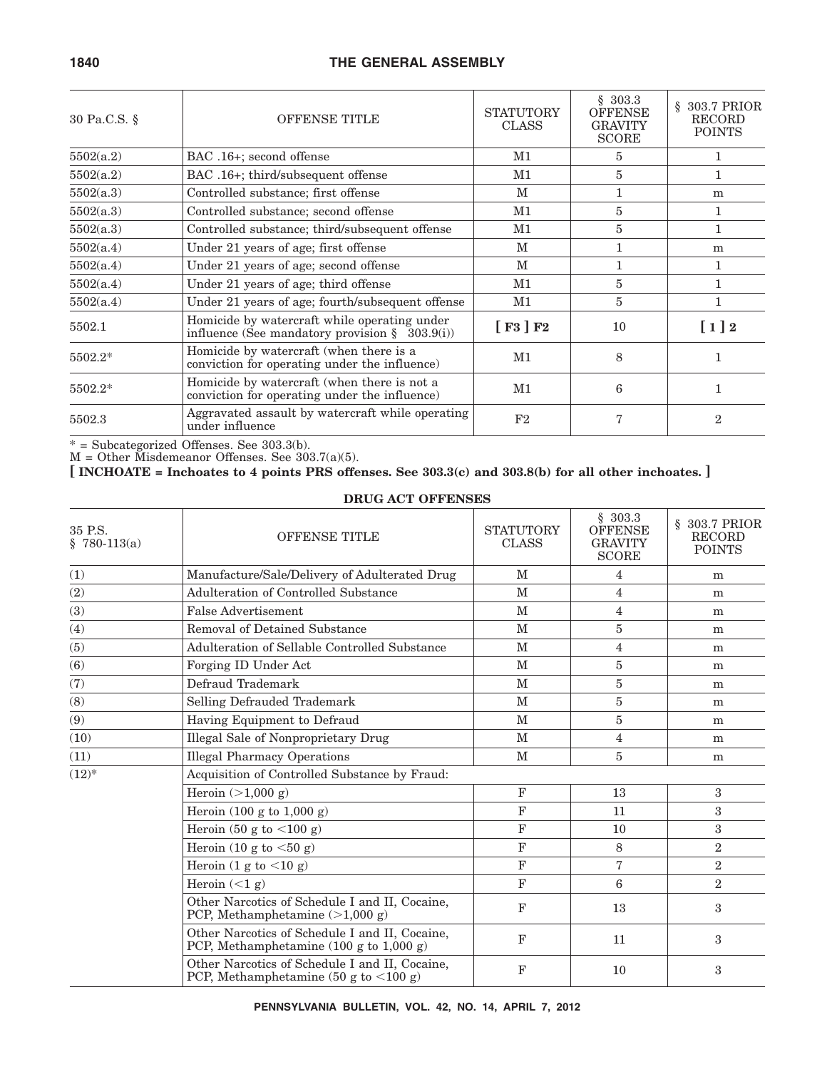| 30 Pa.C.S. § | OFFENSE TITLE | STATUTORY CLASS | § 303.3 OFFENSE GRAVITY SCORE | § 303.7 PRIOR RECORD POINTS |
|---|---|---|---|---|
| 5502(a.2) | BAC .16+; second offense | M1 | 5 | 1 |
| 5502(a.2) | BAC .16+; third/subsequent offense | M1 | 5 | 1 |
| 5502(a.3) | Controlled substance; first offense | M | 1 | m |
| 5502(a.3) | Controlled substance; second offense | M1 | 5 | 1 |
| 5502(a.3) | Controlled substance; third/subsequent offense | M1 | 5 | 1 |
| 5502(a.4) | Under 21 years of age; first offense | M | 1 | m |
| 5502(a.4) | Under 21 years of age; second offense | M | 1 | 1 |
| 5502(a.4) | Under 21 years of age; third offense | M1 | 5 | 1 |
| 5502(a.4) | Under 21 years of age; fourth/subsequent offense | M1 | 5 | 1 |
| 5502.1 | Homicide by watercraft while operating under influence (See mandatory provision § 303.9(i)) | **[ F3 ] F2** | 10 | **[ 1 ] 2** |
| 5502.2* | Homicide by watercraft (when there is a conviction for operating under the influence) | M1 | 8 | 1 |
| 5502.2* | Homicide by watercraft (when there is not a conviction for operating under the influence) | M1 | 6 | 1 |
| 5502.3 | Aggravated assault by watercraft while operating under influence | F2 | 7 | 2 |

\* = Subcategorized Offenses. See 303.3(b).

M = Other Misdemeanor Offenses. See 303.7(a)(5).

**[ INCHOATE = Inchoates to 4 points PRS offenses. See 303.3(c) and 303.8(b) for all other inchoates. ]**

**DRUG ACT OFFENSES**

| 35 P.S. § 780-113(a) | OFFENSE TITLE | STATUTORY CLASS | § 303.3 OFFENSE GRAVITY SCORE | § 303.7 PRIOR RECORD POINTS |
|---|---|---|---|---|
| (1) | Manufacture/Sale/Delivery of Adulterated Drug | M | 4 | m |
| (2) | Adulteration of Controlled Substance | M | 4 | m |
| (3) | False Advertisement | M | 4 | m |
| (4) | Removal of Detained Substance | M | 5 | m |
| (5) | Adulteration of Sellable Controlled Substance | M | 4 | m |
| (6) | Forging ID Under Act | M | 5 | m |
| (7) | Defraud Trademark | M | 5 | m |
| (8) | Selling Defrauded Trademark | M | 5 | m |
| (9) | Having Equipment to Defraud | M | 5 | m |
| (10) | Illegal Sale of Nonproprietary Drug | M | 4 | m |
| (11) | Illegal Pharmacy Operations | M | 5 | m |
| (12)* | Acquisition of Controlled Substance by Fraud: | | | |
| | Heroin (>1,000 g) | F | 13 | 3 |
| | Heroin (100 g to 1,000 g) | F | 11 | 3 |
| | Heroin (50 g to <100 g) | F | 10 | 3 |
| | Heroin (10 g to <50 g) | F | 8 | 2 |
| | Heroin (1 g to <10 g) | F | 7 | 2 |
| | Heroin (<1 g) | F | 6 | 2 |
| | Other Narcotics of Schedule I and II, Cocaine, PCP, Methamphetamine (>1,000 g) | F | 13 | 3 |
| | Other Narcotics of Schedule I and II, Cocaine, PCP, Methamphetamine (100 g to 1,000 g) | F | 11 | 3 |
| | Other Narcotics of Schedule I and II, Cocaine, PCP, Methamphetamine (50 g to <100 g) | F | 10 | 3 |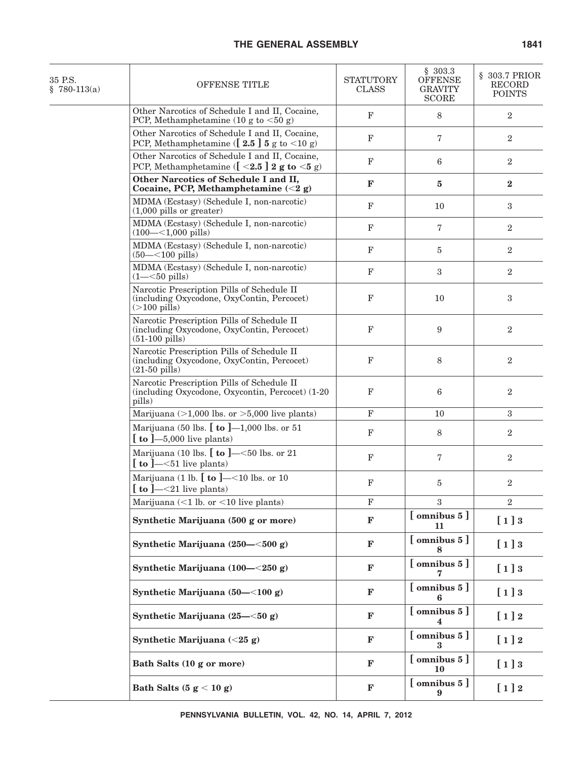| 35 P.S. § 780-113(a) | OFFENSE TITLE | STATUTORY CLASS | § 303.3 OFFENSE GRAVITY SCORE | § 303.7 PRIOR RECORD POINTS |
|---|---|---|---|---|
| | Other Narcotics of Schedule I and II, Cocaine, PCP, Methamphetamine (10 g to <50 g) | F | 8 | 2 |
| | Other Narcotics of Schedule I and II, Cocaine, PCP, Methamphetamine ([ **2.5** ] **5** g to <10 g) | F | 7 | 2 |
| | Other Narcotics of Schedule I and II, Cocaine, PCP, Methamphetamine ([ **<2.5** ] **2 g to <5** g) | F | 6 | 2 |
| | **Other Narcotics of Schedule I and II, Cocaine, PCP, Methamphetamine (<2 g)** | **F** | **5** | **2** |
| | MDMA (Ecstasy) (Schedule I, non-narcotic) (1,000 pills or greater) | F | 10 | 3 |
| | MDMA (Ecstasy) (Schedule I, non-narcotic) (100—<1,000 pills) | F | 7 | 2 |
| | MDMA (Ecstasy) (Schedule I, non-narcotic) (50—<100 pills) | F | 5 | 2 |
| | MDMA (Ecstasy) (Schedule I, non-narcotic) (1—<50 pills) | F | 3 | 2 |
| | Narcotic Prescription Pills of Schedule II (including Oxycodone, OxyContin, Percocet) (>100 pills) | F | 10 | 3 |
| | Narcotic Prescription Pills of Schedule II (including Oxycodone, OxyContin, Percocet) (51-100 pills) | F | 9 | 2 |
| | Narcotic Prescription Pills of Schedule II (including Oxycodone, OxyContin, Percocet) (21-50 pills) | F | 8 | 2 |
| | Narcotic Prescription Pills of Schedule II (including Oxycodone, Oxycontin, Percocet) (1-20 pills) | F | 6 | 2 |
| | Marijuana (>1,000 lbs. or >5,000 live plants) | F | 10 | 3 |
| | Marijuana (50 lbs. [ **to** ]—1,000 lbs. or 51 [ **to** ]—5,000 live plants) | F | 8 | 2 |
| | Marijuana (10 lbs. [ **to** ]—<50 lbs. or 21 [ **to** ]—<51 live plants) | F | 7 | 2 |
| | Marijuana (1 lb. [ **to** ]—<10 lbs. or 10 [ **to** ]—<21 live plants) | F | 5 | 2 |
| | Marijuana (<1 lb. or <10 live plants) | F | 3 | 2 |
| | **Synthetic Marijuana (500 g or more)** | **F** | [ **omnibus 5** ] **11** | [ **1** ] **3** |
| | **Synthetic Marijuana (250—<500 g)** | **F** | [ **omnibus 5** ] **8** | [ **1** ] **3** |
| | **Synthetic Marijuana (100—<250 g)** | **F** | [ **omnibus 5** ] **7** | [ **1** ] **3** |
| | **Synthetic Marijuana (50—<100 g)** | **F** | [ **omnibus 5** ] **6** | [ **1** ] **3** |
| | **Synthetic Marijuana (25—<50 g)** | **F** | [ **omnibus 5** ] **4** | [ **1** ] **2** |
| | **Synthetic Marijuana (<25 g)** | **F** | [ **omnibus 5** ] **3** | [ **1** ] **2** |
| | **Bath Salts (10 g or more)** | **F** | [ **omnibus 5** ] **10** | [ **1** ] **3** |
| | **Bath Salts (5 g < 10 g)** | **F** | [ **omnibus 5** ] **9** | [ **1** ] **2** |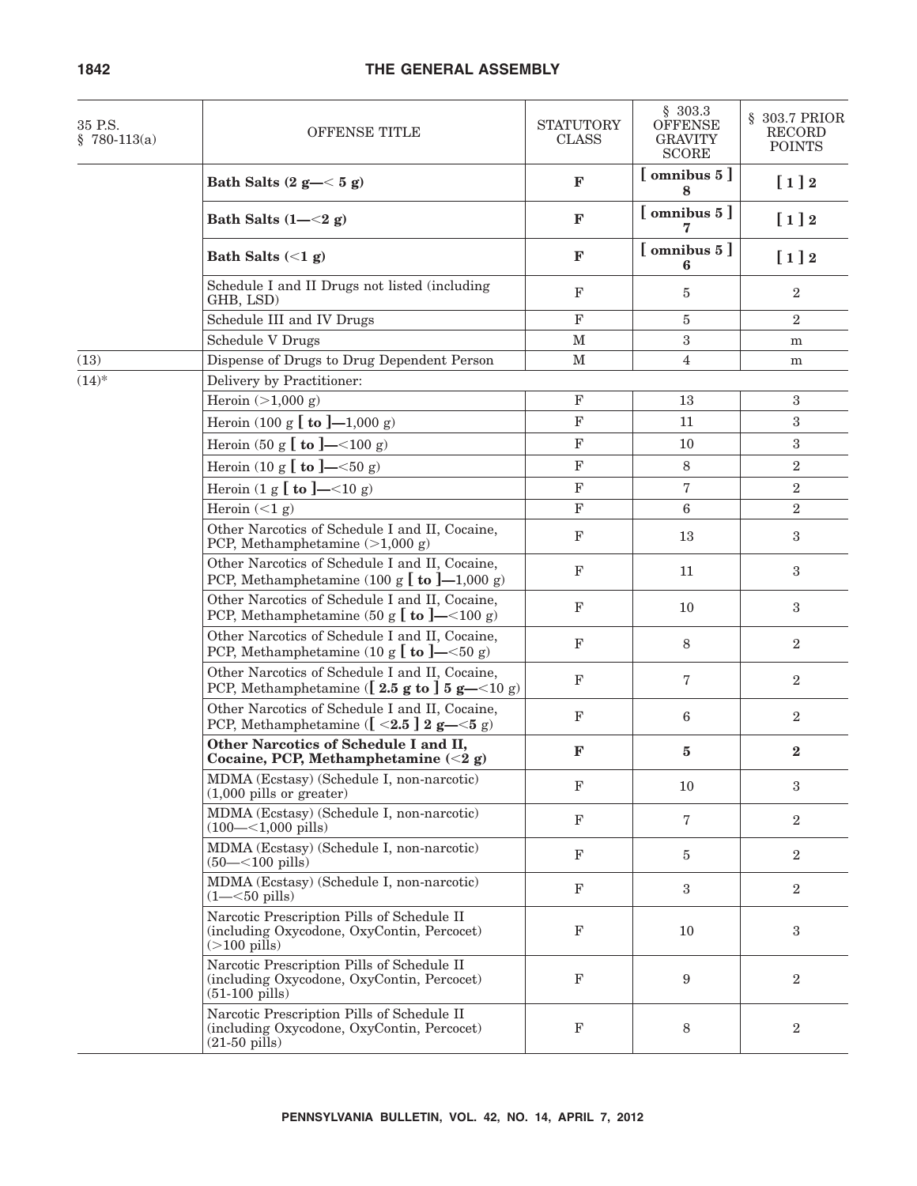| 35 P.S. § 780-113(a) | OFFENSE TITLE | STATUTORY CLASS | § 303.3 OFFENSE GRAVITY SCORE | § 303.7 PRIOR RECORD POINTS |
|---|---|---|---|---|
| | **Bath Salts (2 g—< 5 g)** | **F** | [ omnibus 5 ] **8** | [ 1 ] **2** |
| | **Bath Salts (1—<2 g)** | **F** | [ omnibus 5 ] **7** | [ 1 ] **2** |
| | **Bath Salts (<1 g)** | **F** | [ omnibus 5 ] **6** | [ 1 ] **2** |
| | Schedule I and II Drugs not listed (including GHB, LSD) | F | 5 | 2 |
| | Schedule III and IV Drugs | F | 5 | 2 |
| | Schedule V Drugs | M | 3 | m |
| (13) | Dispense of Drugs to Drug Dependent Person | M | 4 | m |
| (14)* | Delivery by Practitioner: | | | |
| | Heroin (>1,000 g) | F | 13 | 3 |
| | Heroin (100 g **[ to ]**—1,000 g) | F | 11 | 3 |
| | Heroin (50 g **[ to ]**—<100 g) | F | 10 | 3 |
| | Heroin (10 g **[ to ]**—<50 g) | F | 8 | 2 |
| | Heroin (1 g **[ to ]**—<10 g) | F | 7 | 2 |
| | Heroin (<1 g) | F | 6 | 2 |
| | Other Narcotics of Schedule I and II, Cocaine, PCP, Methamphetamine (>1,000 g) | F | 13 | 3 |
| | Other Narcotics of Schedule I and II, Cocaine, PCP, Methamphetamine (100 g **[ to ]**—1,000 g) | F | 11 | 3 |
| | Other Narcotics of Schedule I and II, Cocaine, PCP, Methamphetamine (50 g **[ to ]**—<100 g) | F | 10 | 3 |
| | Other Narcotics of Schedule I and II, Cocaine, PCP, Methamphetamine (10 g **[ to ]**—<50 g) | F | 8 | 2 |
| | Other Narcotics of Schedule I and II, Cocaine, PCP, Methamphetamine (**[ 2.5 g to ] 5 g**—<10 g) | F | 7 | 2 |
| | Other Narcotics of Schedule I and II, Cocaine, PCP, Methamphetamine (**[ <2.5 ] 2 g—<5** g) | F | 6 | 2 |
| | **Other Narcotics of Schedule I and II, Cocaine, PCP, Methamphetamine (<2 g)** | **F** | **5** | **2** |
| | MDMA (Ecstasy) (Schedule I, non-narcotic) (1,000 pills or greater) | F | 10 | 3 |
| | MDMA (Ecstasy) (Schedule I, non-narcotic) (100—<1,000 pills) | F | 7 | 2 |
| | MDMA (Ecstasy) (Schedule I, non-narcotic) (50—<100 pills) | F | 5 | 2 |
| | MDMA (Ecstasy) (Schedule I, non-narcotic) (1—<50 pills) | F | 3 | 2 |
| | Narcotic Prescription Pills of Schedule II (including Oxycodone, OxyContin, Percocet) (>100 pills) | F | 10 | 3 |
| | Narcotic Prescription Pills of Schedule II (including Oxycodone, OxyContin, Percocet) (51-100 pills) | F | 9 | 2 |
| | Narcotic Prescription Pills of Schedule II (including Oxycodone, OxyContin, Percocet) (21-50 pills) | F | 8 | 2 |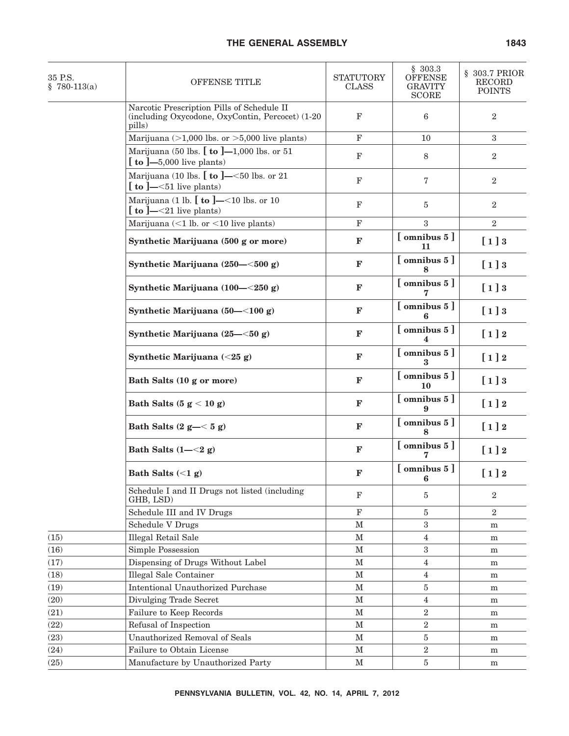| 35 P.S. § 780-113(a) | OFFENSE TITLE | STATUTORY CLASS | § 303.3 OFFENSE GRAVITY SCORE | § 303.7 PRIOR RECORD POINTS |
|---|---|---|---|---|
| | Narcotic Prescription Pills of Schedule II (including Oxycodone, OxyContin, Percocet) (1-20 pills) | F | 6 | 2 |
| | Marijuana (>1,000 lbs. or >5,000 live plants) | F | 10 | 3 |
| | Marijuana (50 lbs. **[ to ]**—1,000 lbs. or 51 **[ to ]**—5,000 live plants) | F | 8 | 2 |
| | Marijuana (10 lbs. **[ to ]**—<50 lbs. or 21 **[ to ]**—<51 live plants) | F | 7 | 2 |
| | Marijuana (1 lb. **[ to ]**—<10 lbs. or 10 **[ to ]**—<21 live plants) | F | 5 | 2 |
| | Marijuana (<1 lb. or <10 live plants) | F | 3 | 2 |
| | **Synthetic Marijuana (500 g or more)** | **F** | **[ omnibus 5 ] 11** | **[ 1 ] 3** |
| | **Synthetic Marijuana (250—<500 g)** | **F** | **[ omnibus 5 ] 8** | **[ 1 ] 3** |
| | **Synthetic Marijuana (100—<250 g)** | **F** | **[ omnibus 5 ] 7** | **[ 1 ] 3** |
| | **Synthetic Marijuana (50—<100 g)** | **F** | **[ omnibus 5 ] 6** | **[ 1 ] 3** |
| | **Synthetic Marijuana (25—<50 g)** | **F** | **[ omnibus 5 ] 4** | **[ 1 ] 2** |
| | **Synthetic Marijuana (<25 g)** | **F** | **[ omnibus 5 ] 3** | **[ 1 ] 2** |
| | **Bath Salts (10 g or more)** | **F** | **[ omnibus 5 ] 10** | **[ 1 ] 3** |
| | **Bath Salts (5 g < 10 g)** | **F** | **[ omnibus 5 ] 9** | **[ 1 ] 2** |
| | **Bath Salts (2 g—< 5 g)** | **F** | **[ omnibus 5 ] 8** | **[ 1 ] 2** |
| | **Bath Salts (1—<2 g)** | **F** | **[ omnibus 5 ] 7** | **[ 1 ] 2** |
| | **Bath Salts (<1 g)** | **F** | **[ omnibus 5 ] 6** | **[ 1 ] 2** |
| | Schedule I and II Drugs not listed (including GHB, LSD) | F | 5 | 2 |
| | Schedule III and IV Drugs | F | 5 | 2 |
| | Schedule V Drugs | M | 3 | m |
| (15) | Illegal Retail Sale | M | 4 | m |
| (16) | Simple Possession | M | 3 | m |
| (17) | Dispensing of Drugs Without Label | M | 4 | m |
| (18) | Illegal Sale Container | M | 4 | m |
| (19) | Intentional Unauthorized Purchase | M | 5 | m |
| (20) | Divulging Trade Secret | M | 4 | m |
| (21) | Failure to Keep Records | M | 2 | m |
| (22) | Refusal of Inspection | M | 2 | m |
| (23) | Unauthorized Removal of Seals | M | 5 | m |
| (24) | Failure to Obtain License | M | 2 | m |
| (25) | Manufacture by Unauthorized Party | M | 5 | m |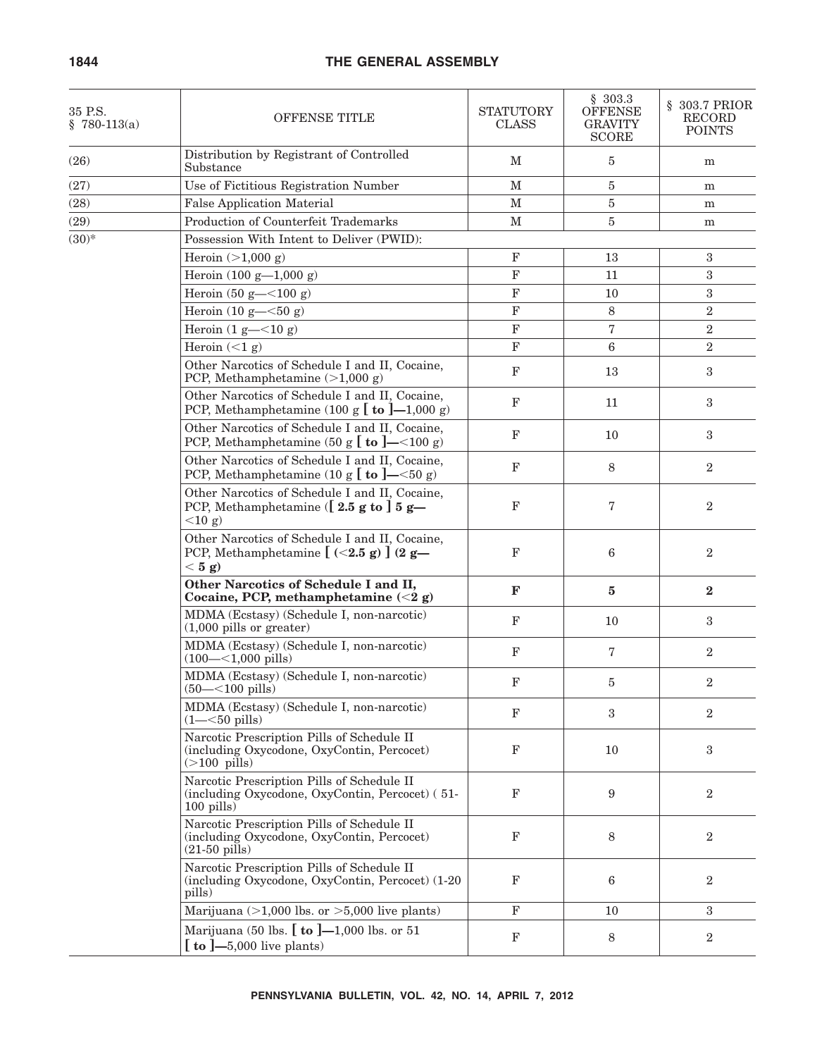| 35 P.S. § 780-113(a) | OFFENSE TITLE | STATUTORY CLASS | § 303.3 OFFENSE GRAVITY SCORE | § 303.7 PRIOR RECORD POINTS |
|---|---|---|---|---|
| (26) | Distribution by Registrant of Controlled Substance | M | 5 | m |
| (27) | Use of Fictitious Registration Number | M | 5 | m |
| (28) | False Application Material | M | 5 | m |
| (29) | Production of Counterfeit Trademarks | M | 5 | m |
| (30)* | Possession With Intent to Deliver (PWID): | | | |
| | Heroin (>1,000 g) | F | 13 | 3 |
| | Heroin (100 g—1,000 g) | F | 11 | 3 |
| | Heroin (50 g—<100 g) | F | 10 | 3 |
| | Heroin (10 g—<50 g) | F | 8 | 2 |
| | Heroin (1 g—<10 g) | F | 7 | 2 |
| | Heroin (<1 g) | F | 6 | 2 |
| | Other Narcotics of Schedule I and II, Cocaine, PCP, Methamphetamine (>1,000 g) | F | 13 | 3 |
| | Other Narcotics of Schedule I and II, Cocaine, PCP, Methamphetamine (100 g **[ to ]**—1,000 g) | F | 11 | 3 |
| | Other Narcotics of Schedule I and II, Cocaine, PCP, Methamphetamine (50 g **[ to ]**—<100 g) | F | 10 | 3 |
| | Other Narcotics of Schedule I and II, Cocaine, PCP, Methamphetamine (10 g **[ to ]**—<50 g) | F | 8 | 2 |
| | Other Narcotics of Schedule I and II, Cocaine, PCP, Methamphetamine (**[ 2.5 g to ] 5 g—** <10 g) | F | 7 | 2 |
| | Other Narcotics of Schedule I and II, Cocaine, PCP, Methamphetamine **[ (<2.5 g) ] (2 g— < 5 g)** | F | 6 | 2 |
| | **Other Narcotics of Schedule I and II, Cocaine, PCP, methamphetamine (<2 g)** | **F** | **5** | **2** |
| | MDMA (Ecstasy) (Schedule I, non-narcotic) (1,000 pills or greater) | F | 10 | 3 |
| | MDMA (Ecstasy) (Schedule I, non-narcotic) (100—<1,000 pills) | F | 7 | 2 |
| | MDMA (Ecstasy) (Schedule I, non-narcotic) (50—<100 pills) | F | 5 | 2 |
| | MDMA (Ecstasy) (Schedule I, non-narcotic) (1—<50 pills) | F | 3 | 2 |
| | Narcotic Prescription Pills of Schedule II (including Oxycodone, OxyContin, Percocet) (>100 pills) | F | 10 | 3 |
| | Narcotic Prescription Pills of Schedule II (including Oxycodone, OxyContin, Percocet) ( 51-100 pills) | F | 9 | 2 |
| | Narcotic Prescription Pills of Schedule II (including Oxycodone, OxyContin, Percocet) (21-50 pills) | F | 8 | 2 |
| | Narcotic Prescription Pills of Schedule II (including Oxycodone, OxyContin, Percocet) (1-20 pills) | F | 6 | 2 |
| | Marijuana (>1,000 lbs. or >5,000 live plants) | F | 10 | 3 |
| | Marijuana (50 lbs. **[ to ]**—1,000 lbs. or 51 **[ to ]**—5,000 live plants) | F | 8 | 2 |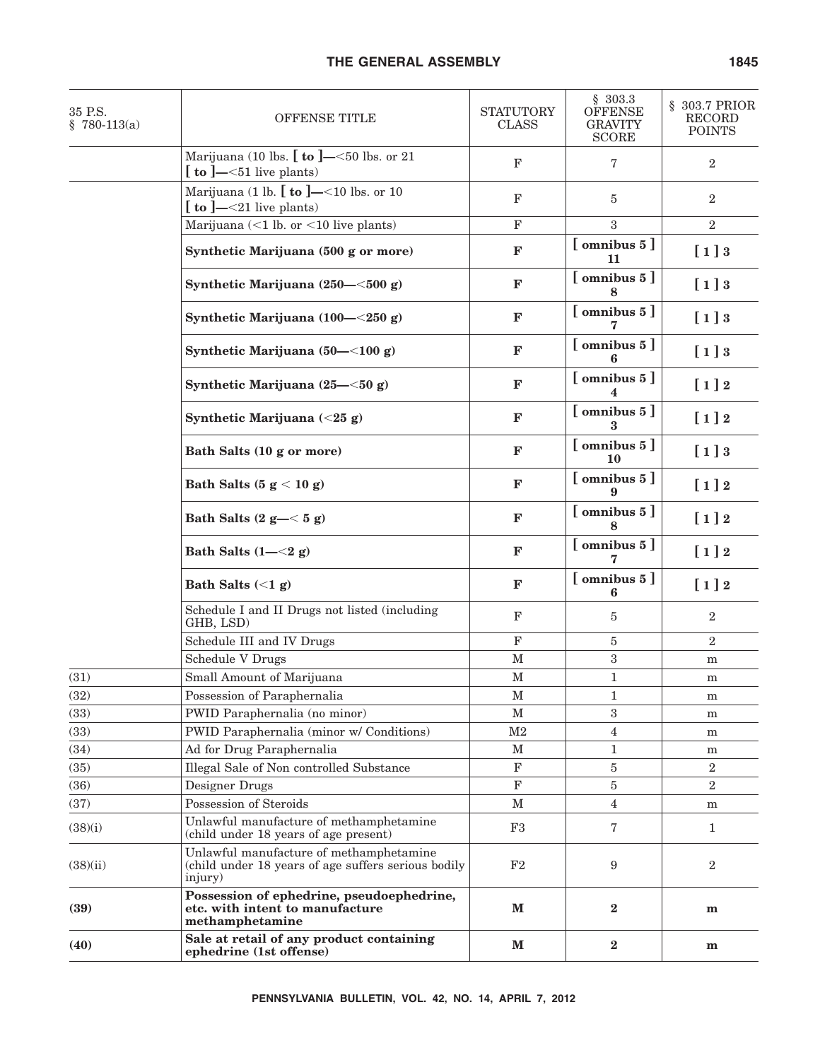| 35 P.S. § 780-113(a) | OFFENSE TITLE | STATUTORY CLASS | § 303.3 OFFENSE GRAVITY SCORE | § 303.7 PRIOR RECORD POINTS |
|---|---|---|---|---|
| | Marijuana (10 lbs. **[ to ]**—<50 lbs. or 21 **[ to ]**—<51 live plants) | F | 7 | 2 |
| | Marijuana (1 lb. **[ to ]**—<10 lbs. or 10 **[ to ]**—<21 live plants) | F | 5 | 2 |
| | Marijuana (<1 lb. or <10 live plants) | F | 3 | 2 |
| | **Synthetic Marijuana (500 g or more)** | **F** | **[ omnibus 5 ] 11** | **[ 1 ] 3** |
| | **Synthetic Marijuana (250—<500 g)** | **F** | **[ omnibus 5 ] 8** | **[ 1 ] 3** |
| | **Synthetic Marijuana (100—<250 g)** | **F** | **[ omnibus 5 ] 7** | **[ 1 ] 3** |
| | **Synthetic Marijuana (50—<100 g)** | **F** | **[ omnibus 5 ] 6** | **[ 1 ] 3** |
| | **Synthetic Marijuana (25—<50 g)** | **F** | **[ omnibus 5 ] 4** | **[ 1 ] 2** |
| | **Synthetic Marijuana (<25 g)** | **F** | **[ omnibus 5 ] 3** | **[ 1 ] 2** |
| | **Bath Salts (10 g or more)** | **F** | **[ omnibus 5 ] 10** | **[ 1 ] 3** |
| | **Bath Salts (5 g < 10 g)** | **F** | **[ omnibus 5 ] 9** | **[ 1 ] 2** |
| | **Bath Salts (2 g—< 5 g)** | **F** | **[ omnibus 5 ] 8** | **[ 1 ] 2** |
| | **Bath Salts (1—<2 g)** | **F** | **[ omnibus 5 ] 7** | **[ 1 ] 2** |
| | **Bath Salts (<1 g)** | **F** | **[ omnibus 5 ] 6** | **[ 1 ] 2** |
| | Schedule I and II Drugs not listed (including GHB, LSD) | F | 5 | 2 |
| | Schedule III and IV Drugs | F | 5 | 2 |
| | Schedule V Drugs | M | 3 | m |
| (31) | Small Amount of Marijuana | M | 1 | m |
| (32) | Possession of Paraphernalia | M | 1 | m |
| (33) | PWID Paraphernalia (no minor) | M | 3 | m |
| (33) | PWID Paraphernalia (minor w/ Conditions) | M2 | 4 | m |
| (34) | Ad for Drug Paraphernalia | M | 1 | m |
| (35) | Illegal Sale of Non controlled Substance | F | 5 | 2 |
| (36) | Designer Drugs | F | 5 | 2 |
| (37) | Possession of Steroids | M | 4 | m |
| (38)(i) | Unlawful manufacture of methamphetamine (child under 18 years of age present) | F3 | 7 | 1 |
| (38)(ii) | Unlawful manufacture of methamphetamine (child under 18 years of age suffers serious bodily injury) | F2 | 9 | 2 |
| **(39)** | **Possession of ephedrine, pseudoephedrine, etc. with intent to manufacture methamphetamine** | **M** | **2** | **m** |
| **(40)** | **Sale at retail of any product containing ephedrine (1st offense)** | **M** | **2** | **m** |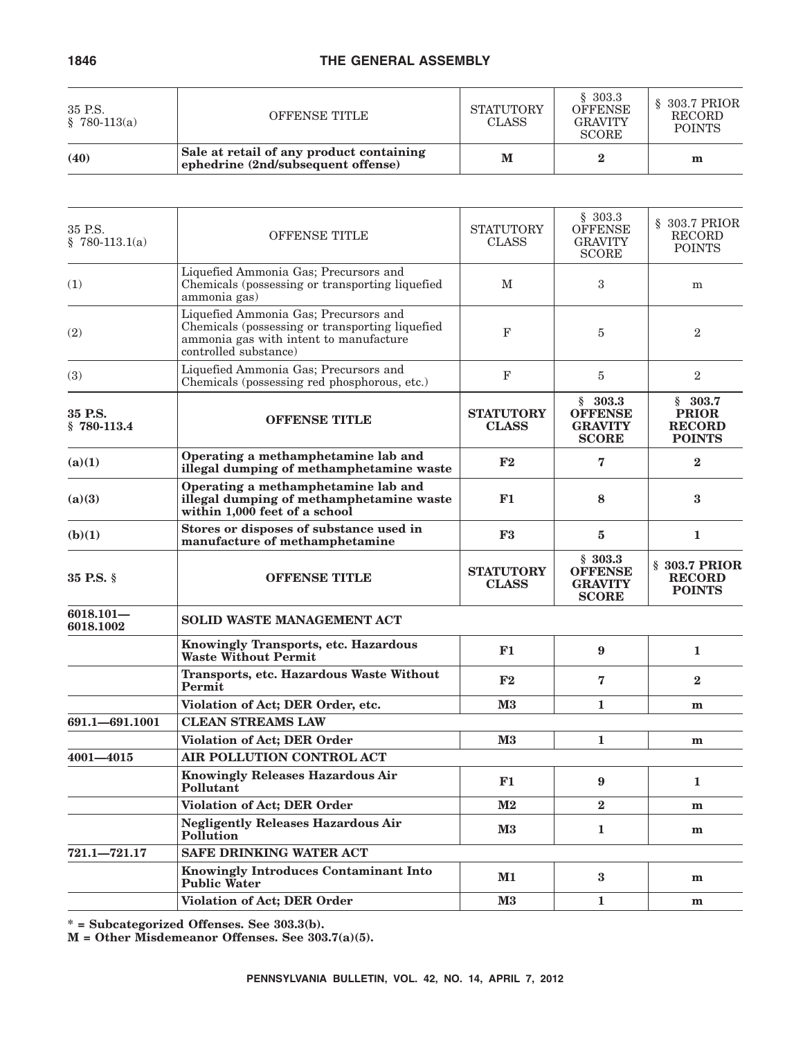| 35 P.S. § 780-113(a) | OFFENSE TITLE | STATUTORY CLASS | § 303.3 OFFENSE GRAVITY SCORE | § 303.7 PRIOR RECORD POINTS |
|---|---|---|---|---|
| **(40)** | **Sale at retail of any product containing ephedrine (2nd/subsequent offense)** | **M** | **2** | **m** |

| 35 P.S. § 780-113.1(a) | OFFENSE TITLE | STATUTORY CLASS | § 303.3 OFFENSE GRAVITY SCORE | § 303.7 PRIOR RECORD POINTS |
|---|---|---|---|---|
| (1) | Liquefied Ammonia Gas; Precursors and Chemicals (possessing or transporting liquefied ammonia gas) | M | 3 | m |
| (2) | Liquefied Ammonia Gas; Precursors and Chemicals (possessing or transporting liquefied ammonia gas with intent to manufacture controlled substance) | F | 5 | 2 |
| (3) | Liquefied Ammonia Gas; Precursors and Chemicals (possessing red phosphorous, etc.) | F | 5 | 2 |
| **35 P.S. § 780-113.4** | **OFFENSE TITLE** | **STATUTORY CLASS** | **§ 303.3 OFFENSE GRAVITY SCORE** | **§ 303.7 PRIOR RECORD POINTS** |
| **(a)(1)** | **Operating a methamphetamine lab and illegal dumping of methamphetamine waste** | **F2** | **7** | **2** |
| **(a)(3)** | **Operating a methamphetamine lab and illegal dumping of methamphetamine waste within 1,000 feet of a school** | **F1** | **8** | **3** |
| **(b)(1)** | **Stores or disposes of substance used in manufacture of methamphetamine** | **F3** | **5** | **1** |
| **35 P.S. §** | **OFFENSE TITLE** | **STATUTORY CLASS** | **§ 303.3 OFFENSE GRAVITY SCORE** | **§ 303.7 PRIOR RECORD POINTS** |
| **6018.101—6018.1002** | **SOLID WASTE MANAGEMENT ACT** | | | |
| | **Knowingly Transports, etc. Hazardous Waste Without Permit** | **F1** | **9** | **1** |
| | **Transports, etc. Hazardous Waste Without Permit** | **F2** | **7** | **2** |
| | **Violation of Act; DER Order, etc.** | **M3** | **1** | **m** |
| **691.1—691.1001** | **CLEAN STREAMS LAW** | | | |
| | **Violation of Act; DER Order** | **M3** | **1** | **m** |
| **4001—4015** | **AIR POLLUTION CONTROL ACT** | | | |
| | **Knowingly Releases Hazardous Air Pollutant** | **F1** | **9** | **1** |
| | **Violation of Act; DER Order** | **M2** | **2** | **m** |
| | **Negligently Releases Hazardous Air Pollution** | **M3** | **1** | **m** |
| **721.1—721.17** | **SAFE DRINKING WATER ACT** | | | |
| | **Knowingly Introduces Contaminant Into Public Water** | **M1** | **3** | **m** |
| | **Violation of Act; DER Order** | **M3** | **1** | **m** |

**\* = Subcategorized Offenses. See 303.3(b).**

**M = Other Misdemeanor Offenses. See 303.7(a)(5).**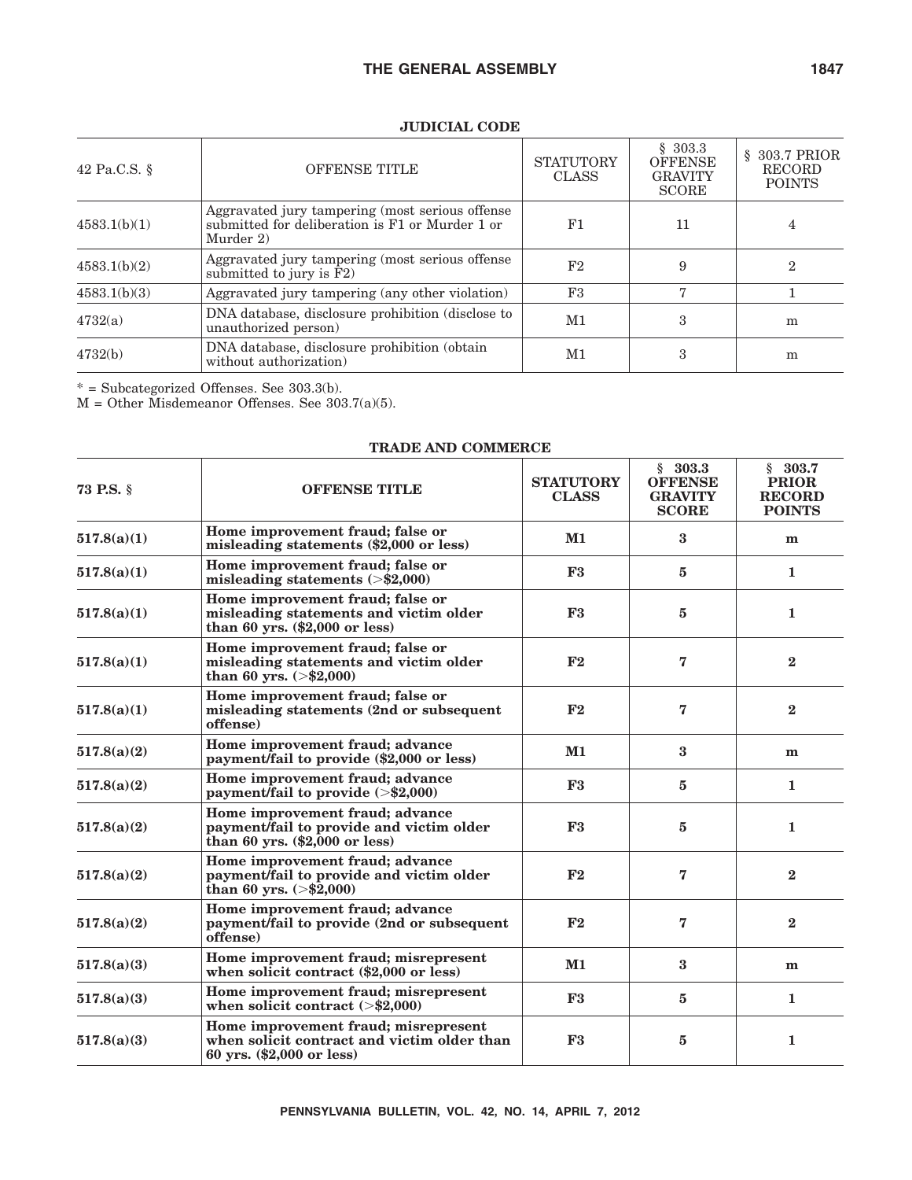**JUDICIAL CODE**

| 42 Pa.C.S. § | OFFENSE TITLE | STATUTORY CLASS | § 303.3 OFFENSE GRAVITY SCORE | § 303.7 PRIOR RECORD POINTS |
|---|---|---|---|---|
| 4583.1(b)(1) | Aggravated jury tampering (most serious offense submitted for deliberation is F1 or Murder 1 or Murder 2) | F1 | 11 | 4 |
| 4583.1(b)(2) | Aggravated jury tampering (most serious offense submitted to jury is F2) | F2 | 9 | 2 |
| 4583.1(b)(3) | Aggravated jury tampering (any other violation) | F3 | 7 | 1 |
| 4732(a) | DNA database, disclosure prohibition (disclose to unauthorized person) | M1 | 3 | m |
| 4732(b) | DNA database, disclosure prohibition (obtain without authorization) | M1 | 3 | m |

* = Subcategorized Offenses. See 303.3(b).
M = Other Misdemeanor Offenses. See 303.7(a)(5).

**TRADE AND COMMERCE**

| **73 P.S. §** | **OFFENSE TITLE** | **STATUTORY CLASS** | **§ 303.3 OFFENSE GRAVITY SCORE** | **§ 303.7 PRIOR RECORD POINTS** |
|---|---|---|---|---|
| **517.8(a)(1)** | **Home improvement fraud; false or misleading statements ($2,000 or less)** | **M1** | **3** | **m** |
| **517.8(a)(1)** | **Home improvement fraud; false or misleading statements (>$2,000)** | **F3** | **5** | **1** |
| **517.8(a)(1)** | **Home improvement fraud; false or misleading statements and victim older than 60 yrs. ($2,000 or less)** | **F3** | **5** | **1** |
| **517.8(a)(1)** | **Home improvement fraud; false or misleading statements and victim older than 60 yrs. (>$2,000)** | **F2** | **7** | **2** |
| **517.8(a)(1)** | **Home improvement fraud; false or misleading statements (2nd or subsequent offense)** | **F2** | **7** | **2** |
| **517.8(a)(2)** | **Home improvement fraud; advance payment/fail to provide ($2,000 or less)** | **M1** | **3** | **m** |
| **517.8(a)(2)** | **Home improvement fraud; advance payment/fail to provide (>$2,000)** | **F3** | **5** | **1** |
| **517.8(a)(2)** | **Home improvement fraud; advance payment/fail to provide and victim older than 60 yrs. ($2,000 or less)** | **F3** | **5** | **1** |
| **517.8(a)(2)** | **Home improvement fraud; advance payment/fail to provide and victim older than 60 yrs. (>$2,000)** | **F2** | **7** | **2** |
| **517.8(a)(2)** | **Home improvement fraud; advance payment/fail to provide (2nd or subsequent offense)** | **F2** | **7** | **2** |
| **517.8(a)(3)** | **Home improvement fraud; misrepresent when solicit contract ($2,000 or less)** | **M1** | **3** | **m** |
| **517.8(a)(3)** | **Home improvement fraud; misrepresent when solicit contract (>$2,000)** | **F3** | **5** | **1** |
| **517.8(a)(3)** | **Home improvement fraud; misrepresent when solicit contract and victim older than 60 yrs. ($2,000 or less)** | **F3** | **5** | **1** |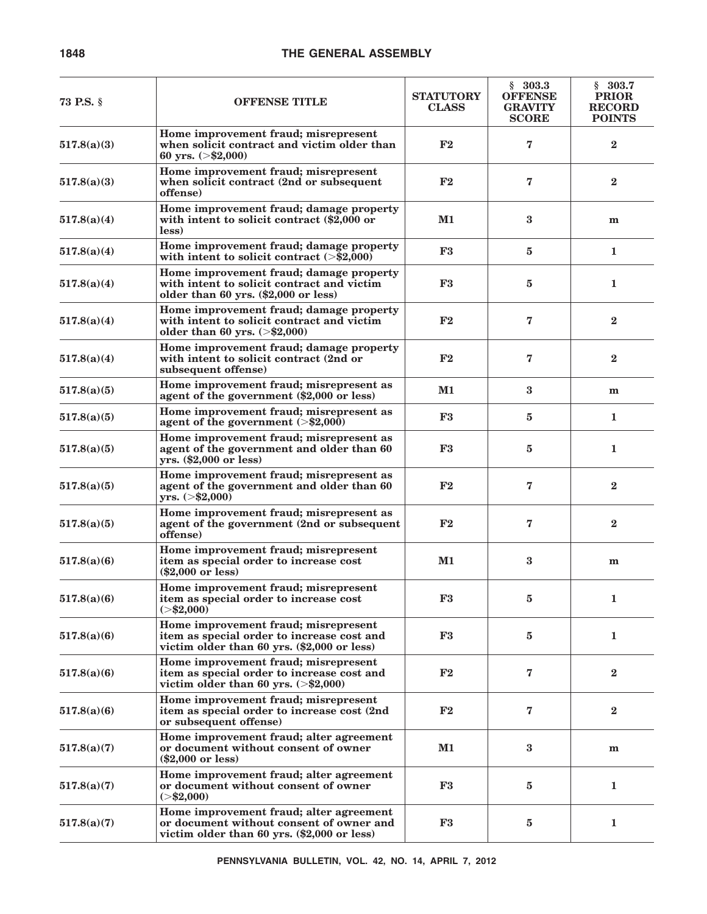| 73 P.S. § | OFFENSE TITLE | STATUTORY CLASS | § 303.3 OFFENSE GRAVITY SCORE | § 303.7 PRIOR RECORD POINTS |
|---|---|---|---|---|
| **517.8(a)(3)** | **Home improvement fraud; misrepresent when solicit contract and victim older than 60 yrs. (>$2,000)** | **F2** | **7** | **2** |
| **517.8(a)(3)** | **Home improvement fraud; misrepresent when solicit contract (2nd or subsequent offense)** | **F2** | **7** | **2** |
| **517.8(a)(4)** | **Home improvement fraud; damage property with intent to solicit contract ($2,000 or less)** | **M1** | **3** | **m** |
| **517.8(a)(4)** | **Home improvement fraud; damage property with intent to solicit contract (>$2,000)** | **F3** | **5** | **1** |
| **517.8(a)(4)** | **Home improvement fraud; damage property with intent to solicit contract and victim older than 60 yrs. ($2,000 or less)** | **F3** | **5** | **1** |
| **517.8(a)(4)** | **Home improvement fraud; damage property with intent to solicit contract and victim older than 60 yrs. (>$2,000)** | **F2** | **7** | **2** |
| **517.8(a)(4)** | **Home improvement fraud; damage property with intent to solicit contract (2nd or subsequent offense)** | **F2** | **7** | **2** |
| **517.8(a)(5)** | **Home improvement fraud; misrepresent as agent of the government ($2,000 or less)** | **M1** | **3** | **m** |
| **517.8(a)(5)** | **Home improvement fraud; misrepresent as agent of the government (>$2,000)** | **F3** | **5** | **1** |
| **517.8(a)(5)** | **Home improvement fraud; misrepresent as agent of the government and older than 60 yrs. ($2,000 or less)** | **F3** | **5** | **1** |
| **517.8(a)(5)** | **Home improvement fraud; misrepresent as agent of the government and older than 60 yrs. (>$2,000)** | **F2** | **7** | **2** |
| **517.8(a)(5)** | **Home improvement fraud; misrepresent as agent of the government (2nd or subsequent offense)** | **F2** | **7** | **2** |
| **517.8(a)(6)** | **Home improvement fraud; misrepresent item as special order to increase cost ($2,000 or less)** | **M1** | **3** | **m** |
| **517.8(a)(6)** | **Home improvement fraud; misrepresent item as special order to increase cost (>$2,000)** | **F3** | **5** | **1** |
| **517.8(a)(6)** | **Home improvement fraud; misrepresent item as special order to increase cost and victim older than 60 yrs. ($2,000 or less)** | **F3** | **5** | **1** |
| **517.8(a)(6)** | **Home improvement fraud; misrepresent item as special order to increase cost and victim older than 60 yrs. (>$2,000)** | **F2** | **7** | **2** |
| **517.8(a)(6)** | **Home improvement fraud; misrepresent item as special order to increase cost (2nd or subsequent offense)** | **F2** | **7** | **2** |
| **517.8(a)(7)** | **Home improvement fraud; alter agreement or document without consent of owner ($2,000 or less)** | **M1** | **3** | **m** |
| **517.8(a)(7)** | **Home improvement fraud; alter agreement or document without consent of owner (>$2,000)** | **F3** | **5** | **1** |
| **517.8(a)(7)** | **Home improvement fraud; alter agreement or document without consent of owner and victim older than 60 yrs. ($2,000 or less)** | **F3** | **5** | **1** |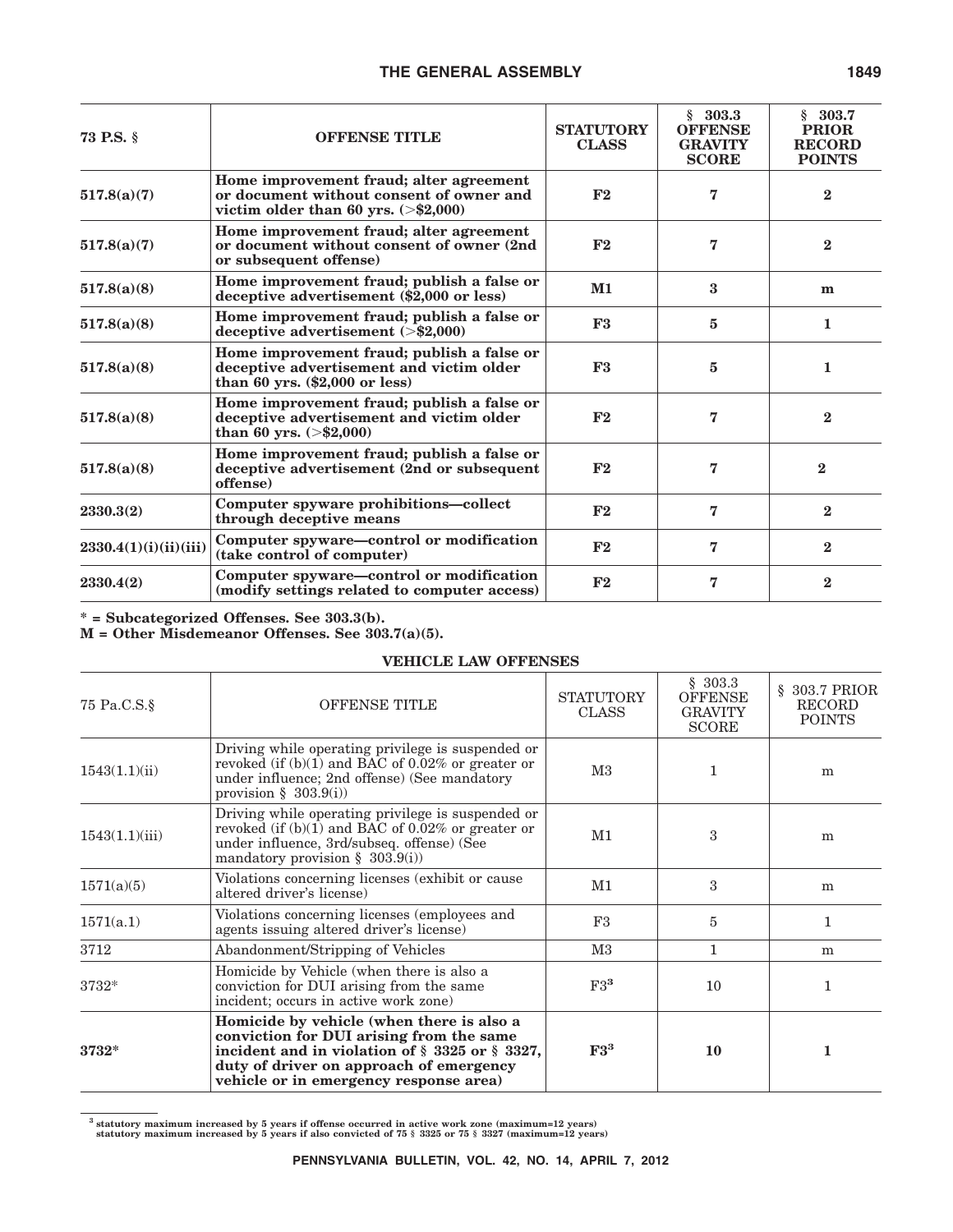| 73 P.S. § | OFFENSE TITLE | STATUTORY CLASS | § 303.3 OFFENSE GRAVITY SCORE | § 303.7 PRIOR RECORD POINTS |
|---|---|---|---|---|
| **517.8(a)(7)** | **Home improvement fraud; alter agreement or document without consent of owner and victim older than 60 yrs. (>$2,000)** | **F2** | **7** | **2** |
| **517.8(a)(7)** | **Home improvement fraud; alter agreement or document without consent of owner (2nd or subsequent offense)** | **F2** | **7** | **2** |
| **517.8(a)(8)** | **Home improvement fraud; publish a false or deceptive advertisement ($2,000 or less)** | **M1** | **3** | **m** |
| **517.8(a)(8)** | **Home improvement fraud; publish a false or deceptive advertisement (>$2,000)** | **F3** | **5** | **1** |
| **517.8(a)(8)** | **Home improvement fraud; publish a false or deceptive advertisement and victim older than 60 yrs. ($2,000 or less)** | **F3** | **5** | **1** |
| **517.8(a)(8)** | **Home improvement fraud; publish a false or deceptive advertisement and victim older than 60 yrs. (>$2,000)** | **F2** | **7** | **2** |
| **517.8(a)(8)** | **Home improvement fraud; publish a false or deceptive advertisement (2nd or subsequent offense)** | **F2** | **7** | **2** |
| **2330.3(2)** | **Computer spyware prohibitions—collect through deceptive means** | **F2** | **7** | **2** |
| **2330.4(1)(i)(ii)(iii)** | **Computer spyware—control or modification (take control of computer)** | **F2** | **7** | **2** |
| **2330.4(2)** | **Computer spyware—control or modification (modify settings related to computer access)** | **F2** | **7** | **2** |

**\* = Subcategorized Offenses. See 303.3(b).**
**M = Other Misdemeanor Offenses. See 303.7(a)(5).**

**VEHICLE LAW OFFENSES**

| 75 Pa.C.S.§ | OFFENSE TITLE | STATUTORY CLASS | § 303.3 OFFENSE GRAVITY SCORE | § 303.7 PRIOR RECORD POINTS |
|---|---|---|---|---|
| 1543(1.1)(ii) | Driving while operating privilege is suspended or revoked (if (b)(1) and BAC of 0.02% or greater or under influence; 2nd offense) (See mandatory provision § 303.9(i)) | M3 | 1 | m |
| 1543(1.1)(iii) | Driving while operating privilege is suspended or revoked (if (b)(1) and BAC of 0.02% or greater or under influence, 3rd/subseq. offense) (See mandatory provision § 303.9(i)) | M1 | 3 | m |
| 1571(a)(5) | Violations concerning licenses (exhibit or cause altered driver's license) | M1 | 3 | m |
| 1571(a.1) | Violations concerning licenses (employees and agents issuing altered driver's license) | F3 | 5 | 1 |
| 3712 | Abandonment/Stripping of Vehicles | M3 | 1 | m |
| 3732* | Homicide by Vehicle (when there is also a conviction for DUI arising from the same incident; occurs in active work zone) | F3[3] | 10 | 1 |
| **3732*** | **Homicide by vehicle (when there is also a conviction for DUI arising from the same incident and in violation of § 3325 or § 3327, duty of driver on approach of emergency vehicle or in emergency response area)** | **F3[3]** | **10** | **1** |

[3] statutory maximum increased by 5 years if offense occurred in active work zone (maximum=12 years)
statutory maximum increased by 5 years if also convicted of 75 § 3325 or 75 § 3327 (maximum=12 years)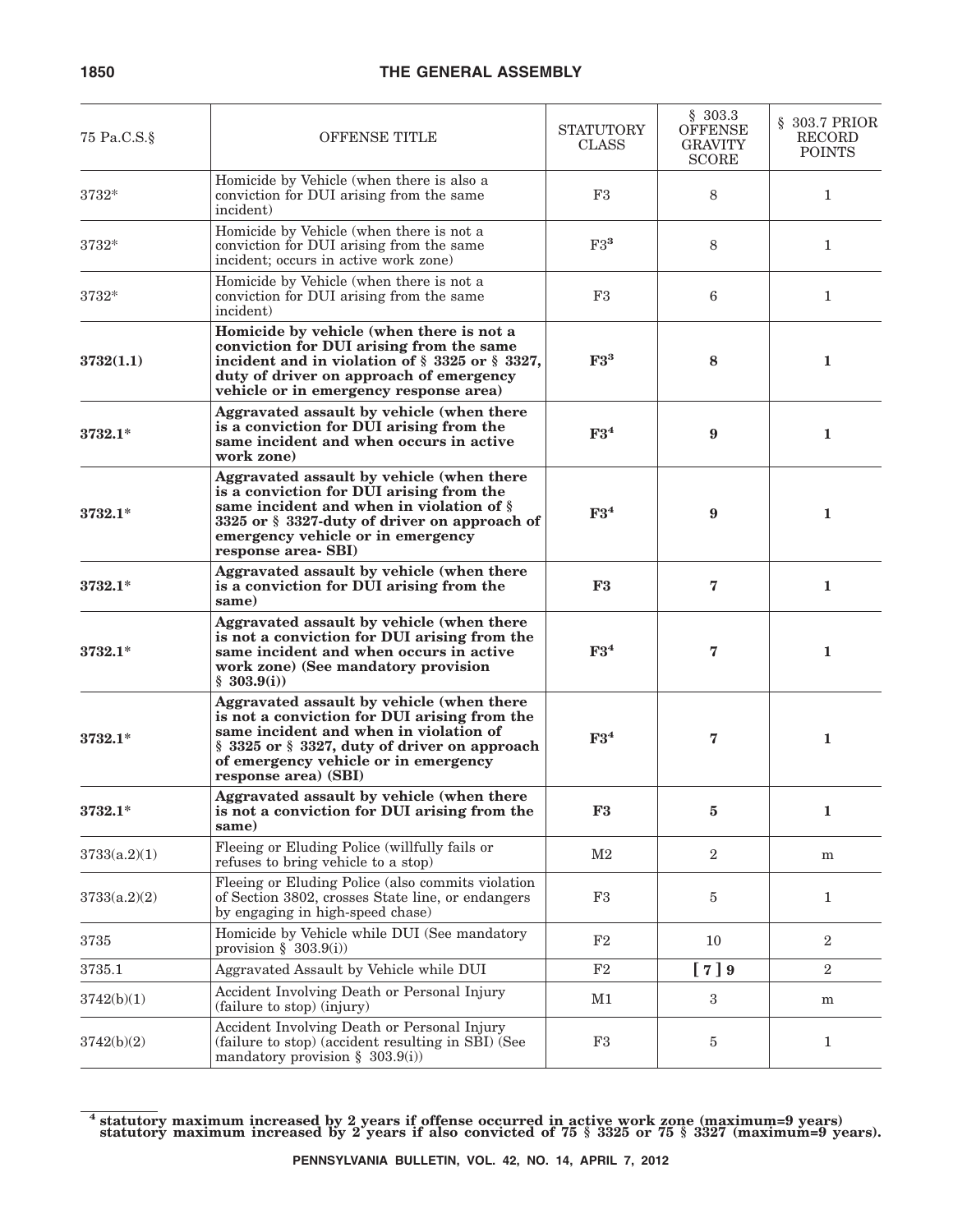| 75 Pa.C.S.§ | OFFENSE TITLE | STATUTORY CLASS | § 303.3 OFFENSE GRAVITY SCORE | § 303.7 PRIOR RECORD POINTS |
|---|---|---|---|---|
| 3732* | Homicide by Vehicle (when there is also a conviction for DUI arising from the same incident) | F3 | 8 | 1 |
| 3732* | Homicide by Vehicle (when there is not a conviction for DUI arising from the same incident; occurs in active work zone) | F3[3] | 8 | 1 |
| 3732* | Homicide by Vehicle (when there is not a conviction for DUI arising from the same incident) | F3 | 6 | 1 |
| **3732(1.1)** | **Homicide by vehicle (when there is not a conviction for DUI arising from the same incident and in violation of § 3325 or § 3327, duty of driver on approach of emergency vehicle or in emergency response area)** | **F3[3]** | **8** | **1** |
| **3732.1*** | **Aggravated assault by vehicle (when there is a conviction for DUI arising from the same incident and when occurs in active work zone)** | **F3[4]** | **9** | **1** |
| **3732.1*** | **Aggravated assault by vehicle (when there is a conviction for DUI arising from the same incident and when in violation of § 3325 or § 3327-duty of driver on approach of emergency vehicle or in emergency response area- SBI)** | **F3[4]** | **9** | **1** |
| **3732.1*** | **Aggravated assault by vehicle (when there is a conviction for DUI arising from the same)** | **F3** | **7** | **1** |
| **3732.1*** | **Aggravated assault by vehicle (when there is not a conviction for DUI arising from the same incident and when occurs in active work zone) (See mandatory provision § 303.9(i))** | **F3[4]** | **7** | **1** |
| **3732.1*** | **Aggravated assault by vehicle (when there is not a conviction for DUI arising from the same incident and when in violation of § 3325 or § 3327, duty of driver on approach of emergency vehicle or in emergency response area) (SBI)** | **F3[4]** | **7** | **1** |
| **3732.1*** | **Aggravated assault by vehicle (when there is not a conviction for DUI arising from the same)** | **F3** | **5** | **1** |
| 3733(a.2)(1) | Fleeing or Eluding Police (willfully fails or refuses to bring vehicle to a stop) | M2 | 2 | m |
| 3733(a.2)(2) | Fleeing or Eluding Police (also commits violation of Section 3802, crosses State line, or endangers by engaging in high-speed chase) | F3 | 5 | 1 |
| 3735 | Homicide by Vehicle while DUI (See mandatory provision § 303.9(i)) | F2 | 10 | 2 |
| 3735.1 | Aggravated Assault by Vehicle while DUI | F2 | [ 7 ] **9** | 2 |
| 3742(b)(1) | Accident Involving Death or Personal Injury (failure to stop) (injury) | M1 | 3 | m |
| 3742(b)(2) | Accident Involving Death or Personal Injury (failure to stop) (accident resulting in SBI) (See mandatory provision § 303.9(i)) | F3 | 5 | 1 |

**[4] statutory maximum increased by 2 years if offense occurred in active work zone (maximum=9 years) statutory maximum increased by 2 years if also convicted of 75 § 3325 or 75 § 3327 (maximum=9 years).**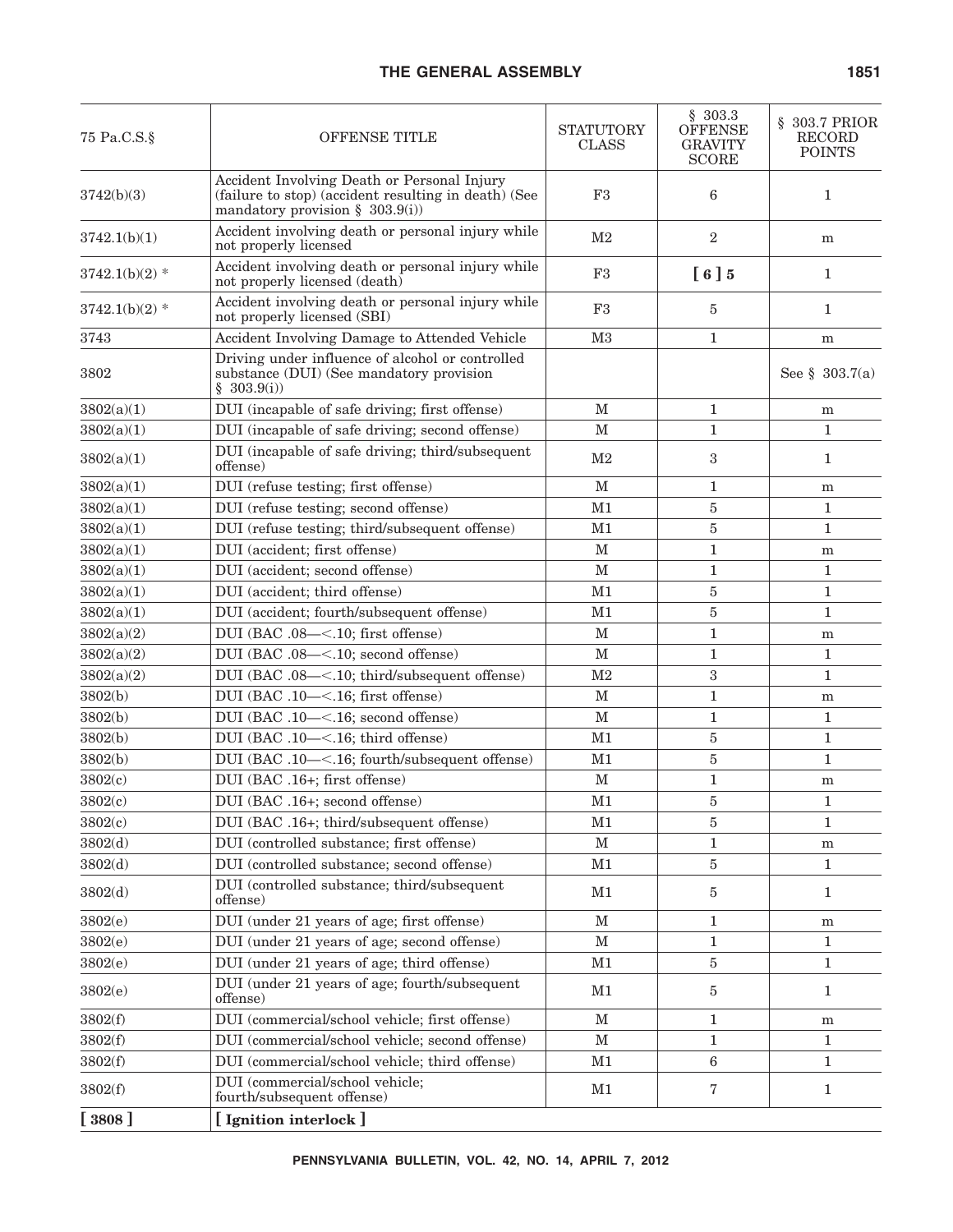| 75 Pa.C.S.§ | OFFENSE TITLE | STATUTORY CLASS | § 303.3 OFFENSE GRAVITY SCORE | § 303.7 PRIOR RECORD POINTS |
|---|---|---|---|---|
| 3742(b)(3) | Accident Involving Death or Personal Injury (failure to stop) (accident resulting in death) (See mandatory provision § 303.9(i)) | F3 | 6 | 1 |
| 3742.1(b)(1) | Accident involving death or personal injury while not properly licensed | M2 | 2 | m |
| 3742.1(b)(2) * | Accident involving death or personal injury while not properly licensed (death) | F3 | **[ 6 ] 5** | 1 |
| 3742.1(b)(2) * | Accident involving death or personal injury while not properly licensed (SBI) | F3 | 5 | 1 |
| 3743 | Accident Involving Damage to Attended Vehicle | M3 | 1 | m |
| 3802 | Driving under influence of alcohol or controlled substance (DUI) (See mandatory provision § 303.9(i)) | | | See § 303.7(a) |
| 3802(a)(1) | DUI (incapable of safe driving; first offense) | M | 1 | m |
| 3802(a)(1) | DUI (incapable of safe driving; second offense) | M | 1 | 1 |
| 3802(a)(1) | DUI (incapable of safe driving; third/subsequent offense) | M2 | 3 | 1 |
| 3802(a)(1) | DUI (refuse testing; first offense) | M | 1 | m |
| 3802(a)(1) | DUI (refuse testing; second offense) | M1 | 5 | 1 |
| 3802(a)(1) | DUI (refuse testing; third/subsequent offense) | M1 | 5 | 1 |
| 3802(a)(1) | DUI (accident; first offense) | M | 1 | m |
| 3802(a)(1) | DUI (accident; second offense) | M | 1 | 1 |
| 3802(a)(1) | DUI (accident; third offense) | M1 | 5 | 1 |
| 3802(a)(1) | DUI (accident; fourth/subsequent offense) | M1 | 5 | 1 |
| 3802(a)(2) | DUI (BAC .08—<.10; first offense) | M | 1 | m |
| 3802(a)(2) | DUI (BAC .08—<.10; second offense) | M | 1 | 1 |
| 3802(a)(2) | DUI (BAC .08—<.10; third/subsequent offense) | M2 | 3 | 1 |
| 3802(b) | DUI (BAC .10—<.16; first offense) | M | 1 | m |
| 3802(b) | DUI (BAC .10—<.16; second offense) | M | 1 | 1 |
| 3802(b) | DUI (BAC .10—<.16; third offense) | M1 | 5 | 1 |
| 3802(b) | DUI (BAC .10—<.16; fourth/subsequent offense) | M1 | 5 | 1 |
| 3802(c) | DUI (BAC .16+; first offense) | M | 1 | m |
| 3802(c) | DUI (BAC .16+; second offense) | M1 | 5 | 1 |
| 3802(c) | DUI (BAC .16+; third/subsequent offense) | M1 | 5 | 1 |
| 3802(d) | DUI (controlled substance; first offense) | M | 1 | m |
| 3802(d) | DUI (controlled substance; second offense) | M1 | 5 | 1 |
| 3802(d) | DUI (controlled substance; third/subsequent offense) | M1 | 5 | 1 |
| 3802(e) | DUI (under 21 years of age; first offense) | M | 1 | m |
| 3802(e) | DUI (under 21 years of age; second offense) | M | 1 | 1 |
| 3802(e) | DUI (under 21 years of age; third offense) | M1 | 5 | 1 |
| 3802(e) | DUI (under 21 years of age; fourth/subsequent offense) | M1 | 5 | 1 |
| 3802(f) | DUI (commercial/school vehicle; first offense) | M | 1 | m |
| 3802(f) | DUI (commercial/school vehicle; second offense) | M | 1 | 1 |
| 3802(f) | DUI (commercial/school vehicle; third offense) | M1 | 6 | 1 |
| 3802(f) | DUI (commercial/school vehicle; fourth/subsequent offense) | M1 | 7 | 1 |
| **[ 3808 ]** | **[ Ignition interlock ]** | | | |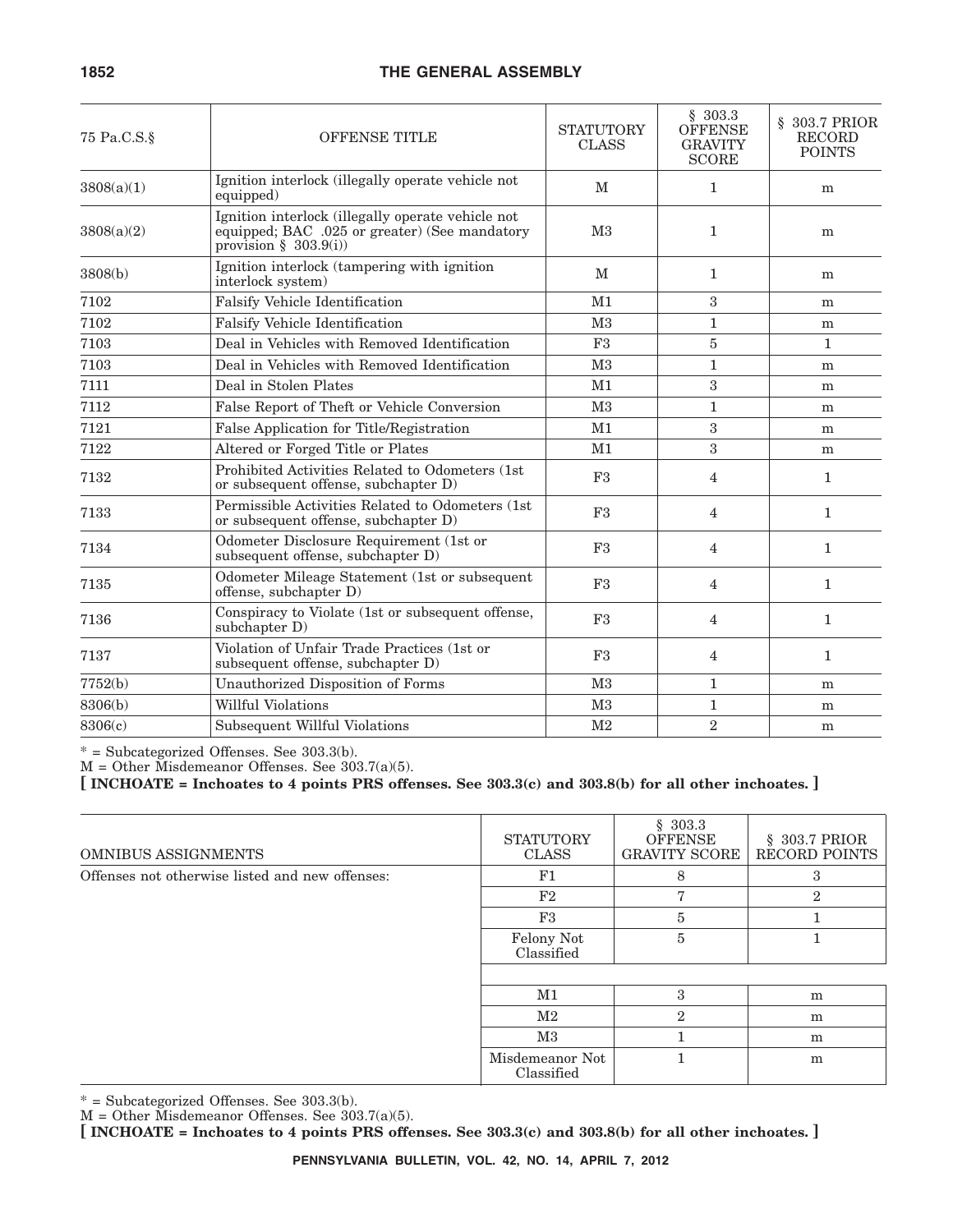| 75 Pa.C.S.§ | OFFENSE TITLE | STATUTORY CLASS | § 303.3 OFFENSE GRAVITY SCORE | § 303.7 PRIOR RECORD POINTS |
|---|---|---|---|---|
| 3808(a)(1) | Ignition interlock (illegally operate vehicle not equipped) | M | 1 | m |
| 3808(a)(2) | Ignition interlock (illegally operate vehicle not equipped; BAC .025 or greater) (See mandatory provision § 303.9(i)) | M3 | 1 | m |
| 3808(b) | Ignition interlock (tampering with ignition interlock system) | M | 1 | m |
| 7102 | Falsify Vehicle Identification | M1 | 3 | m |
| 7102 | Falsify Vehicle Identification | M3 | 1 | m |
| 7103 | Deal in Vehicles with Removed Identification | F3 | 5 | 1 |
| 7103 | Deal in Vehicles with Removed Identification | M3 | 1 | m |
| 7111 | Deal in Stolen Plates | M1 | 3 | m |
| 7112 | False Report of Theft or Vehicle Conversion | M3 | 1 | m |
| 7121 | False Application for Title/Registration | M1 | 3 | m |
| 7122 | Altered or Forged Title or Plates | M1 | 3 | m |
| 7132 | Prohibited Activities Related to Odometers (1st or subsequent offense, subchapter D) | F3 | 4 | 1 |
| 7133 | Permissible Activities Related to Odometers (1st or subsequent offense, subchapter D) | F3 | 4 | 1 |
| 7134 | Odometer Disclosure Requirement (1st or subsequent offense, subchapter D) | F3 | 4 | 1 |
| 7135 | Odometer Mileage Statement (1st or subsequent offense, subchapter D) | F3 | 4 | 1 |
| 7136 | Conspiracy to Violate (1st or subsequent offense, subchapter D) | F3 | 4 | 1 |
| 7137 | Violation of Unfair Trade Practices (1st or subsequent offense, subchapter D) | F3 | 4 | 1 |
| 7752(b) | Unauthorized Disposition of Forms | M3 | 1 | m |
| 8306(b) | Willful Violations | M3 | 1 | m |
| 8306(c) | Subsequent Willful Violations | M2 | 2 | m |

* = Subcategorized Offenses. See 303.3(b).
M = Other Misdemeanor Offenses. See 303.7(a)(5).
**[ INCHOATE = Inchoates to 4 points PRS offenses. See 303.3(c) and 303.8(b) for all other inchoates. ]**

| OMNIBUS ASSIGNMENTS | STATUTORY CLASS | § 303.3 OFFENSE GRAVITY SCORE | § 303.7 PRIOR RECORD POINTS |
|---|---|---|---|
| Offenses not otherwise listed and new offenses: | F1 | 8 | 3 |
| | F2 | 7 | 2 |
| | F3 | 5 | 1 |
| | Felony Not Classified | 5 | 1 |
| | | | |
| | M1 | 3 | m |
| | M2 | 2 | m |
| | M3 | 1 | m |
| | Misdemeanor Not Classified | 1 | m |

* = Subcategorized Offenses. See 303.3(b).
M = Other Misdemeanor Offenses. See 303.7(a)(5).
**[ INCHOATE = Inchoates to 4 points PRS offenses. See 303.3(c) and 303.8(b) for all other inchoates. ]**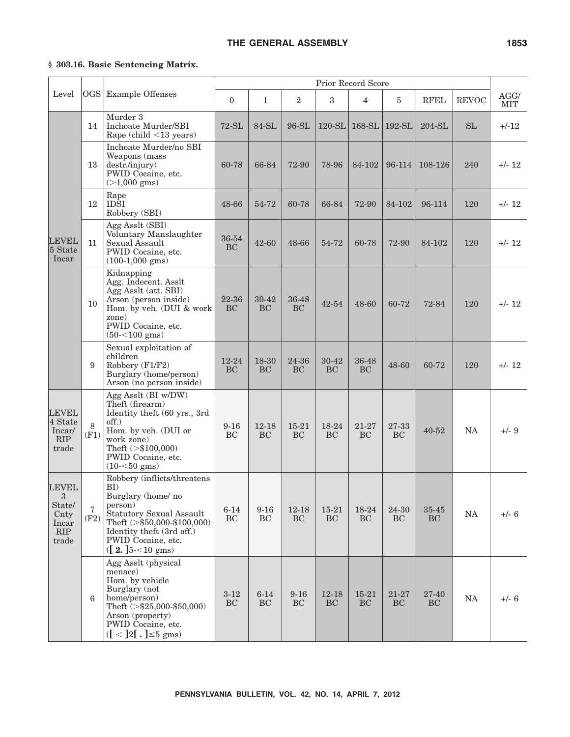**§ 303.16. Basic Sentencing Matrix.**

| Level | OGS | Example Offenses | Prior Record Score | | | | | | | | AGG/MIT |
|---|---|---|---|---|---|---|---|---|---|---|---|
| | | | 0 | 1 | 2 | 3 | 4 | 5 | RFEL | REVOC | |
| LEVEL 5 State Incar | 14 | Murder 3<br>Inchoate Murder/SBI<br>Rape (child <13 years) | 72-SL | 84-SL | 96-SL | 120-SL | 168-SL | 192-SL | 204-SL | SL | +/-12 |
| | 13 | Inchoate Murder/no SBI<br>Weapons (mass destr./injury)<br>PWID Cocaine, etc. (>1,000 gms) | 60-78 | 66-84 | 72-90 | 78-96 | 84-102 | 96-114 | 108-126 | 240 | +/- 12 |
| | 12 | Rape<br>IDSI<br>Robbery (SBI) | 48-66 | 54-72 | 60-78 | 66-84 | 72-90 | 84-102 | 96-114 | 120 | +/- 12 |
| | 11 | Agg Asslt (SBI)<br>Voluntary Manslaughter<br>Sexual Assault<br>PWID Cocaine, etc. (100-1,000 gms) | 36-54 BC | 42-60 | 48-66 | 54-72 | 60-78 | 72-90 | 84-102 | 120 | +/- 12 |
| | 10 | Kidnapping<br>Agg. Indecent. Asslt<br>Agg Asslt (att. SBI)<br>Arson (person inside)<br>Hom. by veh. (DUI & work zone)<br>PWID Cocaine, etc. (50-<100 gms) | 22-36 BC | 30-42 BC | 36-48 BC | 42-54 | 48-60 | 60-72 | 72-84 | 120 | +/- 12 |
| | 9 | Sexual exploitation of children<br>Robbery (F1/F2)<br>Burglary (home/person)<br>Arson (no person inside) | 12-24 BC | 18-30 BC | 24-36 BC | 30-42 BC | 36-48 BC | 48-60 | 60-72 | 120 | +/- 12 |
| LEVEL 4 State Incar/ RIP trade | 8 (F1) | Agg Asslt (BI w/DW)<br>Theft (firearm)<br>Identity theft (60 yrs., 3rd off.)<br>Hom. by veh. (DUI or work zone)<br>Theft (>$100,000)<br>PWID Cocaine, etc. (10-<50 gms) | 9-16 BC | 12-18 BC | 15-21 BC | 18-24 BC | 21-27 BC | 27-33 BC | 40-52 | NA | +/- 9 |
| LEVEL 3 State/ Cnty Incar RIP trade | 7 (F2) | Robbery (inflicts/threatens BI)<br>Burglary (home/ no person)<br>Statutory Sexual Assault<br>Theft (>$50,000-$100,000)<br>Identity theft (3rd off.)<br>PWID Cocaine, etc. ([ **2.** ]5-<10 gms) | 6-14 BC | 9-16 BC | 12-18 BC | 15-21 BC | 18-24 BC | 24-30 BC | 35-45 BC | NA | +/- 6 |
| | 6 | Agg Asslt (physical menace)<br>Hom. by vehicle<br>Burglary (not home/person)<br>Theft (>$25,000-$50,000)<br>Arson (property)<br>PWID Cocaine, etc. ([ < ]2[ **.** ]≤5 gms) | 3-12 BC | 6-14 BC | 9-16 BC | 12-18 BC | 15-21 BC | 21-27 BC | 27-40 BC | NA | +/- 6 |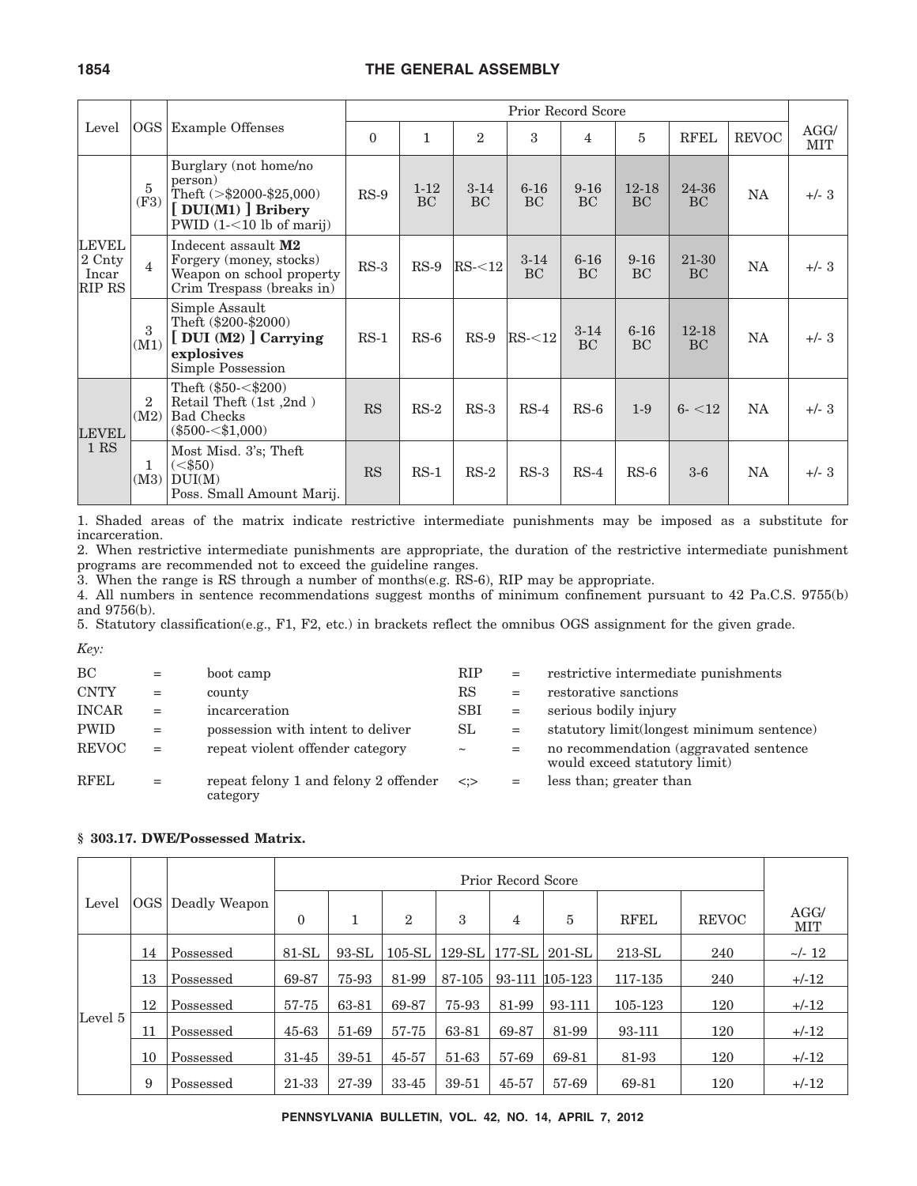| Level | OGS | Example Offenses | Prior Record Score | | | | | | | | AGG/ MIT |
|---|---|---|---|---|---|---|---|---|---|---|---|
| | | | 0 | 1 | 2 | 3 | 4 | 5 | RFEL | REVOC | |
| LEVEL 2 Cnty Incar RIP RS | 5 (F3) | Burglary (not home/no person) Theft (>$2000-$25,000) **[ DUI(M1) ] Bribery** PWID (1-<10 lb of marij) | RS-9 | 1-12 BC | 3-14 BC | 6-16 BC | 9-16 BC | 12-18 BC | 24-36 BC | NA | +/- 3 |
| | 4 | Indecent assault **M2** Forgery (money, stocks) Weapon on school property Crim Trespass (breaks in) | RS-3 | RS-9 | RS-<12 | 3-14 BC | 6-16 BC | 9-16 BC | 21-30 BC | NA | +/- 3 |
| | 3 (M1) | Simple Assault Theft ($200-$2000) **[ DUI (M2) ] Carrying explosives** Simple Possession | RS-1 | RS-6 | RS-9 | RS-<12 | 3-14 BC | 6-16 BC | 12-18 BC | NA | +/- 3 |
| LEVEL 1 RS | 2 (M2) | Theft ($50-<$200) Retail Theft (1st ,2nd ) Bad Checks ($500-<$1,000) | RS | RS-2 | RS-3 | RS-4 | RS-6 | 1-9 | 6- <12 | NA | +/- 3 |
| | 1 (M3) | Most Misd. 3's; Theft (<$50) DUI(M) Poss. Small Amount Marij. | RS | RS-1 | RS-2 | RS-3 | RS-4 | RS-6 | 3-6 | NA | +/- 3 |

1. Shaded areas of the matrix indicate restrictive intermediate punishments may be imposed as a substitute for incarceration.

2. When restrictive intermediate punishments are appropriate, the duration of the restrictive intermediate punishment programs are recommended not to exceed the guideline ranges.

3. When the range is RS through a number of months(e.g. RS-6), RIP may be appropriate.

4. All numbers in sentence recommendations suggest months of minimum confinement pursuant to 42 Pa.C.S. 9755(b) and 9756(b).

5. Statutory classification(e.g., F1, F2, etc.) in brackets reflect the omnibus OGS assignment for the given grade.

*Key:*

| | | | | | |
|---|---|---|---|---|---|
| BC | = | boot camp | RIP | = | restrictive intermediate punishments |
| CNTY | = | county | RS | = | restorative sanctions |
| INCAR | = | incarceration | SBI | = | serious bodily injury |
| PWID | = | possession with intent to deliver | SL | = | statutory limit(longest minimum sentence) |
| REVOC | = | repeat violent offender category | ~ | = | no recommendation (aggravated sentence would exceed statutory limit) |
| RFEL | = | repeat felony 1 and felony 2 offender category | <;> | = | less than; greater than |

**§ 303.17. DWE/Possessed Matrix.**

| Level | OGS | Deadly Weapon | Prior Record Score | | | | | | | | AGG/ MIT |
|---|---|---|---|---|---|---|---|---|---|---|---|
| | | | 0 | 1 | 2 | 3 | 4 | 5 | RFEL | REVOC | |
| Level 5 | 14 | Possessed | 81-SL | 93-SL | 105-SL | 129-SL | 177-SL | 201-SL | 213-SL | 240 | ~/- 12 |
| | 13 | Possessed | 69-87 | 75-93 | 81-99 | 87-105 | 93-111 | 105-123 | 117-135 | 240 | +/-12 |
| | 12 | Possessed | 57-75 | 63-81 | 69-87 | 75-93 | 81-99 | 93-111 | 105-123 | 120 | +/-12 |
| | 11 | Possessed | 45-63 | 51-69 | 57-75 | 63-81 | 69-87 | 81-99 | 93-111 | 120 | +/-12 |
| | 10 | Possessed | 31-45 | 39-51 | 45-57 | 51-63 | 57-69 | 69-81 | 81-93 | 120 | +/-12 |
| | 9 | Possessed | 21-33 | 27-39 | 33-45 | 39-51 | 45-57 | 57-69 | 69-81 | 120 | +/-12 |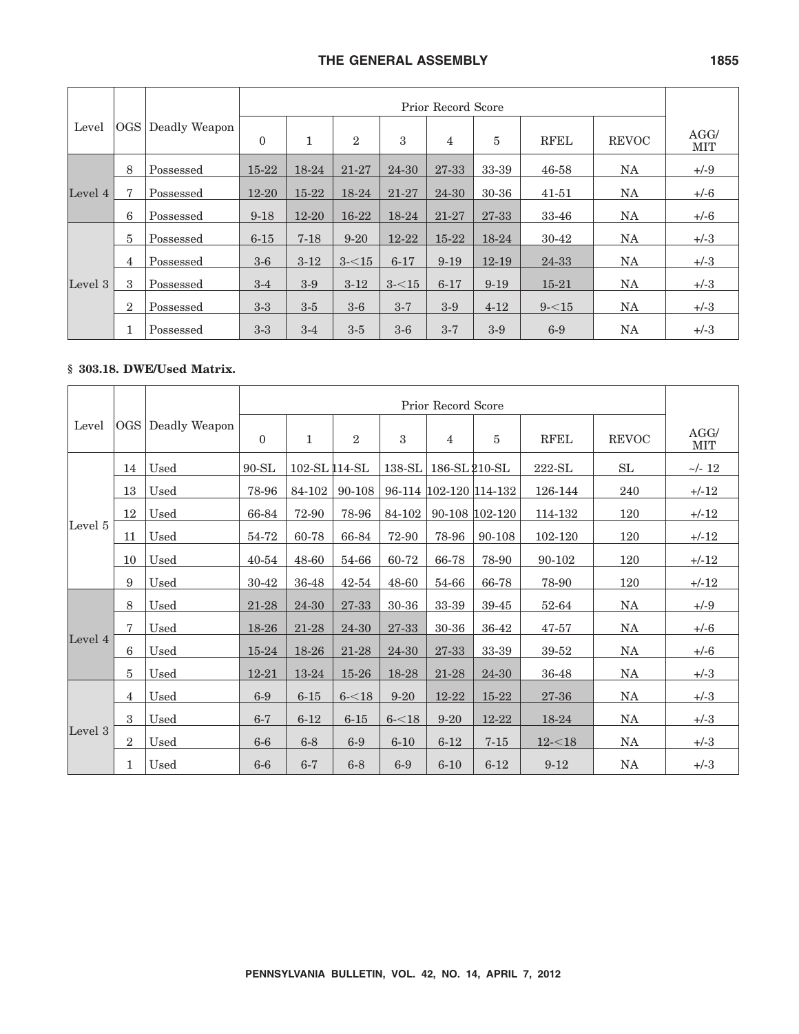| Level | OGS | Deadly Weapon | Prior Record Score | | | | | | | | AGG/ MIT |
|---|---|---|---|---|---|---|---|---|---|---|---|
| | | | 0 | 1 | 2 | 3 | 4 | 5 | RFEL | REVOC | |
| Level 4 | 8 | Possessed | 15-22 | 18-24 | 21-27 | 24-30 | 27-33 | 33-39 | 46-58 | NA | +/-9 |
| | 7 | Possessed | 12-20 | 15-22 | 18-24 | 21-27 | 24-30 | 30-36 | 41-51 | NA | +/-6 |
| | 6 | Possessed | 9-18 | 12-20 | 16-22 | 18-24 | 21-27 | 27-33 | 33-46 | NA | +/-6 |
| Level 3 | 5 | Possessed | 6-15 | 7-18 | 9-20 | 12-22 | 15-22 | 18-24 | 30-42 | NA | +/-3 |
| | 4 | Possessed | 3-6 | 3-12 | 3-<15 | 6-17 | 9-19 | 12-19 | 24-33 | NA | +/-3 |
| | 3 | Possessed | 3-4 | 3-9 | 3-12 | 3-<15 | 6-17 | 9-19 | 15-21 | NA | +/-3 |
| | 2 | Possessed | 3-3 | 3-5 | 3-6 | 3-7 | 3-9 | 4-12 | 9-<15 | NA | +/-3 |
| | 1 | Possessed | 3-3 | 3-4 | 3-5 | 3-6 | 3-7 | 3-9 | 6-9 | NA | +/-3 |

**§ 303.18. DWE/Used Matrix.**

| Level | OGS | Deadly Weapon | Prior Record Score | | | | | | | | AGG/ MIT |
|---|---|---|---|---|---|---|---|---|---|---|---|
| | | | 0 | 1 | 2 | 3 | 4 | 5 | RFEL | REVOC | |
| Level 5 | 14 | Used | 90-SL | 102-SL | 114-SL | 138-SL | 186-SL | 210-SL | 222-SL | SL | ~/- 12 |
| | 13 | Used | 78-96 | 84-102 | 90-108 | 96-114 | 102-120 | 114-132 | 126-144 | 240 | +/-12 |
| | 12 | Used | 66-84 | 72-90 | 78-96 | 84-102 | 90-108 | 102-120 | 114-132 | 120 | +/-12 |
| | 11 | Used | 54-72 | 60-78 | 66-84 | 72-90 | 78-96 | 90-108 | 102-120 | 120 | +/-12 |
| | 10 | Used | 40-54 | 48-60 | 54-66 | 60-72 | 66-78 | 78-90 | 90-102 | 120 | +/-12 |
| | 9 | Used | 30-42 | 36-48 | 42-54 | 48-60 | 54-66 | 66-78 | 78-90 | 120 | +/-12 |
| Level 4 | 8 | Used | 21-28 | 24-30 | 27-33 | 30-36 | 33-39 | 39-45 | 52-64 | NA | +/-9 |
| | 7 | Used | 18-26 | 21-28 | 24-30 | 27-33 | 30-36 | 36-42 | 47-57 | NA | +/-6 |
| | 6 | Used | 15-24 | 18-26 | 21-28 | 24-30 | 27-33 | 33-39 | 39-52 | NA | +/-6 |
| | 5 | Used | 12-21 | 13-24 | 15-26 | 18-28 | 21-28 | 24-30 | 36-48 | NA | +/-3 |
| Level 3 | 4 | Used | 6-9 | 6-15 | 6-<18 | 9-20 | 12-22 | 15-22 | 27-36 | NA | +/-3 |
| | 3 | Used | 6-7 | 6-12 | 6-15 | 6-<18 | 9-20 | 12-22 | 18-24 | NA | +/-3 |
| | 2 | Used | 6-6 | 6-8 | 6-9 | 6-10 | 6-12 | 7-15 | 12-<18 | NA | +/-3 |
| | 1 | Used | 6-6 | 6-7 | 6-8 | 6-9 | 6-10 | 6-12 | 9-12 | NA | +/-3 |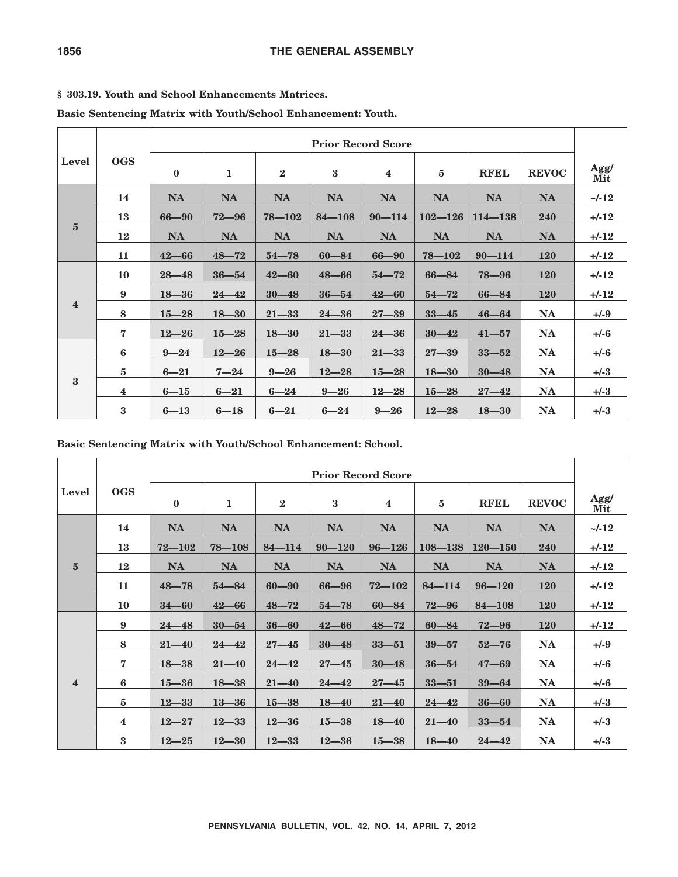**§ 303.19. Youth and School Enhancements Matrices.**

**Basic Sentencing Matrix with Youth/School Enhancement: Youth.**

| Level | OGS | Prior Record Score | | | | | | | | Agg/Mit |
|---|---|---|---|---|---|---|---|---|---|---|
| | | **0** | **1** | **2** | **3** | **4** | **5** | **RFEL** | **REVOC** | |
| **5** | **14** | **NA** | **NA** | **NA** | **NA** | **NA** | **NA** | **NA** | **NA** | **~/-12** |
| | **13** | **66—90** | **72—96** | **78—102** | **84—108** | **90—114** | **102—126** | **114—138** | **240** | **+/-12** |
| | **12** | **NA** | **NA** | **NA** | **NA** | **NA** | **NA** | **NA** | **NA** | **+/-12** |
| | **11** | **42—66** | **48—72** | **54—78** | **60—84** | **66—90** | **78—102** | **90—114** | **120** | **+/-12** |
| **4** | **10** | **28—48** | **36—54** | **42—60** | **48—66** | **54—72** | **66—84** | **78—96** | **120** | **+/-12** |
| | **9** | **18—36** | **24—42** | **30—48** | **36—54** | **42—60** | **54—72** | **66—84** | **120** | **+/-12** |
| | **8** | **15—28** | **18—30** | **21—33** | **24—36** | **27—39** | **33—45** | **46—64** | **NA** | **+/-9** |
| | **7** | **12—26** | **15—28** | **18—30** | **21—33** | **24—36** | **30—42** | **41—57** | **NA** | **+/-6** |
| **3** | **6** | **9—24** | **12—26** | **15—28** | **18—30** | **21—33** | **27—39** | **33—52** | **NA** | **+/-6** |
| | **5** | **6—21** | **7—24** | **9—26** | **12—28** | **15—28** | **18—30** | **30—48** | **NA** | **+/-3** |
| | **4** | **6—15** | **6—21** | **6—24** | **9—26** | **12—28** | **15—28** | **27—42** | **NA** | **+/-3** |
| | **3** | **6—13** | **6—18** | **6—21** | **6—24** | **9—26** | **12—28** | **18—30** | **NA** | **+/-3** |

**Basic Sentencing Matrix with Youth/School Enhancement: School.**

| Level | OGS | Prior Record Score | | | | | | | | Agg/Mit |
|---|---|---|---|---|---|---|---|---|---|---|
| | | **0** | **1** | **2** | **3** | **4** | **5** | **RFEL** | **REVOC** | |
| **5** | **14** | **NA** | **NA** | **NA** | **NA** | **NA** | **NA** | **NA** | **NA** | **~/-12** |
| | **13** | **72—102** | **78—108** | **84—114** | **90—120** | **96—126** | **108—138** | **120—150** | **240** | **+/-12** |
| | **12** | **NA** | **NA** | **NA** | **NA** | **NA** | **NA** | **NA** | **NA** | **+/-12** |
| | **11** | **48—78** | **54—84** | **60—90** | **66—96** | **72—102** | **84—114** | **96—120** | **120** | **+/-12** |
| | **10** | **34—60** | **42—66** | **48—72** | **54—78** | **60—84** | **72—96** | **84—108** | **120** | **+/-12** |
| **4** | **9** | **24—48** | **30—54** | **36—60** | **42—66** | **48—72** | **60—84** | **72—96** | **120** | **+/-12** |
| | **8** | **21—40** | **24—42** | **27—45** | **30—48** | **33—51** | **39—57** | **52—76** | **NA** | **+/-9** |
| | **7** | **18—38** | **21—40** | **24—42** | **27—45** | **30—48** | **36—54** | **47—69** | **NA** | **+/-6** |
| | **6** | **15—36** | **18—38** | **21—40** | **24—42** | **27—45** | **33—51** | **39—64** | **NA** | **+/-6** |
| | **5** | **12—33** | **13—36** | **15—38** | **18—40** | **21—40** | **24—42** | **36—60** | **NA** | **+/-3** |
| | **4** | **12—27** | **12—33** | **12—36** | **15—38** | **18—40** | **21—40** | **33—54** | **NA** | **+/-3** |
| | **3** | **12—25** | **12—30** | **12—33** | **12—36** | **15—38** | **18—40** | **24—42** | **NA** | **+/-3** |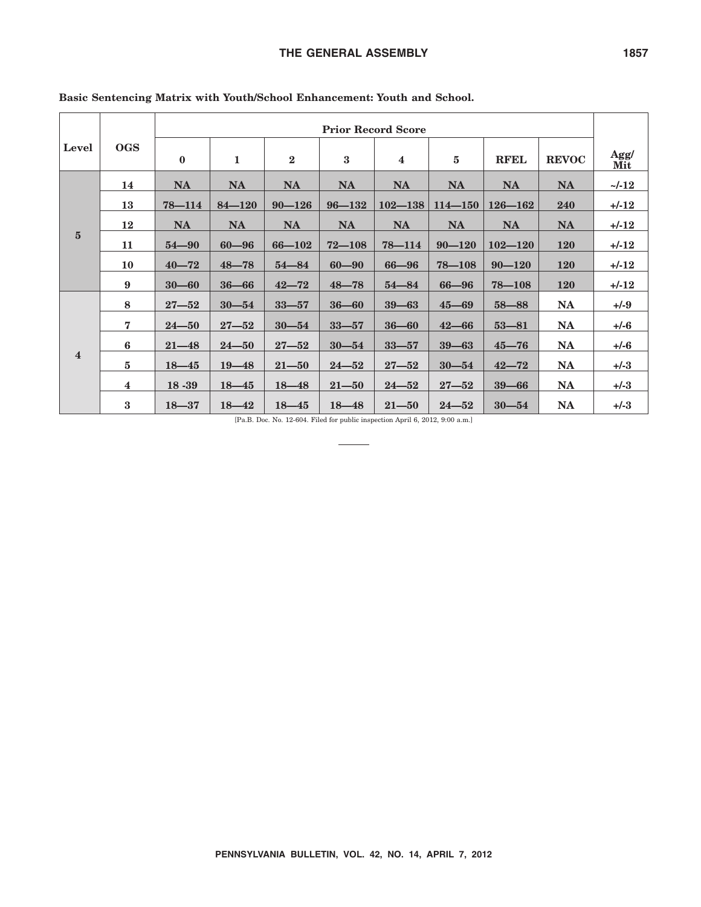**Basic Sentencing Matrix with Youth/School Enhancement: Youth and School.**

| Level | OGS | Prior Record Score | | | | | | | | Agg/ Mit |
|---|---|---|---|---|---|---|---|---|---|---|
| | | 0 | 1 | 2 | 3 | 4 | 5 | RFEL | REVOC | |
| 5 | 14 | NA | NA | NA | NA | NA | NA | NA | NA | ~/-12 |
| | 13 | 78—114 | 84—120 | 90—126 | 96—132 | 102—138 | 114—150 | 126—162 | 240 | +/-12 |
| | 12 | NA | NA | NA | NA | NA | NA | NA | NA | +/-12 |
| | 11 | 54—90 | 60—96 | 66—102 | 72—108 | 78—114 | 90—120 | 102—120 | 120 | +/-12 |
| | 10 | 40—72 | 48—78 | 54—84 | 60—90 | 66—96 | 78—108 | 90—120 | 120 | +/-12 |
| | 9 | 30—60 | 36—66 | 42—72 | 48—78 | 54—84 | 66—96 | 78—108 | 120 | +/-12 |
| 4 | 8 | 27—52 | 30—54 | 33—57 | 36—60 | 39—63 | 45—69 | 58—88 | NA | +/-9 |
| | 7 | 24—50 | 27—52 | 30—54 | 33—57 | 36—60 | 42—66 | 53—81 | NA | +/-6 |
| | 6 | 21—48 | 24—50 | 27—52 | 30—54 | 33—57 | 39—63 | 45—76 | NA | +/-6 |
| | 5 | 18—45 | 19—48 | 21—50 | 24—52 | 27—52 | 30—54 | 42—72 | NA | +/-3 |
| | 4 | 18 -39 | 18—45 | 18—48 | 21—50 | 24—52 | 27—52 | 39—66 | NA | +/-3 |
| | 3 | 18—37 | 18—42 | 18—45 | 18—48 | 21—50 | 24—52 | 30—54 | NA | +/-3 |

[Pa.B. Doc. No. 12-604. Filed for public inspection April 6, 2012, 9:00 a.m.]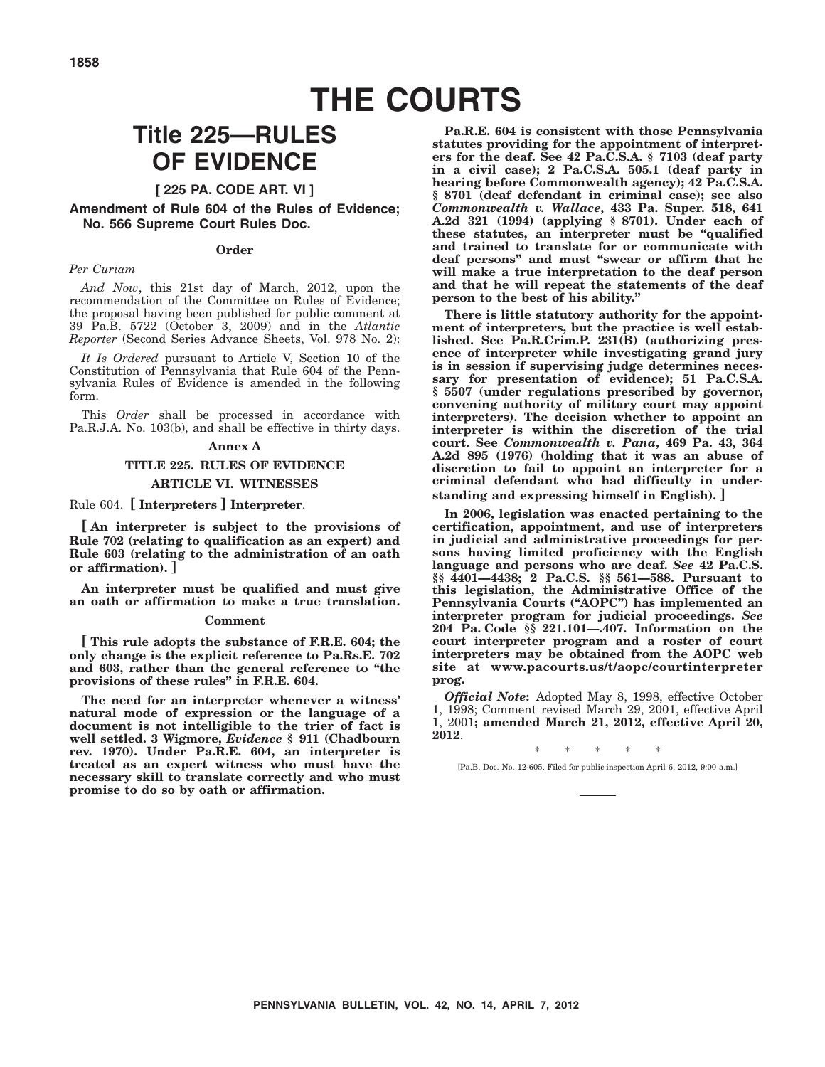# THE COURTS

## Title 225—RULES OF EVIDENCE

**[ 225 PA. CODE ART. VI ]**

### Amendment of Rule 604 of the Rules of Evidence; No. 566 Supreme Court Rules Doc.

**Order**

*Per Curiam*

*And Now*, this 21st day of March, 2012, upon the recommendation of the Committee on Rules of Evidence; the proposal having been published for public comment at 39 Pa.B. 5722 (October 3, 2009) and in the *Atlantic Reporter* (Second Series Advance Sheets, Vol. 978 No. 2):

*It Is Ordered* pursuant to Article V, Section 10 of the Constitution of Pennsylvania that Rule 604 of the Pennsylvania Rules of Evidence is amended in the following form.

This *Order* shall be processed in accordance with Pa.R.J.A. No. 103(b), and shall be effective in thirty days.

**Annex A**

**TITLE 225. RULES OF EVIDENCE**

**ARTICLE VI. WITNESSES**

Rule 604. **[ Interpreters ] Interpreter**.

**[ An interpreter is subject to the provisions of Rule 702 (relating to qualification as an expert) and Rule 603 (relating to the administration of an oath or affirmation). ]**

**An interpreter must be qualified and must give an oath or affirmation to make a true translation.**

**Comment**

**[ This rule adopts the substance of F.R.E. 604; the only change is the explicit reference to Pa.Rs.E. 702 and 603, rather than the general reference to "the provisions of these rules" in F.R.E. 604.**

**The need for an interpreter whenever a witness' natural mode of expression or the language of a document is not intelligible to the trier of fact is well settled. 3 Wigmore, *Evidence* § 911 (Chadbourn rev. 1970). Under Pa.R.E. 604, an interpreter is treated as an expert witness who must have the necessary skill to translate correctly and who must promise to do so by oath or affirmation.**

**Pa.R.E. 604 is consistent with those Pennsylvania statutes providing for the appointment of interpreters for the deaf. See 42 Pa.C.S.A. § 7103 (deaf party in a civil case); 2 Pa.C.S.A. 505.1 (deaf party in hearing before Commonwealth agency); 42 Pa.C.S.A. § 8701 (deaf defendant in criminal case); see also *Commonwealth v. Wallace*, 433 Pa. Super. 518, 641 A.2d 321 (1994) (applying § 8701). Under each of these statutes, an interpreter must be "qualified and trained to translate for or communicate with deaf persons" and must "swear or affirm that he will make a true interpretation to the deaf person and that he will repeat the statements of the deaf person to the best of his ability."**

**There is little statutory authority for the appointment of interpreters, but the practice is well established. See Pa.R.Crim.P. 231(B) (authorizing presence of interpreter while investigating grand jury is in session if supervising judge determines necessary for presentation of evidence); 51 Pa.C.S.A. § 5507 (under regulations prescribed by governor, convening authority of military court may appoint interpreters). The decision whether to appoint an interpreter is within the discretion of the trial court. See *Commonwealth v. Pana*, 469 Pa. 43, 364 A.2d 895 (1976) (holding that it was an abuse of discretion to fail to appoint an interpreter for a criminal defendant who had difficulty in understanding and expressing himself in English). ]**

**In 2006, legislation was enacted pertaining to the certification, appointment, and use of interpreters in judicial and administrative proceedings for persons having limited proficiency with the English language and persons who are deaf. *See* 42 Pa.C.S. §§ 4401—4438; 2 Pa.C.S. §§ 561—588. Pursuant to this legislation, the Administrative Office of the Pennsylvania Courts ("AOPC") has implemented an interpreter program for judicial proceedings. *See* 204 Pa. Code §§ 221.101—.407. Information on the court interpreter program and a roster of court interpreters may be obtained from the AOPC web site at www.pacourts.us/t/aopc/courtinterpreter prog.**

***Official Note*:** Adopted May 8, 1998, effective October 1, 1998; Comment revised March 29, 2001, effective April 1, 2001**; amended March 21, 2012, effective April 20, 2012**.

\* \* \* \* \*

[Pa.B. Doc. No. 12-605. Filed for public inspection April 6, 2012, 9:00 a.m.]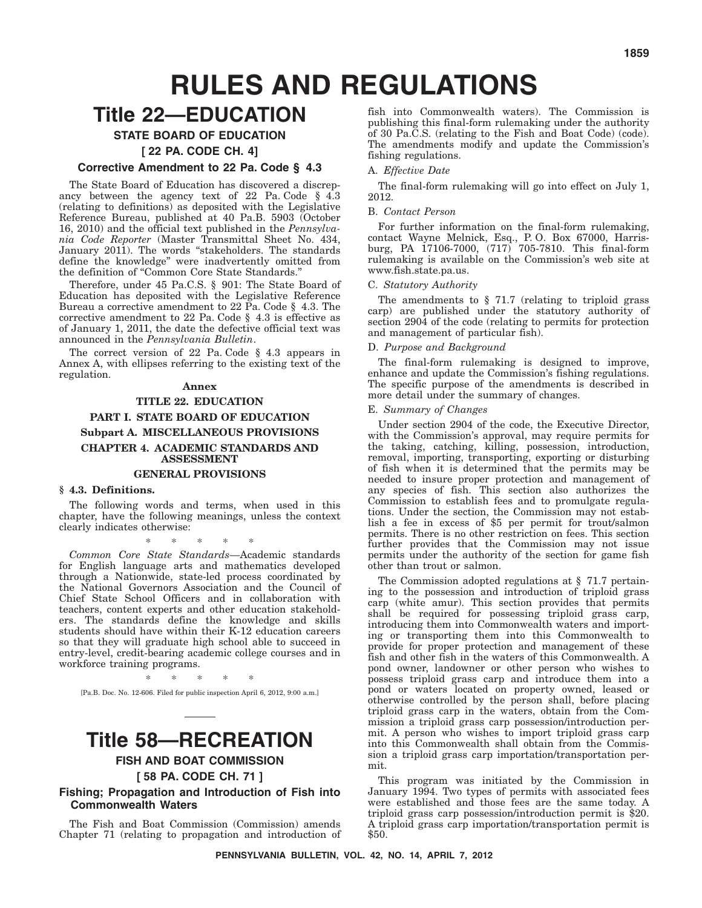# RULES AND REGULATIONS

# Title 22—EDUCATION

## STATE BOARD OF EDUCATION

## [ 22 PA. CODE CH. 4]

### Corrective Amendment to 22 Pa. Code § 4.3

The State Board of Education has discovered a discrepancy between the agency text of 22 Pa. Code § 4.3 (relating to definitions) as deposited with the Legislative Reference Bureau, published at 40 Pa.B. 5903 (October 16, 2010) and the official text published in the *Pennsylvania Code Reporter* (Master Transmittal Sheet No. 434, January 2011). The words "stakeholders. The standards define the knowledge" were inadvertently omitted from the definition of "Common Core State Standards."

Therefore, under 45 Pa.C.S. § 901: The State Board of Education has deposited with the Legislative Reference Bureau a corrective amendment to 22 Pa. Code § 4.3. The corrective amendment to 22 Pa. Code § 4.3 is effective as of January 1, 2011, the date the defective official text was announced in the *Pennsylvania Bulletin*.

The correct version of 22 Pa. Code § 4.3 appears in Annex A, with ellipses referring to the existing text of the regulation.

**Annex**

**TITLE 22. EDUCATION**

**PART I. STATE BOARD OF EDUCATION**

**Subpart A. MISCELLANEOUS PROVISIONS**

**CHAPTER 4. ACADEMIC STANDARDS AND ASSESSMENT**

**GENERAL PROVISIONS**

**§ 4.3. Definitions.**

The following words and terms, when used in this chapter, have the following meanings, unless the context clearly indicates otherwise:

\* \* \* \* \*

*Common Core State Standards*—Academic standards for English language arts and mathematics developed through a Nationwide, state-led process coordinated by the National Governors Association and the Council of Chief State School Officers and in collaboration with teachers, content experts and other education stakeholders. The standards define the knowledge and skills students should have within their K-12 education careers so that they will graduate high school able to succeed in entry-level, credit-bearing academic college courses and in workforce training programs.

\* \* \* \* \*

[Pa.B. Doc. No. 12-606. Filed for public inspection April 6, 2012, 9:00 a.m.]

# Title 58—RECREATION

## FISH AND BOAT COMMISSION

## [ 58 PA. CODE CH. 71 ]

### Fishing; Propagation and Introduction of Fish into Commonwealth Waters

The Fish and Boat Commission (Commission) amends Chapter 71 (relating to propagation and introduction of fish into Commonwealth waters). The Commission is publishing this final-form rulemaking under the authority of 30 Pa.C.S. (relating to the Fish and Boat Code) (code). The amendments modify and update the Commission's fishing regulations.

A. *Effective Date*

The final-form rulemaking will go into effect on July 1, 2012.

B. *Contact Person*

For further information on the final-form rulemaking, contact Wayne Melnick, Esq., P. O. Box 67000, Harrisburg, PA 17106-7000, (717) 705-7810. This final-form rulemaking is available on the Commission's web site at www.fish.state.pa.us.

C. *Statutory Authority*

The amendments to § 71.7 (relating to triploid grass carp) are published under the statutory authority of section 2904 of the code (relating to permits for protection and management of particular fish).

D. *Purpose and Background*

The final-form rulemaking is designed to improve, enhance and update the Commission's fishing regulations. The specific purpose of the amendments is described in more detail under the summary of changes.

E. *Summary of Changes*

Under section 2904 of the code, the Executive Director, with the Commission's approval, may require permits for the taking, catching, killing, possession, introduction, removal, importing, transporting, exporting or disturbing of fish when it is determined that the permits may be needed to insure proper protection and management of any species of fish. This section also authorizes the Commission to establish fees and to promulgate regulations. Under the section, the Commission may not establish a fee in excess of $5 per permit for trout/salmon permits. There is no other restriction on fees. This section further provides that the Commission may not issue permits under the authority of the section for game fish other than trout or salmon.

The Commission adopted regulations at § 71.7 pertaining to the possession and introduction of triploid grass carp (white amur). This section provides that permits shall be required for possessing triploid grass carp, introducing them into Commonwealth waters and importing or transporting them into this Commonwealth to provide for proper protection and management of these fish and other fish in the waters of this Commonwealth. A pond owner, landowner or other person who wishes to possess triploid grass carp and introduce them into a pond or waters located on property owned, leased or otherwise controlled by the person shall, before placing triploid grass carp in the waters, obtain from the Commission a triploid grass carp possession/introduction permit. A person who wishes to import triploid grass carp into this Commonwealth shall obtain from the Commission a triploid grass carp importation/transportation permit.

This program was initiated by the Commission in January 1994. Two types of permits with associated fees were established and those fees are the same today. A triploid grass carp possession/introduction permit is $20. A triploid grass carp importation/transportation permit is $50.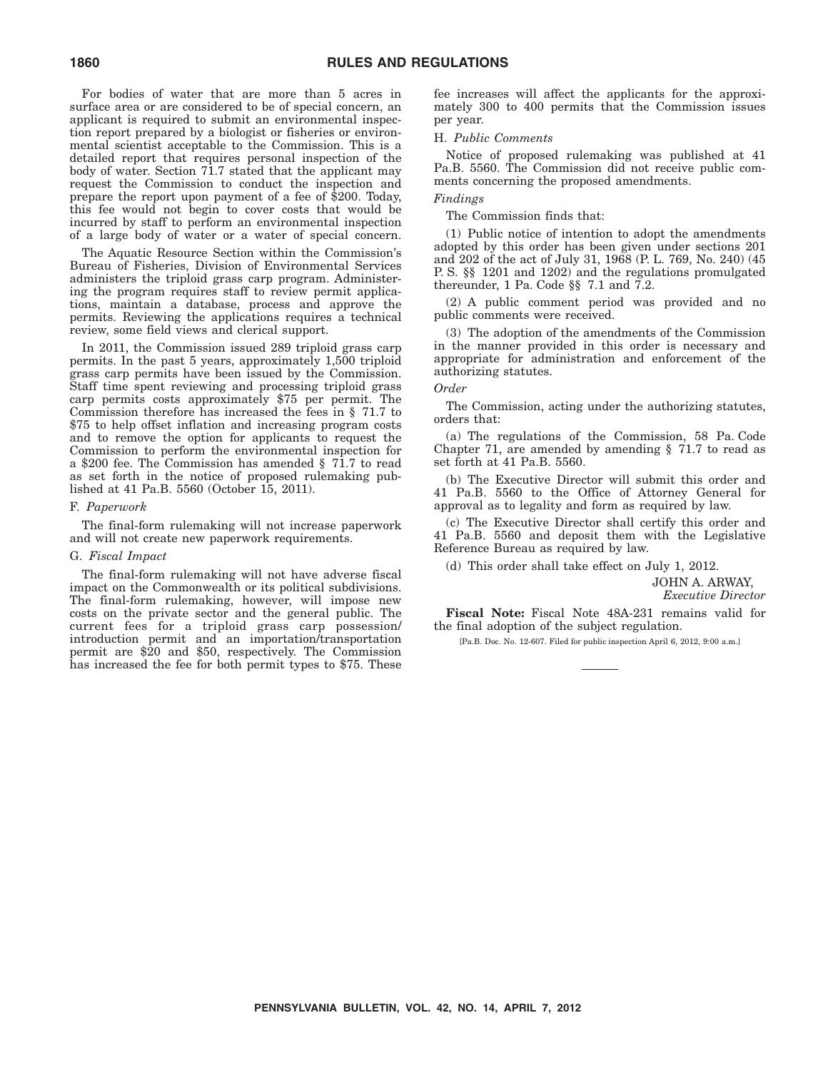For bodies of water that are more than 5 acres in surface area or are considered to be of special concern, an applicant is required to submit an environmental inspection report prepared by a biologist or fisheries or environmental scientist acceptable to the Commission. This is a detailed report that requires personal inspection of the body of water. Section 71.7 stated that the applicant may request the Commission to conduct the inspection and prepare the report upon payment of a fee of $200. Today, this fee would not begin to cover costs that would be incurred by staff to perform an environmental inspection of a large body of water or a water of special concern.

The Aquatic Resource Section within the Commission's Bureau of Fisheries, Division of Environmental Services administers the triploid grass carp program. Administering the program requires staff to review permit applications, maintain a database, process and approve the permits. Reviewing the applications requires a technical review, some field views and clerical support.

In 2011, the Commission issued 289 triploid grass carp permits. In the past 5 years, approximately 1,500 triploid grass carp permits have been issued by the Commission. Staff time spent reviewing and processing triploid grass carp permits costs approximately $75 per permit. The Commission therefore has increased the fees in § 71.7 to $75 to help offset inflation and increasing program costs and to remove the option for applicants to request the Commission to perform the environmental inspection for a $200 fee. The Commission has amended § 71.7 to read as set forth in the notice of proposed rulemaking published at 41 Pa.B. 5560 (October 15, 2011).

F. *Paperwork*

The final-form rulemaking will not increase paperwork and will not create new paperwork requirements.

G. *Fiscal Impact*

The final-form rulemaking will not have adverse fiscal impact on the Commonwealth or its political subdivisions. The final-form rulemaking, however, will impose new costs on the private sector and the general public. The current fees for a triploid grass carp possession/introduction permit and an importation/transportation permit are $20 and $50, respectively. The Commission has increased the fee for both permit types to $75. These fee increases will affect the applicants for the approximately 300 to 400 permits that the Commission issues per year.

H. *Public Comments*

Notice of proposed rulemaking was published at 41 Pa.B. 5560. The Commission did not receive public comments concerning the proposed amendments.

*Findings*

The Commission finds that:

(1) Public notice of intention to adopt the amendments adopted by this order has been given under sections 201 and 202 of the act of July 31, 1968 (P. L. 769, No. 240) (45 P. S. §§ 1201 and 1202) and the regulations promulgated thereunder, 1 Pa. Code §§ 7.1 and 7.2.

(2) A public comment period was provided and no public comments were received.

(3) The adoption of the amendments of the Commission in the manner provided in this order is necessary and appropriate for administration and enforcement of the authorizing statutes.

*Order*

The Commission, acting under the authorizing statutes, orders that:

(a) The regulations of the Commission, 58 Pa. Code Chapter 71, are amended by amending § 71.7 to read as set forth at 41 Pa.B. 5560.

(b) The Executive Director will submit this order and 41 Pa.B. 5560 to the Office of Attorney General for approval as to legality and form as required by law.

(c) The Executive Director shall certify this order and 41 Pa.B. 5560 and deposit them with the Legislative Reference Bureau as required by law.

(d) This order shall take effect on July 1, 2012.

JOHN A. ARWAY,
*Executive Director*

**Fiscal Note:** Fiscal Note 48A-231 remains valid for the final adoption of the subject regulation.

[Pa.B. Doc. No. 12-607. Filed for public inspection April 6, 2012, 9:00 a.m.]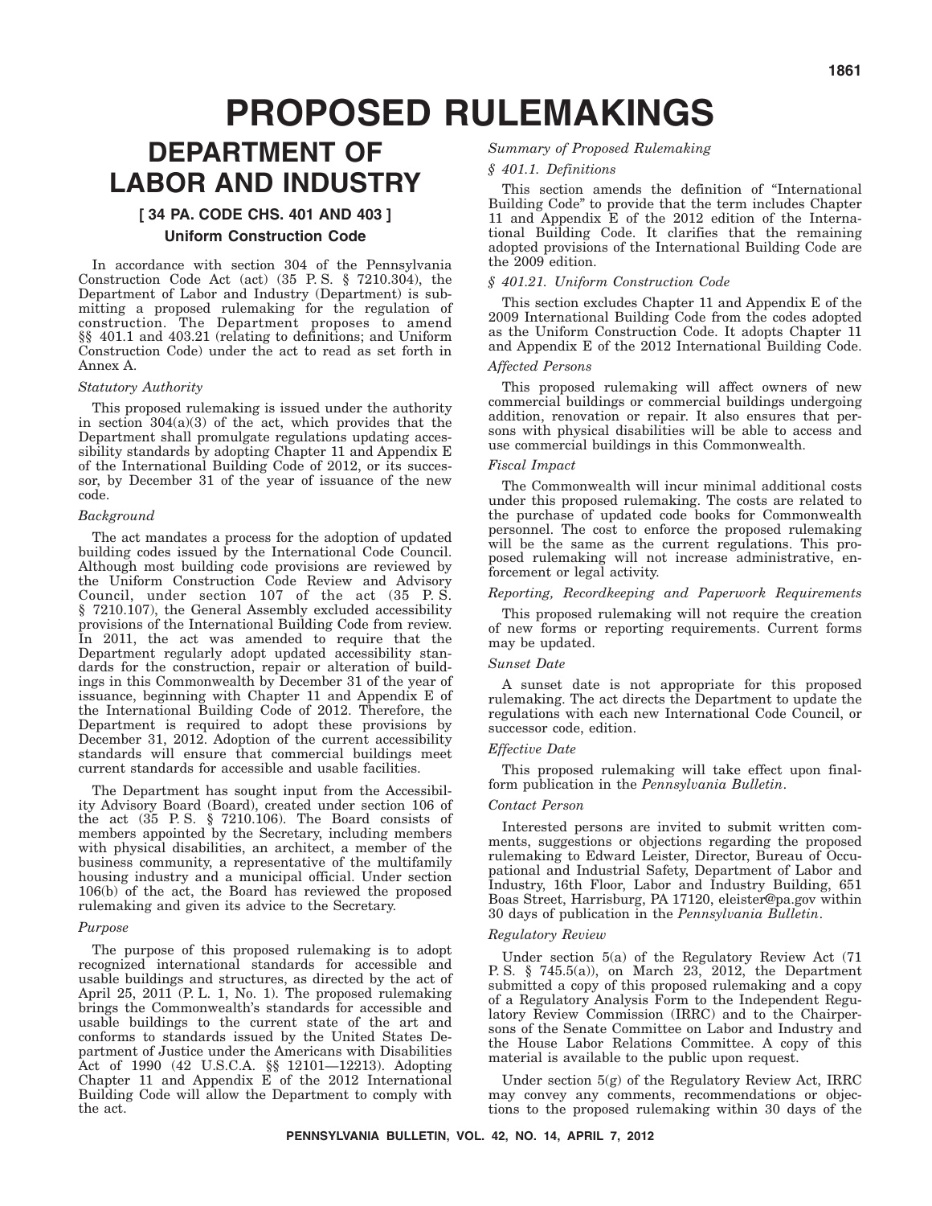# PROPOSED RULEMAKINGS

## DEPARTMENT OF LABOR AND INDUSTRY

### [ 34 PA. CODE CHS. 401 AND 403 ]

### Uniform Construction Code

In accordance with section 304 of the Pennsylvania Construction Code Act (act) (35 P. S. § 7210.304), the Department of Labor and Industry (Department) is submitting a proposed rulemaking for the regulation of construction. The Department proposes to amend §§ 401.1 and 403.21 (relating to definitions; and Uniform Construction Code) under the act to read as set forth in Annex A.

*Statutory Authority*

This proposed rulemaking is issued under the authority in section 304(a)(3) of the act, which provides that the Department shall promulgate regulations updating accessibility standards by adopting Chapter 11 and Appendix E of the International Building Code of 2012, or its successor, by December 31 of the year of issuance of the new code.

*Background*

The act mandates a process for the adoption of updated building codes issued by the International Code Council. Although most building code provisions are reviewed by the Uniform Construction Code Review and Advisory Council, under section 107 of the act (35 P. S. § 7210.107), the General Assembly excluded accessibility provisions of the International Building Code from review. In 2011, the act was amended to require that the Department regularly adopt updated accessibility standards for the construction, repair or alteration of buildings in this Commonwealth by December 31 of the year of issuance, beginning with Chapter 11 and Appendix E of the International Building Code of 2012. Therefore, the Department is required to adopt these provisions by December 31, 2012. Adoption of the current accessibility standards will ensure that commercial buildings meet current standards for accessible and usable facilities.

The Department has sought input from the Accessibility Advisory Board (Board), created under section 106 of the act (35 P. S. § 7210.106). The Board consists of members appointed by the Secretary, including members with physical disabilities, an architect, a member of the business community, a representative of the multifamily housing industry and a municipal official. Under section 106(b) of the act, the Board has reviewed the proposed rulemaking and given its advice to the Secretary.

*Purpose*

The purpose of this proposed rulemaking is to adopt recognized international standards for accessible and usable buildings and structures, as directed by the act of April 25, 2011 (P. L. 1, No. 1). The proposed rulemaking brings the Commonwealth's standards for accessible and usable buildings to the current state of the art and conforms to standards issued by the United States Department of Justice under the Americans with Disabilities Act of 1990 (42 U.S.C.A. §§ 12101—12213). Adopting Chapter 11 and Appendix E of the 2012 International Building Code will allow the Department to comply with the act.

*Summary of Proposed Rulemaking*

*§ 401.1. Definitions*

This section amends the definition of "International Building Code" to provide that the term includes Chapter 11 and Appendix E of the 2012 edition of the International Building Code. It clarifies that the remaining adopted provisions of the International Building Code are the 2009 edition.

*§ 401.21. Uniform Construction Code*

This section excludes Chapter 11 and Appendix E of the 2009 International Building Code from the codes adopted as the Uniform Construction Code. It adopts Chapter 11 and Appendix E of the 2012 International Building Code.

*Affected Persons*

This proposed rulemaking will affect owners of new commercial buildings or commercial buildings undergoing addition, renovation or repair. It also ensures that persons with physical disabilities will be able to access and use commercial buildings in this Commonwealth.

*Fiscal Impact*

The Commonwealth will incur minimal additional costs under this proposed rulemaking. The costs are related to the purchase of updated code books for Commonwealth personnel. The cost to enforce the proposed rulemaking will be the same as the current regulations. This proposed rulemaking will not increase administrative, enforcement or legal activity.

*Reporting, Recordkeeping and Paperwork Requirements*

This proposed rulemaking will not require the creation of new forms or reporting requirements. Current forms may be updated.

*Sunset Date*

A sunset date is not appropriate for this proposed rulemaking. The act directs the Department to update the regulations with each new International Code Council, or successor code, edition.

*Effective Date*

This proposed rulemaking will take effect upon final-form publication in the *Pennsylvania Bulletin*.

*Contact Person*

Interested persons are invited to submit written comments, suggestions or objections regarding the proposed rulemaking to Edward Leister, Director, Bureau of Occupational and Industrial Safety, Department of Labor and Industry, 16th Floor, Labor and Industry Building, 651 Boas Street, Harrisburg, PA 17120, eleister@pa.gov within 30 days of publication in the *Pennsylvania Bulletin*.

*Regulatory Review*

Under section 5(a) of the Regulatory Review Act (71 P. S. § 745.5(a)), on March 23, 2012, the Department submitted a copy of this proposed rulemaking and a copy of a Regulatory Analysis Form to the Independent Regulatory Review Commission (IRRC) and to the Chairpersons of the Senate Committee on Labor and Industry and the House Labor Relations Committee. A copy of this material is available to the public upon request.

Under section 5(g) of the Regulatory Review Act, IRRC may convey any comments, recommendations or objections to the proposed rulemaking within 30 days of the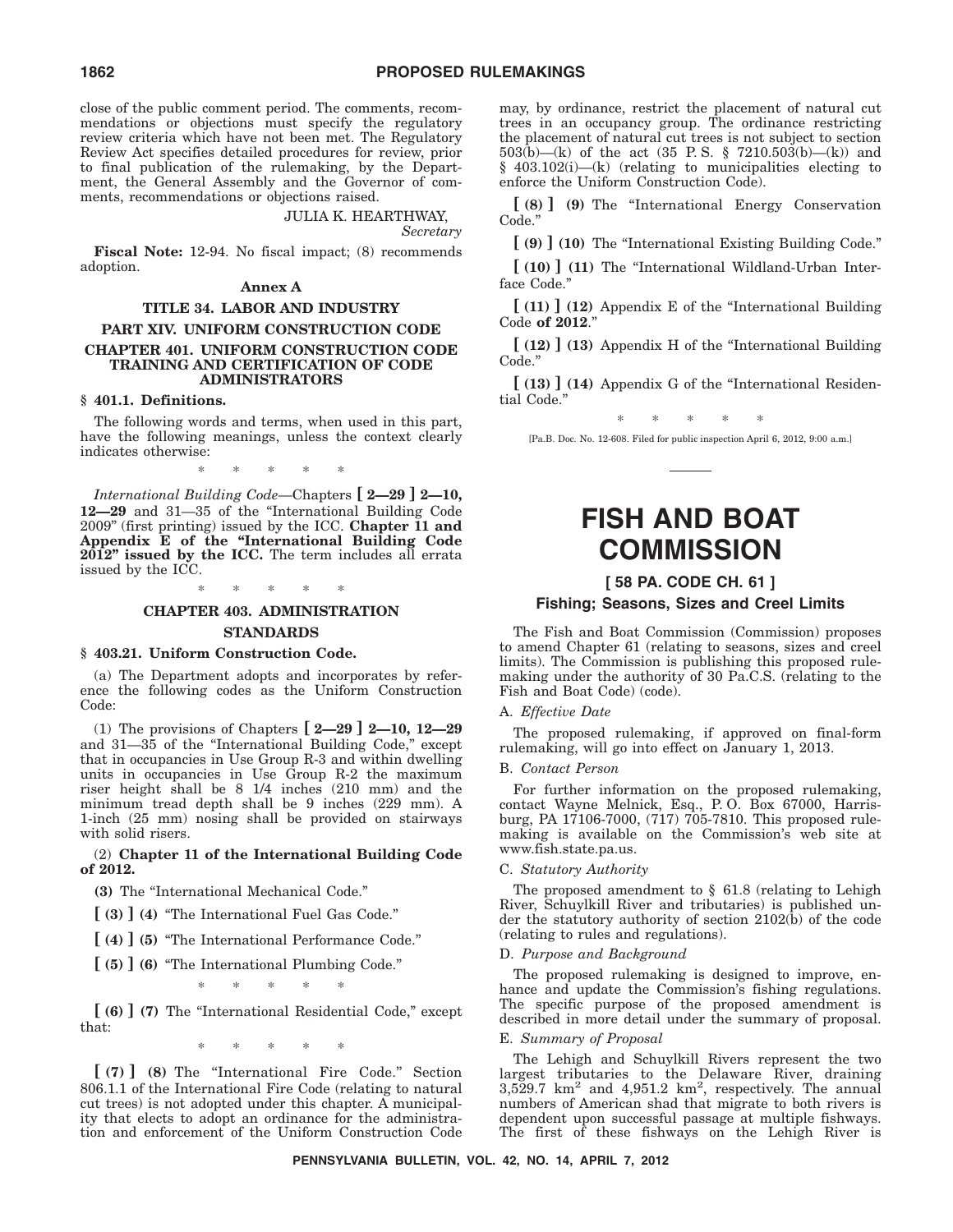close of the public comment period. The comments, recommendations or objections must specify the regulatory review criteria which have not been met. The Regulatory Review Act specifies detailed procedures for review, prior to final publication of the rulemaking, by the Department, the General Assembly and the Governor of comments, recommendations or objections raised.

JULIA K. HEARTHWAY,
*Secretary*

**Fiscal Note:** 12-94. No fiscal impact; (8) recommends adoption.

**Annex A**

**TITLE 34. LABOR AND INDUSTRY**

**PART XIV. UNIFORM CONSTRUCTION CODE**

**CHAPTER 401. UNIFORM CONSTRUCTION CODE TRAINING AND CERTIFICATION OF CODE ADMINISTRATORS**

**§ 401.1. Definitions.**

The following words and terms, when used in this part, have the following meanings, unless the context clearly indicates otherwise:

\* \* \* \* \*

*International Building Code*—Chapters **[ 2—29 ] 2—10, 12—29** and 31—35 of the "International Building Code 2009" (first printing) issued by the ICC. **Chapter 11 and Appendix E of the "International Building Code 2012" issued by the ICC.** The term includes all errata issued by the ICC.

\* \* \* \* \*

**CHAPTER 403. ADMINISTRATION**

**STANDARDS**

**§ 403.21. Uniform Construction Code.**

(a) The Department adopts and incorporates by reference the following codes as the Uniform Construction Code:

(1) The provisions of Chapters **[ 2—29 ] 2—10, 12—29** and 31—35 of the "International Building Code," except that in occupancies in Use Group R-3 and within dwelling units in occupancies in Use Group R-2 the maximum riser height shall be 8 1/4 inches (210 mm) and the minimum tread depth shall be 9 inches (229 mm). A 1-inch (25 mm) nosing shall be provided on stairways with solid risers.

(2) **Chapter 11 of the International Building Code of 2012.**

**(3)** The "International Mechanical Code."

**[ (3) ] (4)** "The International Fuel Gas Code."

**[ (4) ] (5)** "The International Performance Code."

**[ (5) ] (6)** "The International Plumbing Code."

\* \* \* \* \*

**[ (6) ] (7)** The "International Residential Code," except that:

\* \* \* \* \*

**[ (7) ] (8)** The "International Fire Code." Section 806.1.1 of the International Fire Code (relating to natural cut trees) is not adopted under this chapter. A municipality that elects to adopt an ordinance for the administration and enforcement of the Uniform Construction Code may, by ordinance, restrict the placement of natural cut trees in an occupancy group. The ordinance restricting the placement of natural cut trees is not subject to section 503(b)—(k) of the act (35 P. S. § 7210.503(b)—(k)) and § 403.102(i)—(k) (relating to municipalities electing to enforce the Uniform Construction Code).

**[ (8) ] (9)** The "International Energy Conservation Code."

**[ (9) ] (10)** The "International Existing Building Code."

**[ (10) ] (11)** The "International Wildland-Urban Interface Code."

**[ (11) ] (12)** Appendix E of the "International Building Code **of 2012**."

**[ (12) ] (13)** Appendix H of the "International Building Code."

**[ (13) ] (14)** Appendix G of the "International Residential Code."

\* \* \* \* \*

[Pa.B. Doc. No. 12-608. Filed for public inspection April 6, 2012, 9:00 a.m.]

# FISH AND BOAT COMMISSION

## [ 58 PA. CODE CH. 61 ]

### Fishing; Seasons, Sizes and Creel Limits

The Fish and Boat Commission (Commission) proposes to amend Chapter 61 (relating to seasons, sizes and creel limits). The Commission is publishing this proposed rulemaking under the authority of 30 Pa.C.S. (relating to the Fish and Boat Code) (code).

A. *Effective Date*

The proposed rulemaking, if approved on final-form rulemaking, will go into effect on January 1, 2013.

B. *Contact Person*

For further information on the proposed rulemaking, contact Wayne Melnick, Esq., P. O. Box 67000, Harrisburg, PA 17106-7000, (717) 705-7810. This proposed rulemaking is available on the Commission's web site at www.fish.state.pa.us.

C. *Statutory Authority*

The proposed amendment to § 61.8 (relating to Lehigh River, Schuylkill River and tributaries) is published under the statutory authority of section 2102(b) of the code (relating to rules and regulations).

D. *Purpose and Background*

The proposed rulemaking is designed to improve, enhance and update the Commission's fishing regulations. The specific purpose of the proposed amendment is described in more detail under the summary of proposal.

E. *Summary of Proposal*

The Lehigh and Schuylkill Rivers represent the two largest tributaries to the Delaware River, draining 3,529.7 $km^2$ and 4,951.2 $km^2$, respectively. The annual numbers of American shad that migrate to both rivers is dependent upon successful passage at multiple fishways. The first of these fishways on the Lehigh River is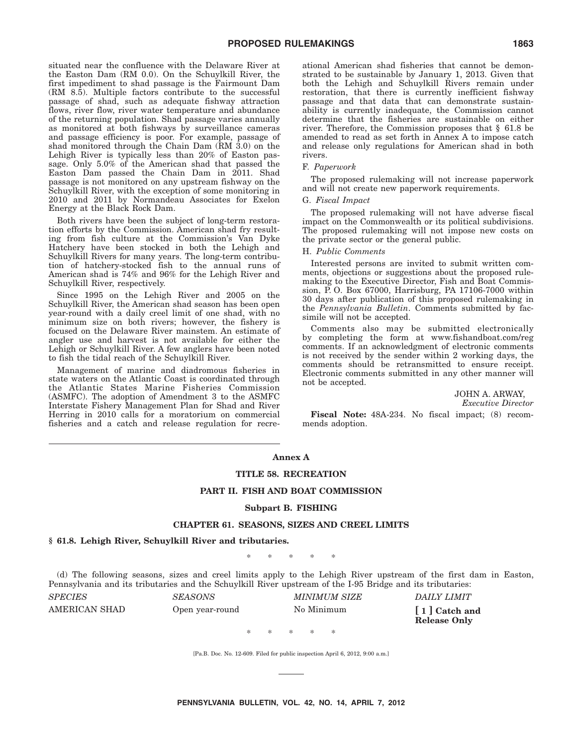situated near the confluence with the Delaware River at the Easton Dam (RM 0.0). On the Schuylkill River, the first impediment to shad passage is the Fairmount Dam (RM 8.5). Multiple factors contribute to the successful passage of shad, such as adequate fishway attraction flows, river flow, river water temperature and abundance of the returning population. Shad passage varies annually as monitored at both fishways by surveillance cameras and passage efficiency is poor. For example, passage of shad monitored through the Chain Dam (RM 3.0) on the Lehigh River is typically less than 20% of Easton passage. Only 5.0% of the American shad that passed the Easton Dam passed the Chain Dam in 2011. Shad passage is not monitored on any upstream fishway on the Schuylkill River, with the exception of some monitoring in 2010 and 2011 by Normandeau Associates for Exelon Energy at the Black Rock Dam.

Both rivers have been the subject of long-term restoration efforts by the Commission. American shad fry resulting from fish culture at the Commission's Van Dyke Hatchery have been stocked in both the Lehigh and Schuylkill Rivers for many years. The long-term contribution of hatchery-stocked fish to the annual runs of American shad is 74% and 96% for the Lehigh River and Schuylkill River, respectively.

Since 1995 on the Lehigh River and 2005 on the Schuylkill River, the American shad season has been open year-round with a daily creel limit of one shad, with no minimum size on both rivers; however, the fishery is focused on the Delaware River mainstem. An estimate of angler use and harvest is not available for either the Lehigh or Schuylkill River. A few anglers have been noted to fish the tidal reach of the Schuylkill River.

Management of marine and diadromous fisheries in state waters on the Atlantic Coast is coordinated through the Atlantic States Marine Fisheries Commission (ASMFC). The adoption of Amendment 3 to the ASMFC Interstate Fishery Management Plan for Shad and River Herring in 2010 calls for a moratorium on commercial fisheries and a catch and release regulation for recreational American shad fisheries that cannot be demonstrated to be sustainable by January 1, 2013. Given that both the Lehigh and Schuylkill Rivers remain under restoration, that there is currently inefficient fishway passage and that data that can demonstrate sustainability is currently inadequate, the Commission cannot determine that the fisheries are sustainable on either river. Therefore, the Commission proposes that § 61.8 be amended to read as set forth in Annex A to impose catch and release only regulations for American shad in both rivers.

F. *Paperwork*

The proposed rulemaking will not increase paperwork and will not create new paperwork requirements.

G. *Fiscal Impact*

The proposed rulemaking will not have adverse fiscal impact on the Commonwealth or its political subdivisions. The proposed rulemaking will not impose new costs on the private sector or the general public.

H. *Public Comments*

Interested persons are invited to submit written comments, objections or suggestions about the proposed rulemaking to the Executive Director, Fish and Boat Commission, P. O. Box 67000, Harrisburg, PA 17106-7000 within 30 days after publication of this proposed rulemaking in the *Pennsylvania Bulletin*. Comments submitted by facsimile will not be accepted.

Comments also may be submitted electronically by completing the form at www.fishandboat.com/regcomments. If an acknowledgment of electronic comments is not received by the sender within 2 working days, the comments should be retransmitted to ensure receipt. Electronic comments submitted in any other manner will not be accepted.

JOHN A. ARWAY,
*Executive Director*

**Fiscal Note:** 48A-234. No fiscal impact; (8) recommends adoption.

## Annex A

## TITLE 58. RECREATION

## PART II. FISH AND BOAT COMMISSION

### Subpart B. FISHING

### CHAPTER 61. SEASONS, SIZES AND CREEL LIMITS

**§ 61.8. Lehigh River, Schuylkill River and tributaries.**

\* \* \* \* \*

(d) The following seasons, sizes and creel limits apply to the Lehigh River upstream of the first dam in Easton, Pennsylvania and its tributaries and the Schuylkill River upstream of the I-95 Bridge and its tributaries:

| *SPECIES* | *SEASONS* | *MINIMUM SIZE* | *DAILY LIMIT* |
|---|---|---|---|
| AMERICAN SHAD | Open year-round | No Minimum | **[ 1 ] Catch and Release Only** |

\* \* \* \* \*

[Pa.B. Doc. No. 12-609. Filed for public inspection April 6, 2012, 9:00 a.m.]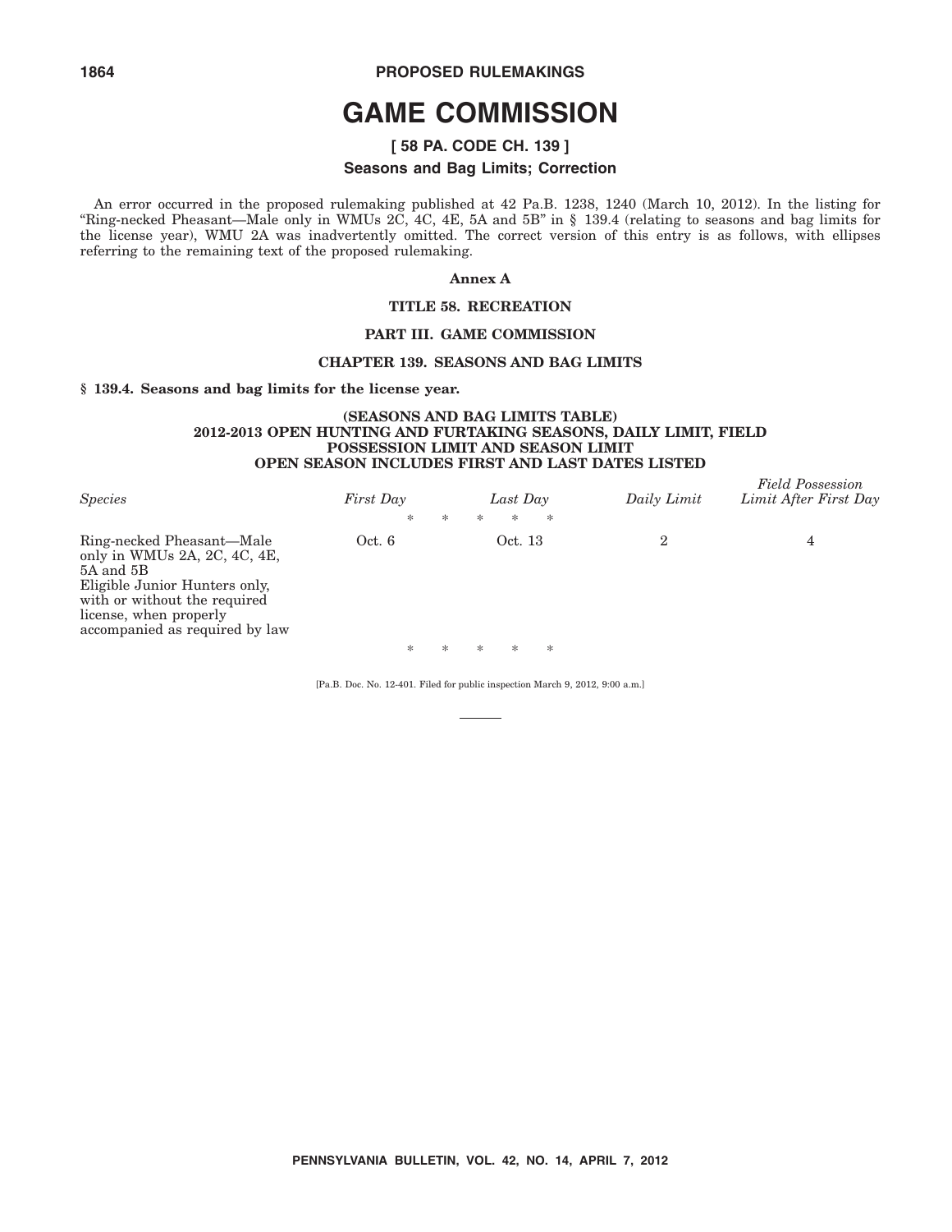# GAME COMMISSION

## [ 58 PA. CODE CH. 139 ]

### Seasons and Bag Limits; Correction

An error occurred in the proposed rulemaking published at 42 Pa.B. 1238, 1240 (March 10, 2012). In the listing for "Ring-necked Pheasant—Male only in WMUs 2C, 4C, 4E, 5A and 5B" in § 139.4 (relating to seasons and bag limits for the license year), WMU 2A was inadvertently omitted. The correct version of this entry is as follows, with ellipses referring to the remaining text of the proposed rulemaking.

**Annex A**

**TITLE 58. RECREATION**

**PART III. GAME COMMISSION**

**CHAPTER 139. SEASONS AND BAG LIMITS**

**§ 139.4. Seasons and bag limits for the license year.**

**(SEASONS AND BAG LIMITS TABLE)**
**2012-2013 OPEN HUNTING AND FURTAKING SEASONS, DAILY LIMIT, FIELD POSSESSION LIMIT AND SEASON LIMIT**
**OPEN SEASON INCLUDES FIRST AND LAST DATES LISTED**

| *Species* | *First Day* | *Last Day* | *Daily Limit* | *Field Possession Limit After First Day* |
|---|---|---|---|---|
| | * * * * * | | | |
| Ring-necked Pheasant—Male only in WMUs 2A, 2C, 4C, 4E, 5A and 5B Eligible Junior Hunters only, with or without the required license, when properly accompanied as required by law | Oct. 6 | Oct. 13 | 2 | 4 |
| | * * * * * | | | |

[Pa.B. Doc. No. 12-401. Filed for public inspection March 9, 2012, 9:00 a.m.]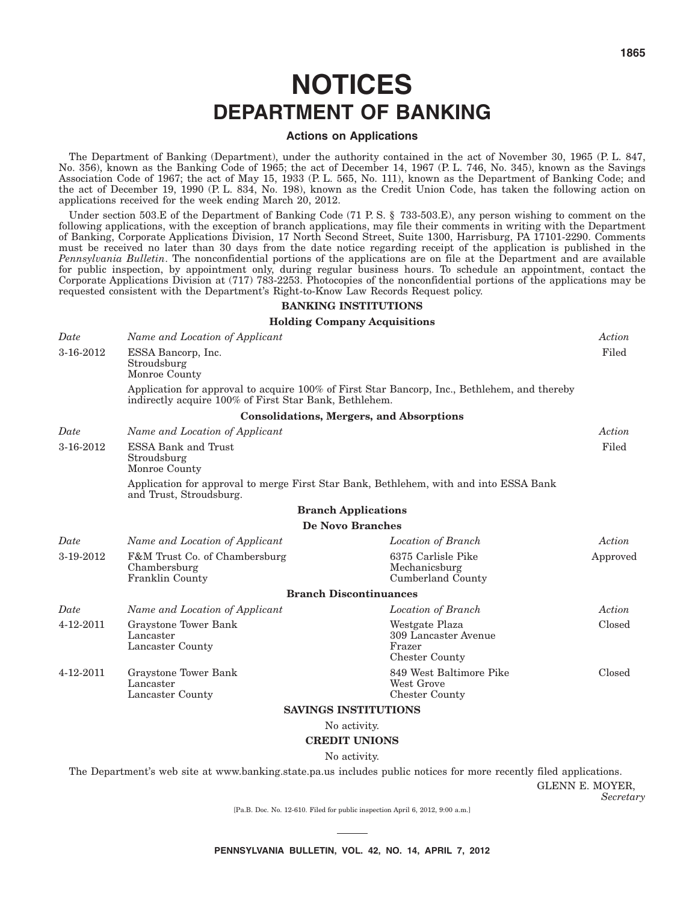# NOTICES

## DEPARTMENT OF BANKING

### Actions on Applications

The Department of Banking (Department), under the authority contained in the act of November 30, 1965 (P. L. 847, No. 356), known as the Banking Code of 1965; the act of December 14, 1967 (P. L. 746, No. 345), known as the Savings Association Code of 1967; the act of May 15, 1933 (P. L. 565, No. 111), known as the Department of Banking Code; and the act of December 19, 1990 (P. L. 834, No. 198), known as the Credit Union Code, has taken the following action on applications received for the week ending March 20, 2012.

Under section 503.E of the Department of Banking Code (71 P. S. § 733-503.E), any person wishing to comment on the following applications, with the exception of branch applications, may file their comments in writing with the Department of Banking, Corporate Applications Division, 17 North Second Street, Suite 1300, Harrisburg, PA 17101-2290. Comments must be received no later than 30 days from the date notice regarding receipt of the application is published in the *Pennsylvania Bulletin*. The nonconfidential portions of the applications are on file at the Department and are available for public inspection, by appointment only, during regular business hours. To schedule an appointment, contact the Corporate Applications Division at (717) 783-2253. Photocopies of the nonconfidential portions of the applications may be requested consistent with the Department's Right-to-Know Law Records Request policy.

**BANKING INSTITUTIONS**

**Holding Company Acquisitions**

| *Date* | *Name and Location of Applicant* | *Action* |
|---|---|---|
| 3-16-2012 | ESSA Bancorp, Inc.<br>Stroudsburg<br>Monroe County | Filed |

Application for approval to acquire 100% of First Star Bancorp, Inc., Bethlehem, and thereby indirectly acquire 100% of First Star Bank, Bethlehem.

**Consolidations, Mergers, and Absorptions**

| *Date* | *Name and Location of Applicant* | *Action* |
|---|---|---|
| 3-16-2012 | ESSA Bank and Trust<br>Stroudsburg<br>Monroe County | Filed |

Application for approval to merge First Star Bank, Bethlehem, with and into ESSA Bank and Trust, Stroudsburg.

**Branch Applications**

**De Novo Branches**

| *Date* | *Name and Location of Applicant* | *Location of Branch* | *Action* |
|---|---|---|---|
| 3-19-2012 | F&M Trust Co. of Chambersburg<br>Chambersburg<br>Franklin County | 6375 Carlisle Pike<br>Mechanicsburg<br>Cumberland County | Approved |

**Branch Discontinuances**

| *Date* | *Name and Location of Applicant* | *Location of Branch* | *Action* |
|---|---|---|---|
| 4-12-2011 | Graystone Tower Bank<br>Lancaster<br>Lancaster County | Westgate Plaza<br>309 Lancaster Avenue<br>Frazer<br>Chester County | Closed |
| 4-12-2011 | Graystone Tower Bank<br>Lancaster<br>Lancaster County | 849 West Baltimore Pike<br>West Grove<br>Chester County | Closed |

**SAVINGS INSTITUTIONS**

No activity.

**CREDIT UNIONS**

No activity.

The Department's web site at www.banking.state.pa.us includes public notices for more recently filed applications.

GLENN E. MOYER,
*Secretary*

[Pa.B. Doc. No. 12-610. Filed for public inspection April 6, 2012, 9:00 a.m.]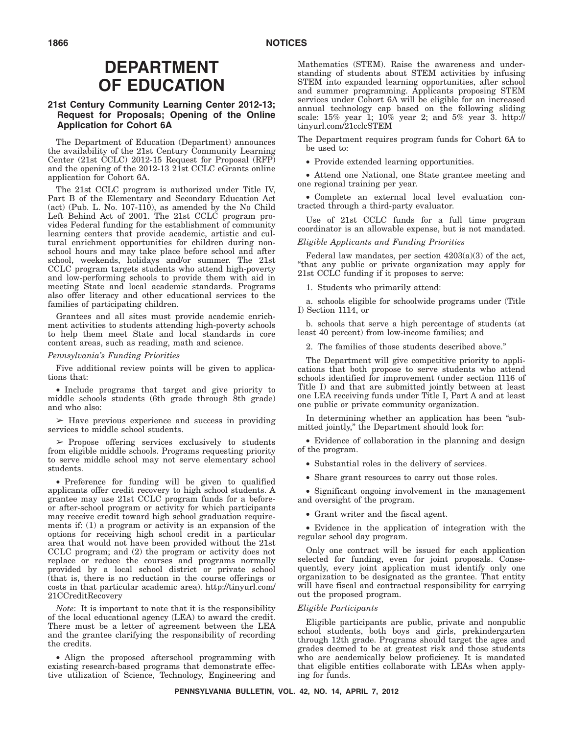# DEPARTMENT OF EDUCATION

## 21st Century Community Learning Center 2012-13; Request for Proposals; Opening of the Online Application for Cohort 6A

The Department of Education (Department) announces the availability of the 21st Century Community Learning Center (21st CCLC) 2012-15 Request for Proposal (RFP) and the opening of the 2012-13 21st CCLC eGrants online application for Cohort 6A.

The 21st CCLC program is authorized under Title IV, Part B of the Elementary and Secondary Education Act (act) (Pub. L. No. 107-110), as amended by the No Child Left Behind Act of 2001. The 21st CCLC program provides Federal funding for the establishment of community learning centers that provide academic, artistic and cultural enrichment opportunities for children during non-school hours and may take place before school and after school, weekends, holidays and/or summer. The 21st CCLC program targets students who attend high-poverty and low-performing schools to provide them with aid in meeting State and local academic standards. Programs also offer literacy and other educational services to the families of participating children.

Grantees and all sites must provide academic enrichment activities to students attending high-poverty schools to help them meet State and local standards in core content areas, such as reading, math and science.

*Pennsylvania's Funding Priorities*

Five additional review points will be given to applications that:

• Include programs that target and give priority to middle schools students (6th grade through 8th grade) and who also:

➢ Have previous experience and success in providing services to middle school students.

➢ Propose offering services exclusively to students from eligible middle schools. Programs requesting priority to serve middle school may not serve elementary school students.

• Preference for funding will be given to qualified applicants offer credit recovery to high school students. A grantee may use 21st CCLC program funds for a before- or after-school program or activity for which participants may receive credit toward high school graduation requirements if: (1) a program or activity is an expansion of the options for receiving high school credit in a particular area that would not have been provided without the 21st CCLC program; and (2) the program or activity does not replace or reduce the courses and programs normally provided by a local school district or private school (that is, there is no reduction in the course offerings or costs in that particular academic area). http://tinyurl.com/21CCreditRecovery

*Note*: It is important to note that it is the responsibility of the local educational agency (LEA) to award the credit. There must be a letter of agreement between the LEA and the grantee clarifying the responsibility of recording the credits.

• Align the proposed afterschool programming with existing research-based programs that demonstrate effective utilization of Science, Technology, Engineering and Mathematics (STEM). Raise the awareness and understanding of students about STEM activities by infusing STEM into expanded learning opportunities, after school and summer programming. Applicants proposing STEM services under Cohort 6A will be eligible for an increased annual technology cap based on the following sliding scale: 15% year 1; 10% year 2; and 5% year 3. http://tinyurl.com/21cclcSTEM

The Department requires program funds for Cohort 6A to be used to:

• Provide extended learning opportunities.

• Attend one National, one State grantee meeting and one regional training per year.

• Complete an external local level evaluation contracted through a third-party evaluator.

Use of 21st CCLC funds for a full time program coordinator is an allowable expense, but is not mandated.

*Eligible Applicants and Funding Priorities*

Federal law mandates, per section 4203(a)(3) of the act, "that any public or private organization may apply for 21st CCLC funding if it proposes to serve:

1. Students who primarily attend:

a. schools eligible for schoolwide programs under (Title I) Section 1114, or

b. schools that serve a high percentage of students (at least 40 percent) from low-income families; and

2. The families of those students described above."

The Department will give competitive priority to applications that both propose to serve students who attend schools identified for improvement (under section 1116 of Title I) and that are submitted jointly between at least one LEA receiving funds under Title I, Part A and at least one public or private community organization.

In determining whether an application has been "submitted jointly," the Department should look for:

• Evidence of collaboration in the planning and design of the program.

• Substantial roles in the delivery of services.

• Share grant resources to carry out those roles.

• Significant ongoing involvement in the management and oversight of the program.

• Grant writer and the fiscal agent.

• Evidence in the application of integration with the regular school day program.

Only one contract will be issued for each application selected for funding, even for joint proposals. Consequently, every joint application must identify only one organization to be designated as the grantee. That entity will have fiscal and contractual responsibility for carrying out the proposed program.

*Eligible Participants*

Eligible participants are public, private and nonpublic school students, both boys and girls, prekindergarten through 12th grade. Programs should target the ages and grades deemed to be at greatest risk and those students who are academically below proficiency. It is mandated that eligible entities collaborate with LEAs when applying for funds.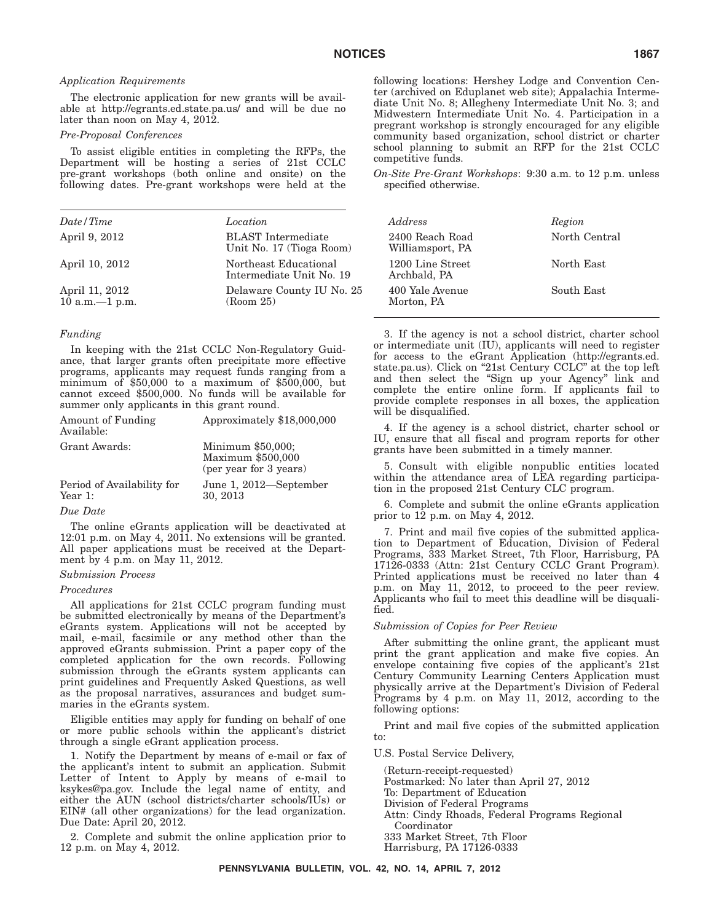*Application Requirements*

The electronic application for new grants will be available at http://egrants.ed.state.pa.us/ and will be due no later than noon on May 4, 2012.

*Pre-Proposal Conferences*

To assist eligible entities in completing the RFPs, the Department will be hosting a series of 21st CCLC pre-grant workshops (both online and onsite) on the following dates. Pre-grant workshops were held at the following locations: Hershey Lodge and Convention Center (archived on Eduplanet web site); Appalachia Intermediate Unit No. 8; Allegheny Intermediate Unit No. 3; and Midwestern Intermediate Unit No. 4. Participation in a pregrant workshop is strongly encouraged for any eligible community based organization, school district or charter school planning to submit an RFP for the 21st CCLC competitive funds.

*On-Site Pre-Grant Workshops*: 9:30 a.m. to 12 p.m. unless specified otherwise.

| *Date/Time* | *Location* | *Address* | *Region* |
|---|---|---|---|
| April 9, 2012 | BLAST Intermediate Unit No. 17 (Tioga Room) | 2400 Reach Road Williamsport, PA | North Central |
| April 10, 2012 | Northeast Educational Intermediate Unit No. 19 | 1200 Line Street Archbald, PA | North East |
| April 11, 2012 10 a.m.—1 p.m. | Delaware County IU No. 25 (Room 25) | 400 Yale Avenue Morton, PA | South East |

*Funding*

In keeping with the 21st CCLC Non-Regulatory Guidance, that larger grants often precipitate more effective programs, applicants may request funds ranging from a minimum of $50,000 to a maximum of $500,000, but cannot exceed $500,000. No funds will be available for summer only applicants in this grant round.

| | |
|---|---|
| Amount of Funding Available: | Approximately $18,000,000 |
| Grant Awards: | Minimum $50,000; Maximum $500,000 (per year for 3 years) |
| Period of Availability for Year 1: | June 1, 2012—September 30, 2013 |

*Due Date*

The online eGrants application will be deactivated at 12:01 p.m. on May 4, 2011. No extensions will be granted. All paper applications must be received at the Department by 4 p.m. on May 11, 2012.

*Submission Process*

*Procedures*

All applications for 21st CCLC program funding must be submitted electronically by means of the Department's eGrants system. Applications will not be accepted by mail, e-mail, facsimile or any method other than the approved eGrants submission. Print a paper copy of the completed application for the own records. Following submission through the eGrants system applicants can print guidelines and Frequently Asked Questions, as well as the proposal narratives, assurances and budget summaries in the eGrants system.

Eligible entities may apply for funding on behalf of one or more public schools within the applicant's district through a single eGrant application process.

1. Notify the Department by means of e-mail or fax of the applicant's intent to submit an application. Submit Letter of Intent to Apply by means of e-mail to ksykes@pa.gov. Include the legal name of entity, and either the AUN (school districts/charter schools/IUs) or EIN# (all other organizations) for the lead organization. Due Date: April 20, 2012.

2. Complete and submit the online application prior to 12 p.m. on May 4, 2012.

3. If the agency is not a school district, charter school or intermediate unit (IU), applicants will need to register for access to the eGrant Application (http://egrants.ed.state.pa.us). Click on "21st Century CCLC" at the top left and then select the "Sign up your Agency" link and complete the entire online form. If applicants fail to provide complete responses in all boxes, the application will be disqualified.

4. If the agency is a school district, charter school or IU, ensure that all fiscal and program reports for other grants have been submitted in a timely manner.

5. Consult with eligible nonpublic entities located within the attendance area of LEA regarding participation in the proposed 21st Century CLC program.

6. Complete and submit the online eGrants application prior to 12 p.m. on May 4, 2012.

7. Print and mail five copies of the submitted application to Department of Education, Division of Federal Programs, 333 Market Street, 7th Floor, Harrisburg, PA 17126-0333 (Attn: 21st Century CCLC Grant Program). Printed applications must be received no later than 4 p.m. on May 11, 2012, to proceed to the peer review. Applicants who fail to meet this deadline will be disqualified.

*Submission of Copies for Peer Review*

After submitting the online grant, the applicant must print the grant application and make five copies. An envelope containing five copies of the applicant's 21st Century Community Learning Centers Application must physically arrive at the Department's Division of Federal Programs by 4 p.m. on May 11, 2012, according to the following options:

Print and mail five copies of the submitted application to:

U.S. Postal Service Delivery,

(Return-receipt-requested)
Postmarked: No later than April 27, 2012
To: Department of Education
Division of Federal Programs
Attn: Cindy Rhoads, Federal Programs Regional Coordinator
333 Market Street, 7th Floor
Harrisburg, PA 17126-0333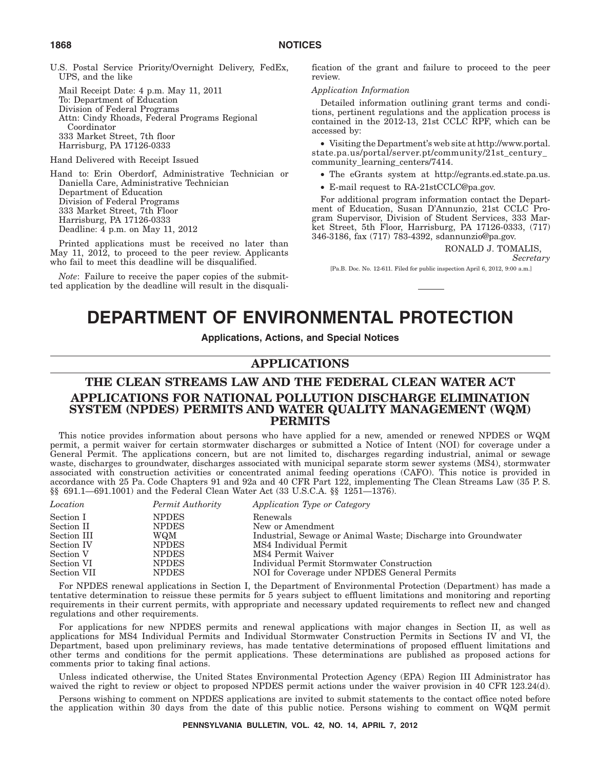U.S. Postal Service Priority/Overnight Delivery, FedEx, UPS, and the like

Mail Receipt Date: 4 p.m. May 11, 2011
To: Department of Education
Division of Federal Programs
Attn: Cindy Rhoads, Federal Programs Regional Coordinator
333 Market Street, 7th floor
Harrisburg, PA 17126-0333

Hand Delivered with Receipt Issued

Hand to: Erin Oberdorf, Administrative Technician or Daniella Care, Administrative Technician
Department of Education
Division of Federal Programs
333 Market Street, 7th Floor
Harrisburg, PA 17126-0333
Deadline: 4 p.m. on May 11, 2012

Printed applications must be received no later than May 11, 2012, to proceed to the peer review. Applicants who fail to meet this deadline will be disqualified.

*Note*: Failure to receive the paper copies of the submitted application by the deadline will result in the disqualification of the grant and failure to proceed to the peer review.

*Application Information*

Detailed information outlining grant terms and conditions, pertinent regulations and the application process is contained in the 2012-13, 21st CCLC RPF, which can be accessed by:

- Visiting the Department's web site at http://www.portal.state.pa.us/portal/server.pt/community/21st_century_community_learning_centers/7414.
- The eGrants system at http://egrants.ed.state.pa.us.
- E-mail request to RA-21stCCLC@pa.gov.

For additional program information contact the Department of Education, Susan D'Annunzio, 21st CCLC Program Supervisor, Division of Student Services, 333 Market Street, 5th Floor, Harrisburg, PA 17126-0333, (717) 346-3186, fax (717) 783-4392, sdannunzio@pa.gov.

RONALD J. TOMALIS,
*Secretary*

[Pa.B. Doc. No. 12-611. Filed for public inspection April 6, 2012, 9:00 a.m.]

# DEPARTMENT OF ENVIRONMENTAL PROTECTION

**Applications, Actions, and Special Notices**

## APPLICATIONS

## THE CLEAN STREAMS LAW AND THE FEDERAL CLEAN WATER ACT

## APPLICATIONS FOR NATIONAL POLLUTION DISCHARGE ELIMINATION SYSTEM (NPDES) PERMITS AND WATER QUALITY MANAGEMENT (WQM) PERMITS

This notice provides information about persons who have applied for a new, amended or renewed NPDES or WQM permit, a permit waiver for certain stormwater discharges or submitted a Notice of Intent (NOI) for coverage under a General Permit. The applications concern, but are not limited to, discharges regarding industrial, animal or sewage waste, discharges to groundwater, discharges associated with municipal separate storm sewer systems (MS4), stormwater associated with construction activities or concentrated animal feeding operations (CAFO). This notice is provided in accordance with 25 Pa. Code Chapters 91 and 92a and 40 CFR Part 122, implementing The Clean Streams Law (35 P. S. §§ 691.1—691.1001) and the Federal Clean Water Act (33 U.S.C.A. §§ 1251—1376).

| *Location* | *Permit Authority* | *Application Type or Category* |
|---|---|---|
| Section I | NPDES | Renewals |
| Section II | NPDES | New or Amendment |
| Section III | WQM | Industrial, Sewage or Animal Waste; Discharge into Groundwater |
| Section IV | NPDES | MS4 Individual Permit |
| Section V | NPDES | MS4 Permit Waiver |
| Section VI | NPDES | Individual Permit Stormwater Construction |
| Section VII | NPDES | NOI for Coverage under NPDES General Permits |

For NPDES renewal applications in Section I, the Department of Environmental Protection (Department) has made a tentative determination to reissue these permits for 5 years subject to effluent limitations and monitoring and reporting requirements in their current permits, with appropriate and necessary updated requirements to reflect new and changed regulations and other requirements.

For applications for new NPDES permits and renewal applications with major changes in Section II, as well as applications for MS4 Individual Permits and Individual Stormwater Construction Permits in Sections IV and VI, the Department, based upon preliminary reviews, has made tentative determinations of proposed effluent limitations and other terms and conditions for the permit applications. These determinations are published as proposed actions for comments prior to taking final actions.

Unless indicated otherwise, the United States Environmental Protection Agency (EPA) Region III Administrator has waived the right to review or object to proposed NPDES permit actions under the waiver provision in 40 CFR 123.24(d).

Persons wishing to comment on NPDES applications are invited to submit statements to the contact office noted before the application within 30 days from the date of this public notice. Persons wishing to comment on WQM permit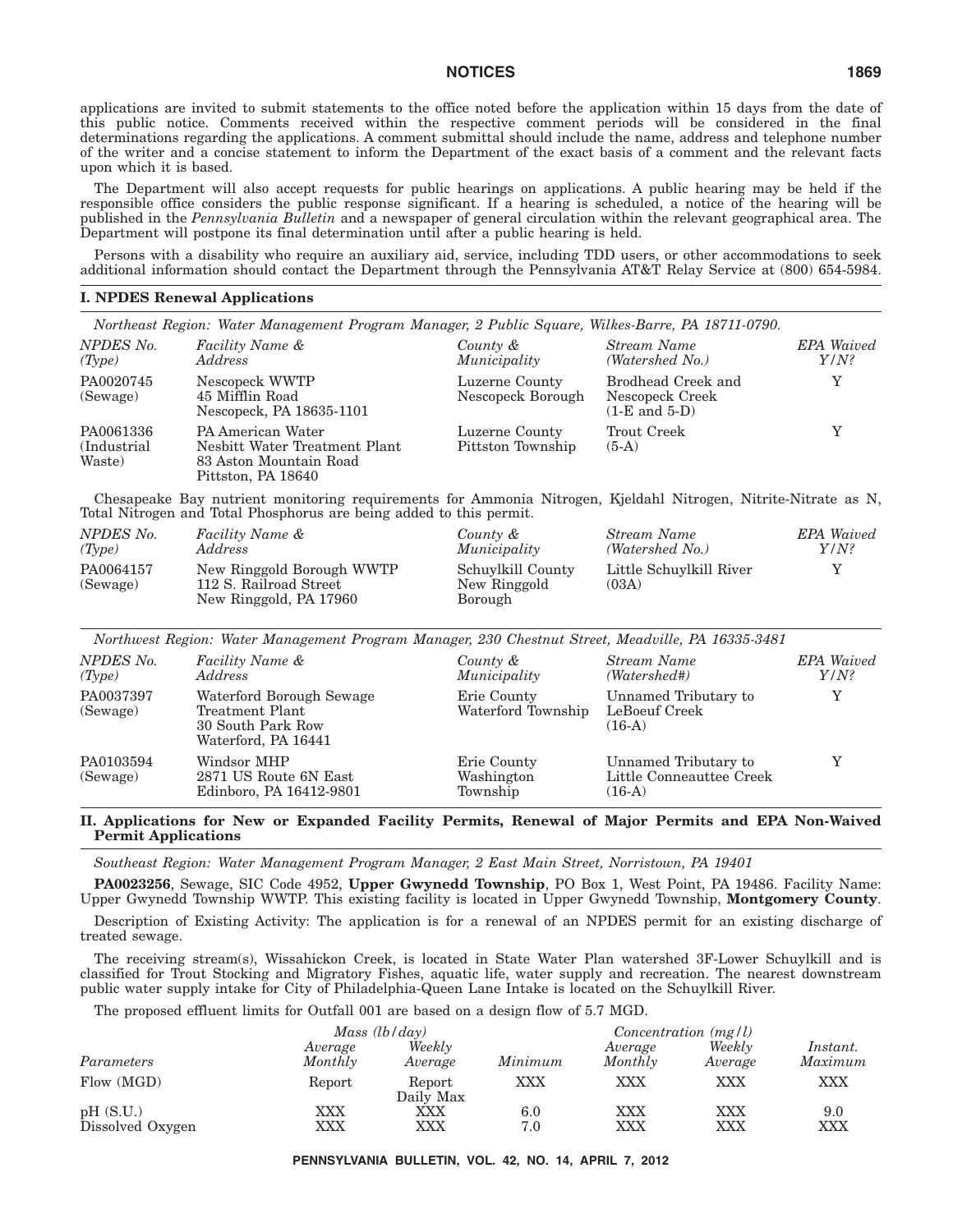applications are invited to submit statements to the office noted before the application within 15 days from the date of this public notice. Comments received within the respective comment periods will be considered in the final determinations regarding the applications. A comment submittal should include the name, address and telephone number of the writer and a concise statement to inform the Department of the exact basis of a comment and the relevant facts upon which it is based.

The Department will also accept requests for public hearings on applications. A public hearing may be held if the responsible office considers the public response significant. If a hearing is scheduled, a notice of the hearing will be published in the *Pennsylvania Bulletin* and a newspaper of general circulation within the relevant geographical area. The Department will postpone its final determination until after a public hearing is held.

Persons with a disability who require an auxiliary aid, service, including TDD users, or other accommodations to seek additional information should contact the Department through the Pennsylvania AT&T Relay Service at (800) 654-5984.

**I. NPDES Renewal Applications**

*Northeast Region: Water Management Program Manager, 2 Public Square, Wilkes-Barre, PA 18711-0790.*

| *NPDES No. (Type)* | *Facility Name & Address* | *County & Municipality* | *Stream Name (Watershed No.)* | *EPA Waived Y/N?* |
|---|---|---|---|---|
| PA0020745 (Sewage) | Nescopeck WWTP 45 Mifflin Road Nescopeck, PA 18635-1101 | Luzerne County Nescopeck Borough | Brodhead Creek and Nescopeck Creek (1-E and 5-D) | Y |
| PA0061336 (Industrial Waste) | PA American Water Nesbitt Water Treatment Plant 83 Aston Mountain Road Pittston, PA 18640 | Luzerne County Pittston Township | Trout Creek (5-A) | Y |

Chesapeake Bay nutrient monitoring requirements for Ammonia Nitrogen, Kjeldahl Nitrogen, Nitrite-Nitrate as N, Total Nitrogen and Total Phosphorus are being added to this permit.

| *NPDES No. (Type)* | *Facility Name & Address* | *County & Municipality* | *Stream Name (Watershed No.)* | *EPA Waived Y/N?* |
|---|---|---|---|---|
| PA0064157 (Sewage) | New Ringgold Borough WWTP 112 S. Railroad Street New Ringgold, PA 17960 | Schuylkill County New Ringgold Borough | Little Schuylkill River (03A) | Y |

*Northwest Region: Water Management Program Manager, 230 Chestnut Street, Meadville, PA 16335-3481*

| *NPDES No. (Type)* | *Facility Name & Address* | *County & Municipality* | *Stream Name (Watershed#)* | *EPA Waived Y/N?* |
|---|---|---|---|---|
| PA0037397 (Sewage) | Waterford Borough Sewage Treatment Plant 30 South Park Row Waterford, PA 16441 | Erie County Waterford Township | Unnamed Tributary to LeBoeuf Creek (16-A) | Y |
| PA0103594 (Sewage) | Windsor MHP 2871 US Route 6N East Edinboro, PA 16412-9801 | Erie County Washington Township | Unnamed Tributary to Little Conneauttee Creek (16-A) | Y |

**II. Applications for New or Expanded Facility Permits, Renewal of Major Permits and EPA Non-Waived Permit Applications**

*Southeast Region: Water Management Program Manager, 2 East Main Street, Norristown, PA 19401*

**PA0023256**, Sewage, SIC Code 4952, **Upper Gwynedd Township**, PO Box 1, West Point, PA 19486. Facility Name: Upper Gwynedd Township WWTP. This existing facility is located in Upper Gwynedd Township, **Montgomery County**.

Description of Existing Activity: The application is for a renewal of an NPDES permit for an existing discharge of treated sewage.

The receiving stream(s), Wissahickon Creek, is located in State Water Plan watershed 3F-Lower Schuylkill and is classified for Trout Stocking and Migratory Fishes, aquatic life, water supply and recreation. The nearest downstream public water supply intake for City of Philadelphia-Queen Lane Intake is located on the Schuylkill River.

The proposed effluent limits for Outfall 001 are based on a design flow of 5.7 MGD.

| | *Mass (lb/day)* | | | *Concentration (mg/l)* | | |
|---|---|---|---|---|---|---|
| *Parameters* | *Average Monthly* | *Weekly Average* | *Minimum* | *Average Monthly* | *Weekly Average* | *Instant. Maximum* |
| Flow (MGD) | Report | Report Daily Max | XXX | XXX | XXX | XXX |
| pH (S.U.) | XXX | XXX | 6.0 | XXX | XXX | 9.0 |
| Dissolved Oxygen | XXX | XXX | 7.0 | XXX | XXX | XXX |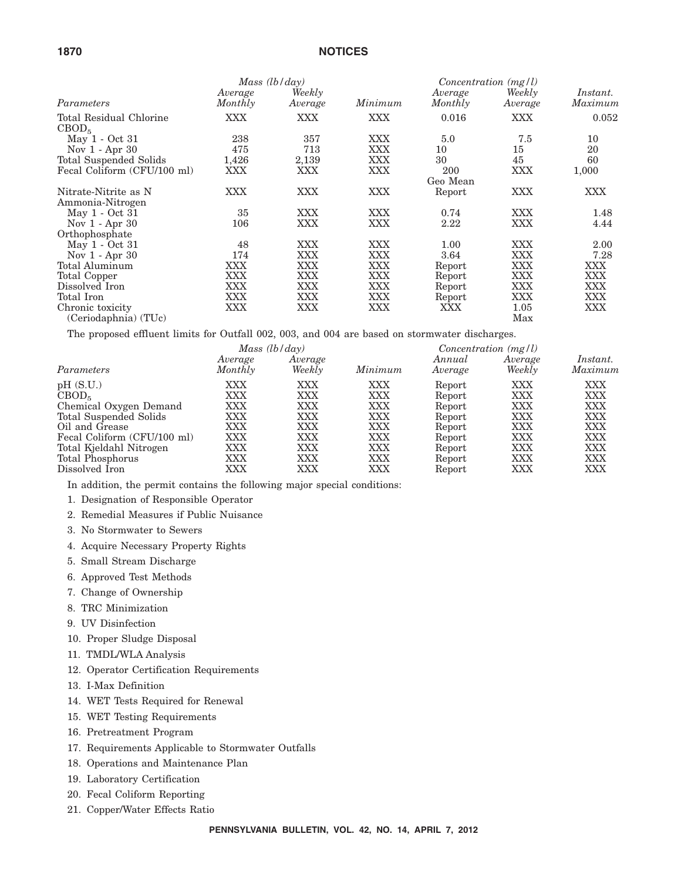| | *Mass (lb/day)* | | | *Concentration (mg/l)* | | |
|---|---|---|---|---|---|---|
| *Parameters* | *Average Monthly* | *Weekly Average* | *Minimum* | *Average Monthly* | *Weekly Average* | *Instant. Maximum* |
| Total Residual Chlorine | XXX | XXX | XXX | 0.016 | XXX | 0.052 |
| $CBOD_5$ | | | | | | |
| May 1 - Oct 31 | 238 | 357 | XXX | 5.0 | 7.5 | 10 |
| Nov 1 - Apr 30 | 475 | 713 | XXX | 10 | 15 | 20 |
| Total Suspended Solids | 1,426 | 2,139 | XXX | 30 | 45 | 60 |
| Fecal Coliform (CFU/100 ml) | XXX | XXX | XXX | 200 Geo Mean | XXX | 1,000 |
| Nitrate-Nitrite as N | XXX | XXX | XXX | Report | XXX | XXX |
| Ammonia-Nitrogen | | | | | | |
| May 1 - Oct 31 | 35 | XXX | XXX | 0.74 | XXX | 1.48 |
| Nov 1 - Apr 30 | 106 | XXX | XXX | 2.22 | XXX | 4.44 |
| Orthophosphate | | | | | | |
| May 1 - Oct 31 | 48 | XXX | XXX | 1.00 | XXX | 2.00 |
| Nov 1 - Apr 30 | 174 | XXX | XXX | 3.64 | XXX | 7.28 |
| Total Aluminum | XXX | XXX | XXX | Report | XXX | XXX |
| Total Copper | XXX | XXX | XXX | Report | XXX | XXX |
| Dissolved Iron | XXX | XXX | XXX | Report | XXX | XXX |
| Total Iron | XXX | XXX | XXX | Report | XXX | XXX |
| Chronic toxicity (Ceriodaphnia) (TUc) | XXX | XXX | XXX | XXX | 1.05 Max | XXX |

The proposed effluent limits for Outfall 002, 003, and 004 are based on stormwater discharges.

| | *Mass (lb/day)* | | | *Concentration (mg/l)* | | |
|---|---|---|---|---|---|---|
| *Parameters* | *Average Monthly* | *Average Weekly* | *Minimum* | *Annual Average* | *Average Weekly* | *Instant. Maximum* |
| pH (S.U.) | XXX | XXX | XXX | Report | XXX | XXX |
| $CBOD_5$ | XXX | XXX | XXX | Report | XXX | XXX |
| Chemical Oxygen Demand | XXX | XXX | XXX | Report | XXX | XXX |
| Total Suspended Solids | XXX | XXX | XXX | Report | XXX | XXX |
| Oil and Grease | XXX | XXX | XXX | Report | XXX | XXX |
| Fecal Coliform (CFU/100 ml) | XXX | XXX | XXX | Report | XXX | XXX |
| Total Kjeldahl Nitrogen | XXX | XXX | XXX | Report | XXX | XXX |
| Total Phosphorus | XXX | XXX | XXX | Report | XXX | XXX |
| Dissolved Iron | XXX | XXX | XXX | Report | XXX | XXX |

In addition, the permit contains the following major special conditions:

1. Designation of Responsible Operator
2. Remedial Measures if Public Nuisance
3. No Stormwater to Sewers
4. Acquire Necessary Property Rights
5. Small Stream Discharge
6. Approved Test Methods
7. Change of Ownership
8. TRC Minimization
9. UV Disinfection
10. Proper Sludge Disposal
11. TMDL/WLA Analysis
12. Operator Certification Requirements
13. I-Max Definition
14. WET Tests Required for Renewal
15. WET Testing Requirements
16. Pretreatment Program
17. Requirements Applicable to Stormwater Outfalls
18. Operations and Maintenance Plan
19. Laboratory Certification
20. Fecal Coliform Reporting
21. Copper/Water Effects Ratio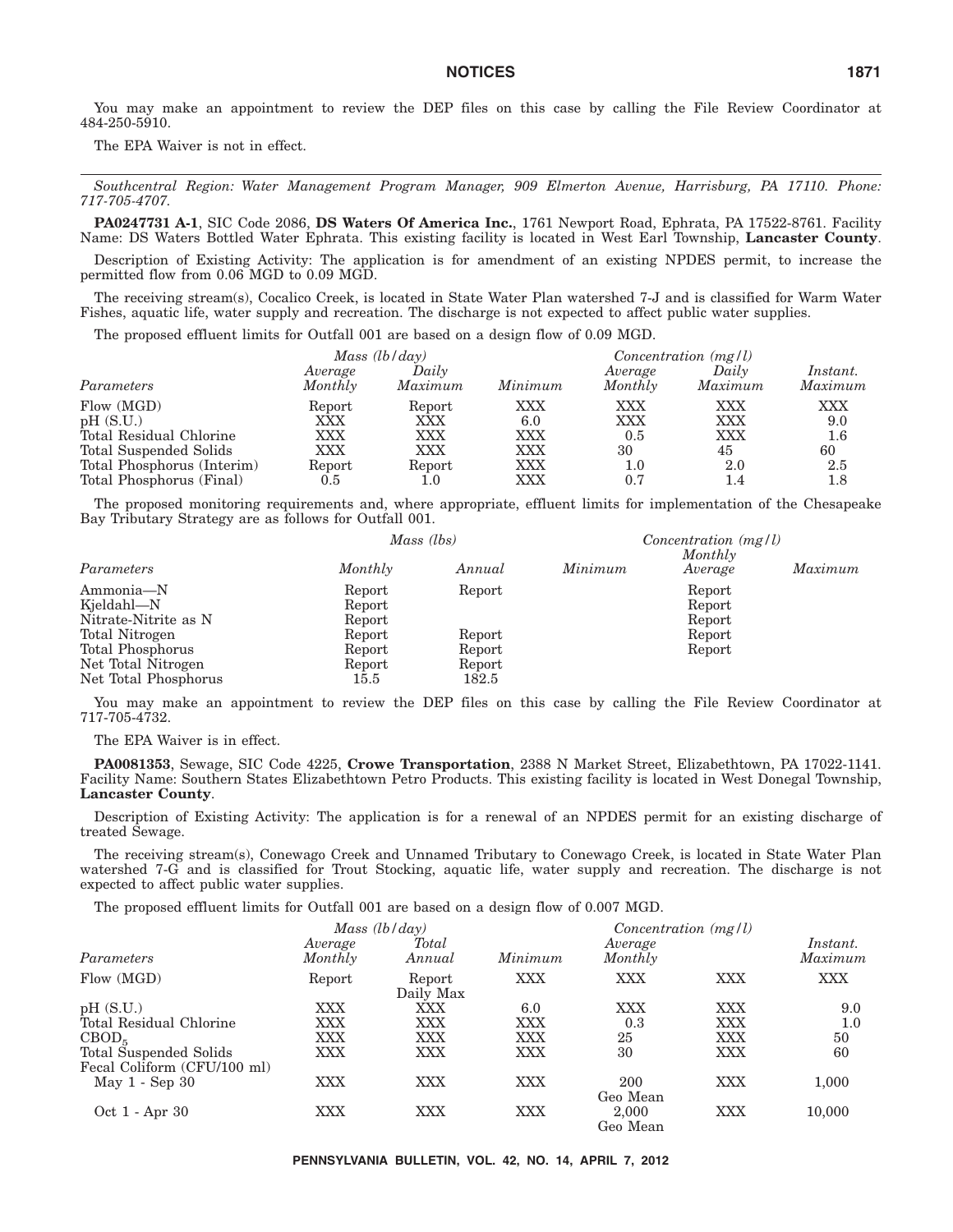You may make an appointment to review the DEP files on this case by calling the File Review Coordinator at 484-250-5910.

The EPA Waiver is not in effect.

---

*Southcentral Region: Water Management Program Manager, 909 Elmerton Avenue, Harrisburg, PA 17110. Phone: 717-705-4707.*

**PA0247731 A-1**, SIC Code 2086, **DS Waters Of America Inc.**, 1761 Newport Road, Ephrata, PA 17522-8761. Facility Name: DS Waters Bottled Water Ephrata. This existing facility is located in West Earl Township, **Lancaster County**.

Description of Existing Activity: The application is for amendment of an existing NPDES permit, to increase the permitted flow from 0.06 MGD to 0.09 MGD.

The receiving stream(s), Cocalico Creek, is located in State Water Plan watershed 7-J and is classified for Warm Water Fishes, aquatic life, water supply and recreation. The discharge is not expected to affect public water supplies.

The proposed effluent limits for Outfall 001 are based on a design flow of 0.09 MGD.

| | *Mass (lb/day)* | | | *Concentration (mg/l)* | | |
|---|---|---|---|---|---|---|
| *Parameters* | *Average Monthly* | *Daily Maximum* | *Minimum* | *Average Monthly* | *Daily Maximum* | *Instant. Maximum* |
| Flow (MGD) | Report | Report | XXX | XXX | XXX | XXX |
| pH (S.U.) | XXX | XXX | 6.0 | XXX | XXX | 9.0 |
| Total Residual Chlorine | XXX | XXX | XXX | 0.5 | XXX | 1.6 |
| Total Suspended Solids | XXX | XXX | XXX | 30 | 45 | 60 |
| Total Phosphorus (Interim) | Report | Report | XXX | 1.0 | 2.0 | 2.5 |
| Total Phosphorus (Final) | 0.5 | 1.0 | XXX | 0.7 | 1.4 | 1.8 |

The proposed monitoring requirements and, where appropriate, effluent limits for implementation of the Chesapeake Bay Tributary Strategy are as follows for Outfall 001.

| | *Mass (lbs)* | | | *Concentration (mg/l)* | |
|---|---|---|---|---|---|
| *Parameters* | *Monthly* | *Annual* | *Minimum* | *Monthly Average* | *Maximum* |
| Ammonia—N | Report | Report | | Report | |
| Kjeldahl—N | Report | | | Report | |
| Nitrate-Nitrite as N | Report | | | Report | |
| Total Nitrogen | Report | Report | | Report | |
| Total Phosphorus | Report | Report | | Report | |
| Net Total Nitrogen | Report | Report | | | |
| Net Total Phosphorus | 15.5 | 182.5 | | | |

You may make an appointment to review the DEP files on this case by calling the File Review Coordinator at 717-705-4732.

The EPA Waiver is in effect.

**PA0081353**, Sewage, SIC Code 4225, **Crowe Transportation**, 2388 N Market Street, Elizabethtown, PA 17022-1141. Facility Name: Southern States Elizabethtown Petro Products. This existing facility is located in West Donegal Township, **Lancaster County**.

Description of Existing Activity: The application is for a renewal of an NPDES permit for an existing discharge of treated Sewage.

The receiving stream(s), Conewago Creek and Unnamed Tributary to Conewago Creek, is located in State Water Plan watershed 7-G and is classified for Trout Stocking, aquatic life, water supply and recreation. The discharge is not expected to affect public water supplies.

The proposed effluent limits for Outfall 001 are based on a design flow of 0.007 MGD.

| | *Mass (lb/day)* | | | *Concentration (mg/l)* | | |
|---|---|---|---|---|---|---|
| *Parameters* | *Average Monthly* | *Total Annual* | *Minimum* | *Average Monthly* | | *Instant. Maximum* |
| Flow (MGD) | Report | Report Daily Max | XXX | XXX | XXX | XXX |
| pH (S.U.) | XXX | XXX | 6.0 | XXX | XXX | 9.0 |
| Total Residual Chlorine | XXX | XXX | XXX | 0.3 | XXX | 1.0 |
| $CBOD_5$ | XXX | XXX | XXX | 25 | XXX | 50 |
| Total Suspended Solids | XXX | XXX | XXX | 30 | XXX | 60 |
| Fecal Coliform (CFU/100 ml) | | | | | | |
| May 1 - Sep 30 | XXX | XXX | XXX | 200 Geo Mean | XXX | 1,000 |
| Oct 1 - Apr 30 | XXX | XXX | XXX | 2,000 Geo Mean | XXX | 10,000 |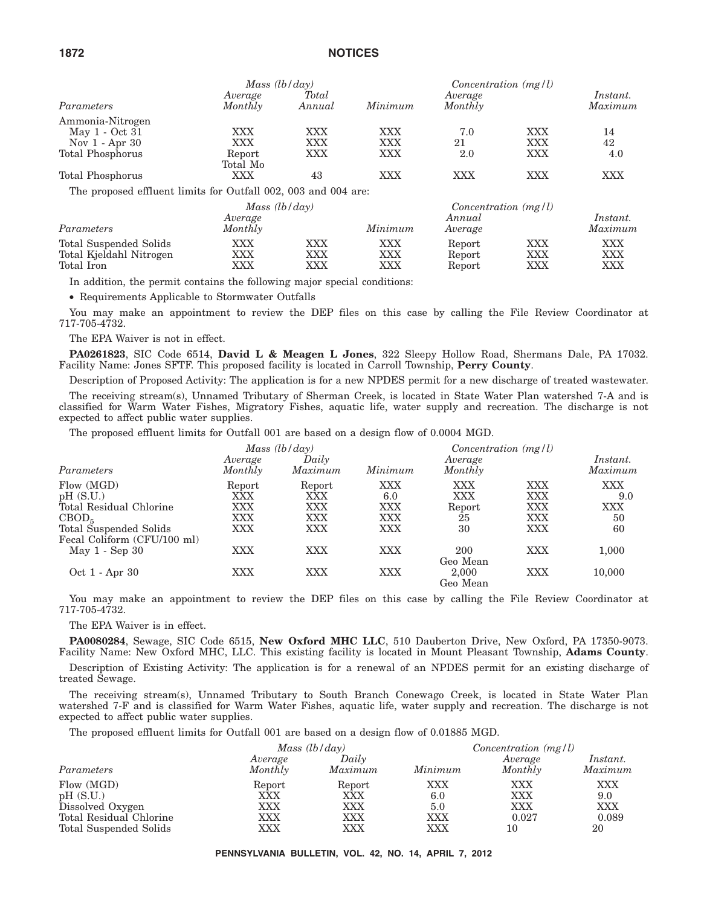| Parameters | Mass (lb/day) Average Monthly | Total Annual | Minimum | Concentration (mg/l) Average Monthly | | Instant. Maximum |
|---|---|---|---|---|---|---|
| Ammonia-Nitrogen | | | | | | |
| May 1 - Oct 31 | XXX | XXX | XXX | 7.0 | XXX | 14 |
| Nov 1 - Apr 30 | XXX | XXX | XXX | 21 | XXX | 42 |
| Total Phosphorus | Report Total Mo | XXX | XXX | 2.0 | XXX | 4.0 |
| Total Phosphorus | XXX | 43 | XXX | XXX | XXX | XXX |

The proposed effluent limits for Outfall 002, 003 and 004 are:

| Parameters | Mass (lb/day) Average Monthly | | Minimum | Concentration (mg/l) Annual Average | | Instant. Maximum |
|---|---|---|---|---|---|---|
| Total Suspended Solids | XXX | XXX | XXX | Report | XXX | XXX |
| Total Kjeldahl Nitrogen | XXX | XXX | XXX | Report | XXX | XXX |
| Total Iron | XXX | XXX | XXX | Report | XXX | XXX |

In addition, the permit contains the following major special conditions:

• Requirements Applicable to Stormwater Outfalls

You may make an appointment to review the DEP files on this case by calling the File Review Coordinator at 717-705-4732.

The EPA Waiver is not in effect.

**PA0261823**, SIC Code 6514, **David L & Meagen L Jones**, 322 Sleepy Hollow Road, Shermans Dale, PA 17032. Facility Name: Jones SFTF. This proposed facility is located in Carroll Township, **Perry County**.

Description of Proposed Activity: The application is for a new NPDES permit for a new discharge of treated wastewater.

The receiving stream(s), Unnamed Tributary of Sherman Creek, is located in State Water Plan watershed 7-A and is classified for Warm Water Fishes, Migratory Fishes, aquatic life, water supply and recreation. The discharge is not expected to affect public water supplies.

The proposed effluent limits for Outfall 001 are based on a design flow of 0.0004 MGD.

| Parameters | Mass (lb/day) Average Monthly | Daily Maximum | Minimum | Concentration (mg/l) Average Monthly | | Instant. Maximum |
|---|---|---|---|---|---|---|
| Flow (MGD) | Report | Report | XXX | XXX | XXX | XXX |
| pH (S.U.) | XXX | XXX | 6.0 | XXX | XXX | 9.0 |
| Total Residual Chlorine | XXX | XXX | XXX | Report | XXX | XXX |
| $CBOD_5$ | XXX | XXX | XXX | 25 | XXX | 50 |
| Total Suspended Solids | XXX | XXX | XXX | 30 | XXX | 60 |
| Fecal Coliform (CFU/100 ml) | | | | | | |
| May 1 - Sep 30 | XXX | XXX | XXX | 200 Geo Mean | XXX | 1,000 |
| Oct 1 - Apr 30 | XXX | XXX | XXX | 2,000 Geo Mean | XXX | 10,000 |

You may make an appointment to review the DEP files on this case by calling the File Review Coordinator at 717-705-4732.

The EPA Waiver is in effect.

**PA0080284**, Sewage, SIC Code 6515, **New Oxford MHC LLC**, 510 Dauberton Drive, New Oxford, PA 17350-9073. Facility Name: New Oxford MHC, LLC. This existing facility is located in Mount Pleasant Township, **Adams County**.

Description of Existing Activity: The application is for a renewal of an NPDES permit for an existing discharge of treated Sewage.

The receiving stream(s), Unnamed Tributary to South Branch Conewago Creek, is located in State Water Plan watershed 7-F and is classified for Warm Water Fishes, aquatic life, water supply and recreation. The discharge is not expected to affect public water supplies.

The proposed effluent limits for Outfall 001 are based on a design flow of 0.01885 MGD.

| Parameters | Mass (lb/day) Average Monthly | Daily Maximum | Minimum | Concentration (mg/l) Average Monthly | Instant. Maximum |
|---|---|---|---|---|---|
| Flow (MGD) | Report | Report | XXX | XXX | XXX |
| pH (S.U.) | XXX | XXX | 6.0 | XXX | 9.0 |
| Dissolved Oxygen | XXX | XXX | 5.0 | XXX | XXX |
| Total Residual Chlorine | XXX | XXX | XXX | 0.027 | 0.089 |
| Total Suspended Solids | XXX | XXX | XXX | 10 | 20 |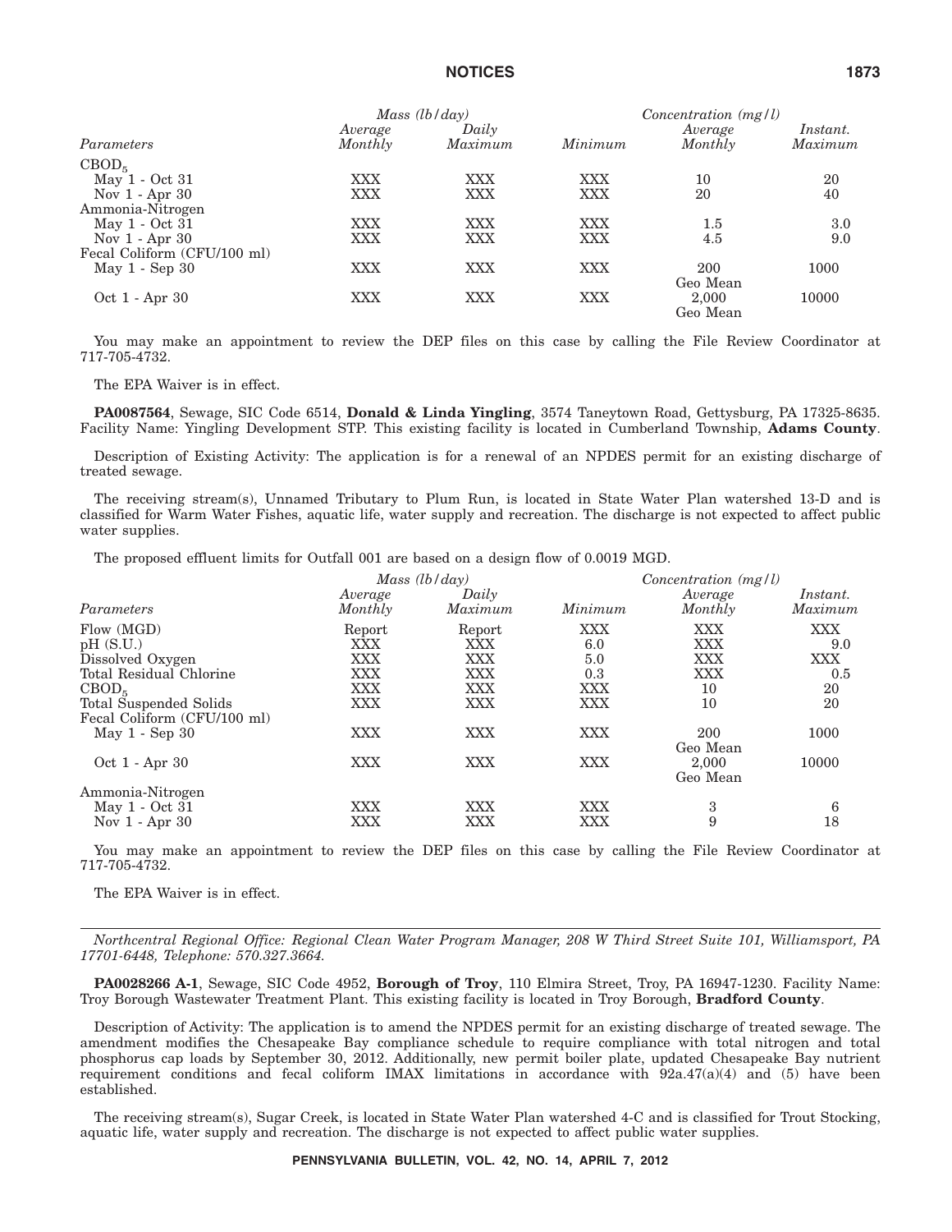| Parameters | Mass (lb/day) Average Monthly | Mass (lb/day) Daily Maximum | Minimum | Concentration (mg/l) Average Monthly | Concentration (mg/l) Instant. Maximum |
|---|---|---|---|---|---|
| $CBOD_5$ | | | | | |
| May 1 - Oct 31 | XXX | XXX | XXX | 10 | 20 |
| Nov 1 - Apr 30 | XXX | XXX | XXX | 20 | 40 |
| Ammonia-Nitrogen | | | | | |
| May 1 - Oct 31 | XXX | XXX | XXX | 1.5 | 3.0 |
| Nov 1 - Apr 30 | XXX | XXX | XXX | 4.5 | 9.0 |
| Fecal Coliform (CFU/100 ml) | | | | | |
| May 1 - Sep 30 | XXX | XXX | XXX | 200 Geo Mean | 1000 |
| Oct 1 - Apr 30 | XXX | XXX | XXX | 2,000 Geo Mean | 10000 |

You may make an appointment to review the DEP files on this case by calling the File Review Coordinator at 717-705-4732.

The EPA Waiver is in effect.

**PA0087564**, Sewage, SIC Code 6514, **Donald & Linda Yingling**, 3574 Taneytown Road, Gettysburg, PA 17325-8635. Facility Name: Yingling Development STP. This existing facility is located in Cumberland Township, **Adams County**.

Description of Existing Activity: The application is for a renewal of an NPDES permit for an existing discharge of treated sewage.

The receiving stream(s), Unnamed Tributary to Plum Run, is located in State Water Plan watershed 13-D and is classified for Warm Water Fishes, aquatic life, water supply and recreation. The discharge is not expected to affect public water supplies.

The proposed effluent limits for Outfall 001 are based on a design flow of 0.0019 MGD.

| Parameters | Mass (lb/day) Average Monthly | Mass (lb/day) Daily Maximum | Minimum | Concentration (mg/l) Average Monthly | Concentration (mg/l) Instant. Maximum |
|---|---|---|---|---|---|
| Flow (MGD) | Report | Report | XXX | XXX | XXX |
| pH (S.U.) | XXX | XXX | 6.0 | XXX | 9.0 |
| Dissolved Oxygen | XXX | XXX | 5.0 | XXX | XXX |
| Total Residual Chlorine | XXX | XXX | 0.3 | XXX | 0.5 |
| $CBOD_5$ | XXX | XXX | XXX | 10 | 20 |
| Total Suspended Solids | XXX | XXX | XXX | 10 | 20 |
| Fecal Coliform (CFU/100 ml) | | | | | |
| May 1 - Sep 30 | XXX | XXX | XXX | 200 Geo Mean | 1000 |
| Oct 1 - Apr 30 | XXX | XXX | XXX | 2,000 Geo Mean | 10000 |
| Ammonia-Nitrogen | | | | | |
| May 1 - Oct 31 | XXX | XXX | XXX | 3 | 6 |
| Nov 1 - Apr 30 | XXX | XXX | XXX | 9 | 18 |

You may make an appointment to review the DEP files on this case by calling the File Review Coordinator at 717-705-4732.

The EPA Waiver is in effect.

---

*Northcentral Regional Office: Regional Clean Water Program Manager, 208 W Third Street Suite 101, Williamsport, PA 17701-6448, Telephone: 570.327.3664.*

**PA0028266 A-1**, Sewage, SIC Code 4952, **Borough of Troy**, 110 Elmira Street, Troy, PA 16947-1230. Facility Name: Troy Borough Wastewater Treatment Plant. This existing facility is located in Troy Borough, **Bradford County**.

Description of Activity: The application is to amend the NPDES permit for an existing discharge of treated sewage. The amendment modifies the Chesapeake Bay compliance schedule to require compliance with total nitrogen and total phosphorus cap loads by September 30, 2012. Additionally, new permit boiler plate, updated Chesapeake Bay nutrient requirement conditions and fecal coliform IMAX limitations in accordance with 92a.47(a)(4) and (5) have been established.

The receiving stream(s), Sugar Creek, is located in State Water Plan watershed 4-C and is classified for Trout Stocking, aquatic life, water supply and recreation. The discharge is not expected to affect public water supplies.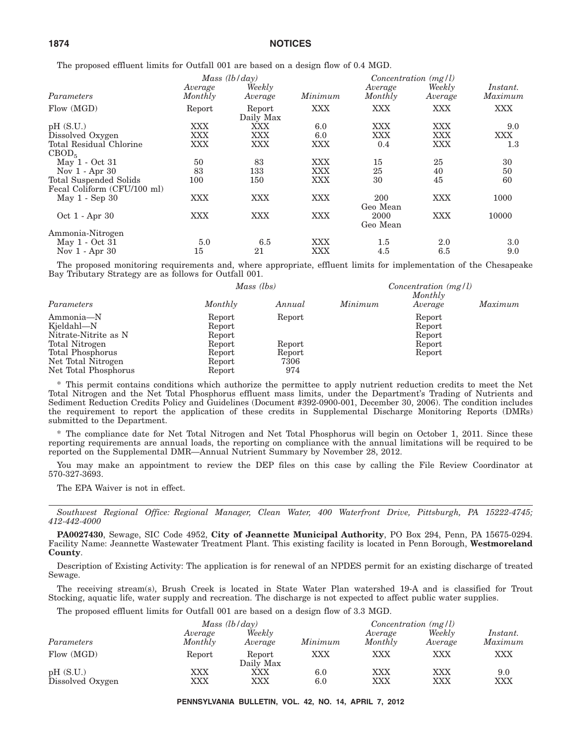The proposed effluent limits for Outfall 001 are based on a design flow of 0.4 MGD.

| | Mass (lb/day) | | | Concentration (mg/l) | | |
|---|---|---|---|---|---|---|
| *Parameters* | *Average Monthly* | *Weekly Average* | *Minimum* | *Average Monthly* | *Weekly Average* | *Instant. Maximum* |
| Flow (MGD) | Report | Report Daily Max | XXX | XXX | XXX | XXX |
| pH (S.U.) | XXX | XXX | 6.0 | XXX | XXX | 9.0 |
| Dissolved Oxygen | XXX | XXX | 6.0 | XXX | XXX | XXX |
| Total Residual Chlorine | XXX | XXX | XXX | 0.4 | XXX | 1.3 |
| $CBOD_5$ | | | | | | |
| May 1 - Oct 31 | 50 | 83 | XXX | 15 | 25 | 30 |
| Nov 1 - Apr 30 | 83 | 133 | XXX | 25 | 40 | 50 |
| Total Suspended Solids | 100 | 150 | XXX | 30 | 45 | 60 |
| Fecal Coliform (CFU/100 ml) | | | | | | |
| May 1 - Sep 30 | XXX | XXX | XXX | 200 Geo Mean | XXX | 1000 |
| Oct 1 - Apr 30 | XXX | XXX | XXX | 2000 Geo Mean | XXX | 10000 |
| Ammonia-Nitrogen | | | | | | |
| May 1 - Oct 31 | 5.0 | 6.5 | XXX | 1.5 | 2.0 | 3.0 |
| Nov 1 - Apr 30 | 15 | 21 | XXX | 4.5 | 6.5 | 9.0 |

The proposed monitoring requirements and, where appropriate, effluent limits for implementation of the Chesapeake Bay Tributary Strategy are as follows for Outfall 001.

| | Mass (lbs) | | Concentration (mg/l) | | |
|---|---|---|---|---|---|
| *Parameters* | *Monthly* | *Annual* | *Minimum* | *Monthly Average* | *Maximum* |
| Ammonia—N | Report | Report | | Report | |
| Kjeldahl—N | Report | | | Report | |
| Nitrate-Nitrite as N | Report | | | Report | |
| Total Nitrogen | Report | Report | | Report | |
| Total Phosphorus | Report | Report | | Report | |
| Net Total Nitrogen | Report | 7306 | | | |
| Net Total Phosphorus | Report | 974 | | | |

* This permit contains conditions which authorize the permittee to apply nutrient reduction credits to meet the Net Total Nitrogen and the Net Total Phosphorus effluent mass limits, under the Department's Trading of Nutrients and Sediment Reduction Credits Policy and Guidelines (Document #392-0900-001, December 30, 2006). The condition includes the requirement to report the application of these credits in Supplemental Discharge Monitoring Reports (DMRs) submitted to the Department.

* The compliance date for Net Total Nitrogen and Net Total Phosphorus will begin on October 1, 2011. Since these reporting requirements are annual loads, the reporting on compliance with the annual limitations will be required to be reported on the Supplemental DMR—Annual Nutrient Summary by November 28, 2012.

You may make an appointment to review the DEP files on this case by calling the File Review Coordinator at 570-327-3693.

The EPA Waiver is not in effect.

---

*Southwest Regional Office: Regional Manager, Clean Water, 400 Waterfront Drive, Pittsburgh, PA 15222-4745; 412-442-4000*

**PA0027430**, Sewage, SIC Code 4952, **City of Jeannette Municipal Authority**, PO Box 294, Penn, PA 15675-0294. Facility Name: Jeannette Wastewater Treatment Plant. This existing facility is located in Penn Borough, **Westmoreland County**.

Description of Existing Activity: The application is for renewal of an NPDES permit for an existing discharge of treated Sewage.

The receiving stream(s), Brush Creek is located in State Water Plan watershed 19-A and is classified for Trout Stocking, aquatic life, water supply and recreation. The discharge is not expected to affect public water supplies.

The proposed effluent limits for Outfall 001 are based on a design flow of 3.3 MGD.

| | Mass (lb/day) | | | Concentration (mg/l) | | |
|---|---|---|---|---|---|---|
| *Parameters* | *Average Monthly* | *Weekly Average* | *Minimum* | *Average Monthly* | *Weekly Average* | *Instant. Maximum* |
| Flow (MGD) | Report | Report Daily Max | XXX | XXX | XXX | XXX |
| pH (S.U.) | XXX | XXX | 6.0 | XXX | XXX | 9.0 |
| Dissolved Oxygen | XXX | XXX | 6.0 | XXX | XXX | XXX |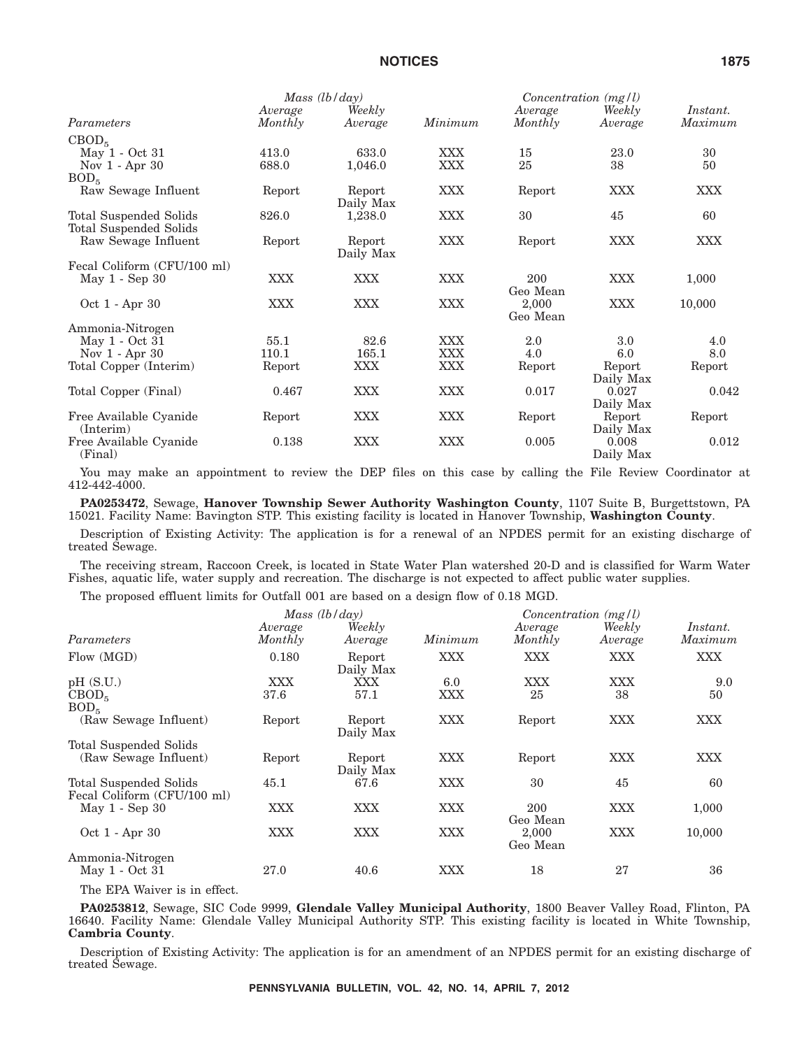| Parameters | Mass (lb/day) Average Monthly | Weekly Average | Minimum | Concentration (mg/l) Average Monthly | Weekly Average | Instant. Maximum |
|---|---|---|---|---|---|---|
| $CBOD_5$ | | | | | | |
| May 1 - Oct 31 | 413.0 | 633.0 | XXX | 15 | 23.0 | 30 |
| Nov 1 - Apr 30 | 688.0 | 1,046.0 | XXX | 25 | 38 | 50 |
| $BOD_5$ | | | | | | |
| Raw Sewage Influent | Report | Report Daily Max | XXX | Report | XXX | XXX |
| Total Suspended Solids | 826.0 | 1,238.0 | XXX | 30 | 45 | 60 |
| Total Suspended Solids | | | | | | |
| Raw Sewage Influent | Report | Report Daily Max | XXX | Report | XXX | XXX |
| Fecal Coliform (CFU/100 ml) | | | | | | |
| May 1 - Sep 30 | XXX | XXX | XXX | 200 Geo Mean | XXX | 1,000 |
| Oct 1 - Apr 30 | XXX | XXX | XXX | 2,000 Geo Mean | XXX | 10,000 |
| Ammonia-Nitrogen | | | | | | |
| May 1 - Oct 31 | 55.1 | 82.6 | XXX | 2.0 | 3.0 | 4.0 |
| Nov 1 - Apr 30 | 110.1 | 165.1 | XXX | 4.0 | 6.0 | 8.0 |
| Total Copper (Interim) | Report | XXX | XXX | Report | Report Daily Max | Report |
| Total Copper (Final) | 0.467 | XXX | XXX | 0.017 | 0.027 Daily Max | 0.042 |
| Free Available Cyanide (Interim) | Report | XXX | XXX | Report | Report Daily Max | Report |
| Free Available Cyanide (Final) | 0.138 | XXX | XXX | 0.005 | 0.008 Daily Max | 0.012 |

You may make an appointment to review the DEP files on this case by calling the File Review Coordinator at 412-442-4000.

**PA0253472**, Sewage, **Hanover Township Sewer Authority Washington County**, 1107 Suite B, Burgettstown, PA 15021. Facility Name: Bavington STP. This existing facility is located in Hanover Township, **Washington County**.

Description of Existing Activity: The application is for a renewal of an NPDES permit for an existing discharge of treated Sewage.

The receiving stream, Raccoon Creek, is located in State Water Plan watershed 20-D and is classified for Warm Water Fishes, aquatic life, water supply and recreation. The discharge is not expected to affect public water supplies.

The proposed effluent limits for Outfall 001 are based on a design flow of 0.18 MGD.

| Parameters | Mass (lb/day) Average Monthly | Weekly Average | Minimum | Concentration (mg/l) Average Monthly | Weekly Average | Instant. Maximum |
|---|---|---|---|---|---|---|
| Flow (MGD) | 0.180 | Report Daily Max | XXX | XXX | XXX | XXX |
| pH (S.U.) | XXX | XXX | 6.0 | XXX | XXX | 9.0 |
| $CBOD_5$ | 37.6 | 57.1 | XXX | 25 | 38 | 50 |
| $BOD_5$ | | | | | | |
| (Raw Sewage Influent) | Report | Report Daily Max | XXX | Report | XXX | XXX |
| Total Suspended Solids | | | | | | |
| (Raw Sewage Influent) | Report | Report Daily Max | XXX | Report | XXX | XXX |
| Total Suspended Solids | 45.1 | 67.6 | XXX | 30 | 45 | 60 |
| Fecal Coliform (CFU/100 ml) | | | | | | |
| May 1 - Sep 30 | XXX | XXX | XXX | 200 Geo Mean | XXX | 1,000 |
| Oct 1 - Apr 30 | XXX | XXX | XXX | 2,000 Geo Mean | XXX | 10,000 |
| Ammonia-Nitrogen | | | | | | |
| May 1 - Oct 31 | 27.0 | 40.6 | XXX | 18 | 27 | 36 |

The EPA Waiver is in effect.

**PA0253812**, Sewage, SIC Code 9999, **Glendale Valley Municipal Authority**, 1800 Beaver Valley Road, Flinton, PA 16640. Facility Name: Glendale Valley Municipal Authority STP. This existing facility is located in White Township, **Cambria County**.

Description of Existing Activity: The application is for an amendment of an NPDES permit for an existing discharge of treated Sewage.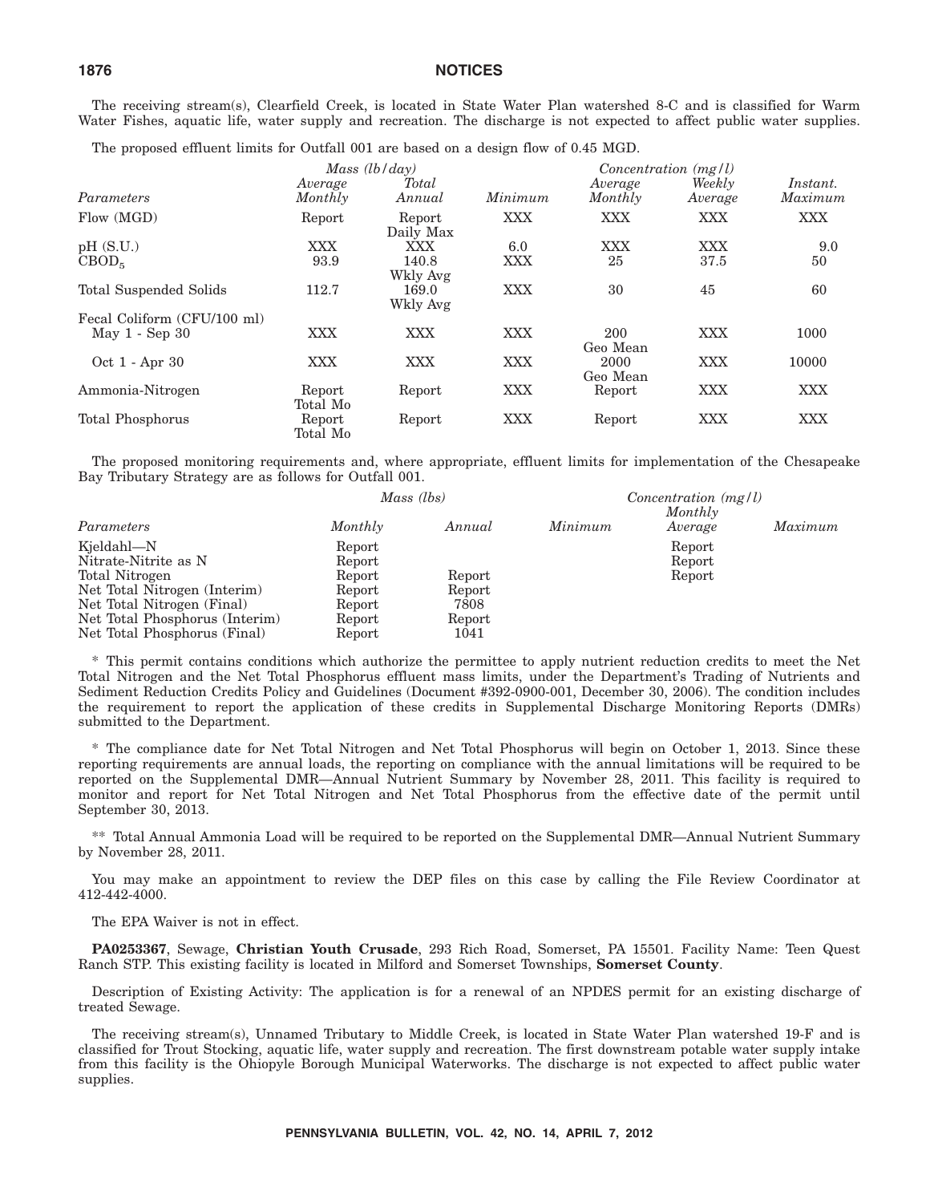The receiving stream(s), Clearfield Creek, is located in State Water Plan watershed 8-C and is classified for Warm Water Fishes, aquatic life, water supply and recreation. The discharge is not expected to affect public water supplies.

The proposed effluent limits for Outfall 001 are based on a design flow of 0.45 MGD.

| | *Mass (lb/day)* | | | *Concentration (mg/l)* | | |
|---|---|---|---|---|---|---|
| *Parameters* | *Average Monthly* | *Total Annual* | *Minimum* | *Average Monthly* | *Weekly Average* | *Instant. Maximum* |
| Flow (MGD) | Report | Report Daily Max | XXX | XXX | XXX | XXX |
| pH (S.U.) | XXX | XXX | 6.0 | XXX | XXX | 9.0 |
| $CBOD_5$ | 93.9 | 140.8 Wkly Avg | XXX | 25 | 37.5 | 50 |
| Total Suspended Solids | 112.7 | 169.0 Wkly Avg | XXX | 30 | 45 | 60 |
| Fecal Coliform (CFU/100 ml) | | | | | | |
| May 1 - Sep 30 | XXX | XXX | XXX | 200 Geo Mean | XXX | 1000 |
| Oct 1 - Apr 30 | XXX | XXX | XXX | 2000 Geo Mean | XXX | 10000 |
| Ammonia-Nitrogen | Report Total Mo | Report | XXX | Report | XXX | XXX |
| Total Phosphorus | Report Total Mo | Report | XXX | Report | XXX | XXX |

The proposed monitoring requirements and, where appropriate, effluent limits for implementation of the Chesapeake Bay Tributary Strategy are as follows for Outfall 001.

| | *Mass (lbs)* | | | *Concentration (mg/l)* | |
|---|---|---|---|---|---|
| *Parameters* | *Monthly* | *Annual* | *Minimum* | *Monthly Average* | *Maximum* |
| Kjeldahl—N | Report | | | Report | |
| Nitrate-Nitrite as N | Report | | | Report | |
| Total Nitrogen | Report | Report | | Report | |
| Net Total Nitrogen (Interim) | Report | Report | | | |
| Net Total Nitrogen (Final) | Report | 7808 | | | |
| Net Total Phosphorus (Interim) | Report | Report | | | |
| Net Total Phosphorus (Final) | Report | 1041 | | | |

* This permit contains conditions which authorize the permittee to apply nutrient reduction credits to meet the Net Total Nitrogen and the Net Total Phosphorus effluent mass limits, under the Department's Trading of Nutrients and Sediment Reduction Credits Policy and Guidelines (Document #392-0900-001, December 30, 2006). The condition includes the requirement to report the application of these credits in Supplemental Discharge Monitoring Reports (DMRs) submitted to the Department.

* The compliance date for Net Total Nitrogen and Net Total Phosphorus will begin on October 1, 2013. Since these reporting requirements are annual loads, the reporting on compliance with the annual limitations will be required to be reported on the Supplemental DMR—Annual Nutrient Summary by November 28, 2011. This facility is required to monitor and report for Net Total Nitrogen and Net Total Phosphorus from the effective date of the permit until September 30, 2013.

** Total Annual Ammonia Load will be required to be reported on the Supplemental DMR—Annual Nutrient Summary by November 28, 2011.

You may make an appointment to review the DEP files on this case by calling the File Review Coordinator at 412-442-4000.

The EPA Waiver is not in effect.

**PA0253367**, Sewage, **Christian Youth Crusade**, 293 Rich Road, Somerset, PA 15501. Facility Name: Teen Quest Ranch STP. This existing facility is located in Milford and Somerset Townships, **Somerset County**.

Description of Existing Activity: The application is for a renewal of an NPDES permit for an existing discharge of treated Sewage.

The receiving stream(s), Unnamed Tributary to Middle Creek, is located in State Water Plan watershed 19-F and is classified for Trout Stocking, aquatic life, water supply and recreation. The first downstream potable water supply intake from this facility is the Ohiopyle Borough Municipal Waterworks. The discharge is not expected to affect public water supplies.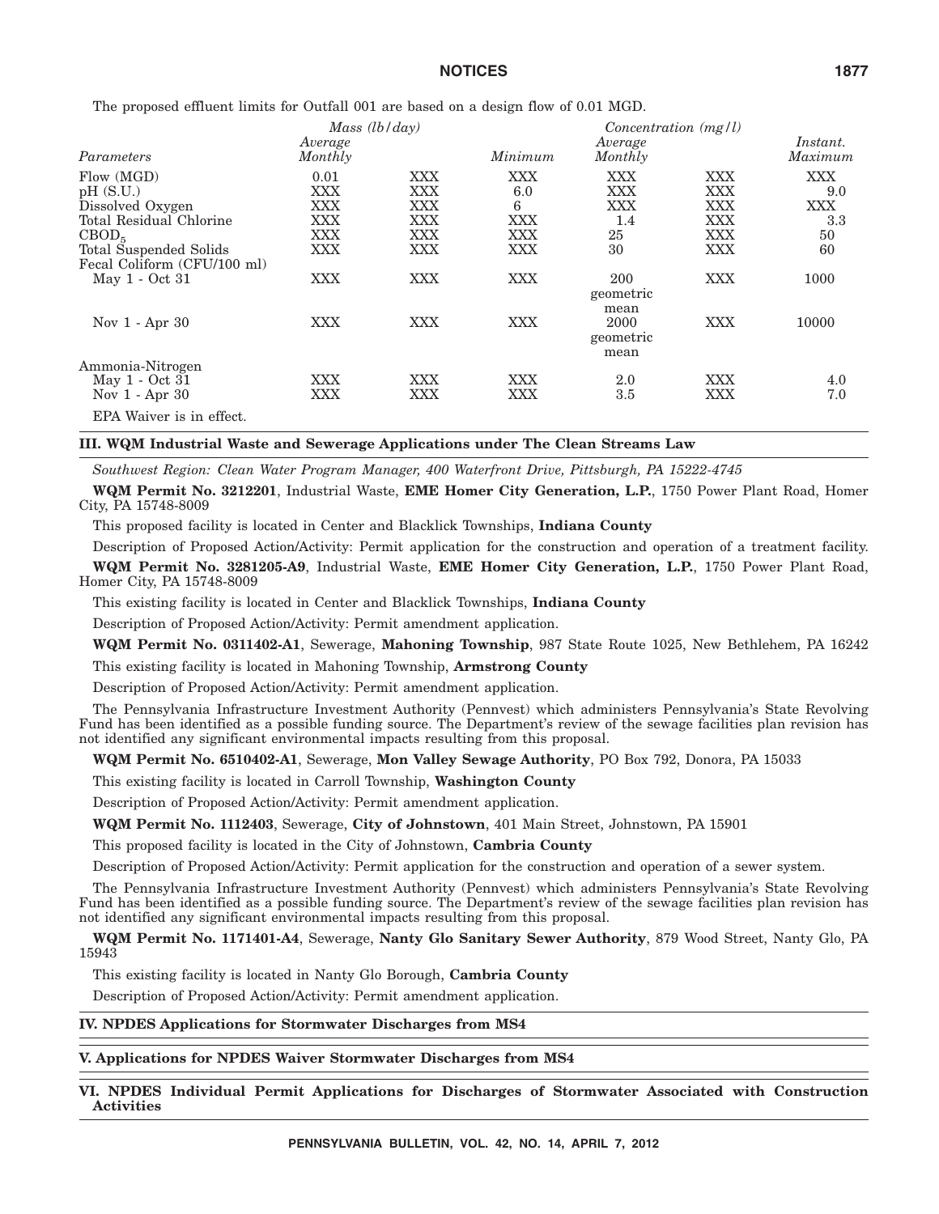The proposed effluent limits for Outfall 001 are based on a design flow of 0.01 MGD.

| Parameters | Mass (lb/day) Average Monthly | | Minimum | Concentration (mg/l) Average Monthly | | Instant. Maximum |
|---|---|---|---|---|---|---|
| Flow (MGD) | 0.01 | XXX | XXX | XXX | XXX | XXX |
| pH (S.U.) | XXX | XXX | 6.0 | XXX | XXX | 9.0 |
| Dissolved Oxygen | XXX | XXX | 6 | XXX | XXX | XXX |
| Total Residual Chlorine | XXX | XXX | XXX | 1.4 | XXX | 3.3 |
| $CBOD_5$ | XXX | XXX | XXX | 25 | XXX | 50 |
| Total Suspended Solids | XXX | XXX | XXX | 30 | XXX | 60 |
| Fecal Coliform (CFU/100 ml) | | | | | | |
| May 1 - Oct 31 | XXX | XXX | XXX | 200 geometric mean | XXX | 1000 |
| Nov 1 - Apr 30 | XXX | XXX | XXX | 2000 geometric mean | XXX | 10000 |
| Ammonia-Nitrogen | | | | | | |
| May 1 - Oct 31 | XXX | XXX | XXX | 2.0 | XXX | 4.0 |
| Nov 1 - Apr 30 | XXX | XXX | XXX | 3.5 | XXX | 7.0 |

EPA Waiver is in effect.

## III. WQM Industrial Waste and Sewerage Applications under The Clean Streams Law

*Southwest Region: Clean Water Program Manager, 400 Waterfront Drive, Pittsburgh, PA 15222-4745*

**WQM Permit No. 3212201**, Industrial Waste, **EME Homer City Generation, L.P.**, 1750 Power Plant Road, Homer City, PA 15748-8009

This proposed facility is located in Center and Blacklick Townships, **Indiana County**

Description of Proposed Action/Activity: Permit application for the construction and operation of a treatment facility.

**WQM Permit No. 3281205-A9**, Industrial Waste, **EME Homer City Generation, L.P.**, 1750 Power Plant Road, Homer City, PA 15748-8009

This existing facility is located in Center and Blacklick Townships, **Indiana County**

Description of Proposed Action/Activity: Permit amendment application.

**WQM Permit No. 0311402-A1**, Sewerage, **Mahoning Township**, 987 State Route 1025, New Bethlehem, PA 16242

This existing facility is located in Mahoning Township, **Armstrong County**

Description of Proposed Action/Activity: Permit amendment application.

The Pennsylvania Infrastructure Investment Authority (Pennvest) which administers Pennsylvania's State Revolving Fund has been identified as a possible funding source. The Department's review of the sewage facilities plan revision has not identified any significant environmental impacts resulting from this proposal.

**WQM Permit No. 6510402-A1**, Sewerage, **Mon Valley Sewage Authority**, PO Box 792, Donora, PA 15033

This existing facility is located in Carroll Township, **Washington County**

Description of Proposed Action/Activity: Permit amendment application.

**WQM Permit No. 1112403**, Sewerage, **City of Johnstown**, 401 Main Street, Johnstown, PA 15901

This proposed facility is located in the City of Johnstown, **Cambria County**

Description of Proposed Action/Activity: Permit application for the construction and operation of a sewer system.

The Pennsylvania Infrastructure Investment Authority (Pennvest) which administers Pennsylvania's State Revolving Fund has been identified as a possible funding source. The Department's review of the sewage facilities plan revision has not identified any significant environmental impacts resulting from this proposal.

**WQM Permit No. 1171401-A4**, Sewerage, **Nanty Glo Sanitary Sewer Authority**, 879 Wood Street, Nanty Glo, PA 15943

This existing facility is located in Nanty Glo Borough, **Cambria County**

Description of Proposed Action/Activity: Permit amendment application.

## IV. NPDES Applications for Stormwater Discharges from MS4

## V. Applications for NPDES Waiver Stormwater Discharges from MS4

## VI. NPDES Individual Permit Applications for Discharges of Stormwater Associated with Construction Activities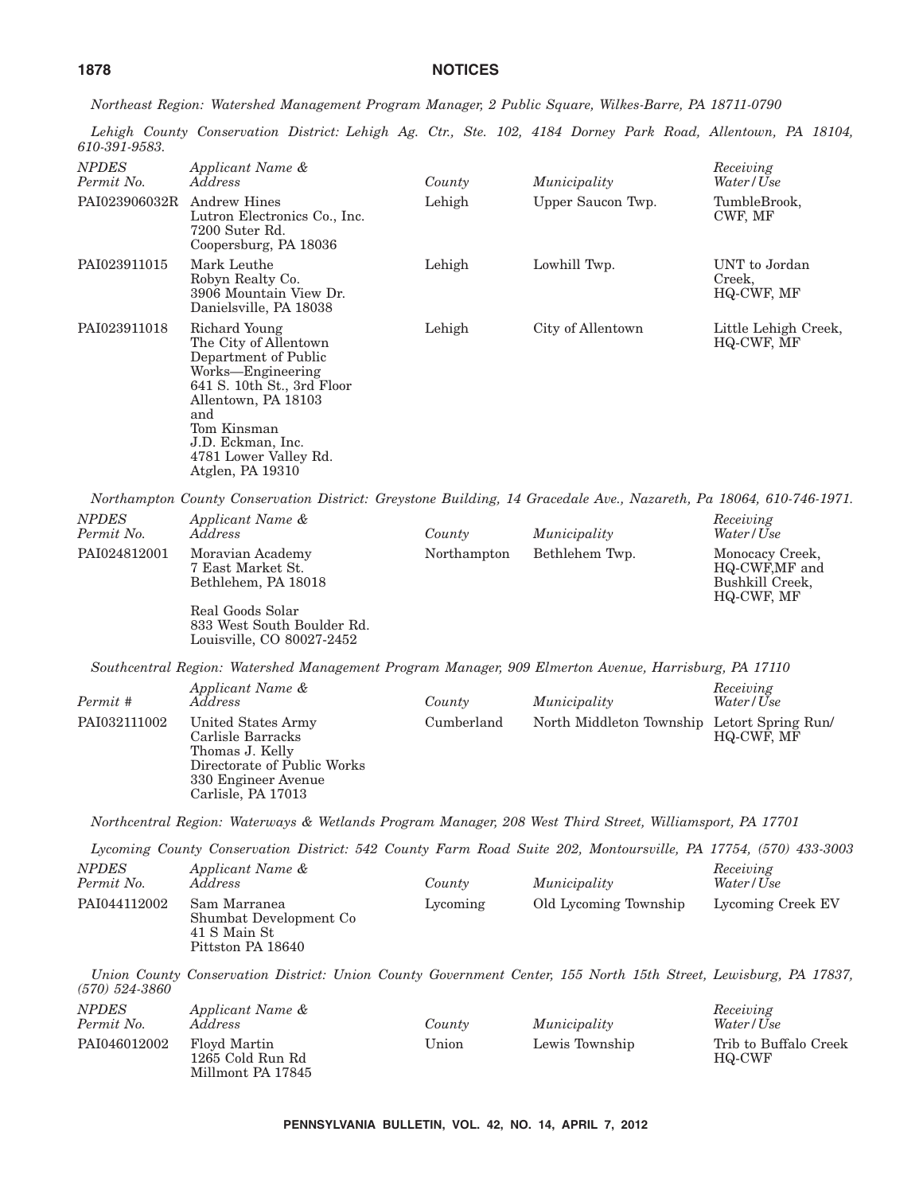*Northeast Region: Watershed Management Program Manager, 2 Public Square, Wilkes-Barre, PA 18711-0790*

*Lehigh County Conservation District: Lehigh Ag. Ctr., Ste. 102, 4184 Dorney Park Road, Allentown, PA 18104, 610-391-9583.*

| *NPDES Permit No.* | *Applicant Name & Address* | *County* | *Municipality* | *Receiving Water/Use* |
|---|---|---|---|---|
| PAI023906032R | Andrew Hines<br>Lutron Electronics Co., Inc.<br>7200 Suter Rd.<br>Coopersburg, PA 18036 | Lehigh | Upper Saucon Twp. | TumbleBrook, CWF, MF |
| PAI023911015 | Mark Leuthe<br>Robyn Realty Co.<br>3906 Mountain View Dr.<br>Danielsville, PA 18038 | Lehigh | Lowhill Twp. | UNT to Jordan Creek, HQ-CWF, MF |
| PAI023911018 | Richard Young<br>The City of Allentown<br>Department of Public Works—Engineering<br>641 S. 10th St., 3rd Floor<br>Allentown, PA 18103<br>and<br>Tom Kinsman<br>J.D. Eckman, Inc.<br>4781 Lower Valley Rd.<br>Atglen, PA 19310 | Lehigh | City of Allentown | Little Lehigh Creek, HQ-CWF, MF |

*Northampton County Conservation District: Greystone Building, 14 Gracedale Ave., Nazareth, Pa 18064, 610-746-1971.*

| *NPDES Permit No.* | *Applicant Name & Address* | *County* | *Municipality* | *Receiving Water/Use* |
|---|---|---|---|---|
| PAI024812001 | Moravian Academy<br>7 East Market St.<br>Bethlehem, PA 18018<br><br>Real Goods Solar<br>833 West South Boulder Rd.<br>Louisville, CO 80027-2452 | Northampton | Bethlehem Twp. | Monocacy Creek, HQ-CWF,MF and Bushkill Creek, HQ-CWF, MF |

*Southcentral Region: Watershed Management Program Manager, 909 Elmerton Avenue, Harrisburg, PA 17110*

| *Permit #* | *Applicant Name & Address* | *County* | *Municipality* | *Receiving Water/Use* |
|---|---|---|---|---|
| PAI032111002 | United States Army<br>Carlisle Barracks<br>Thomas J. Kelly<br>Directorate of Public Works<br>330 Engineer Avenue<br>Carlisle, PA 17013 | Cumberland | North Middleton Township | Letort Spring Run/ HQ-CWF, MF |

*Northcentral Region: Waterways & Wetlands Program Manager, 208 West Third Street, Williamsport, PA 17701*

*Lycoming County Conservation District: 542 County Farm Road Suite 202, Montoursville, PA 17754, (570) 433-3003*

| *NPDES Permit No.* | *Applicant Name & Address* | *County* | *Municipality* | *Receiving Water/Use* |
|---|---|---|---|---|
| PAI044112002 | Sam Marranea<br>Shumbat Development Co<br>41 S Main St<br>Pittston PA 18640 | Lycoming | Old Lycoming Township | Lycoming Creek EV |

*Union County Conservation District: Union County Government Center, 155 North 15th Street, Lewisburg, PA 17837, (570) 524-3860*

| *NPDES Permit No.* | *Applicant Name & Address* | *County* | *Municipality* | *Receiving Water/Use* |
|---|---|---|---|---|
| PAI046012002 | Floyd Martin<br>1265 Cold Run Rd<br>Millmont PA 17845 | Union | Lewis Township | Trib to Buffalo Creek HQ-CWF |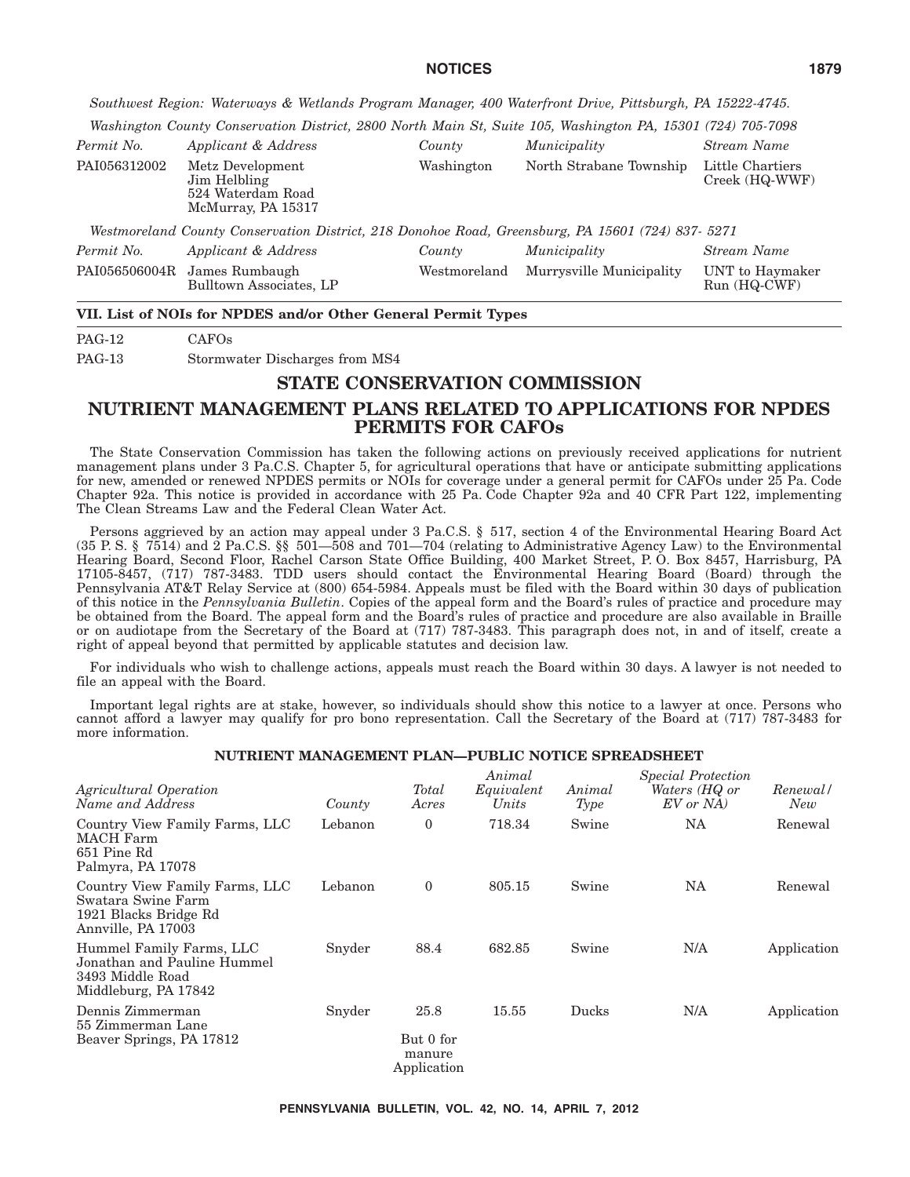*Southwest Region: Waterways & Wetlands Program Manager, 400 Waterfront Drive, Pittsburgh, PA 15222-4745.*

*Washington County Conservation District, 2800 North Main St, Suit 105, Washington PA, 15301 (724) 705-7098*

| *Permit No.* | *Applicant & Address* | *County* | *Municipality* | *Stream Name* |
|---|---|---|---|---|
| PAI056312002 | Metz Development<br>Jim Helbling<br>524 Waterdam Road<br>McMurray, PA 15317 | Washington | North Strabane Township | Little Chartiers Creek (HQ-WWF) |

*Westmoreland County Conservation District, 218 Donohoe Road, Greensburg, PA 15601 (724) 837- 5271*

| *Permit No.* | *Applicant & Address* | *County* | *Municipality* | *Stream Name* |
|---|---|---|---|---|
| PAI056506004R | James Rumbaugh<br>Bulltown Associates, LP | Westmoreland | Murrysville Municipality | UNT to Haymaker Run (HQ-CWF) |

**VII. List of NOIs for NPDES and/or Other General Permit Types**

| | |
|---|---|
| PAG-12 | CAFOs |
| PAG-13 | Stormwater Discharges from MS4 |

## STATE CONSERVATION COMMISSION

## NUTRIENT MANAGEMENT PLANS RELATED TO APPLICATIONS FOR NPDES PERMITS FOR CAFOs

The State Conservation Commission has taken the following actions on previously received applications for nutrient management plans under 3 Pa.C.S. Chapter 5, for agricultural operations that have or anticipate submitting applications for new, amended or renewed NPDES permits or NOIs for coverage under a general permit for CAFOs under 25 Pa. Code Chapter 92a. This notice is provided in accordance with 25 Pa. Code Chapter 92a and 40 CFR Part 122, implementing The Clean Streams Law and the Federal Clean Water Act.

Persons aggrieved by an action may appeal under 3 Pa.C.S. § 517, section 4 of the Environmental Hearing Board Act (35 P. S. § 7514) and 2 Pa.C.S. §§ 501—508 and 701—704 (relating to Administrative Agency Law) to the Environmental Hearing Board, Second Floor, Rachel Carson State Office Building, 400 Market Street, P. O. Box 8457, Harrisburg, PA 17105-8457, (717) 787-3483. TDD users should contact the Environmental Hearing Board (Board) through the Pennsylvania AT&T Relay Service at (800) 654-5984. Appeals must be filed with the Board within 30 days of publication of this notice in the *Pennsylvania Bulletin*. Copies of the appeal form and the Board's rules of practice and procedure may be obtained from the Board. The appeal form and the Board's rules of practice and procedure are also available in Braille or on audiotape from the Secretary of the Board at (717) 787-3483. This paragraph does not, in and of itself, create a right of appeal beyond that permitted by applicable statutes and decision law.

For individuals who wish to challenge actions, appeals must reach the Board within 30 days. A lawyer is not needed to file an appeal with the Board.

Important legal rights are at stake, however, so individuals should show this notice to a lawyer at once. Persons who cannot afford a lawyer may qualify for pro bono representation. Call the Secretary of the Board at (717) 787-3483 for more information.

**NUTRIENT MANAGEMENT PLAN—PUBLIC NOTICE SPREADSHEET**

| *Agricultural Operation Name and Address* | *County* | *Total Acres* | *Animal Equivalent Units* | *Animal Type* | *Special Protection Waters (HQ or EV or NA)* | *Renewal/ New* |
|---|---|---|---|---|---|---|
| Country View Family Farms, LLC<br>MACH Farm<br>651 Pine Rd<br>Palmyra, PA 17078 | Lebanon | 0 | 718.34 | Swine | NA | Renewal |
| Country View Family Farms, LLC<br>Swatara Swine Farm<br>1921 Blacks Bridge Rd<br>Annville, PA 17003 | Lebanon | 0 | 805.15 | Swine | NA | Renewal |
| Hummel Family Farms, LLC<br>Jonathan and Pauline Hummel<br>3493 Middle Road<br>Middleburg, PA 17842 | Snyder | 88.4 | 682.85 | Swine | N/A | Application |
| Dennis Zimmerman<br>55 Zimmerman Lane<br>Beaver Springs, PA 17812 | Snyder | 25.8<br>But 0 for manure Application | 15.55 | Ducks | N/A | Application |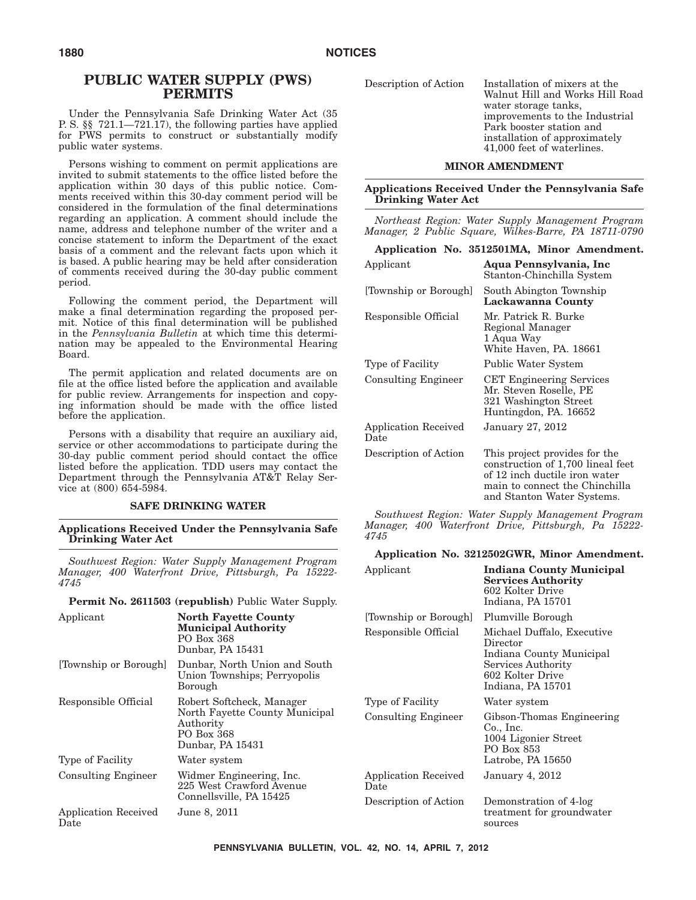## PUBLIC WATER SUPPLY (PWS) PERMITS

Under the Pennsylvania Safe Drinking Water Act (35 P. S. §§ 721.1—721.17), the following parties have applied for PWS permits to construct or substantially modify public water systems.

Persons wishing to comment on permit applications are invited to submit statements to the office listed before the application within 30 days of this public notice. Comments received within this 30-day comment period will be considered in the formulation of the final determinations regarding an application. A comment should include the name, address and telephone number of the writer and a concise statement to inform the Department of the exact basis of a comment and the relevant facts upon which it is based. A public hearing may be held after consideration of comments received during the 30-day public comment period.

Following the comment period, the Department will make a final determination regarding the proposed permit. Notice of this final determination will be published in the *Pennsylvania Bulletin* at which time this determination may be appealed to the Environmental Hearing Board.

The permit application and related documents are on file at the office listed before the application and available for public review. Arrangements for inspection and copying information should be made with the office listed before the application.

Persons with a disability that require an auxiliary aid, service or other accommodations to participate during the 30-day public comment period should contact the office listed before the application. TDD users may contact the Department through the Pennsylvania AT&T Relay Service at (800) 654-5984.

### SAFE DRINKING WATER

#### Applications Received Under the Pennsylvania Safe Drinking Water Act

*Southwest Region: Water Supply Management Program Manager, 400 Waterfront Drive, Pittsburgh, Pa 15222-4745*

**Permit No. 2611503 (republish)** Public Water Supply.

| | |
|---|---|
| Applicant | **North Fayette County Municipal Authority**<br>PO Box 368<br>Dunbar, PA 15431 |
| [Township or Borough] | Dunbar, North Union and South Union Townships; Perryopolis Borough |
| Responsible Official | Robert Softcheck, Manager<br>North Fayette County Municipal Authority<br>PO Box 368<br>Dunbar, PA 15431 |
| Type of Facility | Water system |
| Consulting Engineer | Widmer Engineering, Inc.<br>225 West Crawford Avenue<br>Connellsville, PA 15425 |
| Application Received Date | June 8, 2011 |
| Description of Action | Installation of mixers at the Walnut Hill and Works Hill Road water storage tanks, improvements to the Industrial Park booster station and installation of approximately 41,000 feet of waterlines. |

### MINOR AMENDMENT

#### Applications Received Under the Pennsylvania Safe Drinking Water Act

*Northeast Region: Water Supply Management Program Manager, 2 Public Square, Wilkes-Barre, PA 18711-0790*

**Application No. 3512501MA, Minor Amendment.**

| | |
|---|---|
| Applicant | **Aqua Pennsylvania, Inc**<br>Stanton-Chinchilla System |
| [Township or Borough] | South Abington Township<br>**Lackawanna County** |
| Responsible Official | Mr. Patrick R. Burke<br>Regional Manager<br>1 Aqua Way<br>White Haven, PA. 18661 |
| Type of Facility | Public Water System |
| Consulting Engineer | CET Engineering Services<br>Mr. Steven Roselle, PE<br>321 Washington Street<br>Huntingdon, PA. 16652 |
| Application Received Date | January 27, 2012 |
| Description of Action | This project provides for the construction of 1,700 lineal feet of 12 inch ductile iron water main to connect the Chinchilla and Stanton Water Systems. |

*Southwest Region: Water Supply Management Program Manager, 400 Waterfront Drive, Pittsburgh, Pa 15222-4745*

**Application No. 3212502GWR, Minor Amendment.**

| | |
|---|---|
| Applicant | **Indiana County Municipal Services Authority**<br>602 Kolter Drive<br>Indiana, PA 15701 |
| [Township or Borough] | Plumville Borough |
| Responsible Official | Michael Duffalo, Executive Director<br>Indiana County Municipal Services Authority<br>602 Kolter Drive<br>Indiana, PA 15701 |
| Type of Facility | Water system |
| Consulting Engineer | Gibson-Thomas Engineering Co., Inc.<br>1004 Ligonier Street<br>PO Box 853<br>Latrobe, PA 15650 |
| Application Received Date | January 4, 2012 |
| Description of Action | Demonstration of 4-log treatment for groundwater sources |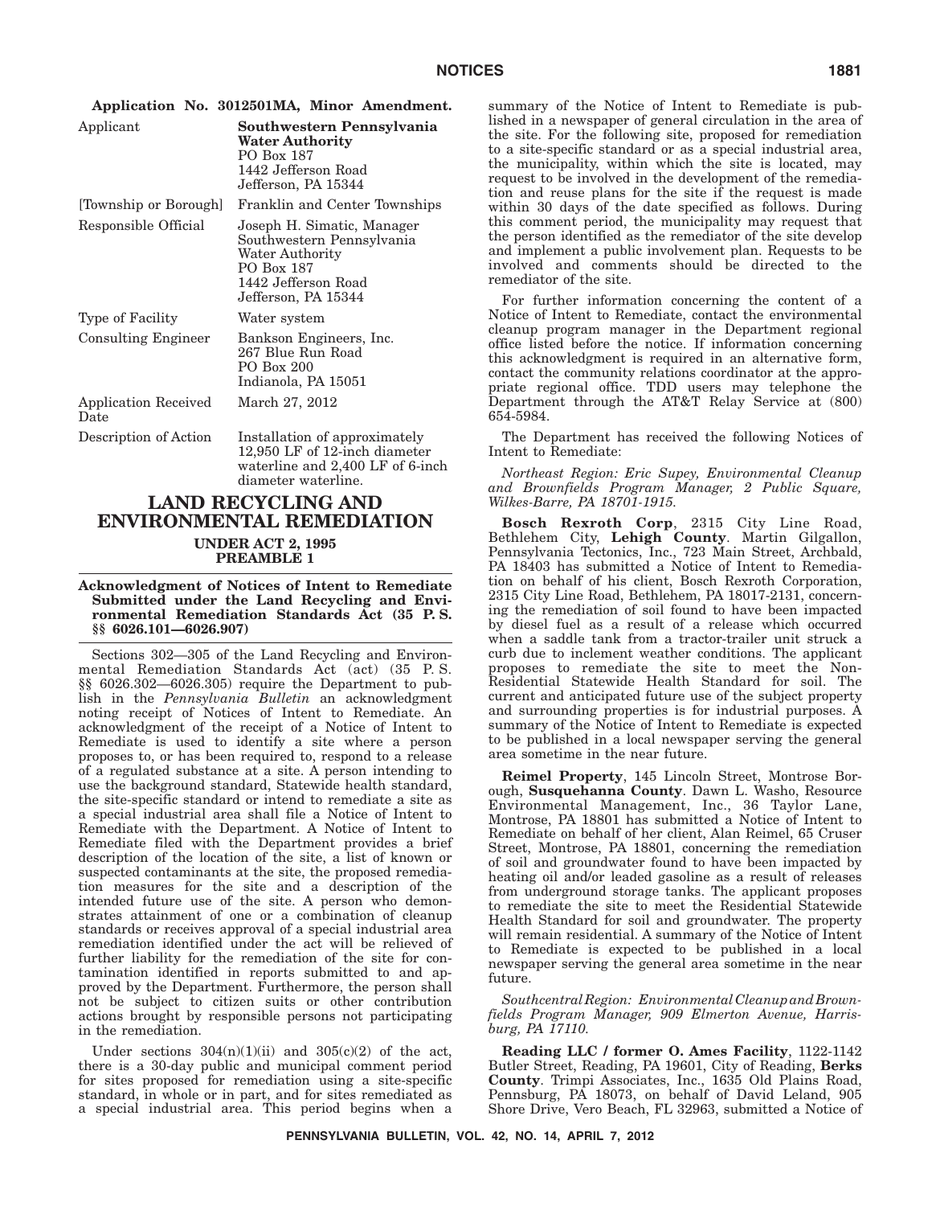**Application No. 3012501MA, Minor Amendment.**

| | |
|---|---|
| Applicant | **Southwestern Pennsylvania Water Authority**<br>PO Box 187<br>1442 Jefferson Road<br>Jefferson, PA 15344 |
| [Township or Borough] | Franklin and Center Townships |
| Responsible Official | Joseph H. Simatic, Manager<br>Southwestern Pennsylvania Water Authority<br>PO Box 187<br>1442 Jefferson Road<br>Jefferson, PA 15344 |
| Type of Facility | Water system |
| Consulting Engineer | Bankson Engineers, Inc.<br>267 Blue Run Road<br>PO Box 200<br>Indianola, PA 15051 |
| Application Received Date | March 27, 2012 |
| Description of Action | Installation of approximately 12,950 LF of 12-inch diameter waterline and 2,400 LF of 6-inch diameter waterline. |

# LAND RECYCLING AND ENVIRONMENTAL REMEDIATION

## UNDER ACT 2, 1995

## PREAMBLE 1

### Acknowledgment of Notices of Intent to Remediate Submitted under the Land Recycling and Environmental Remediation Standards Act (35 P. S. §§ 6026.101—6026.907)

Sections 302—305 of the Land Recycling and Environmental Remediation Standards Act (act) (35 P. S. §§ 6026.302—6026.305) require the Department to publish in the *Pennsylvania Bulletin* an acknowledgment noting receipt of Notices of Intent to Remediate. An acknowledgment of the receipt of a Notice of Intent to Remediate is used to identify a site where a person proposes to, or has been required to, respond to a release of a regulated substance at a site. A person intending to use the background standard, Statewide health standard, the site-specific standard or intend to remediate a site as a special industrial area shall file a Notice of Intent to Remediate with the Department. A Notice of Intent to Remediate filed with the Department provides a brief description of the location of the site, a list of known or suspected contaminants at the site, the proposed remediation measures for the site and a description of the intended future use of the site. A person who demonstrates attainment of one or a combination of cleanup standards or receives approval of a special industrial area remediation identified under the act will be relieved of further liability for the remediation of the site for contamination identified in reports submitted to and approved by the Department. Furthermore, the person shall not be subject to citizen suits or other contribution actions brought by responsible persons not participating in the remediation.

Under sections 304(n)(1)(ii) and 305(c)(2) of the act, there is a 30-day public and municipal comment period for sites proposed for remediation using a site-specific standard, in whole or in part, and for sites remediated as a special industrial area. This period begins when a summary of the Notice of Intent to Remediate is published in a newspaper of general circulation in the area of the site. For the following site, proposed for remediation to a site-specific standard or as a special industrial area, the municipality, within which the site is located, may request to be involved in the development of the remediation and reuse plans for the site if the request is made within 30 days of the date specified as follows. During this comment period, the municipality may request that the person identified as the remediator of the site develop and implement a public involvement plan. Requests to be involved and comments should be directed to the remediator of the site.

For further information concerning the content of a Notice of Intent to Remediate, contact the environmental cleanup program manager in the Department regional office listed before the notice. If information concerning this acknowledgment is required in an alternative form, contact the community relations coordinator at the appropriate regional office. TDD users may telephone the Department through the AT&T Relay Service at (800) 654-5984.

The Department has received the following Notices of Intent to Remediate:

*Northeast Region: Eric Supey, Environmental Cleanup and Brownfields Program Manager, 2 Public Square, Wilkes-Barre, PA 18701-1915.*

**Bosch Rexroth Corp**, 2315 City Line Road, Bethlehem City, **Lehigh County**. Martin Gilgallon, Pennsylvania Tectonics, Inc., 723 Main Street, Archbald, PA 18403 has submitted a Notice of Intent to Remediation on behalf of his client, Bosch Rexroth Corporation, 2315 City Line Road, Bethlehem, PA 18017-2131, concerning the remediation of soil found to have been impacted by diesel fuel as a result of a release which occurred when a saddle tank from a tractor-trailer unit struck a curb due to inclement weather conditions. The applicant proposes to remediate the site to meet the Non-Residential Statewide Health Standard for soil. The current and anticipated future use of the subject property and surrounding properties is for industrial purposes. A summary of the Notice of Intent to Remediate is expected to be published in a local newspaper serving the general area sometime in the near future.

**Reimel Property**, 145 Lincoln Street, Montrose Borough, **Susquehanna County**. Dawn L. Washo, Resource Environmental Management, Inc., 36 Taylor Lane, Montrose, PA 18801 has submitted a Notice of Intent to Remediate on behalf of her client, Alan Reimel, 65 Cruser Street, Montrose, PA 18801, concerning the remediation of soil and groundwater found to have been impacted by heating oil and/or leaded gasoline as a result of releases from underground storage tanks. The applicant proposes to remediate the site to meet the Residential Statewide Health Standard for soil and groundwater. The property will remain residential. A summary of the Notice of Intent to Remediate is expected to be published in a local newspaper serving the general area sometime in the near future.

*Southcentral Region: Environmental Cleanup and Brownfields Program Manager, 909 Elmerton Avenue, Harrisburg, PA 17110.*

**Reading LLC / former O. Ames Facility**, 1122-1142 Butler Street, Reading, PA 19601, City of Reading, **Berks County**. Trimpi Associates, Inc., 1635 Old Plains Road, Pennsburg, PA 18073, on behalf of David Leland, 905 Shore Drive, Vero Beach, FL 32963, submitted a Notice of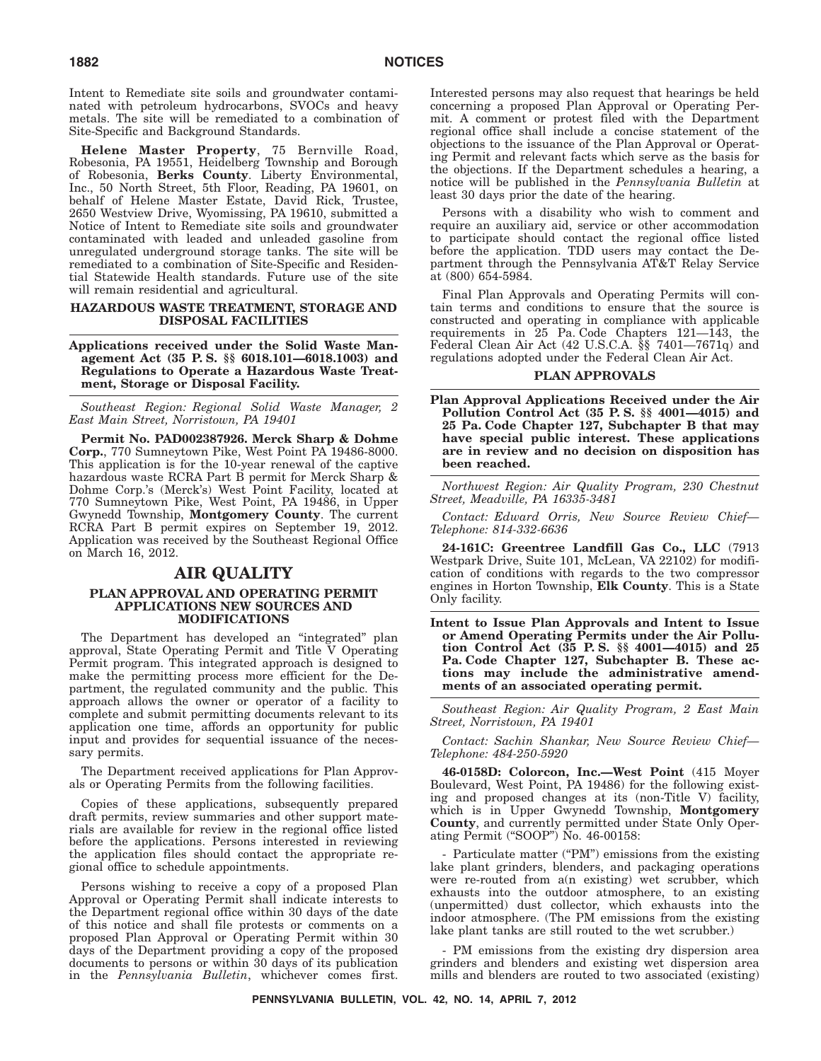Intent to Remediate site soils and groundwater contaminated with petroleum hydrocarbons, SVOCs and heavy metals. The site will be remediated to a combination of Site-Specific and Background Standards.

**Helene Master Property**, 75 Bernville Road, Robesonia, PA 19551, Heidelberg Township and Borough of Robesonia, **Berks County**. Liberty Environmental, Inc., 50 North Street, 5th Floor, Reading, PA 19601, on behalf of Helene Master Estate, David Rick, Trustee, 2650 Westview Drive, Wyomissing, PA 19610, submitted a Notice of Intent to Remediate site soils and groundwater contaminated with leaded and unleaded gasoline from unregulated underground storage tanks. The site will be remediated to a combination of Site-Specific and Residential Statewide Health standards. Future use of the site will remain residential and agricultural.

### HAZARDOUS WASTE TREATMENT, STORAGE AND DISPOSAL FACILITIES

**Applications received under the Solid Waste Management Act (35 P. S. §§ 6018.101—6018.1003) and Regulations to Operate a Hazardous Waste Treatment, Storage or Disposal Facility.**

*Southeast Region: Regional Solid Waste Manager, 2 East Main Street, Norristown, PA 19401*

**Permit No. PAD002387926. Merck Sharp & Dohme Corp.**, 770 Sumneytown Pike, West Point PA 19486-8000. This application is for the 10-year renewal of the captive hazardous waste RCRA Part B permit for Merck Sharp & Dohme Corp.'s (Merck's) West Point Facility, located at 770 Sumneytown Pike, West Point, PA 19486, in Upper Gwynedd Township, **Montgomery County**. The current RCRA Part B permit expires on September 19, 2012. Application was received by the Southeast Regional Office on March 16, 2012.

## AIR QUALITY

### PLAN APPROVAL AND OPERATING PERMIT APPLICATIONS NEW SOURCES AND MODIFICATIONS

The Department has developed an "integrated" plan approval, State Operating Permit and Title V Operating Permit program. This integrated approach is designed to make the permitting process more efficient for the Department, the regulated community and the public. This approach allows the owner or operator of a facility to complete and submit permitting documents relevant to its application one time, affords an opportunity for public input and provides for sequential issuance of the necessary permits.

The Department received applications for Plan Approvals or Operating Permits from the following facilities.

Copies of these applications, subsequently prepared draft permits, review summaries and other support materials are available for review in the regional office listed before the applications. Persons interested in reviewing the application files should contact the appropriate regional office to schedule appointments.

Persons wishing to receive a copy of a proposed Plan Approval or Operating Permit shall indicate interests to the Department regional office within 30 days of the date of this notice and shall file protests or comments on a proposed Plan Approval or Operating Permit within 30 days of the Department providing a copy of the proposed documents to persons or within 30 days of its publication in the *Pennsylvania Bulletin*, whichever comes first. Interested persons may also request that hearings be held concerning a proposed Plan Approval or Operating Permit. A comment or protest filed with the Department regional office shall include a concise statement of the objections to the issuance of the Plan Approval or Operating Permit and relevant facts which serve as the basis for the objections. If the Department schedules a hearing, a notice will be published in the *Pennsylvania Bulletin* at least 30 days prior the date of the hearing.

Persons with a disability who wish to comment and require an auxiliary aid, service or other accommodation to participate should contact the regional office listed before the application. TDD users may contact the Department through the Pennsylvania AT&T Relay Service at (800) 654-5984.

Final Plan Approvals and Operating Permits will contain terms and conditions to ensure that the source is constructed and operating in compliance with applicable requirements in 25 Pa. Code Chapters 121—143, the Federal Clean Air Act (42 U.S.C.A. §§ 7401—7671q) and regulations adopted under the Federal Clean Air Act.

### PLAN APPROVALS

**Plan Approval Applications Received under the Air Pollution Control Act (35 P. S. §§ 4001—4015) and 25 Pa. Code Chapter 127, Subchapter B that may have special public interest. These applications are in review and no decision on disposition has been reached.**

*Northwest Region: Air Quality Program, 230 Chestnut Street, Meadville, PA 16335-3481*

*Contact: Edward Orris, New Source Review Chief—Telephone: 814-332-6636*

**24-161C: Greentree Landfill Gas Co., LLC** (7913 Westpark Drive, Suite 101, McLean, VA 22102) for modification of conditions with regards to the two compressor engines in Horton Township, **Elk County**. This is a State Only facility.

**Intent to Issue Plan Approvals and Intent to Issue or Amend Operating Permits under the Air Pollution Control Act (35 P. S. §§ 4001—4015) and 25 Pa. Code Chapter 127, Subchapter B. These actions may include the administrative amendments of an associated operating permit.**

*Southeast Region: Air Quality Program, 2 East Main Street, Norristown, PA 19401*

*Contact: Sachin Shankar, New Source Review Chief—Telephone: 484-250-5920*

**46-0158D: Colorcon, Inc.—West Point** (415 Moyer Boulevard, West Point, PA 19486) for the following existing and proposed changes at its (non-Title V) facility, which is in Upper Gwynedd Township, **Montgomery County**, and currently permitted under State Only Operating Permit ("SOOP") No. 46-00158:

- Particulate matter ("PM") emissions from the existing lake plant grinders, blenders, and packaging operations were re-routed from a(n existing) wet scrubber, which exhausts into the outdoor atmosphere, to an existing (unpermitted) dust collector, which exhausts into the indoor atmosphere. (The PM emissions from the existing lake plant tanks are still routed to the wet scrubber.)

- PM emissions from the existing dry dispersion area grinders and blenders and existing wet dispersion area mills and blenders are routed to two associated (existing)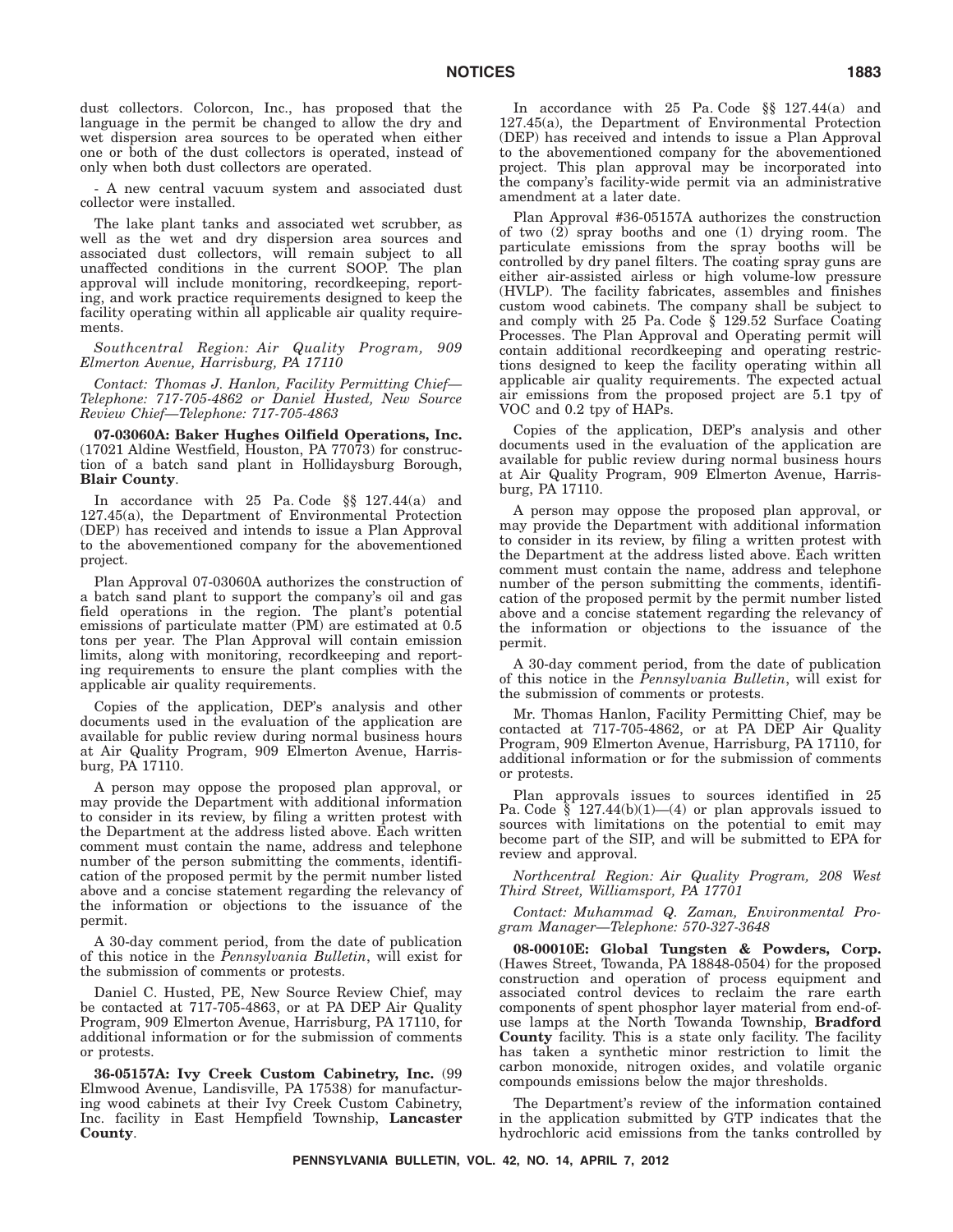dust collectors. Colorcon, Inc., has proposed that the language in the permit be changed to allow the dry and wet dispersion area sources to be operated when either one or both of the dust collectors is operated, instead of only when both dust collectors are operated.

- A new central vacuum system and associated dust collector were installed.

The lake plant tanks and associated wet scrubber, as well as the wet and dry dispersion area sources and associated dust collectors, will remain subject to all unaffected conditions in the current SOOP. The plan approval will include monitoring, recordkeeping, reporting, and work practice requirements designed to keep the facility operating within all applicable air quality requirements.

*Southcentral Region: Air Quality Program, 909 Elmerton Avenue, Harrisburg, PA 17110*

*Contact: Thomas J. Hanlon, Facility Permitting Chief—Telephone: 717-705-4862 or Daniel Husted, New Source Review Chief—Telephone: 717-705-4863*

**07-03060A: Baker Hughes Oilfield Operations, Inc.** (17021 Aldine Westfield, Houston, PA 77073) for construction of a batch sand plant in Hollidaysburg Borough, **Blair County**.

In accordance with 25 Pa. Code §§ 127.44(a) and 127.45(a), the Department of Environmental Protection (DEP) has received and intends to issue a Plan Approval to the abovementioned company for the abovementioned project.

Plan Approval 07-03060A authorizes the construction of a batch sand plant to support the company's oil and gas field operations in the region. The plant's potential emissions of particulate matter (PM) are estimated at 0.5 tons per year. The Plan Approval will contain emission limits, along with monitoring, recordkeeping and reporting requirements to ensure the plant complies with the applicable air quality requirements.

Copies of the application, DEP's analysis and other documents used in the evaluation of the application are available for public review during normal business hours at Air Quality Program, 909 Elmerton Avenue, Harrisburg, PA 17110.

A person may oppose the proposed plan approval, or may provide the Department with additional information to consider in its review, by filing a written protest with the Department at the address listed above. Each written comment must contain the name, address and telephone number of the person submitting the comments, identification of the proposed permit by the permit number listed above and a concise statement regarding the relevancy of the information or objections to the issuance of the permit.

A 30-day comment period, from the date of publication of this notice in the *Pennsylvania Bulletin*, will exist for the submission of comments or protests.

Daniel C. Husted, PE, New Source Review Chief, may be contacted at 717-705-4863, or at PA DEP Air Quality Program, 909 Elmerton Avenue, Harrisburg, PA 17110, for additional information or for the submission of comments or protests.

**36-05157A: Ivy Creek Custom Cabinetry, Inc.** (99 Elmwood Avenue, Landisville, PA 17538) for manufacturing wood cabinets at their Ivy Creek Custom Cabinetry, Inc. facility in East Hempfield Township, **Lancaster County**.

In accordance with 25 Pa. Code §§ 127.44(a) and 127.45(a), the Department of Environmental Protection (DEP) has received and intends to issue a Plan Approval to the abovementioned company for the abovementioned project. This plan approval may be incorporated into the company's facility-wide permit via an administrative amendment at a later date.

Plan Approval #36-05157A authorizes the construction of two (2) spray booths and one (1) drying room. The particulate emissions from the spray booths will be controlled by dry panel filters. The coating spray guns are either air-assisted airless or high volume-low pressure (HVLP). The facility fabricates, assembles and finishes custom wood cabinets. The company shall be subject to and comply with 25 Pa. Code § 129.52 Surface Coating Processes. The Plan Approval and Operating permit will contain additional recordkeeping and operating restrictions designed to keep the facility operating within all applicable air quality requirements. The expected actual air emissions from the proposed project are 5.1 tpy of VOC and 0.2 tpy of HAPs.

Copies of the application, DEP's analysis and other documents used in the evaluation of the application are available for public review during normal business hours at Air Quality Program, 909 Elmerton Avenue, Harrisburg, PA 17110.

A person may oppose the proposed plan approval, or may provide the Department with additional information to consider in its review, by filing a written protest with the Department at the address listed above. Each written comment must contain the name, address and telephone number of the person submitting the comments, identification of the proposed permit by the permit number listed above and a concise statement regarding the relevancy of the information or objections to the issuance of the permit.

A 30-day comment period, from the date of publication of this notice in the *Pennsylvania Bulletin*, will exist for the submission of comments or protests.

Mr. Thomas Hanlon, Facility Permitting Chief, may be contacted at 717-705-4862, or at PA DEP Air Quality Program, 909 Elmerton Avenue, Harrisburg, PA 17110, for additional information or for the submission of comments or protests.

Plan approvals issues to sources identified in 25 Pa. Code § 127.44(b)(1)—(4) or plan approvals issued to sources with limitations on the potential to emit may become part of the SIP, and will be submitted to EPA for review and approval.

*Northcentral Region: Air Quality Program, 208 West Third Street, Williamsport, PA 17701*

*Contact: Muhammad Q. Zaman, Environmental Program Manager—Telephone: 570-327-3648*

**08-00010E: Global Tungsten & Powders, Corp.** (Hawes Street, Towanda, PA 18848-0504) for the proposed construction and operation of process equipment and associated control devices to reclaim the rare earth components of spent phosphor layer material from end-of-use lamps at the North Towanda Township, **Bradford County** facility. This is a state only facility. The facility has taken a synthetic minor restriction to limit the carbon monoxide, nitrogen oxides, and volatile organic compounds emissions below the major thresholds.

The Department's review of the information contained in the application submitted by GTP indicates that the hydrochloric acid emissions from the tanks controlled by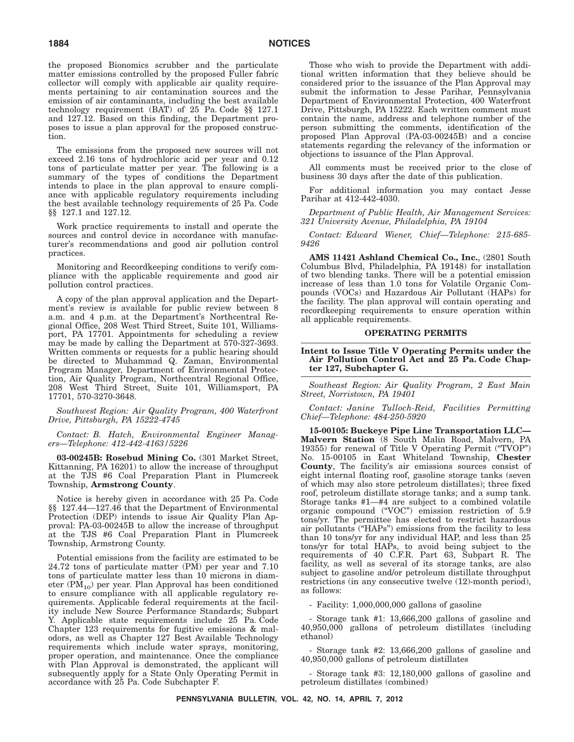the proposed Bionomics scrubber and the particulate matter emissions controlled by the proposed Fuller fabric collector will comply with applicable air quality requirements pertaining to air contamination sources and the emission of air contaminants, including the best available technology requirement (BAT) of 25 Pa. Code §§ 127.1 and 127.12. Based on this finding, the Department proposes to issue a plan approval for the proposed construction.

The emissions from the proposed new sources will not exceed 2.16 tons of hydrochloric acid per year and 0.12 tons of particulate matter per year. The following is a summary of the types of conditions the Department intends to place in the plan approval to ensure compliance with applicable regulatory requirements including the best available technology requirements of 25 Pa. Code §§ 127.1 and 127.12.

Work practice requirements to install and operate the sources and control device in accordance with manufacturer's recommendations and good air pollution control practices.

Monitoring and Recordkeeping conditions to verify compliance with the applicable requirements and good air pollution control practices.

A copy of the plan approval application and the Department's review is available for public review between 8 a.m. and 4 p.m. at the Department's Northcentral Regional Office, 208 West Third Street, Suite 101, Williamsport, PA 17701. Appointments for scheduling a review may be made by calling the Department at 570-327-3693. Written comments or requests for a public hearing should be directed to Muhammad Q. Zaman, Environmental Program Manager, Department of Environmental Protection, Air Quality Program, Northcentral Regional Office, 208 West Third Street, Suite 101, Williamsport, PA 17701, 570-3270-3648.

*Southwest Region: Air Quality Program, 400 Waterfront Drive, Pittsburgh, PA 15222-4745*

*Contact: B. Hatch, Environmental Engineer Managers—Telephone: 412-442-4163/5226*

**03-00245B: Rosebud Mining Co.** (301 Market Street, Kittanning, PA 16201) to allow the increase of throughput at the TJS #6 Coal Preparation Plant in Plumcreek Township, **Armstrong County**.

Notice is hereby given in accordance with 25 Pa. Code §§ 127.44—127.46 that the Department of Environmental Protection (DEP) intends to issue Air Quality Plan Approval: PA-03-00245B to allow the increase of throughput at the TJS #6 Coal Preparation Plant in Plumcreek Township, Armstrong County.

Potential emissions from the facility are estimated to be 24.72 tons of particulate matter (PM) per year and 7.10 tons of particulate matter less than 10 microns in diameter ($PM_{10}$) per year. Plan Approval has been conditioned to ensure compliance with all applicable regulatory requirements. Applicable federal requirements at the facility include New Source Performance Standards; Subpart Y. Applicable state requirements include 25 Pa. Code Chapter 123 requirements for fugitive emissions & malodors, as well as Chapter 127 Best Available Technology requirements which include water sprays, monitoring, proper operation, and maintenance. Once the compliance with Plan Approval is demonstrated, the applicant will subsequently apply for a State Only Operating Permit in accordance with 25 Pa. Code Subchapter F.

Those who wish to provide the Department with additional written information that they believe should be considered prior to the issuance of the Plan Approval may submit the information to Jesse Parihar, Pennsylvania Department of Environmental Protection, 400 Waterfront Drive, Pittsburgh, PA 15222. Each written comment must contain the name, address and telephone number of the person submitting the comments, identification of the proposed Plan Approval (PA-03-00245B) and a concise statements regarding the relevancy of the information or objections to issuance of the Plan Approval.

All comments must be received prior to the close of business 30 days after the date of this publication.

For additional information you may contact Jesse Parihar at 412-442-4030.

*Department of Public Health, Air Management Services: 321 University Avenue, Philadelphia, PA 19104*

*Contact: Edward Wiener, Chief—Telephone: 215-685-9426*

**AMS 11421 Ashland Chemical Co., Inc.**, (2801 South Columbus Blvd, Philadelphia, PA 19148) for installation of two blending tanks. There will be a potential emission increase of less than 1.0 tons for Volatile Organic Compounds (VOCs) and Hazardous Air Pollutant (HAPs) for the facility. The plan approval will contain operating and recordkeeping requirements to ensure operation within all applicable requirements.

## OPERATING PERMITS

### Intent to Issue Title V Operating Permits under the Air Pollution Control Act and 25 Pa. Code Chapter 127, Subchapter G.

*Southeast Region: Air Quality Program, 2 East Main Street, Norristown, PA 19401*

*Contact: Janine Tulloch-Reid, Facilities Permitting Chief—Telephone: 484-250-5920*

**15-00105: Buckeye Pipe Line Transportation LLC—Malvern Station** (8 South Malin Road, Malvern, PA 19355) for renewal of Title V Operating Permit ("TVOP") No. 15-00105 in East Whiteland Township, **Chester County**, The facility's air emissions sources consist of eight internal floating roof, gasoline storage tanks (seven of which may also store petroleum distillates); three fixed roof, petroleum distillate storage tanks; and a sump tank. Storage tanks #1—#4 are subject to a combined volatile organic compound ("VOC") emission restriction of 5.9 tons/yr. The permittee has elected to restrict hazardous air pollutants ("HAPs") emissions from the facility to less than 10 tons/yr for any individual HAP, and less than 25 tons/yr for total HAPs, to avoid being subject to the requirements of 40 C.F.R. Part 63, Subpart R. The facility, as well as several of its storage tanks, are also subject to gasoline and/or petroleum distillate throughput restrictions (in any consecutive twelve (12)-month period), as follows:

- Facility: 1,000,000,000 gallons of gasoline

- Storage tank #1: 13,666,200 gallons of gasoline and 40,950,000 gallons of petroleum distillates (including ethanol)

- Storage tank #2: 13,666,200 gallons of gasoline and 40,950,000 gallons of petroleum distillates

- Storage tank #3: 12,180,000 gallons of gasoline and petroleum distillates (combined)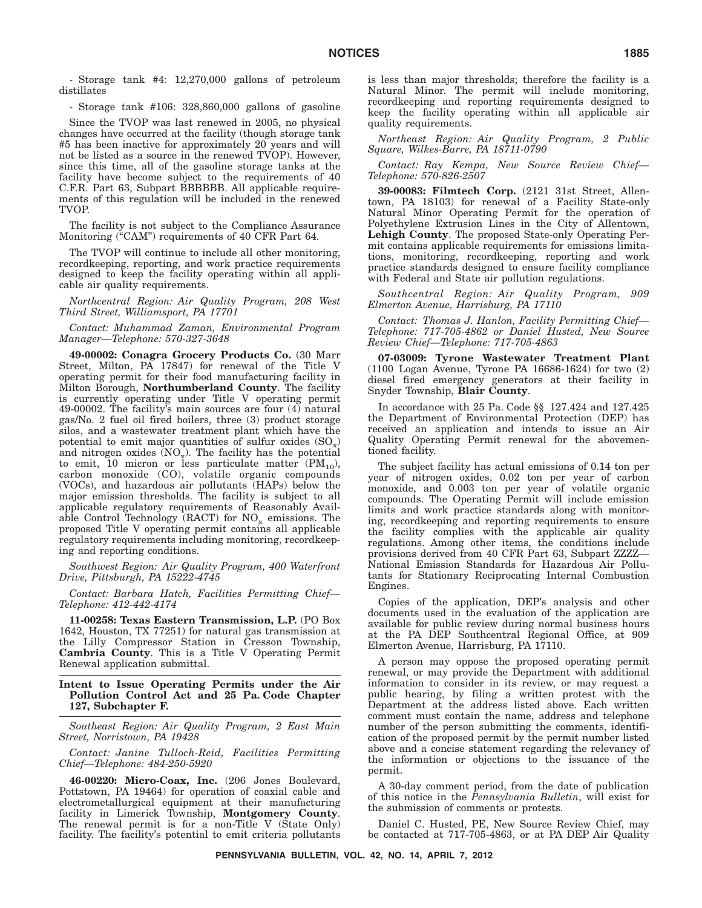- Storage tank #4: 12,270,000 gallons of petroleum distillates

- Storage tank #106: 328,860,000 gallons of gasoline

Since the TVOP was last renewed in 2005, no physical changes have occurred at the facility (though storage tank #5 has been inactive for approximately 20 years and will not be listed as a source in the renewed TVOP). However, since this time, all of the gasoline storage tanks at the facility have become subject to the requirements of 40 C.F.R. Part 63, Subpart BBBBBB. All applicable requirements of this regulation will be included in the renewed TVOP.

The facility is not subject to the Compliance Assurance Monitoring ("CAM") requirements of 40 CFR Part 64.

The TVOP will continue to include all other monitoring, recordkeeping, reporting, and work practice requirements designed to keep the facility operating within all applicable air quality requirements.

*Northcentral Region: Air Quality Program, 208 West Third Street, Williamsport, PA 17701*

*Contact: Muhammad Zaman, Environmental Program Manager—Telephone: 570-327-3648*

**49-00002: Conagra Grocery Products Co.** (30 Marr Street, Milton, PA 17847) for renewal of the Title V operating permit for their food manufacturing facility in Milton Borough, **Northumberland County**. The facility is currently operating under Title V operating permit 49-00002. The facility's main sources are four (4) natural gas/No. 2 fuel oil fired boilers, three (3) product storage silos, and a wastewater treatment plant which have the potential to emit major quantities of sulfur oxides ($SO_x$) and nitrogen oxides ($NO_x$). The facility has the potential to emit, 10 micron or less particulate matter ($PM_{10}$), carbon monoxide (CO), volatile organic compounds (VOCs), and hazardous air pollutants (HAPs) below the major emission thresholds. The facility is subject to all applicable regulatory requirements of Reasonably Available Control Technology (RACT) for $NO_x$ emissions. The proposed Title V operating permit contains all applicable regulatory requirements including monitoring, recordkeeping and reporting conditions.

*Southwest Region: Air Quality Program, 400 Waterfront Drive, Pittsburgh, PA 15222-4745*

*Contact: Barbara Hatch, Facilities Permitting Chief—Telephone: 412-442-4174*

**11-00258: Texas Eastern Transmission, L.P.** (PO Box 1642, Houston, TX 77251) for natural gas transmission at the Lilly Compressor Station in Cresson Township, **Cambria County**. This is a Title V Operating Permit Renewal application submittal.

## Intent to Issue Operating Permits under the Air Pollution Control Act and 25 Pa. Code Chapter 127, Subchapter F.

*Southeast Region: Air Quality Program, 2 East Main Street, Norristown, PA 19428*

*Contact: Janine Tulloch-Reid, Facilities Permitting Chief—Telephone: 484-250-5920*

**46-00220: Micro-Coax, Inc.** (206 Jones Boulevard, Pottstown, PA 19464) for operation of coaxial cable and electrometallurgical equipment at their manufacturing facility in Limerick Township, **Montgomery County**. The renewal permit is for a non-Title V (State Only) facility. The facility's potential to emit criteria pollutants is less than major thresholds; therefore the facility is a Natural Minor. The permit will include monitoring, recordkeeping and reporting requirements designed to keep the facility operating within all applicable air quality requirements.

*Northeast Region: Air Quality Program, 2 Public Square, Wilkes-Barre, PA 18711-0790*

*Contact: Ray Kempa, New Source Review Chief—Telephone: 570-826-2507*

**39-00083: Filmtech Corp.** (2121 31st Street, Allentown, PA 18103) for renewal of a Facility State-only Natural Minor Operating Permit for the operation of Polyethylene Extrusion Lines in the City of Allentown, **Lehigh County**. The proposed State-only Operating Permit contains applicable requirements for emissions limitations, monitoring, recordkeeping, reporting and work practice standards designed to ensure facility compliance with Federal and State air pollution regulations.

*Southcentral Region: Air Quality Program, 909 Elmerton Avenue, Harrisburg, PA 17110*

*Contact: Thomas J. Hanlon, Facility Permitting Chief—Telephone: 717-705-4862 or Daniel Husted, New Source Review Chief—Telephone: 717-705-4863*

**07-03009: Tyrone Wastewater Treatment Plant** (1100 Logan Avenue, Tyrone PA 16686-1624) for two (2) diesel fired emergency generators at their facility in Snyder Township, **Blair County**.

In accordance with 25 Pa. Code §§ 127.424 and 127.425 the Department of Environmental Protection (DEP) has received an application and intends to issue an Air Quality Operating Permit renewal for the abovementioned facility.

The subject facility has actual emissions of 0.14 ton per year of nitrogen oxides, 0.02 ton per year of carbon monoxide, and 0.003 ton per year of volatile organic compounds. The Operating Permit will include emission limits and work practice standards along with monitoring, recordkeeping and reporting requirements to ensure the facility complies with the applicable air quality regulations. Among other items, the conditions include provisions derived from 40 CFR Part 63, Subpart ZZZZ—National Emission Standards for Hazardous Air Pollutants for Stationary Reciprocating Internal Combustion Engines.

Copies of the application, DEP's analysis and other documents used in the evaluation of the application are available for public review during normal business hours at the PA DEP Southcentral Regional Office, at 909 Elmerton Avenue, Harrisburg, PA 17110.

A person may oppose the proposed operating permit renewal, or may provide the Department with additional information to consider in its review, or may request a public hearing, by filing a written protest with the Department at the address listed above. Each written comment must contain the name, address and telephone number of the person submitting the comments, identification of the proposed permit by the permit number listed above and a concise statement regarding the relevancy of the information or objections to the issuance of the permit.

A 30-day comment period, from the date of publication of this notice in the *Pennsylvania Bulletin*, will exist for the submission of comments or protests.

Daniel C. Husted, PE, New Source Review Chief, may be contacted at 717-705-4863, or at PA DEP Air Quality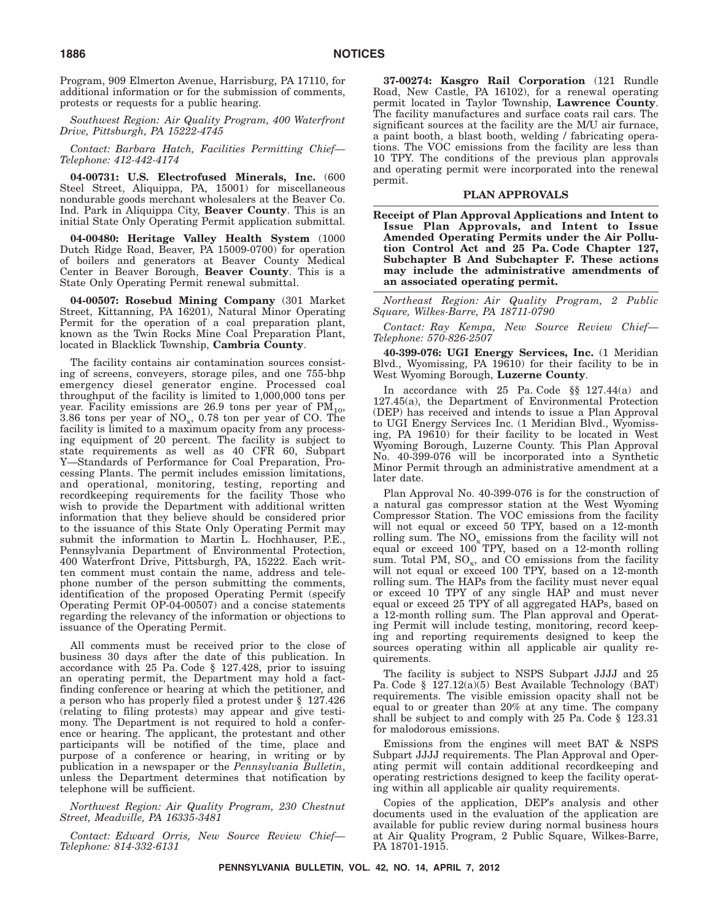Program, 909 Elmerton Avenue, Harrisburg, PA 17110, for additional information or for the submission of comments, protests or requests for a public hearing.

*Southwest Region: Air Quality Program, 400 Waterfront Drive, Pittsburgh, PA 15222-4745*

*Contact: Barbara Hatch, Facilities Permitting Chief—Telephone: 412-442-4174*

**04-00731: U.S. Electrofused Minerals, Inc.** (600 Steel Street, Aliquippa, PA, 15001) for miscellaneous nondurable goods merchant wholesalers at the Beaver Co. Ind. Park in Aliquippa City, **Beaver County**. This is an initial State Only Operating Permit application submittal.

**04-00480: Heritage Valley Health System** (1000 Dutch Ridge Road, Beaver, PA 15009-0700) for operation of boilers and generators at Beaver County Medical Center in Beaver Borough, **Beaver County**. This is a State Only Operating Permit renewal submittal.

**04-00507: Rosebud Mining Company** (301 Market Street, Kittanning, PA 16201), Natural Minor Operating Permit for the operation of a coal preparation plant, known as the Twin Rocks Mine Coal Preparation Plant, located in Blacklick Township, **Cambria County**.

The facility contains air contamination sources consisting of screens, conveyers, storage piles, and one 755-bhp emergency diesel generator engine. Processed coal throughput of the facility is limited to 1,000,000 tons per year. Facility emissions are 26.9 tons per year of $PM_{10}$, 3.86 tons per year of $NO_x$, 0.78 ton per year of CO. The facility is limited to a maximum opacity from any processing equipment of 20 percent. The facility is subject to state requirements as well as 40 CFR 60, Subpart Y—Standards of Performance for Coal Preparation, Processing Plants. The permit includes emission limitations, and operational, monitoring, testing, reporting and recordkeeping requirements for the facility Those who wish to provide the Department with additional written information that they believe should be considered prior to the issuance of this State Only Operating Permit may submit the information to Martin L. Hochhauser, P.E., Pennsylvania Department of Environmental Protection, 400 Waterfront Drive, Pittsburgh, PA, 15222. Each written comment must contain the name, address and telephone number of the person submitting the comments, identification of the proposed Operating Permit (specify Operating Permit OP-04-00507) and a concise statements regarding the relevancy of the information or objections to issuance of the Operating Permit.

All comments must be received prior to the close of business 30 days after the date of this publication. In accordance with 25 Pa. Code § 127.428, prior to issuing an operating permit, the Department may hold a fact-finding conference or hearing at which the petitioner, and a person who has properly filed a protest under § 127.426 (relating to filing protests) may appear and give testimony. The Department is not required to hold a conference or hearing. The applicant, the protestant and other participants will be notified of the time, place and purpose of a conference or hearing, in writing or by publication in a newspaper or the *Pennsylvania Bulletin*, unless the Department determines that notification by telephone will be sufficient.

*Northwest Region: Air Quality Program, 230 Chestnut Street, Meadville, PA 16335-3481*

*Contact: Edward Orris, New Source Review Chief—Telephone: 814-332-6131*

**37-00274: Kasgro Rail Corporation** (121 Rundle Road, New Castle, PA 16102), for a renewal operating permit located in Taylor Township, **Lawrence County**. The facility manufactures and surface coats rail cars. The significant sources at the facility are the M/U air furnace, a paint booth, a blast booth, welding / fabricating operations. The VOC emissions from the facility are less than 10 TPY. The conditions of the previous plan approvals and operating permit were incorporated into the renewal permit.

## PLAN APPROVALS

**Receipt of Plan Approval Applications and Intent to Issue Plan Approvals, and Intent to Issue Amended Operating Permits under the Air Pollution Control Act and 25 Pa. Code Chapter 127, Subchapter B And Subchapter F. These actions may include the administrative amendments of an associated operating permit.**

*Northeast Region: Air Quality Program, 2 Public Square, Wilkes-Barre, PA 18711-0790*

*Contact: Ray Kempa, New Source Review Chief—Telephone: 570-826-2507*

**40-399-076: UGI Energy Services, Inc.** (1 Meridian Blvd., Wyomissing, PA 19610) for their facility to be in West Wyoming Borough, **Luzerne County**.

In accordance with 25 Pa. Code §§ 127.44(a) and 127.45(a), the Department of Environmental Protection (DEP) has received and intends to issue a Plan Approval to UGI Energy Services Inc. (1 Meridian Blvd., Wyomissing, PA 19610) for their facility to be located in West Wyoming Borough, Luzerne County. This Plan Approval No. 40-399-076 will be incorporated into a Synthetic Minor Permit through an administrative amendment at a later date.

Plan Approval No. 40-399-076 is for the construction of a natural gas compressor station at the West Wyoming Compressor Station. The VOC emissions from the facility will not equal or exceed 50 TPY, based on a 12-month rolling sum. The $NO_x$ emissions from the facility will not equal or exceed 100 TPY, based on a 12-month rolling sum. Total PM, $SO_x$, and CO emissions from the facility will not equal or exceed 100 TPY, based on a 12-month rolling sum. The HAPs from the facility must never equal or exceed 10 TPY of any single HAP and must never equal or exceed 25 TPY of all aggregated HAPs, based on a 12-month rolling sum. The Plan approval and Operating Permit will include testing, monitoring, record keeping and reporting requirements designed to keep the sources operating within all applicable air quality requirements.

The facility is subject to NSPS Subpart JJJJ and 25 Pa. Code § 127.12(a)(5) Best Available Technology (BAT) requirements. The visible emission opacity shall not be equal to or greater than 20% at any time. The company shall be subject to and comply with 25 Pa. Code § 123.31 for malodorous emissions.

Emissions from the engines will meet BAT & NSPS Subpart JJJJ requirements. The Plan Approval and Operating permit will contain additional recordkeeping and operating restrictions designed to keep the facility operating within all applicable air quality requirements.

Copies of the application, DEP's analysis and other documents used in the evaluation of the application are available for public review during normal business hours at Air Quality Program, 2 Public Square, Wilkes-Barre, PA 18701-1915.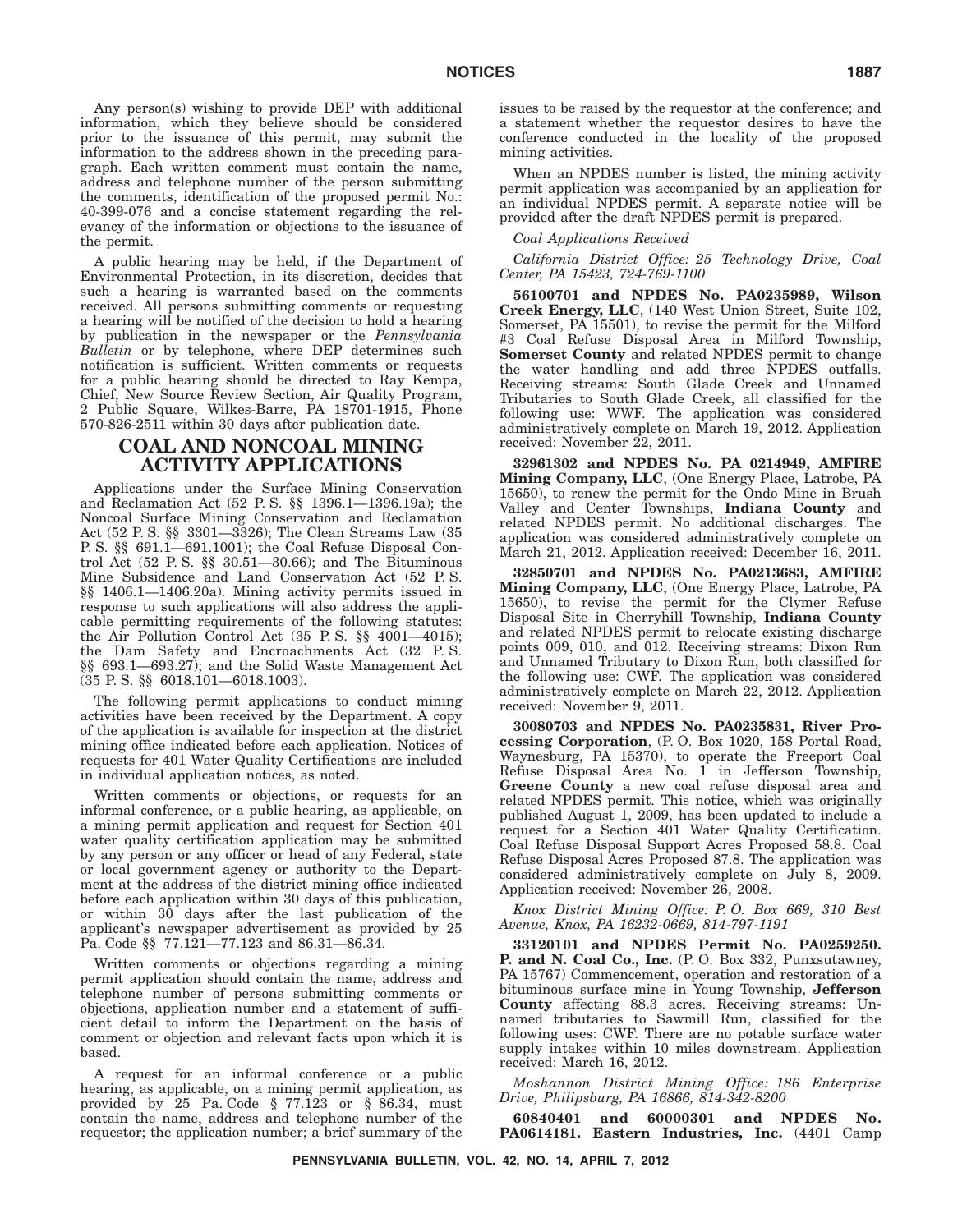Any person(s) wishing to provide DEP with additional information, which they believe should be considered prior to the issuance of this permit, may submit the information to the address shown in the preceding paragraph. Each written comment must contain the name, address and telephone number of the person submitting the comments, identification of the proposed permit No.: 40-399-076 and a concise statement regarding the relevancy of the information or objections to the issuance of the permit.

A public hearing may be held, if the Department of Environmental Protection, in its discretion, decides that such a hearing is warranted based on the comments received. All persons submitting comments or requesting a hearing will be notified of the decision to hold a hearing by publication in the newspaper or the *Pennsylvania Bulletin* or by telephone, where DEP determines such notification is sufficient. Written comments or requests for a public hearing should be directed to Ray Kempa, Chief, New Source Review Section, Air Quality Program, 2 Public Square, Wilkes-Barre, PA 18701-1915, Phone 570-826-2511 within 30 days after publication date.

# COAL AND NONCOAL MINING ACTIVITY APPLICATIONS

Applications under the Surface Mining Conservation and Reclamation Act (52 P. S. §§ 1396.1—1396.19a); the Noncoal Surface Mining Conservation and Reclamation Act (52 P. S. §§ 3301—3326); The Clean Streams Law (35 P. S. §§ 691.1—691.1001); the Coal Refuse Disposal Control Act (52 P. S. §§ 30.51—30.66); and The Bituminous Mine Subsidence and Land Conservation Act (52 P. S. §§ 1406.1—1406.20a). Mining activity permits issued in response to such applications will also address the applicable permitting requirements of the following statutes: the Air Pollution Control Act (35 P. S. §§ 4001—4015); the Dam Safety and Encroachments Act (32 P. S. §§ 693.1—693.27); and the Solid Waste Management Act (35 P. S. §§ 6018.101—6018.1003).

The following permit applications to conduct mining activities have been received by the Department. A copy of the application is available for inspection at the district mining office indicated before each application. Notices of requests for 401 Water Quality Certifications are included in individual application notices, as noted.

Written comments or objections, or requests for an informal conference, or a public hearing, as applicable, on a mining permit application and request for Section 401 water quality certification application may be submitted by any person or any officer or head of any Federal, state or local government agency or authority to the Department at the address of the district mining office indicated before each application within 30 days of this publication, or within 30 days after the last publication of the applicant's newspaper advertisement as provided by 25 Pa. Code §§ 77.121—77.123 and 86.31—86.34.

Written comments or objections regarding a mining permit application should contain the name, address and telephone number of persons submitting comments or objections, application number and a statement of sufficient detail to inform the Department on the basis of comment or objection and relevant facts upon which it is based.

A request for an informal conference or a public hearing, as applicable, on a mining permit application, as provided by 25 Pa. Code § 77.123 or § 86.34, must contain the name, address and telephone number of the requestor; the application number; a brief summary of the issues to be raised by the requestor at the conference; and a statement whether the requestor desires to have the conference conducted in the locality of the proposed mining activities.

When an NPDES number is listed, the mining activity permit application was accompanied by an application for an individual NPDES permit. A separate notice will be provided after the draft NPDES permit is prepared.

*Coal Applications Received*

*California District Office: 25 Technology Drive, Coal Center, PA 15423, 724-769-1100*

**56100701 and NPDES No. PA0235989, Wilson Creek Energy, LLC**, (140 West Union Street, Suite 102, Somerset, PA 15501), to revise the permit for the Milford #3 Coal Refuse Disposal Area in Milford Township, **Somerset County** and related NPDES permit to change the water handling and add three NPDES outfalls. Receiving streams: South Glade Creek and Unnamed Tributaries to South Glade Creek, all classified for the following use: WWF. The application was considered administratively complete on March 19, 2012. Application received: November 22, 2011.

**32961302 and NPDES No. PA 0214949, AMFIRE Mining Company, LLC**, (One Energy Place, Latrobe, PA 15650), to renew the permit for the Ondo Mine in Brush Valley and Center Townships, **Indiana County** and related NPDES permit. No additional discharges. The application was considered administratively complete on March 21, 2012. Application received: December 16, 2011.

**32850701 and NPDES No. PA0213683, AMFIRE Mining Company, LLC**, (One Energy Place, Latrobe, PA 15650), to revise the permit for the Clymer Refuse Disposal Site in Cherryhill Township, **Indiana County** and related NPDES permit to relocate existing discharge points 009, 010, and 012. Receiving streams: Dixon Run and Unnamed Tributary to Dixon Run, both classified for the following use: CWF. The application was considered administratively complete on March 22, 2012. Application received: November 9, 2011.

**30080703 and NPDES No. PA0235831, River Processing Corporation**, (P. O. Box 1020, 158 Portal Road, Waynesburg, PA 15370), to operate the Freeport Coal Refuse Disposal Area No. 1 in Jefferson Township, **Greene County** a new coal refuse disposal area and related NPDES permit. This notice, which was originally published August 1, 2009, has been updated to include a request for a Section 401 Water Quality Certification. Coal Refuse Disposal Support Acres Proposed 58.8. Coal Refuse Disposal Acres Proposed 87.8. The application was considered administratively complete on July 8, 2009. Application received: November 26, 2008.

*Knox District Mining Office: P. O. Box 669, 310 Best Avenue, Knox, PA 16232-0669, 814-797-1191*

**33120101 and NPDES Permit No. PA0259250. P. and N. Coal Co., Inc.** (P. O. Box 332, Punxsutawney, PA 15767) Commencement, operation and restoration of a bituminous surface mine in Young Township, **Jefferson County** affecting 88.3 acres. Receiving streams: Unnamed tributaries to Sawmill Run, classified for the following uses: CWF. There are no potable surface water supply intakes within 10 miles downstream. Application received: March 16, 2012.

*Moshannon District Mining Office: 186 Enterprise Drive, Philipsburg, PA 16866, 814-342-8200*

**60840401 and 60000301 and NPDES No. PA0614181. Eastern Industries, Inc.** (4401 Camp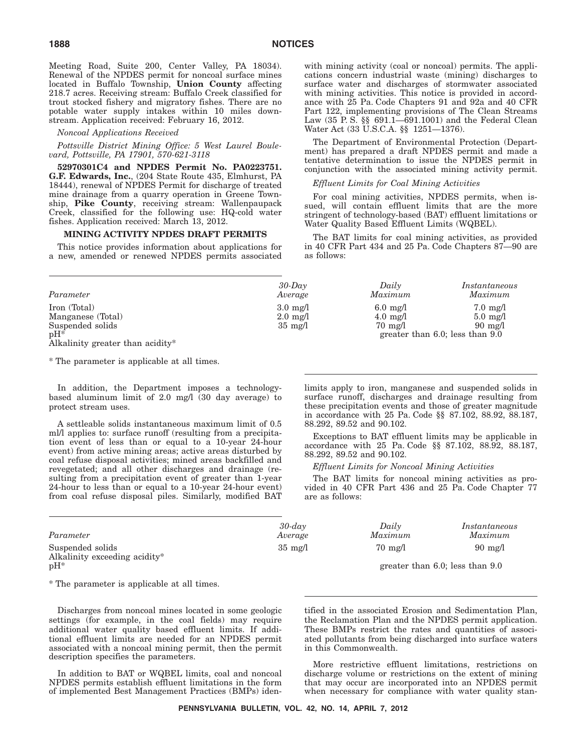Meeting Road, Suite 200, Center Valley, PA 18034). Renewal of the NPDES permit for noncoal surface mines located in Buffalo Township, **Union County** affecting 218.7 acres. Receiving stream: Buffalo Creek classified for trout stocked fishery and migratory fishes. There are no potable water supply intakes within 10 miles downstream. Application received: February 16, 2012.

*Noncoal Applications Received*

*Pottsville District Mining Office: 5 West Laurel Boulevard, Pottsville, PA 17901, 570-621-3118*

**52970301C4 and NPDES Permit No. PA0223751. G.F. Edwards, Inc.**, (204 State Route 435, Elmhurst, PA 18444), renewal of NPDES Permit for discharge of treated mine drainage from a quarry operation in Greene Township, **Pike County**, receiving stream: Wallenpaupack Creek, classified for the following use: HQ-cold water fishes. Application received: March 13, 2012.

## MINING ACTIVITY NPDES DRAFT PERMITS

This notice provides information about applications for a new, amended or renewed NPDES permits associated with mining activity (coal or noncoal) permits. The applications concern industrial waste (mining) discharges to surface water and discharges of stormwater associated with mining activities. This notice is provided in accordance with 25 Pa. Code Chapters 91 and 92a and 40 CFR Part 122, implementing provisions of The Clean Streams Law (35 P. S. §§ 691.1—691.1001) and the Federal Clean Water Act (33 U.S.C.A. §§ 1251—1376).

The Department of Environmental Protection (Department) has prepared a draft NPDES permit and made a tentative determination to issue the NPDES permit in conjunction with the associated mining activity permit.

*Effluent Limits for Coal Mining Activities*

For coal mining activities, NPDES permits, when issued, will contain effluent limits that are the more stringent of technology-based (BAT) effluent limitations or Water Quality Based Effluent Limits (WQBEL).

The BAT limits for coal mining activities, as provided in 40 CFR Part 434 and 25 Pa. Code Chapters 87—90 are as follows:

| *Parameter* | *30-Day Average* | *Daily Maximum* | *Instantaneous Maximum* |
|---|---|---|---|
| Iron (Total) | 3.0 mg/l | 6.0 mg/l | 7.0 mg/l |
| Manganese (Total) | 2.0 mg/l | 4.0 mg/l | 5.0 mg/l |
| Suspended solids | 35 mg/l | 70 mg/l | 90 mg/l |
| pH* | | greater than 6.0; less than 9.0 | |
| Alkalinity greater than acidity* | | | |

\* The parameter is applicable at all times.

In addition, the Department imposes a technology-based aluminum limit of 2.0 mg/l (30 day average) to protect stream uses.

A settleable solids instantaneous maximum limit of 0.5 ml/l applies to: surface runoff (resulting from a precipitation event of less than or equal to a 10-year 24-hour event) from active mining areas; active areas disturbed by coal refuse disposal activities; mined areas backfilled and revegetated; and all other discharges and drainage (resulting from a precipitation event of greater than 1-year 24-hour to less than or equal to a 10-year 24-hour event) from coal refuse disposal piles. Similarly, modified BAT limits apply to iron, manganese and suspended solids in surface runoff, discharges and drainage resulting from these precipitation events and those of greater magnitude in accordance with 25 Pa. Code §§ 87.102, 88.92, 88.187, 88.292, 89.52 and 90.102.

Exceptions to BAT effluent limits may be applicable in accordance with 25 Pa. Code §§ 87.102, 88.92, 88.187, 88.292, 89.52 and 90.102.

*Effluent Limits for Noncoal Mining Activities*

The BAT limits for noncoal mining activities as provided in 40 CFR Part 436 and 25 Pa. Code Chapter 77 are as follows:

| *Parameter* | *30-day Average* | *Daily Maximum* | *Instantaneous Maximum* |
|---|---|---|---|
| Suspended solids | 35 mg/l | 70 mg/l | 90 mg/l |
| Alkalinity exceeding acidity* | | | |
| pH* | | greater than 6.0; less than 9.0 | |

\* The parameter is applicable at all times.

Discharges from noncoal mines located in some geologic settings (for example, in the coal fields) may require additional water quality based effluent limits. If additional effluent limits are needed for an NPDES permit associated with a noncoal mining permit, then the permit description specifies the parameters.

In addition to BAT or WQBEL limits, coal and noncoal NPDES permits establish effluent limitations in the form of implemented Best Management Practices (BMPs) identified in the associated Erosion and Sedimentation Plan, the Reclamation Plan and the NPDES permit application. These BMPs restrict the rates and quantities of associated pollutants from being discharged into surface waters in this Commonwealth.

More restrictive effluent limitations, restrictions on discharge volume or restrictions on the extent of mining that may occur are incorporated into an NPDES permit when necessary for compliance with water quality stan-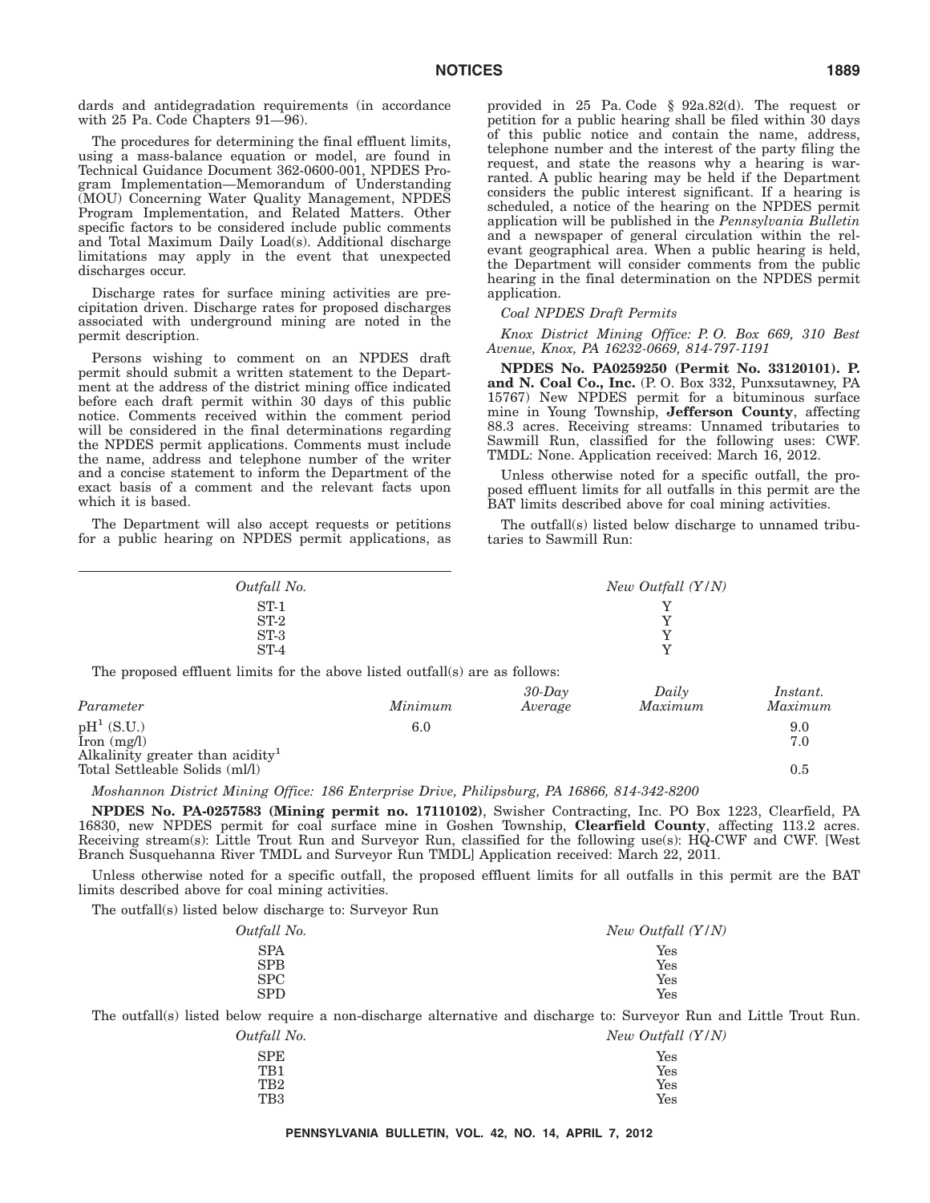dards and antidegradation requirements (in accordance with 25 Pa. Code Chapters 91—96).

The procedures for determining the final effluent limits, using a mass-balance equation or model, are found in Technical Guidance Document 362-0600-001, NPDES Program Implementation—Memorandum of Understanding (MOU) Concerning Water Quality Management, NPDES Program Implementation, and Related Matters. Other specific factors to be considered include public comments and Total Maximum Daily Load(s). Additional discharge limitations may apply in the event that unexpected discharges occur.

Discharge rates for surface mining activities are precipitation driven. Discharge rates for proposed discharges associated with underground mining are noted in the permit description.

Persons wishing to comment on an NPDES draft permit should submit a written statement to the Department at the address of the district mining office indicated before each draft permit within 30 days of this public notice. Comments received within the comment period will be considered in the final determinations regarding the NPDES permit applications. Comments must include the name, address and telephone number of the writer and a concise statement to inform the Department of the exact basis of a comment and the relevant facts upon which it is based.

The Department will also accept requests or petitions for a public hearing on NPDES permit applications, as provided in 25 Pa. Code § 92a.82(d). The request or petition for a public hearing shall be filed within 30 days of this public notice and contain the name, address, telephone number and the interest of the party filing the request, and state the reasons why a hearing is warranted. A public hearing may be held if the Department considers the public interest significant. If a hearing is scheduled, a notice of the hearing on the NPDES permit application will be published in the *Pennsylvania Bulletin* and a newspaper of general circulation within the relevant geographical area. When a public hearing is held, the Department will consider comments from the public hearing in the final determination on the NPDES permit application.

*Coal NPDES Draft Permits*

*Knox District Mining Office: P. O. Box 669, 310 Best Avenue, Knox, PA 16232-0669, 814-797-1191*

**NPDES No. PA0259250 (Permit No. 33120101). P. and N. Coal Co., Inc.** (P. O. Box 332, Punxsutawney, PA 15767) New NPDES permit for a bituminous surface mine in Young Township, **Jefferson County**, affecting 88.3 acres. Receiving streams: Unnamed tributaries to Sawmill Run, classified for the following uses: CWF. TMDL: None. Application received: March 16, 2012.

Unless otherwise noted for a specific outfall, the proposed effluent limits for all outfalls in this permit are the BAT limits described above for coal mining activities.

The outfall(s) listed below discharge to unnamed tributaries to Sawmill Run:

| *Outfall No.* | *New Outfall (Y/N)* |
|---|---|
| ST-1 | Y |
| ST-2 | Y |
| ST-3 | Y |
| ST-4 | Y |

The proposed effluent limits for the above listed outfall(s) are as follows:

| *Parameter* | *Minimum* | *30-Day Average* | *Daily Maximum* | *Instant. Maximum* |
|---|---|---|---|---|
| pH[1] (S.U.) | 6.0 | | | 9.0 |
| Iron (mg/l) | | | | 7.0 |
| Alkalinity greater than acidity[1] | | | | |
| Total Settleable Solids (ml/l) | | | | 0.5 |

*Moshannon District Mining Office: 186 Enterprise Drive, Philipsburg, PA 16866, 814-342-8200*

**NPDES No. PA-0257583 (Mining permit no. 17110102)**, Swisher Contracting, Inc. PO Box 1223, Clearfield, PA 16830, new NPDES permit for coal surface mine in Goshen Township, **Clearfield County**, affecting 113.2 acres. Receiving stream(s): Little Trout Run and Surveyor Run, classified for the following use(s): HQ-CWF and CWF. [West Branch Susquehanna River TMDL and Surveyor Run TMDL] Application received: March 22, 2011.

Unless otherwise noted for a specific outfall, the proposed effluent limits for all outfalls in this permit are the BAT limits described above for coal mining activities.

The outfall(s) listed below discharge to: Surveyor Run

| *Outfall No.* | *New Outfall (Y/N)* |
|---|---|
| SPA | Yes |
| SPB | Yes |
| SPC | Yes |
| SPD | Yes |

The outfall(s) listed below require a non-discharge alternative and discharge to: Surveyor Run and Little Trout Run.

| *Outfall No.* | *New Outfall (Y/N)* |
|---|---|
| SPE | Yes |
| TB1 | Yes |
| TB2 | Yes |
| TB3 | Yes |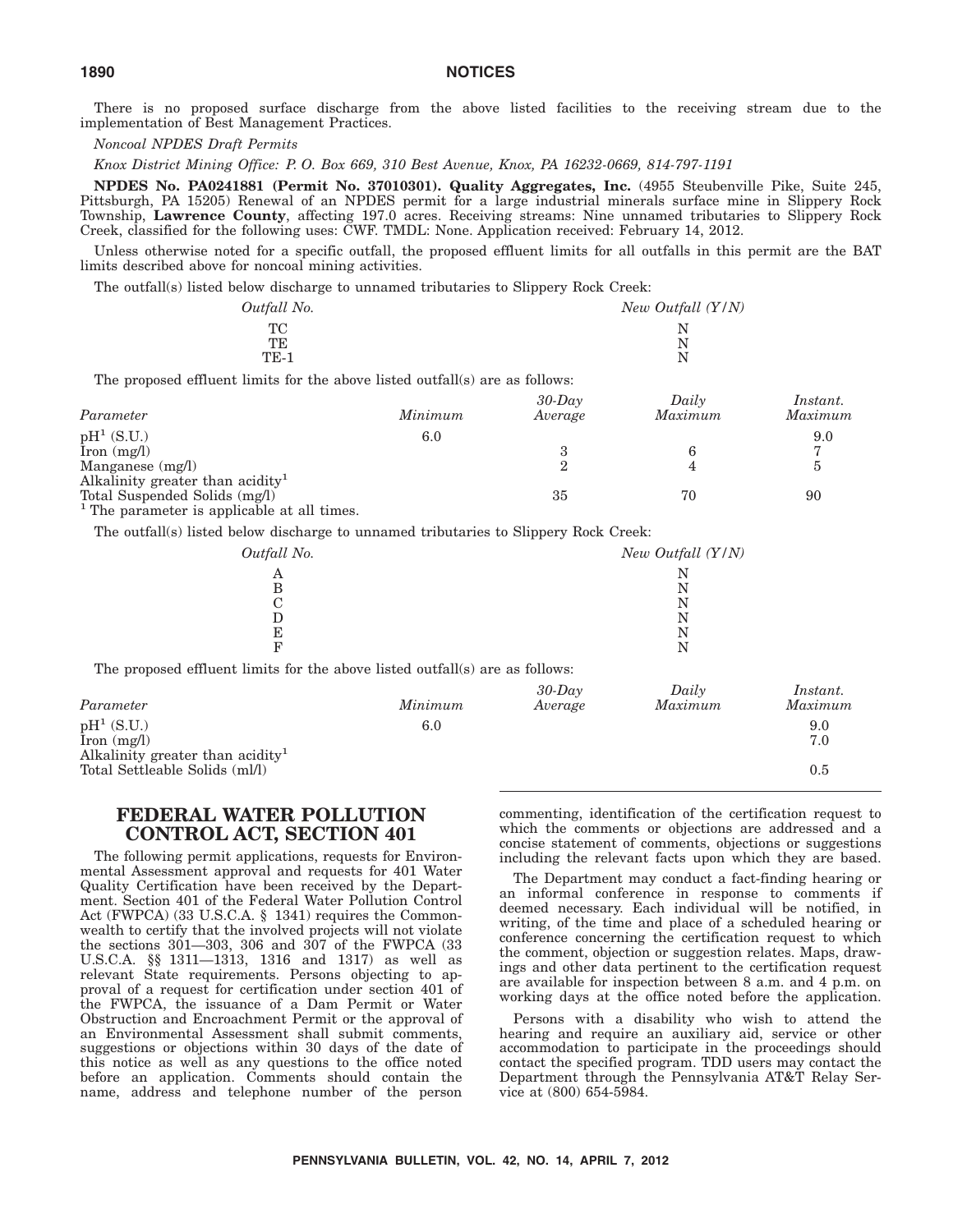There is no proposed surface discharge from the above listed facilities to the receiving stream due to the implementation of Best Management Practices.

*Noncoal NPDES Draft Permits*

*Knox District Mining Office: P. O. Box 669, 310 Best Avenue, Knox, PA 16232-0669, 814-797-1191*

**NPDES No. PA0241881 (Permit No. 37010301). Quality Aggregates, Inc.** (4955 Steubenville Pike, Suite 245, Pittsburgh, PA 15205) Renewal of an NPDES permit for a large industrial minerals surface mine in Slippery Rock Township, **Lawrence County**, affecting 197.0 acres. Receiving streams: Nine unnamed tributaries to Slippery Rock Creek, classified for the following uses: CWF. TMDL: None. Application received: February 14, 2012.

Unless otherwise noted for a specific outfall, the proposed effluent limits for all outfalls in this permit are the BAT limits described above for noncoal mining activities.

The outfall(s) listed below discharge to unnamed tributaries to Slippery Rock Creek:

| *Outfall No.* | *New Outfall (Y/N)* |
|---|---|
| TC | N |
| TE | N |
| TE-1 | N |

The proposed effluent limits for the above listed outfall(s) are as follows:

| *Parameter* | *Minimum* | *30-Day Average* | *Daily Maximum* | *Instant. Maximum* |
|---|---|---|---|---|
| pH[1] (S.U.) | 6.0 | | | 9.0 |
| Iron (mg/l) | | 3 | 6 | 7 |
| Manganese (mg/l) | | 2 | 4 | 5 |
| Alkalinity greater than acidity[1] | | | | |
| Total Suspended Solids (mg/l) | | 35 | 70 | 90 |

[1] The parameter is applicable at all times.

The outfall(s) listed below discharge to unnamed tributaries to Slippery Rock Creek:

| *Outfall No.* | *New Outfall (Y/N)* |
|---|---|
| A | N |
| B | N |
| C | N |
| D | N |
| E | N |
| F | N |

The proposed effluent limits for the above listed outfall(s) are as follows:

| *Parameter* | *Minimum* | *30-Day Average* | *Daily Maximum* | *Instant. Maximum* |
|---|---|---|---|---|
| pH[1] (S.U.) | 6.0 | | | 9.0 |
| Iron (mg/l) | | | | 7.0 |
| Alkalinity greater than acidity[1] | | | | |
| Total Settleable Solids (ml/l) | | | | 0.5 |

## FEDERAL WATER POLLUTION CONTROL ACT, SECTION 401

The following permit applications, requests for Environmental Assessment approval and requests for 401 Water Quality Certification have been received by the Department. Section 401 of the Federal Water Pollution Control Act (FWPCA) (33 U.S.C.A. § 1341) requires the Commonwealth to certify that the involved projects will not violate the sections 301—303, 306 and 307 of the FWPCA (33 U.S.C.A. §§ 1311—1313, 1316 and 1317) as well as relevant State requirements. Persons objecting to approval of a request for certification under section 401 of the FWPCA, the issuance of a Dam Permit or Water Obstruction and Encroachment Permit or the approval of an Environmental Assessment shall submit comments, suggestions or objections within 30 days of the date of this notice as well as any questions to the office noted before an application. Comments should contain the name, address and telephone number of the person commenting, identification of the certification request to which the comments or objections are addressed and a concise statement of comments, objections or suggestions including the relevant facts upon which they are based.

The Department may conduct a fact-finding hearing or an informal conference in response to comments if deemed necessary. Each individual will be notified, in writing, of the time and place of a scheduled hearing or conference concerning the certification request to which the comment, objection or suggestion relates. Maps, drawings and other data pertinent to the certification request are available for inspection between 8 a.m. and 4 p.m. on working days at the office noted before the application.

Persons with a disability who wish to attend the hearing and require an auxiliary aid, service or other accommodation to participate in the proceedings should contact the specified program. TDD users may contact the Department through the Pennsylvania AT&T Relay Service at (800) 654-5984.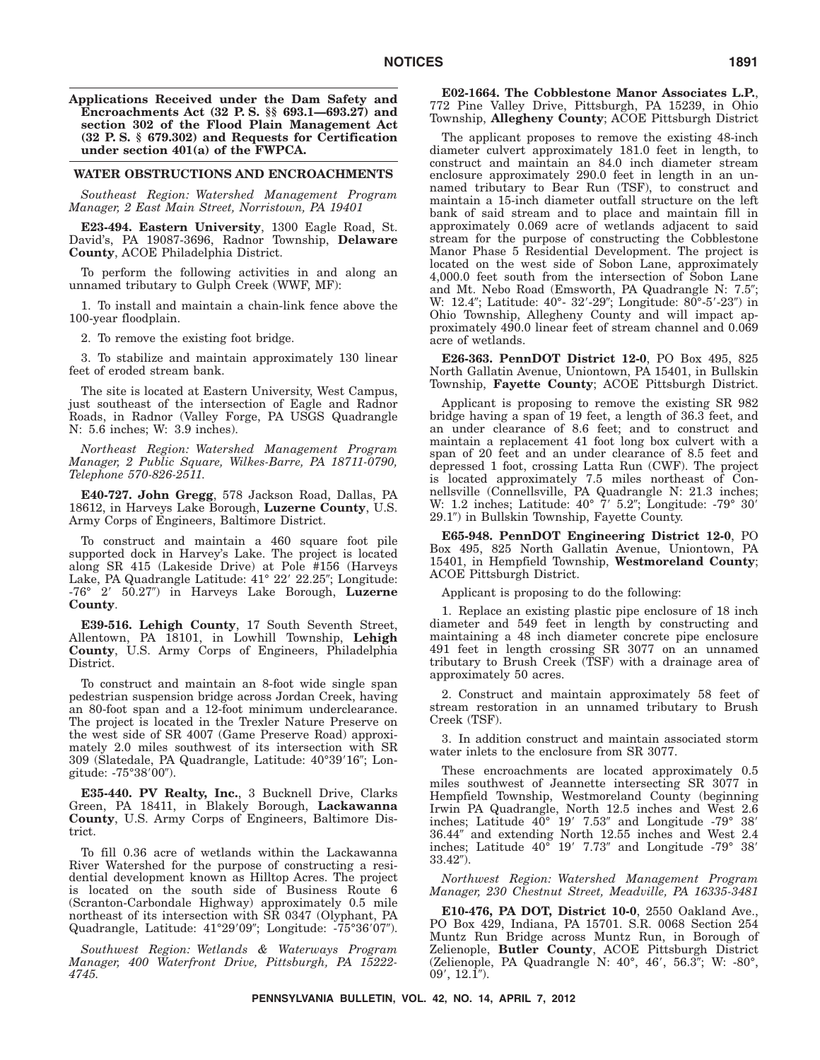**Applications Received under the Dam Safety and Encroachments Act (32 P. S. §§ 693.1—693.27) and section 302 of the Flood Plain Management Act (32 P. S. § 679.302) and Requests for Certification under section 401(a) of the FWPCA.**

## WATER OBSTRUCTIONS AND ENCROACHMENTS

*Southeast Region: Watershed Management Program Manager, 2 East Main Street, Norristown, PA 19401*

**E23-494. Eastern University**, 1300 Eagle Road, St. David's, PA 19087-3696, Radnor Township, **Delaware County**, ACOE Philadelphia District.

To perform the following activities in and along an unnamed tributary to Gulph Creek (WWF, MF):

1. To install and maintain a chain-link fence above the 100-year floodplain.

2. To remove the existing foot bridge.

3. To stabilize and maintain approximately 130 linear feet of eroded stream bank.

The site is located at Eastern University, West Campus, just southeast of the intersection of Eagle and Radnor Roads, in Radnor (Valley Forge, PA USGS Quadrangle N: 5.6 inches; W: 3.9 inches).

*Northeast Region: Watershed Management Program Manager, 2 Public Square, Wilkes-Barre, PA 18711-0790, Telephone 570-826-2511.*

**E40-727. John Gregg**, 578 Jackson Road, Dallas, PA 18612, in Harveys Lake Borough, **Luzerne County**, U.S. Army Corps of Engineers, Baltimore District.

To construct and maintain a 460 square foot pile supported dock in Harvey's Lake. The project is located along SR 415 (Lakeside Drive) at Pole #156 (Harveys Lake, PA Quadrangle Latitude: 41° 22′ 22.25″; Longitude: -76° 2′ 50.27″) in Harveys Lake Borough, **Luzerne County**.

**E39-516. Lehigh County**, 17 South Seventh Street, Allentown, PA 18101, in Lowhill Township, **Lehigh County**, U.S. Army Corps of Engineers, Philadelphia District.

To construct and maintain an 8-foot wide single span pedestrian suspension bridge across Jordan Creek, having an 80-foot span and a 12-foot minimum underclearance. The project is located in the Trexler Nature Preserve on the west side of SR 4007 (Game Preserve Road) approximately 2.0 miles southwest of its intersection with SR 309 (Slatedale, PA Quadrangle, Latitude: 40°39′16″; Longitude: -75°38′00″).

**E35-440. PV Realty, Inc.**, 3 Bucknell Drive, Clarks Green, PA 18411, in Blakely Borough, **Lackawanna County**, U.S. Army Corps of Engineers, Baltimore District.

To fill 0.36 acre of wetlands within the Lackawanna River Watershed for the purpose of constructing a residential development known as Hilltop Acres. The project is located on the south side of Business Route 6 (Scranton-Carbondale Highway) approximately 0.5 mile northeast of its intersection with SR 0347 (Olyphant, PA Quadrangle, Latitude: 41°29′09″; Longitude: -75°36′07″).

*Southwest Region: Wetlands & Waterways Program Manager, 400 Waterfront Drive, Pittsburgh, PA 15222-4745.*

**E02-1664. The Cobblestone Manor Associates L.P.**, 772 Pine Valley Drive, Pittsburgh, PA 15239, in Ohio Township, **Allegheny County**; ACOE Pittsburgh District

The applicant proposes to remove the existing 48-inch diameter culvert approximately 181.0 feet in length, to construct and maintain an 84.0 inch diameter stream enclosure approximately 290.0 feet in length in an unnamed tributary to Bear Run (TSF), to construct and maintain a 15-inch diameter outfall structure on the left bank of said stream and to place and maintain fill in approximately 0.069 acre of wetlands adjacent to said stream for the purpose of constructing the Cobblestone Manor Phase 5 Residential Development. The project is located on the west side of Sobon Lane, approximately 4,000.0 feet south from the intersection of Sobon Lane and Mt. Nebo Road (Emsworth, PA Quadrangle N: 7.5″; W: 12.4″; Latitude: 40°- 32′-29″; Longitude: 80°-5′-23″) in Ohio Township, Allegheny County and will impact approximately 490.0 linear feet of stream channel and 0.069 acre of wetlands.

**E26-363. PennDOT District 12-0**, PO Box 495, 825 North Gallatin Avenue, Uniontown, PA 15401, in Bullskin Township, **Fayette County**; ACOE Pittsburgh District.

Applicant is proposing to remove the existing SR 982 bridge having a span of 19 feet, a length of 36.3 feet, and an under clearance of 8.6 feet; and to construct and maintain a replacement 41 foot long box culvert with a span of 20 feet and an under clearance of 8.5 feet and depressed 1 foot, crossing Latta Run (CWF). The project is located approximately 7.5 miles northeast of Connellsville (Connellsville, PA Quadrangle N: 21.3 inches; W: 1.2 inches; Latitude: 40° 7′ 5.2″; Longitude: -79° 30′ 29.1″) in Bullskin Township, Fayette County.

**E65-948. PennDOT Engineering District 12-0**, PO Box 495, 825 North Gallatin Avenue, Uniontown, PA 15401, in Hempfield Township, **Westmoreland County**; ACOE Pittsburgh District.

Applicant is proposing to do the following:

1. Replace an existing plastic pipe enclosure of 18 inch diameter and 549 feet in length by constructing and maintaining a 48 inch diameter concrete pipe enclosure 491 feet in length crossing SR 3077 on an unnamed tributary to Brush Creek (TSF) with a drainage area of approximately 50 acres.

2. Construct and maintain approximately 58 feet of stream restoration in an unnamed tributary to Brush Creek (TSF).

3. In addition construct and maintain associated storm water inlets to the enclosure from SR 3077.

These encroachments are located approximately 0.5 miles southwest of Jeannette intersecting SR 3077 in Hempfield Township, Westmoreland County (beginning Irwin PA Quadrangle, North 12.5 inches and West 2.6 inches; Latitude 40° 19′ 7.53″ and Longitude -79° 38′ 36.44″ and extending North 12.55 inches and West 2.4 inches; Latitude 40° 19′ 7.73″ and Longitude -79° 38′ 33.42″).

*Northwest Region: Watershed Management Program Manager, 230 Chestnut Street, Meadville, PA 16335-3481*

**E10-476, PA DOT, District 10-0**, 2550 Oakland Ave., PO Box 429, Indiana, PA 15701. S.R. 0068 Section 254 Muntz Run Bridge across Muntz Run, in Borough of Zelienople, **Butler County**, ACOE Pittsburgh District (Zelienople, PA Quadrangle N: 40°, 46′, 56.3″; W: -80°, 09′, 12.1″).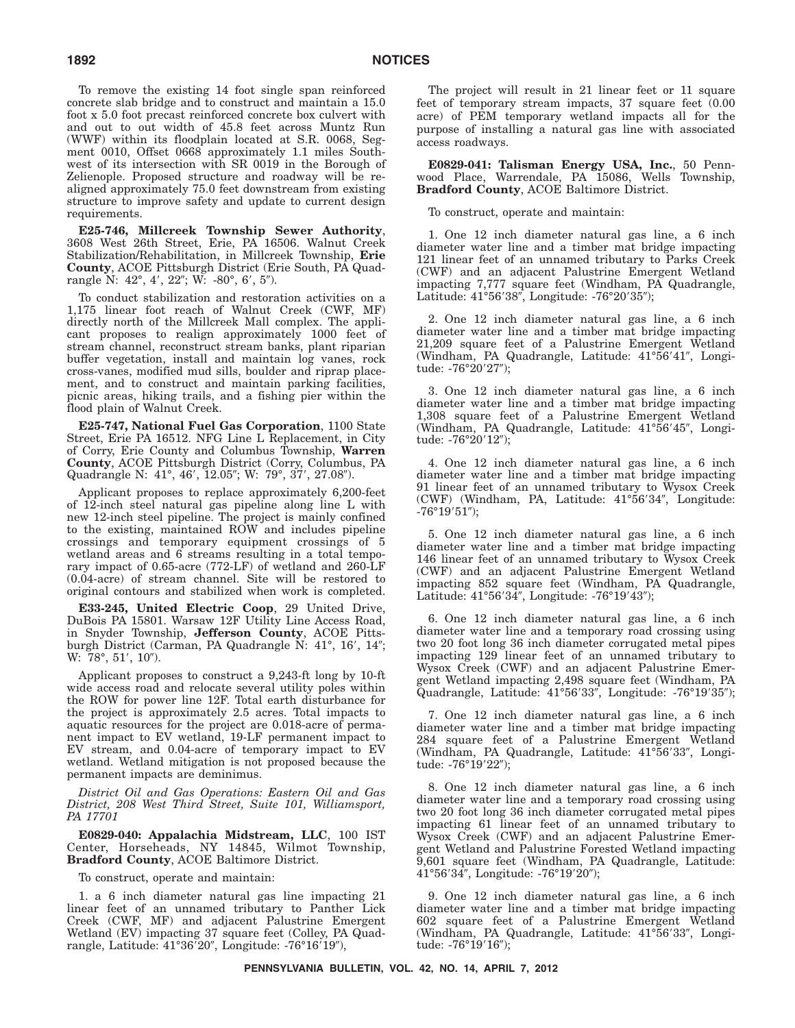To remove the existing 14 foot single span reinforced concrete slab bridge and to construct and maintain a 15.0 foot x 5.0 foot precast reinforced concrete box culvert with and out to out width of 45.8 feet across Muntz Run (WWF) within its floodplain located at S.R. 0068, Segment 0010, Offset 0668 approximately 1.1 miles Southwest of its intersection with SR 0019 in the Borough of Zelienople. Proposed structure and roadway will be re-aligned approximately 75.0 feet downstream from existing structure to improve safety and update to current design requirements.

**E25-746, Millcreek Township Sewer Authority**, 3608 West 26th Street, Erie, PA 16506. Walnut Creek Stabilization/Rehabilitation, in Millcreek Township, **Erie County**, ACOE Pittsburgh District (Erie South, PA Quadrangle N: 42°, 4′, 22″; W: -80°, 6′, 5″).

To conduct stabilization and restoration activities on a 1,175 linear foot reach of Walnut Creek (CWF, MF) directly north of the Millcreek Mall complex. The applicant proposes to realign approximately 1000 feet of stream channel, reconstruct stream banks, plant riparian buffer vegetation, install and maintain log vanes, rock cross-vanes, modified mud sills, boulder and riprap placement, and to construct and maintain parking facilities, picnic areas, hiking trails, and a fishing pier within the flood plain of Walnut Creek.

**E25-747, National Fuel Gas Corporation**, 1100 State Street, Erie PA 16512. NFG Line L Replacement, in City of Corry, Erie County and Columbus Township, **Warren County**, ACOE Pittsburgh District (Corry, Columbus, PA Quadrangle N: 41°, 46′, 12.05″; W: 79°, 37′, 27.08″).

Applicant proposes to replace approximately 6,200-feet of 12-inch steel natural gas pipeline along line L with new 12-inch steel pipeline. The project is mainly confined to the existing, maintained ROW and includes pipeline crossings and temporary equipment crossings of 5 wetland areas and 6 streams resulting in a total temporary impact of 0.65-acre (772-LF) of wetland and 260-LF (0.04-acre) of stream channel. Site will be restored to original contours and stabilized when work is completed.

**E33-245, United Electric Coop**, 29 United Drive, DuBois PA 15801. Warsaw 12F Utility Line Access Road, in Snyder Township, **Jefferson County**, ACOE Pittsburgh District (Carman, PA Quadrangle N: 41°, 16′, 14″; W: 78°, 51′, 10″).

Applicant proposes to construct a 9,243-ft long by 10-ft wide access road and relocate several utility poles within the ROW for power line 12F. Total earth disturbance for the project is approximately 2.5 acres. Total impacts to aquatic resources for the project are 0.018-acre of permanent impact to EV wetland, 19-LF permanent impact to EV stream, and 0.04-acre of temporary impact to EV wetland. Wetland mitigation is not proposed because the permanent impacts are deminimus.

*District Oil and Gas Operations: Eastern Oil and Gas District, 208 West Third Street, Suite 101, Williamsport, PA 17701*

**E0829-040: Appalachia Midstream, LLC**, 100 IST Center, Horseheads, NY 14845, Wilmot Township, **Bradford County**, ACOE Baltimore District.

To construct, operate and maintain:

1. a 6 inch diameter natural gas line impacting 21 linear feet of an unnamed tributary to Panther Lick Creek (CWF, MF) and adjacent Palustrine Emergent Wetland (EV) impacting 37 square feet (Colley, PA Quadrangle, Latitude: 41°36′20″, Longitude: -76°16′19″),

The project will result in 21 linear feet or 11 square feet of temporary stream impacts, 37 square feet (0.00 acre) of PEM temporary wetland impacts all for the purpose of installing a natural gas line with associated access roadways.

**E0829-041: Talisman Energy USA, Inc.**, 50 Pennwood Place, Warrendale, PA 15086, Wells Township, **Bradford County**, ACOE Baltimore District.

To construct, operate and maintain:

1. One 12 inch diameter natural gas line, a 6 inch diameter water line and a timber mat bridge impacting 121 linear feet of an unnamed tributary to Parks Creek (CWF) and an adjacent Palustrine Emergent Wetland impacting 7,777 square feet (Windham, PA Quadrangle, Latitude: 41°56′38″, Longitude: -76°20′35″);

2. One 12 inch diameter natural gas line, a 6 inch diameter water line and a timber mat bridge impacting 21,209 square feet of a Palustrine Emergent Wetland (Windham, PA Quadrangle, Latitude: 41°56′41″, Longitude: -76°20′27″);

3. One 12 inch diameter natural gas line, a 6 inch diameter water line and a timber mat bridge impacting 1,308 square feet of a Palustrine Emergent Wetland (Windham, PA Quadrangle, Latitude: 41°56′45″, Longitude: -76°20′12″);

4. One 12 inch diameter natural gas line, a 6 inch diameter water line and a timber mat bridge impacting 91 linear feet of an unnamed tributary to Wysox Creek (CWF) (Windham, PA, Latitude: 41°56′34″, Longitude: -76°19′51″);

5. One 12 inch diameter natural gas line, a 6 inch diameter water line and a timber mat bridge impacting 146 linear feet of an unnamed tributary to Wysox Creek (CWF) and an adjacent Palustrine Emergent Wetland impacting 852 square feet (Windham, PA Quadrangle, Latitude: 41°56′34″, Longitude: -76°19′43″);

6. One 12 inch diameter natural gas line, a 6 inch diameter water line and a temporary road crossing using two 20 foot long 36 inch diameter corrugated metal pipes impacting 129 linear feet of an unnamed tributary to Wysox Creek (CWF) and an adjacent Palustrine Emergent Wetland impacting 2,498 square feet (Windham, PA Quadrangle, Latitude: 41°56′33″, Longitude: -76°19′35″);

7. One 12 inch diameter natural gas line, a 6 inch diameter water line and a timber mat bridge impacting 284 square feet of a Palustrine Emergent Wetland (Windham, PA Quadrangle, Latitude: 41°56′33″, Longitude: -76°19′22″);

8. One 12 inch diameter natural gas line, a 6 inch diameter water line and a temporary road crossing using two 20 foot long 36 inch diameter corrugated metal pipes impacting 61 linear feet of an unnamed tributary to Wysox Creek (CWF) and an adjacent Palustrine Emergent Wetland and Palustrine Forested Wetland impacting 9,601 square feet (Windham, PA Quadrangle, Latitude: 41°56′34″, Longitude: -76°19′20″);

9. One 12 inch diameter natural gas line, a 6 inch diameter water line and a timber mat bridge impacting 602 square feet of a Palustrine Emergent Wetland (Windham, PA Quadrangle, Latitude: 41°56′33″, Longitude: -76°19′16″);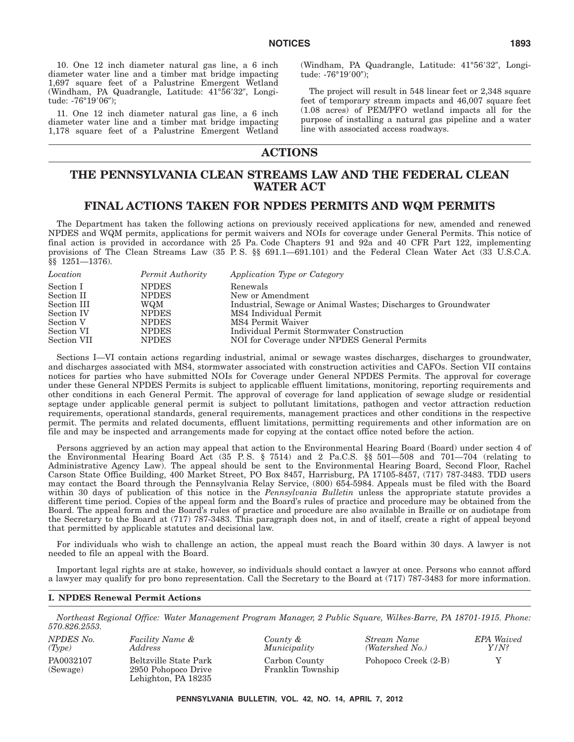10. One 12 inch diameter natural gas line, a 6 inch diameter water line and a timber mat bridge impacting 1,697 square feet of a Palustrine Emergent Wetland (Windham, PA Quadrangle, Latitude: 41°56′32″, Longitude: -76°19′06″);

11. One 12 inch diameter natural gas line, a 6 inch diameter water line and a timber mat bridge impacting 1,178 square feet of a Palustrine Emergent Wetland (Windham, PA Quadrangle, Latitude: 41°56′32″, Longitude: -76°19′00″);

The project will result in 548 linear feet or 2,348 square feet of temporary stream impacts and 46,007 square feet (1.08 acres) of PEM/PFO wetland impacts all for the purpose of installing a natural gas pipeline and a water line with associated access roadways.

# ACTIONS

## THE PENNSYLVANIA CLEAN STREAMS LAW AND THE FEDERAL CLEAN WATER ACT

## FINAL ACTIONS TAKEN FOR NPDES PERMITS AND WQM PERMITS

The Department has taken the following actions on previously received applications for new, amended and renewed NPDES and WQM permits, applications for permit waivers and NOIs for coverage under General Permits. This notice of final action is provided in accordance with 25 Pa. Code Chapters 91 and 92a and 40 CFR Part 122, implementing provisions of The Clean Streams Law (35 P. S. §§ 691.1—691.101) and the Federal Clean Water Act (33 U.S.C.A. §§ 1251—1376).

| *Location* | *Permit Authority* | *Application Type or Category* |
|---|---|---|
| Section I | NPDES | Renewals |
| Section II | NPDES | New or Amendment |
| Section III | WQM | Industrial, Sewage or Animal Wastes; Discharges to Groundwater |
| Section IV | NPDES | MS4 Individual Permit |
| Section V | NPDES | MS4 Permit Waiver |
| Section VI | NPDES | Individual Permit Stormwater Construction |
| Section VII | NPDES | NOI for Coverage under NPDES General Permits |

Sections I—VI contain actions regarding industrial, animal or sewage wastes discharges, discharges to groundwater, and discharges associated with MS4, stormwater associated with construction activities and CAFOs. Section VII contains notices for parties who have submitted NOIs for Coverage under General NPDES Permits. The approval for coverage under these General NPDES Permits is subject to applicable effluent limitations, monitoring, reporting requirements and other conditions in each General Permit. The approval of coverage for land application of sewage sludge or residential septage under applicable general permit is subject to pollutant limitations, pathogen and vector attraction reduction requirements, operational standards, general requirements, management practices and other conditions in the respective permit. The permits and related documents, effluent limitations, permitting requirements and other information are on file and may be inspected and arrangements made for copying at the contact office noted before the action.

Persons aggrieved by an action may appeal that action to the Environmental Hearing Board (Board) under section 4 of the Environmental Hearing Board Act (35 P. S. § 7514) and 2 Pa.C.S. §§ 501—508 and 701—704 (relating to Administrative Agency Law). The appeal should be sent to the Environmental Hearing Board, Second Floor, Rachel Carson State Office Building, 400 Market Street, PO Box 8457, Harrisburg, PA 17105-8457, (717) 787-3483. TDD users may contact the Board through the Pennsylvania Relay Service, (800) 654-5984. Appeals must be filed with the Board within 30 days of publication of this notice in the *Pennsylvania Bulletin* unless the appropriate statute provides a different time period. Copies of the appeal form and the Board's rules of practice and procedure may be obtained from the Board. The appeal form and the Board's rules of practice and procedure are also available in Braille or on audiotape from the Secretary to the Board at (717) 787-3483. This paragraph does not, in and of itself, create a right of appeal beyond that permitted by applicable statutes and decisional law.

For individuals who wish to challenge an action, the appeal must reach the Board within 30 days. A lawyer is not needed to file an appeal with the Board.

Important legal rights are at stake, however, so individuals should contact a lawyer at once. Persons who cannot afford a lawyer may qualify for pro bono representation. Call the Secretary to the Board at (717) 787-3483 for more information.

### I. NPDES Renewal Permit Actions

*Northeast Regional Office: Water Management Program Manager, 2 Public Square, Wilkes-Barre, PA 18701-1915. Phone: 570.826.2553.*

| *NPDES No. (Type)* | *Facility Name & Address* | *County & Municipality* | *Stream Name (Watershed No.)* | *EPA Waived Y/N?* |
|---|---|---|---|---|
| PA0032107 (Sewage) | Beltzville State Park 2950 Pohopoco Drive Lehighton, PA 18235 | Carbon County Franklin Township | Pohopoco Creek (2-B) | Y |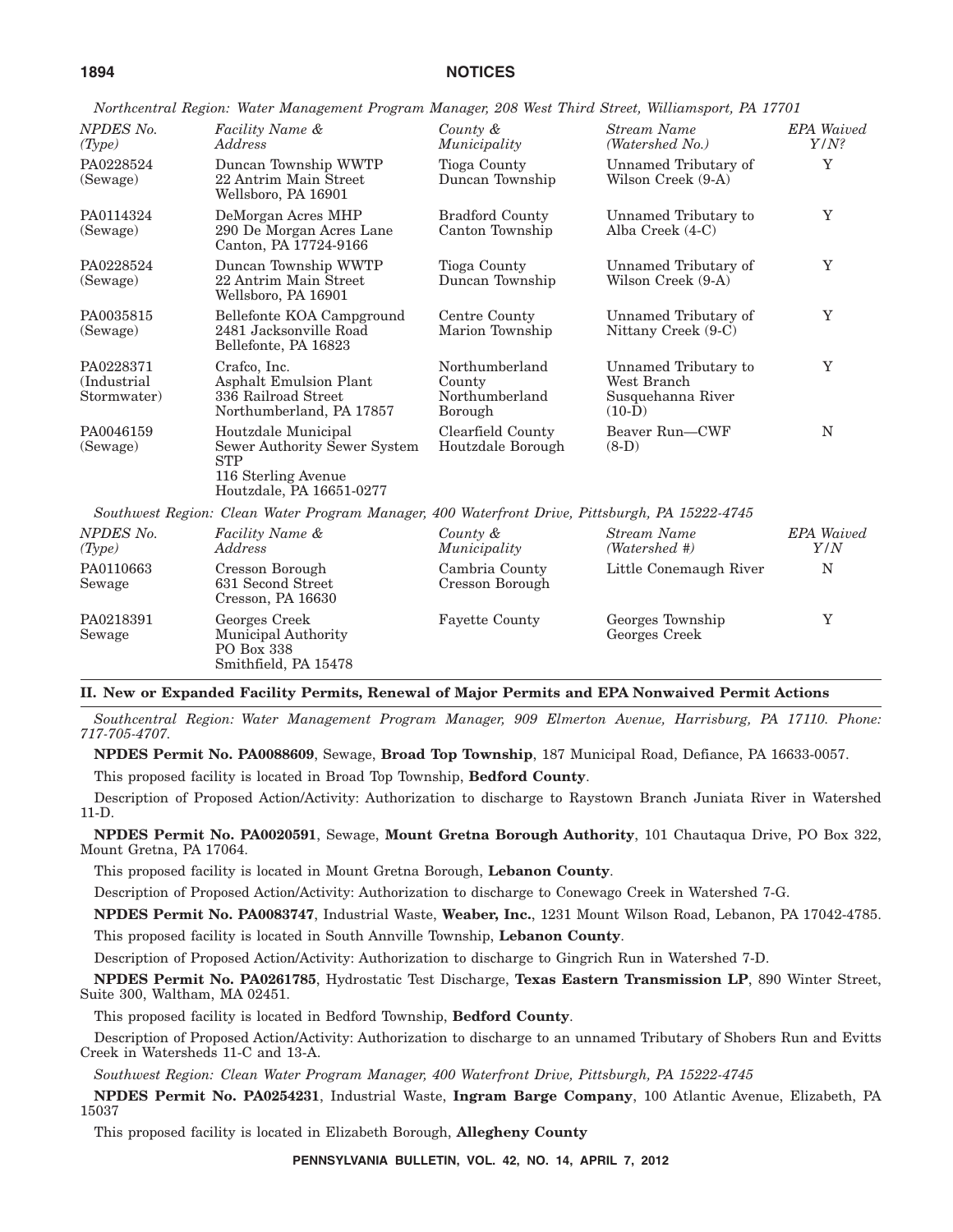*Northcentral Region: Water Management Program Manager, 208 West Third Street, Williamsport, PA 17701*

| *NPDES No. (Type)* | *Facility Name & Address* | *County & Municipality* | *Stream Name (Watershed No.)* | *EPA Waived Y/N?* |
|---|---|---|---|---|
| PA0228524 (Sewage) | Duncan Township WWTP 22 Antrim Main Street Wellsboro, PA 16901 | Tioga County Duncan Township | Unnamed Tributary of Wilson Creek (9-A) | Y |
| PA0114324 (Sewage) | DeMorgan Acres MHP 290 De Morgan Acres Lane Canton, PA 17724-9166 | Bradford County Canton Township | Unnamed Tributary to Alba Creek (4-C) | Y |
| PA0228524 (Sewage) | Duncan Township WWTP 22 Antrim Main Street Wellsboro, PA 16901 | Tioga County Duncan Township | Unnamed Tributary of Wilson Creek (9-A) | Y |
| PA0035815 (Sewage) | Bellefonte KOA Campground 2481 Jacksonville Road Bellefonte, PA 16823 | Centre County Marion Township | Unnamed Tributary of Nittany Creek (9-C) | Y |
| PA0228371 (Industrial Stormwater) | Crafco, Inc. Asphalt Emulsion Plant 336 Railroad Street Northumberland, PA 17857 | Northumberland County Northumberland Borough | Unnamed Tributary to West Branch Susquehanna River (10-D) | Y |
| PA0046159 (Sewage) | Houtzdale Municipal Sewer Authority Sewer System STP 116 Sterling Avenue Houtzdale, PA 16651-0277 | Clearfield County Houtzdale Borough | Beaver Run—CWF (8-D) | N |

*Southwest Region: Clean Water Program Manager, 400 Waterfront Drive, Pittsburgh, PA 15222-4745*

| *NPDES No. (Type)* | *Facility Name & Address* | *County & Municipality* | *Stream Name (Watershed #)* | *EPA Waived Y/N* |
|---|---|---|---|---|
| PA0110663 Sewage | Cresson Borough 631 Second Street Cresson, PA 16630 | Cambria County Cresson Borough | Little Conemaugh River | N |
| PA0218391 Sewage | Georges Creek Municipal Authority PO Box 338 Smithfield, PA 15478 | Fayette County | Georges Township Georges Creek | Y |

## II. New or Expanded Facility Permits, Renewal of Major Permits and EPA Nonwaived Permit Actions

*Southcentral Region: Water Management Program Manager, 909 Elmerton Avenue, Harrisburg, PA 17110. Phone: 717-705-4707.*

**NPDES Permit No. PA0088609**, Sewage, **Broad Top Township**, 187 Municipal Road, Defiance, PA 16633-0057.

This proposed facility is located in Broad Top Township, **Bedford County**.

Description of Proposed Action/Activity: Authorization to discharge to Raystown Branch Juniata River in Watershed 11-D.

**NPDES Permit No. PA0020591**, Sewage, **Mount Gretna Borough Authority**, 101 Chautaqua Drive, PO Box 322, Mount Gretna, PA 17064.

This proposed facility is located in Mount Gretna Borough, **Lebanon County**.

Description of Proposed Action/Activity: Authorization to discharge to Conewago Creek in Watershed 7-G.

**NPDES Permit No. PA0083747**, Industrial Waste, **Weaber, Inc.**, 1231 Mount Wilson Road, Lebanon, PA 17042-4785.

This proposed facility is located in South Annville Township, **Lebanon County**.

Description of Proposed Action/Activity: Authorization to discharge to Gingrich Run in Watershed 7-D.

**NPDES Permit No. PA0261785**, Hydrostatic Test Discharge, **Texas Eastern Transmission LP**, 890 Winter Street, Suite 300, Waltham, MA 02451.

This proposed facility is located in Bedford Township, **Bedford County**.

Description of Proposed Action/Activity: Authorization to discharge to an unnamed Tributary of Shobers Run and Evitts Creek in Watersheds 11-C and 13-A.

*Southwest Region: Clean Water Program Manager, 400 Waterfront Drive, Pittsburgh, PA 15222-4745*

**NPDES Permit No. PA0254231**, Industrial Waste, **Ingram Barge Company**, 100 Atlantic Avenue, Elizabeth, PA 15037

This proposed facility is located in Elizabeth Borough, **Allegheny County**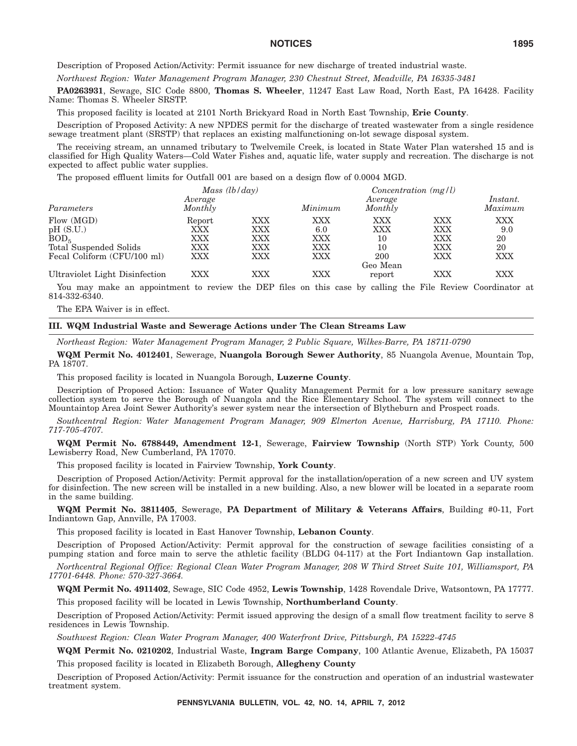Description of Proposed Action/Activity: Permit issuance for new discharge of treated industrial waste.

*Northwest Region: Water Management Program Manager, 230 Chestnut Street, Meadville, PA 16335-3481*

**PA0263931**, Sewage, SIC Code 8800, **Thomas S. Wheeler**, 11247 East Law Road, North East, PA 16428. Facility Name: Thomas S. Wheeler SRSTP.

This proposed facility is located at 2101 North Brickyard Road in North East Township, **Erie County**.

Description of Proposed Activity: A new NPDES permit for the discharge of treated wastewater from a single residence sewage treatment plant (SRSTP) that replaces an existing malfunctioning on-lot sewage disposal system.

The receiving stream, an unnamed tributary to Twelvemile Creek, is located in State Water Plan watershed 15 and is classified for High Quality Waters—Cold Water Fishes and, aquatic life, water supply and recreation. The discharge is not expected to affect public water supplies.

The proposed effluent limits for Outfall 001 are based on a design flow of 0.0004 MGD.

| | *Mass (lb/day)* | | *Concentration (mg/l)* | | | |
|---|---|---|---|---|---|---|
| *Parameters* | *Average Monthly* | | *Minimum* | *Average Monthly* | | *Instant. Maximum* |
| Flow (MGD) | Report | XXX | XXX | XXX | XXX | XXX |
| pH (S.U.) | XXX | XXX | 6.0 | XXX | XXX | 9.0 |
| $BOD_5$ | XXX | XXX | XXX | 10 | XXX | 20 |
| Total Suspended Solids | XXX | XXX | XXX | 10 | XXX | 20 |
| Fecal Coliform (CFU/100 ml) | XXX | XXX | XXX | 200 Geo Mean | XXX | XXX |
| Ultraviolet Light Disinfection | XXX | XXX | XXX | report | XXX | XXX |

You may make an appointment to review the DEP files on this case by calling the File Review Coordinator at 814-332-6340.

The EPA Waiver is in effect.

## III. WQM Industrial Waste and Sewerage Actions under The Clean Streams Law

*Northeast Region: Water Management Program Manager, 2 Public Square, Wilkes-Barre, PA 18711-0790*

**WQM Permit No. 4012401**, Sewerage, **Nuangola Borough Sewer Authority**, 85 Nuangola Avenue, Mountain Top, PA 18707.

This proposed facility is located in Nuangola Borough, **Luzerne County**.

Description of Proposed Action: Issuance of Water Quality Management Permit for a low pressure sanitary sewage collection system to serve the Borough of Nuangola and the Rice Elementary School. The system will connect to the Mountaintop Area Joint Sewer Authority's sewer system near the intersection of Blytheburn and Prospect roads.

*Southcentral Region: Water Management Program Manager, 909 Elmerton Avenue, Harrisburg, PA 17110. Phone: 717-705-4707.*

**WQM Permit No. 6788449, Amendment 12-1**, Sewerage, **Fairview Township** (North STP) York County, 500 Lewisberry Road, New Cumberland, PA 17070.

This proposed facility is located in Fairview Township, **York County**.

Description of Proposed Action/Activity: Permit approval for the installation/operation of a new screen and UV system for disinfection. The new screen will be installed in a new building. Also, a new blower will be located in a separate room in the same building.

**WQM Permit No. 3811405**, Sewerage, **PA Department of Military & Veterans Affairs**, Building #0-11, Fort Indiantown Gap, Annville, PA 17003.

This proposed facility is located in East Hanover Township, **Lebanon County**.

Description of Proposed Action/Activity: Permit approval for the construction of sewage facilities consisting of a pumping station and force main to serve the athletic facility (BLDG 04-117) at the Fort Indiantown Gap installation.

*Northcentral Regional Office: Regional Clean Water Program Manager, 208 W Third Street Suite 101, Williamsport, PA 17701-6448. Phone: 570-327-3664.*

**WQM Permit No. 4911402**, Sewage, SIC Code 4952, **Lewis Township**, 1428 Rovendale Drive, Watsontown, PA 17777.

This proposed facility will be located in Lewis Township, **Northumberland County**.

Description of Proposed Action/Activity: Permit issued approving the design of a small flow treatment facility to serve 8 residences in Lewis Township.

*Southwest Region: Clean Water Program Manager, 400 Waterfront Drive, Pittsburgh, PA 15222-4745*

**WQM Permit No. 0210202**, Industrial Waste, **Ingram Barge Company**, 100 Atlantic Avenue, Elizabeth, PA 15037

This proposed facility is located in Elizabeth Borough, **Allegheny County**

Description of Proposed Action/Activity: Permit issuance for the construction and operation of an industrial wastewater treatment system.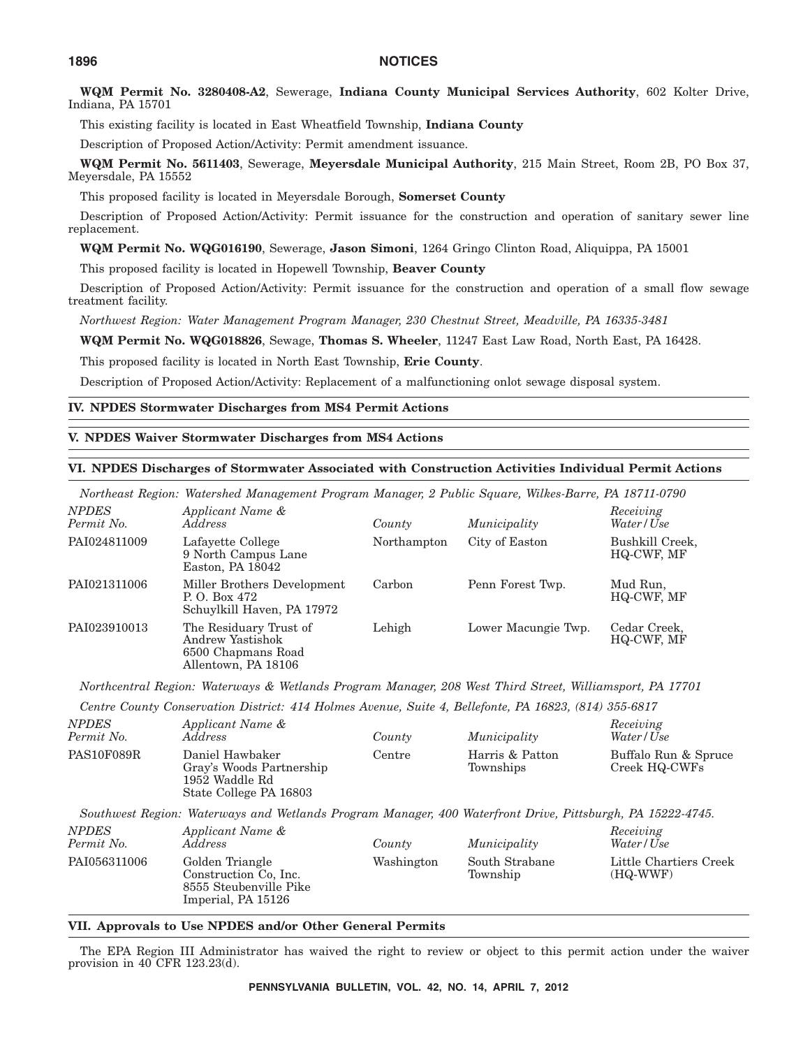**WQM Permit No. 3280408-A2**, Sewerage, **Indiana County Municipal Services Authority**, 602 Kolter Drive, Indiana, PA 15701

This existing facility is located in East Wheatfield Township, **Indiana County**

Description of Proposed Action/Activity: Permit amendment issuance.

**WQM Permit No. 5611403**, Sewerage, **Meyersdale Municipal Authority**, 215 Main Street, Room 2B, PO Box 37, Meyersdale, PA 15552

This proposed facility is located in Meyersdale Borough, **Somerset County**

Description of Proposed Action/Activity: Permit issuance for the construction and operation of sanitary sewer line replacement.

**WQM Permit No. WQG016190**, Sewerage, **Jason Simoni**, 1264 Gringo Clinton Road, Aliquippa, PA 15001

This proposed facility is located in Hopewell Township, **Beaver County**

Description of Proposed Action/Activity: Permit issuance for the construction and operation of a small flow sewage treatment facility.

*Northwest Region: Water Management Program Manager, 230 Chestnut Street, Meadville, PA 16335-3481*

**WQM Permit No. WQG018826**, Sewage, **Thomas S. Wheeler**, 11247 East Law Road, North East, PA 16428.

This proposed facility is located in North East Township, **Erie County**.

Description of Proposed Action/Activity: Replacement of a malfunctioning onlot sewage disposal system.

## IV. NPDES Stormwater Discharges from MS4 Permit Actions

## V. NPDES Waiver Stormwater Discharges from MS4 Actions

## VI. NPDES Discharges of Stormwater Associated with Construction Activities Individual Permit Actions

*Northeast Region: Watershed Management Program Manager, 2 Public Square, Wilkes-Barre, PA 18711-0790*

| *NPDES Permit No.* | *Applicant Name & Address* | *County* | *Municipality* | *Receiving Water/Use* |
|---|---|---|---|---|
| PAI024811009 | Lafayette College<br>9 North Campus Lane<br>Easton, PA 18042 | Northampton | City of Easton | Bushkill Creek, HQ-CWF, MF |
| PAI021311006 | Miller Brothers Development<br>P. O. Box 472<br>Schuylkill Haven, PA 17972 | Carbon | Penn Forest Twp. | Mud Run, HQ-CWF, MF |
| PAI023910013 | The Residuary Trust of Andrew Yastishok<br>6500 Chapmans Road<br>Allentown, PA 18106 | Lehigh | Lower Macungie Twp. | Cedar Creek, HQ-CWF, MF |

*Northcentral Region: Waterways & Wetlands Program Manager, 208 West Third Street, Williamsport, PA 17701*

*Centre County Conservation District: 414 Holmes Avenue, Suite 4, Bellefonte, PA 16823, (814) 355-6817*

| *NPDES Permit No.* | *Applicant Name & Address* | *County* | *Municipality* | *Receiving Water/Use* |
|---|---|---|---|---|
| PAS10F089R | Daniel Hawbaker<br>Gray's Woods Partnership<br>1952 Waddle Rd<br>State College PA 16803 | Centre | Harris & Patton Townships | Buffalo Run & Spruce Creek HQ-CWFs |

*Southwest Region: Waterways and Wetlands Program Manager, 400 Waterfront Drive, Pittsburgh, PA 15222-4745.*

| *NPDES Permit No.* | *Applicant Name & Address* | *County* | *Municipality* | *Receiving Water/Use* |
|---|---|---|---|---|
| PAI056311006 | Golden Triangle Construction Co, Inc.<br>8555 Steubenville Pike<br>Imperial, PA 15126 | Washington | South Strabane Township | Little Chartiers Creek (HQ-WWF) |

## VII. Approvals to Use NPDES and/or Other General Permits

The EPA Region III Administrator has waived the right to review or object to this permit action under the waiver provision in 40 CFR 123.23(d).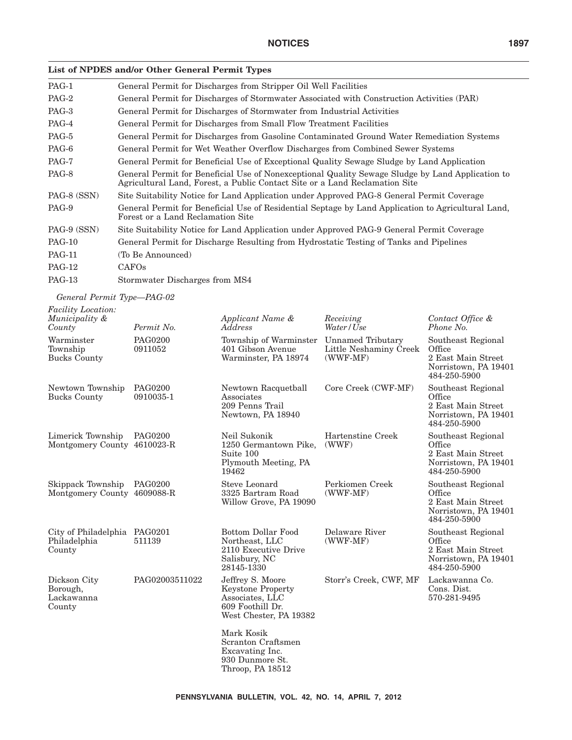**List of NPDES and/or Other General Permit Types**

| | |
|---|---|
| PAG-1 | General Permit for Discharges from Stripper Oil Well Facilities |
| PAG-2 | General Permit for Discharges of Stormwater Associated with Construction Activities (PAR) |
| PAG-3 | General Permit for Discharges of Stormwater from Industrial Activities |
| PAG-4 | General Permit for Discharges from Small Flow Treatment Facilities |
| PAG-5 | General Permit for Discharges from Gasoline Contaminated Ground Water Remediation Systems |
| PAG-6 | General Permit for Wet Weather Overflow Discharges from Combined Sewer Systems |
| PAG-7 | General Permit for Beneficial Use of Exceptional Quality Sewage Sludge by Land Application |
| PAG-8 | General Permit for Beneficial Use of Nonexceptional Quality Sewage Sludge by Land Application to Agricultural Land, Forest, a Public Contact Site or a Land Reclamation Site |
| PAG-8 (SSN) | Site Suitability Notice for Land Application under Approved PAG-8 General Permit Coverage |
| PAG-9 | General Permit for Beneficial Use of Residential Septage by Land Application to Agricultural Land, Forest or a Land Reclamation Site |
| PAG-9 (SSN) | Site Suitability Notice for Land Application under Approved PAG-9 General Permit Coverage |
| PAG-10 | General Permit for Discharge Resulting from Hydrostatic Testing of Tanks and Pipelines |
| PAG-11 | (To Be Announced) |
| PAG-12 | CAFOs |
| PAG-13 | Stormwater Discharges from MS4 |

*General Permit Type—PAG-02*

| *Facility Location: Municipality & County* | *Permit No.* | *Applicant Name & Address* | *Receiving Water/Use* | *Contact Office & Phone No.* |
|---|---|---|---|---|
| Warminster Township Bucks County | PAG0200 0911052 | Township of Warminster 401 Gibson Avenue Warminster, PA 18974 | Unnamed Tributary Little Neshaminy Creek (WWF-MF) | Southeast Regional Office 2 East Main Street Norristown, PA 19401 484-250-5900 |
| Newtown Township Bucks County | PAG0200 0910035-1 | Newtown Racquetball Associates 209 Penns Trail Newtown, PA 18940 | Core Creek (CWF-MF) | Southeast Regional Office 2 East Main Street Norristown, PA 19401 484-250-5900 |
| Limerick Township Montgomery County | PAG0200 4610023-R | Neil Sukonik 1250 Germantown Pike, Suite 100 Plymouth Meeting, PA 19462 | Hartenstine Creek (WWF) | Southeast Regional Office 2 East Main Street Norristown, PA 19401 484-250-5900 |
| Skippack Township Montgomery County | PAG0200 4609088-R | Steve Leonard 3325 Bartram Road Willow Grove, PA 19090 | Perkiomen Creek (WWF-MF) | Southeast Regional Office 2 East Main Street Norristown, PA 19401 484-250-5900 |
| City of Philadelphia Philadelphia County | PAG0201 511139 | Bottom Dollar Food Northeast, LLC 2110 Executive Drive Salisbury, NC 28145-1330 | Delaware River (WWF-MF) | Southeast Regional Office 2 East Main Street Norristown, PA 19401 484-250-5900 |
| Dickson City Borough, Lackawanna County | PAG02003511022 | Jeffrey S. Moore Keystone Property Associates, LLC 609 Foothill Dr. West Chester, PA 19382<br><br>Mark Kosik Scranton Craftsmen Excavating Inc. 930 Dunmore St. Throop, PA 18512 | Storr's Creek, CWF, MF | Lackawanna Co. Cons. Dist. 570-281-9495 |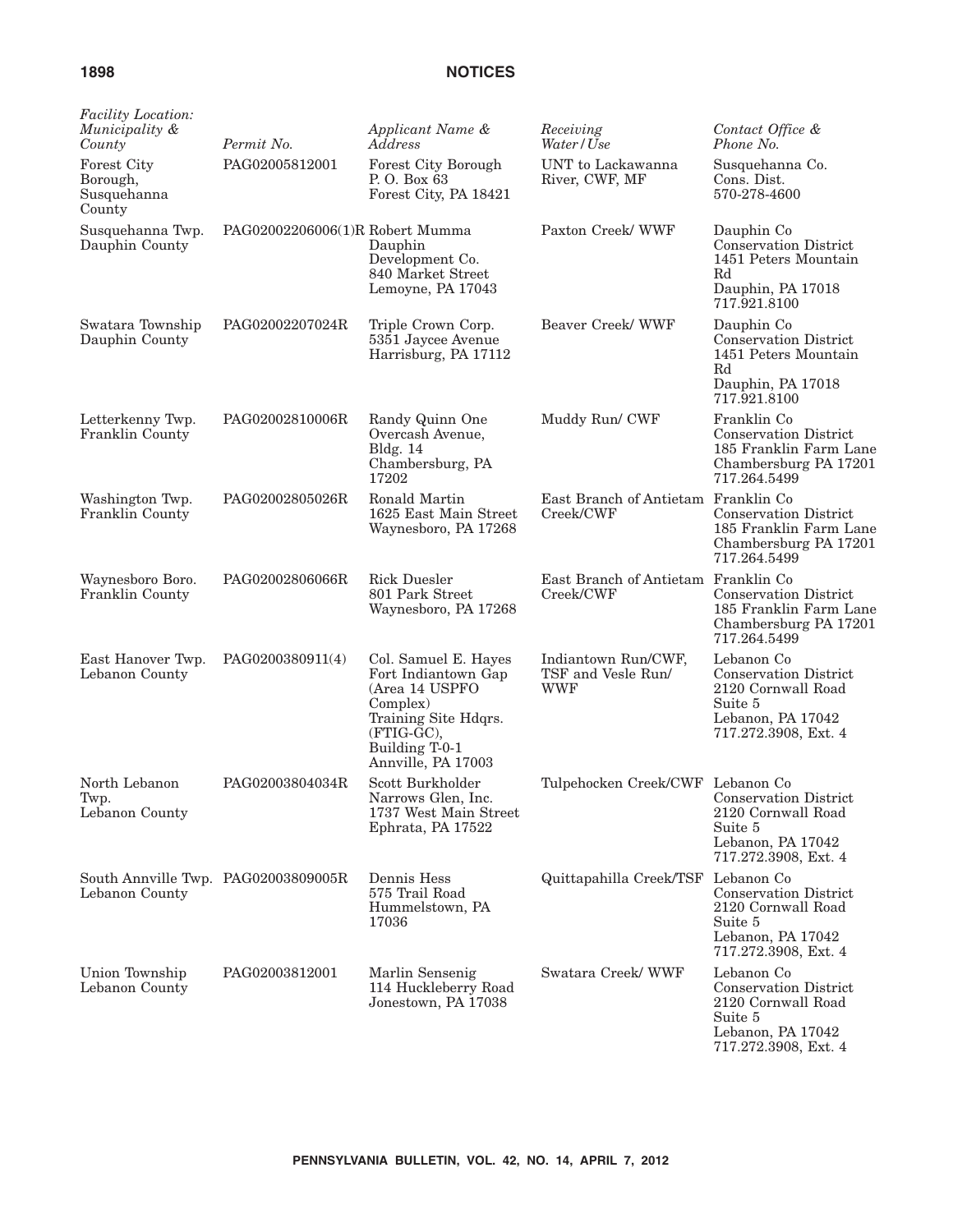| *Facility Location: Municipality & County* | *Permit No.* | *Applicant Name & Address* | *Receiving Water/Use* | *Contact Office & Phone No.* |
|---|---|---|---|---|
| Forest City Borough, Susquehanna County | PAG02005812001 | Forest City Borough P. O. Box 63 Forest City, PA 18421 | UNT to Lackawanna River, CWF, MF | Susquehanna Co. Cons. Dist. 570-278-4600 |
| Susquehanna Twp. Dauphin County | PAG02002206006(1)R | Robert Mumma Dauphin Development Co. 840 Market Street Lemoyne, PA 17043 | Paxton Creek/ WWF | Dauphin Co Conservation District 1451 Peters Mountain Rd Dauphin, PA 17018 717.921.8100 |
| Swatara Township Dauphin County | PAG02002207024R | Triple Crown Corp. 5351 Jaycee Avenue Harrisburg, PA 17112 | Beaver Creek/ WWF | Dauphin Co Conservation District 1451 Peters Mountain Rd Dauphin, PA 17018 717.921.8100 |
| Letterkenny Twp. Franklin County | PAG02002810006R | Randy Quinn One Overcash Avenue, Bldg. 14 Chambersburg, PA 17202 | Muddy Run/ CWF | Franklin Co Conservation District 185 Franklin Farm Lane Chambersburg PA 17201 717.264.5499 |
| Washington Twp. Franklin County | PAG02002805026R | Ronald Martin 1625 East Main Street Waynesboro, PA 17268 | East Branch of Antietam Creek/CWF | Franklin Co Conservation District 185 Franklin Farm Lane Chambersburg PA 17201 717.264.5499 |
| Waynesboro Boro. Franklin County | PAG02002806066R | Rick Duesler 801 Park Street Waynesboro, PA 17268 | East Branch of Antietam Creek/CWF | Franklin Co Conservation District 185 Franklin Farm Lane Chambersburg PA 17201 717.264.5499 |
| East Hanover Twp. Lebanon County | PAG0200380911(4) | Col. Samuel E. Hayes Fort Indiantown Gap (Area 14 USPFO Complex) Training Site Hdqrs. (FTIG-GC), Building T-0-1 Annville, PA 17003 | Indiantown Run/CWF, TSF and Vesle Run/ WWF | Lebanon Co Conservation District 2120 Cornwall Road Suite 5 Lebanon, PA 17042 717.272.3908, Ext. 4 |
| North Lebanon Twp. Lebanon County | PAG02003804034R | Scott Burkholder Narrows Glen, Inc. 1737 West Main Street Ephrata, PA 17522 | Tulpehocken Creek/CWF | Lebanon Co Conservation District 2120 Cornwall Road Suite 5 Lebanon, PA 17042 717.272.3908, Ext. 4 |
| South Annville Twp. Lebanon County | PAG02003809005R | Dennis Hess 575 Trail Road Hummelstown, PA 17036 | Quittapahilla Creek/TSF | Lebanon Co Conservation District 2120 Cornwall Road Suite 5 Lebanon, PA 17042 717.272.3908, Ext. 4 |
| Union Township Lebanon County | PAG02003812001 | Marlin Sensenig 114 Huckleberry Road Jonestown, PA 17038 | Swatara Creek/ WWF | Lebanon Co Conservation District 2120 Cornwall Road Suite 5 Lebanon, PA 17042 717.272.3908, Ext. 4 |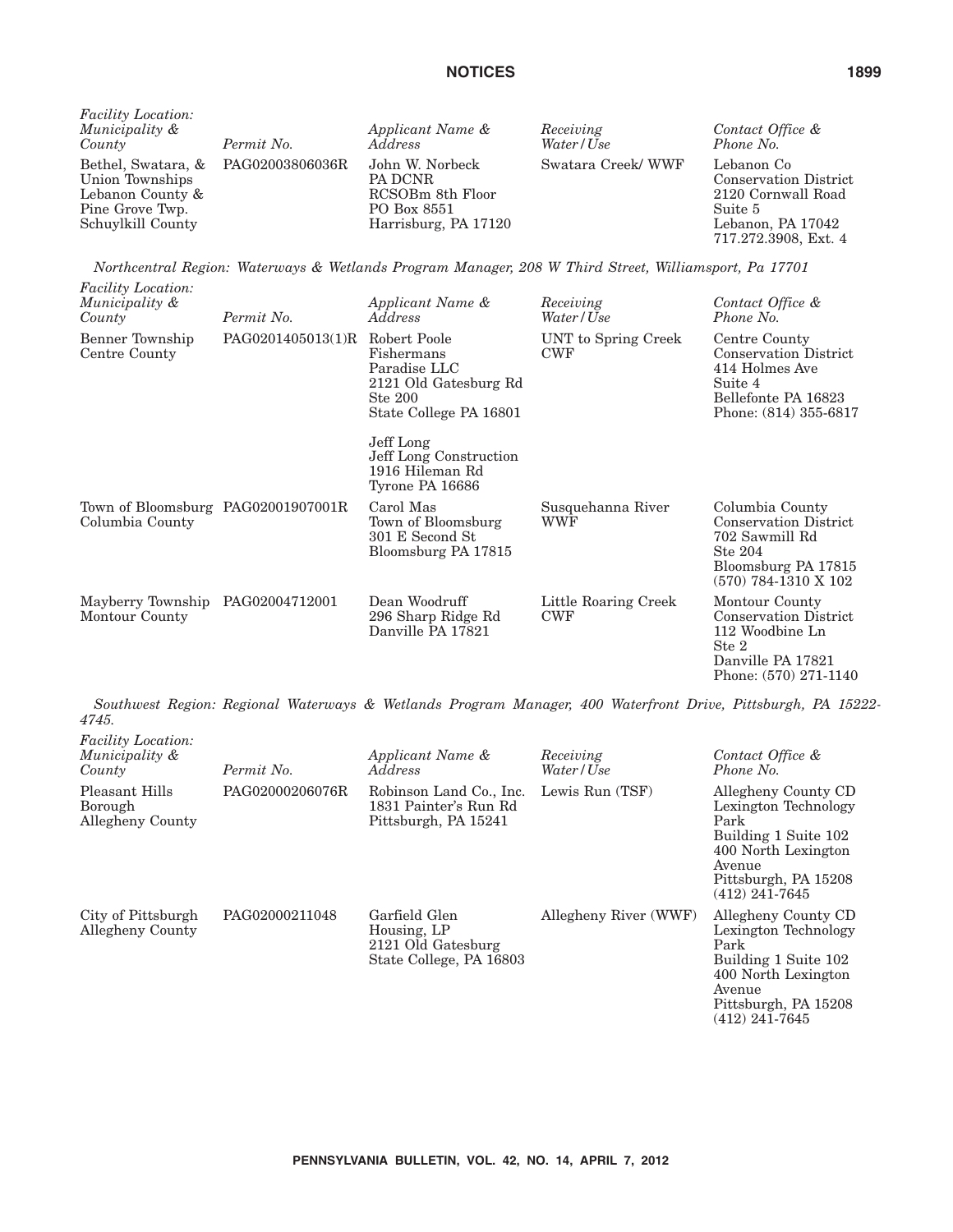| *Facility Location: Municipality & County* | *Permit No.* | *Applicant Name & Address* | *Receiving Water/Use* | *Contact Office & Phone No.* |
| --- | --- | --- | --- | --- |
| Bethel, Swatara, & Union Townships Lebanon County & Pine Grove Twp. Schuylkill County | PAG02003806036R | John W. Norbeck PA DCNR RCSOBm 8th Floor PO Box 8551 Harrisburg, PA 17120 | Swatara Creek/ WWF | Lebanon Co Conservation District 2120 Cornwall Road Suite 5 Lebanon, PA 17042 717.272.3908, Ext. 4 |

*Northcentral Region: Waterways & Wetlands Program Manager, 208 W Third Street, Williamsport, Pa 17701*

| *Facility Location: Municipality & County* | *Permit No.* | *Applicant Name & Address* | *Receiving Water/Use* | *Contact Office & Phone No.* |
| --- | --- | --- | --- | --- |
| Benner Township Centre County | PAG0201405013(1)R | Robert Poole Fishermans Paradise LLC 2121 Old Gatesburg Rd Ste 200 State College PA 16801<br><br>Jeff Long Jeff Long Construction 1916 Hileman Rd Tyrone PA 16686 | UNT to Spring Creek CWF | Centre County Conservation District 414 Holmes Ave Suite 4 Bellefonte PA 16823 Phone: (814) 355-6817 |
| Town of Bloomsburg Columbia County | PAG02001907001R | Carol Mas Town of Bloomsburg 301 E Second St Bloomsburg PA 17815 | Susquehanna River WWF | Columbia County Conservation District 702 Sawmill Rd Ste 204 Bloomsburg PA 17815 (570) 784-1310 X 102 |
| Mayberry Township Montour County | PAG02004712001 | Dean Woodruff 296 Sharp Ridge Rd Danville PA 17821 | Little Roaring Creek CWF | Montour County Conservation District 112 Woodbine Ln Ste 2 Danville PA 17821 Phone: (570) 271-1140 |

*Southwest Region: Regional Waterways & Wetlands Program Manager, 400 Waterfront Drive, Pittsburgh, PA 15222-4745.*

| *Facility Location: Municipality & County* | *Permit No.* | *Applicant Name & Address* | *Receiving Water/Use* | *Contact Office & Phone No.* |
| --- | --- | --- | --- | --- |
| Pleasant Hills Borough Allegheny County | PAG02000206076R | Robinson Land Co., Inc. 1831 Painter's Run Rd Pittsburgh, PA 15241 | Lewis Run (TSF) | Allegheny County CD Lexington Technology Park Building 1 Suite 102 400 North Lexington Avenue Pittsburgh, PA 15208 (412) 241-7645 |
| City of Pittsburgh Allegheny County | PAG02000211048 | Garfield Glen Housing, LP 2121 Old Gatesburg State College, PA 16803 | Allegheny River (WWF) | Allegheny County CD Lexington Technology Park Building 1 Suite 102 400 North Lexington Avenue Pittsburgh, PA 15208 (412) 241-7645 |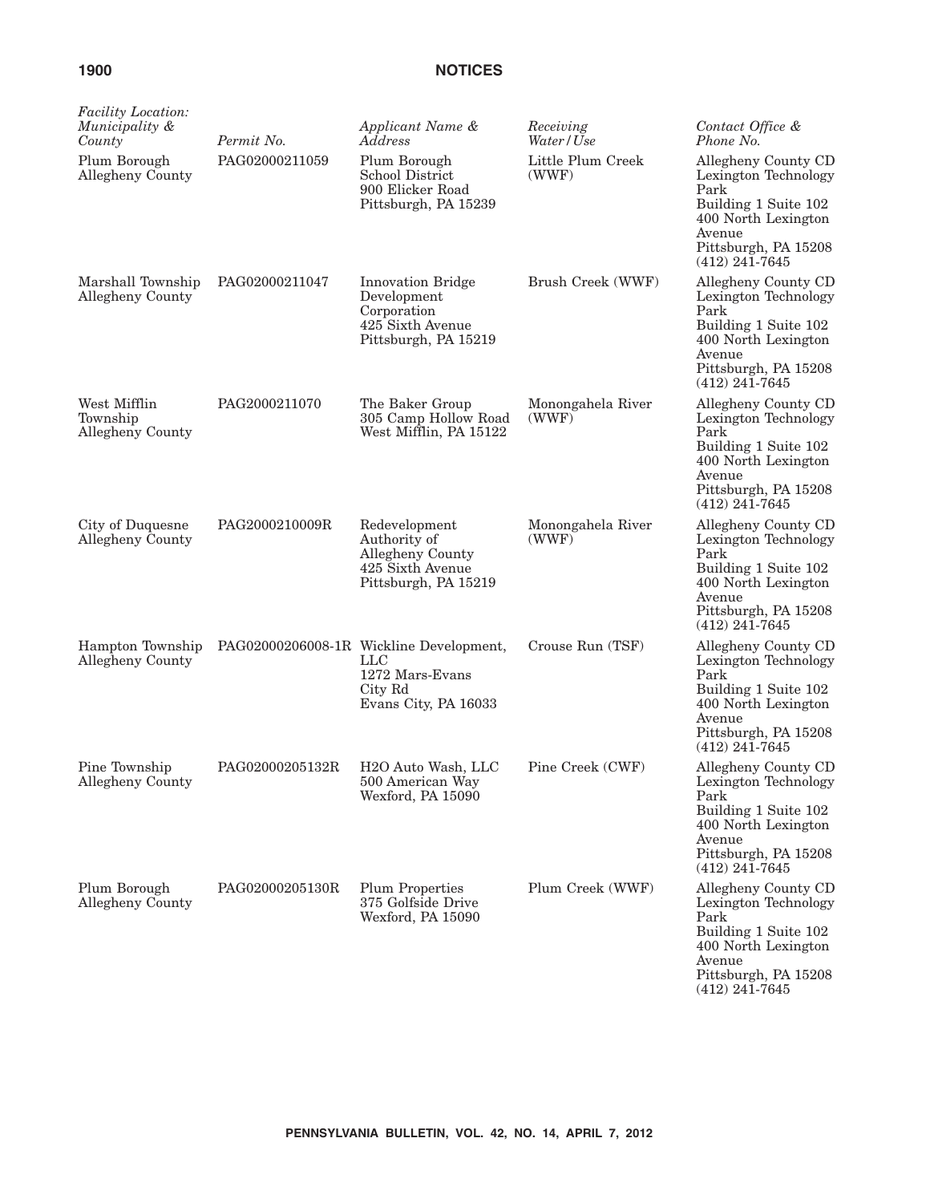| *Facility Location: Municipality & County* | *Permit No.* | *Applicant Name & Address* | *Receiving Water/Use* | *Contact Office & Phone No.* |
|---|---|---|---|---|
| Plum Borough Allegheny County | PAG02000211059 | Plum Borough School District 900 Elicker Road Pittsburgh, PA 15239 | Little Plum Creek (WWF) | Allegheny County CD Lexington Technology Park Building 1 Suite 102 400 North Lexington Avenue Pittsburgh, PA 15208 (412) 241-7645 |
| Marshall Township Allegheny County | PAG02000211047 | Innovation Bridge Development Corporation 425 Sixth Avenue Pittsburgh, PA 15219 | Brush Creek (WWF) | Allegheny County CD Lexington Technology Park Building 1 Suite 102 400 North Lexington Avenue Pittsburgh, PA 15208 (412) 241-7645 |
| West Mifflin Township Allegheny County | PAG2000211070 | The Baker Group 305 Camp Hollow Road West Mifflin, PA 15122 | Monongahela River (WWF) | Allegheny County CD Lexington Technology Park Building 1 Suite 102 400 North Lexington Avenue Pittsburgh, PA 15208 (412) 241-7645 |
| City of Duquesne Allegheny County | PAG2000210009R | Redevelopment Authority of Allegheny County 425 Sixth Avenue Pittsburgh, PA 15219 | Monongahela River (WWF) | Allegheny County CD Lexington Technology Park Building 1 Suite 102 400 North Lexington Avenue Pittsburgh, PA 15208 (412) 241-7645 |
| Hampton Township Allegheny County | PAG02000206008-1R | Wickline Development, LLC 1272 Mars-Evans City Rd Evans City, PA 16033 | Crouse Run (TSF) | Allegheny County CD Lexington Technology Park Building 1 Suite 102 400 North Lexington Avenue Pittsburgh, PA 15208 (412) 241-7645 |
| Pine Township Allegheny County | PAG02000205132R | H2O Auto Wash, LLC 500 American Way Wexford, PA 15090 | Pine Creek (CWF) | Allegheny County CD Lexington Technology Park Building 1 Suite 102 400 North Lexington Avenue Pittsburgh, PA 15208 (412) 241-7645 |
| Plum Borough Allegheny County | PAG02000205130R | Plum Properties 375 Golfside Drive Wexford, PA 15090 | Plum Creek (WWF) | Allegheny County CD Lexington Technology Park Building 1 Suite 102 400 North Lexington Avenue Pittsburgh, PA 15208 (412) 241-7645 |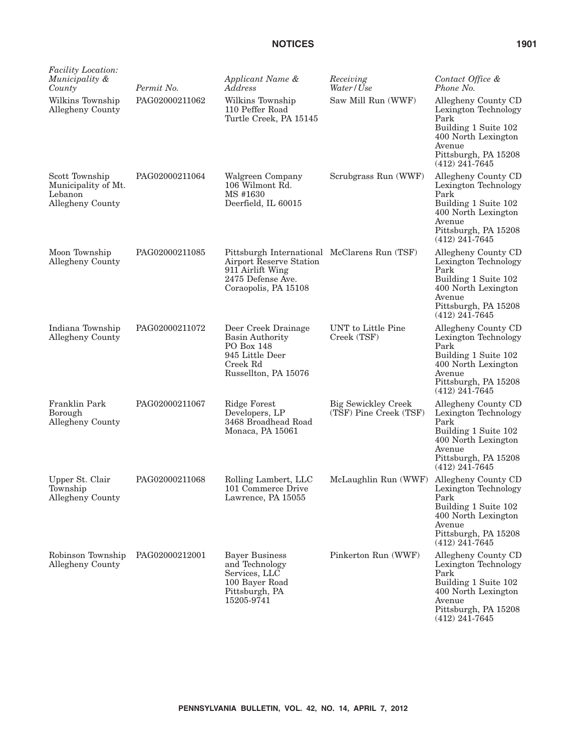| *Facility Location: Municipality & County* | *Permit No.* | *Applicant Name & Address* | *Receiving Water/Use* | *Contact Office & Phone No.* |
|---|---|---|---|---|
| Wilkins Township Allegheny County | PAG02000211062 | Wilkins Township 110 Peffer Road Turtle Creek, PA 15145 | Saw Mill Run (WWF) | Allegheny County CD Lexington Technology Park Building 1 Suite 102 400 North Lexington Avenue Pittsburgh, PA 15208 (412) 241-7645 |
| Scott Township Municipality of Mt. Lebanon Allegheny County | PAG02000211064 | Walgreen Company 106 Wilmont Rd. MS #1630 Deerfield, IL 60015 | Scrubgrass Run (WWF) | Allegheny County CD Lexington Technology Park Building 1 Suite 102 400 North Lexington Avenue Pittsburgh, PA 15208 (412) 241-7645 |
| Moon Township Allegheny County | PAG02000211085 | Pittsburgh International Airport Reserve Station 911 Airlift Wing 2475 Defense Ave. Coraopolis, PA 15108 | McClarens Run (TSF) | Allegheny County CD Lexington Technology Park Building 1 Suite 102 400 North Lexington Avenue Pittsburgh, PA 15208 (412) 241-7645 |
| Indiana Township Allegheny County | PAG02000211072 | Deer Creek Drainage Basin Authority PO Box 148 945 Little Deer Creek Rd Russellton, PA 15076 | UNT to Little Pine Creek (TSF) | Allegheny County CD Lexington Technology Park Building 1 Suite 102 400 North Lexington Avenue Pittsburgh, PA 15208 (412) 241-7645 |
| Franklin Park Borough Allegheny County | PAG02000211067 | Ridge Forest Developers, LP 3468 Broadhead Road Monaca, PA 15061 | Big Sewickley Creek (TSF) Pine Creek (TSF) | Allegheny County CD Lexington Technology Park Building 1 Suite 102 400 North Lexington Avenue Pittsburgh, PA 15208 (412) 241-7645 |
| Upper St. Clair Township Allegheny County | PAG02000211068 | Rolling Lambert, LLC 101 Commerce Drive Lawrence, PA 15055 | McLaughlin Run (WWF) | Allegheny County CD Lexington Technology Park Building 1 Suite 102 400 North Lexington Avenue Pittsburgh, PA 15208 (412) 241-7645 |
| Robinson Township Allegheny County | PAG02000212001 | Bayer Business and Technology Services, LLC 100 Bayer Road Pittsburgh, PA 15205-9741 | Pinkerton Run (WWF) | Allegheny County CD Lexington Technology Park Building 1 Suite 102 400 North Lexington Avenue Pittsburgh, PA 15208 (412) 241-7645 |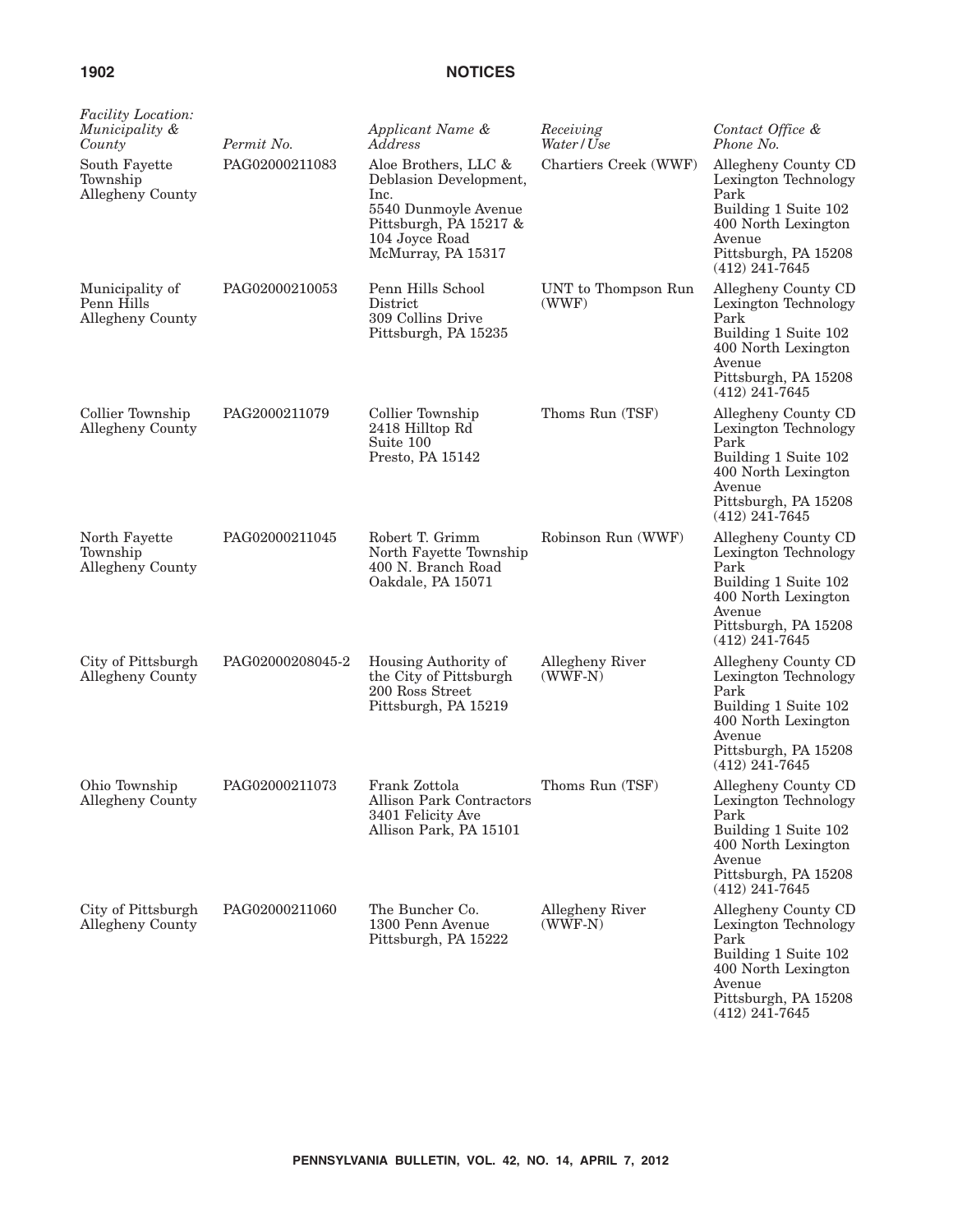| *Facility Location: Municipality & County* | *Permit No.* | *Applicant Name & Address* | *Receiving Water/Use* | *Contact Office & Phone No.* |
|---|---|---|---|---|
| South Fayette Township Allegheny County | PAG02000211083 | Aloe Brothers, LLC & Deblasion Development, Inc. 5540 Dunmoyle Avenue Pittsburgh, PA 15217 & 104 Joyce Road McMurray, PA 15317 | Chartiers Creek (WWF) | Allegheny County CD Lexington Technology Park Building 1 Suite 102 400 North Lexington Avenue Pittsburgh, PA 15208 (412) 241-7645 |
| Municipality of Penn Hills Allegheny County | PAG02000210053 | Penn Hills School District 309 Collins Drive Pittsburgh, PA 15235 | UNT to Thompson Run (WWF) | Allegheny County CD Lexington Technology Park Building 1 Suite 102 400 North Lexington Avenue Pittsburgh, PA 15208 (412) 241-7645 |
| Collier Township Allegheny County | PAG2000211079 | Collier Township 2418 Hilltop Rd Suite 100 Presto, PA 15142 | Thoms Run (TSF) | Allegheny County CD Lexington Technology Park Building 1 Suite 102 400 North Lexington Avenue Pittsburgh, PA 15208 (412) 241-7645 |
| North Fayette Township Allegheny County | PAG02000211045 | Robert T. Grimm North Fayette Township 400 N. Branch Road Oakdale, PA 15071 | Robinson Run (WWF) | Allegheny County CD Lexington Technology Park Building 1 Suite 102 400 North Lexington Avenue Pittsburgh, PA 15208 (412) 241-7645 |
| City of Pittsburgh Allegheny County | PAG02000208045-2 | Housing Authority of the City of Pittsburgh 200 Ross Street Pittsburgh, PA 15219 | Allegheny River (WWF-N) | Allegheny County CD Lexington Technology Park Building 1 Suite 102 400 North Lexington Avenue Pittsburgh, PA 15208 (412) 241-7645 |
| Ohio Township Allegheny County | PAG02000211073 | Frank Zottola Allison Park Contractors 3401 Felicity Ave Allison Park, PA 15101 | Thoms Run (TSF) | Allegheny County CD Lexington Technology Park Building 1 Suite 102 400 North Lexington Avenue Pittsburgh, PA 15208 (412) 241-7645 |
| City of Pittsburgh Allegheny County | PAG02000211060 | The Buncher Co. 1300 Penn Avenue Pittsburgh, PA 15222 | Allegheny River (WWF-N) | Allegheny County CD Lexington Technology Park Building 1 Suite 102 400 North Lexington Avenue Pittsburgh, PA 15208 (412) 241-7645 |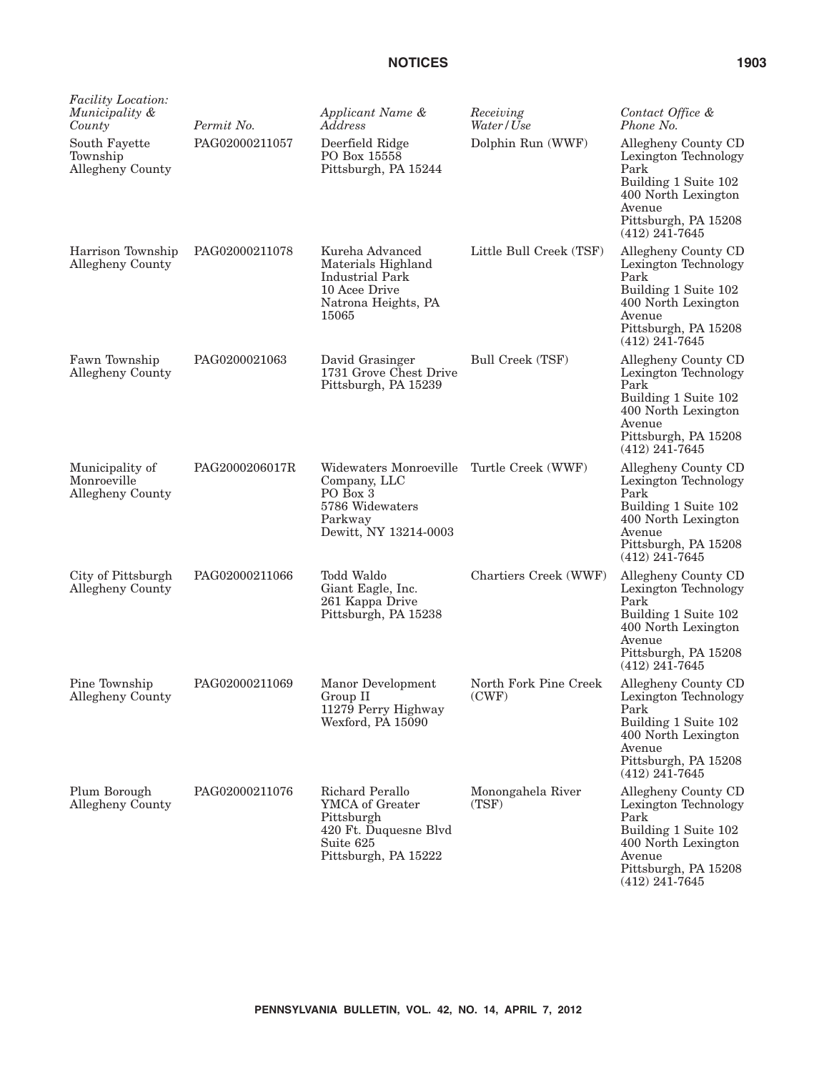| *Facility Location: Municipality & County* | *Permit No.* | *Applicant Name & Address* | *Receiving Water/Use* | *Contact Office & Phone No.* |
|---|---|---|---|---|
| South Fayette Township Allegheny County | PAG02000211057 | Deerfield Ridge PO Box 15558 Pittsburgh, PA 15244 | Dolphin Run (WWF) | Allegheny County CD Lexington Technology Park Building 1 Suite 102 400 North Lexington Avenue Pittsburgh, PA 15208 (412) 241-7645 |
| Harrison Township Allegheny County | PAG02000211078 | Kureha Advanced Materials Highland Industrial Park 10 Acee Drive Natrona Heights, PA 15065 | Little Bull Creek (TSF) | Allegheny County CD Lexington Technology Park Building 1 Suite 102 400 North Lexington Avenue Pittsburgh, PA 15208 (412) 241-7645 |
| Fawn Township Allegheny County | PAG0200021063 | David Grasinger 1731 Grove Chest Drive Pittsburgh, PA 15239 | Bull Creek (TSF) | Allegheny County CD Lexington Technology Park Building 1 Suite 102 400 North Lexington Avenue Pittsburgh, PA 15208 (412) 241-7645 |
| Municipality of Monroeville Allegheny County | PAG2000206017R | Widewaters Monroeville Company, LLC PO Box 3 5786 Widewaters Parkway Dewitt, NY 13214-0003 | Turtle Creek (WWF) | Allegheny County CD Lexington Technology Park Building 1 Suite 102 400 North Lexington Avenue Pittsburgh, PA 15208 (412) 241-7645 |
| City of Pittsburgh Allegheny County | PAG02000211066 | Todd Waldo Giant Eagle, Inc. 261 Kappa Drive Pittsburgh, PA 15238 | Chartiers Creek (WWF) | Allegheny County CD Lexington Technology Park Building 1 Suite 102 400 North Lexington Avenue Pittsburgh, PA 15208 (412) 241-7645 |
| Pine Township Allegheny County | PAG02000211069 | Manor Development Group II 11279 Perry Highway Wexford, PA 15090 | North Fork Pine Creek (CWF) | Allegheny County CD Lexington Technology Park Building 1 Suite 102 400 North Lexington Avenue Pittsburgh, PA 15208 (412) 241-7645 |
| Plum Borough Allegheny County | PAG02000211076 | Richard Perallo YMCA of Greater Pittsburgh 420 Ft. Duquesne Blvd Suite 625 Pittsburgh, PA 15222 | Monongahela River (TSF) | Allegheny County CD Lexington Technology Park Building 1 Suite 102 400 North Lexington Avenue Pittsburgh, PA 15208 (412) 241-7645 |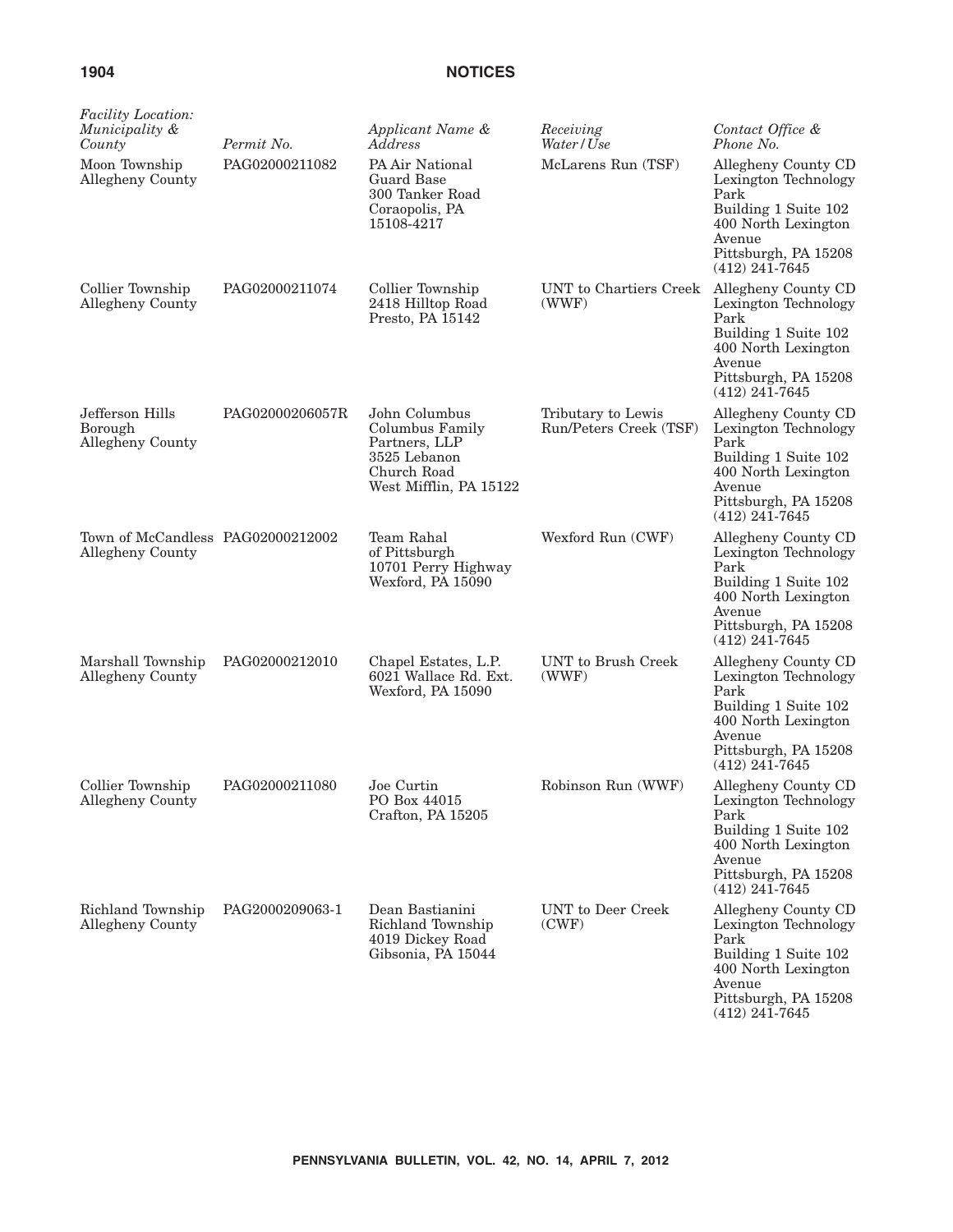| *Facility Location: Municipality & County* | *Permit No.* | *Applicant Name & Address* | *Receiving Water/Use* | *Contact Office & Phone No.* |
|---|---|---|---|---|
| Moon Township Allegheny County | PAG02000211082 | PA Air National Guard Base 300 Tanker Road Coraopolis, PA 15108-4217 | McLarens Run (TSF) | Allegheny County CD Lexington Technology Park Building 1 Suite 102 400 North Lexington Avenue Pittsburgh, PA 15208 (412) 241-7645 |
| Collier Township Allegheny County | PAG02000211074 | Collier Township 2418 Hilltop Road Presto, PA 15142 | UNT to Chartiers Creek (WWF) | Allegheny County CD Lexington Technology Park Building 1 Suite 102 400 North Lexington Avenue Pittsburgh, PA 15208 (412) 241-7645 |
| Jefferson Hills Borough Allegheny County | PAG02000206057R | John Columbus Columbus Family Partners, LLP 3525 Lebanon Church Road West Mifflin, PA 15122 | Tributary to Lewis Run/Peters Creek (TSF) | Allegheny County CD Lexington Technology Park Building 1 Suite 102 400 North Lexington Avenue Pittsburgh, PA 15208 (412) 241-7645 |
| Town of McCandless Allegheny County | PAG02000212002 | Team Rahal of Pittsburgh 10701 Perry Highway Wexford, PA 15090 | Wexford Run (CWF) | Allegheny County CD Lexington Technology Park Building 1 Suite 102 400 North Lexington Avenue Pittsburgh, PA 15208 (412) 241-7645 |
| Marshall Township Allegheny County | PAG02000212010 | Chapel Estates, L.P. 6021 Wallace Rd. Ext. Wexford, PA 15090 | UNT to Brush Creek (WWF) | Allegheny County CD Lexington Technology Park Building 1 Suite 102 400 North Lexington Avenue Pittsburgh, PA 15208 (412) 241-7645 |
| Collier Township Allegheny County | PAG02000211080 | Joe Curtin PO Box 44015 Crafton, PA 15205 | Robinson Run (WWF) | Allegheny County CD Lexington Technology Park Building 1 Suite 102 400 North Lexington Avenue Pittsburgh, PA 15208 (412) 241-7645 |
| Richland Township Allegheny County | PAG2000209063-1 | Dean Bastianini Richland Township 4019 Dickey Road Gibsonia, PA 15044 | UNT to Deer Creek (CWF) | Allegheny County CD Lexington Technology Park Building 1 Suite 102 400 North Lexington Avenue Pittsburgh, PA 15208 (412) 241-7645 |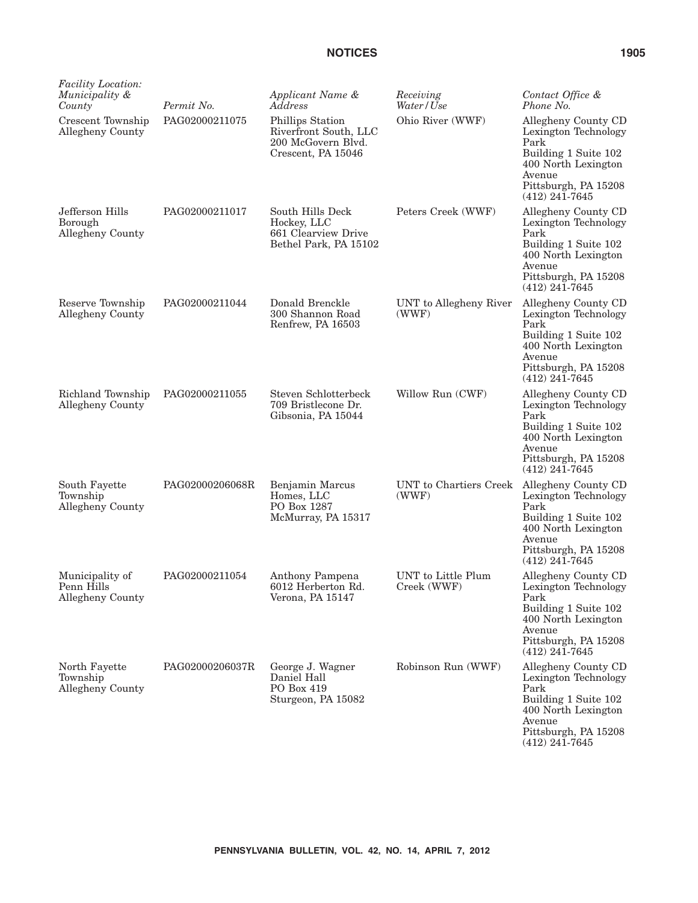| *Facility Location: Municipality & County* | *Permit No.* | *Applicant Name & Address* | *Receiving Water/Use* | *Contact Office & Phone No.* |
| --- | --- | --- | --- | --- |
| Crescent Township Allegheny County | PAG02000211075 | Phillips Station Riverfront South, LLC 200 McGovern Blvd. Crescent, PA 15046 | Ohio River (WWF) | Allegheny County CD Lexington Technology Park Building 1 Suite 102 400 North Lexington Avenue Pittsburgh, PA 15208 (412) 241-7645 |
| Jefferson Hills Borough Allegheny County | PAG02000211017 | South Hills Deck Hockey, LLC 661 Clearview Drive Bethel Park, PA 15102 | Peters Creek (WWF) | Allegheny County CD Lexington Technology Park Building 1 Suite 102 400 North Lexington Avenue Pittsburgh, PA 15208 (412) 241-7645 |
| Reserve Township Allegheny County | PAG02000211044 | Donald Brenckle 300 Shannon Road Renfrew, PA 16503 | UNT to Allegheny River (WWF) | Allegheny County CD Lexington Technology Park Building 1 Suite 102 400 North Lexington Avenue Pittsburgh, PA 15208 (412) 241-7645 |
| Richland Township Allegheny County | PAG02000211055 | Steven Schlotterbeck 709 Bristlecone Dr. Gibsonia, PA 15044 | Willow Run (CWF) | Allegheny County CD Lexington Technology Park Building 1 Suite 102 400 North Lexington Avenue Pittsburgh, PA 15208 (412) 241-7645 |
| South Fayette Township Allegheny County | PAG02000206068R | Benjamin Marcus Homes, LLC PO Box 1287 McMurray, PA 15317 | UNT to Chartiers Creek (WWF) | Allegheny County CD Lexington Technology Park Building 1 Suite 102 400 North Lexington Avenue Pittsburgh, PA 15208 (412) 241-7645 |
| Municipality of Penn Hills Allegheny County | PAG02000211054 | Anthony Pampena 6012 Herberton Rd. Verona, PA 15147 | UNT to Little Plum Creek (WWF) | Allegheny County CD Lexington Technology Park Building 1 Suite 102 400 North Lexington Avenue Pittsburgh, PA 15208 (412) 241-7645 |
| North Fayette Township Allegheny County | PAG02000206037R | George J. Wagner Daniel Hall PO Box 419 Sturgeon, PA 15082 | Robinson Run (WWF) | Allegheny County CD Lexington Technology Park Building 1 Suite 102 400 North Lexington Avenue Pittsburgh, PA 15208 (412) 241-7645 |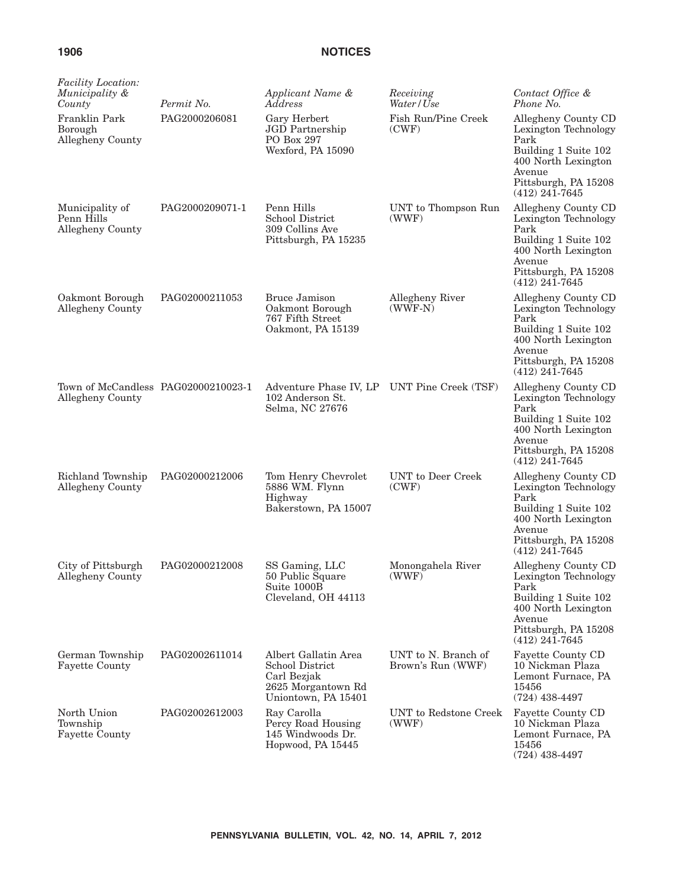| *Facility Location: Municipality & County* | *Permit No.* | *Applicant Name & Address* | *Receiving Water/Use* | *Contact Office & Phone No.* |
|---|---|---|---|---|
| Franklin Park Borough Allegheny County | PAG2000206081 | Gary Herbert JGD Partnership PO Box 297 Wexford, PA 15090 | Fish Run/Pine Creek (CWF) | Allegheny County CD Lexington Technology Park Building 1 Suite 102 400 North Lexington Avenue Pittsburgh, PA 15208 (412) 241-7645 |
| Municipality of Penn Hills Allegheny County | PAG2000209071-1 | Penn Hills School District 309 Collins Ave Pittsburgh, PA 15235 | UNT to Thompson Run (WWF) | Allegheny County CD Lexington Technology Park Building 1 Suite 102 400 North Lexington Avenue Pittsburgh, PA 15208 (412) 241-7645 |
| Oakmont Borough Allegheny County | PAG02000211053 | Bruce Jamison Oakmont Borough 767 Fifth Street Oakmont, PA 15139 | Allegheny River (WWF-N) | Allegheny County CD Lexington Technology Park Building 1 Suite 102 400 North Lexington Avenue Pittsburgh, PA 15208 (412) 241-7645 |
| Town of McCandless Allegheny County | PAG02000210023-1 | Adventure Phase IV, LP 102 Anderson St. Selma, NC 27676 | UNT Pine Creek (TSF) | Allegheny County CD Lexington Technology Park Building 1 Suite 102 400 North Lexington Avenue Pittsburgh, PA 15208 (412) 241-7645 |
| Richland Township Allegheny County | PAG02000212006 | Tom Henry Chevrolet 5886 WM. Flynn Highway Bakerstown, PA 15007 | UNT to Deer Creek (CWF) | Allegheny County CD Lexington Technology Park Building 1 Suite 102 400 North Lexington Avenue Pittsburgh, PA 15208 (412) 241-7645 |
| City of Pittsburgh Allegheny County | PAG02000212008 | SS Gaming, LLC 50 Public Square Suite 1000B Cleveland, OH 44113 | Monongahela River (WWF) | Allegheny County CD Lexington Technology Park Building 1 Suite 102 400 North Lexington Avenue Pittsburgh, PA 15208 (412) 241-7645 |
| German Township Fayette County | PAG02002611014 | Albert Gallatin Area School District Carl Bezjak 2625 Morgantown Rd Uniontown, PA 15401 | UNT to N. Branch of Brown's Run (WWF) | Fayette County CD 10 Nickman Plaza Lemont Furnace, PA 15456 (724) 438-4497 |
| North Union Township Fayette County | PAG02002612003 | Ray Carolla Percy Road Housing 145 Windwoods Dr. Hopwood, PA 15445 | UNT to Redstone Creek (WWF) | Fayette County CD 10 Nickman Plaza Lemont Furnace, PA 15456 (724) 438-4497 |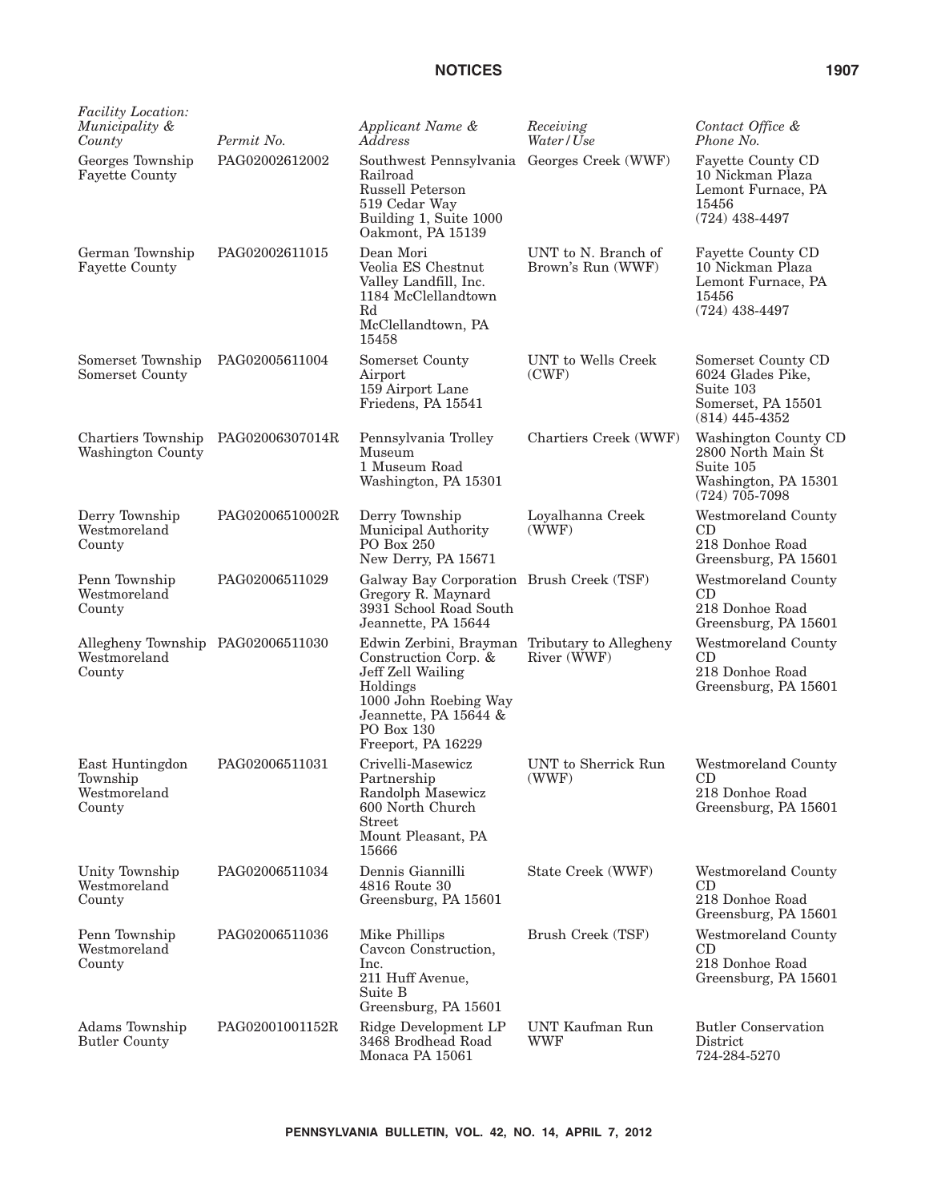| *Facility Location: Municipality & County* | *Permit No.* | *Applicant Name & Address* | *Receiving Water/Use* | *Contact Office & Phone No.* |
|---|---|---|---|---|
| Georges Township Fayette County | PAG02002612002 | Southwest Pennsylvania Railroad Russell Peterson 519 Cedar Way Building 1, Suite 1000 Oakmont, PA 15139 | Georges Creek (WWF) | Fayette County CD 10 Nickman Plaza Lemont Furnace, PA 15456 (724) 438-4497 |
| German Township Fayette County | PAG02002611015 | Dean Mori Veolia ES Chestnut Valley Landfill, Inc. 1184 McClellandtown Rd McClellandtown, PA 15458 | UNT to N. Branch of Brown's Run (WWF) | Fayette County CD 10 Nickman Plaza Lemont Furnace, PA 15456 (724) 438-4497 |
| Somerset Township Somerset County | PAG02005611004 | Somerset County Airport 159 Airport Lane Friedens, PA 15541 | UNT to Wells Creek (CWF) | Somerset County CD 6024 Glades Pike, Suite 103 Somerset, PA 15501 (814) 445-4352 |
| Chartiers Township Washington County | PAG02006307014R | Pennsylvania Trolley Museum 1 Museum Road Washington, PA 15301 | Chartiers Creek (WWF) | Washington County CD 2800 North Main St Suite 105 Washington, PA 15301 (724) 705-7098 |
| Derry Township Westmoreland County | PAG02006510002R | Derry Township Municipal Authority PO Box 250 New Derry, PA 15671 | Loyalhanna Creek (WWF) | Westmoreland County CD 218 Donhoe Road Greensburg, PA 15601 |
| Penn Township Westmoreland County | PAG02006511029 | Galway Bay Corporation Gregory R. Maynard 3931 School Road South Jeannette, PA 15644 | Brush Creek (TSF) | Westmoreland County CD 218 Donhoe Road Greensburg, PA 15601 |
| Allegheny Township Westmoreland County | PAG02006511030 | Edwin Zerbini, Brayman Construction Corp. & Jeff Zell Wailing Holdings 1000 John Roebing Way Jeannette, PA 15644 & PO Box 130 Freeport, PA 16229 | Tributary to Allegheny River (WWF) | Westmoreland County CD 218 Donhoe Road Greensburg, PA 15601 |
| East Huntingdon Township Westmoreland County | PAG02006511031 | Crivelli-Masewicz Partnership Randolph Masewicz 600 North Church Street Mount Pleasant, PA 15666 | UNT to Sherrick Run (WWF) | Westmoreland County CD 218 Donhoe Road Greensburg, PA 15601 |
| Unity Township Westmoreland County | PAG02006511034 | Dennis Giannilli 4816 Route 30 Greensburg, PA 15601 | State Creek (WWF) | Westmoreland County CD 218 Donhoe Road Greensburg, PA 15601 |
| Penn Township Westmoreland County | PAG02006511036 | Mike Phillips Cavcon Construction, Inc. 211 Huff Avenue, Suite B Greensburg, PA 15601 | Brush Creek (TSF) | Westmoreland County CD 218 Donhoe Road Greensburg, PA 15601 |
| Adams Township Butler County | PAG02001001152R | Ridge Development LP 3468 Brodhead Road Monaca PA 15061 | UNT Kaufman Run WWF | Butler Conservation District 724-284-5270 |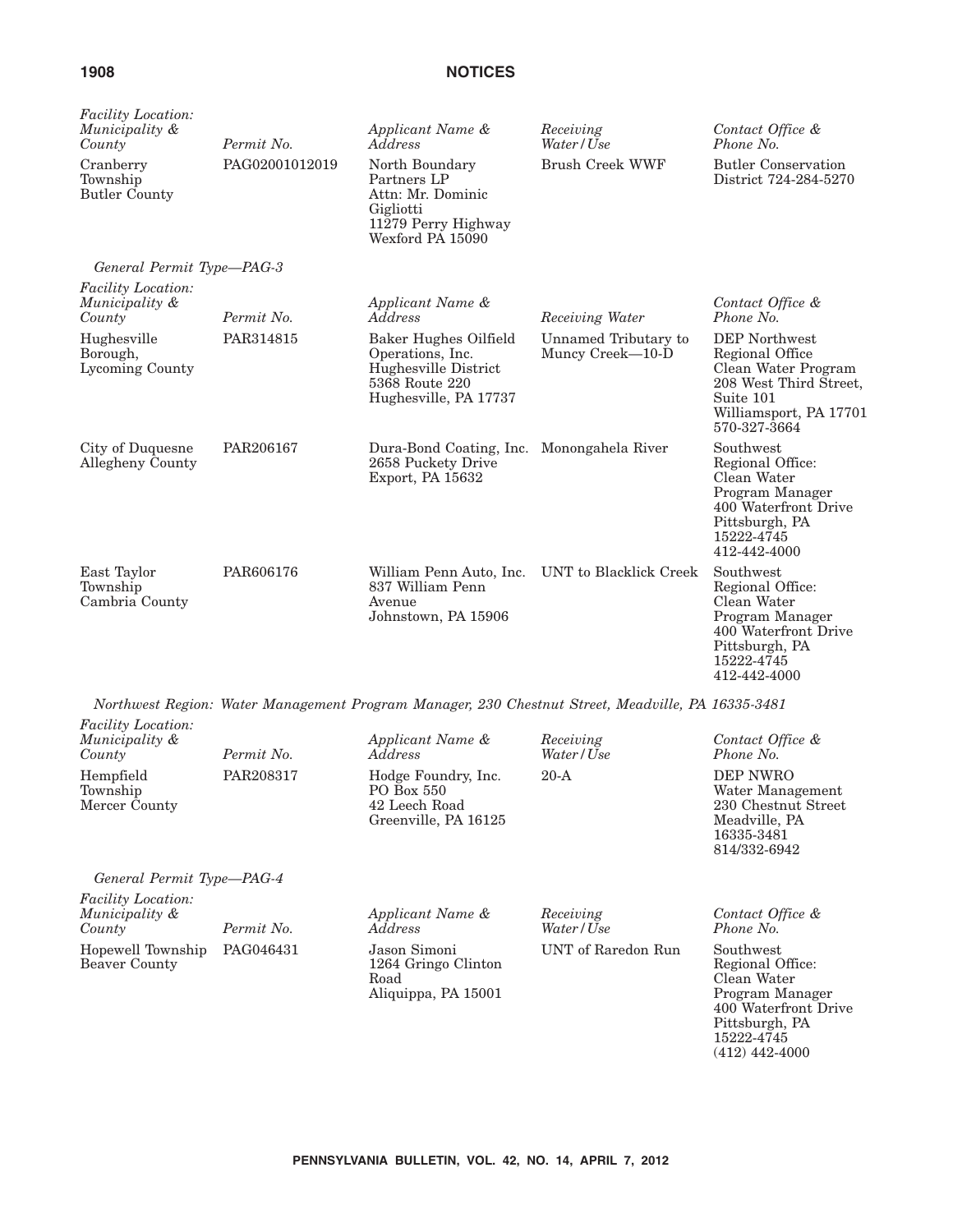| *Facility Location: Municipality & County* | *Permit No.* | *Applicant Name & Address* | *Receiving Water/Use* | *Contact Office & Phone No.* |
| --- | --- | --- | --- | --- |
| Cranberry Township Butler County | PAG02001012019 | North Boundary Partners LP Attn: Mr. Dominic Gigliotti 11279 Perry Highway Wexford PA 15090 | Brush Creek WWF | Butler Conservation District 724-284-5270 |

*General Permit Type—PAG-3*

| *Facility Location: Municipality & County* | *Permit No.* | *Applicant Name & Address* | *Receiving Water* | *Contact Office & Phone No.* |
| --- | --- | --- | --- | --- |
| Hughesville Borough, Lycoming County | PAR314815 | Baker Hughes Oilfield Operations, Inc. Hughesville District 5368 Route 220 Hughesville, PA 17737 | Unnamed Tributary to Muncy Creek—10-D | DEP Northwest Regional Office Clean Water Program 208 West Third Street, Suite 101 Williamsport, PA 17701 570-327-3664 |
| City of Duquesne Allegheny County | PAR206167 | Dura-Bond Coating, Inc. 2658 Puckety Drive Export, PA 15632 | Monongahela River | Southwest Regional Office: Clean Water Program Manager 400 Waterfront Drive Pittsburgh, PA 15222-4745 412-442-4000 |
| East Taylor Township Cambria County | PAR606176 | William Penn Auto, Inc. 837 William Penn Avenue Johnstown, PA 15906 | UNT to Blacklick Creek | Southwest Regional Office: Clean Water Program Manager 400 Waterfront Drive Pittsburgh, PA 15222-4745 412-442-4000 |

*Northwest Region: Water Management Program Manager, 230 Chestnut Street, Meadville, PA 16335-3481*

| *Facility Location: Municipality & County* | *Permit No.* | *Applicant Name & Address* | *Receiving Water/Use* | *Contact Office & Phone No.* |
| --- | --- | --- | --- | --- |
| Hempfield Township Mercer County | PAR208317 | Hodge Foundry, Inc. PO Box 550 42 Leech Road Greenville, PA 16125 | 20-A | DEP NWRO Water Management 230 Chestnut Street Meadville, PA 16335-3481 814/332-6942 |

*General Permit Type—PAG-4*

| *Facility Location: Municipality & County* | *Permit No.* | *Applicant Name & Address* | *Receiving Water/Use* | *Contact Office & Phone No.* |
| --- | --- | --- | --- | --- |
| Hopewell Township Beaver County | PAG046431 | Jason Simoni 1264 Gringo Clinton Road Aliquippa, PA 15001 | UNT of Raredon Run | Southwest Regional Office: Clean Water Program Manager 400 Waterfront Drive Pittsburgh, PA 15222-4745 (412) 442-4000 |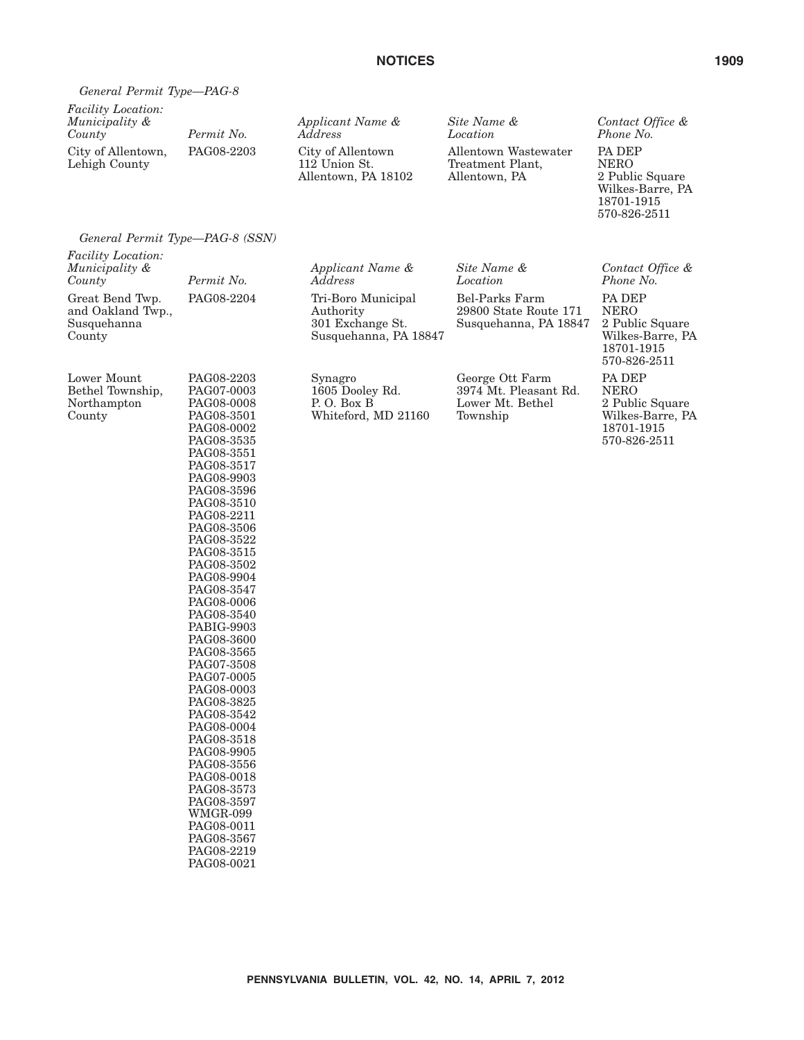*General Permit Type—PAG-8*

| *Facility Location: Municipality & County* | *Permit No.* | *Applicant Name & Address* | *Site Name & Location* | *Contact Office & Phone No.* |
|---|---|---|---|---|
| City of Allentown, Lehigh County | PAG08-2203 | City of Allentown 112 Union St. Allentown, PA 18102 | Allentown Wastewater Treatment Plant, Allentown, PA | PA DEP NERO 2 Public Square Wilkes-Barre, PA 18701-1915 570-826-2511 |

*General Permit Type—PAG-8 (SSN)*

| *Facility Location: Municipality & County* | *Permit No.* | *Applicant Name & Address* | *Site Name & Location* | *Contact Office & Phone No.* |
|---|---|---|---|---|
| Great Bend Twp. and Oakland Twp., Susquehanna County | PAG08-2204 | Tri-Boro Municipal Authority 301 Exchange St. Susquehanna, PA 18847 | Bel-Parks Farm 29800 State Route 171 Susquehanna, PA 18847 | PA DEP NERO 2 Public Square Wilkes-Barre, PA 18701-1915 570-826-2511 |
| Lower Mount Bethel Township, Northampton County | PAG08-2203 PAG07-0003 PAG08-0008 PAG08-3501 PAG08-0002 PAG08-3535 PAG08-3551 PAG08-3517 PAG08-9903 PAG08-3596 PAG08-3510 PAG08-2211 PAG08-3506 PAG08-3522 PAG08-3515 PAG08-3502 PAG08-9904 PAG08-3547 PAG08-0006 PAG08-3540 PABIG-9903 PAG08-3600 PAG08-3565 PAG07-3508 PAG07-0005 PAG08-0003 PAG08-3825 PAG08-3542 PAG08-0004 PAG08-3518 PAG08-9905 PAG08-3556 PAG08-0018 PAG08-3573 PAG08-3597 WMGR-099 PAG08-0011 PAG08-3567 PAG08-2219 PAG08-0021 | Synagro 1605 Dooley Rd. P. O. Box B Whiteford, MD 21160 | George Ott Farm 3974 Mt. Pleasant Rd. Lower Mt. Bethel Township | PA DEP NERO 2 Public Square Wilkes-Barre, PA 18701-1915 570-826-2511 |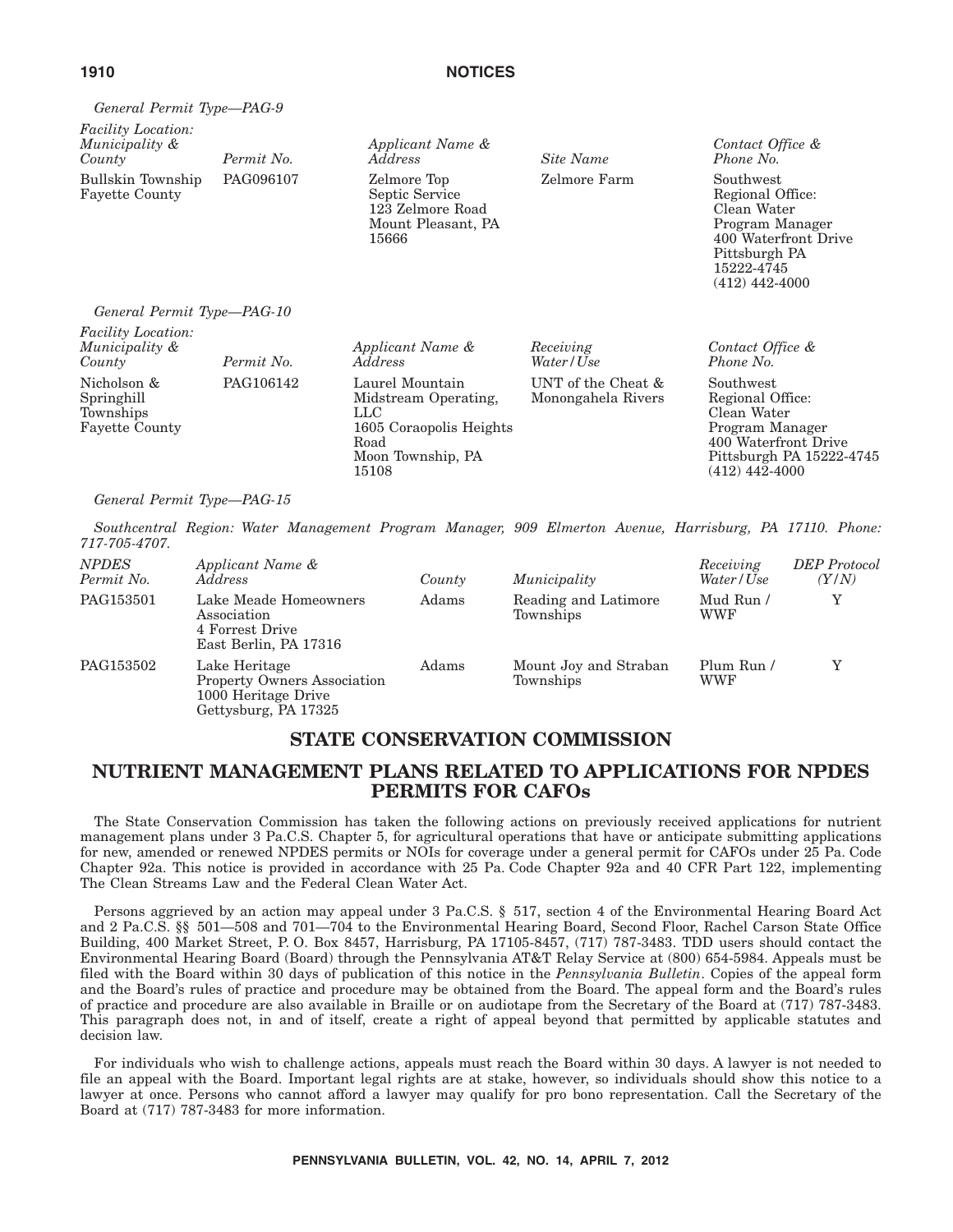*General Permit Type—PAG-9*

| *Facility Location: Municipality & County* | *Permit No.* | *Applicant Name & Address* | *Site Name* | *Contact Office & Phone No.* |
|---|---|---|---|---|
| Bullskin Township Fayette County | PAG096107 | Zelmore Top Septic Service 123 Zelmore Road Mount Pleasant, PA 15666 | Zelmore Farm | Southwest Regional Office: Clean Water Program Manager 400 Waterfront Drive Pittsburgh PA 15222-4745 (412) 442-4000 |

*General Permit Type—PAG-10*

| *Facility Location: Municipality & County* | *Permit No.* | *Applicant Name & Address* | *Receiving Water/Use* | *Contact Office & Phone No.* |
|---|---|---|---|---|
| Nicholson & Springhill Townships Fayette County | PAG106142 | Laurel Mountain Midstream Operating, LLC 1605 Coraopolis Heights Road Moon Township, PA 15108 | UNT of the Cheat & Monongahela Rivers | Southwest Regional Office: Clean Water Program Manager 400 Waterfront Drive Pittsburgh PA 15222-4745 (412) 442-4000 |

*General Permit Type—PAG-15*

*Southcentral Region: Water Management Program Manager, 909 Elmerton Avenue, Harrisburg, PA 17110. Phone: 717-705-4707.*

| *NPDES Permit No.* | *Applicant Name & Address* | *County* | *Municipality* | *Receiving Water/Use* | *DEP Protocol (Y/N)* |
|---|---|---|---|---|---|
| PAG153501 | Lake Meade Homeowners Association 4 Forrest Drive East Berlin, PA 17316 | Adams | Reading and Latimore Townships | Mud Run / WWF | Y |
| PAG153502 | Lake Heritage Property Owners Association 1000 Heritage Drive Gettysburg, PA 17325 | Adams | Mount Joy and Straban Townships | Plum Run / WWF | Y |

## STATE CONSERVATION COMMISSION

## NUTRIENT MANAGEMENT PLANS RELATED TO APPLICATIONS FOR NPDES PERMITS FOR CAFOs

The State Conservation Commission has taken the following actions on previously received applications for nutrient management plans under 3 Pa.C.S. Chapter 5, for agricultural operations that have or anticipate submitting applications for new, amended or renewed NPDES permits or NOIs for coverage under a general permit for CAFOs under 25 Pa. Code Chapter 92a. This notice is provided in accordance with 25 Pa. Code Chapter 92a and 40 CFR Part 122, implementing The Clean Streams Law and the Federal Clean Water Act.

Persons aggrieved by an action may appeal under 3 Pa.C.S. § 517, section 4 of the Environmental Hearing Board Act and 2 Pa.C.S. §§ 501—508 and 701—704 to the Environmental Hearing Board, Second Floor, Rachel Carson State Office Building, 400 Market Street, P. O. Box 8457, Harrisburg, PA 17105-8457, (717) 787-3483. TDD users should contact the Environmental Hearing Board (Board) through the Pennsylvania AT&T Relay Service at (800) 654-5984. Appeals must be filed with the Board within 30 days of publication of this notice in the *Pennsylvania Bulletin*. Copies of the appeal form and the Board's rules of practice and procedure may be obtained from the Board. The appeal form and the Board's rules of practice and procedure are also available in Braille or on audiotape from the Secretary of the Board at (717) 787-3483. This paragraph does not, in and of itself, create a right of appeal beyond that permitted by applicable statutes and decision law.

For individuals who wish to challenge actions, appeals must reach the Board within 30 days. A lawyer is not needed to file an appeal with the Board. Important legal rights are at stake, however, so individuals should show this notice to a lawyer at once. Persons who cannot afford a lawyer may qualify for pro bono representation. Call the Secretary of the Board at (717) 787-3483 for more information.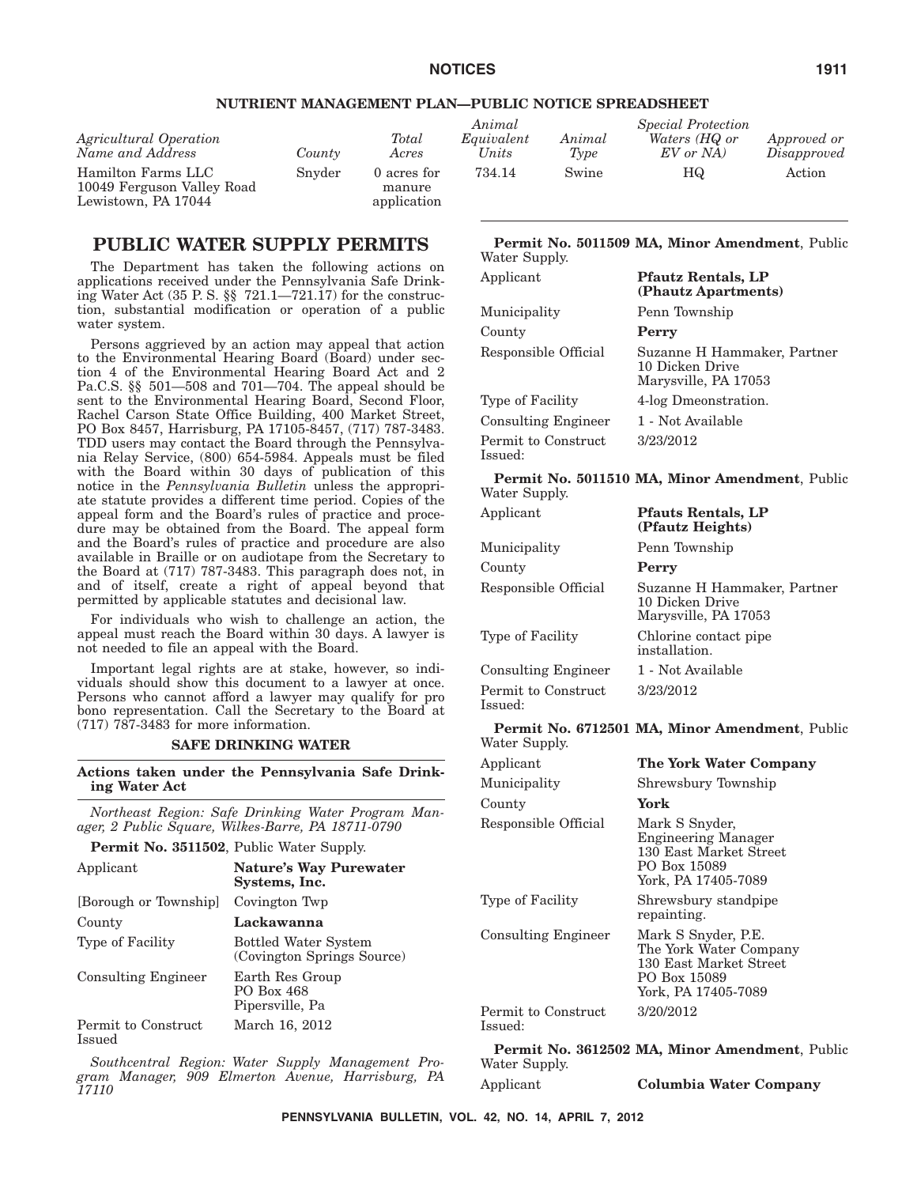## NUTRIENT MANAGEMENT PLAN—PUBLIC NOTICE SPREADSHEET

| *Agricultural Operation Name and Address* | *County* | *Total Acres* | *Animal Equivalent Units* | *Animal Type* | *Special Protection Waters (HQ or EV or NA)* | *Approved or Disapproved* |
|---|---|---|---|---|---|---|
| Hamilton Farms LLC 10049 Ferguson Valley Road Lewistown, PA 17044 | Snyder | 0 acres for manure application | 734.14 | Swine | HQ | Action |

# PUBLIC WATER SUPPLY PERMITS

The Department has taken the following actions on applications received under the Pennsylvania Safe Drinking Water Act (35 P. S. §§ 721.1—721.17) for the construction, substantial modification or operation of a public water system.

Persons aggrieved by an action may appeal that action to the Environmental Hearing Board (Board) under section 4 of the Environmental Hearing Board Act and 2 Pa.C.S. §§ 501—508 and 701—704. The appeal should be sent to the Environmental Hearing Board, Second Floor, Rachel Carson State Office Building, 400 Market Street, PO Box 8457, Harrisburg, PA 17105-8457, (717) 787-3483. TDD users may contact the Board through the Pennsylvania Relay Service, (800) 654-5984. Appeals must be filed with the Board within 30 days of publication of this notice in the *Pennsylvania Bulletin* unless the appropriate statute provides a different time period. Copies of the appeal form and the Board's rules of practice and procedure may be obtained from the Board. The appeal form and the Board's rules of practice and procedure are also available in Braille or on audiotape from the Secretary to the Board at (717) 787-3483. This paragraph does not, in and of itself, create a right of appeal beyond that permitted by applicable statutes and decisional law.

For individuals who wish to challenge an action, the appeal must reach the Board within 30 days. A lawyer is not needed to file an appeal with the Board.

Important legal rights are at stake, however, so individuals should show this document to a lawyer at once. Persons who cannot afford a lawyer may qualify for pro bono representation. Call the Secretary to the Board at (717) 787-3483 for more information.

### SAFE DRINKING WATER

### Actions taken under the Pennsylvania Safe Drinking Water Act

*Northeast Region: Safe Drinking Water Program Manager, 2 Public Square, Wilkes-Barre, PA 18711-0790*

**Permit No. 3511502**, Public Water Supply.

| | |
|---|---|
| Applicant | **Nature's Way Purewater Systems, Inc.** |
| [Borough or Township] | Covington Twp |
| County | **Lackawanna** |
| Type of Facility | Bottled Water System (Covington Springs Source) |
| Consulting Engineer | Earth Res Group PO Box 468 Pipersville, Pa |
| Permit to Construct Issued | March 16, 2012 |

*Southcentral Region: Water Supply Management Program Manager, 909 Elmerton Avenue, Harrisburg, PA 17110*

**Permit No. 5011509 MA, Minor Amendment**, Public Water Supply.

| | |
|---|---|
| Applicant | **Pfautz Rentals, LP (Phautz Apartments)** |
| Municipality | Penn Township |
| County | **Perry** |
| Responsible Official | Suzanne H Hammaker, Partner 10 Dicken Drive Marysville, PA 17053 |
| Type of Facility | 4-log Dmeonstration. |
| Consulting Engineer | 1 - Not Available |
| Permit to Construct Issued: | 3/23/2012 |

**Permit No. 5011510 MA, Minor Amendment**, Public Water Supply.

| | |
|---|---|
| Applicant | **Pfauts Rentals, LP (Pfautz Heights)** |
| Municipality | Penn Township |
| County | **Perry** |
| Responsible Official | Suzanne H Hammaker, Partner 10 Dicken Drive Marysville, PA 17053 |
| Type of Facility | Chlorine contact pipe installation. |
| Consulting Engineer | 1 - Not Available |
| Permit to Construct Issued: | 3/23/2012 |

**Permit No. 6712501 MA, Minor Amendment**, Public Water Supply.

| | |
|---|---|
| Applicant | **The York Water Company** |
| Municipality | Shrewsbury Township |
| County | **York** |
| Responsible Official | Mark S Snyder, Engineering Manager 130 East Market Street PO Box 15089 York, PA 17405-7089 |
| Type of Facility | Shrewsbury standpipe repainting. |
| Consulting Engineer | Mark S Snyder, P.E. The York Water Company 130 East Market Street PO Box 15089 York, PA 17405-7089 |
| Permit to Construct Issued: | 3/20/2012 |

**Permit No. 3612502 MA, Minor Amendment**, Public Water Supply.

| | |
|---|---|
| Applicant | **Columbia Water Company** |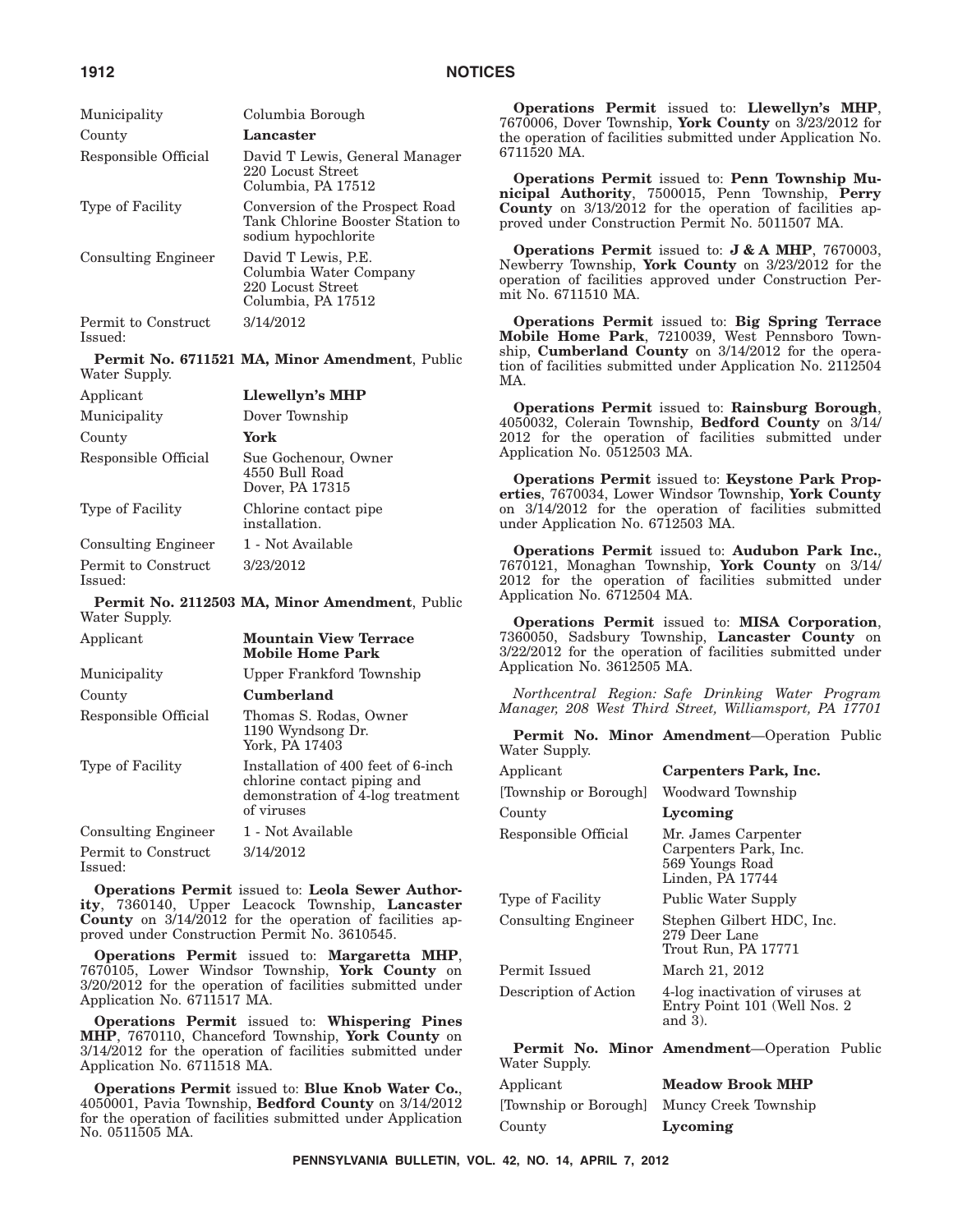| | |
|---|---|
| Municipality | Columbia Borough |
| County | **Lancaster** |
| Responsible Official | David T Lewis, General Manager<br>220 Locust Street<br>Columbia, PA 17512 |
| Type of Facility | Conversion of the Prospect Road Tank Chlorine Booster Station to sodium hypochlorite |
| Consulting Engineer | David T Lewis, P.E.<br>Columbia Water Company<br>220 Locust Street<br>Columbia, PA 17512 |
| Permit to Construct Issued: | 3/14/2012 |

**Permit No. 6711521 MA, Minor Amendment**, Public Water Supply.

| | |
|---|---|
| Applicant | **Llewellyn's MHP** |
| Municipality | Dover Township |
| County | **York** |
| Responsible Official | Sue Gochenour, Owner<br>4550 Bull Road<br>Dover, PA 17315 |
| Type of Facility | Chlorine contact pipe installation. |
| Consulting Engineer | 1 - Not Available |
| Permit to Construct Issued: | 3/23/2012 |

**Permit No. 2112503 MA, Minor Amendment**, Public Water Supply.

| | |
|---|---|
| Applicant | **Mountain View Terrace Mobile Home Park** |
| Municipality | Upper Frankford Township |
| County | **Cumberland** |
| Responsible Official | Thomas S. Rodas, Owner<br>1190 Wyndsong Dr.<br>York, PA 17403 |
| Type of Facility | Installation of 400 feet of 6-inch chlorine contact piping and demonstration of 4-log treatment of viruses |
| Consulting Engineer | 1 - Not Available |
| Permit to Construct Issued: | 3/14/2012 |

**Operations Permit** issued to: **Leola Sewer Authority**, 7360140, Upper Leacock Township, **Lancaster County** on 3/14/2012 for the operation of facilities approved under Construction Permit No. 3610545.

**Operations Permit** issued to: **Margaretta MHP**, 7670105, Lower Windsor Township, **York County** on 3/20/2012 for the operation of facilities submitted under Application No. 6711517 MA.

**Operations Permit** issued to: **Whispering Pines MHP**, 7670110, Chanceford Township, **York County** on 3/14/2012 for the operation of facilities submitted under Application No. 6711518 MA.

**Operations Permit** issued to: **Blue Knob Water Co.**, 4050001, Pavia Township, **Bedford County** on 3/14/2012 for the operation of facilities submitted under Application No. 0511505 MA.

**Operations Permit** issued to: **Llewellyn's MHP**, 7670006, Dover Township, **York County** on 3/23/2012 for the operation of facilities submitted under Application No. 6711520 MA.

**Operations Permit** issued to: **Penn Township Municipal Authority**, 7500015, Penn Township, **Perry County** on 3/13/2012 for the operation of facilities approved under Construction Permit No. 5011507 MA.

**Operations Permit** issued to: **J & A MHP**, 7670003, Newberry Township, **York County** on 3/23/2012 for the operation of facilities approved under Construction Permit No. 6711510 MA.

**Operations Permit** issued to: **Big Spring Terrace Mobile Home Park**, 7210039, West Pennsboro Township, **Cumberland County** on 3/14/2012 for the operation of facilities submitted under Application No. 2112504 MA.

**Operations Permit** issued to: **Rainsburg Borough**, 4050032, Colerain Township, **Bedford County** on 3/14/2012 for the operation of facilities submitted under Application No. 0512503 MA.

**Operations Permit** issued to: **Keystone Park Properties**, 7670034, Lower Windsor Township, **York County** on 3/14/2012 for the operation of facilities submitted under Application No. 6712503 MA.

**Operations Permit** issued to: **Audubon Park Inc.**, 7670121, Monaghan Township, **York County** on 3/14/2012 for the operation of facilities submitted under Application No. 6712504 MA.

**Operations Permit** issued to: **MISA Corporation**, 7360050, Sadsbury Township, **Lancaster County** on 3/22/2012 for the operation of facilities submitted under Application No. 3612505 MA.

*Northcentral Region: Safe Drinking Water Program Manager, 208 West Third Street, Williamsport, PA 17701*

**Permit No. Minor Amendment**—Operation Public Water Supply.

| | |
|---|---|
| Applicant | **Carpenters Park, Inc.** |
| [Township or Borough] | Woodward Township |
| County | **Lycoming** |
| Responsible Official | Mr. James Carpenter<br>Carpenters Park, Inc.<br>569 Youngs Road<br>Linden, PA 17744 |
| Type of Facility | Public Water Supply |
| Consulting Engineer | Stephen Gilbert HDC, Inc.<br>279 Deer Lane<br>Trout Run, PA 17771 |
| Permit Issued | March 21, 2012 |
| Description of Action | 4-log inactivation of viruses at Entry Point 101 (Well Nos. 2 and 3). |

**Permit No. Minor Amendment**—Operation Public Water Supply.

| | |
|---|---|
| Applicant | **Meadow Brook MHP** |
| [Township or Borough] | Muncy Creek Township |
| County | **Lycoming** |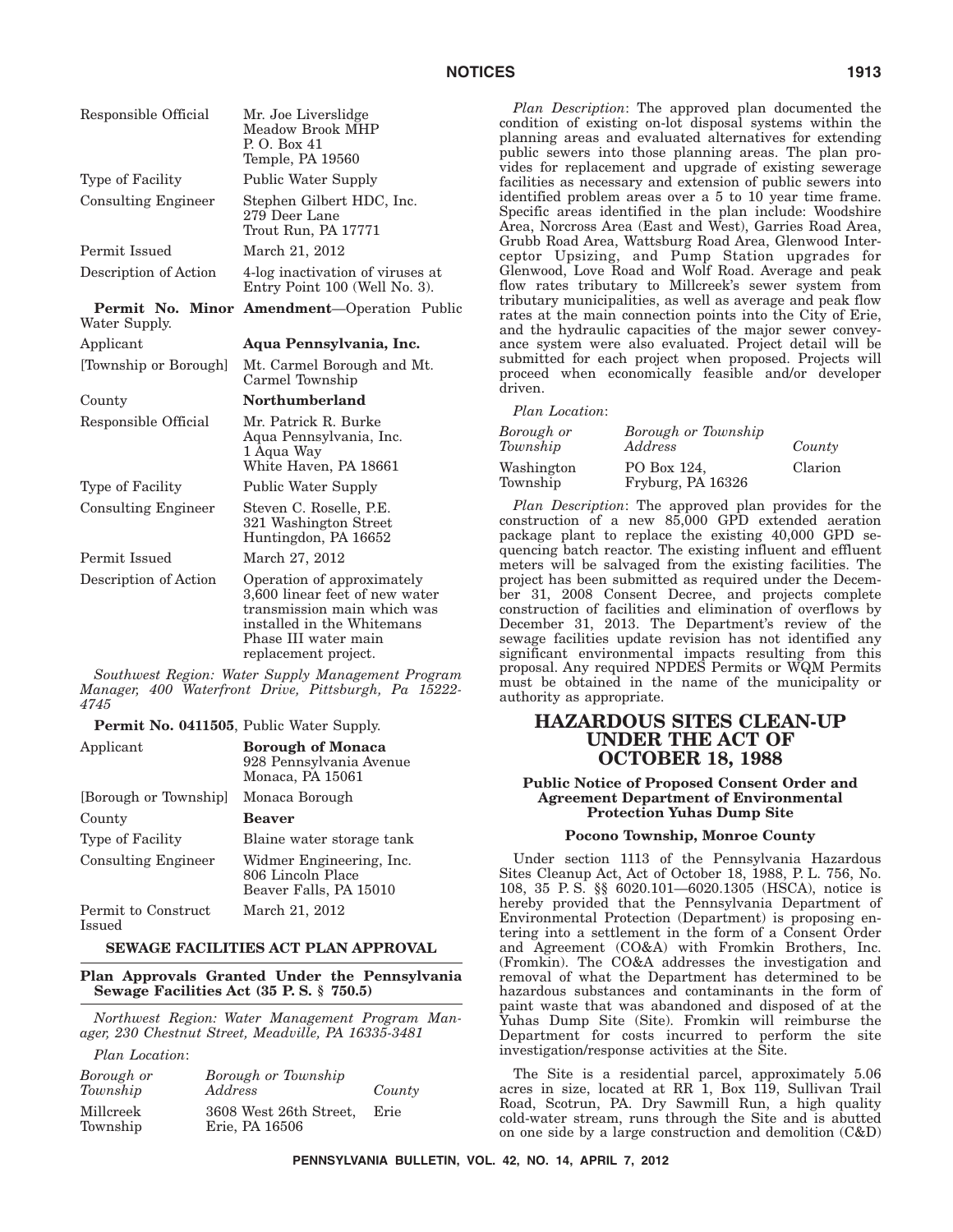| | |
|---|---|
| Responsible Official | Mr. Joe Liverslidge<br>Meadow Brook MHP<br>P. O. Box 41<br>Temple, PA 19560 |
| Type of Facility | Public Water Supply |
| Consulting Engineer | Stephen Gilbert HDC, Inc.<br>279 Deer Lane<br>Trout Run, PA 17771 |
| Permit Issued | March 21, 2012 |
| Description of Action | 4-log inactivation of viruses at Entry Point 100 (Well No. 3). |

**Permit No. Minor Amendment**—Operation Public Water Supply.

| | |
|---|---|
| Applicant | **Aqua Pennsylvania, Inc.** |
| [Township or Borough] | Mt. Carmel Borough and Mt. Carmel Township |
| County | **Northumberland** |
| Responsible Official | Mr. Patrick R. Burke<br>Aqua Pennsylvania, Inc.<br>1 Aqua Way<br>White Haven, PA 18661 |
| Type of Facility | Public Water Supply |
| Consulting Engineer | Steven C. Roselle, P.E.<br>321 Washington Street<br>Huntingdon, PA 16652 |
| Permit Issued | March 27, 2012 |
| Description of Action | Operation of approximately 3,600 linear feet of new water transmission main which was installed in the Whitemans Phase III water main replacement project. |

*Southwest Region: Water Supply Management Program Manager, 400 Waterfront Drive, Pittsburgh, Pa 15222-4745*

**Permit No. 0411505**, Public Water Supply.

| | |
|---|---|
| Applicant | **Borough of Monaca**<br>928 Pennsylvania Avenue<br>Monaca, PA 15061 |
| [Borough or Township] | Monaca Borough |
| County | **Beaver** |
| Type of Facility | Blaine water storage tank |
| Consulting Engineer | Widmer Engineering, Inc.<br>806 Lincoln Place<br>Beaver Falls, PA 15010 |
| Permit to Construct Issued | March 21, 2012 |

## SEWAGE FACILITIES ACT PLAN APPROVAL

### Plan Approvals Granted Under the Pennsylvania Sewage Facilities Act (35 P. S. § 750.5)

*Northwest Region: Water Management Program Manager, 230 Chestnut Street, Meadville, PA 16335-3481*

*Plan Location*:

| *Borough or Township* | *Borough or Township Address* | *County* |
|---|---|---|
| Millcreek Township | 3608 West 26th Street, Erie, PA 16506 | Erie |

*Plan Description*: The approved plan documented the condition of existing on-lot disposal systems within the planning areas and evaluated alternatives for extending public sewers into those planning areas. The plan provides for replacement and upgrade of existing sewerage facilities as necessary and extension of public sewers into identified problem areas over a 5 to 10 year time frame. Specific areas identified in the plan include: Woodshire Area, Norcross Area (East and West), Garries Road Area, Grubb Road Area, Wattsburg Road Area, Glenwood Interceptor Upsizing, and Pump Station upgrades for Glenwood, Love Road and Wolf Road. Average and peak flow rates tributary to Millcreek's sewer system from tributary municipalities, as well as average and peak flow rates at the main connection points into the City of Erie, and the hydraulic capacities of the major sewer conveyance system were also evaluated. Project detail will be submitted for each project when proposed. Projects will proceed when economically feasible and/or developer driven.

*Plan Location*:

| *Borough or Township* | *Borough or Township Address* | *County* |
|---|---|---|
| Washington Township | PO Box 124, Fryburg, PA 16326 | Clarion |

*Plan Description*: The approved plan provides for the construction of a new 85,000 GPD extended aeration package plant to replace the existing 40,000 GPD sequencing batch reactor. The existing influent and effluent meters will be salvaged from the existing facilities. The project has been submitted as required under the December 31, 2008 Consent Decree, and projects complete construction of facilities and elimination of overflows by December 31, 2013. The Department's review of the sewage facilities update revision has not identified any significant environmental impacts resulting from this proposal. Any required NPDES Permits or WQM Permits must be obtained in the name of the municipality or authority as appropriate.

## HAZARDOUS SITES CLEAN-UP UNDER THE ACT OF OCTOBER 18, 1988

### Public Notice of Proposed Consent Order and Agreement Department of Environmental Protection Yuhas Dump Site

#### Pocono Township, Monroe County

Under section 1113 of the Pennsylvania Hazardous Sites Cleanup Act, Act of October 18, 1988, P. L. 756, No. 108, 35 P. S. §§ 6020.101—6020.1305 (HSCA), notice is hereby provided that the Pennsylvania Department of Environmental Protection (Department) is proposing entering into a settlement in the form of a Consent Order and Agreement (CO&A) with Fromkin Brothers, Inc. (Fromkin). The CO&A addresses the investigation and removal of what the Department has determined to be hazardous substances and contaminants in the form of paint waste that was abandoned and disposed of at the Yuhas Dump Site (Site). Fromkin will reimburse the Department for costs incurred to perform the site investigation/response activities at the Site.

The Site is a residential parcel, approximately 5.06 acres in size, located at RR 1, Box 119, Sullivan Trail Road, Scotrun, PA. Dry Sawmill Run, a high quality cold-water stream, runs through the Site and is abutted on one side by a large construction and demolition (C&D)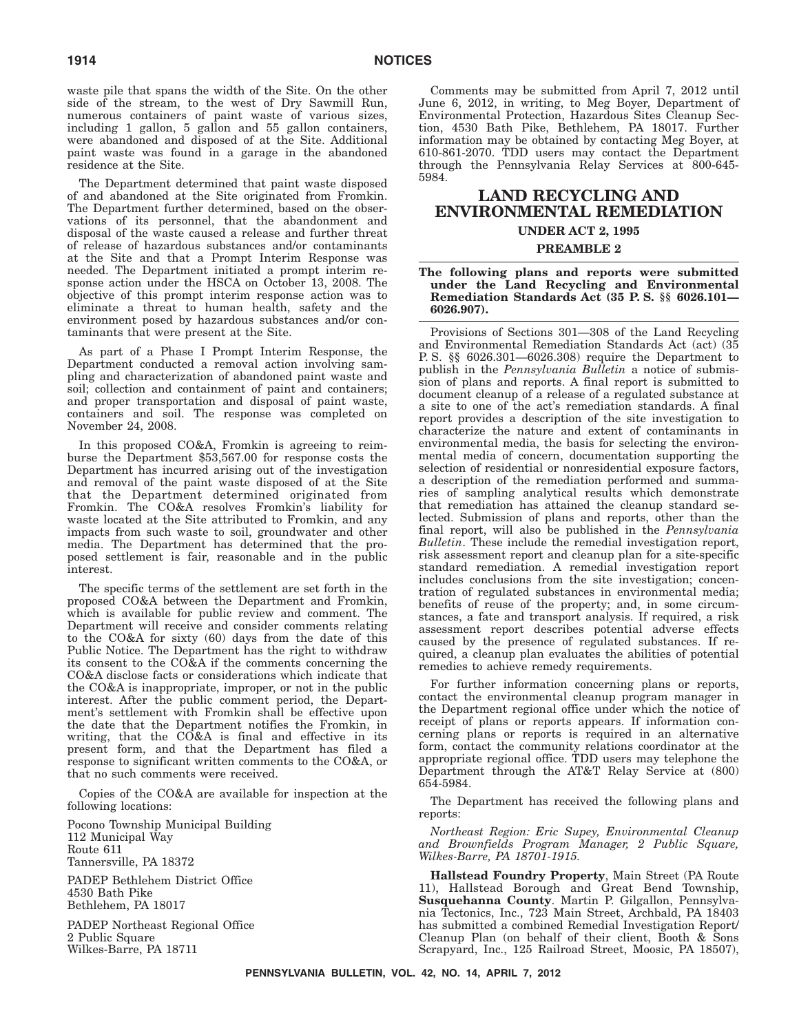waste pile that spans the width of the Site. On the other side of the stream, to the west of Dry Sawmill Run, numerous containers of paint waste of various sizes, including 1 gallon, 5 gallon and 55 gallon containers, were abandoned and disposed of at the Site. Additional paint waste was found in a garage in the abandoned residence at the Site.

The Department determined that paint waste disposed of and abandoned at the Site originated from Fromkin. The Department further determined, based on the observations of its personnel, that the abandonment and disposal of the waste caused a release and further threat of release of hazardous substances and/or contaminants at the Site and that a Prompt Interim Response was needed. The Department initiated a prompt interim response action under the HSCA on October 13, 2008. The objective of this prompt interim response action was to eliminate a threat to human health, safety and the environment posed by hazardous substances and/or contaminants that were present at the Site.

As part of a Phase I Prompt Interim Response, the Department conducted a removal action involving sampling and characterization of abandoned paint waste and soil; collection and containment of paint and containers; and proper transportation and disposal of paint waste, containers and soil. The response was completed on November 24, 2008.

In this proposed CO&A, Fromkin is agreeing to reimburse the Department $53,567.00 for response costs the Department has incurred arising out of the investigation and removal of the paint waste disposed of at the Site that the Department determined originated from Fromkin. The CO&A resolves Fromkin's liability for waste located at the Site attributed to Fromkin, and any impacts from such waste to soil, groundwater and other media. The Department has determined that the proposed settlement is fair, reasonable and in the public interest.

The specific terms of the settlement are set forth in the proposed CO&A between the Department and Fromkin, which is available for public review and comment. The Department will receive and consider comments relating to the CO&A for sixty (60) days from the date of this Public Notice. The Department has the right to withdraw its consent to the CO&A if the comments concerning the CO&A disclose facts or considerations which indicate that the CO&A is inappropriate, improper, or not in the public interest. After the public comment period, the Department's settlement with Fromkin shall be effective upon the date that the Department notifies the Fromkin, in writing, that the CO&A is final and effective in its present form, and that the Department has filed a response to significant written comments to the CO&A, or that no such comments were received.

Copies of the CO&A are available for inspection at the following locations:

Pocono Township Municipal Building
112 Municipal Way
Route 611
Tannersville, PA 18372

PADEP Bethlehem District Office
4530 Bath Pike
Bethlehem, PA 18017

PADEP Northeast Regional Office
2 Public Square
Wilkes-Barre, PA 18711

Comments may be submitted from April 7, 2012 until June 6, 2012, in writing, to Meg Boyer, Department of Environmental Protection, Hazardous Sites Cleanup Section, 4530 Bath Pike, Bethlehem, PA 18017. Further information may be obtained by contacting Meg Boyer, at 610-861-2070. TDD users may contact the Department through the Pennsylvania Relay Services at 800-645-5984.

# LAND RECYCLING AND ENVIRONMENTAL REMEDIATION

## UNDER ACT 2, 1995

## PREAMBLE 2

**The following plans and reports were submitted under the Land Recycling and Environmental Remediation Standards Act (35 P. S. §§ 6026.101—6026.907).**

Provisions of Sections 301—308 of the Land Recycling and Environmental Remediation Standards Act (act) (35 P. S. §§ 6026.301—6026.308) require the Department to publish in the *Pennsylvania Bulletin* a notice of submission of plans and reports. A final report is submitted to document cleanup of a release of a regulated substance at a site to one of the act's remediation standards. A final report provides a description of the site investigation to characterize the nature and extent of contaminants in environmental media, the basis for selecting the environmental media of concern, documentation supporting the selection of residential or nonresidential exposure factors, a description of the remediation performed and summaries of sampling analytical results which demonstrate that remediation has attained the cleanup standard selected. Submission of plans and reports, other than the final report, will also be published in the *Pennsylvania Bulletin*. These include the remedial investigation report, risk assessment report and cleanup plan for a site-specific standard remediation. A remedial investigation report includes conclusions from the site investigation; concentration of regulated substances in environmental media; benefits of reuse of the property; and, in some circumstances, a fate and transport analysis. If required, a risk assessment report describes potential adverse effects caused by the presence of regulated substances. If required, a cleanup plan evaluates the abilities of potential remedies to achieve remedy requirements.

For further information concerning plans or reports, contact the environmental cleanup program manager in the Department regional office under which the notice of receipt of plans or reports appears. If information concerning plans or reports is required in an alternative form, contact the community relations coordinator at the appropriate regional office. TDD users may telephone the Department through the AT&T Relay Service at (800) 654-5984.

The Department has received the following plans and reports:

*Northeast Region: Eric Supey, Environmental Cleanup and Brownfields Program Manager, 2 Public Square, Wilkes-Barre, PA 18701-1915.*

**Hallstead Foundry Property**, Main Street (PA Route 11), Hallstead Borough and Great Bend Township, **Susquehanna County**. Martin P. Gilgallon, Pennsylvania Tectonics, Inc., 723 Main Street, Archbald, PA 18403 has submitted a combined Remedial Investigation Report/Cleanup Plan (on behalf of their client, Booth & Sons Scrapyard, Inc., 125 Railroad Street, Moosic, PA 18507),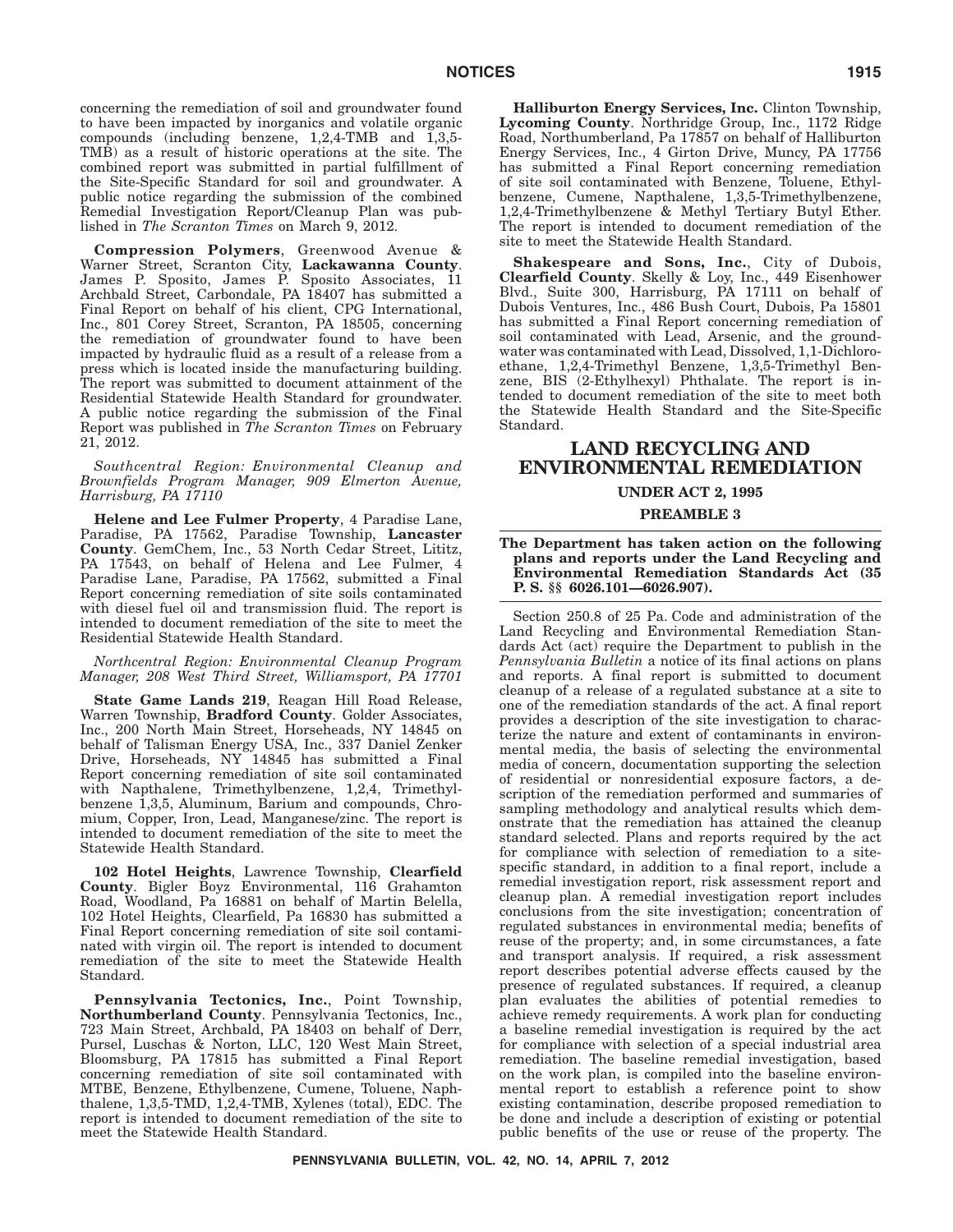concerning the remediation of soil and groundwater found to have been impacted by inorganics and volatile organic compounds (including benzene, 1,2,4-TMB and 1,3,5-TMB) as a result of historic operations at the site. The combined report was submitted in partial fulfillment of the Site-Specific Standard for soil and groundwater. A public notice regarding the submission of the combined Remedial Investigation Report/Cleanup Plan was published in *The Scranton Times* on March 9, 2012.

**Compression Polymers**, Greenwood Avenue & Warner Street, Scranton City, **Lackawanna County**. James P. Sposito, James P. Sposito Associates, 11 Archbald Street, Carbondale, PA 18407 has submitted a Final Report on behalf of his client, CPG International, Inc., 801 Corey Street, Scranton, PA 18505, concerning the remediation of groundwater found to have been impacted by hydraulic fluid as a result of a release from a press which is located inside the manufacturing building. The report was submitted to document attainment of the Residential Statewide Health Standard for groundwater. A public notice regarding the submission of the Final Report was published in *The Scranton Times* on February 21, 2012.

*Southcentral Region: Environmental Cleanup and Brownfields Program Manager, 909 Elmerton Avenue, Harrisburg, PA 17110*

**Helene and Lee Fulmer Property**, 4 Paradise Lane, Paradise, PA 17562, Paradise Township, **Lancaster County**. GemChem, Inc., 53 North Cedar Street, Lititz, PA 17543, on behalf of Helena and Lee Fulmer, 4 Paradise Lane, Paradise, PA 17562, submitted a Final Report concerning remediation of site soils contaminated with diesel fuel oil and transmission fluid. The report is intended to document remediation of the site to meet the Residential Statewide Health Standard.

*Northcentral Region: Environmental Cleanup Program Manager, 208 West Third Street, Williamsport, PA 17701*

**State Game Lands 219**, Reagan Hill Road Release, Warren Township, **Bradford County**. Golder Associates, Inc., 200 North Main Street, Horseheads, NY 14845 on behalf of Talisman Energy USA, Inc., 337 Daniel Zenker Drive, Horseheads, NY 14845 has submitted a Final Report concerning remediation of site soil contaminated with Napthalene, Trimethylbenzene, 1,2,4, Trimethylbenzene 1,3,5, Aluminum, Barium and compounds, Chromium, Copper, Iron, Lead, Manganese/zinc. The report is intended to document remediation of the site to meet the Statewide Health Standard.

**102 Hotel Heights**, Lawrence Township, **Clearfield County**. Bigler Boyz Environmental, 116 Grahamton Road, Woodland, Pa 16881 on behalf of Martin Belella, 102 Hotel Heights, Clearfield, Pa 16830 has submitted a Final Report concerning remediation of site soil contaminated with virgin oil. The report is intended to document remediation of the site to meet the Statewide Health Standard.

**Pennsylvania Tectonics, Inc.**, Point Township, **Northumberland County**. Pennsylvania Tectonics, Inc., 723 Main Street, Archbald, PA 18403 on behalf of Derr, Pursel, Luschas & Norton, LLC, 120 West Main Street, Bloomsburg, PA 17815 has submitted a Final Report concerning remediation of site soil contaminated with MTBE, Benzene, Ethylbenzene, Cumene, Toluene, Naphthalene, 1,3,5-TMD, 1,2,4-TMB, Xylenes (total), EDC. The report is intended to document remediation of the site to meet the Statewide Health Standard.

**Halliburton Energy Services, Inc.** Clinton Township, **Lycoming County**. Northridge Group, Inc., 1172 Ridge Road, Northumberland, Pa 17857 on behalf of Halliburton Energy Services, Inc., 4 Girton Drive, Muncy, PA 17756 has submitted a Final Report concerning remediation of site soil contaminated with Benzene, Toluene, Ethylbenzene, Cumene, Napthalene, 1,3,5-Trimethylbenzene, 1,2,4-Trimethylbenzene & Methyl Tertiary Butyl Ether. The report is intended to document remediation of the site to meet the Statewide Health Standard.

**Shakespeare and Sons, Inc.**, City of Dubois, **Clearfield County**. Skelly & Loy, Inc., 449 Eisenhower Blvd., Suite 300, Harrisburg, PA 17111 on behalf of Dubois Ventures, Inc., 486 Bush Court, Dubois, Pa 15801 has submitted a Final Report concerning remediation of soil contaminated with Lead, Arsenic, and the groundwater was contaminated with Lead, Dissolved, 1,1-Dichloroethane, 1,2,4-Trimethyl Benzene, 1,3,5-Trimethyl Benzene, BIS (2-Ethylhexyl) Phthalate. The report is intended to document remediation of the site to meet both the Statewide Health Standard and the Site-Specific Standard.

## LAND RECYCLING AND ENVIRONMENTAL REMEDIATION

### UNDER ACT 2, 1995

### PREAMBLE 3

**The Department has taken action on the following plans and reports under the Land Recycling and Environmental Remediation Standards Act (35 P. S. §§ 6026.101—6026.907).**

Section 250.8 of 25 Pa. Code and administration of the Land Recycling and Environmental Remediation Standards Act (act) require the Department to publish in the *Pennsylvania Bulletin* a notice of its final actions on plans and reports. A final report is submitted to document cleanup of a release of a regulated substance at a site to one of the remediation standards of the act. A final report provides a description of the site investigation to characterize the nature and extent of contaminants in environmental media, the basis of selecting the environmental media of concern, documentation supporting the selection of residential or nonresidential exposure factors, a description of the remediation performed and summaries of sampling methodology and analytical results which demonstrate that the remediation has attained the cleanup standard selected. Plans and reports required by the act for compliance with selection of remediation to a site-specific standard, in addition to a final report, include a remedial investigation report, risk assessment report and cleanup plan. A remedial investigation report includes conclusions from the site investigation; concentration of regulated substances in environmental media; benefits of reuse of the property; and, in some circumstances, a fate and transport analysis. If required, a risk assessment report describes potential adverse effects caused by the presence of regulated substances. If required, a cleanup plan evaluates the abilities of potential remedies to achieve remedy requirements. A work plan for conducting a baseline remedial investigation is required by the act for compliance with selection of a special industrial area remediation. The baseline remedial investigation, based on the work plan, is compiled into the baseline environmental report to establish a reference point to show existing contamination, describe proposed remediation to be done and include a description of existing or potential public benefits of the use or reuse of the property. The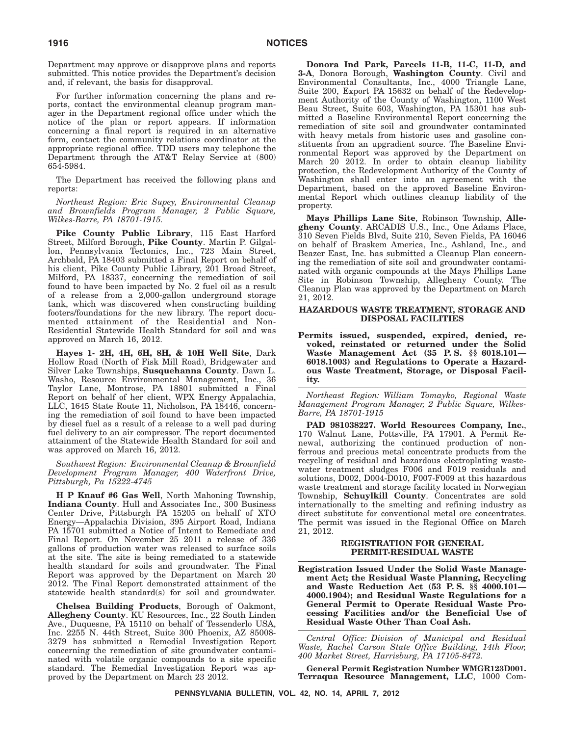Department may approve or disapprove plans and reports submitted. This notice provides the Department's decision and, if relevant, the basis for disapproval.

For further information concerning the plans and reports, contact the environmental cleanup program manager in the Department regional office under which the notice of the plan or report appears. If information concerning a final report is required in an alternative form, contact the community relations coordinator at the appropriate regional office. TDD users may telephone the Department through the AT&T Relay Service at (800) 654-5984.

The Department has received the following plans and reports:

*Northeast Region: Eric Supey, Environmental Cleanup and Brownfields Program Manager, 2 Public Square, Wilkes-Barre, PA 18701-1915.*

**Pike County Public Library**, 115 East Harford Street, Milford Borough, **Pike County**. Martin P. Gilgallon, Pennsylvania Tectonics, Inc., 723 Main Street, Archbald, PA 18403 submitted a Final Report on behalf of his client, Pike County Public Library, 201 Broad Street, Milford, PA 18337, concerning the remediation of soil found to have been impacted by No. 2 fuel oil as a result of a release from a 2,000-gallon underground storage tank, which was discovered when constructing building footers/foundations for the new library. The report documented attainment of the Residential and Non-Residential Statewide Health Standard for soil and was approved on March 16, 2012.

**Hayes 1- 2H, 4H, 6H, 8H, & 10H Well Site**, Dark Hollow Road (North of Fisk Mill Road), Bridgewater and Silver Lake Townships, **Susquehanna County**. Dawn L. Washo, Resource Environmental Management, Inc., 36 Taylor Lane, Montrose, PA 18801 submitted a Final Report on behalf of her client, WPX Energy Appalachia, LLC, 1645 State Route 11, Nicholson, PA 18446, concerning the remediation of soil found to have been impacted by diesel fuel as a result of a release to a well pad during fuel delivery to an air compressor. The report documented attainment of the Statewide Health Standard for soil and was approved on March 16, 2012.

*Southwest Region: Environmental Cleanup & Brownfield Development Program Manager, 400 Waterfront Drive, Pittsburgh, Pa 15222-4745*

**H P Knauf #6 Gas Well**, North Mahoning Township, **Indiana County**. Hull and Associates Inc., 300 Business Center Drive, Pittsburgh PA 15205 on behalf of XTO Energy—Appalachia Division, 395 Airport Road, Indiana PA 15701 submitted a Notice of Intent to Remediate and Final Report. On November 25 2011 a release of 336 gallons of production water was released to surface soils at the site. The site is being remediated to a statewide health standard for soils and groundwater. The Final Report was approved by the Department on March 20 2012. The Final Report demonstrated attainment of the statewide health standard(s) for soil and groundwater.

**Chelsea Building Products**, Borough of Oakmont, **Allegheny County**. KU Resources, Inc., 22 South Linden Ave., Duquesne, PA 15110 on behalf of Tessenderlo USA, Inc. 2255 N. 44th Street, Suite 300 Phoenix, AZ 85008-3279 has submitted a Remedial Investigation Report concerning the remediation of site groundwater contaminated with volatile organic compounds to a site specific standard. The Remedial Investigation Report was approved by the Department on March 23 2012.

**Donora Ind Park, Parcels 11-B, 11-C, 11-D, and 3-A**, Donora Borough, **Washington County**. Civil and Environmental Consultants, Inc., 4000 Triangle Lane, Suite 200, Export PA 15632 on behalf of the Redevelopment Authority of the County of Washington, 1100 West Beau Street, Suite 603, Washington, PA 15301 has submitted a Baseline Environmental Report concerning the remediation of site soil and groundwater contaminated with heavy metals from historic uses and gasoline constituents from an upgradient source. The Baseline Environmental Report was approved by the Department on March 20 2012. In order to obtain cleanup liability protection, the Redevelopment Authority of the County of Washington shall enter into an agreement with the Department, based on the approved Baseline Environmental Report which outlines cleanup liability of the property.

**Mays Phillips Lane Site**, Robinson Township, **Allegheny County**. ARCADIS U.S., Inc., One Adams Place, 310 Seven Fields Blvd, Suite 210, Seven Fields, PA 16046 on behalf of Braskem America, Inc., Ashland, Inc., and Beazer East, Inc. has submitted a Cleanup Plan concerning the remediation of site soil and groundwater contaminated with organic compounds at the Mays Phillips Lane Site in Robinson Township, Allegheny County. The Cleanup Plan was approved by the Department on March 21, 2012.

## HAZARDOUS WASTE TREATMENT, STORAGE AND DISPOSAL FACILITIES

**Permits issued, suspended, expired, denied, revoked, reinstated or returned under the Solid Waste Management Act (35 P. S. §§ 6018.101—6018.1003) and Regulations to Operate a Hazardous Waste Treatment, Storage, or Disposal Facility.**

*Northeast Region: William Tomayko, Regional Waste Management Program Manager, 2 Public Square, Wilkes-Barre, PA 18701-1915*

**PAD 981038227. World Resources Company, Inc.**, 170 Walnut Lane, Pottsville, PA 17901. A Permit Renewal, authorizing the continued production of nonferrous and precious metal concentrate products from the recycling of residual and hazardous electroplating wastewater treatment sludges F006 and F019 residuals and solutions, D002, D004-D010, F007-F009 at this hazardous waste treatment and storage facility located in Norwegian Township, **Schuylkill County**. Concentrates are sold internationally to the smelting and refining industry as direct substitute for conventional metal ore concentrates. The permit was issued in the Regional Office on March 21, 2012.

## REGISTRATION FOR GENERAL PERMIT-RESIDUAL WASTE

**Registration Issued Under the Solid Waste Management Act; the Residual Waste Planning, Recycling and Waste Reduction Act (53 P. S. §§ 4000.101—4000.1904); and Residual Waste Regulations for a General Permit to Operate Residual Waste Processing Facilities and/or the Beneficial Use of Residual Waste Other Than Coal Ash.**

*Central Office: Division of Municipal and Residual Waste, Rachel Carson State Office Building, 14th Floor, 400 Market Street, Harrisburg, PA 17105-8472.*

**General Permit Registration Number WMGR123D001. Terraqua Resource Management, LLC**, 1000 Com-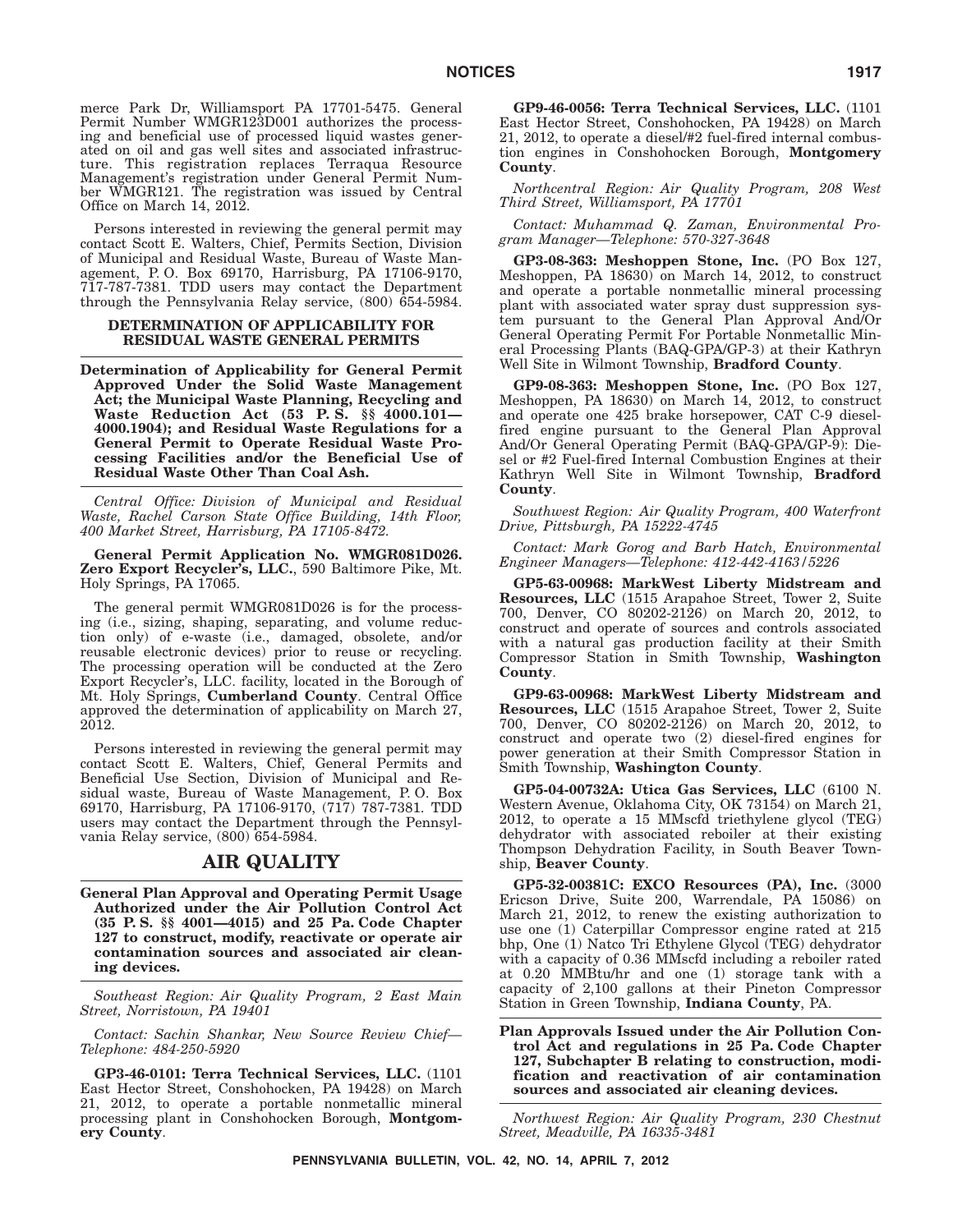merce Park Dr, Williamsport PA 17701-5475. General Permit Number WMGR123D001 authorizes the processing and beneficial use of processed liquid wastes generated on oil and gas well sites and associated infrastructure. This registration replaces Terraqua Resource Management's registration under General Permit Number WMGR121. The registration was issued by Central Office on March 14, 2012.

Persons interested in reviewing the general permit may contact Scott E. Walters, Chief, Permits Section, Division of Municipal and Residual Waste, Bureau of Waste Management, P. O. Box 69170, Harrisburg, PA 17106-9170, 717-787-7381. TDD users may contact the Department through the Pennsylvania Relay service, (800) 654-5984.

### DETERMINATION OF APPLICABILITY FOR RESIDUAL WASTE GENERAL PERMITS

**Determination of Applicability for General Permit Approved Under the Solid Waste Management Act; the Municipal Waste Planning, Recycling and Waste Reduction Act (53 P. S. §§ 4000.101—4000.1904); and Residual Waste Regulations for a General Permit to Operate Residual Waste Processing Facilities and/or the Beneficial Use of Residual Waste Other Than Coal Ash.**

*Central Office: Division of Municipal and Residual Waste, Rachel Carson State Office Building, 14th Floor, 400 Market Street, Harrisburg, PA 17105-8472.*

**General Permit Application No. WMGR081D026. Zero Export Recycler's, LLC.**, 590 Baltimore Pike, Mt. Holy Springs, PA 17065.

The general permit WMGR081D026 is for the processing (i.e., sizing, shaping, separating, and volume reduction only) of e-waste (i.e., damaged, obsolete, and/or reusable electronic devices) prior to reuse or recycling. The processing operation will be conducted at the Zero Export Recycler's, LLC. facility, located in the Borough of Mt. Holy Springs, **Cumberland County**. Central Office approved the determination of applicability on March 27, 2012.

Persons interested in reviewing the general permit may contact Scott E. Walters, Chief, General Permits and Beneficial Use Section, Division of Municipal and Residual waste, Bureau of Waste Management, P. O. Box 69170, Harrisburg, PA 17106-9170, (717) 787-7381. TDD users may contact the Department through the Pennsylvania Relay service, (800) 654-5984.

## AIR QUALITY

**General Plan Approval and Operating Permit Usage Authorized under the Air Pollution Control Act (35 P. S. §§ 4001—4015) and 25 Pa. Code Chapter 127 to construct, modify, reactivate or operate air contamination sources and associated air cleaning devices.**

*Southeast Region: Air Quality Program, 2 East Main Street, Norristown, PA 19401*

*Contact: Sachin Shankar, New Source Review Chief—Telephone: 484-250-5920*

**GP3-46-0101: Terra Technical Services, LLC.** (1101 East Hector Street, Conshohocken, PA 19428) on March 21, 2012, to operate a portable nonmetallic mineral processing plant in Conshohocken Borough, **Montgomery County**.

**GP9-46-0056: Terra Technical Services, LLC.** (1101 East Hector Street, Conshohocken, PA 19428) on March 21, 2012, to operate a diesel/#2 fuel-fired internal combustion engines in Conshohocken Borough, **Montgomery County**.

*Northcentral Region: Air Quality Program, 208 West Third Street, Williamsport, PA 17701*

*Contact: Muhammad Q. Zaman, Environmental Program Manager—Telephone: 570-327-3648*

**GP3-08-363: Meshoppen Stone, Inc.** (PO Box 127, Meshoppen, PA 18630) on March 14, 2012, to construct and operate a portable nonmetallic mineral processing plant with associated water spray dust suppression system pursuant to the General Plan Approval And/Or General Operating Permit For Portable Nonmetallic Mineral Processing Plants (BAQ-GPA/GP-3) at their Kathryn Well Site in Wilmont Township, **Bradford County**.

**GP9-08-363: Meshoppen Stone, Inc.** (PO Box 127, Meshoppen, PA 18630) on March 14, 2012, to construct and operate one 425 brake horsepower, CAT C-9 diesel-fired engine pursuant to the General Plan Approval And/Or General Operating Permit (BAQ-GPA/GP-9): Diesel or #2 Fuel-fired Internal Combustion Engines at their Kathryn Well Site in Wilmont Township, **Bradford County**.

*Southwest Region: Air Quality Program, 400 Waterfront Drive, Pittsburgh, PA 15222-4745*

*Contact: Mark Gorog and Barb Hatch, Environmental Engineer Managers—Telephone: 412-442-4163/5226*

**GP5-63-00968: MarkWest Liberty Midstream and Resources, LLC** (1515 Arapahoe Street, Tower 2, Suite 700, Denver, CO 80202-2126) on March 20, 2012, to construct and operate of sources and controls associated with a natural gas production facility at their Smith Compressor Station in Smith Township, **Washington County**.

**GP9-63-00968: MarkWest Liberty Midstream and Resources, LLC** (1515 Arapahoe Street, Tower 2, Suite 700, Denver, CO 80202-2126) on March 20, 2012, to construct and operate two (2) diesel-fired engines for power generation at their Smith Compressor Station in Smith Township, **Washington County**.

**GP5-04-00732A: Utica Gas Services, LLC** (6100 N. Western Avenue, Oklahoma City, OK 73154) on March 21, 2012, to operate a 15 MMscfd triethylene glycol (TEG) dehydrator with associated reboiler at their existing Thompson Dehydration Facility, in South Beaver Township, **Beaver County**.

**GP5-32-00381C: EXCO Resources (PA), Inc.** (3000 Ericson Drive, Suite 200, Warrendale, PA 15086) on March 21, 2012, to renew the existing authorization to use one (1) Caterpillar Compressor engine rated at 215 bhp, One (1) Natco Tri Ethylene Glycol (TEG) dehydrator with a capacity of 0.36 MMscfd including a reboiler rated at 0.20 MMBtu/hr and one (1) storage tank with a capacity of 2,100 gallons at their Pineton Compressor Station in Green Township, **Indiana County**, PA.

**Plan Approvals Issued under the Air Pollution Control Act and regulations in 25 Pa. Code Chapter 127, Subchapter B relating to construction, modification and reactivation of air contamination sources and associated air cleaning devices.**

*Northwest Region: Air Quality Program, 230 Chestnut Street, Meadville, PA 16335-3481*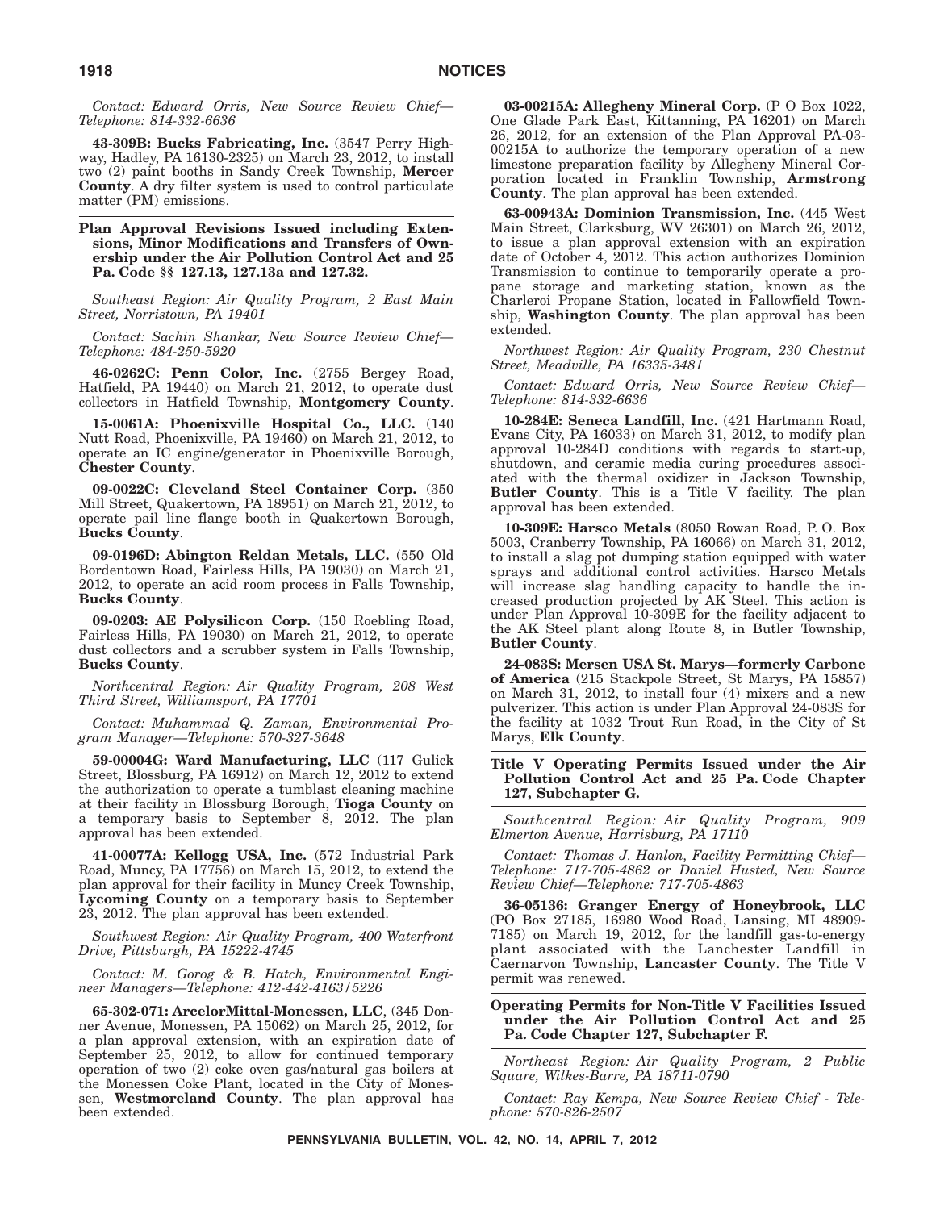*Contact: Edward Orris, New Source Review Chief—Telephone: 814-332-6636*

**43-309B: Bucks Fabricating, Inc.** (3547 Perry Highway, Hadley, PA 16130-2325) on March 23, 2012, to install two (2) paint booths in Sandy Creek Township, **Mercer County**. A dry filter system is used to control particulate matter (PM) emissions.

### Plan Approval Revisions Issued including Extensions, Minor Modifications and Transfers of Ownership under the Air Pollution Control Act and 25 Pa. Code §§ 127.13, 127.13a and 127.32.

*Southeast Region: Air Quality Program, 2 East Main Street, Norristown, PA 19401*

*Contact: Sachin Shankar, New Source Review Chief—Telephone: 484-250-5920*

**46-0262C: Penn Color, Inc.** (2755 Bergey Road, Hatfield, PA 19440) on March 21, 2012, to operate dust collectors in Hatfield Township, **Montgomery County**.

**15-0061A: Phoenixville Hospital Co., LLC.** (140 Nutt Road, Phoenixville, PA 19460) on March 21, 2012, to operate an IC engine/generator in Phoenixville Borough, **Chester County**.

**09-0022C: Cleveland Steel Container Corp.** (350 Mill Street, Quakertown, PA 18951) on March 21, 2012, to operate pail line flange booth in Quakertown Borough, **Bucks County**.

**09-0196D: Abington Reldan Metals, LLC.** (550 Old Bordentown Road, Fairless Hills, PA 19030) on March 21, 2012, to operate an acid room process in Falls Township, **Bucks County**.

**09-0203: AE Polysilicon Corp.** (150 Roebling Road, Fairless Hills, PA 19030) on March 21, 2012, to operate dust collectors and a scrubber system in Falls Township, **Bucks County**.

*Northcentral Region: Air Quality Program, 208 West Third Street, Williamsport, PA 17701*

*Contact: Muhammad Q. Zaman, Environmental Program Manager—Telephone: 570-327-3648*

**59-00004G: Ward Manufacturing, LLC** (117 Gulick Street, Blossburg, PA 16912) on March 12, 2012 to extend the authorization to operate a tumblast cleaning machine at their facility in Blossburg Borough, **Tioga County** on a temporary basis to September 8, 2012. The plan approval has been extended.

**41-00077A: Kellogg USA, Inc.** (572 Industrial Park Road, Muncy, PA 17756) on March 15, 2012, to extend the plan approval for their facility in Muncy Creek Township, **Lycoming County** on a temporary basis to September 23, 2012. The plan approval has been extended.

*Southwest Region: Air Quality Program, 400 Waterfront Drive, Pittsburgh, PA 15222-4745*

*Contact: M. Gorog & B. Hatch, Environmental Engineer Managers—Telephone: 412-442-4163/5226*

**65-302-071: ArcelorMittal-Monessen, LLC**, (345 Donner Avenue, Monessen, PA 15062) on March 25, 2012, for a plan approval extension, with an expiration date of September 25, 2012, to allow for continued temporary operation of two (2) coke oven gas/natural gas boilers at the Monessen Coke Plant, located in the City of Monessen, **Westmoreland County**. The plan approval has been extended.

**03-00215A: Allegheny Mineral Corp.** (P O Box 1022, One Glade Park East, Kittanning, PA 16201) on March 26, 2012, for an extension of the Plan Approval PA-03-00215A to authorize the temporary operation of a new limestone preparation facility by Allegheny Mineral Corporation located in Franklin Township, **Armstrong County**. The plan approval has been extended.

**63-00943A: Dominion Transmission, Inc.** (445 West Main Street, Clarksburg, WV 26301) on March 26, 2012, to issue a plan approval extension with an expiration date of October 4, 2012. This action authorizes Dominion Transmission to continue to temporarily operate a propane storage and marketing station, known as the Charleroi Propane Station, located in Fallowfield Township, **Washington County**. The plan approval has been extended.

*Northwest Region: Air Quality Program, 230 Chestnut Street, Meadville, PA 16335-3481*

*Contact: Edward Orris, New Source Review Chief—Telephone: 814-332-6636*

**10-284E: Seneca Landfill, Inc.** (421 Hartmann Road, Evans City, PA 16033) on March 31, 2012, to modify plan approval 10-284D conditions with regards to start-up, shutdown, and ceramic media curing procedures associated with the thermal oxidizer in Jackson Township, **Butler County**. This is a Title V facility. The plan approval has been extended.

**10-309E: Harsco Metals** (8050 Rowan Road, P. O. Box 5003, Cranberry Township, PA 16066) on March 31, 2012, to install a slag pot dumping station equipped with water sprays and additional control activities. Harsco Metals will increase slag handling capacity to handle the increased production projected by AK Steel. This action is under Plan Approval 10-309E for the facility adjacent to the AK Steel plant along Route 8, in Butler Township, **Butler County**.

**24-083S: Mersen USA St. Marys—formerly Carbone of America** (215 Stackpole Street, St Marys, PA 15857) on March 31, 2012, to install four (4) mixers and a new pulverizer. This action is under Plan Approval 24-083S for the facility at 1032 Trout Run Road, in the City of St Marys, **Elk County**.

### Title V Operating Permits Issued under the Air Pollution Control Act and 25 Pa. Code Chapter 127, Subchapter G.

*Southcentral Region: Air Quality Program, 909 Elmerton Avenue, Harrisburg, PA 17110*

*Contact: Thomas J. Hanlon, Facility Permitting Chief—Telephone: 717-705-4862 or Daniel Husted, New Source Review Chief—Telephone: 717-705-4863*

**36-05136: Granger Energy of Honeybrook, LLC** (PO Box 27185, 16980 Wood Road, Lansing, MI 48909-7185) on March 19, 2012, for the landfill gas-to-energy plant associated with the Lanchester Landfill in Caernarvon Township, **Lancaster County**. The Title V permit was renewed.

### Operating Permits for Non-Title V Facilities Issued under the Air Pollution Control Act and 25 Pa. Code Chapter 127, Subchapter F.

*Northeast Region: Air Quality Program, 2 Public Square, Wilkes-Barre, PA 18711-0790*

*Contact: Ray Kempa, New Source Review Chief - Telephone: 570-826-2507*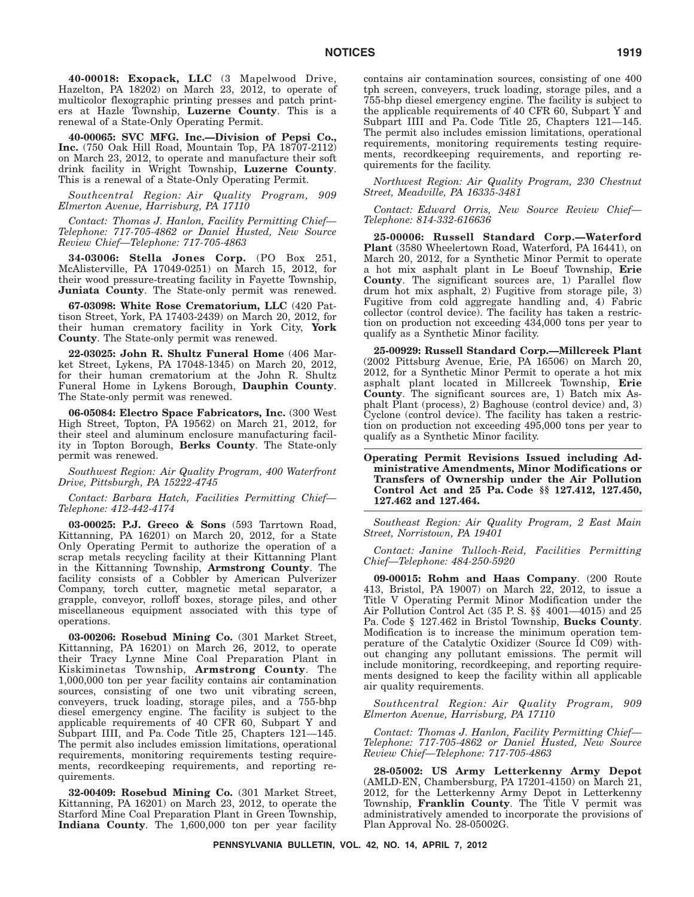**40-00018: Exopack, LLC** (3 Mapelwood Drive, Hazelton, PA 18202) on March 23, 2012, to operate of multicolor flexographic printing presses and patch printers at Hazle Township, **Luzerne County**. This is a renewal of a State-Only Operating Permit.

**40-00065: SVC MFG. Inc.—Division of Pepsi Co., Inc.** (750 Oak Hill Road, Mountain Top, PA 18707-2112) on March 23, 2012, to operate and manufacture their soft drink facility in Wright Township, **Luzerne County**. This is a renewal of a State-Only Operating Permit.

*Southcentral Region: Air Quality Program, 909 Elmerton Avenue, Harrisburg, PA 17110*

*Contact: Thomas J. Hanlon, Facility Permitting Chief—Telephone: 717-705-4862 or Daniel Husted, New Source Review Chief—Telephone: 717-705-4863*

**34-03006: Stella Jones Corp.** (PO Box 251, McAlisterville, PA 17049-0251) on March 15, 2012, for their wood pressure-treating facility in Fayette Township, **Juniata County**. The State-only permit was renewed.

**67-03098: White Rose Crematorium, LLC** (420 Pattison Street, York, PA 17403-2439) on March 20, 2012, for their human crematory facility in York City, **York County**. The State-only permit was renewed.

**22-03025: John R. Shultz Funeral Home** (406 Market Street, Lykens, PA 17048-1345) on March 20, 2012, for their human crematorium at the John R. Shultz Funeral Home in Lykens Borough, **Dauphin County**. The State-only permit was renewed.

**06-05084: Electro Space Fabricators, Inc.** (300 West High Street, Topton, PA 19562) on March 21, 2012, for their steel and aluminum enclosure manufacturing facility in Topton Borough, **Berks County**. The State-only permit was renewed.

*Southwest Region: Air Quality Program, 400 Waterfront Drive, Pittsburgh, PA 15222-4745*

*Contact: Barbara Hatch, Facilities Permitting Chief—Telephone: 412-442-4174*

**03-00025: P.J. Greco & Sons** (593 Tarrtown Road, Kittanning, PA 16201) on March 20, 2012, for a State Only Operating Permit to authorize the operation of a scrap metals recycling facility at their Kittanning Plant in the Kittanning Township, **Armstrong County**. The facility consists of a Cobbler by American Pulverizer Company, torch cutter, magnetic metal separator, a grapple, conveyor, rolloff boxes, storage piles, and other miscellaneous equipment associated with this type of operations.

**03-00206: Rosebud Mining Co.** (301 Market Street, Kittanning, PA 16201) on March 26, 2012, to operate their Tracy Lynne Mine Coal Preparation Plant in Kiskiminetas Township, **Armstrong County**. The 1,000,000 ton per year facility contains air contamination sources, consisting of one two unit vibrating screen, conveyers, truck loading, storage piles, and a 755-bhp diesel emergency engine. The facility is subject to the applicable requirements of 40 CFR 60, Subpart Y and Subpart IIII, and Pa. Code Title 25, Chapters 121—145. The permit also includes emission limitations, operational requirements, monitoring requirements testing requirements, recordkeeping requirements, and reporting requirements.

**32-00409: Rosebud Mining Co.** (301 Market Street, Kittanning, PA 16201) on March 23, 2012, to operate the Starford Mine Coal Preparation Plant in Green Township, **Indiana County**. The 1,600,000 ton per year facility contains air contamination sources, consisting of one 400 tph screen, conveyers, truck loading, storage piles, and a 755-bhp diesel emergency engine. The facility is subject to the applicable requirements of 40 CFR 60, Subpart Y and Subpart IIII and Pa. Code Title 25, Chapters 121—145. The permit also includes emission limitations, operational requirements, monitoring requirements testing requirements, recordkeeping requirements, and reporting requirements for the facility.

*Northwest Region: Air Quality Program, 230 Chestnut Street, Meadville, PA 16335-3481*

*Contact: Edward Orris, New Source Review Chief—Telephone: 814-332-616636*

**25-00006: Russell Standard Corp.—Waterford Plant** (3580 Wheelertown Road, Waterford, PA 16441), on March 20, 2012, for a Synthetic Minor Permit to operate a hot mix asphalt plant in Le Boeuf Township, **Erie County**. The significant sources are, 1) Parallel flow drum hot mix asphalt, 2) Fugitive from storage pile, 3) Fugitive from cold aggregate handling and, 4) Fabric collector (control device). The facility has taken a restriction on production not exceeding 434,000 tons per year to qualify as a Synthetic Minor facility.

**25-00929: Russell Standard Corp.—Millcreek Plant** (2002 Pittsburg Avenue, Erie, PA 16506) on March 20, 2012, for a Synthetic Minor Permit to operate a hot mix asphalt plant located in Millcreek Township, **Erie County**. The significant sources are, 1) Batch mix Asphalt Plant (process), 2) Baghouse (control device) and, 3) Cyclone (control device). The facility has taken a restriction on production not exceeding 495,000 tons per year to qualify as a Synthetic Minor facility.

## Operating Permit Revisions Issued including Administrative Amendments, Minor Modifications or Transfers of Ownership under the Air Pollution Control Act and 25 Pa. Code §§ 127.412, 127.450, 127.462 and 127.464.

*Southeast Region: Air Quality Program, 2 East Main Street, Norristown, PA 19401*

*Contact: Janine Tulloch-Reid, Facilities Permitting Chief—Telephone: 484-250-5920*

**09-00015: Rohm and Haas Company**. (200 Route 413, Bristol, PA 19007) on March 22, 2012, to issue a Title V Operating Permit Minor Modification under the Air Pollution Control Act (35 P. S. §§ 4001—4015) and 25 Pa. Code § 127.462 in Bristol Township, **Bucks County**. Modification is to increase the minimum operation temperature of the Catalytic Oxidizer (Source Id C09) without changing any pollutant emissions. The permit will include monitoring, recordkeeping, and reporting requirements designed to keep the facility within all applicable air quality requirements.

*Southcentral Region: Air Quality Program, 909 Elmerton Avenue, Harrisburg, PA 17110*

*Contact: Thomas J. Hanlon, Facility Permitting Chief—Telephone: 717-705-4862 or Daniel Husted, New Source Review Chief—Telephone: 717-705-4863*

**28-05002: US Army Letterkenny Army Depot** (AMLD-EN, Chambersburg, PA 17201-4150) on March 21, 2012, for the Letterkenny Army Depot in Letterkenny Township, **Franklin County**. The Title V permit was administratively amended to incorporate the provisions of Plan Approval No. 28-05002G.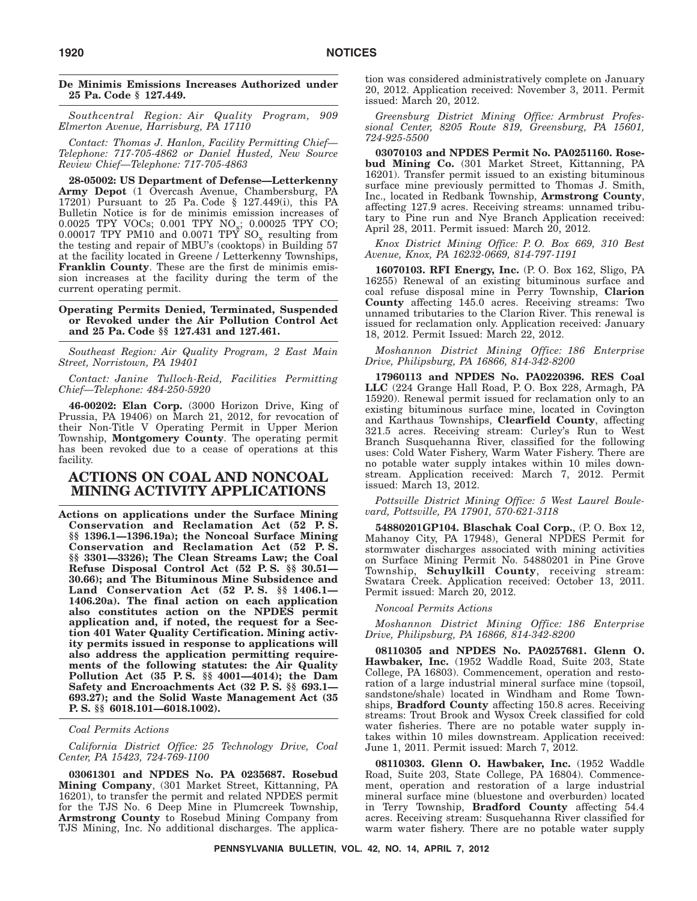**De Minimis Emissions Increases Authorized under 25 Pa. Code § 127.449.**

*Southcentral Region: Air Quality Program, 909 Elmerton Avenue, Harrisburg, PA 17110*

*Contact: Thomas J. Hanlon, Facility Permitting Chief—Telephone: 717-705-4862 or Daniel Husted, New Source Review Chief—Telephone: 717-705-4863*

**28-05002: US Department of Defense—Letterkenny Army Depot** (1 Overcash Avenue, Chambersburg, PA 17201) Pursuant to 25 Pa. Code § 127.449(i), this PA Bulletin Notice is for de minimis emission increases of 0.0025 TPY VOCs; 0.001 TPY $NO_x$; 0.00025 TPY CO; 0.00017 TPY PM10 and 0.0071 TPY $SO_x$ resulting from the testing and repair of MBU's (cooktops) in Building 57 at the facility located in Greene / Letterkenny Townships, **Franklin County**. These are the first de minimis emission increases at the facility during the term of the current operating permit.

**Operating Permits Denied, Terminated, Suspended or Revoked under the Air Pollution Control Act and 25 Pa. Code §§ 127.431 and 127.461.**

*Southeast Region: Air Quality Program, 2 East Main Street, Norristown, PA 19401*

*Contact: Janine Tulloch-Reid, Facilities Permitting Chief—Telephone: 484-250-5920*

**46-00202: Elan Corp.** (3000 Horizon Drive, King of Prussia, PA 19406) on March 21, 2012, for revocation of their Non-Title V Operating Permit in Upper Merion Township, **Montgomery County**. The operating permit has been revoked due to a cease of operations at this facility.

# ACTIONS ON COAL AND NONCOAL MINING ACTIVITY APPLICATIONS

**Actions on applications under the Surface Mining Conservation and Reclamation Act (52 P. S. §§ 1396.1—1396.19a); the Noncoal Surface Mining Conservation and Reclamation Act (52 P. S. §§ 3301—3326); The Clean Streams Law; the Coal Refuse Disposal Control Act (52 P. S. §§ 30.51—30.66); and The Bituminous Mine Subsidence and Land Conservation Act (52 P. S. §§ 1406.1—1406.20a). The final action on each application also constitutes action on the NPDES permit application and, if noted, the request for a Section 401 Water Quality Certification. Mining activity permits issued in response to applications will also address the application permitting requirements of the following statutes: the Air Quality Pollution Act (35 P. S. §§ 4001—4014); the Dam Safety and Encroachments Act (32 P. S. §§ 693.1—693.27); and the Solid Waste Management Act (35 P. S. §§ 6018.101—6018.1002).**

*Coal Permits Actions*

*California District Office: 25 Technology Drive, Coal Center, PA 15423, 724-769-1100*

**03061301 and NPDES No. PA 0235687. Rosebud Mining Company**, (301 Market Street, Kittanning, PA 16201), to transfer the permit and related NPDES permit for the TJS No. 6 Deep Mine in Plumcreek Township, **Armstrong County** to Rosebud Mining Company from TJS Mining, Inc. No additional discharges. The application was considered administratively complete on January 20, 2012. Application received: November 3, 2011. Permit issued: March 20, 2012.

*Greensburg District Mining Office: Armbrust Professional Center, 8205 Route 819, Greensburg, PA 15601, 724-925-5500*

**03070103 and NPDES Permit No. PA0251160. Rosebud Mining Co.** (301 Market Street, Kittanning, PA 16201). Transfer permit issued to an existing bituminous surface mine previously permitted to Thomas J. Smith, Inc., located in Redbank Township, **Armstrong County**, affecting 127.9 acres. Receiving streams: unnamed tributary to Pine run and Nye Branch Application received: April 28, 2011. Permit issued: March 20, 2012.

*Knox District Mining Office: P. O. Box 669, 310 Best Avenue, Knox, PA 16232-0669, 814-797-1191*

**16070103. RFI Energy, Inc.** (P. O. Box 162, Sligo, PA 16255) Renewal of an existing bituminous surface and coal refuse disposal mine in Perry Township, **Clarion County** affecting 145.0 acres. Receiving streams: Two unnamed tributaries to the Clarion River. This renewal is issued for reclamation only. Application received: January 18, 2012. Permit Issued: March 22, 2012.

*Moshannon District Mining Office: 186 Enterprise Drive, Philipsburg, PA 16866, 814-342-8200*

**17960113 and NPDES No. PA0220396. RES Coal LLC** (224 Grange Hall Road, P. O. Box 228, Armagh, PA 15920). Renewal permit issued for reclamation only to an existing bituminous surface mine, located in Covington and Karthaus Townships, **Clearfield County**, affecting 321.5 acres. Receiving stream: Curley's Run to West Branch Susquehanna River, classified for the following uses: Cold Water Fishery, Warm Water Fishery. There are no potable water supply intakes within 10 miles downstream. Application received: March 7, 2012. Permit issued: March 13, 2012.

*Pottsville District Mining Office: 5 West Laurel Boulevard, Pottsville, PA 17901, 570-621-3118*

**54880201GP104. Blaschak Coal Corp.**, (P. O. Box 12, Mahanoy City, PA 17948), General NPDES Permit for stormwater discharges associated with mining activities on Surface Mining Permit No. 54880201 in Pine Grove Township, **Schuylkill County**, receiving stream: Swatara Creek. Application received: October 13, 2011. Permit issued: March 20, 2012.

*Noncoal Permits Actions*

*Moshannon District Mining Office: 186 Enterprise Drive, Philipsburg, PA 16866, 814-342-8200*

**08110305 and NPDES No. PA0257681. Glenn O. Hawbaker, Inc.** (1952 Waddle Road, Suite 203, State College, PA 16803). Commencement, operation and restoration of a large industrial mineral surface mine (topsoil, sandstone/shale) located in Windham and Rome Townships, **Bradford County** affecting 150.8 acres. Receiving streams: Trout Brook and Wysox Creek classified for cold water fisheries. There are no potable water supply intakes within 10 miles downstream. Application received: June 1, 2011. Permit issued: March 7, 2012.

**08110303. Glenn O. Hawbaker, Inc.** (1952 Waddle Road, Suite 203, State College, PA 16804). Commencement, operation and restoration of a large industrial mineral surface mine (bluestone and overburden) located in Terry Township, **Bradford County** affecting 54.4 acres. Receiving stream: Susquehanna River classified for warm water fishery. There are no potable water supply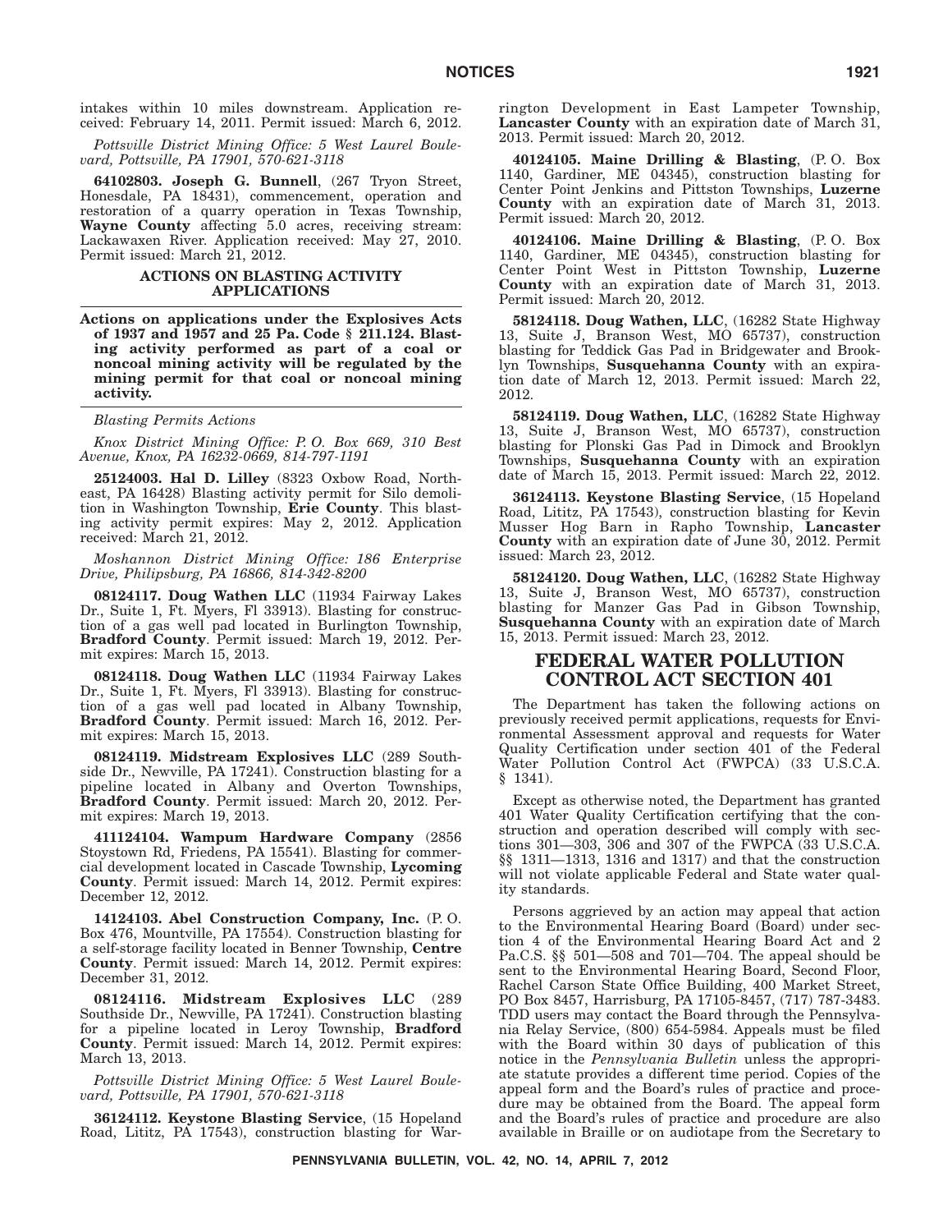intakes within 10 miles downstream. Application received: February 14, 2011. Permit issued: March 6, 2012.

*Pottsville District Mining Office: 5 West Laurel Boulevard, Pottsville, PA 17901, 570-621-3118*

**64102803. Joseph G. Bunnell**, (267 Tryon Street, Honesdale, PA 18431), commencement, operation and restoration of a quarry operation in Texas Township, **Wayne County** affecting 5.0 acres, receiving stream: Lackawaxen River. Application received: May 27, 2010. Permit issued: March 21, 2012.

### ACTIONS ON BLASTING ACTIVITY APPLICATIONS

**Actions on applications under the Explosives Acts of 1937 and 1957 and 25 Pa. Code § 211.124. Blasting activity performed as part of a coal or noncoal mining activity will be regulated by the mining permit for that coal or noncoal mining activity.**

*Blasting Permits Actions*

*Knox District Mining Office: P. O. Box 669, 310 Best Avenue, Knox, PA 16232-0669, 814-797-1191*

**25124003. Hal D. Lilley** (8323 Oxbow Road, Northeast, PA 16428) Blasting activity permit for Silo demolition in Washington Township, **Erie County**. This blasting activity permit expires: May 2, 2012. Application received: March 21, 2012.

*Moshannon District Mining Office: 186 Enterprise Drive, Philipsburg, PA 16866, 814-342-8200*

**08124117. Doug Wathen LLC** (11934 Fairway Lakes Dr., Suite 1, Ft. Myers, Fl 33913). Blasting for construction of a gas well pad located in Burlington Township, **Bradford County**. Permit issued: March 19, 2012. Permit expires: March 15, 2013.

**08124118. Doug Wathen LLC** (11934 Fairway Lakes Dr., Suite 1, Ft. Myers, Fl 33913). Blasting for construction of a gas well pad located in Albany Township, **Bradford County**. Permit issued: March 16, 2012. Permit expires: March 15, 2013.

**08124119. Midstream Explosives LLC** (289 Southside Dr., Newville, PA 17241). Construction blasting for a pipeline located in Albany and Overton Townships, **Bradford County**. Permit issued: March 20, 2012. Permit expires: March 19, 2013.

**411124104. Wampum Hardware Company** (2856 Stoystown Rd, Friedens, PA 15541). Blasting for commercial development located in Cascade Township, **Lycoming County**. Permit issued: March 14, 2012. Permit expires: December 12, 2012.

**14124103. Abel Construction Company, Inc.** (P. O. Box 476, Mountville, PA 17554). Construction blasting for a self-storage facility located in Benner Township, **Centre County**. Permit issued: March 14, 2012. Permit expires: December 31, 2012.

**08124116. Midstream Explosives LLC** (289 Southside Dr., Newville, PA 17241). Construction blasting for a pipeline located in Leroy Township, **Bradford County**. Permit issued: March 14, 2012. Permit expires: March 13, 2013.

*Pottsville District Mining Office: 5 West Laurel Boulevard, Pottsville, PA 17901, 570-621-3118*

**36124112. Keystone Blasting Service**, (15 Hopeland Road, Lititz, PA 17543), construction blasting for Warrington Development in East Lampeter Township, **Lancaster County** with an expiration date of March 31, 2013. Permit issued: March 20, 2012.

**40124105. Maine Drilling & Blasting**, (P. O. Box 1140, Gardiner, ME 04345), construction blasting for Center Point Jenkins and Pittston Townships, **Luzerne County** with an expiration date of March 31, 2013. Permit issued: March 20, 2012.

**40124106. Maine Drilling & Blasting**, (P. O. Box 1140, Gardiner, ME 04345), construction blasting for Center Point West in Pittston Township, **Luzerne County** with an expiration date of March 31, 2013. Permit issued: March 20, 2012.

**58124118. Doug Wathen, LLC**, (16282 State Highway 13, Suite J, Branson West, MO 65737), construction blasting for Teddick Gas Pad in Bridgewater and Brooklyn Townships, **Susquehanna County** with an expiration date of March 12, 2013. Permit issued: March 22, 2012.

**58124119. Doug Wathen, LLC**, (16282 State Highway 13, Suite J, Branson West, MO 65737), construction blasting for Plonski Gas Pad in Dimock and Brooklyn Townships, **Susquehanna County** with an expiration date of March 15, 2013. Permit issued: March 22, 2012.

**36124113. Keystone Blasting Service**, (15 Hopeland Road, Lititz, PA 17543), construction blasting for Kevin Musser Hog Barn in Rapho Township, **Lancaster County** with an expiration date of June 30, 2012. Permit issued: March 23, 2012.

**58124120. Doug Wathen, LLC**, (16282 State Highway 13, Suite J, Branson West, MO 65737), construction blasting for Manzer Gas Pad in Gibson Township, **Susquehanna County** with an expiration date of March 15, 2013. Permit issued: March 23, 2012.

## FEDERAL WATER POLLUTION CONTROL ACT SECTION 401

The Department has taken the following actions on previously received permit applications, requests for Environmental Assessment approval and requests for Water Quality Certification under section 401 of the Federal Water Pollution Control Act (FWPCA) (33 U.S.C.A. § 1341).

Except as otherwise noted, the Department has granted 401 Water Quality Certification certifying that the construction and operation described will comply with sections 301—303, 306 and 307 of the FWPCA (33 U.S.C.A. §§ 1311—1313, 1316 and 1317) and that the construction will not violate applicable Federal and State water quality standards.

Persons aggrieved by an action may appeal that action to the Environmental Hearing Board (Board) under section 4 of the Environmental Hearing Board Act and 2 Pa.C.S. §§ 501—508 and 701—704. The appeal should be sent to the Environmental Hearing Board, Second Floor, Rachel Carson State Office Building, 400 Market Street, PO Box 8457, Harrisburg, PA 17105-8457, (717) 787-3483. TDD users may contact the Board through the Pennsylvania Relay Service, (800) 654-5984. Appeals must be filed with the Board within 30 days of publication of this notice in the *Pennsylvania Bulletin* unless the appropriate statute provides a different time period. Copies of the appeal form and the Board's rules of practice and procedure may be obtained from the Board. The appeal form and the Board's rules of practice and procedure are also available in Braille or on audiotape from the Secretary to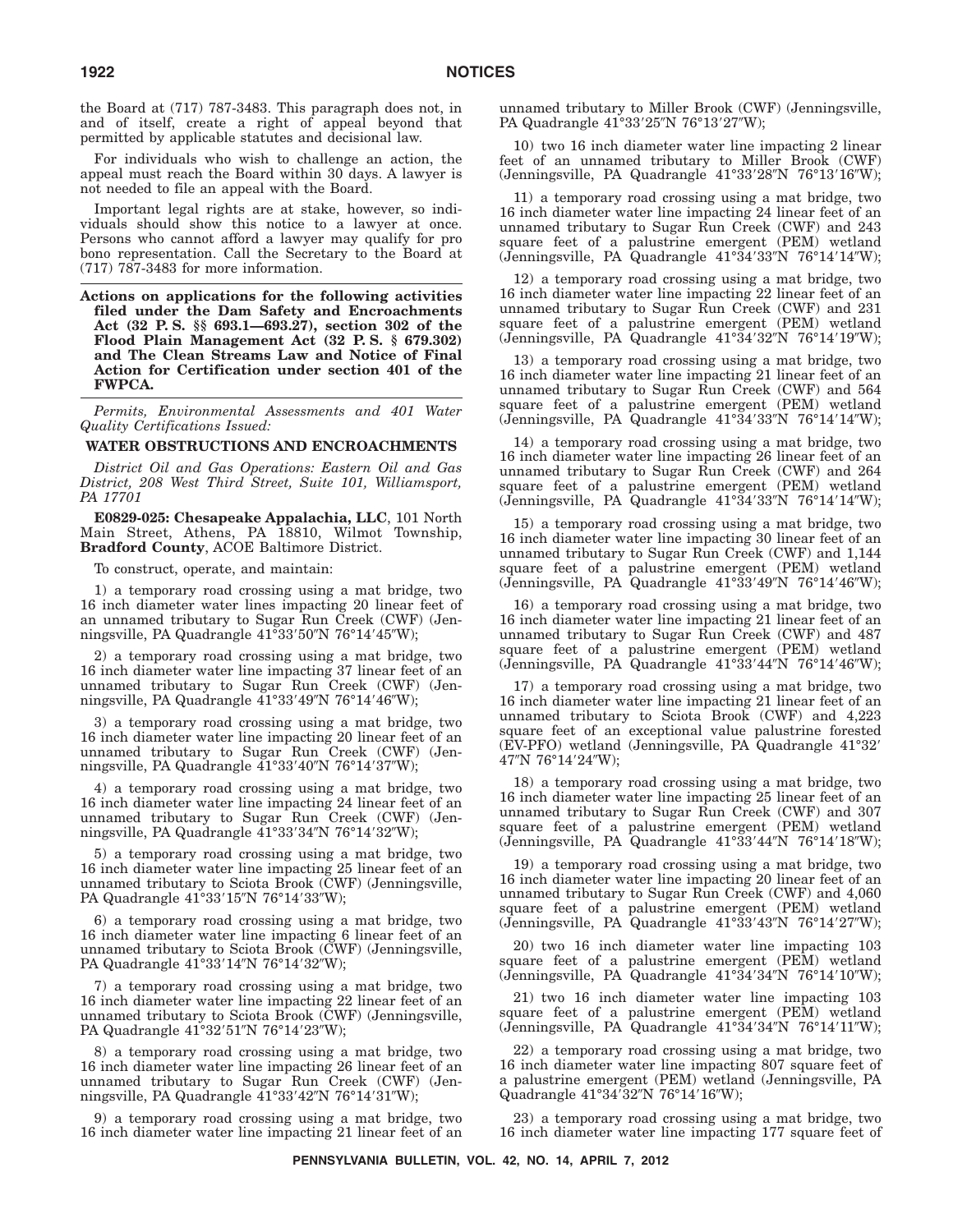the Board at (717) 787-3483. This paragraph does not, in and of itself, create a right of appeal beyond that permitted by applicable statutes and decisional law.

For individuals who wish to challenge an action, the appeal must reach the Board within 30 days. A lawyer is not needed to file an appeal with the Board.

Important legal rights are at stake, however, so individuals should show this notice to a lawyer at once. Persons who cannot afford a lawyer may qualify for pro bono representation. Call the Secretary to the Board at (717) 787-3483 for more information.

**Actions on applications for the following activities filed under the Dam Safety and Encroachments Act (32 P. S. §§ 693.1—693.27), section 302 of the Flood Plain Management Act (32 P. S. § 679.302) and The Clean Streams Law and Notice of Final Action for Certification under section 401 of the FWPCA.**

*Permits, Environmental Assessments and 401 Water Quality Certifications Issued:*

**WATER OBSTRUCTIONS AND ENCROACHMENTS**

*District Oil and Gas Operations: Eastern Oil and Gas District, 208 West Third Street, Suite 101, Williamsport, PA 17701*

**E0829-025: Chesapeake Appalachia, LLC**, 101 North Main Street, Athens, PA 18810, Wilmot Township, **Bradford County**, ACOE Baltimore District.

To construct, operate, and maintain:

1) a temporary road crossing using a mat bridge, two 16 inch diameter water lines impacting 20 linear feet of an unnamed tributary to Sugar Run Creek (CWF) (Jenningsville, PA Quadrangle 41°33′50″N 76°14′45″W);

2) a temporary road crossing using a mat bridge, two 16 inch diameter water line impacting 37 linear feet of an unnamed tributary to Sugar Run Creek (CWF) (Jenningsville, PA Quadrangle 41°33′49″N 76°14′46″W);

3) a temporary road crossing using a mat bridge, two 16 inch diameter water line impacting 20 linear feet of an unnamed tributary to Sugar Run Creek (CWF) (Jenningsville, PA Quadrangle 41°33′40″N 76°14′37″W);

4) a temporary road crossing using a mat bridge, two 16 inch diameter water line impacting 24 linear feet of an unnamed tributary to Sugar Run Creek (CWF) (Jenningsville, PA Quadrangle 41°33′34″N 76°14′32″W);

5) a temporary road crossing using a mat bridge, two 16 inch diameter water line impacting 25 linear feet of an unnamed tributary to Sciota Brook (CWF) (Jenningsville, PA Quadrangle 41°33′15″N 76°14′33″W);

6) a temporary road crossing using a mat bridge, two 16 inch diameter water line impacting 6 linear feet of an unnamed tributary to Sciota Brook (CWF) (Jenningsville, PA Quadrangle 41°33′14″N 76°14′32″W);

7) a temporary road crossing using a mat bridge, two 16 inch diameter water line impacting 22 linear feet of an unnamed tributary to Sciota Brook (CWF) (Jenningsville, PA Quadrangle 41°32′51″N 76°14′23″W);

8) a temporary road crossing using a mat bridge, two 16 inch diameter water line impacting 26 linear feet of an unnamed tributary to Sugar Run Creek (CWF) (Jenningsville, PA Quadrangle 41°33′42″N 76°14′31″W);

9) a temporary road crossing using a mat bridge, two 16 inch diameter water line impacting 21 linear feet of an unnamed tributary to Miller Brook (CWF) (Jenningsville, PA Quadrangle 41°33′25″N 76°13′27″W);

10) two 16 inch diameter water line impacting 2 linear feet of an unnamed tributary to Miller Brook (CWF) (Jenningsville, PA Quadrangle 41°33′28″N 76°13′16″W);

11) a temporary road crossing using a mat bridge, two 16 inch diameter water line impacting 24 linear feet of an unnamed tributary to Sugar Run Creek (CWF) and 243 square feet of a palustrine emergent (PEM) wetland (Jenningsville, PA Quadrangle 41°34′33″N 76°14′14″W);

12) a temporary road crossing using a mat bridge, two 16 inch diameter water line impacting 22 linear feet of an unnamed tributary to Sugar Run Creek (CWF) and 231 square feet of a palustrine emergent (PEM) wetland (Jenningsville, PA Quadrangle 41°34′32″N 76°14′19″W);

13) a temporary road crossing using a mat bridge, two 16 inch diameter water line impacting 21 linear feet of an unnamed tributary to Sugar Run Creek (CWF) and 564 square feet of a palustrine emergent (PEM) wetland (Jenningsville, PA Quadrangle 41°34′33″N 76°14′14″W);

14) a temporary road crossing using a mat bridge, two 16 inch diameter water line impacting 26 linear feet of an unnamed tributary to Sugar Run Creek (CWF) and 264 square feet of a palustrine emergent (PEM) wetland (Jenningsville, PA Quadrangle 41°34′33″N 76°14′14″W);

15) a temporary road crossing using a mat bridge, two 16 inch diameter water line impacting 30 linear feet of an unnamed tributary to Sugar Run Creek (CWF) and 1,144 square feet of a palustrine emergent (PEM) wetland (Jenningsville, PA Quadrangle 41°33′49″N 76°14′46″W);

16) a temporary road crossing using a mat bridge, two 16 inch diameter water line impacting 21 linear feet of an unnamed tributary to Sugar Run Creek (CWF) and 487 square feet of a palustrine emergent (PEM) wetland (Jenningsville, PA Quadrangle 41°33′44″N 76°14′46″W);

17) a temporary road crossing using a mat bridge, two 16 inch diameter water line impacting 21 linear feet of an unnamed tributary to Sciota Brook (CWF) and 4,223 square feet of an exceptional value palustrine forested (EV-PFO) wetland (Jenningsville, PA Quadrangle 41°32′47″N 76°14′24″W);

18) a temporary road crossing using a mat bridge, two 16 inch diameter water line impacting 25 linear feet of an unnamed tributary to Sugar Run Creek (CWF) and 307 square feet of a palustrine emergent (PEM) wetland (Jenningsville, PA Quadrangle 41°33′44″N 76°14′18″W);

19) a temporary road crossing using a mat bridge, two 16 inch diameter water line impacting 20 linear feet of an unnamed tributary to Sugar Run Creek (CWF) and 4,060 square feet of a palustrine emergent (PEM) wetland (Jenningsville, PA Quadrangle 41°33′43″N 76°14′27″W);

20) two 16 inch diameter water line impacting 103 square feet of a palustrine emergent (PEM) wetland (Jenningsville, PA Quadrangle 41°34′34″N 76°14′10″W);

21) two 16 inch diameter water line impacting 103 square feet of a palustrine emergent (PEM) wetland (Jenningsville, PA Quadrangle 41°34′34″N 76°14′11″W);

22) a temporary road crossing using a mat bridge, two 16 inch diameter water line impacting 807 square feet of a palustrine emergent (PEM) wetland (Jenningsville, PA Quadrangle 41°34′32″N 76°14′16″W);

23) a temporary road crossing using a mat bridge, two 16 inch diameter water line impacting 177 square feet of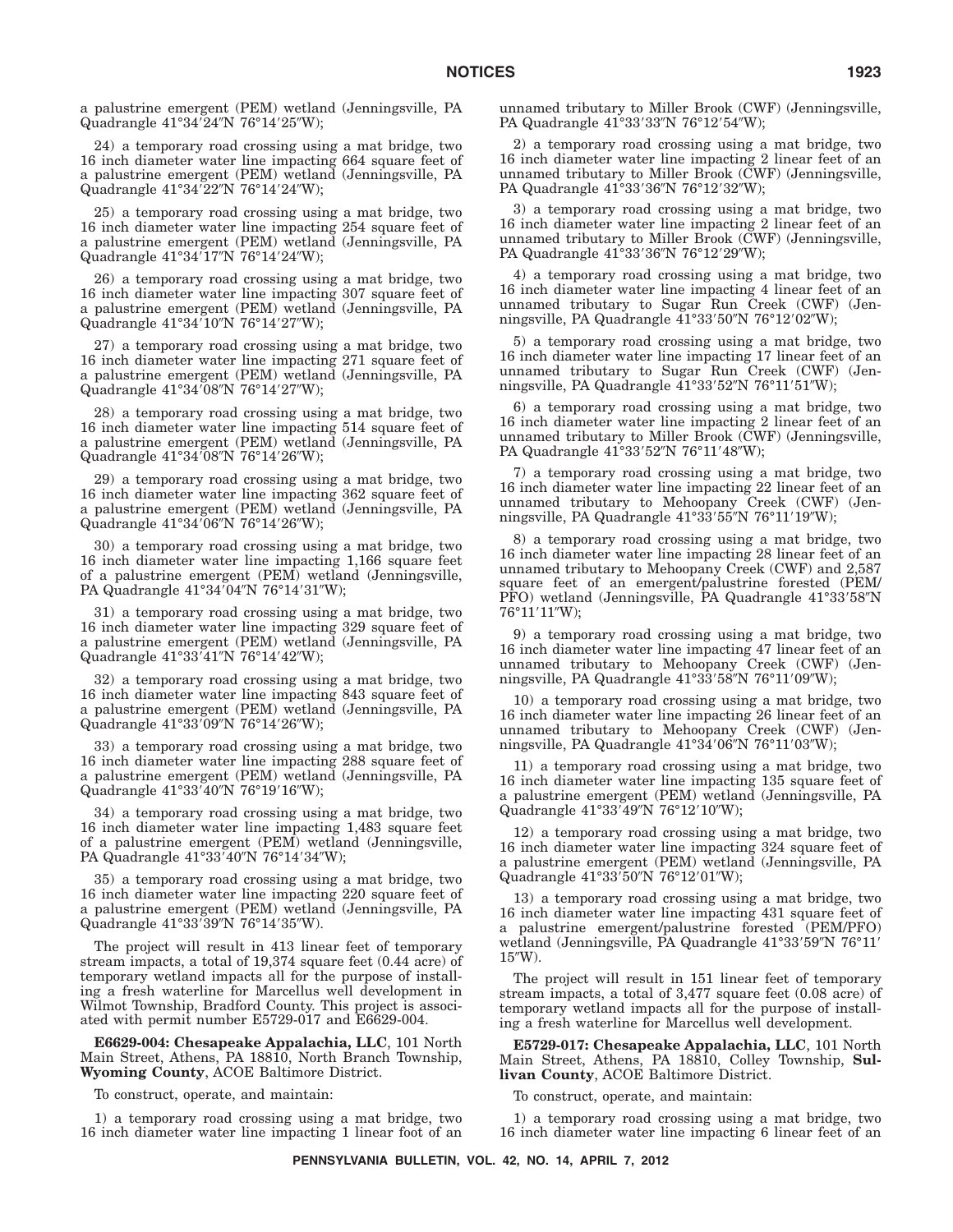a palustrine emergent (PEM) wetland (Jenningsville, PA Quadrangle 41°34′24″N 76°14′25″W);

24) a temporary road crossing using a mat bridge, two 16 inch diameter water line impacting 664 square feet of a palustrine emergent (PEM) wetland (Jenningsville, PA Quadrangle 41°34′22″N 76°14′24″W);

25) a temporary road crossing using a mat bridge, two 16 inch diameter water line impacting 254 square feet of a palustrine emergent (PEM) wetland (Jenningsville, PA Quadrangle 41°34′17″N 76°14′24″W);

26) a temporary road crossing using a mat bridge, two 16 inch diameter water line impacting 307 square feet of a palustrine emergent (PEM) wetland (Jenningsville, PA Quadrangle 41°34′10″N 76°14′27″W);

27) a temporary road crossing using a mat bridge, two 16 inch diameter water line impacting 271 square feet of a palustrine emergent (PEM) wetland (Jenningsville, PA Quadrangle 41°34′08″N 76°14′27″W);

28) a temporary road crossing using a mat bridge, two 16 inch diameter water line impacting 514 square feet of a palustrine emergent (PEM) wetland (Jenningsville, PA Quadrangle 41°34′08″N 76°14′26″W);

29) a temporary road crossing using a mat bridge, two 16 inch diameter water line impacting 362 square feet of a palustrine emergent (PEM) wetland (Jenningsville, PA Quadrangle 41°34′06″N 76°14′26″W);

30) a temporary road crossing using a mat bridge, two 16 inch diameter water line impacting 1,166 square feet of a palustrine emergent (PEM) wetland (Jenningsville, PA Quadrangle 41°34′04″N 76°14′31″W);

31) a temporary road crossing using a mat bridge, two 16 inch diameter water line impacting 329 square feet of a palustrine emergent (PEM) wetland (Jenningsville, PA Quadrangle 41°33′41″N 76°14′42″W);

32) a temporary road crossing using a mat bridge, two 16 inch diameter water line impacting 843 square feet of a palustrine emergent (PEM) wetland (Jenningsville, PA Quadrangle 41°33′09″N 76°14′26″W);

33) a temporary road crossing using a mat bridge, two 16 inch diameter water line impacting 288 square feet of a palustrine emergent (PEM) wetland (Jenningsville, PA Quadrangle 41°33′40″N 76°19′16″W);

34) a temporary road crossing using a mat bridge, two 16 inch diameter water line impacting 1,483 square feet of a palustrine emergent (PEM) wetland (Jenningsville, PA Quadrangle 41°33′40″N 76°14′34″W);

35) a temporary road crossing using a mat bridge, two 16 inch diameter water line impacting 220 square feet of a palustrine emergent (PEM) wetland (Jenningsville, PA Quadrangle 41°33′39″N 76°14′35″W).

The project will result in 413 linear feet of temporary stream impacts, a total of 19,374 square feet (0.44 acre) of temporary wetland impacts all for the purpose of installing a fresh waterline for Marcellus well development in Wilmot Township, Bradford County. This project is associated with permit number E5729-017 and E6629-004.

**E6629-004: Chesapeake Appalachia, LLC**, 101 North Main Street, Athens, PA 18810, North Branch Township, **Wyoming County**, ACOE Baltimore District.

To construct, operate, and maintain:

1) a temporary road crossing using a mat bridge, two 16 inch diameter water line impacting 1 linear foot of an unnamed tributary to Miller Brook (CWF) (Jenningsville, PA Quadrangle 41°33′33″N 76°12′54″W);

2) a temporary road crossing using a mat bridge, two 16 inch diameter water line impacting 2 linear feet of an unnamed tributary to Miller Brook (CWF) (Jenningsville, PA Quadrangle 41°33′36″N 76°12′32″W);

3) a temporary road crossing using a mat bridge, two 16 inch diameter water line impacting 2 linear feet of an unnamed tributary to Miller Brook (CWF) (Jenningsville, PA Quadrangle 41°33′36″N 76°12′29″W);

4) a temporary road crossing using a mat bridge, two 16 inch diameter water line impacting 4 linear feet of an unnamed tributary to Sugar Run Creek (CWF) (Jenningsville, PA Quadrangle 41°33′50″N 76°12′02″W);

5) a temporary road crossing using a mat bridge, two 16 inch diameter water line impacting 17 linear feet of an unnamed tributary to Sugar Run Creek (CWF) (Jenningsville, PA Quadrangle 41°33′52″N 76°11′51″W);

6) a temporary road crossing using a mat bridge, two 16 inch diameter water line impacting 2 linear feet of an unnamed tributary to Miller Brook (CWF) (Jenningsville, PA Quadrangle 41°33′52″N 76°11′48″W);

7) a temporary road crossing using a mat bridge, two 16 inch diameter water line impacting 22 linear feet of an unnamed tributary to Mehoopany Creek (CWF) (Jenningsville, PA Quadrangle 41°33′55″N 76°11′19″W);

8) a temporary road crossing using a mat bridge, two 16 inch diameter water line impacting 28 linear feet of an unnamed tributary to Mehoopany Creek (CWF) and 2,587 square feet of an emergent/palustrine forested (PEM/PFO) wetland (Jenningsville, PA Quadrangle 41°33′58″N 76°11′11″W);

9) a temporary road crossing using a mat bridge, two 16 inch diameter water line impacting 47 linear feet of an unnamed tributary to Mehoopany Creek (CWF) (Jenningsville, PA Quadrangle 41°33′58″N 76°11′09″W);

10) a temporary road crossing using a mat bridge, two 16 inch diameter water line impacting 26 linear feet of an unnamed tributary to Mehoopany Creek (CWF) (Jenningsville, PA Quadrangle 41°34′06″N 76°11′03″W);

11) a temporary road crossing using a mat bridge, two 16 inch diameter water line impacting 135 square feet of a palustrine emergent (PEM) wetland (Jenningsville, PA Quadrangle 41°33′49″N 76°12′10″W);

12) a temporary road crossing using a mat bridge, two 16 inch diameter water line impacting 324 square feet of a palustrine emergent (PEM) wetland (Jenningsville, PA Quadrangle 41°33′50″N 76°12′01″W);

13) a temporary road crossing using a mat bridge, two 16 inch diameter water line impacting 431 square feet of a palustrine emergent/palustrine forested (PEM/PFO) wetland (Jenningsville, PA Quadrangle 41°33′59″N 76°11′15″W).

The project will result in 151 linear feet of temporary stream impacts, a total of 3,477 square feet (0.08 acre) of temporary wetland impacts all for the purpose of installing a fresh waterline for Marcellus well development.

**E5729-017: Chesapeake Appalachia, LLC**, 101 North Main Street, Athens, PA 18810, Colley Township, **Sullivan County**, ACOE Baltimore District.

To construct, operate, and maintain:

1) a temporary road crossing using a mat bridge, two 16 inch diameter water line impacting 6 linear feet of an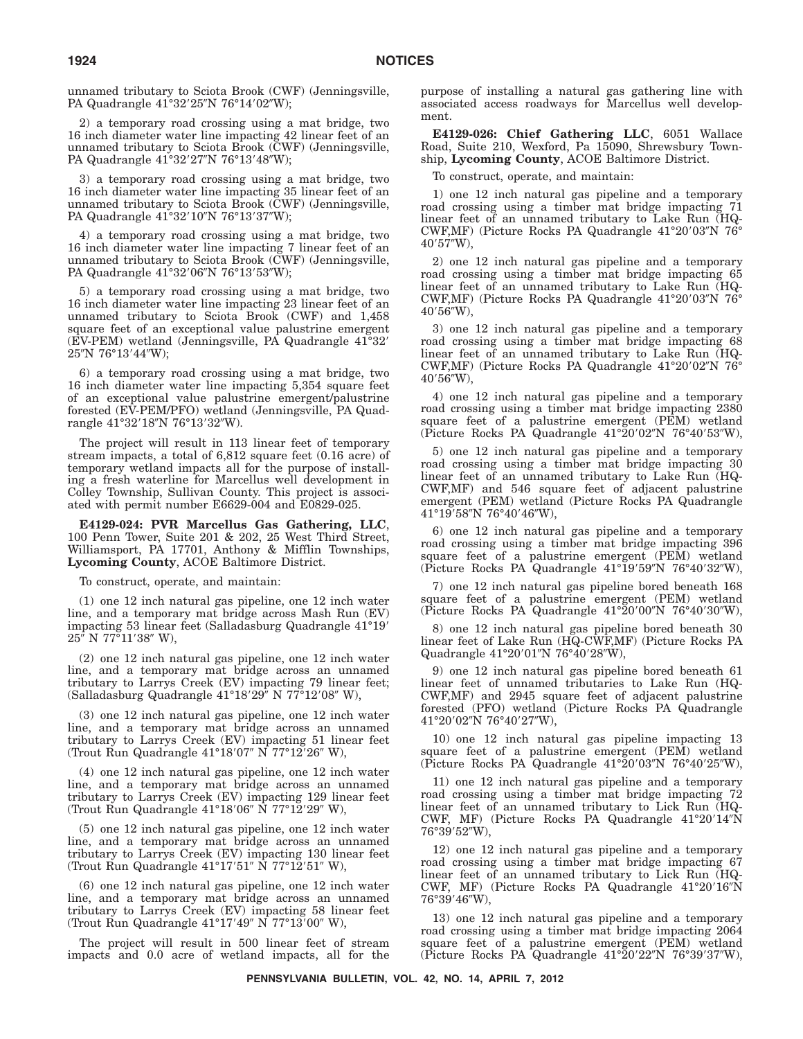unnamed tributary to Sciota Brook (CWF) (Jenningsville, PA Quadrangle 41°32′25″N 76°14′02″W);

2) a temporary road crossing using a mat bridge, two 16 inch diameter water line impacting 42 linear feet of an unnamed tributary to Sciota Brook (CWF) (Jenningsville, PA Quadrangle 41°32′27″N 76°13′48″W);

3) a temporary road crossing using a mat bridge, two 16 inch diameter water line impacting 35 linear feet of an unnamed tributary to Sciota Brook (CWF) (Jenningsville, PA Quadrangle 41°32′10″N 76°13′37″W);

4) a temporary road crossing using a mat bridge, two 16 inch diameter water line impacting 7 linear feet of an unnamed tributary to Sciota Brook (CWF) (Jenningsville, PA Quadrangle 41°32′06″N 76°13′53″W);

5) a temporary road crossing using a mat bridge, two 16 inch diameter water line impacting 23 linear feet of an unnamed tributary to Sciota Brook (CWF) and 1,458 square feet of an exceptional value palustrine emergent (EV-PEM) wetland (Jenningsville, PA Quadrangle 41°32′25″N 76°13′44″W);

6) a temporary road crossing using a mat bridge, two 16 inch diameter water line impacting 5,354 square feet of an exceptional value palustrine emergent/palustrine forested (EV-PEM/PFO) wetland (Jenningsville, PA Quadrangle 41°32′18″N 76°13′32″W).

The project will result in 113 linear feet of temporary stream impacts, a total of 6,812 square feet (0.16 acre) of temporary wetland impacts all for the purpose of installing a fresh waterline for Marcellus well development in Colley Township, Sullivan County. This project is associated with permit number E6629-004 and E0829-025.

**E4129-024: PVR Marcellus Gas Gathering, LLC**, 100 Penn Tower, Suite 201 & 202, 25 West Third Street, Williamsport, PA 17701, Anthony & Mifflin Townships, **Lycoming County**, ACOE Baltimore District.

To construct, operate, and maintain:

(1) one 12 inch natural gas pipeline, one 12 inch water line, and a temporary mat bridge across Mash Run (EV) impacting 53 linear feet (Salladasburg Quadrangle 41°19′25″ N 77°11′38″ W),

(2) one 12 inch natural gas pipeline, one 12 inch water line, and a temporary mat bridge across an unnamed tributary to Larrys Creek (EV) impacting 79 linear feet; (Salladasburg Quadrangle 41°18′29″ N 77°12′08″ W),

(3) one 12 inch natural gas pipeline, one 12 inch water line, and a temporary mat bridge across an unnamed tributary to Larrys Creek (EV) impacting 51 linear feet (Trout Run Quadrangle 41°18′07″ N 77°12′26″ W),

(4) one 12 inch natural gas pipeline, one 12 inch water line, and a temporary mat bridge across an unnamed tributary to Larrys Creek (EV) impacting 129 linear feet (Trout Run Quadrangle 41°18′06″ N 77°12′29″ W),

(5) one 12 inch natural gas pipeline, one 12 inch water line, and a temporary mat bridge across an unnamed tributary to Larrys Creek (EV) impacting 130 linear feet (Trout Run Quadrangle 41°17′51″ N 77°12′51″ W),

(6) one 12 inch natural gas pipeline, one 12 inch water line, and a temporary mat bridge across an unnamed tributary to Larrys Creek (EV) impacting 58 linear feet (Trout Run Quadrangle 41°17′49″ N 77°13′00″ W),

The project will result in 500 linear feet of stream impacts and 0.0 acre of wetland impacts, all for the purpose of installing a natural gas gathering line with associated access roadways for Marcellus well development.

**E4129-026: Chief Gathering LLC**, 6051 Wallace Road, Suite 210, Wexford, Pa 15090, Shrewsbury Township, **Lycoming County**, ACOE Baltimore District.

To construct, operate, and maintain:

1) one 12 inch natural gas pipeline and a temporary road crossing using a timber mat bridge impacting 71 linear feet of an unnamed tributary to Lake Run (HQ-CWF,MF) (Picture Rocks PA Quadrangle 41°20′03″N 76°40′57″W),

2) one 12 inch natural gas pipeline and a temporary road crossing using a timber mat bridge impacting 65 linear feet of an unnamed tributary to Lake Run (HQ-CWF,MF) (Picture Rocks PA Quadrangle 41°20′03″N 76°40′56″W),

3) one 12 inch natural gas pipeline and a temporary road crossing using a timber mat bridge impacting 68 linear feet of an unnamed tributary to Lake Run (HQ-CWF,MF) (Picture Rocks PA Quadrangle 41°20′02″N 76°40′56″W),

4) one 12 inch natural gas pipeline and a temporary road crossing using a timber mat bridge impacting 2380 square feet of a palustrine emergent (PEM) wetland (Picture Rocks PA Quadrangle 41°20′02″N 76°40′53″W),

5) one 12 inch natural gas pipeline and a temporary road crossing using a timber mat bridge impacting 30 linear feet of an unnamed tributary to Lake Run (HQ-CWF,MF) and 546 square feet of adjacent palustrine emergent (PEM) wetland (Picture Rocks PA Quadrangle 41°19′58″N 76°40′46″W),

6) one 12 inch natural gas pipeline and a temporary road crossing using a timber mat bridge impacting 396 square feet of a palustrine emergent (PEM) wetland (Picture Rocks PA Quadrangle 41°19′59″N 76°40′32″W),

7) one 12 inch natural gas pipeline bored beneath 168 square feet of a palustrine emergent (PEM) wetland (Picture Rocks PA Quadrangle 41°20′00″N 76°40′30″W),

8) one 12 inch natural gas pipeline bored beneath 30 linear feet of Lake Run (HQ-CWF,MF) (Picture Rocks PA Quadrangle 41°20′01″N 76°40′28″W),

9) one 12 inch natural gas pipeline bored beneath 61 linear feet of unnamed tributaries to Lake Run (HQ-CWF,MF) and 2945 square feet of adjacent palustrine forested (PFO) wetland (Picture Rocks PA Quadrangle 41°20′02″N 76°40′27″W),

10) one 12 inch natural gas pipeline impacting 13 square feet of a palustrine emergent (PEM) wetland (Picture Rocks PA Quadrangle 41°20′03″N 76°40′25″W),

11) one 12 inch natural gas pipeline and a temporary road crossing using a timber mat bridge impacting 72 linear feet of an unnamed tributary to Lick Run (HQ-CWF, MF) (Picture Rocks PA Quadrangle 41°20′14″N 76°39′52″W),

12) one 12 inch natural gas pipeline and a temporary road crossing using a timber mat bridge impacting 67 linear feet of an unnamed tributary to Lick Run (HQ-CWF, MF) (Picture Rocks PA Quadrangle 41°20′16″N 76°39′46″W),

13) one 12 inch natural gas pipeline and a temporary road crossing using a timber mat bridge impacting 2064 square feet of a palustrine emergent (PEM) wetland (Picture Rocks PA Quadrangle 41°20′22″N 76°39′37″W),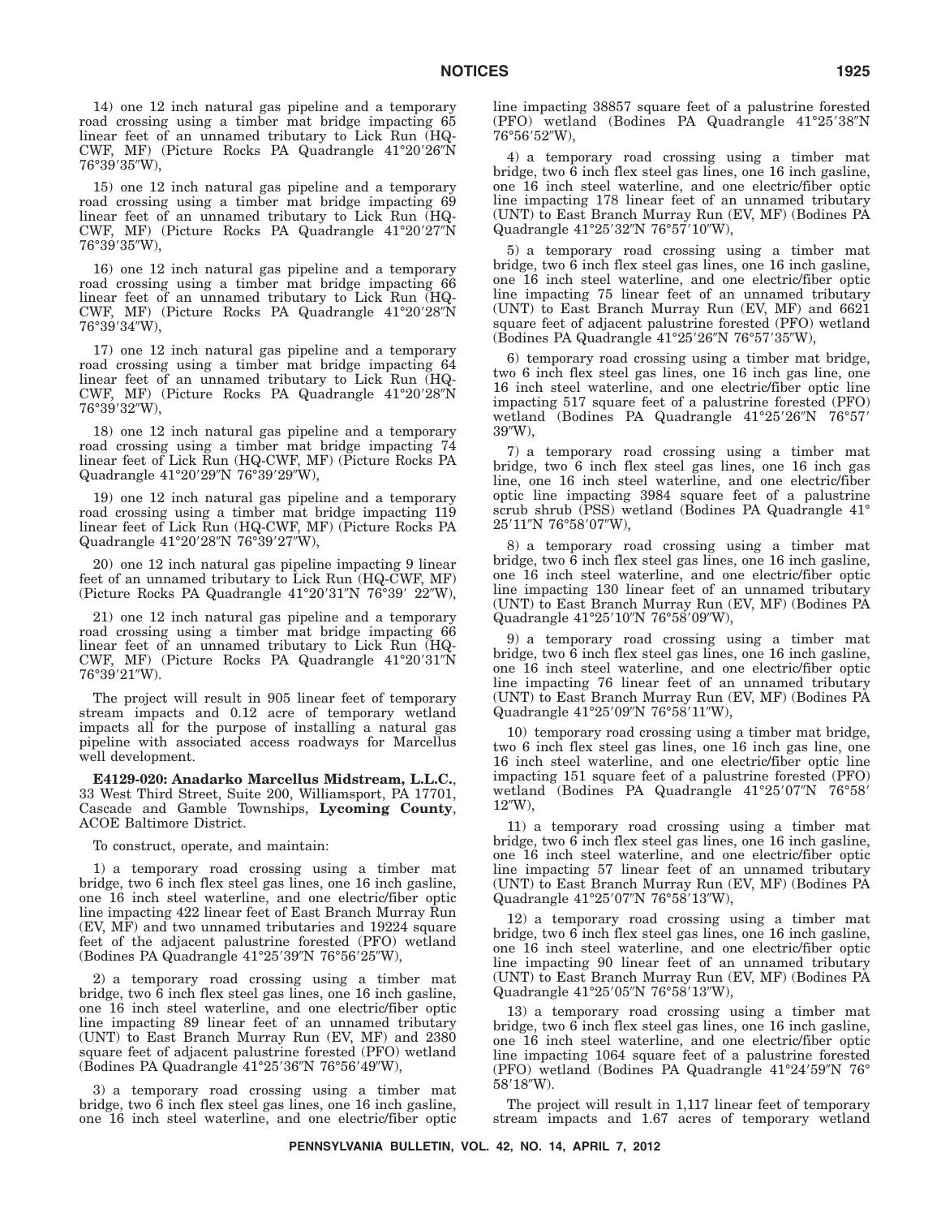14) one 12 inch natural gas pipeline and a temporary road crossing using a timber mat bridge impacting 65 linear feet of an unnamed tributary to Lick Run (HQ-CWF, MF) (Picture Rocks PA Quadrangle 41°20′26″N 76°39′35″W),

15) one 12 inch natural gas pipeline and a temporary road crossing using a timber mat bridge impacting 69 linear feet of an unnamed tributary to Lick Run (HQ-CWF, MF) (Picture Rocks PA Quadrangle 41°20′27″N 76°39′35″W),

16) one 12 inch natural gas pipeline and a temporary road crossing using a timber mat bridge impacting 66 linear feet of an unnamed tributary to Lick Run (HQ-CWF, MF) (Picture Rocks PA Quadrangle 41°20′28″N 76°39′34″W),

17) one 12 inch natural gas pipeline and a temporary road crossing using a timber mat bridge impacting 64 linear feet of an unnamed tributary to Lick Run (HQ-CWF, MF) (Picture Rocks PA Quadrangle 41°20′28″N 76°39′32″W),

18) one 12 inch natural gas pipeline and a temporary road crossing using a timber mat bridge impacting 74 linear feet of Lick Run (HQ-CWF, MF) (Picture Rocks PA Quadrangle 41°20′29″N 76°39′29″W),

19) one 12 inch natural gas pipeline and a temporary road crossing using a timber mat bridge impacting 119 linear feet of Lick Run (HQ-CWF, MF) (Picture Rocks PA Quadrangle 41°20′28″N 76°39′27″W),

20) one 12 inch natural gas pipeline impacting 9 linear feet of an unnamed tributary to Lick Run (HQ-CWF, MF) (Picture Rocks PA Quadrangle 41°20′31″N 76°39′ 22″W),

21) one 12 inch natural gas pipeline and a temporary road crossing using a timber mat bridge impacting 66 linear feet of an unnamed tributary to Lick Run (HQ-CWF, MF) (Picture Rocks PA Quadrangle 41°20′31″N 76°39′21″W).

The project will result in 905 linear feet of temporary stream impacts and 0.12 acre of temporary wetland impacts all for the purpose of installing a natural gas pipeline with associated access roadways for Marcellus well development.

**E4129-020: Anadarko Marcellus Midstream, L.L.C.**, 33 West Third Street, Suite 200, Williamsport, PA 17701, Cascade and Gamble Townships, **Lycoming County**, ACOE Baltimore District.

To construct, operate, and maintain:

1) a temporary road crossing using a timber mat bridge, two 6 inch flex steel gas lines, one 16 inch gasline, one 16 inch steel waterline, and one electric/fiber optic line impacting 422 linear feet of East Branch Murray Run (EV, MF) and two unnamed tributaries and 19224 square feet of the adjacent palustrine forested (PFO) wetland (Bodines PA Quadrangle 41°25′39″N 76°56′25″W),

2) a temporary road crossing using a timber mat bridge, two 6 inch flex steel gas lines, one 16 inch gasline, one 16 inch steel waterline, and one electric/fiber optic line impacting 89 linear feet of an unnamed tributary (UNT) to East Branch Murray Run (EV, MF) and 2380 square feet of adjacent palustrine forested (PFO) wetland (Bodines PA Quadrangle 41°25′36″N 76°56′49″W),

3) a temporary road crossing using a timber mat bridge, two 6 inch flex steel gas lines, one 16 inch gasline, one 16 inch steel waterline, and one electric/fiber optic line impacting 38857 square feet of a palustrine forested (PFO) wetland (Bodines PA Quadrangle 41°25′38″N 76°56′52″W),

4) a temporary road crossing using a timber mat bridge, two 6 inch flex steel gas lines, one 16 inch gasline, one 16 inch steel waterline, and one electric/fiber optic line impacting 178 linear feet of an unnamed tributary (UNT) to East Branch Murray Run (EV, MF) (Bodines PA Quadrangle 41°25′32″N 76°57′10″W),

5) a temporary road crossing using a timber mat bridge, two 6 inch flex steel gas lines, one 16 inch gasline, one 16 inch steel waterline, and one electric/fiber optic line impacting 75 linear feet of an unnamed tributary (UNT) to East Branch Murray Run (EV, MF) and 6621 square feet of adjacent palustrine forested (PFO) wetland (Bodines PA Quadrangle 41°25′26″N 76°57′35″W),

6) temporary road crossing using a timber mat bridge, two 6 inch flex steel gas lines, one 16 inch gas line, one 16 inch steel waterline, and one electric/fiber optic line impacting 517 square feet of a palustrine forested (PFO) wetland (Bodines PA Quadrangle 41°25′26″N 76°57′ 39″W),

7) a temporary road crossing using a timber mat bridge, two 6 inch flex steel gas lines, one 16 inch gas line, one 16 inch steel waterline, and one electric/fiber optic line impacting 3984 square feet of a palustrine scrub shrub (PSS) wetland (Bodines PA Quadrangle 41° 25′11″N 76°58′07″W),

8) a temporary road crossing using a timber mat bridge, two 6 inch flex steel gas lines, one 16 inch gasline, one 16 inch steel waterline, and one electric/fiber optic line impacting 130 linear feet of an unnamed tributary (UNT) to East Branch Murray Run (EV, MF) (Bodines PA Quadrangle 41°25′10″N 76°58′09″W),

9) a temporary road crossing using a timber mat bridge, two 6 inch flex steel gas lines, one 16 inch gasline, one 16 inch steel waterline, and one electric/fiber optic line impacting 76 linear feet of an unnamed tributary (UNT) to East Branch Murray Run (EV, MF) (Bodines PA Quadrangle 41°25′09″N 76°58′11″W),

10) temporary road crossing using a timber mat bridge, two 6 inch flex steel gas lines, one 16 inch gas line, one 16 inch steel waterline, and one electric/fiber optic line impacting 151 square feet of a palustrine forested (PFO) wetland (Bodines PA Quadrangle 41°25′07″N 76°58′ 12″W),

11) a temporary road crossing using a timber mat bridge, two 6 inch flex steel gas lines, one 16 inch gasline, one 16 inch steel waterline, and one electric/fiber optic line impacting 57 linear feet of an unnamed tributary (UNT) to East Branch Murray Run (EV, MF) (Bodines PA Quadrangle 41°25′07″N 76°58′13″W),

12) a temporary road crossing using a timber mat bridge, two 6 inch flex steel gas lines, one 16 inch gasline, one 16 inch steel waterline, and one electric/fiber optic line impacting 90 linear feet of an unnamed tributary (UNT) to East Branch Murray Run (EV, MF) (Bodines PA Quadrangle 41°25′05″N 76°58′13″W),

13) a temporary road crossing using a timber mat bridge, two 6 inch flex steel gas lines, one 16 inch gasline, one 16 inch steel waterline, and one electric/fiber optic line impacting 1064 square feet of a palustrine forested (PFO) wetland (Bodines PA Quadrangle 41°24′59″N 76° 58′18″W).

The project will result in 1,117 linear feet of temporary stream impacts and 1.67 acres of temporary wetland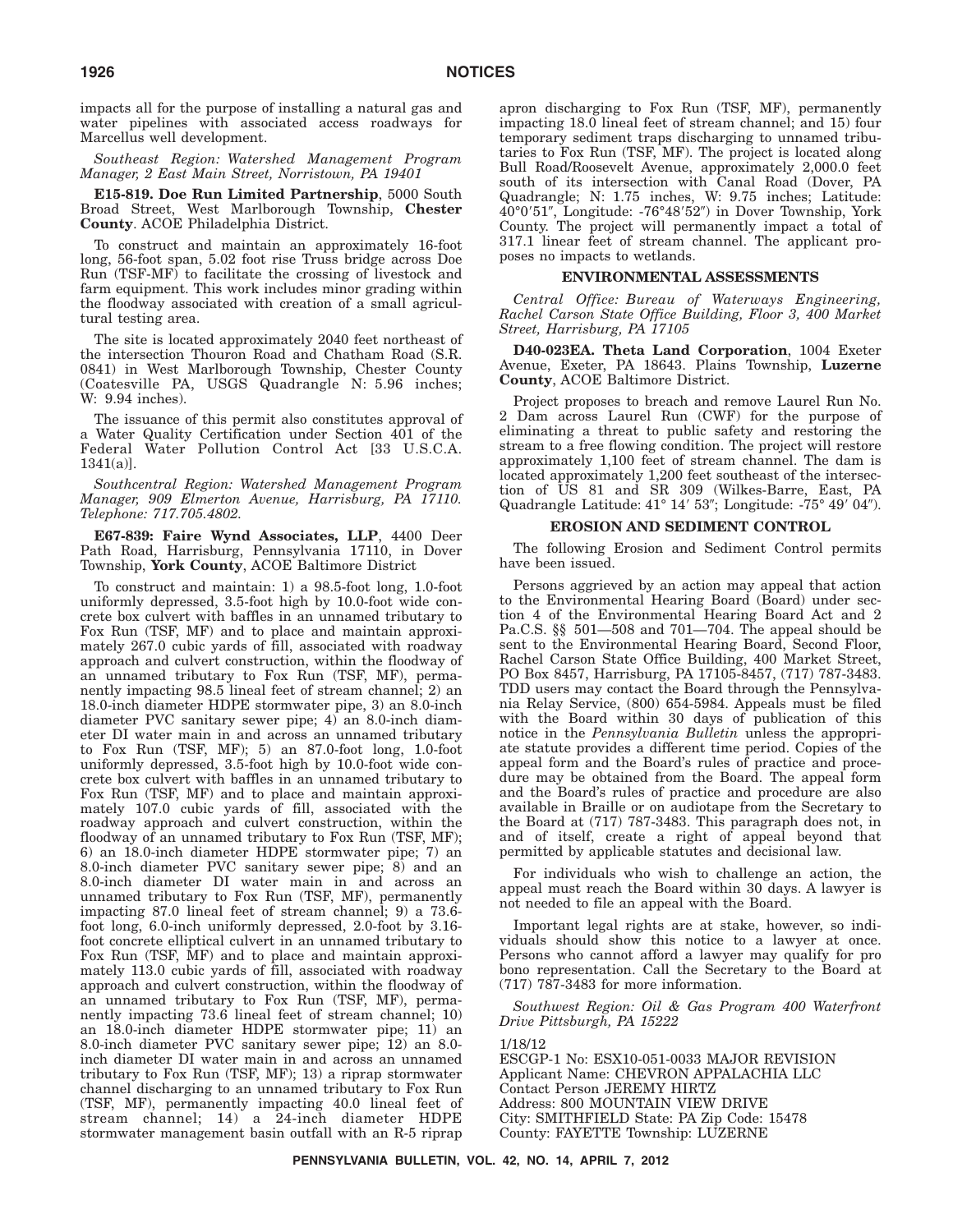impacts all for the purpose of installing a natural gas and water pipelines with associated access roadways for Marcellus well development.

*Southeast Region: Watershed Management Program Manager, 2 East Main Street, Norristown, PA 19401*

**E15-819. Doe Run Limited Partnership**, 5000 South Broad Street, West Marlborough Township, **Chester County**. ACOE Philadelphia District.

To construct and maintain an approximately 16-foot long, 56-foot span, 5.02 foot rise Truss bridge across Doe Run (TSF-MF) to facilitate the crossing of livestock and farm equipment. This work includes minor grading within the floodway associated with creation of a small agricultural testing area.

The site is located approximately 2040 feet northeast of the intersection Thouron Road and Chatham Road (S.R. 0841) in West Marlborough Township, Chester County (Coatesville PA, USGS Quadrangle N: 5.96 inches; W: 9.94 inches).

The issuance of this permit also constitutes approval of a Water Quality Certification under Section 401 of the Federal Water Pollution Control Act [33 U.S.C.A. 1341(a)].

*Southcentral Region: Watershed Management Program Manager, 909 Elmerton Avenue, Harrisburg, PA 17110. Telephone: 717.705.4802.*

**E67-839: Faire Wynd Associates, LLP**, 4400 Deer Path Road, Harrisburg, Pennsylvania 17110, in Dover Township, **York County**, ACOE Baltimore District

To construct and maintain: 1) a 98.5-foot long, 1.0-foot uniformly depressed, 3.5-foot high by 10.0-foot wide concrete box culvert with baffles in an unnamed tributary to Fox Run (TSF, MF) and to place and maintain approximately 267.0 cubic yards of fill, associated with roadway approach and culvert construction, within the floodway of an unnamed tributary to Fox Run (TSF, MF), permanently impacting 98.5 lineal feet of stream channel; 2) an 18.0-inch diameter HDPE stormwater pipe, 3) an 8.0-inch diameter PVC sanitary sewer pipe; 4) an 8.0-inch diameter DI water main in and across an unnamed tributary to Fox Run (TSF, MF); 5) an 87.0-foot long, 1.0-foot uniformly depressed, 3.5-foot high by 10.0-foot wide concrete box culvert with baffles in an unnamed tributary to Fox Run (TSF, MF) and to place and maintain approximately 107.0 cubic yards of fill, associated with the roadway approach and culvert construction, within the floodway of an unnamed tributary to Fox Run (TSF, MF); 6) an 18.0-inch diameter HDPE stormwater pipe; 7) an 8.0-inch diameter PVC sanitary sewer pipe; 8) and an 8.0-inch diameter DI water main in and across an unnamed tributary to Fox Run (TSF, MF), permanently impacting 87.0 lineal feet of stream channel; 9) a 73.6-foot long, 6.0-inch uniformly depressed, 2.0-foot by 3.16-foot concrete elliptical culvert in an unnamed tributary to Fox Run (TSF, MF) and to place and maintain approximately 113.0 cubic yards of fill, associated with roadway approach and culvert construction, within the floodway of an unnamed tributary to Fox Run (TSF, MF), permanently impacting 73.6 lineal feet of stream channel; 10) an 18.0-inch diameter HDPE stormwater pipe; 11) an 8.0-inch diameter PVC sanitary sewer pipe; 12) an 8.0-inch diameter DI water main in and across an unnamed tributary to Fox Run (TSF, MF); 13) a riprap stormwater channel discharging to an unnamed tributary to Fox Run (TSF, MF), permanently impacting 40.0 lineal feet of stream channel; 14) a 24-inch diameter HDPE stormwater management basin outfall with an R-5 riprap apron discharging to Fox Run (TSF, MF), permanently impacting 18.0 lineal feet of stream channel; and 15) four temporary sediment traps discharging to unnamed tributaries to Fox Run (TSF, MF). The project is located along Bull Road/Roosevelt Avenue, approximately 2,000.0 feet south of its intersection with Canal Road (Dover, PA Quadrangle; N: 1.75 inches, W: 9.75 inches; Latitude: 40°0′51″, Longitude: -76°48′52″) in Dover Township, York County. The project will permanently impact a total of 317.1 linear feet of stream channel. The applicant proposes no impacts to wetlands.

## ENVIRONMENTAL ASSESSMENTS

*Central Office: Bureau of Waterways Engineering, Rachel Carson State Office Building, Floor 3, 400 Market Street, Harrisburg, PA 17105*

**D40-023EA. Theta Land Corporation**, 1004 Exeter Avenue, Exeter, PA 18643. Plains Township, **Luzerne County**, ACOE Baltimore District.

Project proposes to breach and remove Laurel Run No. 2 Dam across Laurel Run (CWF) for the purpose of eliminating a threat to public safety and restoring the stream to a free flowing condition. The project will restore approximately 1,100 feet of stream channel. The dam is located approximately 1,200 feet southeast of the intersection of US 81 and SR 309 (Wilkes-Barre, East, PA Quadrangle Latitude: 41° 14′ 53″; Longitude: -75° 49′ 04″).

## EROSION AND SEDIMENT CONTROL

The following Erosion and Sediment Control permits have been issued.

Persons aggrieved by an action may appeal that action to the Environmental Hearing Board (Board) under section 4 of the Environmental Hearing Board Act and 2 Pa.C.S. §§ 501—508 and 701—704. The appeal should be sent to the Environmental Hearing Board, Second Floor, Rachel Carson State Office Building, 400 Market Street, PO Box 8457, Harrisburg, PA 17105-8457, (717) 787-3483. TDD users may contact the Board through the Pennsylvania Relay Service, (800) 654-5984. Appeals must be filed with the Board within 30 days of publication of this notice in the *Pennsylvania Bulletin* unless the appropriate statute provides a different time period. Copies of the appeal form and the Board's rules of practice and procedure may be obtained from the Board. The appeal form and the Board's rules of practice and procedure are also available in Braille or on audiotape from the Secretary to the Board at (717) 787-3483. This paragraph does not, in and of itself, create a right of appeal beyond that permitted by applicable statutes and decisional law.

For individuals who wish to challenge an action, the appeal must reach the Board within 30 days. A lawyer is not needed to file an appeal with the Board.

Important legal rights are at stake, however, so individuals should show this notice to a lawyer at once. Persons who cannot afford a lawyer may qualify for pro bono representation. Call the Secretary to the Board at (717) 787-3483 for more information.

*Southwest Region: Oil & Gas Program 400 Waterfront Drive Pittsburgh, PA 15222*

1/18/12
ESCGP-1 No: ESX10-051-0033 MAJOR REVISION
Applicant Name: CHEVRON APPALACHIA LLC
Contact Person JEREMY HIRTZ
Address: 800 MOUNTAIN VIEW DRIVE
City: SMITHFIELD State: PA Zip Code: 15478
County: FAYETTE Township: LUZERNE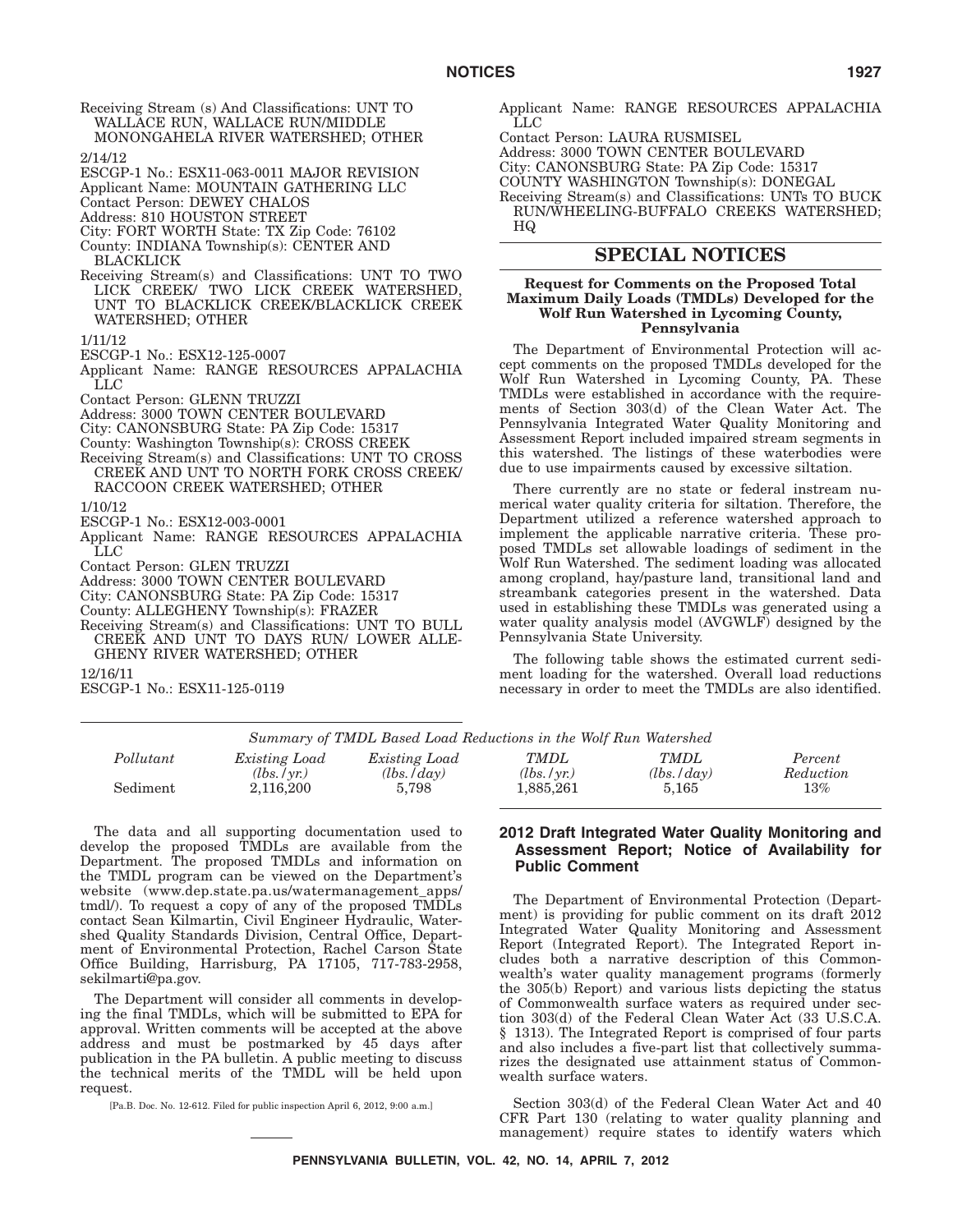Receiving Stream (s) And Classifications: UNT TO WALLACE RUN, WALLACE RUN/MIDDLE MONONGAHELA RIVER WATERSHED; OTHER

2/14/12

ESCGP-1 No.: ESX11-063-0011 MAJOR REVISION
Applicant Name: MOUNTAIN GATHERING LLC
Contact Person: DEWEY CHALOS
Address: 810 HOUSTON STREET
City: FORT WORTH State: TX Zip Code: 76102
County: INDIANA Township(s): CENTER AND BLACKLICK
Receiving Stream(s) and Classifications: UNT TO TWO LICK CREEK/ TWO LICK CREEK WATERSHED, UNT TO BLACKLICK CREEK/BLACKLICK CREEK WATERSHED; OTHER

1/11/12

ESCGP-1 No.: ESX12-125-0007
Applicant Name: RANGE RESOURCES APPALACHIA LLC
Contact Person: GLENN TRUZZI
Address: 3000 TOWN CENTER BOULEVARD
City: CANONSBURG State: PA Zip Code: 15317
County: Washington Township(s): CROSS CREEK
Receiving Stream(s) and Classifications: UNT TO CROSS CREEK AND UNT TO NORTH FORK CROSS CREEK/ RACCOON CREEK WATERSHED; OTHER

1/10/12

ESCGP-1 No.: ESX12-003-0001
Applicant Name: RANGE RESOURCES APPALACHIA LLC
Contact Person: GLEN TRUZZI
Address: 3000 TOWN CENTER BOULEVARD
City: CANONSBURG State: PA Zip Code: 15317
County: ALLEGHENY Township(s): FRAZER
Receiving Stream(s) and Classifications: UNT TO BULL CREEK AND UNT TO DAYS RUN/ LOWER ALLEGHENY RIVER WATERSHED; OTHER

12/16/11

ESCGP-1 No.: ESX11-125-0119
Applicant Name: RANGE RESOURCES APPALACHIA LLC
Contact Person: LAURA RUSMISEL
Address: 3000 TOWN CENTER BOULEVARD
City: CANONSBURG State: PA Zip Code: 15317
COUNTY WASHINGTON Township(s): DONEGAL
Receiving Stream(s) and Classifications: UNTs TO BUCK RUN/WHEELING-BUFFALO CREEKS WATERSHED; HQ

# SPECIAL NOTICES

### Request for Comments on the Proposed Total Maximum Daily Loads (TMDLs) Developed for the Wolf Run Watershed in Lycoming County, Pennsylvania

The Department of Environmental Protection will accept comments on the proposed TMDLs developed for the Wolf Run Watershed in Lycoming County, PA. These TMDLs were established in accordance with the requirements of Section 303(d) of the Clean Water Act. The Pennsylvania Integrated Water Quality Monitoring and Assessment Report included impaired stream segments in this watershed. The listings of these waterbodies were due to use impairments caused by excessive siltation.

There currently are no state or federal instream numerical water quality criteria for siltation. Therefore, the Department utilized a reference watershed approach to implement the applicable narrative criteria. These proposed TMDLs set allowable loadings of sediment in the Wolf Run Watershed. The sediment loading was allocated among cropland, hay/pasture land, transitional land and streambank categories present in the watershed. Data used in establishing these TMDLs was generated using a water quality analysis model (AVGWLF) designed by the Pennsylvania State University.

The following table shows the estimated current sediment loading for the watershed. Overall load reductions necessary in order to meet the TMDLs are also identified.

*Summary of TMDL Based Load Reductions in the Wolf Run Watershed*

| *Pollutant* | *Existing Load (lbs./yr.)* | *Existing Load (lbs./day)* | *TMDL (lbs./yr.)* | *TMDL (lbs./day)* | *Percent Reduction* |
|---|---|---|---|---|---|
| Sediment | 2,116,200 | 5,798 | 1,885,261 | 5,165 | 13% |

The data and all supporting documentation used to develop the proposed TMDLs are available from the Department. The proposed TMDLs and information on the TMDL program can be viewed on the Department's website (www.dep.state.pa.us/watermanagement_apps/tmdl/). To request a copy of any of the proposed TMDLs contact Sean Kilmartin, Civil Engineer Hydraulic, Watershed Quality Standards Division, Central Office, Department of Environmental Protection, Rachel Carson State Office Building, Harrisburg, PA 17105, 717-783-2958, sekilmarti@pa.gov.

The Department will consider all comments in developing the final TMDLs, which will be submitted to EPA for approval. Written comments will be accepted at the above address and must be postmarked by 45 days after publication in the PA bulletin. A public meeting to discuss the technical merits of the TMDL will be held upon request.

[Pa.B. Doc. No. 12-612. Filed for public inspection April 6, 2012, 9:00 a.m.]

### 2012 Draft Integrated Water Quality Monitoring and Assessment Report; Notice of Availability for Public Comment

The Department of Environmental Protection (Department) is providing for public comment on its draft 2012 Integrated Water Quality Monitoring and Assessment Report (Integrated Report). The Integrated Report includes both a narrative description of this Commonwealth's water quality management programs (formerly the 305(b) Report) and various lists depicting the status of Commonwealth surface waters as required under section 303(d) of the Federal Clean Water Act (33 U.S.C.A. § 1313). The Integrated Report is comprised of four parts and also includes a five-part list that collectively summarizes the designated use attainment status of Commonwealth surface waters.

Section 303(d) of the Federal Clean Water Act and 40 CFR Part 130 (relating to water quality planning and management) require states to identify waters which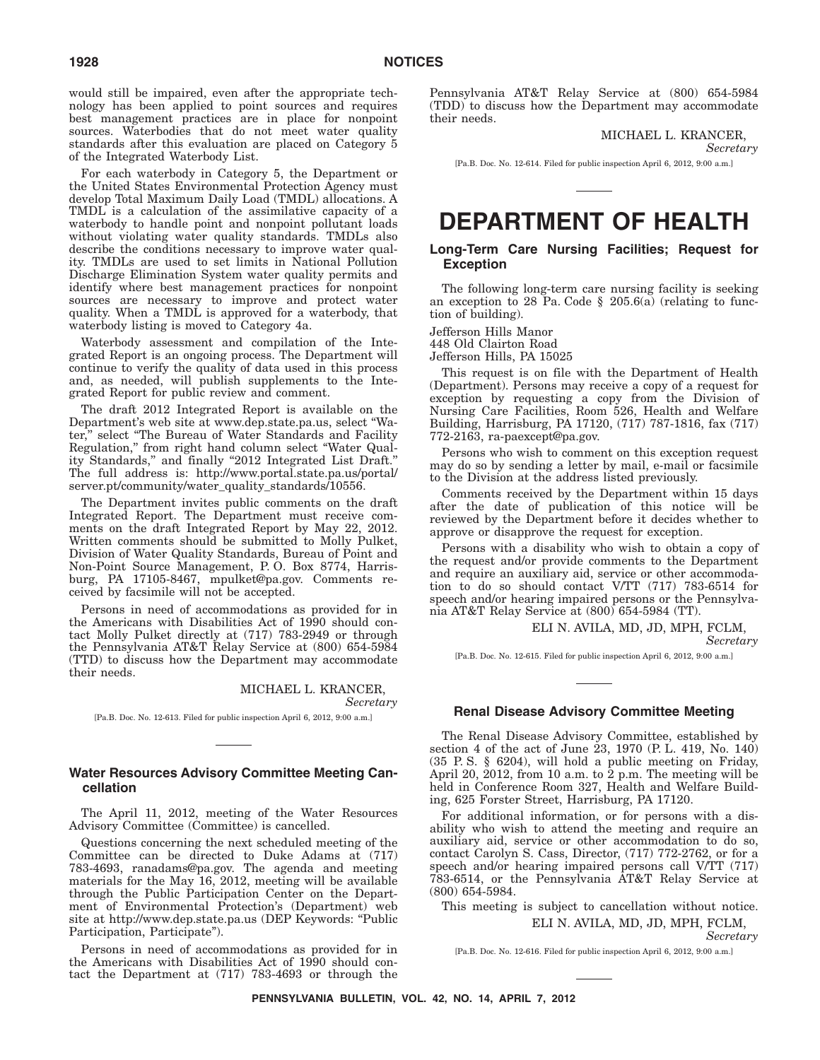would still be impaired, even after the appropriate technology has been applied to point sources and requires best management practices are in place for nonpoint sources. Waterbodies that do not meet water quality standards after this evaluation are placed on Category 5 of the Integrated Waterbody List.

For each waterbody in Category 5, the Department or the United States Environmental Protection Agency must develop Total Maximum Daily Load (TMDL) allocations. A TMDL is a calculation of the assimilative capacity of a waterbody to handle point and nonpoint pollutant loads without violating water quality standards. TMDLs also describe the conditions necessary to improve water quality. TMDLs are used to set limits in National Pollution Discharge Elimination System water quality permits and identify where best management practices for nonpoint sources are necessary to improve and protect water quality. When a TMDL is approved for a waterbody, that waterbody listing is moved to Category 4a.

Waterbody assessment and compilation of the Integrated Report is an ongoing process. The Department will continue to verify the quality of data used in this process and, as needed, will publish supplements to the Integrated Report for public review and comment.

The draft 2012 Integrated Report is available on the Department's web site at www.dep.state.pa.us, select "Water," select "The Bureau of Water Standards and Facility Regulation," from right hand column select "Water Quality Standards," and finally "2012 Integrated List Draft." The full address is: http://www.portal.state.pa.us/portal/server.pt/community/water_quality_standards/10556.

The Department invites public comments on the draft Integrated Report. The Department must receive comments on the draft Integrated Report by May 22, 2012. Written comments should be submitted to Molly Pulket, Division of Water Quality Standards, Bureau of Point and Non-Point Source Management, P. O. Box 8774, Harrisburg, PA 17105-8467, mpulket@pa.gov. Comments received by facsimile will not be accepted.

Persons in need of accommodations as provided for in the Americans with Disabilities Act of 1990 should contact Molly Pulket directly at (717) 783-2949 or through the Pennsylvania AT&T Relay Service at (800) 654-5984 (TTD) to discuss how the Department may accommodate their needs.

MICHAEL L. KRANCER,
*Secretary*

[Pa.B. Doc. No. 12-613. Filed for public inspection April 6, 2012, 9:00 a.m.]

### Water Resources Advisory Committee Meeting Cancellation

The April 11, 2012, meeting of the Water Resources Advisory Committee (Committee) is cancelled.

Questions concerning the next scheduled meeting of the Committee can be directed to Duke Adams at (717) 783-4693, ranadams@pa.gov. The agenda and meeting materials for the May 16, 2012, meeting will be available through the Public Participation Center on the Department of Environmental Protection's (Department) web site at http://www.dep.state.pa.us (DEP Keywords: "Public Participation, Participate").

Persons in need of accommodations as provided for in the Americans with Disabilities Act of 1990 should contact the Department at (717) 783-4693 or through the Pennsylvania AT&T Relay Service at (800) 654-5984 (TDD) to discuss how the Department may accommodate their needs.

MICHAEL L. KRANCER,
*Secretary*

[Pa.B. Doc. No. 12-614. Filed for public inspection April 6, 2012, 9:00 a.m.]

# DEPARTMENT OF HEALTH

### Long-Term Care Nursing Facilities; Request for Exception

The following long-term care nursing facility is seeking an exception to 28 Pa. Code § 205.6(a) (relating to function of building).

Jefferson Hills Manor
448 Old Clairton Road
Jefferson Hills, PA 15025

This request is on file with the Department of Health (Department). Persons may receive a copy of a request for exception by requesting a copy from the Division of Nursing Care Facilities, Room 526, Health and Welfare Building, Harrisburg, PA 17120, (717) 787-1816, fax (717) 772-2163, ra-paexcept@pa.gov.

Persons who wish to comment on this exception request may do so by sending a letter by mail, e-mail or facsimile to the Division at the address listed previously.

Comments received by the Department within 15 days after the date of publication of this notice will be reviewed by the Department before it decides whether to approve or disapprove the request for exception.

Persons with a disability who wish to obtain a copy of the request and/or provide comments to the Department and require an auxiliary aid, service or other accommodation to do so should contact V/TT (717) 783-6514 for speech and/or hearing impaired persons or the Pennsylvania AT&T Relay Service at (800) 654-5984 (TT).

ELI N. AVILA, MD, JD, MPH, FCLM,
*Secretary*

[Pa.B. Doc. No. 12-615. Filed for public inspection April 6, 2012, 9:00 a.m.]

### Renal Disease Advisory Committee Meeting

The Renal Disease Advisory Committee, established by section 4 of the act of June 23, 1970 (P. L. 419, No. 140) (35 P. S. § 6204), will hold a public meeting on Friday, April 20, 2012, from 10 a.m. to 2 p.m. The meeting will be held in Conference Room 327, Health and Welfare Building, 625 Forster Street, Harrisburg, PA 17120.

For additional information, or for persons with a disability who wish to attend the meeting and require an auxiliary aid, service or other accommodation to do so, contact Carolyn S. Cass, Director, (717) 772-2762, or for a speech and/or hearing impaired persons call V/TT (717) 783-6514, or the Pennsylvania AT&T Relay Service at (800) 654-5984.

This meeting is subject to cancellation without notice.

ELI N. AVILA, MD, JD, MPH, FCLM,
*Secretary*

[Pa.B. Doc. No. 12-616. Filed for public inspection April 6, 2012, 9:00 a.m.]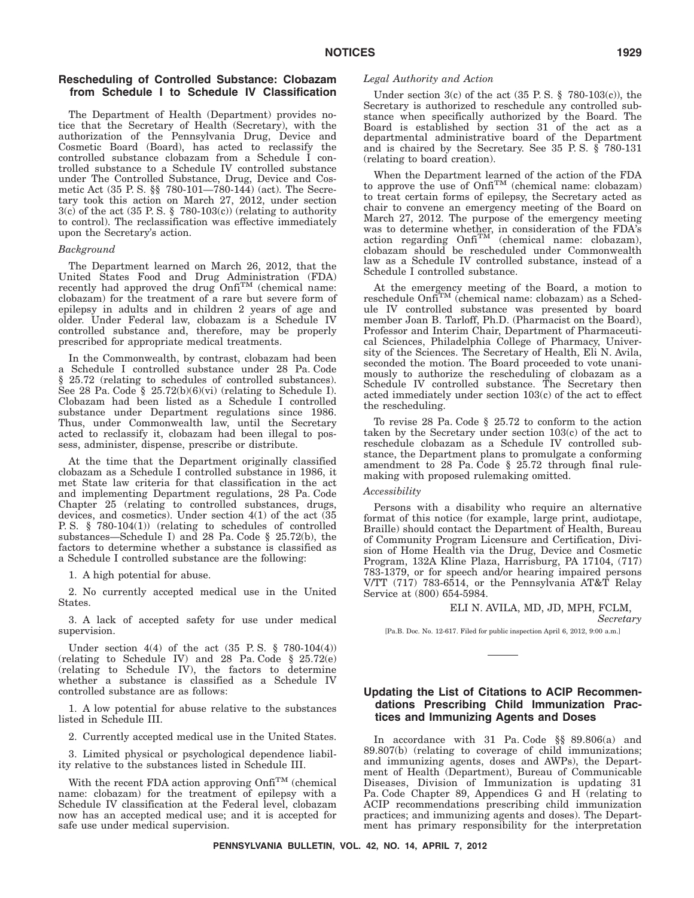## Rescheduling of Controlled Substance: Clobazam from Schedule I to Schedule IV Classification

The Department of Health (Department) provides notice that the Secretary of Health (Secretary), with the authorization of the Pennsylvania Drug, Device and Cosmetic Board (Board), has acted to reclassify the controlled substance clobazam from a Schedule I controlled substance to a Schedule IV controlled substance under The Controlled Substance, Drug, Device and Cosmetic Act (35 P. S. §§ 780-101—780-144) (act). The Secretary took this action on March 27, 2012, under section 3(c) of the act (35 P. S. § 780-103(c)) (relating to authority to control). The reclassification was effective immediately upon the Secretary's action.

*Background*

The Department learned on March 26, 2012, that the United States Food and Drug Administration (FDA) recently had approved the drug Onfi™ (chemical name: clobazam) for the treatment of a rare but severe form of epilepsy in adults and in children 2 years of age and older. Under Federal law, clobazam is a Schedule IV controlled substance and, therefore, may be properly prescribed for appropriate medical treatments.

In the Commonwealth, by contrast, clobazam had been a Schedule I controlled substance under 28 Pa. Code § 25.72 (relating to schedules of controlled substances). See 28 Pa. Code § 25.72(b)(6)(vi) (relating to Schedule I). Clobazam had been listed as a Schedule I controlled substance under Department regulations since 1986. Thus, under Commonwealth law, until the Secretary acted to reclassify it, clobazam had been illegal to possess, administer, dispense, prescribe or distribute.

At the time that the Department originally classified clobazam as a Schedule I controlled substance in 1986, it met State law criteria for that classification in the act and implementing Department regulations, 28 Pa. Code Chapter 25 (relating to controlled substances, drugs, devices, and cosmetics). Under section 4(1) of the act (35 P. S. § 780-104(1)) (relating to schedules of controlled substances—Schedule I) and 28 Pa. Code § 25.72(b), the factors to determine whether a substance is classified as a Schedule I controlled substance are the following:

1. A high potential for abuse.

2. No currently accepted medical use in the United States.

3. A lack of accepted safety for use under medical supervision.

Under section 4(4) of the act (35 P. S. § 780-104(4)) (relating to Schedule IV) and 28 Pa. Code § 25.72(e) (relating to Schedule IV), the factors to determine whether a substance is classified as a Schedule IV controlled substance are as follows:

1. A low potential for abuse relative to the substances listed in Schedule III.

2. Currently accepted medical use in the United States.

3. Limited physical or psychological dependence liability relative to the substances listed in Schedule III.

With the recent FDA action approving Onfi™ (chemical name: clobazam) for the treatment of epilepsy with a Schedule IV classification at the Federal level, clobazam now has an accepted medical use; and it is accepted for safe use under medical supervision.

*Legal Authority and Action*

Under section 3(c) of the act (35 P. S. § 780-103(c)), the Secretary is authorized to reschedule any controlled substance when specifically authorized by the Board. The Board is established by section 31 of the act as a departmental administrative board of the Department and is chaired by the Secretary. See 35 P. S. § 780-131 (relating to board creation).

When the Department learned of the action of the FDA to approve the use of Onfi™ (chemical name: clobazam) to treat certain forms of epilepsy, the Secretary acted as chair to convene an emergency meeting of the Board on March 27, 2012. The purpose of the emergency meeting was to determine whether, in consideration of the FDA's action regarding Onfi™ (chemical name: clobazam), clobazam should be rescheduled under Commonwealth law as a Schedule IV controlled substance, instead of a Schedule I controlled substance.

At the emergency meeting of the Board, a motion to reschedule Onfi™ (chemical name: clobazam) as a Schedule IV controlled substance was presented by board member Joan B. Tarloff, Ph.D. (Pharmacist on the Board), Professor and Interim Chair, Department of Pharmaceutical Sciences, Philadelphia College of Pharmacy, University of the Sciences. The Secretary of Health, Eli N. Avila, seconded the motion. The Board proceeded to vote unanimously to authorize the rescheduling of clobazam as a Schedule IV controlled substance. The Secretary then acted immediately under section 103(c) of the act to effect the rescheduling.

To revise 28 Pa. Code § 25.72 to conform to the action taken by the Secretary under section 103(c) of the act to reschedule clobazam as a Schedule IV controlled substance, the Department plans to promulgate a conforming amendment to 28 Pa. Code § 25.72 through final rulemaking with proposed rulemaking omitted.

*Accessibility*

Persons with a disability who require an alternative format of this notice (for example, large print, audiotape, Braille) should contact the Department of Health, Bureau of Community Program Licensure and Certification, Division of Home Health via the Drug, Device and Cosmetic Program, 132A Kline Plaza, Harrisburg, PA 17104, (717) 783-1379, or for speech and/or hearing impaired persons V/TT (717) 783-6514, or the Pennsylvania AT&T Relay Service at (800) 654-5984.

ELI N. AVILA, MD, JD, MPH, FCLM,
*Secretary*

[Pa.B. Doc. No. 12-617. Filed for public inspection April 6, 2012, 9:00 a.m.]

---

## Updating the List of Citations to ACIP Recommendations Prescribing Child Immunization Practices and Immunizing Agents and Doses

In accordance with 31 Pa. Code §§ 89.806(a) and 89.807(b) (relating to coverage of child immunizations; and immunizing agents, doses and AWPs), the Department of Health (Department), Bureau of Communicable Diseases, Division of Immunization is updating 31 Pa. Code Chapter 89, Appendices G and H (relating to ACIP recommendations prescribing child immunization practices; and immunizing agents and doses). The Department has primary responsibility for the interpretation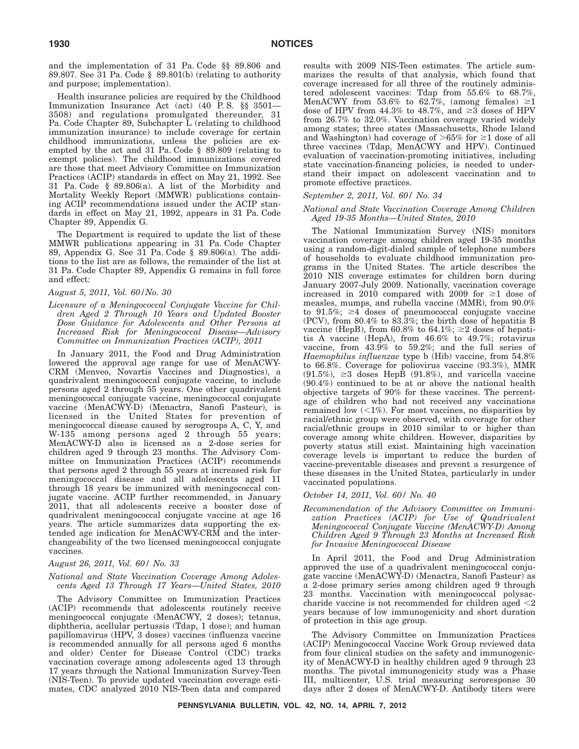and the implementation of 31 Pa. Code §§ 89.806 and 89.807. See 31 Pa. Code § 89.801(b) (relating to authority and purpose; implementation).

Health insurance policies are required by the Childhood Immunization Insurance Act (act) (40 P. S. §§ 3501—3508) and regulations promulgated thereunder, 31 Pa. Code Chapter 89, Subchapter L (relating to childhood immunization insurance) to include coverage for certain childhood immunizations, unless the policies are exempted by the act and 31 Pa. Code § 89.809 (relating to exempt policies). The childhood immunizations covered are those that meet Advisory Committee on Immunization Practices (ACIP) standards in effect on May 21, 1992. See 31 Pa. Code § 89.806(a). A list of the Morbidity and Mortality Weekly Report (MMWR) publications containing ACIP recommendations issued under the ACIP standards in effect on May 21, 1992, appears in 31 Pa. Code Chapter 89, Appendix G.

The Department is required to update the list of these MMWR publications appearing in 31 Pa. Code Chapter 89, Appendix G. See 31 Pa. Code § 89.806(a). The additions to the list are as follows, the remainder of the list at 31 Pa. Code Chapter 89, Appendix G remains in full force and effect:

*August 5, 2011, Vol. 60/No. 30*

*Licensure of a Meningococcal Conjugate Vaccine for Children Aged 2 Through 10 Years and Updated Booster Dose Guidance for Adolescents and Other Persons at Increased Risk for Meningococcal Disease—Advisory Committee on Immunization Practices (ACIP), 2011*

In January 2011, the Food and Drug Administration lowered the approval age range for use of MenACWY-CRM (Menveo, Novartis Vaccines and Diagnostics), a quadrivalent meningococcal conjugate vaccine, to include persons aged 2 through 55 years. One other quadrivalent meningococcal conjugate vaccine, meningococcal conjugate vaccine (MenACWY-D) (Menactra, Sanofi Pasteur), is licensed in the United States for prevention of meningococcal disease caused by serogroups A, C, Y, and W-135 among persons aged 2 through 55 years; MenACWY-D also is licensed as a 2-dose series for children aged 9 through 23 months. The Advisory Committee on Immunization Practices (ACIP) recommends that persons aged 2 through 55 years at increased risk for meningococcal disease and all adolescents aged 11 through 18 years be immunized with meningococcal conjugate vaccine. ACIP further recommended, in January 2011, that all adolescents receive a booster dose of quadrivalent meningococcal conjugate vaccine at age 16 years. The article summarizes data supporting the extended age indication for MenACWY-CRM and the interchangeability of the two licensed meningococcal conjugate vaccines.

*August 26, 2011, Vol. 60/ No. 33*

*National and State Vaccination Coverage Among Adolescents Aged 13 Through 17 Years—United States, 2010*

The Advisory Committee on Immunization Practices (ACIP) recommends that adolescents routinely receive meningococcal conjugate (MenACWY, 2 doses); tetanus, diphtheria, acellular pertussis (Tdap, 1 dose); and human papillomavirus (HPV, 3 doses) vaccines (influenza vaccine is recommended annually for all persons aged 6 months and older) Center for Disease Control (CDC) tracks vaccination coverage among adolescents aged 13 through 17 years through the National Immunization Survey-Teen (NIS-Teen). To provide updated vaccination coverage estimates, CDC analyzed 2010 NIS-Teen data and compared results with 2009 NIS-Teen estimates. The article summarizes the results of that analysis, which found that coverage increased for all three of the routinely administered adolescent vaccines: Tdap from 55.6% to 68.7%, MenACWY from 53.6% to 62.7%, (among females) ≥1 dose of HPV from 44.3% to 48.7%, and ≥3 doses of HPV from 26.7% to 32.0%. Vaccination coverage varied widely among states; three states (Massachusetts, Rhode Island and Washington) had coverage of >65% for ≥1 dose of all three vaccines (Tdap, MenACWY and HPV). Continued evaluation of vaccination-promoting initiatives, including state vaccination-financing policies, is needed to understand their impact on adolescent vaccination and to promote effective practices.

*September 2, 2011, Vol. 60/ No. 34*

*National and State Vaccination Coverage Among Children Aged 19-35 Months—United States, 2010*

The National Immunization Survey (NIS) monitors vaccination coverage among children aged 19-35 months using a random-digit-dialed sample of telephone numbers of households to evaluate childhood immunization programs in the United States. The article describes the 2010 NIS coverage estimates for children born during January 2007-July 2009. Nationally, vaccination coverage increased in 2010 compared with 2009 for ≥1 dose of measles, mumps, and rubella vaccine (MMR), from 90.0% to 91.5%; ≥4 doses of pneumococcal conjugate vaccine (PCV), from 80.4% to 83.3%; the birth dose of hepatitis B vaccine (HepB), from 60.8% to 64.1%; ≥2 doses of hepatitis A vaccine (HepA), from 46.6% to 49.7%; rotavirus vaccine, from 43.9% to 59.2%; and the full series of *Haemophilus influenzae* type b (Hib) vaccine, from 54.8% to 66.8%. Coverage for poliovirus vaccine (93.3%), MMR (91.5%), ≥3 doses HepB (91.8%), and varicella vaccine (90.4%) continued to be at or above the national health objective targets of 90% for these vaccines. The percentage of children who had not received any vaccinations remained low (<1%). For most vaccines, no disparities by racial/ethnic group were observed, with coverage for other racial/ethnic groups in 2010 similar to or higher than coverage among white children. However, disparities by poverty status still exist. Maintaining high vaccination coverage levels is important to reduce the burden of vaccine-preventable diseases and prevent a resurgence of these diseases in the United States, particularly in under vaccinated populations.

*October 14, 2011, Vol. 60/ No. 40*

*Recommendation of the Advisory Committee on Immunization Practices (ACIP) for Use of Quadrivalent Meningococcal Conjugate Vaccine (MenACWY-D) Among Children Aged 9 Through 23 Months at Increased Risk for Invasive Meningococcal Disease*

In April 2011, the Food and Drug Administration approved the use of a quadrivalent meningococcal conjugate vaccine (MenACWY-D) (Menactra, Sanofi Pasteur) as a 2-dose primary series among children aged 9 through 23 months. Vaccination with meningococcal polysaccharide vaccine is not recommended for children aged <2 years because of low immunogenicity and short duration of protection in this age group.

The Advisory Committee on Immunization Practices (ACIP) Meningococcal Vaccine Work Group reviewed data from four clinical studies on the safety and immunogenicity of MenACWY-D in healthy children aged 9 through 23 months. The pivotal immunogenicity study was a Phase III, multicenter, U.S. trial measuring seroresponse 30 days after 2 doses of MenACWY-D. Antibody titers were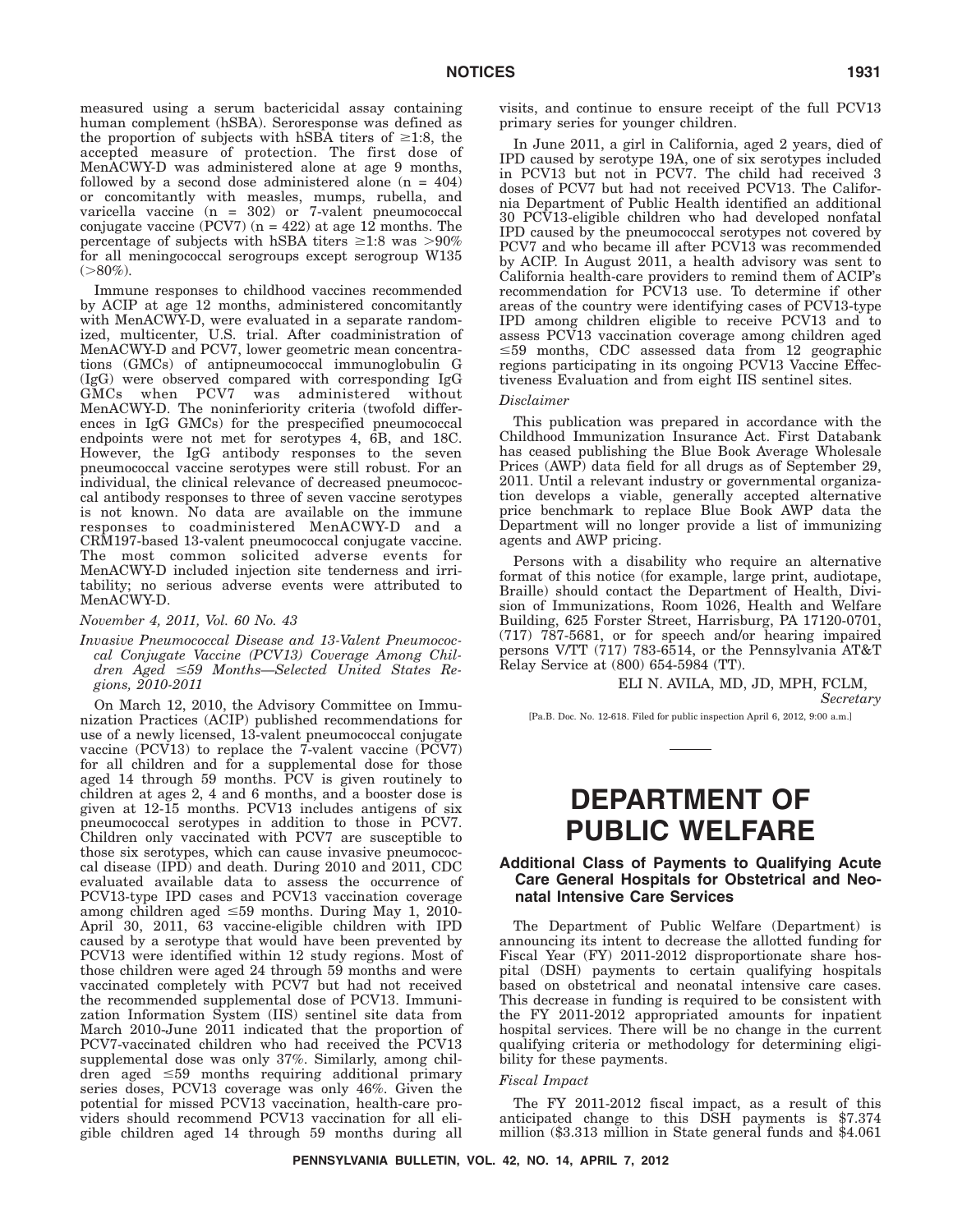measured using a serum bactericidal assay containing human complement (hSBA). Seroresponse was defined as the proportion of subjects with hSBA titers of ≥1:8, the accepted measure of protection. The first dose of MenACWY-D was administered alone at age 9 months, followed by a second dose administered alone (n = 404) or concomitantly with measles, mumps, rubella, and varicella vaccine (n = 302) or 7-valent pneumococcal conjugate vaccine (PCV7) (n = 422) at age 12 months. The percentage of subjects with hSBA titers ≥1:8 was >90% for all meningococcal serogroups except serogroup W135 (>80%).

Immune responses to childhood vaccines recommended by ACIP at age 12 months, administered concomitantly with MenACWY-D, were evaluated in a separate randomized, multicenter, U.S. trial. After coadministration of MenACWY-D and PCV7, lower geometric mean concentrations (GMCs) of antipneumococcal immunoglobulin G (IgG) were observed compared with corresponding IgG GMCs when PCV7 was administered without MenACWY-D. The noninferiority criteria (twofold differences in IgG GMCs) for the prespecified pneumococcal endpoints were not met for serotypes 4, 6B, and 18C. However, the IgG antibody responses to the seven pneumococcal vaccine serotypes were still robust. For an individual, the clinical relevance of decreased pneumococcal antibody responses to three of seven vaccine serotypes is not known. No data are available on the immune responses to coadministered MenACWY-D and a CRM197-based 13-valent pneumococcal conjugate vaccine. The most common solicited adverse events for MenACWY-D included injection site tenderness and irritability; no serious adverse events were attributed to MenACWY-D.

*November 4, 2011, Vol. 60 No. 43*

*Invasive Pneumococcal Disease and 13-Valent Pneumococcal Conjugate Vaccine (PCV13) Coverage Among Children Aged ≤59 Months—Selected United States Regions, 2010-2011*

On March 12, 2010, the Advisory Committee on Immunization Practices (ACIP) published recommendations for use of a newly licensed, 13-valent pneumococcal conjugate vaccine (PCV13) to replace the 7-valent vaccine (PCV7) for all children and for a supplemental dose for those aged 14 through 59 months. PCV is given routinely to children at ages 2, 4 and 6 months, and a booster dose is given at 12-15 months. PCV13 includes antigens of six pneumococcal serotypes in addition to those in PCV7. Children only vaccinated with PCV7 are susceptible to those six serotypes, which can cause invasive pneumococcal disease (IPD) and death. During 2010 and 2011, CDC evaluated available data to assess the occurrence of PCV13-type IPD cases and PCV13 vaccination coverage among children aged ≤59 months. During May 1, 2010-April 30, 2011, 63 vaccine-eligible children with IPD caused by a serotype that would have been prevented by PCV13 were identified within 12 study regions. Most of those children were aged 24 through 59 months and were vaccinated completely with PCV7 but had not received the recommended supplemental dose of PCV13. Immunization Information System (IIS) sentinel site data from March 2010-June 2011 indicated that the proportion of PCV7-vaccinated children who had received the PCV13 supplemental dose was only 37%. Similarly, among children aged ≤59 months requiring additional primary series doses, PCV13 coverage was only 46%. Given the potential for missed PCV13 vaccination, health-care providers should recommend PCV13 vaccination for all eligible children aged 14 through 59 months during all visits, and continue to ensure receipt of the full PCV13 primary series for younger children.

In June 2011, a girl in California, aged 2 years, died of IPD caused by serotype 19A, one of six serotypes included in PCV13 but not in PCV7. The child had received 3 doses of PCV7 but had not received PCV13. The California Department of Public Health identified an additional 30 PCV13-eligible children who had developed nonfatal IPD caused by the pneumococcal serotypes not covered by PCV7 and who became ill after PCV13 was recommended by ACIP. In August 2011, a health advisory was sent to California health-care providers to remind them of ACIP's recommendation for PCV13 use. To determine if other areas of the country were identifying cases of PCV13-type IPD among children eligible to receive PCV13 and to assess PCV13 vaccination coverage among children aged ≤59 months, CDC assessed data from 12 geographic regions participating in its ongoing PCV13 Vaccine Effectiveness Evaluation and from eight IIS sentinel sites.

*Disclaimer*

This publication was prepared in accordance with the Childhood Immunization Insurance Act. First Databank has ceased publishing the Blue Book Average Wholesale Prices (AWP) data field for all drugs as of September 29, 2011. Until a relevant industry or governmental organization develops a viable, generally accepted alternative price benchmark to replace Blue Book AWP data the Department will no longer provide a list of immunizing agents and AWP pricing.

Persons with a disability who require an alternative format of this notice (for example, large print, audiotape, Braille) should contact the Department of Health, Division of Immunizations, Room 1026, Health and Welfare Building, 625 Forster Street, Harrisburg, PA 17120-0701, (717) 787-5681, or for speech and/or hearing impaired persons V/TT (717) 783-6514, or the Pennsylvania AT&T Relay Service at (800) 654-5984 (TT).

ELI N. AVILA, MD, JD, MPH, FCLM,
*Secretary*

[Pa.B. Doc. No. 12-618. Filed for public inspection April 6, 2012, 9:00 a.m.]

# DEPARTMENT OF PUBLIC WELFARE

## Additional Class of Payments to Qualifying Acute Care General Hospitals for Obstetrical and Neonatal Intensive Care Services

The Department of Public Welfare (Department) is announcing its intent to decrease the allotted funding for Fiscal Year (FY) 2011-2012 disproportionate share hospital (DSH) payments to certain qualifying hospitals based on obstetrical and neonatal intensive care cases. This decrease in funding is required to be consistent with the FY 2011-2012 appropriated amounts for inpatient hospital services. There will be no change in the current qualifying criteria or methodology for determining eligibility for these payments.

*Fiscal Impact*

The FY 2011-2012 fiscal impact, as a result of this anticipated change to this DSH payments is $7.374 million ($3.313 million in State general funds and $4.061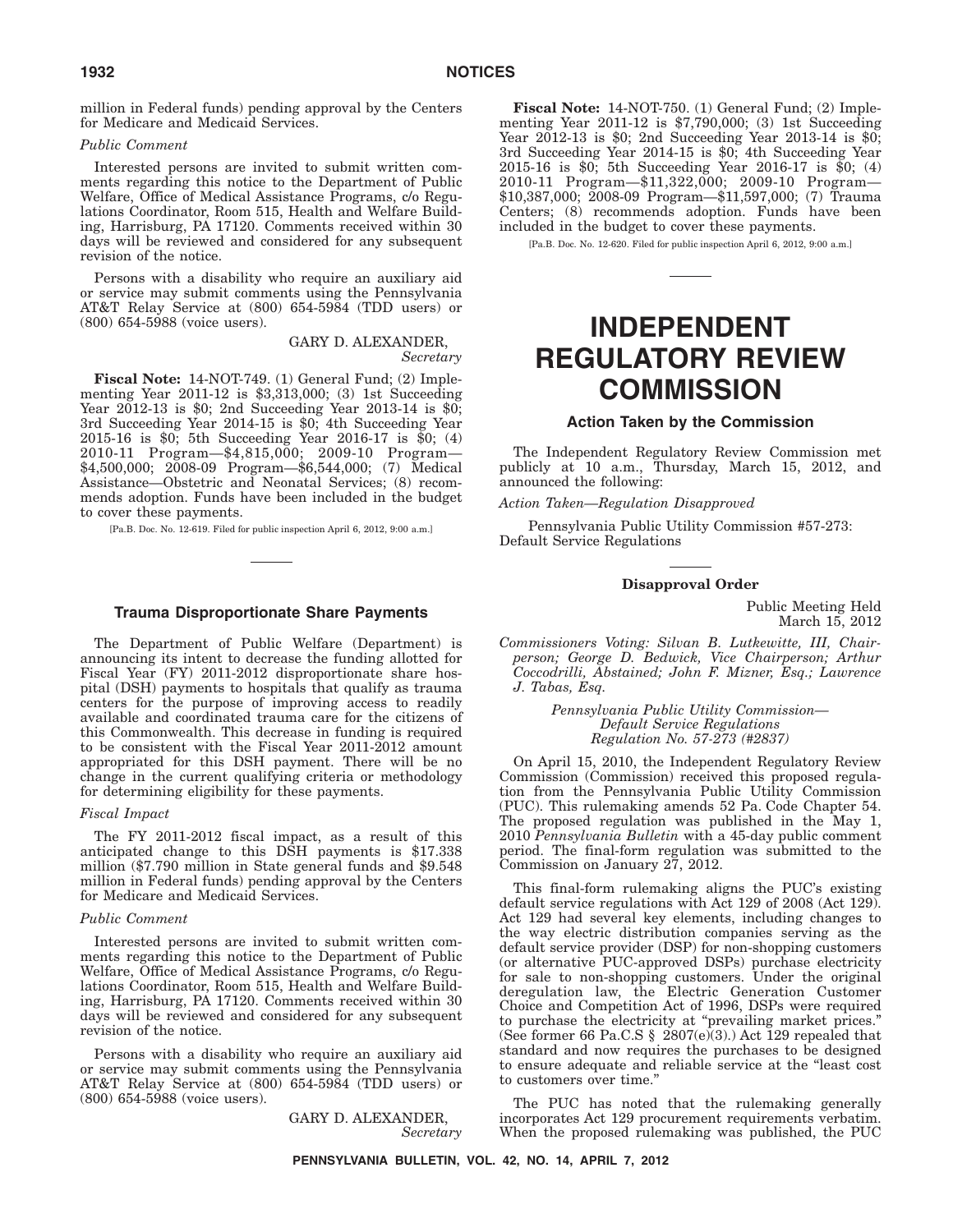million in Federal funds) pending approval by the Centers for Medicare and Medicaid Services.

*Public Comment*

Interested persons are invited to submit written comments regarding this notice to the Department of Public Welfare, Office of Medical Assistance Programs, c/o Regulations Coordinator, Room 515, Health and Welfare Building, Harrisburg, PA 17120. Comments received within 30 days will be reviewed and considered for any subsequent revision of the notice.

Persons with a disability who require an auxiliary aid or service may submit comments using the Pennsylvania AT&T Relay Service at (800) 654-5984 (TDD users) or (800) 654-5988 (voice users).

GARY D. ALEXANDER,
*Secretary*

**Fiscal Note:** 14-NOT-749. (1) General Fund; (2) Implementing Year 2011-12 is $3,313,000; (3) 1st Succeeding Year 2012-13 is $0; 2nd Succeeding Year 2013-14 is $0; 3rd Succeeding Year 2014-15 is $0; 4th Succeeding Year 2015-16 is $0; 5th Succeeding Year 2016-17 is $0; (4) 2010-11 Program—$4,815,000; 2009-10 Program—$4,500,000; 2008-09 Program—$6,544,000; (7) Medical Assistance—Obstetric and Neonatal Services; (8) recommends adoption. Funds have been included in the budget to cover these payments.

[Pa.B. Doc. No. 12-619. Filed for public inspection April 6, 2012, 9:00 a.m.]

### Trauma Disproportionate Share Payments

The Department of Public Welfare (Department) is announcing its intent to decrease the funding allotted for Fiscal Year (FY) 2011-2012 disproportionate share hospital (DSH) payments to hospitals that qualify as trauma centers for the purpose of improving access to readily available and coordinated trauma care for the citizens of this Commonwealth. This decrease in funding is required to be consistent with the Fiscal Year 2011-2012 amount appropriated for this DSH payment. There will be no change in the current qualifying criteria or methodology for determining eligibility for these payments.

*Fiscal Impact*

The FY 2011-2012 fiscal impact, as a result of this anticipated change to this DSH payments is $17.338 million ($7.790 million in State general funds and $9.548 million in Federal funds) pending approval by the Centers for Medicare and Medicaid Services.

*Public Comment*

Interested persons are invited to submit written comments regarding this notice to the Department of Public Welfare, Office of Medical Assistance Programs, c/o Regulations Coordinator, Room 515, Health and Welfare Building, Harrisburg, PA 17120. Comments received within 30 days will be reviewed and considered for any subsequent revision of the notice.

Persons with a disability who require an auxiliary aid or service may submit comments using the Pennsylvania AT&T Relay Service at (800) 654-5984 (TDD users) or (800) 654-5988 (voice users).

GARY D. ALEXANDER,
*Secretary*

**Fiscal Note:** 14-NOT-750. (1) General Fund; (2) Implementing Year 2011-12 is $7,790,000; (3) 1st Succeeding Year 2012-13 is $0; 2nd Succeeding Year 2013-14 is $0; 3rd Succeeding Year 2014-15 is $0; 4th Succeeding Year 2015-16 is $0; 5th Succeeding Year 2016-17 is $0; (4) 2010-11 Program—$11,322,000; 2009-10 Program—$10,387,000; 2008-09 Program—$11,597,000; (7) Trauma Centers; (8) recommends adoption. Funds have been included in the budget to cover these payments.

[Pa.B. Doc. No. 12-620. Filed for public inspection April 6, 2012, 9:00 a.m.]

# INDEPENDENT REGULATORY REVIEW COMMISSION

### Action Taken by the Commission

The Independent Regulatory Review Commission met publicly at 10 a.m., Thursday, March 15, 2012, and announced the following:

*Action Taken—Regulation Disapproved*

Pennsylvania Public Utility Commission #57-273: Default Service Regulations

#### Disapproval Order

Public Meeting Held
March 15, 2012

*Commissioners Voting: Silvan B. Lutkewitte, III, Chairperson; George D. Bedwick, Vice Chairperson; Arthur Coccodrilli, Abstained; John F. Mizner, Esq.; Lawrence J. Tabas, Esq.*

*Pennsylvania Public Utility Commission—*
*Default Service Regulations*
*Regulation No. 57-273 (#2837)*

On April 15, 2010, the Independent Regulatory Review Commission (Commission) received this proposed regulation from the Pennsylvania Public Utility Commission (PUC). This rulemaking amends 52 Pa. Code Chapter 54. The proposed regulation was published in the May 1, 2010 *Pennsylvania Bulletin* with a 45-day public comment period. The final-form regulation was submitted to the Commission on January 27, 2012.

This final-form rulemaking aligns the PUC's existing default service regulations with Act 129 of 2008 (Act 129). Act 129 had several key elements, including changes to the way electric distribution companies serving as the default service provider (DSP) for non-shopping customers (or alternative PUC-approved DSPs) purchase electricity for sale to non-shopping customers. Under the original deregulation law, the Electric Generation Customer Choice and Competition Act of 1996, DSPs were required to purchase the electricity at "prevailing market prices." (See former 66 Pa.C.S § 2807(e)(3).) Act 129 repealed that standard and now requires the purchases to be designed to ensure adequate and reliable service at the "least cost to customers over time."

The PUC has noted that the rulemaking generally incorporates Act 129 procurement requirements verbatim. When the proposed rulemaking was published, the PUC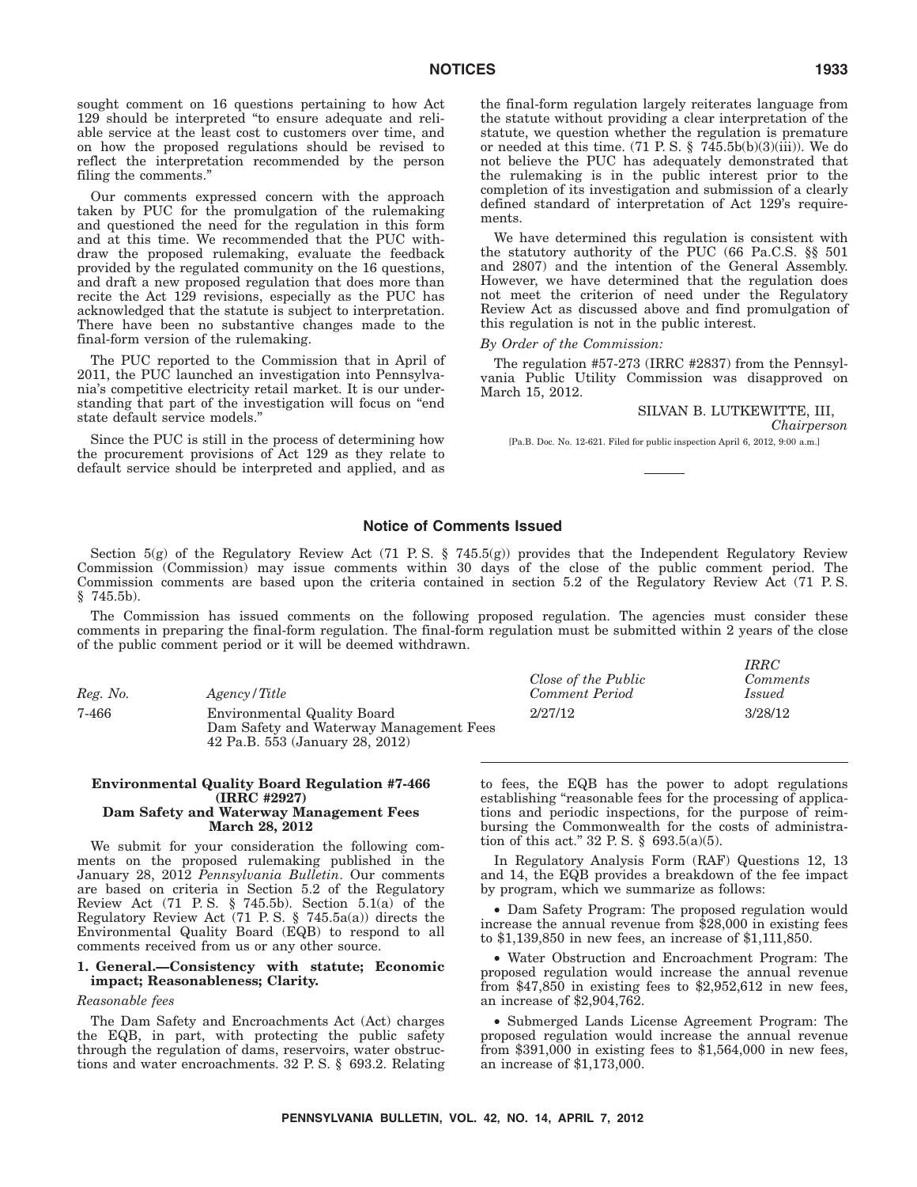sought comment on 16 questions pertaining to how Act 129 should be interpreted "to ensure adequate and reliable service at the least cost to customers over time, and on how the proposed regulations should be revised to reflect the interpretation recommended by the person filing the comments."

Our comments expressed concern with the approach taken by PUC for the promulgation of the rulemaking and questioned the need for the regulation in this form and at this time. We recommended that the PUC withdraw the proposed rulemaking, evaluate the feedback provided by the regulated community on the 16 questions, and draft a new proposed regulation that does more than recite the Act 129 revisions, especially as the PUC has acknowledged that the statute is subject to interpretation. There have been no substantive changes made to the final-form version of the rulemaking.

The PUC reported to the Commission that in April of 2011, the PUC launched an investigation into Pennsylvania's competitive electricity retail market. It is our understanding that part of the investigation will focus on "end state default service models."

Since the PUC is still in the process of determining how the procurement provisions of Act 129 as they relate to default service should be interpreted and applied, and as the final-form regulation largely reiterates language from the statute without providing a clear interpretation of the statute, we question whether the regulation is premature or needed at this time. (71 P. S. § 745.5b(b)(3)(iii)). We do not believe the PUC has adequately demonstrated that the rulemaking is in the public interest prior to the completion of its investigation and submission of a clearly defined standard of interpretation of Act 129's requirements.

We have determined this regulation is consistent with the statutory authority of the PUC (66 Pa.C.S. §§ 501 and 2807) and the intention of the General Assembly. However, we have determined that the regulation does not meet the criterion of need under the Regulatory Review Act as discussed above and find promulgation of this regulation is not in the public interest.

*By Order of the Commission:*

The regulation #57-273 (IRRC #2837) from the Pennsylvania Public Utility Commission was disapproved on March 15, 2012.

SILVAN B. LUTKEWITTE, III,
*Chairperson*

[Pa.B. Doc. No. 12-621. Filed for public inspection April 6, 2012, 9:00 a.m.]

## Notice of Comments Issued

Section 5(g) of the Regulatory Review Act (71 P. S. § 745.5(g)) provides that the Independent Regulatory Review Commission (Commission) may issue comments within 30 days of the close of the public comment period. The Commission comments are based upon the criteria contained in section 5.2 of the Regulatory Review Act (71 P. S. § 745.5b).

The Commission has issued comments on the following proposed regulation. The agencies must consider these comments in preparing the final-form regulation. The final-form regulation must be submitted within 2 years of the close of the public comment period or it will be deemed withdrawn.

| *Reg. No.* | *Agency/Title* | *Close of the Public Comment Period* | *IRRC Comments Issued* |
|---|---|---|---|
| 7-466 | Environmental Quality Board<br>Dam Safety and Waterway Management Fees<br>42 Pa.B. 553 (January 28, 2012) | 2/27/12 | 3/28/12 |

**Environmental Quality Board Regulation #7-466 (IRRC #2927)**
**Dam Safety and Waterway Management Fees**
**March 28, 2012**

We submit for your consideration the following comments on the proposed rulemaking published in the January 28, 2012 *Pennsylvania Bulletin*. Our comments are based on criteria in Section 5.2 of the Regulatory Review Act (71 P. S. § 745.5b). Section 5.1(a) of the Regulatory Review Act (71 P. S. § 745.5a(a)) directs the Environmental Quality Board (EQB) to respond to all comments received from us or any other source.

**1. General.—Consistency with statute; Economic impact; Reasonableness; Clarity.**

*Reasonable fees*

The Dam Safety and Encroachments Act (Act) charges the EQB, in part, with protecting the public safety through the regulation of dams, reservoirs, water obstructions and water encroachments. 32 P. S. § 693.2. Relating to fees, the EQB has the power to adopt regulations establishing "reasonable fees for the processing of applications and periodic inspections, for the purpose of reimbursing the Commonwealth for the costs of administration of this act." 32 P. S. § 693.5(a)(5).

In Regulatory Analysis Form (RAF) Questions 12, 13 and 14, the EQB provides a breakdown of the fee impact by program, which we summarize as follows:

- Dam Safety Program: The proposed regulation would increase the annual revenue from $28,000 in existing fees to $1,139,850 in new fees, an increase of $1,111,850.
- Water Obstruction and Encroachment Program: The proposed regulation would increase the annual revenue from $47,850 in existing fees to $2,952,612 in new fees, an increase of $2,904,762.
- Submerged Lands License Agreement Program: The proposed regulation would increase the annual revenue from $391,000 in existing fees to $1,564,000 in new fees, an increase of $1,173,000.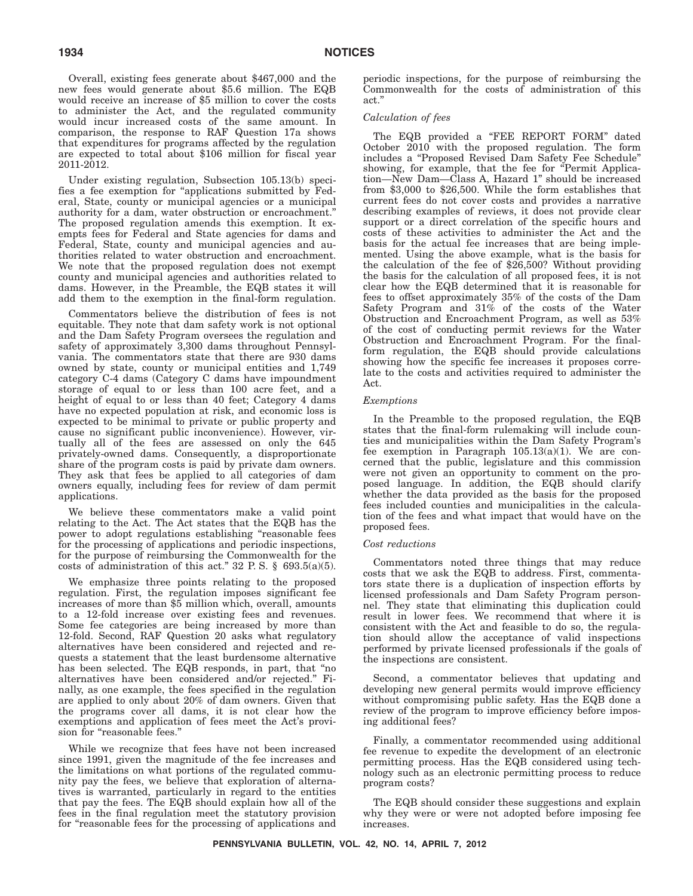Overall, existing fees generate about $467,000 and the new fees would generate about $5.6 million. The EQB would receive an increase of $5 million to cover the costs to administer the Act, and the regulated community would incur increased costs of the same amount. In comparison, the response to RAF Question 17a shows that expenditures for programs affected by the regulation are expected to total about $106 million for fiscal year 2011-2012.

Under existing regulation, Subsection 105.13(b) specifies a fee exemption for "applications submitted by Federal, State, county or municipal agencies or a municipal authority for a dam, water obstruction or encroachment." The proposed regulation amends this exemption. It exempts fees for Federal and State agencies for dams and Federal, State, county and municipal agencies and authorities related to water obstruction and encroachment. We note that the proposed regulation does not exempt county and municipal agencies and authorities related to dams. However, in the Preamble, the EQB states it will add them to the exemption in the final-form regulation.

Commentators believe the distribution of fees is not equitable. They note that dam safety work is not optional and the Dam Safety Program oversees the regulation and safety of approximately 3,300 dams throughout Pennsylvania. The commentators state that there are 930 dams owned by state, county or municipal entities and 1,749 category C-4 dams (Category C dams have impoundment storage of equal to or less than 100 acre feet, and a height of equal to or less than 40 feet; Category 4 dams have no expected population at risk, and economic loss is expected to be minimal to private or public property and cause no significant public inconvenience). However, virtually all of the fees are assessed on only the 645 privately-owned dams. Consequently, a disproportionate share of the program costs is paid by private dam owners. They ask that fees be applied to all categories of dam owners equally, including fees for review of dam permit applications.

We believe these commentators make a valid point relating to the Act. The Act states that the EQB has the power to adopt regulations establishing "reasonable fees for the processing of applications and periodic inspections, for the purpose of reimbursing the Commonwealth for the costs of administration of this act." 32 P. S. § 693.5(a)(5).

We emphasize three points relating to the proposed regulation. First, the regulation imposes significant fee increases of more than $5 million which, overall, amounts to a 12-fold increase over existing fees and revenues. Some fee categories are being increased by more than 12-fold. Second, RAF Question 20 asks what regulatory alternatives have been considered and rejected and requests a statement that the least burdensome alternative has been selected. The EQB responds, in part, that "no alternatives have been considered and/or rejected." Finally, as one example, the fees specified in the regulation are applied to only about 20% of dam owners. Given that the programs cover all dams, it is not clear how the exemptions and application of fees meet the Act's provision for "reasonable fees."

While we recognize that fees have not been increased since 1991, given the magnitude of the fee increases and the limitations on what portions of the regulated community pay the fees, we believe that exploration of alternatives is warranted, particularly in regard to the entities that pay the fees. The EQB should explain how all of the fees in the final regulation meet the statutory provision for "reasonable fees for the processing of applications and periodic inspections, for the purpose of reimbursing the Commonwealth for the costs of administration of this act."

*Calculation of fees*

The EQB provided a "FEE REPORT FORM" dated October 2010 with the proposed regulation. The form includes a "Proposed Revised Dam Safety Fee Schedule" showing, for example, that the fee for "Permit Application—New Dam—Class A, Hazard 1" should be increased from $3,000 to $26,500. While the form establishes that current fees do not cover costs and provides a narrative describing examples of reviews, it does not provide clear support or a direct correlation of the specific hours and costs of these activities to administer the Act and the basis for the actual fee increases that are being implemented. Using the above example, what is the basis for the calculation of the fee of $26,500? Without providing the basis for the calculation of all proposed fees, it is not clear how the EQB determined that it is reasonable for fees to offset approximately 35% of the costs of the Dam Safety Program and 31% of the costs of the Water Obstruction and Encroachment Program, as well as 53% of the cost of conducting permit reviews for the Water Obstruction and Encroachment Program. For the final-form regulation, the EQB should provide calculations showing how the specific fee increases it proposes correlate to the costs and activities required to administer the Act.

*Exemptions*

In the Preamble to the proposed regulation, the EQB states that the final-form rulemaking will include counties and municipalities within the Dam Safety Program's fee exemption in Paragraph 105.13(a)(1). We are concerned that the public, legislature and this commission were not given an opportunity to comment on the proposed language. In addition, the EQB should clarify whether the data provided as the basis for the proposed fees included counties and municipalities in the calculation of the fees and what impact that would have on the proposed fees.

*Cost reductions*

Commentators noted three things that may reduce costs that we ask the EQB to address. First, commentators state there is a duplication of inspection efforts by licensed professionals and Dam Safety Program personnel. They state that eliminating this duplication could result in lower fees. We recommend that where it is consistent with the Act and feasible to do so, the regulation should allow the acceptance of valid inspections performed by private licensed professionals if the goals of the inspections are consistent.

Second, a commentator believes that updating and developing new general permits would improve efficiency without compromising public safety. Has the EQB done a review of the program to improve efficiency before imposing additional fees?

Finally, a commentator recommended using additional fee revenue to expedite the development of an electronic permitting process. Has the EQB considered using technology such as an electronic permitting process to reduce program costs?

The EQB should consider these suggestions and explain why they were or were not adopted before imposing fee increases.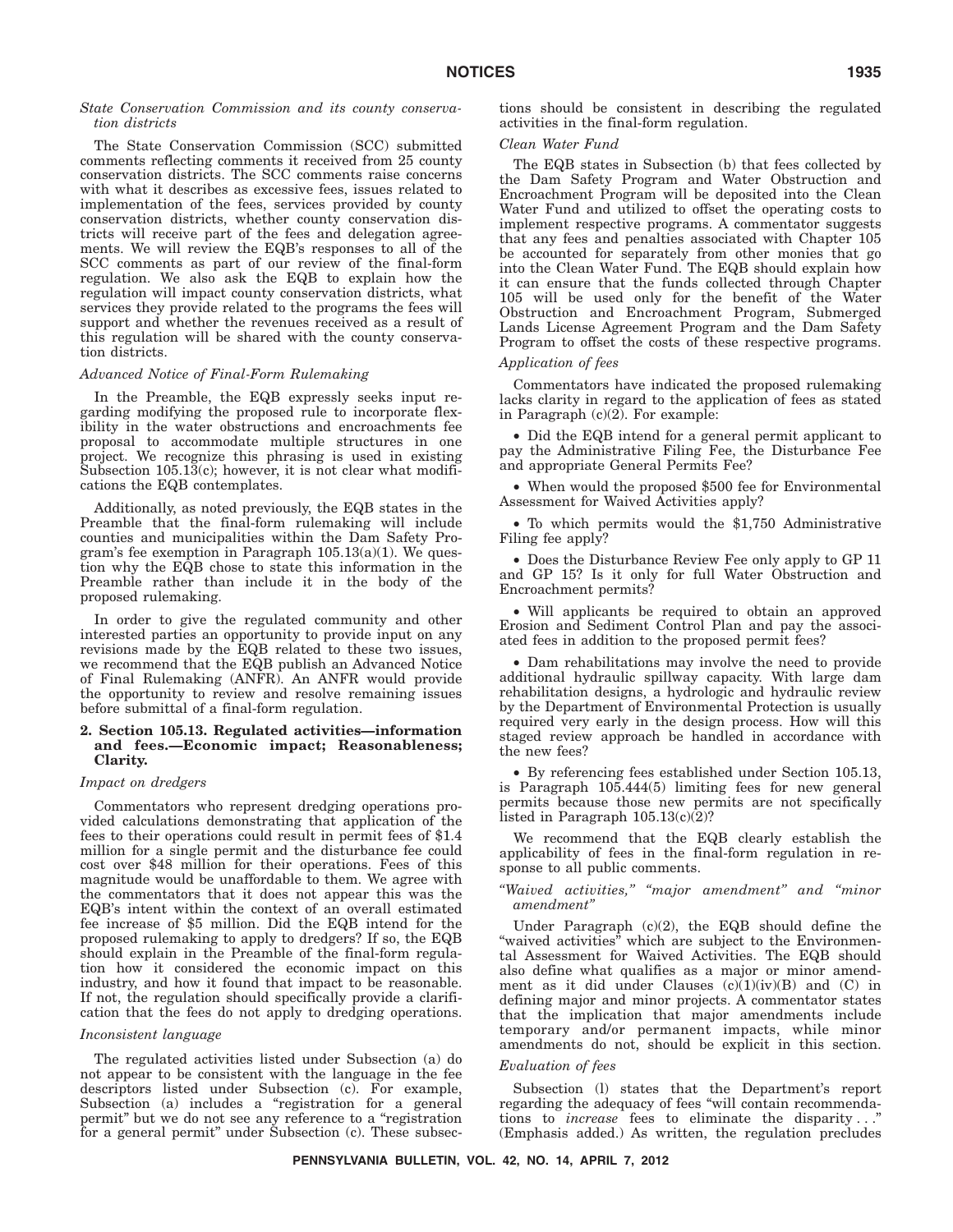*State Conservation Commission and its county conservation districts*

The State Conservation Commission (SCC) submitted comments reflecting comments it received from 25 county conservation districts. The SCC comments raise concerns with what it describes as excessive fees, issues related to implementation of the fees, services provided by county conservation districts, whether county conservation districts will receive part of the fees and delegation agreements. We will review the EQB's responses to all of the SCC comments as part of our review of the final-form regulation. We also ask the EQB to explain how the regulation will impact county conservation districts, what services they provide related to the programs the fees will support and whether the revenues received as a result of this regulation will be shared with the county conservation districts.

*Advanced Notice of Final-Form Rulemaking*

In the Preamble, the EQB expressly seeks input regarding modifying the proposed rule to incorporate flexibility in the water obstructions and encroachments fee proposal to accommodate multiple structures in one project. We recognize this phrasing is used in existing Subsection 105.13(c); however, it is not clear what modifications the EQB contemplates.

Additionally, as noted previously, the EQB states in the Preamble that the final-form rulemaking will include counties and municipalities within the Dam Safety Program's fee exemption in Paragraph 105.13(a)(1). We question why the EQB chose to state this information in the Preamble rather than include it in the body of the proposed rulemaking.

In order to give the regulated community and other interested parties an opportunity to provide input on any revisions made by the EQB related to these two issues, we recommend that the EQB publish an Advanced Notice of Final Rulemaking (ANFR). An ANFR would provide the opportunity to review and resolve remaining issues before submittal of a final-form regulation.

**2. Section 105.13. Regulated activities—information and fees.—Economic impact; Reasonableness; Clarity.**

*Impact on dredgers*

Commentators who represent dredging operations provided calculations demonstrating that application of the fees to their operations could result in permit fees of $1.4 million for a single permit and the disturbance fee could cost over $48 million for their operations. Fees of this magnitude would be unaffordable to them. We agree with the commentators that it does not appear this was the EQB's intent within the context of an overall estimated fee increase of $5 million. Did the EQB intend for the proposed rulemaking to apply to dredgers? If so, the EQB should explain in the Preamble of the final-form regulation how it considered the economic impact on this industry, and how it found that impact to be reasonable. If not, the regulation should specifically provide a clarification that the fees do not apply to dredging operations.

*Inconsistent language*

The regulated activities listed under Subsection (a) do not appear to be consistent with the language in the fee descriptors listed under Subsection (c). For example, Subsection (a) includes a "registration for a general permit" but we do not see any reference to a "registration for a general permit" under Subsection (c). These subsections should be consistent in describing the regulated activities in the final-form regulation.

*Clean Water Fund*

The EQB states in Subsection (b) that fees collected by the Dam Safety Program and Water Obstruction and Encroachment Program will be deposited into the Clean Water Fund and utilized to offset the operating costs to implement respective programs. A commentator suggests that any fees and penalties associated with Chapter 105 be accounted for separately from other monies that go into the Clean Water Fund. The EQB should explain how it can ensure that the funds collected through Chapter 105 will be used only for the benefit of the Water Obstruction and Encroachment Program, Submerged Lands License Agreement Program and the Dam Safety Program to offset the costs of these respective programs.

*Application of fees*

Commentators have indicated the proposed rulemaking lacks clarity in regard to the application of fees as stated in Paragraph (c)(2). For example:

• Did the EQB intend for a general permit applicant to pay the Administrative Filing Fee, the Disturbance Fee and appropriate General Permits Fee?

• When would the proposed $500 fee for Environmental Assessment for Waived Activities apply?

• To which permits would the $1,750 Administrative Filing fee apply?

• Does the Disturbance Review Fee only apply to GP 11 and GP 15? Is it only for full Water Obstruction and Encroachment permits?

• Will applicants be required to obtain an approved Erosion and Sediment Control Plan and pay the associated fees in addition to the proposed permit fees?

• Dam rehabilitations may involve the need to provide additional hydraulic spillway capacity. With large dam rehabilitation designs, a hydrologic and hydraulic review by the Department of Environmental Protection is usually required very early in the design process. How will this staged review approach be handled in accordance with the new fees?

• By referencing fees established under Section 105.13, is Paragraph 105.444(5) limiting fees for new general permits because those new permits are not specifically listed in Paragraph 105.13(c)(2)?

We recommend that the EQB clearly establish the applicability of fees in the final-form regulation in response to all public comments.

*"Waived activities," "major amendment" and "minor amendment"*

Under Paragraph (c)(2), the EQB should define the "waived activities" which are subject to the Environmental Assessment for Waived Activities. The EQB should also define what qualifies as a major or minor amendment as it did under Clauses (c)(1)(iv)(B) and (C) in defining major and minor projects. A commentator states that the implication that major amendments include temporary and/or permanent impacts, while minor amendments do not, should be explicit in this section.

*Evaluation of fees*

Subsection (l) states that the Department's report regarding the adequacy of fees "will contain recommendations to *increase* fees to eliminate the disparity . . ." (Emphasis added.) As written, the regulation precludes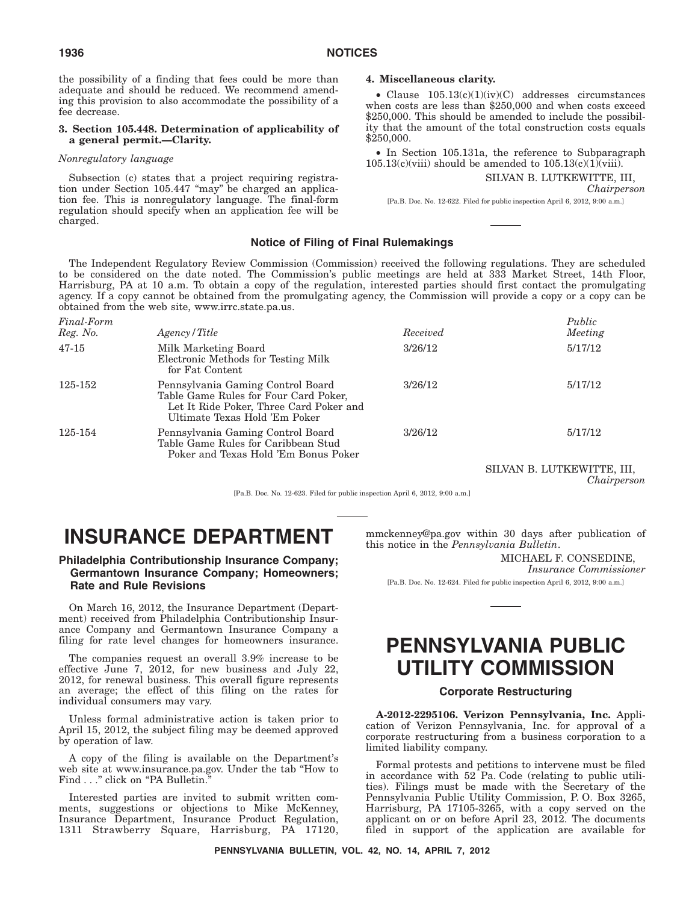the possibility of a finding that fees could be more than adequate and should be reduced. We recommend amending this provision to also accommodate the possibility of a fee decrease.

**3. Section 105.448. Determination of applicability of a general permit.—Clarity.**

*Nonregulatory language*

Subsection (c) states that a project requiring registration under Section 105.447 "may" be charged an application fee. This is nonregulatory language. The final-form regulation should specify when an application fee will be charged.

**4. Miscellaneous clarity.**

- Clause 105.13(c)(1)(iv)(C) addresses circumstances when costs are less than $250,000 and when costs exceed $250,000. This should be amended to include the possibility that the amount of the total construction costs equals $250,000.
- In Section 105.131a, the reference to Subparagraph 105.13(c)(viii) should be amended to 105.13(c)(1)(viii).

SILVAN B. LUTKEWITTE, III,
*Chairperson*

[Pa.B. Doc. No. 12-622. Filed for public inspection April 6, 2012, 9:00 a.m.]

### Notice of Filing of Final Rulemakings

The Independent Regulatory Review Commission (Commission) received the following regulations. They are scheduled to be considered on the date noted. The Commission's public meetings are held at 333 Market Street, 14th Floor, Harrisburg, PA at 10 a.m. To obtain a copy of the regulation, interested parties should first contact the promulgating agency. If a copy cannot be obtained from the promulgating agency, the Commission will provide a copy or a copy can be obtained from the web site, www.irrc.state.pa.us.

| *Final-Form Reg. No.* | *Agency/Title* | *Received* | *Public Meeting* |
|---|---|---|---|
| 47-15 | Milk Marketing Board<br>Electronic Methods for Testing Milk for Fat Content | 3/26/12 | 5/17/12 |
| 125-152 | Pennsylvania Gaming Control Board<br>Table Game Rules for Four Card Poker, Let It Ride Poker, Three Card Poker and Ultimate Texas Hold 'Em Poker | 3/26/12 | 5/17/12 |
| 125-154 | Pennsylvania Gaming Control Board<br>Table Game Rules for Caribbean Stud Poker and Texas Hold 'Em Bonus Poker | 3/26/12 | 5/17/12 |

SILVAN B. LUTKEWITTE, III,
*Chairperson*

[Pa.B. Doc. No. 12-623. Filed for public inspection April 6, 2012, 9:00 a.m.]

# INSURANCE DEPARTMENT

### Philadelphia Contributionship Insurance Company; Germantown Insurance Company; Homeowners; Rate and Rule Revisions

On March 16, 2012, the Insurance Department (Department) received from Philadelphia Contributionship Insurance Company and Germantown Insurance Company a filing for rate level changes for homeowners insurance.

The companies request an overall 3.9% increase to be effective June 7, 2012, for new business and July 22, 2012, for renewal business. This overall figure represents an average; the effect of this filing on the rates for individual consumers may vary.

Unless formal administrative action is taken prior to April 15, 2012, the subject filing may be deemed approved by operation of law.

A copy of the filing is available on the Department's web site at www.insurance.pa.gov. Under the tab "How to Find . . ." click on "PA Bulletin."

Interested parties are invited to submit written comments, suggestions or objections to Mike McKenney, Insurance Department, Insurance Product Regulation, 1311 Strawberry Square, Harrisburg, PA 17120, mmckenney@pa.gov within 30 days after publication of this notice in the *Pennsylvania Bulletin*.

MICHAEL F. CONSEDINE,
*Insurance Commissioner*

[Pa.B. Doc. No. 12-624. Filed for public inspection April 6, 2012, 9:00 a.m.]

# PENNSYLVANIA PUBLIC UTILITY COMMISSION

### Corporate Restructuring

**A-2012-2295106. Verizon Pennsylvania, Inc.** Application of Verizon Pennsylvania, Inc. for approval of a corporate restructuring from a business corporation to a limited liability company.

Formal protests and petitions to intervene must be filed in accordance with 52 Pa. Code (relating to public utilities). Filings must be made with the Secretary of the Pennsylvania Public Utility Commission, P. O. Box 3265, Harrisburg, PA 17105-3265, with a copy served on the applicant on or on before April 23, 2012. The documents filed in support of the application are available for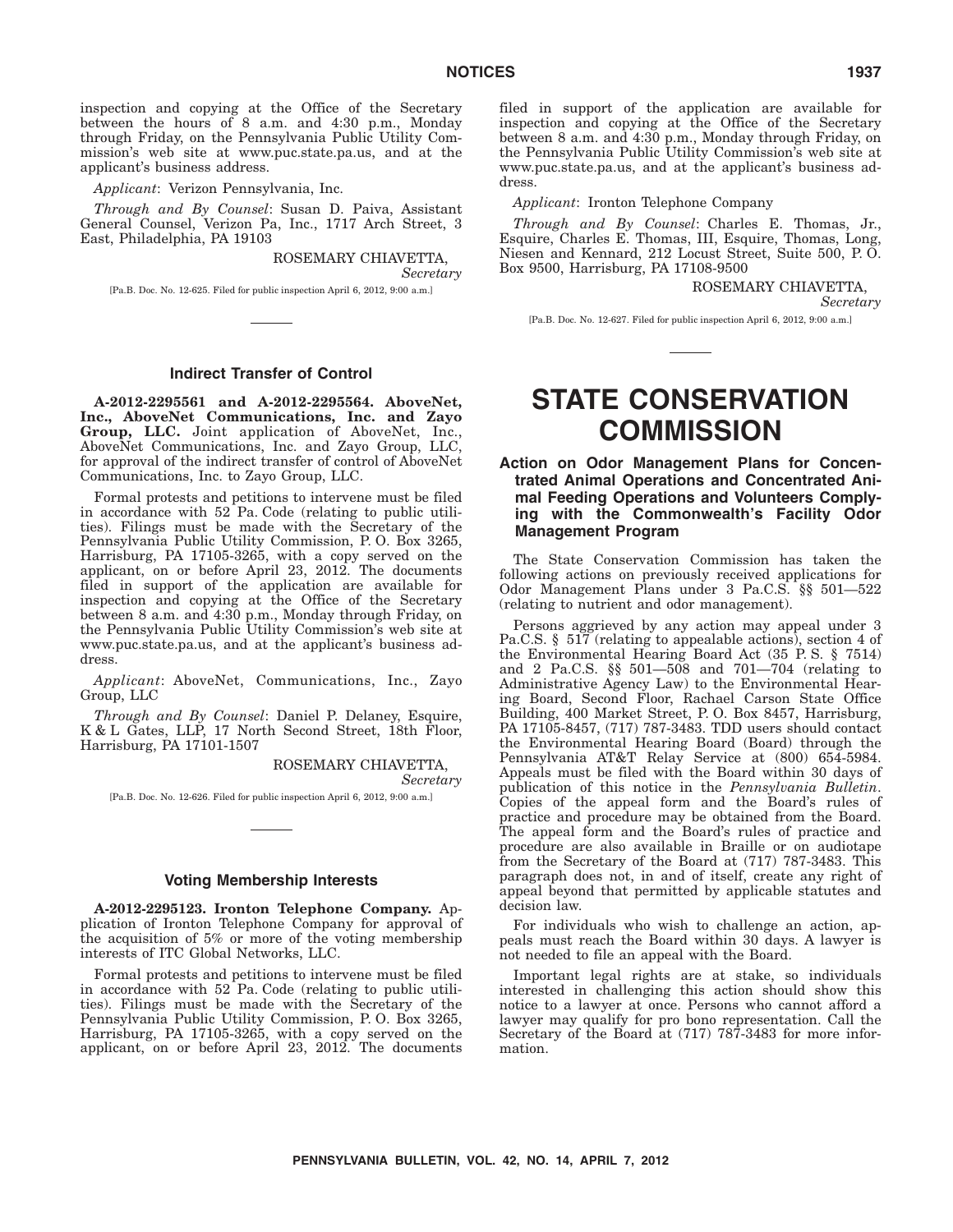inspection and copying at the Office of the Secretary between the hours of 8 a.m. and 4:30 p.m., Monday through Friday, on the Pennsylvania Public Utility Commission's web site at www.puc.state.pa.us, and at the applicant's business address.

*Applicant*: Verizon Pennsylvania, Inc.

*Through and By Counsel*: Susan D. Paiva, Assistant General Counsel, Verizon Pa, Inc., 1717 Arch Street, 3 East, Philadelphia, PA 19103

ROSEMARY CHIAVETTA,
*Secretary*

[Pa.B. Doc. No. 12-625. Filed for public inspection April 6, 2012, 9:00 a.m.]

### Indirect Transfer of Control

**A-2012-2295561 and A-2012-2295564. AboveNet, Inc., AboveNet Communications, Inc. and Zayo Group, LLC.** Joint application of AboveNet, Inc., AboveNet Communications, Inc. and Zayo Group, LLC, for approval of the indirect transfer of control of AboveNet Communications, Inc. to Zayo Group, LLC.

Formal protests and petitions to intervene must be filed in accordance with 52 Pa. Code (relating to public utilities). Filings must be made with the Secretary of the Pennsylvania Public Utility Commission, P. O. Box 3265, Harrisburg, PA 17105-3265, with a copy served on the applicant, on or before April 23, 2012. The documents filed in support of the application are available for inspection and copying at the Office of the Secretary between 8 a.m. and 4:30 p.m., Monday through Friday, on the Pennsylvania Public Utility Commission's web site at www.puc.state.pa.us, and at the applicant's business address.

*Applicant*: AboveNet, Communications, Inc., Zayo Group, LLC

*Through and By Counsel*: Daniel P. Delaney, Esquire, K & L Gates, LLP, 17 North Second Street, 18th Floor, Harrisburg, PA 17101-1507

ROSEMARY CHIAVETTA,
*Secretary*

[Pa.B. Doc. No. 12-626. Filed for public inspection April 6, 2012, 9:00 a.m.]

### Voting Membership Interests

**A-2012-2295123. Ironton Telephone Company.** Application of Ironton Telephone Company for approval of the acquisition of 5% or more of the voting membership interests of ITC Global Networks, LLC.

Formal protests and petitions to intervene must be filed in accordance with 52 Pa. Code (relating to public utilities). Filings must be made with the Secretary of the Pennsylvania Public Utility Commission, P. O. Box 3265, Harrisburg, PA 17105-3265, with a copy served on the applicant, on or before April 23, 2012. The documents filed in support of the application are available for inspection and copying at the Office of the Secretary between 8 a.m. and 4:30 p.m., Monday through Friday, on the Pennsylvania Public Utility Commission's web site at www.puc.state.pa.us, and at the applicant's business address.

*Applicant*: Ironton Telephone Company

*Through and By Counsel*: Charles E. Thomas, Jr., Esquire, Charles E. Thomas, III, Esquire, Thomas, Long, Niesen and Kennard, 212 Locust Street, Suite 500, P. O. Box 9500, Harrisburg, PA 17108-9500

ROSEMARY CHIAVETTA,
*Secretary*

[Pa.B. Doc. No. 12-627. Filed for public inspection April 6, 2012, 9:00 a.m.]

# STATE CONSERVATION COMMISSION

### Action on Odor Management Plans for Concentrated Animal Operations and Concentrated Animal Feeding Operations and Volunteers Complying with the Commonwealth's Facility Odor Management Program

The State Conservation Commission has taken the following actions on previously received applications for Odor Management Plans under 3 Pa.C.S. §§ 501—522 (relating to nutrient and odor management).

Persons aggrieved by any action may appeal under 3 Pa.C.S. § 517 (relating to appealable actions), section 4 of the Environmental Hearing Board Act (35 P. S. § 7514) and 2 Pa.C.S. §§ 501—508 and 701—704 (relating to Administrative Agency Law) to the Environmental Hearing Board, Second Floor, Rachael Carson State Office Building, 400 Market Street, P. O. Box 8457, Harrisburg, PA 17105-8457, (717) 787-3483. TDD users should contact the Environmental Hearing Board (Board) through the Pennsylvania AT&T Relay Service at (800) 654-5984. Appeals must be filed with the Board within 30 days of publication of this notice in the *Pennsylvania Bulletin*. Copies of the appeal form and the Board's rules of practice and procedure may be obtained from the Board. The appeal form and the Board's rules of practice and procedure are also available in Braille or on audiotape from the Secretary of the Board at (717) 787-3483. This paragraph does not, in and of itself, create any right of appeal beyond that permitted by applicable statutes and decision law.

For individuals who wish to challenge an action, appeals must reach the Board within 30 days. A lawyer is not needed to file an appeal with the Board.

Important legal rights are at stake, so individuals interested in challenging this action should show this notice to a lawyer at once. Persons who cannot afford a lawyer may qualify for pro bono representation. Call the Secretary of the Board at (717) 787-3483 for more information.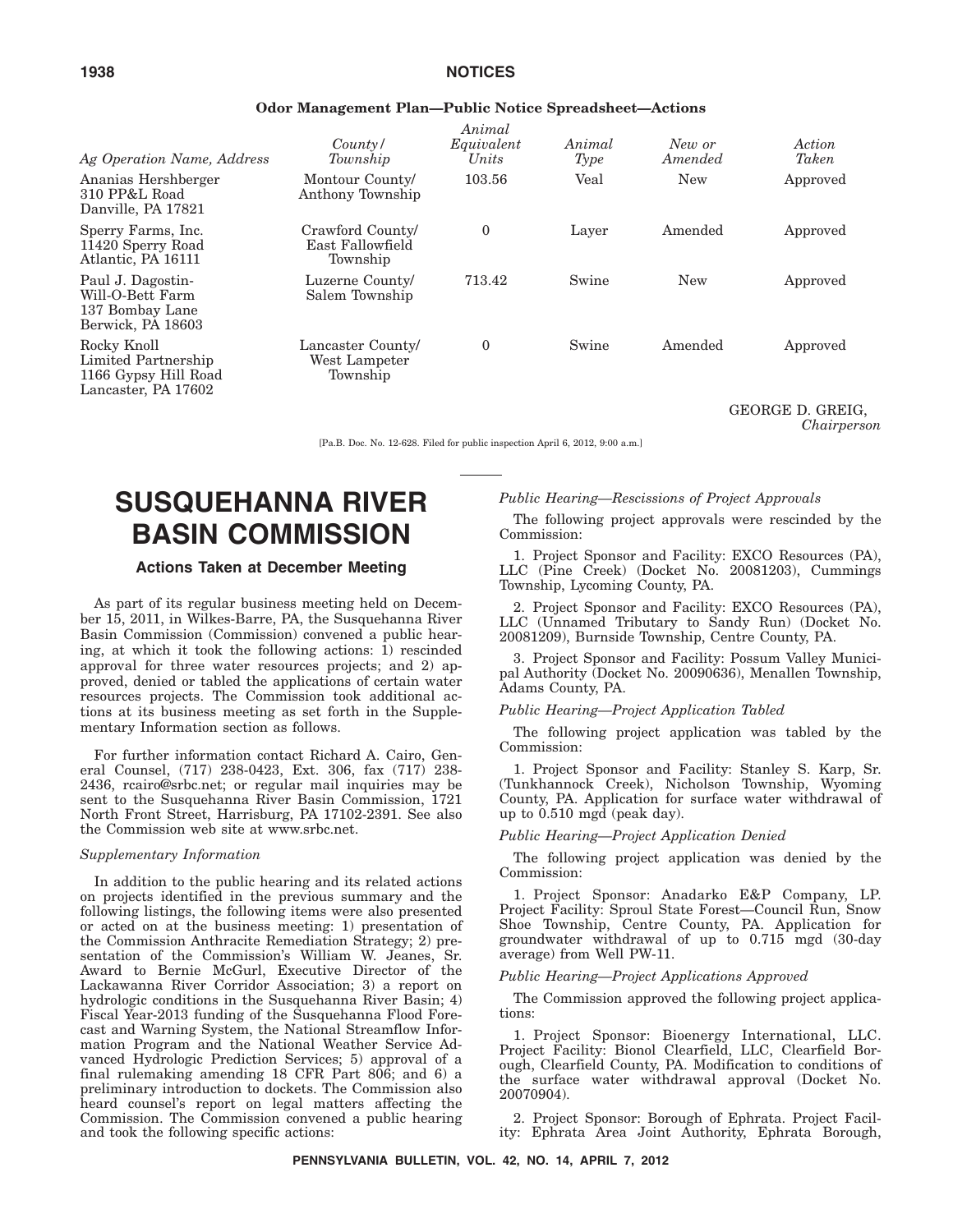**Odor Management Plan—Public Notice Spreadsheet—Actions**

| *Ag Operation Name, Address* | *County/ Township* | *Animal Equivalent Units* | *Animal Type* | *New or Amended* | *Action Taken* |
|---|---|---|---|---|---|
| Ananias Hershberger 310 PP&L Road Danville, PA 17821 | Montour County/ Anthony Township | 103.56 | Veal | New | Approved |
| Sperry Farms, Inc. 11420 Sperry Road Atlantic, PA 16111 | Crawford County/ East Fallowfield Township | 0 | Layer | Amended | Approved |
| Paul J. Dagostin- Will-O-Bett Farm 137 Bombay Lane Berwick, PA 18603 | Luzerne County/ Salem Township | 713.42 | Swine | New | Approved |
| Rocky Knoll Limited Partnership 1166 Gypsy Hill Road Lancaster, PA 17602 | Lancaster County/ West Lampeter Township | 0 | Swine | Amended | Approved |

GEORGE D. GREIG,
*Chairperson*

[Pa.B. Doc. No. 12-628. Filed for public inspection April 6, 2012, 9:00 a.m.]

# SUSQUEHANNA RIVER BASIN COMMISSION

## Actions Taken at December Meeting

As part of its regular business meeting held on December 15, 2011, in Wilkes-Barre, PA, the Susquehanna River Basin Commission (Commission) convened a public hearing, at which it took the following actions: 1) rescinded approval for three water resources projects; and 2) approved, denied or tabled the applications of certain water resources projects. The Commission took additional actions at its business meeting as set forth in the Supplementary Information section as follows.

For further information contact Richard A. Cairo, General Counsel, (717) 238-0423, Ext. 306, fax (717) 238-2436, rcairo@srbc.net; or regular mail inquiries may be sent to the Susquehanna River Basin Commission, 1721 North Front Street, Harrisburg, PA 17102-2391. See also the Commission web site at www.srbc.net.

*Supplementary Information*

In addition to the public hearing and its related actions on projects identified in the previous summary and the following listings, the following items were also presented or acted on at the business meeting: 1) presentation of the Commission Anthracite Remediation Strategy; 2) presentation of the Commission's William W. Jeanes, Sr. Award to Bernie McGurl, Executive Director of the Lackawanna River Corridor Association; 3) a report on hydrologic conditions in the Susquehanna River Basin; 4) Fiscal Year-2013 funding of the Susquehanna Flood Forecast and Warning System, the National Streamflow Information Program and the National Weather Service Advanced Hydrologic Prediction Services; 5) approval of a final rulemaking amending 18 CFR Part 806; and 6) a preliminary introduction to dockets. The Commission also heard counsel's report on legal matters affecting the Commission. The Commission convened a public hearing and took the following specific actions:

*Public Hearing—Rescissions of Project Approvals*

The following project approvals were rescinded by the Commission:

1. Project Sponsor and Facility: EXCO Resources (PA), LLC (Pine Creek) (Docket No. 20081203), Cummings Township, Lycoming County, PA.

2. Project Sponsor and Facility: EXCO Resources (PA), LLC (Unnamed Tributary to Sandy Run) (Docket No. 20081209), Burnside Township, Centre County, PA.

3. Project Sponsor and Facility: Possum Valley Municipal Authority (Docket No. 20090636), Menallen Township, Adams County, PA.

*Public Hearing—Project Application Tabled*

The following project application was tabled by the Commission:

1. Project Sponsor and Facility: Stanley S. Karp, Sr. (Tunkhannock Creek), Nicholson Township, Wyoming County, PA. Application for surface water withdrawal of up to 0.510 mgd (peak day).

*Public Hearing—Project Application Denied*

The following project application was denied by the Commission:

1. Project Sponsor: Anadarko E&P Company, LP. Project Facility: Sproul State Forest—Council Run, Snow Shoe Township, Centre County, PA. Application for groundwater withdrawal of up to 0.715 mgd (30-day average) from Well PW-11.

*Public Hearing—Project Applications Approved*

The Commission approved the following project applications:

1. Project Sponsor: Bioenergy International, LLC. Project Facility: Bionol Clearfield, LLC, Clearfield Borough, Clearfield County, PA. Modification to conditions of the surface water withdrawal approval (Docket No. 20070904).

2. Project Sponsor: Borough of Ephrata. Project Facility: Ephrata Area Joint Authority, Ephrata Borough,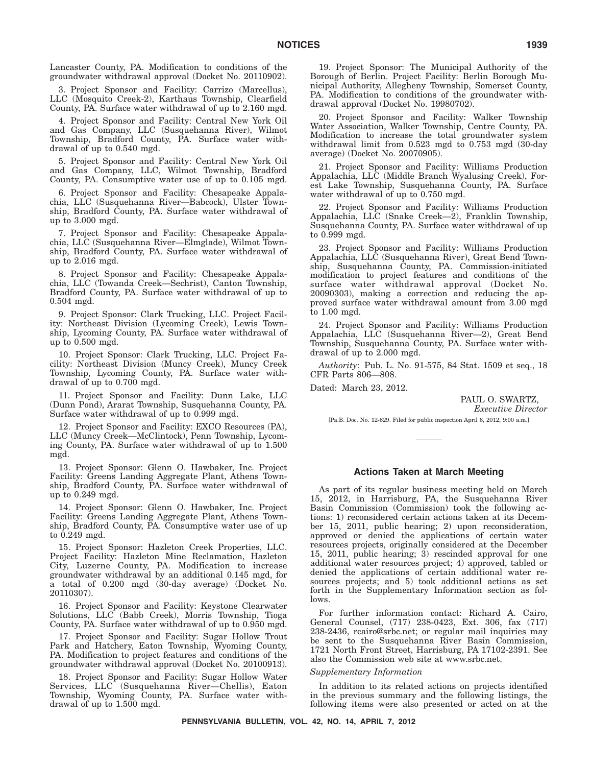Lancaster County, PA. Modification to conditions of the groundwater withdrawal approval (Docket No. 20110902).

3. Project Sponsor and Facility: Carrizo (Marcellus), LLC (Mosquito Creek-2), Karthaus Township, Clearfield County, PA. Surface water withdrawal of up to 2.160 mgd.

4. Project Sponsor and Facility: Central New York Oil and Gas Company, LLC (Susquehanna River), Wilmot Township, Bradford County, PA. Surface water withdrawal of up to 0.540 mgd.

5. Project Sponsor and Facility: Central New York Oil and Gas Company, LLC, Wilmot Township, Bradford County, PA. Consumptive water use of up to 0.105 mgd.

6. Project Sponsor and Facility: Chesapeake Appalachia, LLC (Susquehanna River—Babcock), Ulster Township, Bradford County, PA. Surface water withdrawal of up to 3.000 mgd.

7. Project Sponsor and Facility: Chesapeake Appalachia, LLC (Susquehanna River—Elmglade), Wilmot Township, Bradford County, PA. Surface water withdrawal of up to 2.016 mgd.

8. Project Sponsor and Facility: Chesapeake Appalachia, LLC (Towanda Creek—Sechrist), Canton Township, Bradford County, PA. Surface water withdrawal of up to 0.504 mgd.

9. Project Sponsor: Clark Trucking, LLC. Project Facility: Northeast Division (Lycoming Creek), Lewis Township, Lycoming County, PA. Surface water withdrawal of up to 0.500 mgd.

10. Project Sponsor: Clark Trucking, LLC. Project Facility: Northeast Division (Muncy Creek), Muncy Creek Township, Lycoming County, PA. Surface water withdrawal of up to 0.700 mgd.

11. Project Sponsor and Facility: Dunn Lake, LLC (Dunn Pond), Ararat Township, Susquehanna County, PA. Surface water withdrawal of up to 0.999 mgd.

12. Project Sponsor and Facility: EXCO Resources (PA), LLC (Muncy Creek—McClintock), Penn Township, Lycoming County, PA. Surface water withdrawal of up to 1.500 mgd.

13. Project Sponsor: Glenn O. Hawbaker, Inc. Project Facility: Greens Landing Aggregate Plant, Athens Township, Bradford County, PA. Surface water withdrawal of up to 0.249 mgd.

14. Project Sponsor: Glenn O. Hawbaker, Inc. Project Facility: Greens Landing Aggregate Plant, Athens Township, Bradford County, PA. Consumptive water use of up to 0.249 mgd.

15. Project Sponsor: Hazleton Creek Properties, LLC. Project Facility: Hazleton Mine Reclamation, Hazleton City, Luzerne County, PA. Modification to increase groundwater withdrawal by an additional 0.145 mgd, for a total of 0.200 mgd (30-day average) (Docket No. 20110307).

16. Project Sponsor and Facility: Keystone Clearwater Solutions, LLC (Babb Creek), Morris Township, Tioga County, PA. Surface water withdrawal of up to 0.950 mgd.

17. Project Sponsor and Facility: Sugar Hollow Trout Park and Hatchery, Eaton Township, Wyoming County, PA. Modification to project features and conditions of the groundwater withdrawal approval (Docket No. 20100913).

18. Project Sponsor and Facility: Sugar Hollow Water Services, LLC (Susquehanna River—Chellis), Eaton Township, Wyoming County, PA. Surface water withdrawal of up to 1.500 mgd.

19. Project Sponsor: The Municipal Authority of the Borough of Berlin. Project Facility: Berlin Borough Municipal Authority, Allegheny Township, Somerset County, PA. Modification to conditions of the groundwater withdrawal approval (Docket No. 19980702).

20. Project Sponsor and Facility: Walker Township Water Association, Walker Township, Centre County, PA. Modification to increase the total groundwater system withdrawal limit from 0.523 mgd to 0.753 mgd (30-day average) (Docket No. 20070905).

21. Project Sponsor and Facility: Williams Production Appalachia, LLC (Middle Branch Wyalusing Creek), Forest Lake Township, Susquehanna County, PA. Surface water withdrawal of up to 0.750 mgd.

22. Project Sponsor and Facility: Williams Production Appalachia, LLC (Snake Creek—2), Franklin Township, Susquehanna County, PA. Surface water withdrawal of up to 0.999 mgd.

23. Project Sponsor and Facility: Williams Production Appalachia, LLC (Susquehanna River), Great Bend Township, Susquehanna County, PA. Commission-initiated modification to project features and conditions of the surface water withdrawal approval (Docket No. 20090303), making a correction and reducing the approved surface water withdrawal amount from 3.00 mgd to 1.00 mgd.

24. Project Sponsor and Facility: Williams Production Appalachia, LLC (Susquehanna River—2), Great Bend Township, Susquehanna County, PA. Surface water withdrawal of up to 2.000 mgd.

*Authority*: Pub. L. No. 91-575, 84 Stat. 1509 et seq., 18 CFR Parts 806—808.

Dated: March 23, 2012.

PAUL O. SWARTZ,
*Executive Director*

[Pa.B. Doc. No. 12-629. Filed for public inspection April 6, 2012, 9:00 a.m.]

## Actions Taken at March Meeting

As part of its regular business meeting held on March 15, 2012, in Harrisburg, PA, the Susquehanna River Basin Commission (Commission) took the following actions: 1) reconsidered certain actions taken at its December 15, 2011, public hearing; 2) upon reconsideration, approved or denied the applications of certain water resources projects, originally considered at the December 15, 2011, public hearing; 3) rescinded approval for one additional water resources project; 4) approved, tabled or denied the applications of certain additional water resources projects; and 5) took additional actions as set forth in the Supplementary Information section as follows.

For further information contact: Richard A. Cairo, General Counsel, (717) 238-0423, Ext. 306, fax (717) 238-2436, rcairo@srbc.net; or regular mail inquiries may be sent to the Susquehanna River Basin Commission, 1721 North Front Street, Harrisburg, PA 17102-2391. See also the Commission web site at www.srbc.net.

*Supplementary Information*

In addition to its related actions on projects identified in the previous summary and the following listings, the following items were also presented or acted on at the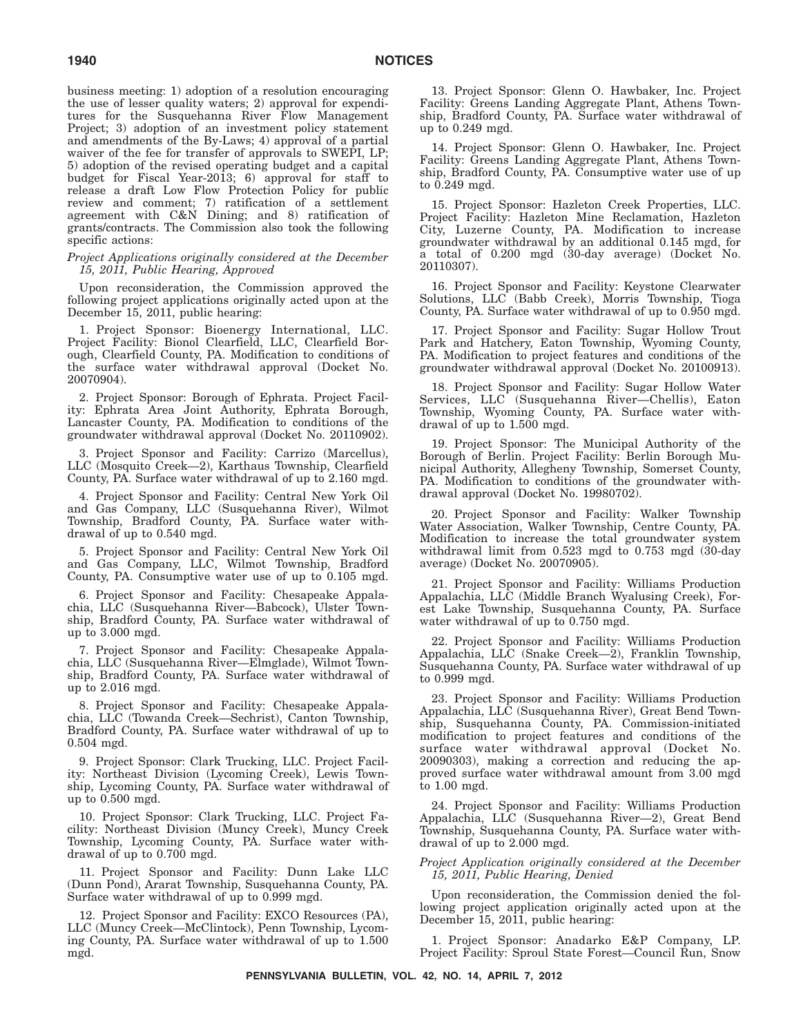business meeting: 1) adoption of a resolution encouraging the use of lesser quality waters; 2) approval for expenditures for the Susquehanna River Flow Management Project; 3) adoption of an investment policy statement and amendments of the By-Laws; 4) approval of a partial waiver of the fee for transfer of approvals to SWEPI, LP; 5) adoption of the revised operating budget and a capital budget for Fiscal Year-2013; 6) approval for staff to release a draft Low Flow Protection Policy for public review and comment; 7) ratification of a settlement agreement with C&N Dining; and 8) ratification of grants/contracts. The Commission also took the following specific actions:

*Project Applications originally considered at the December 15, 2011, Public Hearing, Approved*

Upon reconsideration, the Commission approved the following project applications originally acted upon at the December 15, 2011, public hearing:

1. Project Sponsor: Bioenergy International, LLC. Project Facility: Bionol Clearfield, LLC, Clearfield Borough, Clearfield County, PA. Modification to conditions of the surface water withdrawal approval (Docket No. 20070904).

2. Project Sponsor: Borough of Ephrata. Project Facility: Ephrata Area Joint Authority, Ephrata Borough, Lancaster County, PA. Modification to conditions of the groundwater withdrawal approval (Docket No. 20110902).

3. Project Sponsor and Facility: Carrizo (Marcellus), LLC (Mosquito Creek—2), Karthaus Township, Clearfield County, PA. Surface water withdrawal of up to 2.160 mgd.

4. Project Sponsor and Facility: Central New York Oil and Gas Company, LLC (Susquehanna River), Wilmot Township, Bradford County, PA. Surface water withdrawal of up to 0.540 mgd.

5. Project Sponsor and Facility: Central New York Oil and Gas Company, LLC, Wilmot Township, Bradford County, PA. Consumptive water use of up to 0.105 mgd.

6. Project Sponsor and Facility: Chesapeake Appalachia, LLC (Susquehanna River—Babcock), Ulster Township, Bradford County, PA. Surface water withdrawal of up to 3.000 mgd.

7. Project Sponsor and Facility: Chesapeake Appalachia, LLC (Susquehanna River—Elmglade), Wilmot Township, Bradford County, PA. Surface water withdrawal of up to 2.016 mgd.

8. Project Sponsor and Facility: Chesapeake Appalachia, LLC (Towanda Creek—Sechrist), Canton Township, Bradford County, PA. Surface water withdrawal of up to 0.504 mgd.

9. Project Sponsor: Clark Trucking, LLC. Project Facility: Northeast Division (Lycoming Creek), Lewis Township, Lycoming County, PA. Surface water withdrawal of up to 0.500 mgd.

10. Project Sponsor: Clark Trucking, LLC. Project Facility: Northeast Division (Muncy Creek), Muncy Creek Township, Lycoming County, PA. Surface water withdrawal of up to 0.700 mgd.

11. Project Sponsor and Facility: Dunn Lake LLC (Dunn Pond), Ararat Township, Susquehanna County, PA. Surface water withdrawal of up to 0.999 mgd.

12. Project Sponsor and Facility: EXCO Resources (PA), LLC (Muncy Creek—McClintock), Penn Township, Lycoming County, PA. Surface water withdrawal of up to 1.500 mgd.

13. Project Sponsor: Glenn O. Hawbaker, Inc. Project Facility: Greens Landing Aggregate Plant, Athens Township, Bradford County, PA. Surface water withdrawal of up to 0.249 mgd.

14. Project Sponsor: Glenn O. Hawbaker, Inc. Project Facility: Greens Landing Aggregate Plant, Athens Township, Bradford County, PA. Consumptive water use of up to 0.249 mgd.

15. Project Sponsor: Hazleton Creek Properties, LLC. Project Facility: Hazleton Mine Reclamation, Hazleton City, Luzerne County, PA. Modification to increase groundwater withdrawal by an additional 0.145 mgd, for a total of 0.200 mgd (30-day average) (Docket No. 20110307).

16. Project Sponsor and Facility: Keystone Clearwater Solutions, LLC (Babb Creek), Morris Township, Tioga County, PA. Surface water withdrawal of up to 0.950 mgd.

17. Project Sponsor and Facility: Sugar Hollow Trout Park and Hatchery, Eaton Township, Wyoming County, PA. Modification to project features and conditions of the groundwater withdrawal approval (Docket No. 20100913).

18. Project Sponsor and Facility: Sugar Hollow Water Services, LLC (Susquehanna River—Chellis), Eaton Township, Wyoming County, PA. Surface water withdrawal of up to 1.500 mgd.

19. Project Sponsor: The Municipal Authority of the Borough of Berlin. Project Facility: Berlin Borough Municipal Authority, Allegheny Township, Somerset County, PA. Modification to conditions of the groundwater withdrawal approval (Docket No. 19980702).

20. Project Sponsor and Facility: Walker Township Water Association, Walker Township, Centre County, PA. Modification to increase the total groundwater system withdrawal limit from 0.523 mgd to 0.753 mgd (30-day average) (Docket No. 20070905).

21. Project Sponsor and Facility: Williams Production Appalachia, LLC (Middle Branch Wyalusing Creek), Forest Lake Township, Susquehanna County, PA. Surface water withdrawal of up to 0.750 mgd.

22. Project Sponsor and Facility: Williams Production Appalachia, LLC (Snake Creek—2), Franklin Township, Susquehanna County, PA. Surface water withdrawal of up to 0.999 mgd.

23. Project Sponsor and Facility: Williams Production Appalachia, LLC (Susquehanna River), Great Bend Township, Susquehanna County, PA. Commission-initiated modification to project features and conditions of the surface water withdrawal approval (Docket No. 20090303), making a correction and reducing the approved surface water withdrawal amount from 3.00 mgd to 1.00 mgd.

24. Project Sponsor and Facility: Williams Production Appalachia, LLC (Susquehanna River—2), Great Bend Township, Susquehanna County, PA. Surface water withdrawal of up to 2.000 mgd.

*Project Application originally considered at the December 15, 2011, Public Hearing, Denied*

Upon reconsideration, the Commission denied the following project application originally acted upon at the December 15, 2011, public hearing:

1. Project Sponsor: Anadarko E&P Company, LP. Project Facility: Sproul State Forest—Council Run, Snow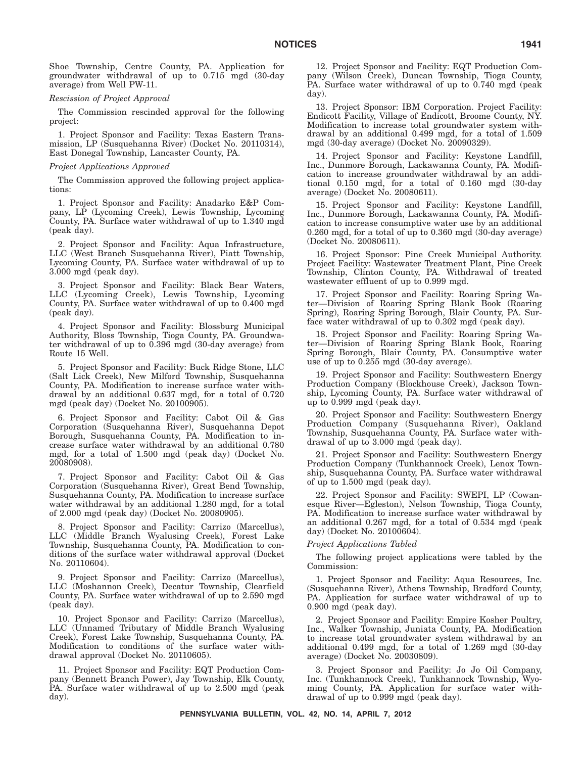Shoe Township, Centre County, PA. Application for groundwater withdrawal of up to 0.715 mgd (30-day average) from Well PW-11.

*Rescission of Project Approval*

The Commission rescinded approval for the following project:

1. Project Sponsor and Facility: Texas Eastern Transmission, LP (Susquehanna River) (Docket No. 20110314), East Donegal Township, Lancaster County, PA.

*Project Applications Approved*

The Commission approved the following project applications:

1. Project Sponsor and Facility: Anadarko E&P Company, LP (Lycoming Creek), Lewis Township, Lycoming County, PA. Surface water withdrawal of up to 1.340 mgd (peak day).

2. Project Sponsor and Facility: Aqua Infrastructure, LLC (West Branch Susquehanna River), Piatt Township, Lycoming County, PA. Surface water withdrawal of up to 3.000 mgd (peak day).

3. Project Sponsor and Facility: Black Bear Waters, LLC (Lycoming Creek), Lewis Township, Lycoming County, PA. Surface water withdrawal of up to 0.400 mgd (peak day).

4. Project Sponsor and Facility: Blossburg Municipal Authority, Bloss Township, Tioga County, PA. Groundwater withdrawal of up to 0.396 mgd (30-day average) from Route 15 Well.

5. Project Sponsor and Facility: Buck Ridge Stone, LLC (Salt Lick Creek), New Milford Township, Susquehanna County, PA. Modification to increase surface water withdrawal by an additional 0.637 mgd, for a total of 0.720 mgd (peak day) (Docket No. 20100905).

6. Project Sponsor and Facility: Cabot Oil & Gas Corporation (Susquehanna River), Susquehanna Depot Borough, Susquehanna County, PA. Modification to increase surface water withdrawal by an additional 0.780 mgd, for a total of 1.500 mgd (peak day) (Docket No. 20080908).

7. Project Sponsor and Facility: Cabot Oil & Gas Corporation (Susquehanna River), Great Bend Township, Susquehanna County, PA. Modification to increase surface water withdrawal by an additional 1.280 mgd, for a total of 2.000 mgd (peak day) (Docket No. 20080905).

8. Project Sponsor and Facility: Carrizo (Marcellus), LLC (Middle Branch Wyalusing Creek), Forest Lake Township, Susquehanna County, PA. Modification to conditions of the surface water withdrawal approval (Docket No. 20110604).

9. Project Sponsor and Facility: Carrizo (Marcellus), LLC (Moshannon Creek), Decatur Township, Clearfield County, PA. Surface water withdrawal of up to 2.590 mgd (peak day).

10. Project Sponsor and Facility: Carrizo (Marcellus), LLC (Unnamed Tributary of Middle Branch Wyalusing Creek), Forest Lake Township, Susquehanna County, PA. Modification to conditions of the surface water withdrawal approval (Docket No. 20110605).

11. Project Sponsor and Facility: EQT Production Company (Bennett Branch Power), Jay Township, Elk County, PA. Surface water withdrawal of up to 2.500 mgd (peak day).

12. Project Sponsor and Facility: EQT Production Company (Wilson Creek), Duncan Township, Tioga County, PA. Surface water withdrawal of up to 0.740 mgd (peak day).

13. Project Sponsor: IBM Corporation. Project Facility: Endicott Facility, Village of Endicott, Broome County, NY. Modification to increase total groundwater system withdrawal by an additional 0.499 mgd, for a total of 1.509 mgd (30-day average) (Docket No. 20090329).

14. Project Sponsor and Facility: Keystone Landfill, Inc., Dunmore Borough, Lackawanna County, PA. Modification to increase groundwater withdrawal by an additional 0.150 mgd, for a total of 0.160 mgd (30-day average) (Docket No. 20080611).

15. Project Sponsor and Facility: Keystone Landfill, Inc., Dunmore Borough, Lackawanna County, PA. Modification to increase consumptive water use by an additional 0.260 mgd, for a total of up to 0.360 mgd (30-day average) (Docket No. 20080611).

16. Project Sponsor: Pine Creek Municipal Authority. Project Facility: Wastewater Treatment Plant, Pine Creek Township, Clinton County, PA. Withdrawal of treated wastewater effluent of up to 0.999 mgd.

17. Project Sponsor and Facility: Roaring Spring Water—Division of Roaring Spring Blank Book (Roaring Spring), Roaring Spring Borough, Blair County, PA. Surface water withdrawal of up to 0.302 mgd (peak day).

18. Project Sponsor and Facility: Roaring Spring Water—Division of Roaring Spring Blank Book, Roaring Spring Borough, Blair County, PA. Consumptive water use of up to 0.255 mgd (30-day average).

19. Project Sponsor and Facility: Southwestern Energy Production Company (Blockhouse Creek), Jackson Township, Lycoming County, PA. Surface water withdrawal of up to 0.999 mgd (peak day).

20. Project Sponsor and Facility: Southwestern Energy Production Company (Susquehanna River), Oakland Township, Susquehanna County, PA. Surface water withdrawal of up to 3.000 mgd (peak day).

21. Project Sponsor and Facility: Southwestern Energy Production Company (Tunkhannock Creek), Lenox Township, Susquehanna County, PA. Surface water withdrawal of up to 1.500 mgd (peak day).

22. Project Sponsor and Facility: SWEPI, LP (Cowanesque River—Egleston), Nelson Township, Tioga County, PA. Modification to increase surface water withdrawal by an additional 0.267 mgd, for a total of 0.534 mgd (peak day) (Docket No. 20100604).

*Project Applications Tabled*

The following project applications were tabled by the Commission:

1. Project Sponsor and Facility: Aqua Resources, Inc. (Susquehanna River), Athens Township, Bradford County, PA. Application for surface water withdrawal of up to 0.900 mgd (peak day).

2. Project Sponsor and Facility: Empire Kosher Poultry, Inc., Walker Township, Juniata County, PA. Modification to increase total groundwater system withdrawal by an additional 0.499 mgd, for a total of 1.269 mgd (30-day average) (Docket No. 20030809).

3. Project Sponsor and Facility: Jo Jo Oil Company, Inc. (Tunkhannock Creek), Tunkhannock Township, Wyoming County, PA. Application for surface water withdrawal of up to 0.999 mgd (peak day).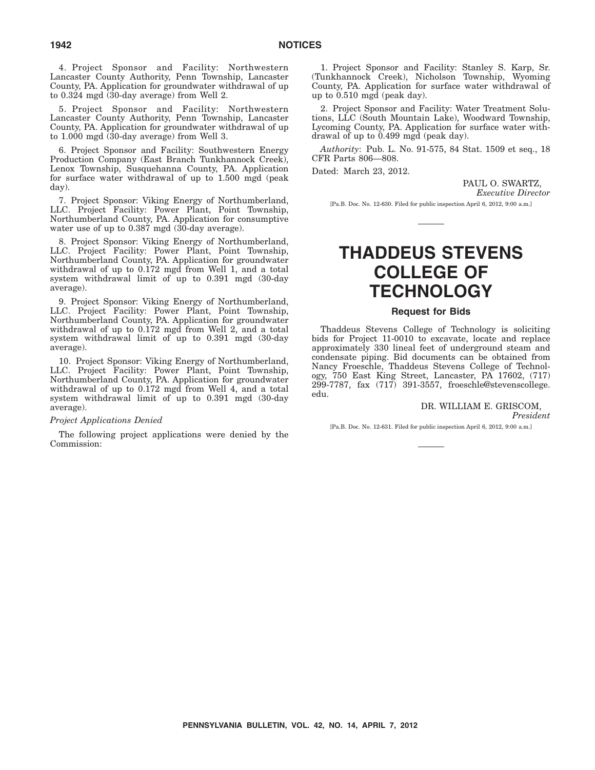4. Project Sponsor and Facility: Northwestern Lancaster County Authority, Penn Township, Lancaster County, PA. Application for groundwater withdrawal of up to 0.324 mgd (30-day average) from Well 2.

5. Project Sponsor and Facility: Northwestern Lancaster County Authority, Penn Township, Lancaster County, PA. Application for groundwater withdrawal of up to 1.000 mgd (30-day average) from Well 3.

6. Project Sponsor and Facility: Southwestern Energy Production Company (East Branch Tunkhannock Creek), Lenox Township, Susquehanna County, PA. Application for surface water withdrawal of up to 1.500 mgd (peak day).

7. Project Sponsor: Viking Energy of Northumberland, LLC. Project Facility: Power Plant, Point Township, Northumberland County, PA. Application for consumptive water use of up to 0.387 mgd (30-day average).

8. Project Sponsor: Viking Energy of Northumberland, LLC. Project Facility: Power Plant, Point Township, Northumberland County, PA. Application for groundwater withdrawal of up to 0.172 mgd from Well 1, and a total system withdrawal limit of up to 0.391 mgd (30-day average).

9. Project Sponsor: Viking Energy of Northumberland, LLC. Project Facility: Power Plant, Point Township, Northumberland County, PA. Application for groundwater withdrawal of up to 0.172 mgd from Well 2, and a total system withdrawal limit of up to 0.391 mgd (30-day average).

10. Project Sponsor: Viking Energy of Northumberland, LLC. Project Facility: Power Plant, Point Township, Northumberland County, PA. Application for groundwater withdrawal of up to 0.172 mgd from Well 4, and a total system withdrawal limit of up to 0.391 mgd (30-day average).

*Project Applications Denied*

The following project applications were denied by the Commission:

1. Project Sponsor and Facility: Stanley S. Karp, Sr. (Tunkhannock Creek), Nicholson Township, Wyoming County, PA. Application for surface water withdrawal of up to 0.510 mgd (peak day).

2. Project Sponsor and Facility: Water Treatment Solutions, LLC (South Mountain Lake), Woodward Township, Lycoming County, PA. Application for surface water withdrawal of up to 0.499 mgd (peak day).

*Authority*: Pub. L. No. 91-575, 84 Stat. 1509 et seq., 18 CFR Parts 806—808.

Dated: March 23, 2012.

PAUL O. SWARTZ,
*Executive Director*

[Pa.B. Doc. No. 12-630. Filed for public inspection April 6, 2012, 9:00 a.m.]

# THADDEUS STEVENS COLLEGE OF TECHNOLOGY

## Request for Bids

Thaddeus Stevens College of Technology is soliciting bids for Project 11-0010 to excavate, locate and replace approximately 330 lineal feet of underground steam and condensate piping. Bid documents can be obtained from Nancy Froeschle, Thaddeus Stevens College of Technology, 750 East King Street, Lancaster, PA 17602, (717) 299-7787, fax (717) 391-3557, froeschle@stevenscollege.edu.

DR. WILLIAM E. GRISCOM,
*President*

[Pa.B. Doc. No. 12-631. Filed for public inspection April 6, 2012, 9:00 a.m.]